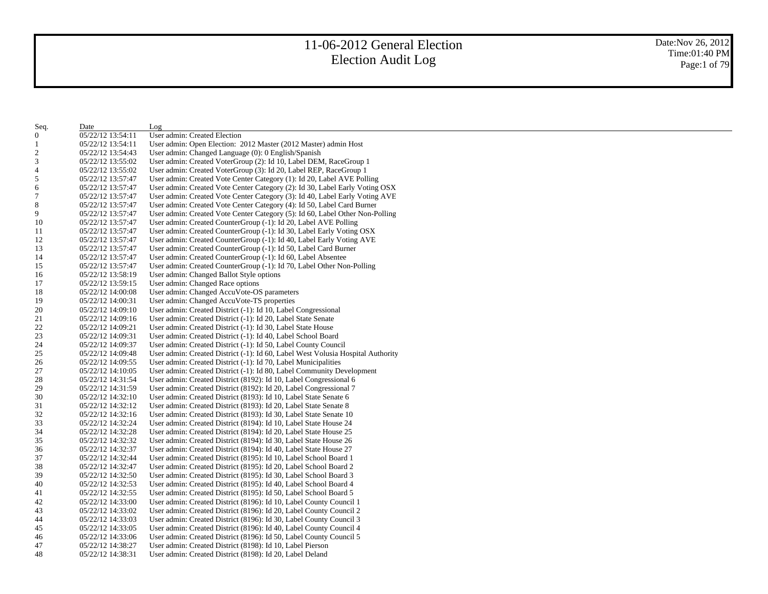# 11-06-2012 General Election
## Election Audit Log

Date:Nov 26, 2012
Time:01:40 PM

| Seq. | Date | Log |
|---|---|---|
| 0 | 05/22/12 13:54:11 | User admin: Created Election |
| 1 | 05/22/12 13:54:11 | User admin: Open Election:  2012 Master (2012 Master) admin Host |
| 2 | 05/22/12 13:54:43 | User admin: Changed Language (0): 0 English/Spanish |
| 3 | 05/22/12 13:55:02 | User admin: Created VoterGroup (2): Id 10, Label DEM, RaceGroup 1 |
| 4 | 05/22/12 13:55:02 | User admin: Created VoterGroup (3): Id 20, Label REP, RaceGroup 1 |
| 5 | 05/22/12 13:57:47 | User admin: Created Vote Center Category (1): Id 20, Label AVE Polling |
| 6 | 05/22/12 13:57:47 | User admin: Created Vote Center Category (2): Id 30, Label Early Voting OSX |
| 7 | 05/22/12 13:57:47 | User admin: Created Vote Center Category (3): Id 40, Label Early Voting AVE |
| 8 | 05/22/12 13:57:47 | User admin: Created Vote Center Category (4): Id 50, Label Card Burner |
| 9 | 05/22/12 13:57:47 | User admin: Created Vote Center Category (5): Id 60, Label Other Non-Polling |
| 10 | 05/22/12 13:57:47 | User admin: Created CounterGroup (-1): Id 20, Label AVE Polling |
| 11 | 05/22/12 13:57:47 | User admin: Created CounterGroup (-1): Id 30, Label Early Voting OSX |
| 12 | 05/22/12 13:57:47 | User admin: Created CounterGroup (-1): Id 40, Label Early Voting AVE |
| 13 | 05/22/12 13:57:47 | User admin: Created CounterGroup (-1): Id 50, Label Card Burner |
| 14 | 05/22/12 13:57:47 | User admin: Created CounterGroup (-1): Id 60, Label Absentee |
| 15 | 05/22/12 13:57:47 | User admin: Created CounterGroup (-1): Id 70, Label Other Non-Polling |
| 16 | 05/22/12 13:58:19 | User admin: Changed Ballot Style options |
| 17 | 05/22/12 13:59:15 | User admin: Changed Race options |
| 18 | 05/22/12 14:00:08 | User admin: Changed AccuVote-OS parameters |
| 19 | 05/22/12 14:00:31 | User admin: Changed AccuVote-TS properties |
| 20 | 05/22/12 14:09:10 | User admin: Created District (-1): Id 10, Label Congressional |
| 21 | 05/22/12 14:09:16 | User admin: Created District (-1): Id 20, Label State Senate |
| 22 | 05/22/12 14:09:21 | User admin: Created District (-1): Id 30, Label State House |
| 23 | 05/22/12 14:09:31 | User admin: Created District (-1): Id 40, Label School Board |
| 24 | 05/22/12 14:09:37 | User admin: Created District (-1): Id 50, Label County Council |
| 25 | 05/22/12 14:09:48 | User admin: Created District (-1): Id 60, Label West Volusia Hospital Authority |
| 26 | 05/22/12 14:09:55 | User admin: Created District (-1): Id 70, Label Municipalities |
| 27 | 05/22/12 14:10:05 | User admin: Created District (-1): Id 80, Label Community Development |
| 28 | 05/22/12 14:31:54 | User admin: Created District (8192): Id 10, Label Congressional 6 |
| 29 | 05/22/12 14:31:59 | User admin: Created District (8192): Id 20, Label Congressional 7 |
| 30 | 05/22/12 14:32:10 | User admin: Created District (8193): Id 10, Label State Senate 6 |
| 31 | 05/22/12 14:32:12 | User admin: Created District (8193): Id 20, Label State Senate 8 |
| 32 | 05/22/12 14:32:16 | User admin: Created District (8193): Id 30, Label State Senate 10 |
| 33 | 05/22/12 14:32:24 | User admin: Created District (8194): Id 10, Label State House 24 |
| 34 | 05/22/12 14:32:28 | User admin: Created District (8194): Id 20, Label State House 25 |
| 35 | 05/22/12 14:32:32 | User admin: Created District (8194): Id 30, Label State House 26 |
| 36 | 05/22/12 14:32:37 | User admin: Created District (8194): Id 40, Label State House 27 |
| 37 | 05/22/12 14:32:44 | User admin: Created District (8195): Id 10, Label School Board 1 |
| 38 | 05/22/12 14:32:47 | User admin: Created District (8195): Id 20, Label School Board 2 |
| 39 | 05/22/12 14:32:50 | User admin: Created District (8195): Id 30, Label School Board 3 |
| 40 | 05/22/12 14:32:53 | User admin: Created District (8195): Id 40, Label School Board 4 |
| 41 | 05/22/12 14:32:55 | User admin: Created District (8195): Id 50, Label School Board 5 |
| 42 | 05/22/12 14:33:00 | User admin: Created District (8196): Id 10, Label County Council 1 |
| 43 | 05/22/12 14:33:02 | User admin: Created District (8196): Id 20, Label County Council 2 |
| 44 | 05/22/12 14:33:03 | User admin: Created District (8196): Id 30, Label County Council 3 |
| 45 | 05/22/12 14:33:05 | User admin: Created District (8196): Id 40, Label County Council 4 |
| 46 | 05/22/12 14:33:06 | User admin: Created District (8196): Id 50, Label County Council 5 |
| 47 | 05/22/12 14:38:27 | User admin: Created District (8198): Id 10, Label Pierson |
| 48 | 05/22/12 14:38:31 | User admin: Created District (8198): Id 20, Label Deland |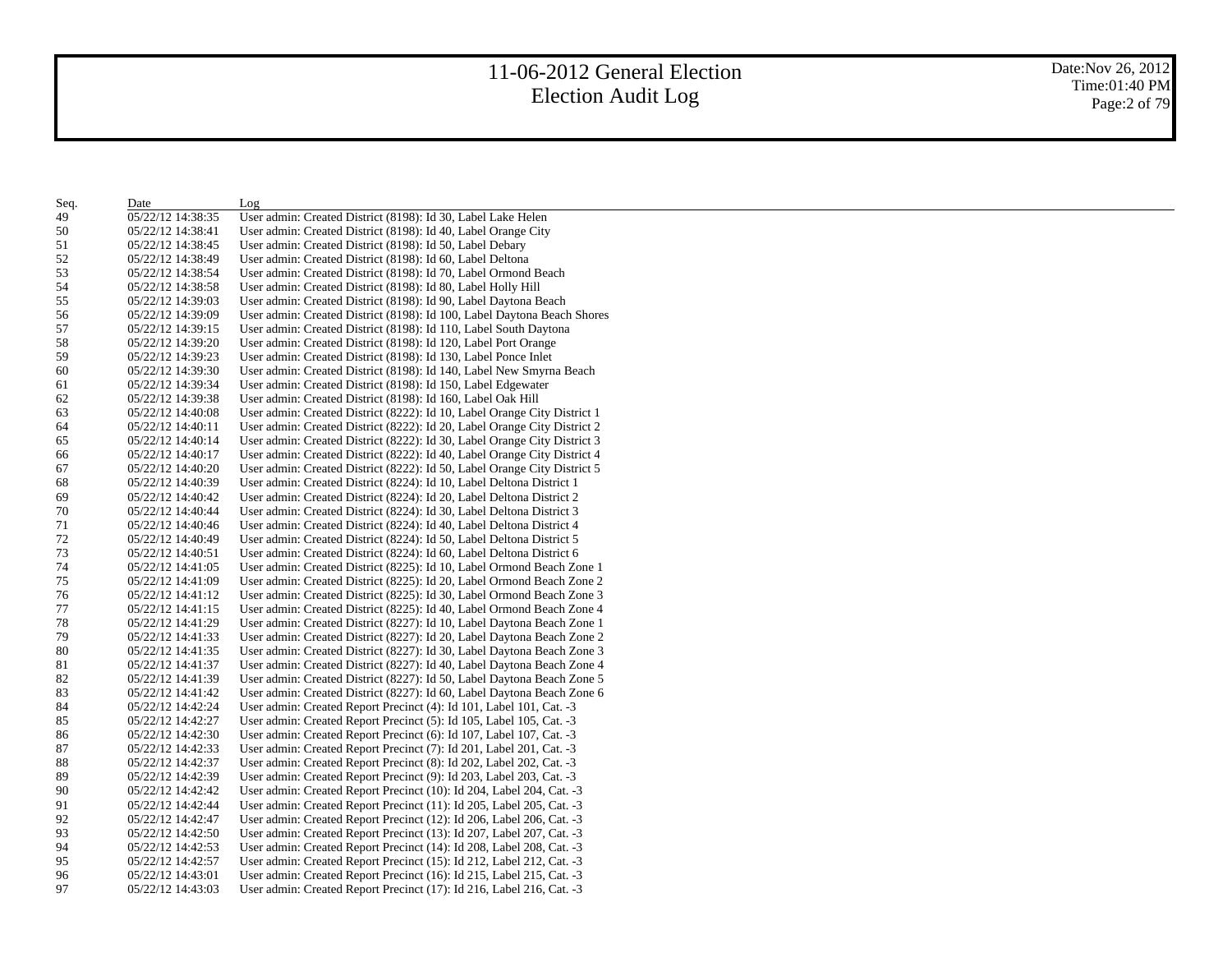# 11-06-2012 General Election
# Election Audit Log

Date:Nov 26, 2012
Time:01:40 PM

| Seq. | Date | Log |
|---|---|---|
| 49 | 05/22/12 14:38:35 | User admin: Created District (8198): Id 30, Label Lake Helen |
| 50 | 05/22/12 14:38:41 | User admin: Created District (8198): Id 40, Label Orange City |
| 51 | 05/22/12 14:38:45 | User admin: Created District (8198): Id 50, Label Debary |
| 52 | 05/22/12 14:38:49 | User admin: Created District (8198): Id 60, Label Deltona |
| 53 | 05/22/12 14:38:54 | User admin: Created District (8198): Id 70, Label Ormond Beach |
| 54 | 05/22/12 14:38:58 | User admin: Created District (8198): Id 80, Label Holly Hill |
| 55 | 05/22/12 14:39:03 | User admin: Created District (8198): Id 90, Label Daytona Beach |
| 56 | 05/22/12 14:39:09 | User admin: Created District (8198): Id 100, Label Daytona Beach Shores |
| 57 | 05/22/12 14:39:15 | User admin: Created District (8198): Id 110, Label South Daytona |
| 58 | 05/22/12 14:39:20 | User admin: Created District (8198): Id 120, Label Port Orange |
| 59 | 05/22/12 14:39:23 | User admin: Created District (8198): Id 130, Label Ponce Inlet |
| 60 | 05/22/12 14:39:30 | User admin: Created District (8198): Id 140, Label New Smyrna Beach |
| 61 | 05/22/12 14:39:34 | User admin: Created District (8198): Id 150, Label Edgewater |
| 62 | 05/22/12 14:39:38 | User admin: Created District (8198): Id 160, Label Oak Hill |
| 63 | 05/22/12 14:40:08 | User admin: Created District (8222): Id 10, Label Orange City District 1 |
| 64 | 05/22/12 14:40:11 | User admin: Created District (8222): Id 20, Label Orange City District 2 |
| 65 | 05/22/12 14:40:14 | User admin: Created District (8222): Id 30, Label Orange City District 3 |
| 66 | 05/22/12 14:40:17 | User admin: Created District (8222): Id 40, Label Orange City District 4 |
| 67 | 05/22/12 14:40:20 | User admin: Created District (8222): Id 50, Label Orange City District 5 |
| 68 | 05/22/12 14:40:39 | User admin: Created District (8224): Id 10, Label Deltona District 1 |
| 69 | 05/22/12 14:40:42 | User admin: Created District (8224): Id 20, Label Deltona District 2 |
| 70 | 05/22/12 14:40:44 | User admin: Created District (8224): Id 30, Label Deltona District 3 |
| 71 | 05/22/12 14:40:46 | User admin: Created District (8224): Id 40, Label Deltona District 4 |
| 72 | 05/22/12 14:40:49 | User admin: Created District (8224): Id 50, Label Deltona District 5 |
| 73 | 05/22/12 14:40:51 | User admin: Created District (8224): Id 60, Label Deltona District 6 |
| 74 | 05/22/12 14:41:05 | User admin: Created District (8225): Id 10, Label Ormond Beach Zone 1 |
| 75 | 05/22/12 14:41:09 | User admin: Created District (8225): Id 20, Label Ormond Beach Zone 2 |
| 76 | 05/22/12 14:41:12 | User admin: Created District (8225): Id 30, Label Ormond Beach Zone 3 |
| 77 | 05/22/12 14:41:15 | User admin: Created District (8225): Id 40, Label Ormond Beach Zone 4 |
| 78 | 05/22/12 14:41:29 | User admin: Created District (8227): Id 10, Label Daytona Beach Zone 1 |
| 79 | 05/22/12 14:41:33 | User admin: Created District (8227): Id 20, Label Daytona Beach Zone 2 |
| 80 | 05/22/12 14:41:35 | User admin: Created District (8227): Id 30, Label Daytona Beach Zone 3 |
| 81 | 05/22/12 14:41:37 | User admin: Created District (8227): Id 40, Label Daytona Beach Zone 4 |
| 82 | 05/22/12 14:41:39 | User admin: Created District (8227): Id 50, Label Daytona Beach Zone 5 |
| 83 | 05/22/12 14:41:42 | User admin: Created District (8227): Id 60, Label Daytona Beach Zone 6 |
| 84 | 05/22/12 14:42:24 | User admin: Created Report Precinct (4): Id 101, Label 101, Cat. -3 |
| 85 | 05/22/12 14:42:27 | User admin: Created Report Precinct (5): Id 105, Label 105, Cat. -3 |
| 86 | 05/22/12 14:42:30 | User admin: Created Report Precinct (6): Id 107, Label 107, Cat. -3 |
| 87 | 05/22/12 14:42:33 | User admin: Created Report Precinct (7): Id 201, Label 201, Cat. -3 |
| 88 | 05/22/12 14:42:37 | User admin: Created Report Precinct (8): Id 202, Label 202, Cat. -3 |
| 89 | 05/22/12 14:42:39 | User admin: Created Report Precinct (9): Id 203, Label 203, Cat. -3 |
| 90 | 05/22/12 14:42:42 | User admin: Created Report Precinct (10): Id 204, Label 204, Cat. -3 |
| 91 | 05/22/12 14:42:44 | User admin: Created Report Precinct (11): Id 205, Label 205, Cat. -3 |
| 92 | 05/22/12 14:42:47 | User admin: Created Report Precinct (12): Id 206, Label 206, Cat. -3 |
| 93 | 05/22/12 14:42:50 | User admin: Created Report Precinct (13): Id 207, Label 207, Cat. -3 |
| 94 | 05/22/12 14:42:53 | User admin: Created Report Precinct (14): Id 208, Label 208, Cat. -3 |
| 95 | 05/22/12 14:42:57 | User admin: Created Report Precinct (15): Id 212, Label 212, Cat. -3 |
| 96 | 05/22/12 14:43:01 | User admin: Created Report Precinct (16): Id 215, Label 215, Cat. -3 |
| 97 | 05/22/12 14:43:03 | User admin: Created Report Precinct (17): Id 216, Label 216, Cat. -3 |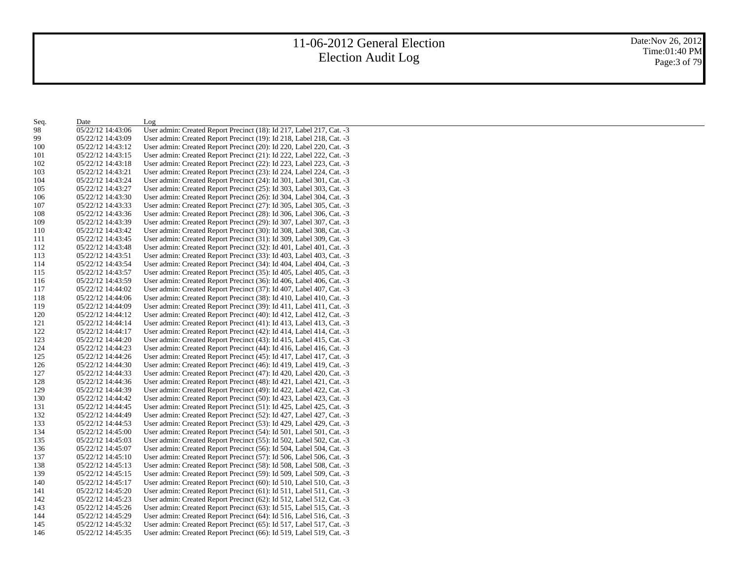# 11-06-2012 General Election
# Election Audit Log

Date:Nov 26, 2012
Time:01:40 PM

| Seq. | Date | Log |
|---|---|---|
| 98 | 05/22/12 14:43:06 | User admin: Created Report Precinct (18): Id 217, Label 217, Cat. -3 |
| 99 | 05/22/12 14:43:09 | User admin: Created Report Precinct (19): Id 218, Label 218, Cat. -3 |
| 100 | 05/22/12 14:43:12 | User admin: Created Report Precinct (20): Id 220, Label 220, Cat. -3 |
| 101 | 05/22/12 14:43:15 | User admin: Created Report Precinct (21): Id 222, Label 222, Cat. -3 |
| 102 | 05/22/12 14:43:18 | User admin: Created Report Precinct (22): Id 223, Label 223, Cat. -3 |
| 103 | 05/22/12 14:43:21 | User admin: Created Report Precinct (23): Id 224, Label 224, Cat. -3 |
| 104 | 05/22/12 14:43:24 | User admin: Created Report Precinct (24): Id 301, Label 301, Cat. -3 |
| 105 | 05/22/12 14:43:27 | User admin: Created Report Precinct (25): Id 303, Label 303, Cat. -3 |
| 106 | 05/22/12 14:43:30 | User admin: Created Report Precinct (26): Id 304, Label 304, Cat. -3 |
| 107 | 05/22/12 14:43:33 | User admin: Created Report Precinct (27): Id 305, Label 305, Cat. -3 |
| 108 | 05/22/12 14:43:36 | User admin: Created Report Precinct (28): Id 306, Label 306, Cat. -3 |
| 109 | 05/22/12 14:43:39 | User admin: Created Report Precinct (29): Id 307, Label 307, Cat. -3 |
| 110 | 05/22/12 14:43:42 | User admin: Created Report Precinct (30): Id 308, Label 308, Cat. -3 |
| 111 | 05/22/12 14:43:45 | User admin: Created Report Precinct (31): Id 309, Label 309, Cat. -3 |
| 112 | 05/22/12 14:43:48 | User admin: Created Report Precinct (32): Id 401, Label 401, Cat. -3 |
| 113 | 05/22/12 14:43:51 | User admin: Created Report Precinct (33): Id 403, Label 403, Cat. -3 |
| 114 | 05/22/12 14:43:54 | User admin: Created Report Precinct (34): Id 404, Label 404, Cat. -3 |
| 115 | 05/22/12 14:43:57 | User admin: Created Report Precinct (35): Id 405, Label 405, Cat. -3 |
| 116 | 05/22/12 14:43:59 | User admin: Created Report Precinct (36): Id 406, Label 406, Cat. -3 |
| 117 | 05/22/12 14:44:02 | User admin: Created Report Precinct (37): Id 407, Label 407, Cat. -3 |
| 118 | 05/22/12 14:44:06 | User admin: Created Report Precinct (38): Id 410, Label 410, Cat. -3 |
| 119 | 05/22/12 14:44:09 | User admin: Created Report Precinct (39): Id 411, Label 411, Cat. -3 |
| 120 | 05/22/12 14:44:12 | User admin: Created Report Precinct (40): Id 412, Label 412, Cat. -3 |
| 121 | 05/22/12 14:44:14 | User admin: Created Report Precinct (41): Id 413, Label 413, Cat. -3 |
| 122 | 05/22/12 14:44:17 | User admin: Created Report Precinct (42): Id 414, Label 414, Cat. -3 |
| 123 | 05/22/12 14:44:20 | User admin: Created Report Precinct (43): Id 415, Label 415, Cat. -3 |
| 124 | 05/22/12 14:44:23 | User admin: Created Report Precinct (44): Id 416, Label 416, Cat. -3 |
| 125 | 05/22/12 14:44:26 | User admin: Created Report Precinct (45): Id 417, Label 417, Cat. -3 |
| 126 | 05/22/12 14:44:30 | User admin: Created Report Precinct (46): Id 419, Label 419, Cat. -3 |
| 127 | 05/22/12 14:44:33 | User admin: Created Report Precinct (47): Id 420, Label 420, Cat. -3 |
| 128 | 05/22/12 14:44:36 | User admin: Created Report Precinct (48): Id 421, Label 421, Cat. -3 |
| 129 | 05/22/12 14:44:39 | User admin: Created Report Precinct (49): Id 422, Label 422, Cat. -3 |
| 130 | 05/22/12 14:44:42 | User admin: Created Report Precinct (50): Id 423, Label 423, Cat. -3 |
| 131 | 05/22/12 14:44:45 | User admin: Created Report Precinct (51): Id 425, Label 425, Cat. -3 |
| 132 | 05/22/12 14:44:49 | User admin: Created Report Precinct (52): Id 427, Label 427, Cat. -3 |
| 133 | 05/22/12 14:44:53 | User admin: Created Report Precinct (53): Id 429, Label 429, Cat. -3 |
| 134 | 05/22/12 14:45:00 | User admin: Created Report Precinct (54): Id 501, Label 501, Cat. -3 |
| 135 | 05/22/12 14:45:03 | User admin: Created Report Precinct (55): Id 502, Label 502, Cat. -3 |
| 136 | 05/22/12 14:45:07 | User admin: Created Report Precinct (56): Id 504, Label 504, Cat. -3 |
| 137 | 05/22/12 14:45:10 | User admin: Created Report Precinct (57): Id 506, Label 506, Cat. -3 |
| 138 | 05/22/12 14:45:13 | User admin: Created Report Precinct (58): Id 508, Label 508, Cat. -3 |
| 139 | 05/22/12 14:45:15 | User admin: Created Report Precinct (59): Id 509, Label 509, Cat. -3 |
| 140 | 05/22/12 14:45:17 | User admin: Created Report Precinct (60): Id 510, Label 510, Cat. -3 |
| 141 | 05/22/12 14:45:20 | User admin: Created Report Precinct (61): Id 511, Label 511, Cat. -3 |
| 142 | 05/22/12 14:45:23 | User admin: Created Report Precinct (62): Id 512, Label 512, Cat. -3 |
| 143 | 05/22/12 14:45:26 | User admin: Created Report Precinct (63): Id 515, Label 515, Cat. -3 |
| 144 | 05/22/12 14:45:29 | User admin: Created Report Precinct (64): Id 516, Label 516, Cat. -3 |
| 145 | 05/22/12 14:45:32 | User admin: Created Report Precinct (65): Id 517, Label 517, Cat. -3 |
| 146 | 05/22/12 14:45:35 | User admin: Created Report Precinct (66): Id 519, Label 519, Cat. -3 |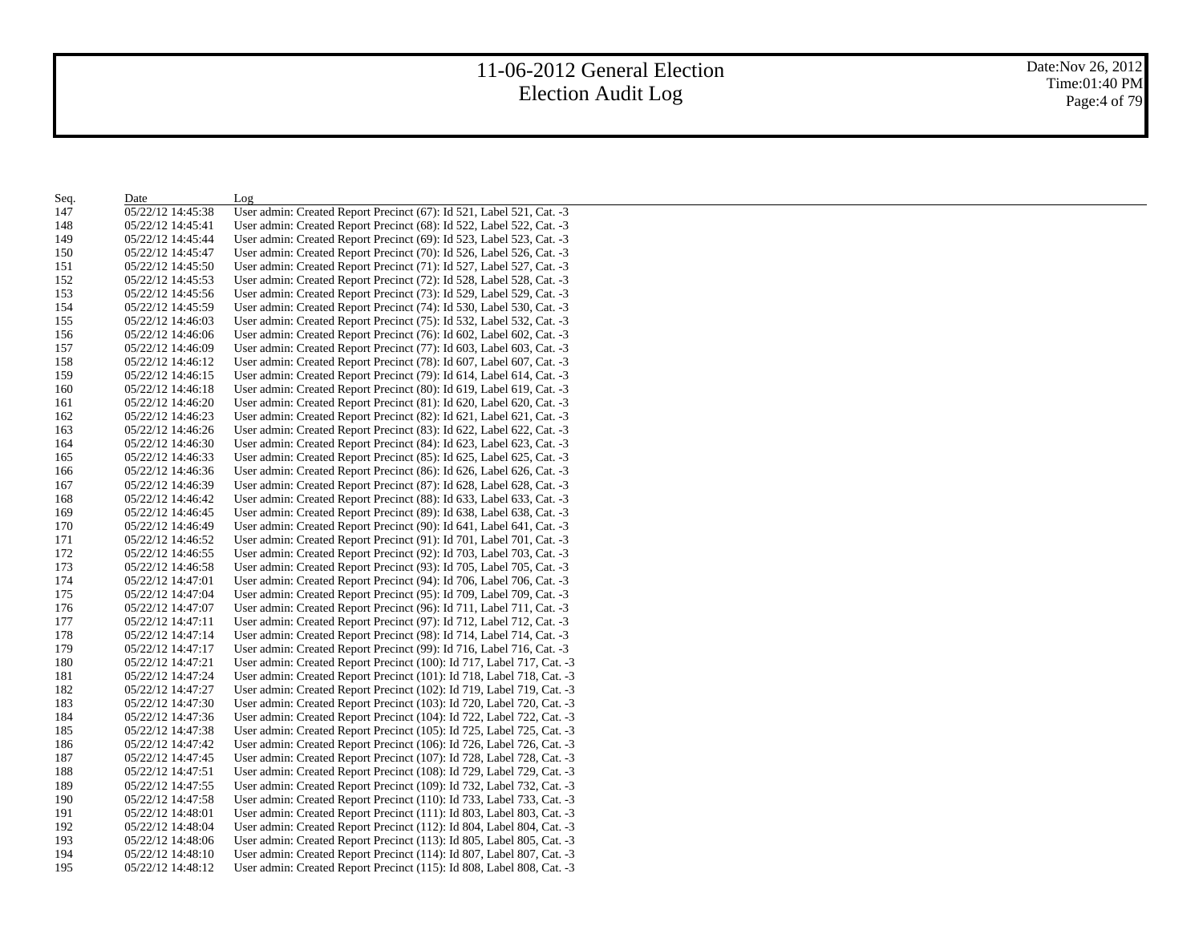# 11-06-2012 General Election
# Election Audit Log

| Seq. | Date | Log |
|---|---|---|
| 147 | 05/22/12 14:45:38 | User admin: Created Report Precinct (67): Id 521, Label 521, Cat. -3 |
| 148 | 05/22/12 14:45:41 | User admin: Created Report Precinct (68): Id 522, Label 522, Cat. -3 |
| 149 | 05/22/12 14:45:44 | User admin: Created Report Precinct (69): Id 523, Label 523, Cat. -3 |
| 150 | 05/22/12 14:45:47 | User admin: Created Report Precinct (70): Id 526, Label 526, Cat. -3 |
| 151 | 05/22/12 14:45:50 | User admin: Created Report Precinct (71): Id 527, Label 527, Cat. -3 |
| 152 | 05/22/12 14:45:53 | User admin: Created Report Precinct (72): Id 528, Label 528, Cat. -3 |
| 153 | 05/22/12 14:45:56 | User admin: Created Report Precinct (73): Id 529, Label 529, Cat. -3 |
| 154 | 05/22/12 14:45:59 | User admin: Created Report Precinct (74): Id 530, Label 530, Cat. -3 |
| 155 | 05/22/12 14:46:03 | User admin: Created Report Precinct (75): Id 532, Label 532, Cat. -3 |
| 156 | 05/22/12 14:46:06 | User admin: Created Report Precinct (76): Id 602, Label 602, Cat. -3 |
| 157 | 05/22/12 14:46:09 | User admin: Created Report Precinct (77): Id 603, Label 603, Cat. -3 |
| 158 | 05/22/12 14:46:12 | User admin: Created Report Precinct (78): Id 607, Label 607, Cat. -3 |
| 159 | 05/22/12 14:46:15 | User admin: Created Report Precinct (79): Id 614, Label 614, Cat. -3 |
| 160 | 05/22/12 14:46:18 | User admin: Created Report Precinct (80): Id 619, Label 619, Cat. -3 |
| 161 | 05/22/12 14:46:20 | User admin: Created Report Precinct (81): Id 620, Label 620, Cat. -3 |
| 162 | 05/22/12 14:46:23 | User admin: Created Report Precinct (82): Id 621, Label 621, Cat. -3 |
| 163 | 05/22/12 14:46:26 | User admin: Created Report Precinct (83): Id 622, Label 622, Cat. -3 |
| 164 | 05/22/12 14:46:30 | User admin: Created Report Precinct (84): Id 623, Label 623, Cat. -3 |
| 165 | 05/22/12 14:46:33 | User admin: Created Report Precinct (85): Id 625, Label 625, Cat. -3 |
| 166 | 05/22/12 14:46:36 | User admin: Created Report Precinct (86): Id 626, Label 626, Cat. -3 |
| 167 | 05/22/12 14:46:39 | User admin: Created Report Precinct (87): Id 628, Label 628, Cat. -3 |
| 168 | 05/22/12 14:46:42 | User admin: Created Report Precinct (88): Id 633, Label 633, Cat. -3 |
| 169 | 05/22/12 14:46:45 | User admin: Created Report Precinct (89): Id 638, Label 638, Cat. -3 |
| 170 | 05/22/12 14:46:49 | User admin: Created Report Precinct (90): Id 641, Label 641, Cat. -3 |
| 171 | 05/22/12 14:46:52 | User admin: Created Report Precinct (91): Id 701, Label 701, Cat. -3 |
| 172 | 05/22/12 14:46:55 | User admin: Created Report Precinct (92): Id 703, Label 703, Cat. -3 |
| 173 | 05/22/12 14:46:58 | User admin: Created Report Precinct (93): Id 705, Label 705, Cat. -3 |
| 174 | 05/22/12 14:47:01 | User admin: Created Report Precinct (94): Id 706, Label 706, Cat. -3 |
| 175 | 05/22/12 14:47:04 | User admin: Created Report Precinct (95): Id 709, Label 709, Cat. -3 |
| 176 | 05/22/12 14:47:07 | User admin: Created Report Precinct (96): Id 711, Label 711, Cat. -3 |
| 177 | 05/22/12 14:47:11 | User admin: Created Report Precinct (97): Id 712, Label 712, Cat. -3 |
| 178 | 05/22/12 14:47:14 | User admin: Created Report Precinct (98): Id 714, Label 714, Cat. -3 |
| 179 | 05/22/12 14:47:17 | User admin: Created Report Precinct (99): Id 716, Label 716, Cat. -3 |
| 180 | 05/22/12 14:47:21 | User admin: Created Report Precinct (100): Id 717, Label 717, Cat. -3 |
| 181 | 05/22/12 14:47:24 | User admin: Created Report Precinct (101): Id 718, Label 718, Cat. -3 |
| 182 | 05/22/12 14:47:27 | User admin: Created Report Precinct (102): Id 719, Label 719, Cat. -3 |
| 183 | 05/22/12 14:47:30 | User admin: Created Report Precinct (103): Id 720, Label 720, Cat. -3 |
| 184 | 05/22/12 14:47:36 | User admin: Created Report Precinct (104): Id 722, Label 722, Cat. -3 |
| 185 | 05/22/12 14:47:38 | User admin: Created Report Precinct (105): Id 725, Label 725, Cat. -3 |
| 186 | 05/22/12 14:47:42 | User admin: Created Report Precinct (106): Id 726, Label 726, Cat. -3 |
| 187 | 05/22/12 14:47:45 | User admin: Created Report Precinct (107): Id 728, Label 728, Cat. -3 |
| 188 | 05/22/12 14:47:51 | User admin: Created Report Precinct (108): Id 729, Label 729, Cat. -3 |
| 189 | 05/22/12 14:47:55 | User admin: Created Report Precinct (109): Id 732, Label 732, Cat. -3 |
| 190 | 05/22/12 14:47:58 | User admin: Created Report Precinct (110): Id 733, Label 733, Cat. -3 |
| 191 | 05/22/12 14:48:01 | User admin: Created Report Precinct (111): Id 803, Label 803, Cat. -3 |
| 192 | 05/22/12 14:48:04 | User admin: Created Report Precinct (112): Id 804, Label 804, Cat. -3 |
| 193 | 05/22/12 14:48:06 | User admin: Created Report Precinct (113): Id 805, Label 805, Cat. -3 |
| 194 | 05/22/12 14:48:10 | User admin: Created Report Precinct (114): Id 807, Label 807, Cat. -3 |
| 195 | 05/22/12 14:48:12 | User admin: Created Report Precinct (115): Id 808, Label 808, Cat. -3 |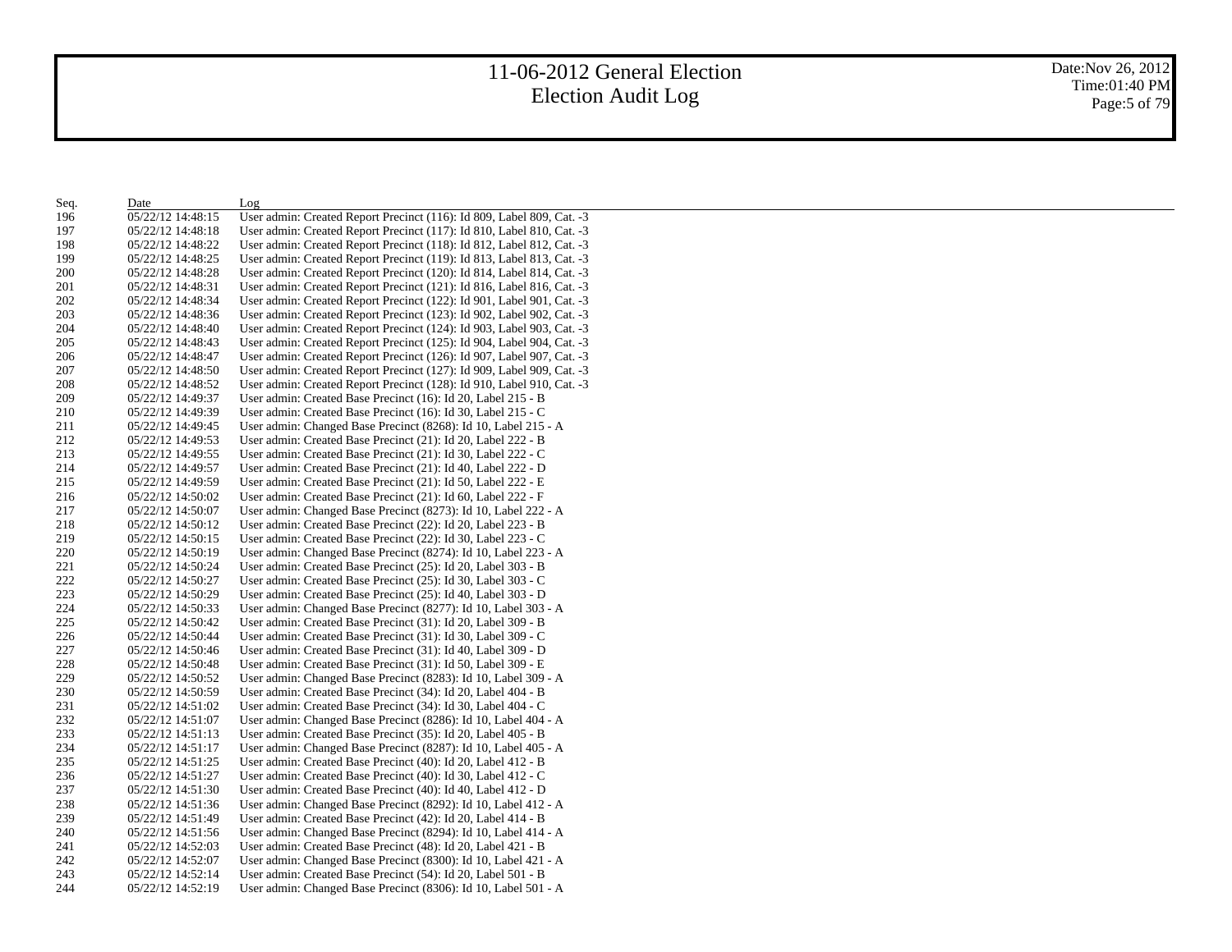| Seq. | Date | Log |
|---|---|---|
| 196 | 05/22/12 14:48:15 | User admin: Created Report Precinct (116): Id 809, Label 809, Cat. -3 |
| 197 | 05/22/12 14:48:18 | User admin: Created Report Precinct (117): Id 810, Label 810, Cat. -3 |
| 198 | 05/22/12 14:48:22 | User admin: Created Report Precinct (118): Id 812, Label 812, Cat. -3 |
| 199 | 05/22/12 14:48:25 | User admin: Created Report Precinct (119): Id 813, Label 813, Cat. -3 |
| 200 | 05/22/12 14:48:28 | User admin: Created Report Precinct (120): Id 814, Label 814, Cat. -3 |
| 201 | 05/22/12 14:48:31 | User admin: Created Report Precinct (121): Id 816, Label 816, Cat. -3 |
| 202 | 05/22/12 14:48:34 | User admin: Created Report Precinct (122): Id 901, Label 901, Cat. -3 |
| 203 | 05/22/12 14:48:36 | User admin: Created Report Precinct (123): Id 902, Label 902, Cat. -3 |
| 204 | 05/22/12 14:48:40 | User admin: Created Report Precinct (124): Id 903, Label 903, Cat. -3 |
| 205 | 05/22/12 14:48:43 | User admin: Created Report Precinct (125): Id 904, Label 904, Cat. -3 |
| 206 | 05/22/12 14:48:47 | User admin: Created Report Precinct (126): Id 907, Label 907, Cat. -3 |
| 207 | 05/22/12 14:48:50 | User admin: Created Report Precinct (127): Id 909, Label 909, Cat. -3 |
| 208 | 05/22/12 14:48:52 | User admin: Created Report Precinct (128): Id 910, Label 910, Cat. -3 |
| 209 | 05/22/12 14:49:37 | User admin: Created Base Precinct (16): Id 20, Label 215 - B |
| 210 | 05/22/12 14:49:39 | User admin: Created Base Precinct (16): Id 30, Label 215 - C |
| 211 | 05/22/12 14:49:45 | User admin: Changed Base Precinct (8268): Id 10, Label 215 - A |
| 212 | 05/22/12 14:49:53 | User admin: Created Base Precinct (21): Id 20, Label 222 - B |
| 213 | 05/22/12 14:49:55 | User admin: Created Base Precinct (21): Id 30, Label 222 - C |
| 214 | 05/22/12 14:49:57 | User admin: Created Base Precinct (21): Id 40, Label 222 - D |
| 215 | 05/22/12 14:49:59 | User admin: Created Base Precinct (21): Id 50, Label 222 - E |
| 216 | 05/22/12 14:50:02 | User admin: Created Base Precinct (21): Id 60, Label 222 - F |
| 217 | 05/22/12 14:50:07 | User admin: Changed Base Precinct (8273): Id 10, Label 222 - A |
| 218 | 05/22/12 14:50:12 | User admin: Created Base Precinct (22): Id 20, Label 223 - B |
| 219 | 05/22/12 14:50:15 | User admin: Created Base Precinct (22): Id 30, Label 223 - C |
| 220 | 05/22/12 14:50:19 | User admin: Changed Base Precinct (8274): Id 10, Label 223 - A |
| 221 | 05/22/12 14:50:24 | User admin: Created Base Precinct (25): Id 20, Label 303 - B |
| 222 | 05/22/12 14:50:27 | User admin: Created Base Precinct (25): Id 30, Label 303 - C |
| 223 | 05/22/12 14:50:29 | User admin: Created Base Precinct (25): Id 40, Label 303 - D |
| 224 | 05/22/12 14:50:33 | User admin: Changed Base Precinct (8277): Id 10, Label 303 - A |
| 225 | 05/22/12 14:50:42 | User admin: Created Base Precinct (31): Id 20, Label 309 - B |
| 226 | 05/22/12 14:50:44 | User admin: Created Base Precinct (31): Id 30, Label 309 - C |
| 227 | 05/22/12 14:50:46 | User admin: Created Base Precinct (31): Id 40, Label 309 - D |
| 228 | 05/22/12 14:50:48 | User admin: Created Base Precinct (31): Id 50, Label 309 - E |
| 229 | 05/22/12 14:50:52 | User admin: Changed Base Precinct (8283): Id 10, Label 309 - A |
| 230 | 05/22/12 14:50:59 | User admin: Created Base Precinct (34): Id 20, Label 404 - B |
| 231 | 05/22/12 14:51:02 | User admin: Created Base Precinct (34): Id 30, Label 404 - C |
| 232 | 05/22/12 14:51:07 | User admin: Changed Base Precinct (8286): Id 10, Label 404 - A |
| 233 | 05/22/12 14:51:13 | User admin: Created Base Precinct (35): Id 20, Label 405 - B |
| 234 | 05/22/12 14:51:17 | User admin: Changed Base Precinct (8287): Id 10, Label 405 - A |
| 235 | 05/22/12 14:51:25 | User admin: Created Base Precinct (40): Id 20, Label 412 - B |
| 236 | 05/22/12 14:51:27 | User admin: Created Base Precinct (40): Id 30, Label 412 - C |
| 237 | 05/22/12 14:51:30 | User admin: Created Base Precinct (40): Id 40, Label 412 - D |
| 238 | 05/22/12 14:51:36 | User admin: Changed Base Precinct (8292): Id 10, Label 412 - A |
| 239 | 05/22/12 14:51:49 | User admin: Created Base Precinct (42): Id 20, Label 414 - B |
| 240 | 05/22/12 14:51:56 | User admin: Changed Base Precinct (8294): Id 10, Label 414 - A |
| 241 | 05/22/12 14:52:03 | User admin: Created Base Precinct (48): Id 20, Label 421 - B |
| 242 | 05/22/12 14:52:07 | User admin: Changed Base Precinct (8300): Id 10, Label 421 - A |
| 243 | 05/22/12 14:52:14 | User admin: Created Base Precinct (54): Id 20, Label 501 - B |
| 244 | 05/22/12 14:52:19 | User admin: Changed Base Precinct (8306): Id 10, Label 501 - A |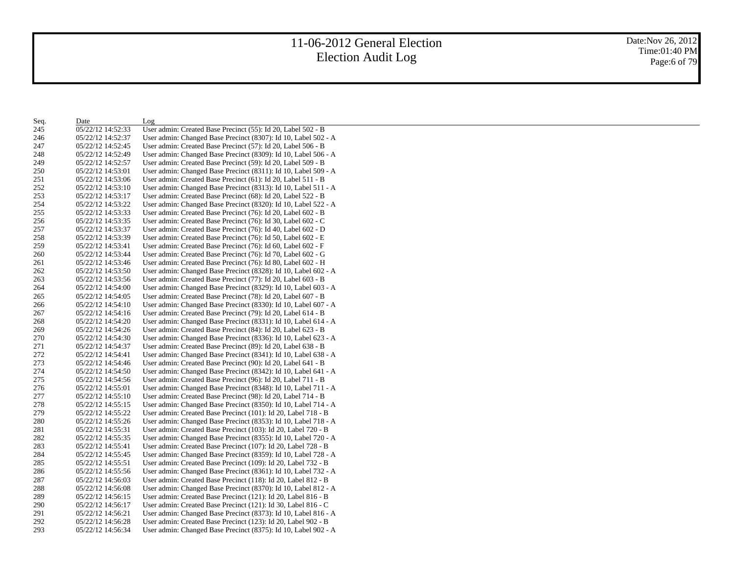| Seq. | Date | Log |
|---|---|---|
| 245 | 05/22/12 14:52:33 | User admin: Created Base Precinct (55): Id 20, Label 502 - B |
| 246 | 05/22/12 14:52:37 | User admin: Changed Base Precinct (8307): Id 10, Label 502 - A |
| 247 | 05/22/12 14:52:45 | User admin: Created Base Precinct (57): Id 20, Label 506 - B |
| 248 | 05/22/12 14:52:49 | User admin: Changed Base Precinct (8309): Id 10, Label 506 - A |
| 249 | 05/22/12 14:52:57 | User admin: Created Base Precinct (59): Id 20, Label 509 - B |
| 250 | 05/22/12 14:53:01 | User admin: Changed Base Precinct (8311): Id 10, Label 509 - A |
| 251 | 05/22/12 14:53:06 | User admin: Created Base Precinct (61): Id 20, Label 511 - B |
| 252 | 05/22/12 14:53:10 | User admin: Changed Base Precinct (8313): Id 10, Label 511 - A |
| 253 | 05/22/12 14:53:17 | User admin: Created Base Precinct (68): Id 20, Label 522 - B |
| 254 | 05/22/12 14:53:22 | User admin: Changed Base Precinct (8320): Id 10, Label 522 - A |
| 255 | 05/22/12 14:53:33 | User admin: Created Base Precinct (76): Id 20, Label 602 - B |
| 256 | 05/22/12 14:53:35 | User admin: Created Base Precinct (76): Id 30, Label 602 - C |
| 257 | 05/22/12 14:53:37 | User admin: Created Base Precinct (76): Id 40, Label 602 - D |
| 258 | 05/22/12 14:53:39 | User admin: Created Base Precinct (76): Id 50, Label 602 - E |
| 259 | 05/22/12 14:53:41 | User admin: Created Base Precinct (76): Id 60, Label 602 - F |
| 260 | 05/22/12 14:53:44 | User admin: Created Base Precinct (76): Id 70, Label 602 - G |
| 261 | 05/22/12 14:53:46 | User admin: Created Base Precinct (76): Id 80, Label 602 - H |
| 262 | 05/22/12 14:53:50 | User admin: Changed Base Precinct (8328): Id 10, Label 602 - A |
| 263 | 05/22/12 14:53:56 | User admin: Created Base Precinct (77): Id 20, Label 603 - B |
| 264 | 05/22/12 14:54:00 | User admin: Changed Base Precinct (8329): Id 10, Label 603 - A |
| 265 | 05/22/12 14:54:05 | User admin: Created Base Precinct (78): Id 20, Label 607 - B |
| 266 | 05/22/12 14:54:10 | User admin: Changed Base Precinct (8330): Id 10, Label 607 - A |
| 267 | 05/22/12 14:54:16 | User admin: Created Base Precinct (79): Id 20, Label 614 - B |
| 268 | 05/22/12 14:54:20 | User admin: Changed Base Precinct (8331): Id 10, Label 614 - A |
| 269 | 05/22/12 14:54:26 | User admin: Created Base Precinct (84): Id 20, Label 623 - B |
| 270 | 05/22/12 14:54:30 | User admin: Changed Base Precinct (8336): Id 10, Label 623 - A |
| 271 | 05/22/12 14:54:37 | User admin: Created Base Precinct (89): Id 20, Label 638 - B |
| 272 | 05/22/12 14:54:41 | User admin: Changed Base Precinct (8341): Id 10, Label 638 - A |
| 273 | 05/22/12 14:54:46 | User admin: Created Base Precinct (90): Id 20, Label 641 - B |
| 274 | 05/22/12 14:54:50 | User admin: Changed Base Precinct (8342): Id 10, Label 641 - A |
| 275 | 05/22/12 14:54:56 | User admin: Created Base Precinct (96): Id 20, Label 711 - B |
| 276 | 05/22/12 14:55:01 | User admin: Changed Base Precinct (8348): Id 10, Label 711 - A |
| 277 | 05/22/12 14:55:10 | User admin: Created Base Precinct (98): Id 20, Label 714 - B |
| 278 | 05/22/12 14:55:15 | User admin: Changed Base Precinct (8350): Id 10, Label 714 - A |
| 279 | 05/22/12 14:55:22 | User admin: Created Base Precinct (101): Id 20, Label 718 - B |
| 280 | 05/22/12 14:55:26 | User admin: Changed Base Precinct (8353): Id 10, Label 718 - A |
| 281 | 05/22/12 14:55:31 | User admin: Created Base Precinct (103): Id 20, Label 720 - B |
| 282 | 05/22/12 14:55:35 | User admin: Changed Base Precinct (8355): Id 10, Label 720 - A |
| 283 | 05/22/12 14:55:41 | User admin: Created Base Precinct (107): Id 20, Label 728 - B |
| 284 | 05/22/12 14:55:45 | User admin: Changed Base Precinct (8359): Id 10, Label 728 - A |
| 285 | 05/22/12 14:55:51 | User admin: Created Base Precinct (109): Id 20, Label 732 - B |
| 286 | 05/22/12 14:55:56 | User admin: Changed Base Precinct (8361): Id 10, Label 732 - A |
| 287 | 05/22/12 14:56:03 | User admin: Created Base Precinct (118): Id 20, Label 812 - B |
| 288 | 05/22/12 14:56:08 | User admin: Changed Base Precinct (8370): Id 10, Label 812 - A |
| 289 | 05/22/12 14:56:15 | User admin: Created Base Precinct (121): Id 20, Label 816 - B |
| 290 | 05/22/12 14:56:17 | User admin: Created Base Precinct (121): Id 30, Label 816 - C |
| 291 | 05/22/12 14:56:21 | User admin: Changed Base Precinct (8373): Id 10, Label 816 - A |
| 292 | 05/22/12 14:56:28 | User admin: Created Base Precinct (123): Id 20, Label 902 - B |
| 293 | 05/22/12 14:56:34 | User admin: Changed Base Precinct (8375): Id 10, Label 902 - A |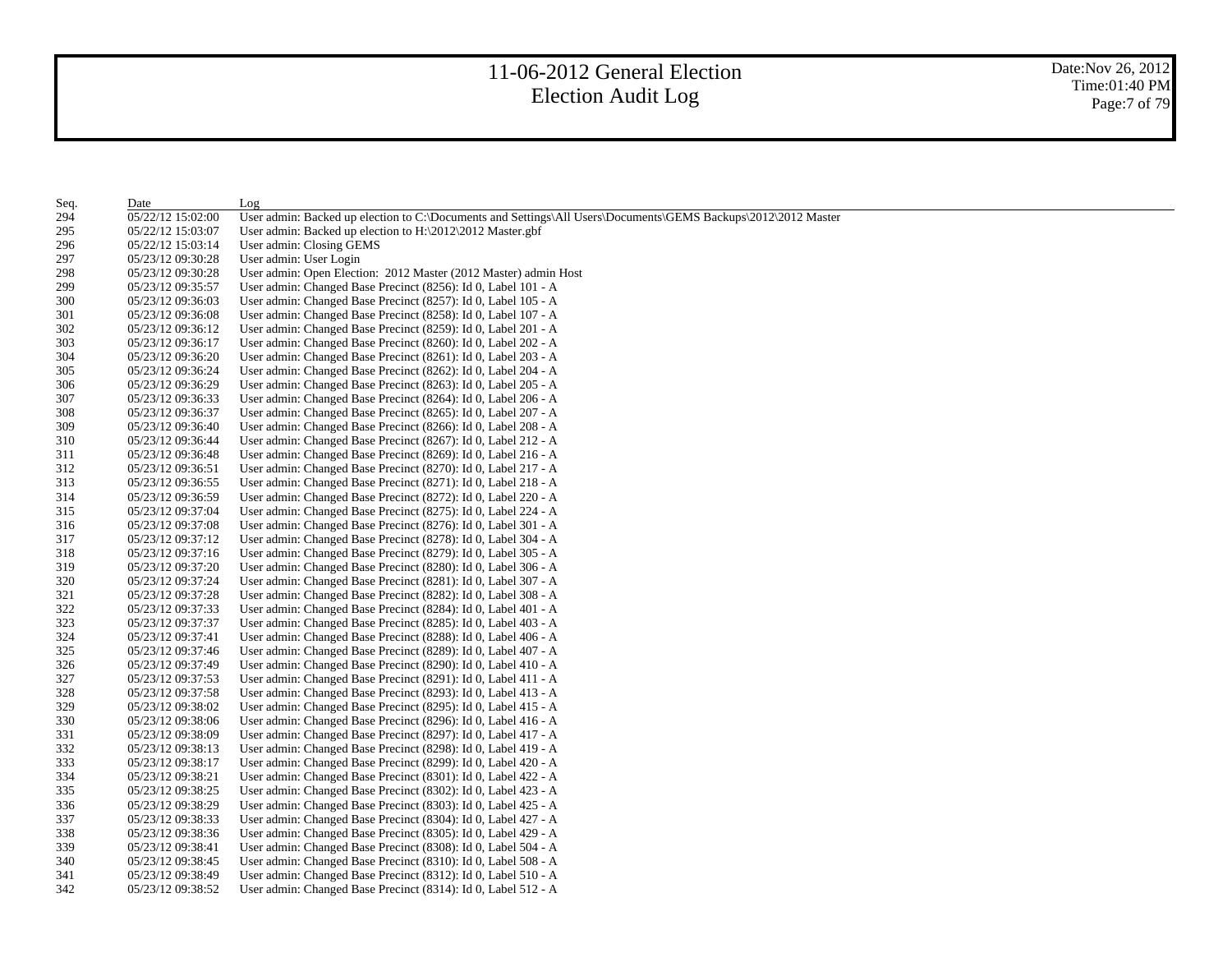| Seq. | Date | Log |
|---|---|---|
| 294 | 05/22/12 15:02:00 | User admin: Backed up election to C:\Documents and Settings\All Users\Documents\GEMS Backups\2012\2012 Master |
| 295 | 05/22/12 15:03:07 | User admin: Backed up election to H:\2012\2012 Master.gbf |
| 296 | 05/22/12 15:03:14 | User admin: Closing GEMS |
| 297 | 05/23/12 09:30:28 | User admin: User Login |
| 298 | 05/23/12 09:30:28 | User admin: Open Election: 2012 Master (2012 Master) admin Host |
| 299 | 05/23/12 09:35:57 | User admin: Changed Base Precinct (8256): Id 0, Label 101 - A |
| 300 | 05/23/12 09:36:03 | User admin: Changed Base Precinct (8257): Id 0, Label 105 - A |
| 301 | 05/23/12 09:36:08 | User admin: Changed Base Precinct (8258): Id 0, Label 107 - A |
| 302 | 05/23/12 09:36:12 | User admin: Changed Base Precinct (8259): Id 0, Label 201 - A |
| 303 | 05/23/12 09:36:17 | User admin: Changed Base Precinct (8260): Id 0, Label 202 - A |
| 304 | 05/23/12 09:36:20 | User admin: Changed Base Precinct (8261): Id 0, Label 203 - A |
| 305 | 05/23/12 09:36:24 | User admin: Changed Base Precinct (8262): Id 0, Label 204 - A |
| 306 | 05/23/12 09:36:29 | User admin: Changed Base Precinct (8263): Id 0, Label 205 - A |
| 307 | 05/23/12 09:36:33 | User admin: Changed Base Precinct (8264): Id 0, Label 206 - A |
| 308 | 05/23/12 09:36:37 | User admin: Changed Base Precinct (8265): Id 0, Label 207 - A |
| 309 | 05/23/12 09:36:40 | User admin: Changed Base Precinct (8266): Id 0, Label 208 - A |
| 310 | 05/23/12 09:36:44 | User admin: Changed Base Precinct (8267): Id 0, Label 212 - A |
| 311 | 05/23/12 09:36:48 | User admin: Changed Base Precinct (8269): Id 0, Label 216 - A |
| 312 | 05/23/12 09:36:51 | User admin: Changed Base Precinct (8270): Id 0, Label 217 - A |
| 313 | 05/23/12 09:36:55 | User admin: Changed Base Precinct (8271): Id 0, Label 218 - A |
| 314 | 05/23/12 09:36:59 | User admin: Changed Base Precinct (8272): Id 0, Label 220 - A |
| 315 | 05/23/12 09:37:04 | User admin: Changed Base Precinct (8275): Id 0, Label 224 - A |
| 316 | 05/23/12 09:37:08 | User admin: Changed Base Precinct (8276): Id 0, Label 301 - A |
| 317 | 05/23/12 09:37:12 | User admin: Changed Base Precinct (8278): Id 0, Label 304 - A |
| 318 | 05/23/12 09:37:16 | User admin: Changed Base Precinct (8279): Id 0, Label 305 - A |
| 319 | 05/23/12 09:37:20 | User admin: Changed Base Precinct (8280): Id 0, Label 306 - A |
| 320 | 05/23/12 09:37:24 | User admin: Changed Base Precinct (8281): Id 0, Label 307 - A |
| 321 | 05/23/12 09:37:28 | User admin: Changed Base Precinct (8282): Id 0, Label 308 - A |
| 322 | 05/23/12 09:37:33 | User admin: Changed Base Precinct (8284): Id 0, Label 401 - A |
| 323 | 05/23/12 09:37:37 | User admin: Changed Base Precinct (8285): Id 0, Label 403 - A |
| 324 | 05/23/12 09:37:41 | User admin: Changed Base Precinct (8288): Id 0, Label 406 - A |
| 325 | 05/23/12 09:37:46 | User admin: Changed Base Precinct (8289): Id 0, Label 407 - A |
| 326 | 05/23/12 09:37:49 | User admin: Changed Base Precinct (8290): Id 0, Label 410 - A |
| 327 | 05/23/12 09:37:53 | User admin: Changed Base Precinct (8291): Id 0, Label 411 - A |
| 328 | 05/23/12 09:37:58 | User admin: Changed Base Precinct (8293): Id 0, Label 413 - A |
| 329 | 05/23/12 09:38:02 | User admin: Changed Base Precinct (8295): Id 0, Label 415 - A |
| 330 | 05/23/12 09:38:06 | User admin: Changed Base Precinct (8296): Id 0, Label 416 - A |
| 331 | 05/23/12 09:38:09 | User admin: Changed Base Precinct (8297): Id 0, Label 417 - A |
| 332 | 05/23/12 09:38:13 | User admin: Changed Base Precinct (8298): Id 0, Label 419 - A |
| 333 | 05/23/12 09:38:17 | User admin: Changed Base Precinct (8299): Id 0, Label 420 - A |
| 334 | 05/23/12 09:38:21 | User admin: Changed Base Precinct (8301): Id 0, Label 422 - A |
| 335 | 05/23/12 09:38:25 | User admin: Changed Base Precinct (8302): Id 0, Label 423 - A |
| 336 | 05/23/12 09:38:29 | User admin: Changed Base Precinct (8303): Id 0, Label 425 - A |
| 337 | 05/23/12 09:38:33 | User admin: Changed Base Precinct (8304): Id 0, Label 427 - A |
| 338 | 05/23/12 09:38:36 | User admin: Changed Base Precinct (8305): Id 0, Label 429 - A |
| 339 | 05/23/12 09:38:41 | User admin: Changed Base Precinct (8308): Id 0, Label 504 - A |
| 340 | 05/23/12 09:38:45 | User admin: Changed Base Precinct (8310): Id 0, Label 508 - A |
| 341 | 05/23/12 09:38:49 | User admin: Changed Base Precinct (8312): Id 0, Label 510 - A |
| 342 | 05/23/12 09:38:52 | User admin: Changed Base Precinct (8314): Id 0, Label 512 - A |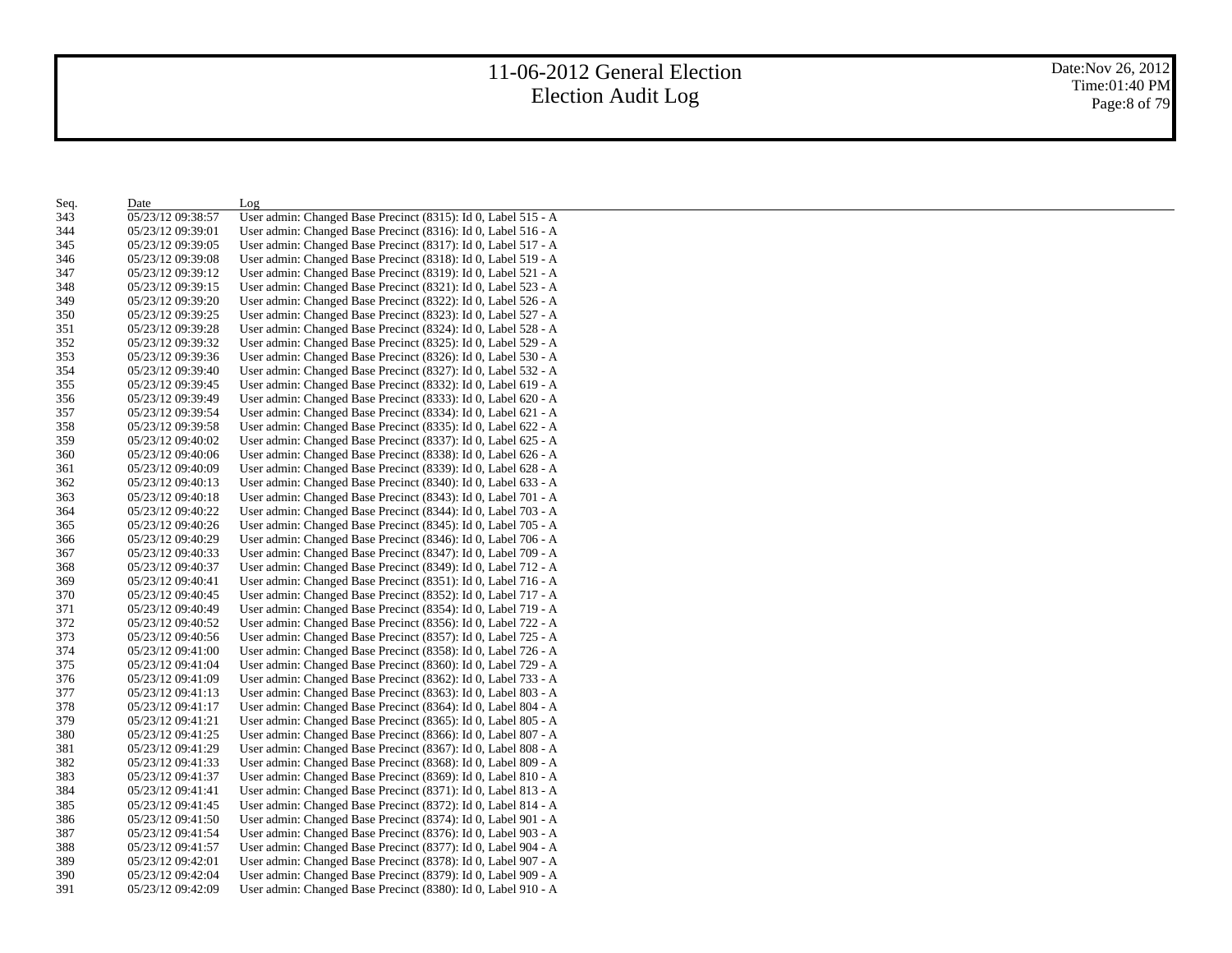| Seq. | Date | Log |
|---|---|---|
| 343 | 05/23/12 09:38:57 | User admin: Changed Base Precinct (8315): Id 0, Label 515 - A |
| 344 | 05/23/12 09:39:01 | User admin: Changed Base Precinct (8316): Id 0, Label 516 - A |
| 345 | 05/23/12 09:39:05 | User admin: Changed Base Precinct (8317): Id 0, Label 517 - A |
| 346 | 05/23/12 09:39:08 | User admin: Changed Base Precinct (8318): Id 0, Label 519 - A |
| 347 | 05/23/12 09:39:12 | User admin: Changed Base Precinct (8319): Id 0, Label 521 - A |
| 348 | 05/23/12 09:39:15 | User admin: Changed Base Precinct (8321): Id 0, Label 523 - A |
| 349 | 05/23/12 09:39:20 | User admin: Changed Base Precinct (8322): Id 0, Label 526 - A |
| 350 | 05/23/12 09:39:25 | User admin: Changed Base Precinct (8323): Id 0, Label 527 - A |
| 351 | 05/23/12 09:39:28 | User admin: Changed Base Precinct (8324): Id 0, Label 528 - A |
| 352 | 05/23/12 09:39:32 | User admin: Changed Base Precinct (8325): Id 0, Label 529 - A |
| 353 | 05/23/12 09:39:36 | User admin: Changed Base Precinct (8326): Id 0, Label 530 - A |
| 354 | 05/23/12 09:39:40 | User admin: Changed Base Precinct (8327): Id 0, Label 532 - A |
| 355 | 05/23/12 09:39:45 | User admin: Changed Base Precinct (8332): Id 0, Label 619 - A |
| 356 | 05/23/12 09:39:49 | User admin: Changed Base Precinct (8333): Id 0, Label 620 - A |
| 357 | 05/23/12 09:39:54 | User admin: Changed Base Precinct (8334): Id 0, Label 621 - A |
| 358 | 05/23/12 09:39:58 | User admin: Changed Base Precinct (8335): Id 0, Label 622 - A |
| 359 | 05/23/12 09:40:02 | User admin: Changed Base Precinct (8337): Id 0, Label 625 - A |
| 360 | 05/23/12 09:40:06 | User admin: Changed Base Precinct (8338): Id 0, Label 626 - A |
| 361 | 05/23/12 09:40:09 | User admin: Changed Base Precinct (8339): Id 0, Label 628 - A |
| 362 | 05/23/12 09:40:13 | User admin: Changed Base Precinct (8340): Id 0, Label 633 - A |
| 363 | 05/23/12 09:40:18 | User admin: Changed Base Precinct (8343): Id 0, Label 701 - A |
| 364 | 05/23/12 09:40:22 | User admin: Changed Base Precinct (8344): Id 0, Label 703 - A |
| 365 | 05/23/12 09:40:26 | User admin: Changed Base Precinct (8345): Id 0, Label 705 - A |
| 366 | 05/23/12 09:40:29 | User admin: Changed Base Precinct (8346): Id 0, Label 706 - A |
| 367 | 05/23/12 09:40:33 | User admin: Changed Base Precinct (8347): Id 0, Label 709 - A |
| 368 | 05/23/12 09:40:37 | User admin: Changed Base Precinct (8349): Id 0, Label 712 - A |
| 369 | 05/23/12 09:40:41 | User admin: Changed Base Precinct (8351): Id 0, Label 716 - A |
| 370 | 05/23/12 09:40:45 | User admin: Changed Base Precinct (8352): Id 0, Label 717 - A |
| 371 | 05/23/12 09:40:49 | User admin: Changed Base Precinct (8354): Id 0, Label 719 - A |
| 372 | 05/23/12 09:40:52 | User admin: Changed Base Precinct (8356): Id 0, Label 722 - A |
| 373 | 05/23/12 09:40:56 | User admin: Changed Base Precinct (8357): Id 0, Label 725 - A |
| 374 | 05/23/12 09:41:00 | User admin: Changed Base Precinct (8358): Id 0, Label 726 - A |
| 375 | 05/23/12 09:41:04 | User admin: Changed Base Precinct (8360): Id 0, Label 729 - A |
| 376 | 05/23/12 09:41:09 | User admin: Changed Base Precinct (8362): Id 0, Label 733 - A |
| 377 | 05/23/12 09:41:13 | User admin: Changed Base Precinct (8363): Id 0, Label 803 - A |
| 378 | 05/23/12 09:41:17 | User admin: Changed Base Precinct (8364): Id 0, Label 804 - A |
| 379 | 05/23/12 09:41:21 | User admin: Changed Base Precinct (8365): Id 0, Label 805 - A |
| 380 | 05/23/12 09:41:25 | User admin: Changed Base Precinct (8366): Id 0, Label 807 - A |
| 381 | 05/23/12 09:41:29 | User admin: Changed Base Precinct (8367): Id 0, Label 808 - A |
| 382 | 05/23/12 09:41:33 | User admin: Changed Base Precinct (8368): Id 0, Label 809 - A |
| 383 | 05/23/12 09:41:37 | User admin: Changed Base Precinct (8369): Id 0, Label 810 - A |
| 384 | 05/23/12 09:41:41 | User admin: Changed Base Precinct (8371): Id 0, Label 813 - A |
| 385 | 05/23/12 09:41:45 | User admin: Changed Base Precinct (8372): Id 0, Label 814 - A |
| 386 | 05/23/12 09:41:50 | User admin: Changed Base Precinct (8374): Id 0, Label 901 - A |
| 387 | 05/23/12 09:41:54 | User admin: Changed Base Precinct (8376): Id 0, Label 903 - A |
| 388 | 05/23/12 09:41:57 | User admin: Changed Base Precinct (8377): Id 0, Label 904 - A |
| 389 | 05/23/12 09:42:01 | User admin: Changed Base Precinct (8378): Id 0, Label 907 - A |
| 390 | 05/23/12 09:42:04 | User admin: Changed Base Precinct (8379): Id 0, Label 909 - A |
| 391 | 05/23/12 09:42:09 | User admin: Changed Base Precinct (8380): Id 0, Label 910 - A |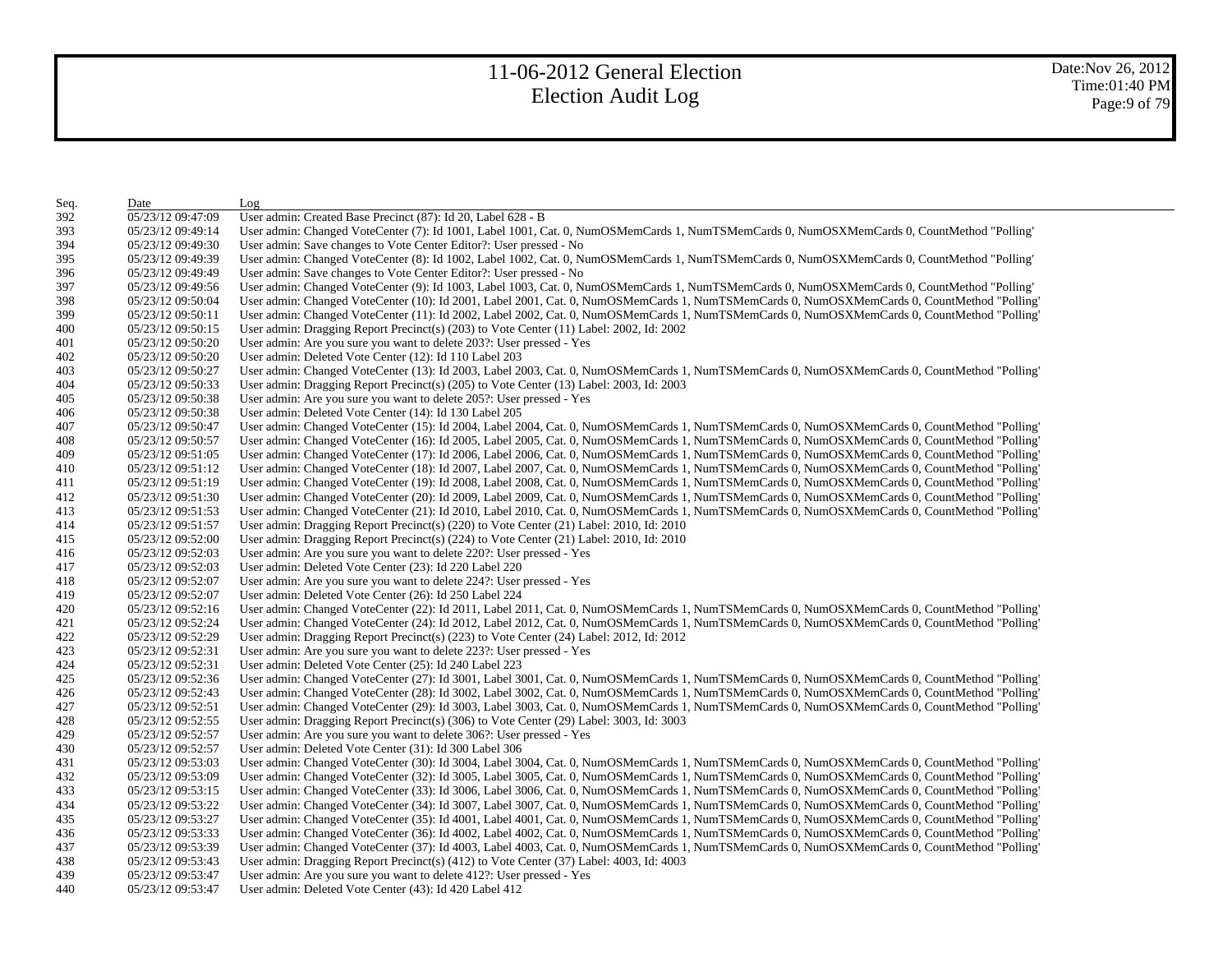| Seq. | Date | Log |
|---|---|---|
| 392 | 05/23/12 09:47:09 | User admin: Created Base Precinct (87): Id 20, Label 628 - B |
| 393 | 05/23/12 09:49:14 | User admin: Changed VoteCenter (7): Id 1001, Label 1001, Cat. 0, NumOSMemCards 1, NumTSMemCards 0, NumOSXMemCards 0, CountMethod "Polling' |
| 394 | 05/23/12 09:49:30 | User admin: Save changes to Vote Center Editor?: User pressed - No |
| 395 | 05/23/12 09:49:39 | User admin: Changed VoteCenter (8): Id 1002, Label 1002, Cat. 0, NumOSMemCards 1, NumTSMemCards 0, NumOSXMemCards 0, CountMethod "Polling' |
| 396 | 05/23/12 09:49:49 | User admin: Save changes to Vote Center Editor?: User pressed - No |
| 397 | 05/23/12 09:49:56 | User admin: Changed VoteCenter (9): Id 1003, Label 1003, Cat. 0, NumOSMemCards 1, NumTSMemCards 0, NumOSXMemCards 0, CountMethod "Polling' |
| 398 | 05/23/12 09:50:04 | User admin: Changed VoteCenter (10): Id 2001, Label 2001, Cat. 0, NumOSMemCards 1, NumTSMemCards 0, NumOSXMemCards 0, CountMethod "Polling' |
| 399 | 05/23/12 09:50:11 | User admin: Changed VoteCenter (11): Id 2002, Label 2002, Cat. 0, NumOSMemCards 1, NumTSMemCards 0, NumOSXMemCards 0, CountMethod "Polling' |
| 400 | 05/23/12 09:50:15 | User admin: Dragging Report Precinct(s) (203) to Vote Center (11) Label: 2002, Id: 2002 |
| 401 | 05/23/12 09:50:20 | User admin: Are you sure you want to delete 203?: User pressed - Yes |
| 402 | 05/23/12 09:50:20 | User admin: Deleted Vote Center (12): Id 110 Label 203 |
| 403 | 05/23/12 09:50:27 | User admin: Changed VoteCenter (13): Id 2003, Label 2003, Cat. 0, NumOSMemCards 1, NumTSMemCards 0, NumOSXMemCards 0, CountMethod "Polling' |
| 404 | 05/23/12 09:50:33 | User admin: Dragging Report Precinct(s) (205) to Vote Center (13) Label: 2003, Id: 2003 |
| 405 | 05/23/12 09:50:38 | User admin: Are you sure you want to delete 205?: User pressed - Yes |
| 406 | 05/23/12 09:50:38 | User admin: Deleted Vote Center (14): Id 130 Label 205 |
| 407 | 05/23/12 09:50:47 | User admin: Changed VoteCenter (15): Id 2004, Label 2004, Cat. 0, NumOSMemCards 1, NumTSMemCards 0, NumOSXMemCards 0, CountMethod "Polling' |
| 408 | 05/23/12 09:50:57 | User admin: Changed VoteCenter (16): Id 2005, Label 2005, Cat. 0, NumOSMemCards 1, NumTSMemCards 0, NumOSXMemCards 0, CountMethod "Polling' |
| 409 | 05/23/12 09:51:05 | User admin: Changed VoteCenter (17): Id 2006, Label 2006, Cat. 0, NumOSMemCards 1, NumTSMemCards 0, NumOSXMemCards 0, CountMethod "Polling' |
| 410 | 05/23/12 09:51:12 | User admin: Changed VoteCenter (18): Id 2007, Label 2007, Cat. 0, NumOSMemCards 1, NumTSMemCards 0, NumOSXMemCards 0, CountMethod "Polling' |
| 411 | 05/23/12 09:51:19 | User admin: Changed VoteCenter (19): Id 2008, Label 2008, Cat. 0, NumOSMemCards 1, NumTSMemCards 0, NumOSXMemCards 0, CountMethod "Polling' |
| 412 | 05/23/12 09:51:30 | User admin: Changed VoteCenter (20): Id 2009, Label 2009, Cat. 0, NumOSMemCards 1, NumTSMemCards 0, NumOSXMemCards 0, CountMethod "Polling' |
| 413 | 05/23/12 09:51:53 | User admin: Changed VoteCenter (21): Id 2010, Label 2010, Cat. 0, NumOSMemCards 1, NumTSMemCards 0, NumOSXMemCards 0, CountMethod "Polling' |
| 414 | 05/23/12 09:51:57 | User admin: Dragging Report Precinct(s) (220) to Vote Center (21) Label: 2010, Id: 2010 |
| 415 | 05/23/12 09:52:00 | User admin: Dragging Report Precinct(s) (224) to Vote Center (21) Label: 2010, Id: 2010 |
| 416 | 05/23/12 09:52:03 | User admin: Are you sure you want to delete 220?: User pressed - Yes |
| 417 | 05/23/12 09:52:03 | User admin: Deleted Vote Center (23): Id 220 Label 220 |
| 418 | 05/23/12 09:52:07 | User admin: Are you sure you want to delete 224?: User pressed - Yes |
| 419 | 05/23/12 09:52:07 | User admin: Deleted Vote Center (26): Id 250 Label 224 |
| 420 | 05/23/12 09:52:16 | User admin: Changed VoteCenter (22): Id 2011, Label 2011, Cat. 0, NumOSMemCards 1, NumTSMemCards 0, NumOSXMemCards 0, CountMethod "Polling' |
| 421 | 05/23/12 09:52:24 | User admin: Changed VoteCenter (24): Id 2012, Label 2012, Cat. 0, NumOSMemCards 1, NumTSMemCards 0, NumOSXMemCards 0, CountMethod "Polling' |
| 422 | 05/23/12 09:52:29 | User admin: Dragging Report Precinct(s) (223) to Vote Center (24) Label: 2012, Id: 2012 |
| 423 | 05/23/12 09:52:31 | User admin: Are you sure you want to delete 223?: User pressed - Yes |
| 424 | 05/23/12 09:52:31 | User admin: Deleted Vote Center (25): Id 240 Label 223 |
| 425 | 05/23/12 09:52:36 | User admin: Changed VoteCenter (27): Id 3001, Label 3001, Cat. 0, NumOSMemCards 1, NumTSMemCards 0, NumOSXMemCards 0, CountMethod "Polling' |
| 426 | 05/23/12 09:52:43 | User admin: Changed VoteCenter (28): Id 3002, Label 3002, Cat. 0, NumOSMemCards 1, NumTSMemCards 0, NumOSXMemCards 0, CountMethod "Polling' |
| 427 | 05/23/12 09:52:51 | User admin: Changed VoteCenter (29): Id 3003, Label 3003, Cat. 0, NumOSMemCards 1, NumTSMemCards 0, NumOSXMemCards 0, CountMethod "Polling' |
| 428 | 05/23/12 09:52:55 | User admin: Dragging Report Precinct(s) (306) to Vote Center (29) Label: 3003, Id: 3003 |
| 429 | 05/23/12 09:52:57 | User admin: Are you sure you want to delete 306?: User pressed - Yes |
| 430 | 05/23/12 09:52:57 | User admin: Deleted Vote Center (31): Id 300 Label 306 |
| 431 | 05/23/12 09:53:03 | User admin: Changed VoteCenter (30): Id 3004, Label 3004, Cat. 0, NumOSMemCards 1, NumTSMemCards 0, NumOSXMemCards 0, CountMethod "Polling' |
| 432 | 05/23/12 09:53:09 | User admin: Changed VoteCenter (32): Id 3005, Label 3005, Cat. 0, NumOSMemCards 1, NumTSMemCards 0, NumOSXMemCards 0, CountMethod "Polling' |
| 433 | 05/23/12 09:53:15 | User admin: Changed VoteCenter (33): Id 3006, Label 3006, Cat. 0, NumOSMemCards 1, NumTSMemCards 0, NumOSXMemCards 0, CountMethod "Polling' |
| 434 | 05/23/12 09:53:22 | User admin: Changed VoteCenter (34): Id 3007, Label 3007, Cat. 0, NumOSMemCards 1, NumTSMemCards 0, NumOSXMemCards 0, CountMethod "Polling' |
| 435 | 05/23/12 09:53:27 | User admin: Changed VoteCenter (35): Id 4001, Label 4001, Cat. 0, NumOSMemCards 1, NumTSMemCards 0, NumOSXMemCards 0, CountMethod "Polling' |
| 436 | 05/23/12 09:53:33 | User admin: Changed VoteCenter (36): Id 4002, Label 4002, Cat. 0, NumOSMemCards 1, NumTSMemCards 0, NumOSXMemCards 0, CountMethod "Polling' |
| 437 | 05/23/12 09:53:39 | User admin: Changed VoteCenter (37): Id 4003, Label 4003, Cat. 0, NumOSMemCards 1, NumTSMemCards 0, NumOSXMemCards 0, CountMethod "Polling' |
| 438 | 05/23/12 09:53:43 | User admin: Dragging Report Precinct(s) (412) to Vote Center (37) Label: 4003, Id: 4003 |
| 439 | 05/23/12 09:53:47 | User admin: Are you sure you want to delete 412?: User pressed - Yes |
| 440 | 05/23/12 09:53:47 | User admin: Deleted Vote Center (43): Id 420 Label 412 |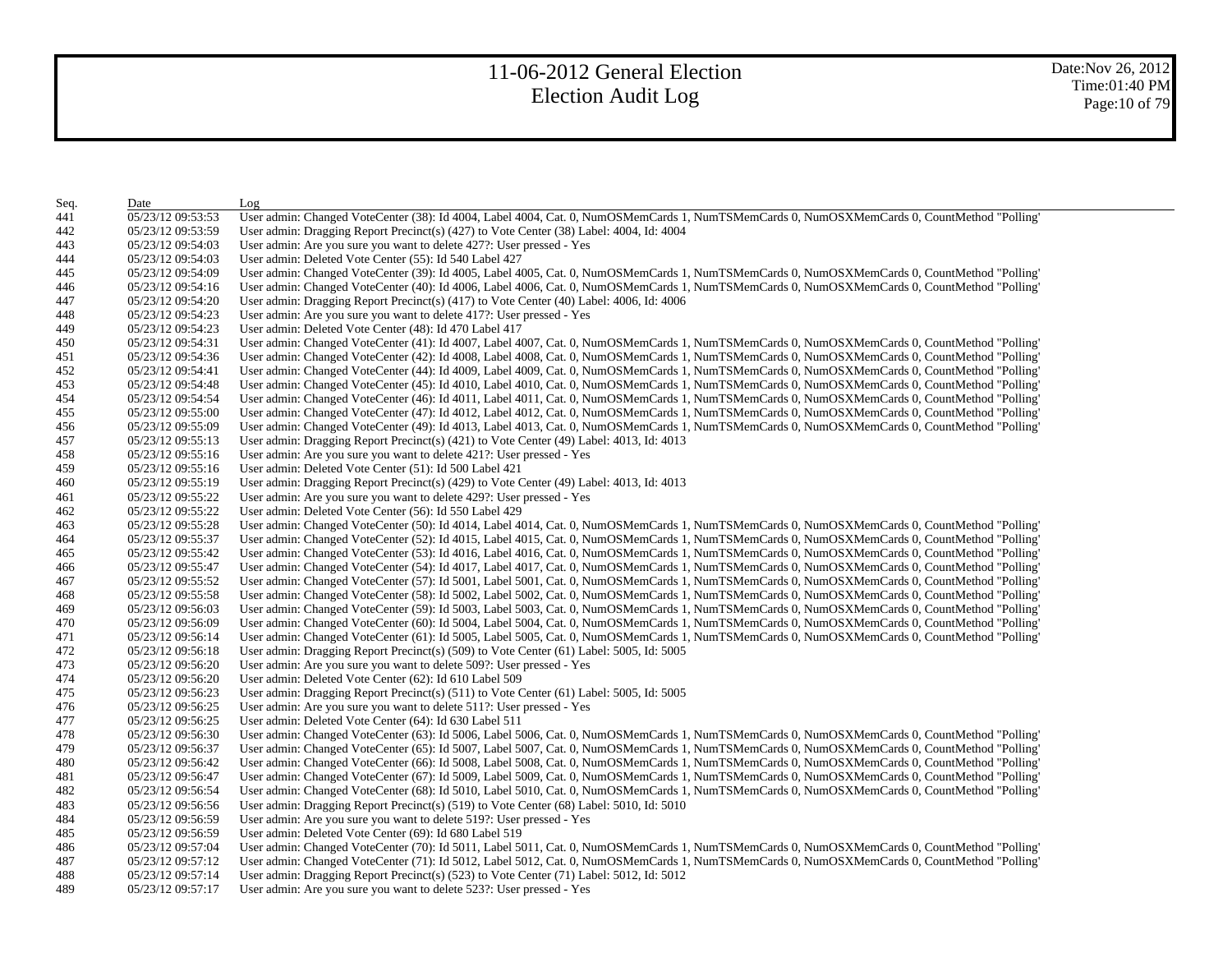| Seq. | Date | Log |
|---|---|---|
| 441 | 05/23/12 09:53:53 | User admin: Changed VoteCenter (38): Id 4004, Label 4004, Cat. 0, NumOSMemCards 1, NumTSMemCards 0, NumOSXMemCards 0, CountMethod "Polling' |
| 442 | 05/23/12 09:53:59 | User admin: Dragging Report Precinct(s) (427) to Vote Center (38) Label: 4004, Id: 4004 |
| 443 | 05/23/12 09:54:03 | User admin: Are you sure you want to delete 427?: User pressed - Yes |
| 444 | 05/23/12 09:54:03 | User admin: Deleted Vote Center (55): Id 540 Label 427 |
| 445 | 05/23/12 09:54:09 | User admin: Changed VoteCenter (39): Id 4005, Label 4005, Cat. 0, NumOSMemCards 1, NumTSMemCards 0, NumOSXMemCards 0, CountMethod "Polling' |
| 446 | 05/23/12 09:54:16 | User admin: Changed VoteCenter (40): Id 4006, Label 4006, Cat. 0, NumOSMemCards 1, NumTSMemCards 0, NumOSXMemCards 0, CountMethod "Polling' |
| 447 | 05/23/12 09:54:20 | User admin: Dragging Report Precinct(s) (417) to Vote Center (40) Label: 4006, Id: 4006 |
| 448 | 05/23/12 09:54:23 | User admin: Are you sure you want to delete 417?: User pressed - Yes |
| 449 | 05/23/12 09:54:23 | User admin: Deleted Vote Center (48): Id 470 Label 417 |
| 450 | 05/23/12 09:54:31 | User admin: Changed VoteCenter (41): Id 4007, Label 4007, Cat. 0, NumOSMemCards 1, NumTSMemCards 0, NumOSXMemCards 0, CountMethod "Polling' |
| 451 | 05/23/12 09:54:36 | User admin: Changed VoteCenter (42): Id 4008, Label 4008, Cat. 0, NumOSMemCards 1, NumTSMemCards 0, NumOSXMemCards 0, CountMethod "Polling' |
| 452 | 05/23/12 09:54:41 | User admin: Changed VoteCenter (44): Id 4009, Label 4009, Cat. 0, NumOSMemCards 1, NumTSMemCards 0, NumOSXMemCards 0, CountMethod "Polling' |
| 453 | 05/23/12 09:54:48 | User admin: Changed VoteCenter (45): Id 4010, Label 4010, Cat. 0, NumOSMemCards 1, NumTSMemCards 0, NumOSXMemCards 0, CountMethod "Polling' |
| 454 | 05/23/12 09:54:54 | User admin: Changed VoteCenter (46): Id 4011, Label 4011, Cat. 0, NumOSMemCards 1, NumTSMemCards 0, NumOSXMemCards 0, CountMethod "Polling' |
| 455 | 05/23/12 09:55:00 | User admin: Changed VoteCenter (47): Id 4012, Label 4012, Cat. 0, NumOSMemCards 1, NumTSMemCards 0, NumOSXMemCards 0, CountMethod "Polling' |
| 456 | 05/23/12 09:55:09 | User admin: Changed VoteCenter (49): Id 4013, Label 4013, Cat. 0, NumOSMemCards 1, NumTSMemCards 0, NumOSXMemCards 0, CountMethod "Polling' |
| 457 | 05/23/12 09:55:13 | User admin: Dragging Report Precinct(s) (421) to Vote Center (49) Label: 4013, Id: 4013 |
| 458 | 05/23/12 09:55:16 | User admin: Are you sure you want to delete 421?: User pressed - Yes |
| 459 | 05/23/12 09:55:16 | User admin: Deleted Vote Center (51): Id 500 Label 421 |
| 460 | 05/23/12 09:55:19 | User admin: Dragging Report Precinct(s) (429) to Vote Center (49) Label: 4013, Id: 4013 |
| 461 | 05/23/12 09:55:22 | User admin: Are you sure you want to delete 429?: User pressed - Yes |
| 462 | 05/23/12 09:55:22 | User admin: Deleted Vote Center (56): Id 550 Label 429 |
| 463 | 05/23/12 09:55:28 | User admin: Changed VoteCenter (50): Id 4014, Label 4014, Cat. 0, NumOSMemCards 1, NumTSMemCards 0, NumOSXMemCards 0, CountMethod "Polling' |
| 464 | 05/23/12 09:55:37 | User admin: Changed VoteCenter (52): Id 4015, Label 4015, Cat. 0, NumOSMemCards 1, NumTSMemCards 0, NumOSXMemCards 0, CountMethod "Polling' |
| 465 | 05/23/12 09:55:42 | User admin: Changed VoteCenter (53): Id 4016, Label 4016, Cat. 0, NumOSMemCards 1, NumTSMemCards 0, NumOSXMemCards 0, CountMethod "Polling' |
| 466 | 05/23/12 09:55:47 | User admin: Changed VoteCenter (54): Id 4017, Label 4017, Cat. 0, NumOSMemCards 1, NumTSMemCards 0, NumOSXMemCards 0, CountMethod "Polling' |
| 467 | 05/23/12 09:55:52 | User admin: Changed VoteCenter (57): Id 5001, Label 5001, Cat. 0, NumOSMemCards 1, NumTSMemCards 0, NumOSXMemCards 0, CountMethod "Polling' |
| 468 | 05/23/12 09:55:58 | User admin: Changed VoteCenter (58): Id 5002, Label 5002, Cat. 0, NumOSMemCards 1, NumTSMemCards 0, NumOSXMemCards 0, CountMethod "Polling' |
| 469 | 05/23/12 09:56:03 | User admin: Changed VoteCenter (59): Id 5003, Label 5003, Cat. 0, NumOSMemCards 1, NumTSMemCards 0, NumOSXMemCards 0, CountMethod "Polling' |
| 470 | 05/23/12 09:56:09 | User admin: Changed VoteCenter (60): Id 5004, Label 5004, Cat. 0, NumOSMemCards 1, NumTSMemCards 0, NumOSXMemCards 0, CountMethod "Polling' |
| 471 | 05/23/12 09:56:14 | User admin: Changed VoteCenter (61): Id 5005, Label 5005, Cat. 0, NumOSMemCards 1, NumTSMemCards 0, NumOSXMemCards 0, CountMethod "Polling' |
| 472 | 05/23/12 09:56:18 | User admin: Dragging Report Precinct(s) (509) to Vote Center (61) Label: 5005, Id: 5005 |
| 473 | 05/23/12 09:56:20 | User admin: Are you sure you want to delete 509?: User pressed - Yes |
| 474 | 05/23/12 09:56:20 | User admin: Deleted Vote Center (62): Id 610 Label 509 |
| 475 | 05/23/12 09:56:23 | User admin: Dragging Report Precinct(s) (511) to Vote Center (61) Label: 5005, Id: 5005 |
| 476 | 05/23/12 09:56:25 | User admin: Are you sure you want to delete 511?: User pressed - Yes |
| 477 | 05/23/12 09:56:25 | User admin: Deleted Vote Center (64): Id 630 Label 511 |
| 478 | 05/23/12 09:56:30 | User admin: Changed VoteCenter (63): Id 5006, Label 5006, Cat. 0, NumOSMemCards 1, NumTSMemCards 0, NumOSXMemCards 0, CountMethod "Polling' |
| 479 | 05/23/12 09:56:37 | User admin: Changed VoteCenter (65): Id 5007, Label 5007, Cat. 0, NumOSMemCards 1, NumTSMemCards 0, NumOSXMemCards 0, CountMethod "Polling' |
| 480 | 05/23/12 09:56:42 | User admin: Changed VoteCenter (66): Id 5008, Label 5008, Cat. 0, NumOSMemCards 1, NumTSMemCards 0, NumOSXMemCards 0, CountMethod "Polling' |
| 481 | 05/23/12 09:56:47 | User admin: Changed VoteCenter (67): Id 5009, Label 5009, Cat. 0, NumOSMemCards 1, NumTSMemCards 0, NumOSXMemCards 0, CountMethod "Polling' |
| 482 | 05/23/12 09:56:54 | User admin: Changed VoteCenter (68): Id 5010, Label 5010, Cat. 0, NumOSMemCards 1, NumTSMemCards 0, NumOSXMemCards 0, CountMethod "Polling' |
| 483 | 05/23/12 09:56:56 | User admin: Dragging Report Precinct(s) (519) to Vote Center (68) Label: 5010, Id: 5010 |
| 484 | 05/23/12 09:56:59 | User admin: Are you sure you want to delete 519?: User pressed - Yes |
| 485 | 05/23/12 09:56:59 | User admin: Deleted Vote Center (69): Id 680 Label 519 |
| 486 | 05/23/12 09:57:04 | User admin: Changed VoteCenter (70): Id 5011, Label 5011, Cat. 0, NumOSMemCards 1, NumTSMemCards 0, NumOSXMemCards 0, CountMethod "Polling' |
| 487 | 05/23/12 09:57:12 | User admin: Changed VoteCenter (71): Id 5012, Label 5012, Cat. 0, NumOSMemCards 1, NumTSMemCards 0, NumOSXMemCards 0, CountMethod "Polling' |
| 488 | 05/23/12 09:57:14 | User admin: Dragging Report Precinct(s) (523) to Vote Center (71) Label: 5012, Id: 5012 |
| 489 | 05/23/12 09:57:17 | User admin: Are you sure you want to delete 523?: User pressed - Yes |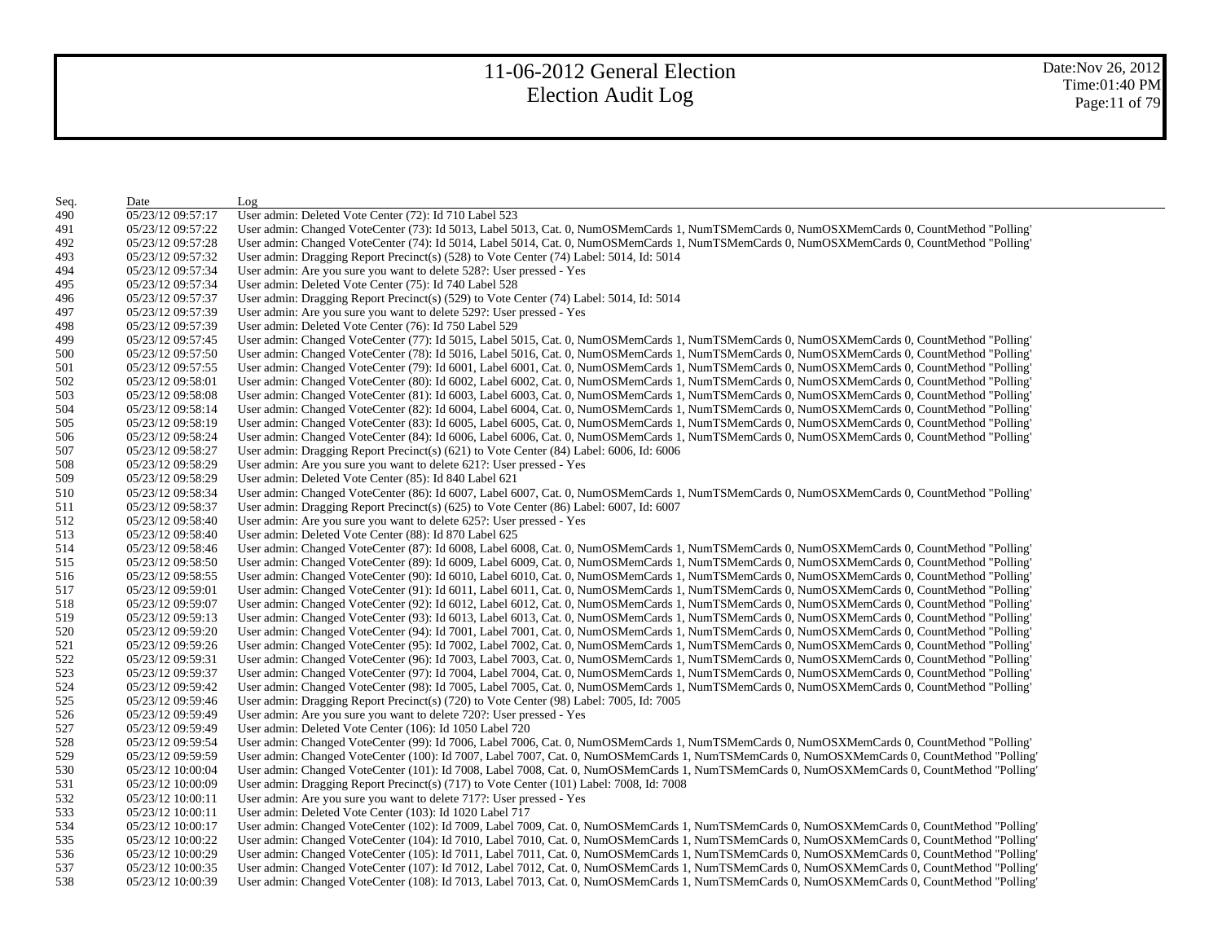| Seq. | Date | Log |
|---|---|---|
| 490 | 05/23/12 09:57:17 | User admin: Deleted Vote Center (72): Id 710 Label 523 |
| 491 | 05/23/12 09:57:22 | User admin: Changed VoteCenter (73): Id 5013, Label 5013, Cat. 0, NumOSMemCards 1, NumTSMemCards 0, NumOSXMemCards 0, CountMethod "Polling' |
| 492 | 05/23/12 09:57:28 | User admin: Changed VoteCenter (74): Id 5014, Label 5014, Cat. 0, NumOSMemCards 1, NumTSMemCards 0, NumOSXMemCards 0, CountMethod "Polling' |
| 493 | 05/23/12 09:57:32 | User admin: Dragging Report Precinct(s) (528) to Vote Center (74) Label: 5014, Id: 5014 |
| 494 | 05/23/12 09:57:34 | User admin: Are you sure you want to delete 528?: User pressed - Yes |
| 495 | 05/23/12 09:57:34 | User admin: Deleted Vote Center (75): Id 740 Label 528 |
| 496 | 05/23/12 09:57:37 | User admin: Dragging Report Precinct(s) (529) to Vote Center (74) Label: 5014, Id: 5014 |
| 497 | 05/23/12 09:57:39 | User admin: Are you sure you want to delete 529?: User pressed - Yes |
| 498 | 05/23/12 09:57:39 | User admin: Deleted Vote Center (76): Id 750 Label 529 |
| 499 | 05/23/12 09:57:45 | User admin: Changed VoteCenter (77): Id 5015, Label 5015, Cat. 0, NumOSMemCards 1, NumTSMemCards 0, NumOSXMemCards 0, CountMethod "Polling' |
| 500 | 05/23/12 09:57:50 | User admin: Changed VoteCenter (78): Id 5016, Label 5016, Cat. 0, NumOSMemCards 1, NumTSMemCards 0, NumOSXMemCards 0, CountMethod "Polling' |
| 501 | 05/23/12 09:57:55 | User admin: Changed VoteCenter (79): Id 6001, Label 6001, Cat. 0, NumOSMemCards 1, NumTSMemCards 0, NumOSXMemCards 0, CountMethod "Polling' |
| 502 | 05/23/12 09:58:01 | User admin: Changed VoteCenter (80): Id 6002, Label 6002, Cat. 0, NumOSMemCards 1, NumTSMemCards 0, NumOSXMemCards 0, CountMethod "Polling' |
| 503 | 05/23/12 09:58:08 | User admin: Changed VoteCenter (81): Id 6003, Label 6003, Cat. 0, NumOSMemCards 1, NumTSMemCards 0, NumOSXMemCards 0, CountMethod "Polling' |
| 504 | 05/23/12 09:58:14 | User admin: Changed VoteCenter (82): Id 6004, Label 6004, Cat. 0, NumOSMemCards 1, NumTSMemCards 0, NumOSXMemCards 0, CountMethod "Polling' |
| 505 | 05/23/12 09:58:19 | User admin: Changed VoteCenter (83): Id 6005, Label 6005, Cat. 0, NumOSMemCards 1, NumTSMemCards 0, NumOSXMemCards 0, CountMethod "Polling' |
| 506 | 05/23/12 09:58:24 | User admin: Changed VoteCenter (84): Id 6006, Label 6006, Cat. 0, NumOSMemCards 1, NumTSMemCards 0, NumOSXMemCards 0, CountMethod "Polling' |
| 507 | 05/23/12 09:58:27 | User admin: Dragging Report Precinct(s) (621) to Vote Center (84) Label: 6006, Id: 6006 |
| 508 | 05/23/12 09:58:29 | User admin: Are you sure you want to delete 621?: User pressed - Yes |
| 509 | 05/23/12 09:58:29 | User admin: Deleted Vote Center (85): Id 840 Label 621 |
| 510 | 05/23/12 09:58:34 | User admin: Changed VoteCenter (86): Id 6007, Label 6007, Cat. 0, NumOSMemCards 1, NumTSMemCards 0, NumOSXMemCards 0, CountMethod "Polling' |
| 511 | 05/23/12 09:58:37 | User admin: Dragging Report Precinct(s) (625) to Vote Center (86) Label: 6007, Id: 6007 |
| 512 | 05/23/12 09:58:40 | User admin: Are you sure you want to delete 625?: User pressed - Yes |
| 513 | 05/23/12 09:58:40 | User admin: Deleted Vote Center (88): Id 870 Label 625 |
| 514 | 05/23/12 09:58:46 | User admin: Changed VoteCenter (87): Id 6008, Label 6008, Cat. 0, NumOSMemCards 1, NumTSMemCards 0, NumOSXMemCards 0, CountMethod "Polling' |
| 515 | 05/23/12 09:58:50 | User admin: Changed VoteCenter (89): Id 6009, Label 6009, Cat. 0, NumOSMemCards 1, NumTSMemCards 0, NumOSXMemCards 0, CountMethod "Polling' |
| 516 | 05/23/12 09:58:55 | User admin: Changed VoteCenter (90): Id 6010, Label 6010, Cat. 0, NumOSMemCards 1, NumTSMemCards 0, NumOSXMemCards 0, CountMethod "Polling' |
| 517 | 05/23/12 09:59:01 | User admin: Changed VoteCenter (91): Id 6011, Label 6011, Cat. 0, NumOSMemCards 1, NumTSMemCards 0, NumOSXMemCards 0, CountMethod "Polling' |
| 518 | 05/23/12 09:59:07 | User admin: Changed VoteCenter (92): Id 6012, Label 6012, Cat. 0, NumOSMemCards 1, NumTSMemCards 0, NumOSXMemCards 0, CountMethod "Polling' |
| 519 | 05/23/12 09:59:13 | User admin: Changed VoteCenter (93): Id 6013, Label 6013, Cat. 0, NumOSMemCards 1, NumTSMemCards 0, NumOSXMemCards 0, CountMethod "Polling' |
| 520 | 05/23/12 09:59:20 | User admin: Changed VoteCenter (94): Id 7001, Label 7001, Cat. 0, NumOSMemCards 1, NumTSMemCards 0, NumOSXMemCards 0, CountMethod "Polling' |
| 521 | 05/23/12 09:59:26 | User admin: Changed VoteCenter (95): Id 7002, Label 7002, Cat. 0, NumOSMemCards 1, NumTSMemCards 0, NumOSXMemCards 0, CountMethod "Polling' |
| 522 | 05/23/12 09:59:31 | User admin: Changed VoteCenter (96): Id 7003, Label 7003, Cat. 0, NumOSMemCards 1, NumTSMemCards 0, NumOSXMemCards 0, CountMethod "Polling' |
| 523 | 05/23/12 09:59:37 | User admin: Changed VoteCenter (97): Id 7004, Label 7004, Cat. 0, NumOSMemCards 1, NumTSMemCards 0, NumOSXMemCards 0, CountMethod "Polling' |
| 524 | 05/23/12 09:59:42 | User admin: Changed VoteCenter (98): Id 7005, Label 7005, Cat. 0, NumOSMemCards 1, NumTSMemCards 0, NumOSXMemCards 0, CountMethod "Polling' |
| 525 | 05/23/12 09:59:46 | User admin: Dragging Report Precinct(s) (720) to Vote Center (98) Label: 7005, Id: 7005 |
| 526 | 05/23/12 09:59:49 | User admin: Are you sure you want to delete 720?: User pressed - Yes |
| 527 | 05/23/12 09:59:49 | User admin: Deleted Vote Center (106): Id 1050 Label 720 |
| 528 | 05/23/12 09:59:54 | User admin: Changed VoteCenter (99): Id 7006, Label 7006, Cat. 0, NumOSMemCards 1, NumTSMemCards 0, NumOSXMemCards 0, CountMethod "Polling' |
| 529 | 05/23/12 09:59:59 | User admin: Changed VoteCenter (100): Id 7007, Label 7007, Cat. 0, NumOSMemCards 1, NumTSMemCards 0, NumOSXMemCards 0, CountMethod "Polling' |
| 530 | 05/23/12 10:00:04 | User admin: Changed VoteCenter (101): Id 7008, Label 7008, Cat. 0, NumOSMemCards 1, NumTSMemCards 0, NumOSXMemCards 0, CountMethod "Polling' |
| 531 | 05/23/12 10:00:09 | User admin: Dragging Report Precinct(s) (717) to Vote Center (101) Label: 7008, Id: 7008 |
| 532 | 05/23/12 10:00:11 | User admin: Are you sure you want to delete 717?: User pressed - Yes |
| 533 | 05/23/12 10:00:11 | User admin: Deleted Vote Center (103): Id 1020 Label 717 |
| 534 | 05/23/12 10:00:17 | User admin: Changed VoteCenter (102): Id 7009, Label 7009, Cat. 0, NumOSMemCards 1, NumTSMemCards 0, NumOSXMemCards 0, CountMethod "Polling' |
| 535 | 05/23/12 10:00:22 | User admin: Changed VoteCenter (104): Id 7010, Label 7010, Cat. 0, NumOSMemCards 1, NumTSMemCards 0, NumOSXMemCards 0, CountMethod "Polling' |
| 536 | 05/23/12 10:00:29 | User admin: Changed VoteCenter (105): Id 7011, Label 7011, Cat. 0, NumOSMemCards 1, NumTSMemCards 0, NumOSXMemCards 0, CountMethod "Polling' |
| 537 | 05/23/12 10:00:35 | User admin: Changed VoteCenter (107): Id 7012, Label 7012, Cat. 0, NumOSMemCards 1, NumTSMemCards 0, NumOSXMemCards 0, CountMethod "Polling' |
| 538 | 05/23/12 10:00:39 | User admin: Changed VoteCenter (108): Id 7013, Label 7013, Cat. 0, NumOSMemCards 1, NumTSMemCards 0, NumOSXMemCards 0, CountMethod "Polling' |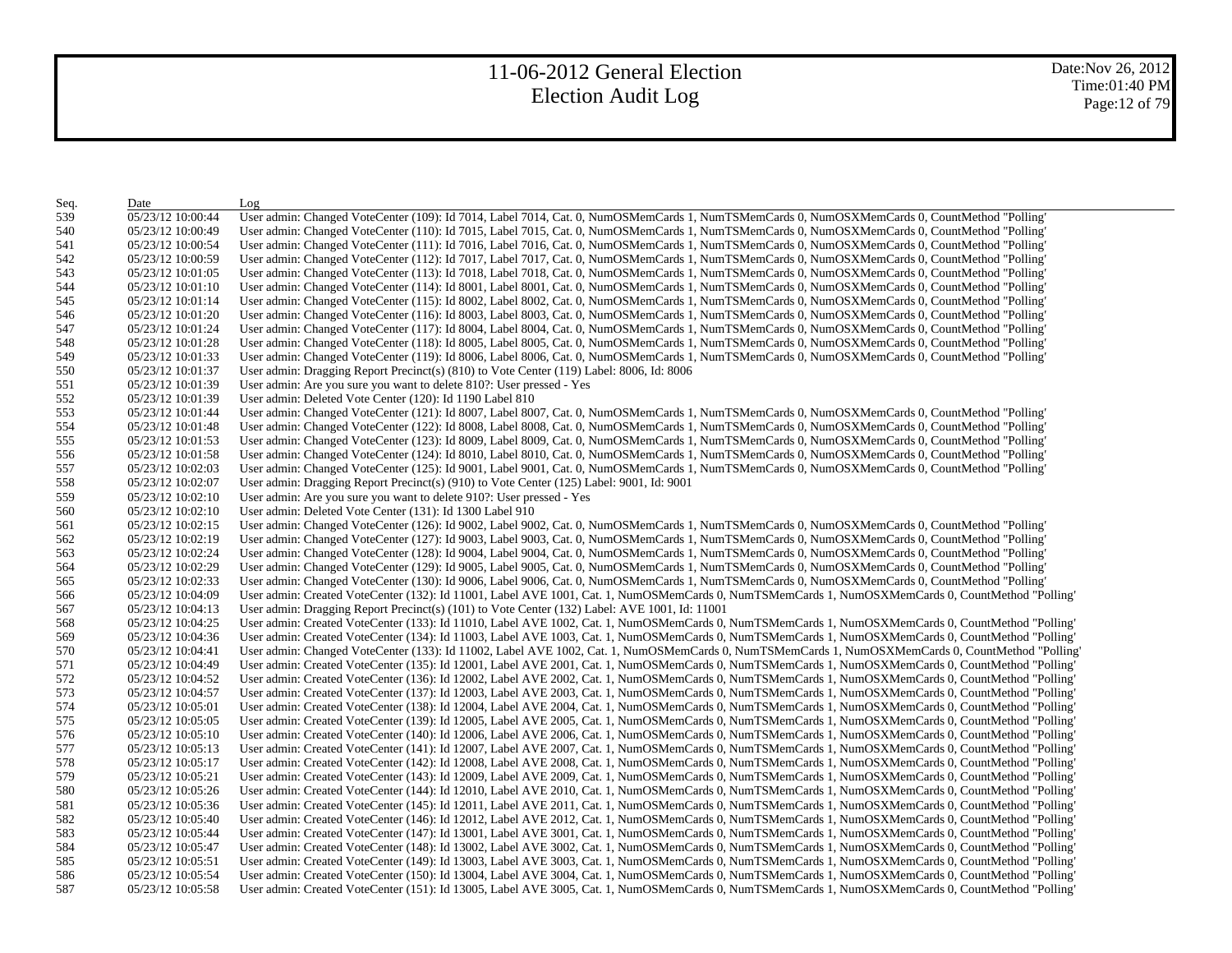# 11-06-2012 General Election
# Election Audit Log

| Seq. | Date | Log |
|---|---|---|
| 539 | 05/23/12 10:00:44 | User admin: Changed VoteCenter (109): Id 7014, Label 7014, Cat. 0, NumOSMemCards 1, NumTSMemCards 0, NumOSXMemCards 0, CountMethod "Polling' |
| 540 | 05/23/12 10:00:49 | User admin: Changed VoteCenter (110): Id 7015, Label 7015, Cat. 0, NumOSMemCards 1, NumTSMemCards 0, NumOSXMemCards 0, CountMethod "Polling' |
| 541 | 05/23/12 10:00:54 | User admin: Changed VoteCenter (111): Id 7016, Label 7016, Cat. 0, NumOSMemCards 1, NumTSMemCards 0, NumOSXMemCards 0, CountMethod "Polling' |
| 542 | 05/23/12 10:00:59 | User admin: Changed VoteCenter (112): Id 7017, Label 7017, Cat. 0, NumOSMemCards 1, NumTSMemCards 0, NumOSXMemCards 0, CountMethod "Polling' |
| 543 | 05/23/12 10:01:05 | User admin: Changed VoteCenter (113): Id 7018, Label 7018, Cat. 0, NumOSMemCards 1, NumTSMemCards 0, NumOSXMemCards 0, CountMethod "Polling' |
| 544 | 05/23/12 10:01:10 | User admin: Changed VoteCenter (114): Id 8001, Label 8001, Cat. 0, NumOSMemCards 1, NumTSMemCards 0, NumOSXMemCards 0, CountMethod "Polling' |
| 545 | 05/23/12 10:01:14 | User admin: Changed VoteCenter (115): Id 8002, Label 8002, Cat. 0, NumOSMemCards 1, NumTSMemCards 0, NumOSXMemCards 0, CountMethod "Polling' |
| 546 | 05/23/12 10:01:20 | User admin: Changed VoteCenter (116): Id 8003, Label 8003, Cat. 0, NumOSMemCards 1, NumTSMemCards 0, NumOSXMemCards 0, CountMethod "Polling' |
| 547 | 05/23/12 10:01:24 | User admin: Changed VoteCenter (117): Id 8004, Label 8004, Cat. 0, NumOSMemCards 1, NumTSMemCards 0, NumOSXMemCards 0, CountMethod "Polling' |
| 548 | 05/23/12 10:01:28 | User admin: Changed VoteCenter (118): Id 8005, Label 8005, Cat. 0, NumOSMemCards 1, NumTSMemCards 0, NumOSXMemCards 0, CountMethod "Polling' |
| 549 | 05/23/12 10:01:33 | User admin: Changed VoteCenter (119): Id 8006, Label 8006, Cat. 0, NumOSMemCards 1, NumTSMemCards 0, NumOSXMemCards 0, CountMethod "Polling' |
| 550 | 05/23/12 10:01:37 | User admin: Dragging Report Precinct(s) (810) to Vote Center (119) Label: 8006, Id: 8006 |
| 551 | 05/23/12 10:01:39 | User admin: Are you sure you want to delete 810?: User pressed - Yes |
| 552 | 05/23/12 10:01:39 | User admin: Deleted Vote Center (120): Id 1190 Label 810 |
| 553 | 05/23/12 10:01:44 | User admin: Changed VoteCenter (121): Id 8007, Label 8007, Cat. 0, NumOSMemCards 1, NumTSMemCards 0, NumOSXMemCards 0, CountMethod "Polling' |
| 554 | 05/23/12 10:01:48 | User admin: Changed VoteCenter (122): Id 8008, Label 8008, Cat. 0, NumOSMemCards 1, NumTSMemCards 0, NumOSXMemCards 0, CountMethod "Polling' |
| 555 | 05/23/12 10:01:53 | User admin: Changed VoteCenter (123): Id 8009, Label 8009, Cat. 0, NumOSMemCards 1, NumTSMemCards 0, NumOSXMemCards 0, CountMethod "Polling' |
| 556 | 05/23/12 10:01:58 | User admin: Changed VoteCenter (124): Id 8010, Label 8010, Cat. 0, NumOSMemCards 1, NumTSMemCards 0, NumOSXMemCards 0, CountMethod "Polling' |
| 557 | 05/23/12 10:02:03 | User admin: Changed VoteCenter (125): Id 9001, Label 9001, Cat. 0, NumOSMemCards 1, NumTSMemCards 0, NumOSXMemCards 0, CountMethod "Polling' |
| 558 | 05/23/12 10:02:07 | User admin: Dragging Report Precinct(s) (910) to Vote Center (125) Label: 9001, Id: 9001 |
| 559 | 05/23/12 10:02:10 | User admin: Are you sure you want to delete 910?: User pressed - Yes |
| 560 | 05/23/12 10:02:10 | User admin: Deleted Vote Center (131): Id 1300 Label 910 |
| 561 | 05/23/12 10:02:15 | User admin: Changed VoteCenter (126): Id 9002, Label 9002, Cat. 0, NumOSMemCards 1, NumTSMemCards 0, NumOSXMemCards 0, CountMethod "Polling' |
| 562 | 05/23/12 10:02:19 | User admin: Changed VoteCenter (127): Id 9003, Label 9003, Cat. 0, NumOSMemCards 1, NumTSMemCards 0, NumOSXMemCards 0, CountMethod "Polling' |
| 563 | 05/23/12 10:02:24 | User admin: Changed VoteCenter (128): Id 9004, Label 9004, Cat. 0, NumOSMemCards 1, NumTSMemCards 0, NumOSXMemCards 0, CountMethod "Polling' |
| 564 | 05/23/12 10:02:29 | User admin: Changed VoteCenter (129): Id 9005, Label 9005, Cat. 0, NumOSMemCards 1, NumTSMemCards 0, NumOSXMemCards 0, CountMethod "Polling' |
| 565 | 05/23/12 10:02:33 | User admin: Changed VoteCenter (130): Id 9006, Label 9006, Cat. 0, NumOSMemCards 1, NumTSMemCards 0, NumOSXMemCards 0, CountMethod "Polling' |
| 566 | 05/23/12 10:04:09 | User admin: Created VoteCenter (132): Id 11001, Label AVE 1001, Cat. 1, NumOSMemCards 0, NumTSMemCards 1, NumOSXMemCards 0, CountMethod "Polling' |
| 567 | 05/23/12 10:04:13 | User admin: Dragging Report Precinct(s) (101) to Vote Center (132) Label: AVE 1001, Id: 11001 |
| 568 | 05/23/12 10:04:25 | User admin: Created VoteCenter (133): Id 11010, Label AVE 1002, Cat. 1, NumOSMemCards 0, NumTSMemCards 1, NumOSXMemCards 0, CountMethod "Polling' |
| 569 | 05/23/12 10:04:36 | User admin: Created VoteCenter (134): Id 11003, Label AVE 1003, Cat. 1, NumOSMemCards 0, NumTSMemCards 1, NumOSXMemCards 0, CountMethod "Polling' |
| 570 | 05/23/12 10:04:41 | User admin: Changed VoteCenter (133): Id 11002, Label AVE 1002, Cat. 1, NumOSMemCards 0, NumTSMemCards 1, NumOSXMemCards 0, CountMethod "Polling' |
| 571 | 05/23/12 10:04:49 | User admin: Created VoteCenter (135): Id 12001, Label AVE 2001, Cat. 1, NumOSMemCards 0, NumTSMemCards 1, NumOSXMemCards 0, CountMethod "Polling' |
| 572 | 05/23/12 10:04:52 | User admin: Created VoteCenter (136): Id 12002, Label AVE 2002, Cat. 1, NumOSMemCards 0, NumTSMemCards 1, NumOSXMemCards 0, CountMethod "Polling' |
| 573 | 05/23/12 10:04:57 | User admin: Created VoteCenter (137): Id 12003, Label AVE 2003, Cat. 1, NumOSMemCards 0, NumTSMemCards 1, NumOSXMemCards 0, CountMethod "Polling' |
| 574 | 05/23/12 10:05:01 | User admin: Created VoteCenter (138): Id 12004, Label AVE 2004, Cat. 1, NumOSMemCards 0, NumTSMemCards 1, NumOSXMemCards 0, CountMethod "Polling' |
| 575 | 05/23/12 10:05:05 | User admin: Created VoteCenter (139): Id 12005, Label AVE 2005, Cat. 1, NumOSMemCards 0, NumTSMemCards 1, NumOSXMemCards 0, CountMethod "Polling' |
| 576 | 05/23/12 10:05:10 | User admin: Created VoteCenter (140): Id 12006, Label AVE 2006, Cat. 1, NumOSMemCards 0, NumTSMemCards 1, NumOSXMemCards 0, CountMethod "Polling' |
| 577 | 05/23/12 10:05:13 | User admin: Created VoteCenter (141): Id 12007, Label AVE 2007, Cat. 1, NumOSMemCards 0, NumTSMemCards 1, NumOSXMemCards 0, CountMethod "Polling' |
| 578 | 05/23/12 10:05:17 | User admin: Created VoteCenter (142): Id 12008, Label AVE 2008, Cat. 1, NumOSMemCards 0, NumTSMemCards 1, NumOSXMemCards 0, CountMethod "Polling' |
| 579 | 05/23/12 10:05:21 | User admin: Created VoteCenter (143): Id 12009, Label AVE 2009, Cat. 1, NumOSMemCards 0, NumTSMemCards 1, NumOSXMemCards 0, CountMethod "Polling' |
| 580 | 05/23/12 10:05:26 | User admin: Created VoteCenter (144): Id 12010, Label AVE 2010, Cat. 1, NumOSMemCards 0, NumTSMemCards 1, NumOSXMemCards 0, CountMethod "Polling' |
| 581 | 05/23/12 10:05:36 | User admin: Created VoteCenter (145): Id 12011, Label AVE 2011, Cat. 1, NumOSMemCards 0, NumTSMemCards 1, NumOSXMemCards 0, CountMethod "Polling' |
| 582 | 05/23/12 10:05:40 | User admin: Created VoteCenter (146): Id 12012, Label AVE 2012, Cat. 1, NumOSMemCards 0, NumTSMemCards 1, NumOSXMemCards 0, CountMethod "Polling' |
| 583 | 05/23/12 10:05:44 | User admin: Created VoteCenter (147): Id 13001, Label AVE 3001, Cat. 1, NumOSMemCards 0, NumTSMemCards 1, NumOSXMemCards 0, CountMethod "Polling' |
| 584 | 05/23/12 10:05:47 | User admin: Created VoteCenter (148): Id 13002, Label AVE 3002, Cat. 1, NumOSMemCards 0, NumTSMemCards 1, NumOSXMemCards 0, CountMethod "Polling' |
| 585 | 05/23/12 10:05:51 | User admin: Created VoteCenter (149): Id 13003, Label AVE 3003, Cat. 1, NumOSMemCards 0, NumTSMemCards 1, NumOSXMemCards 0, CountMethod "Polling' |
| 586 | 05/23/12 10:05:54 | User admin: Created VoteCenter (150): Id 13004, Label AVE 3004, Cat. 1, NumOSMemCards 0, NumTSMemCards 1, NumOSXMemCards 0, CountMethod "Polling' |
| 587 | 05/23/12 10:05:58 | User admin: Created VoteCenter (151): Id 13005, Label AVE 3005, Cat. 1, NumOSMemCards 0, NumTSMemCards 1, NumOSXMemCards 0, CountMethod "Polling' |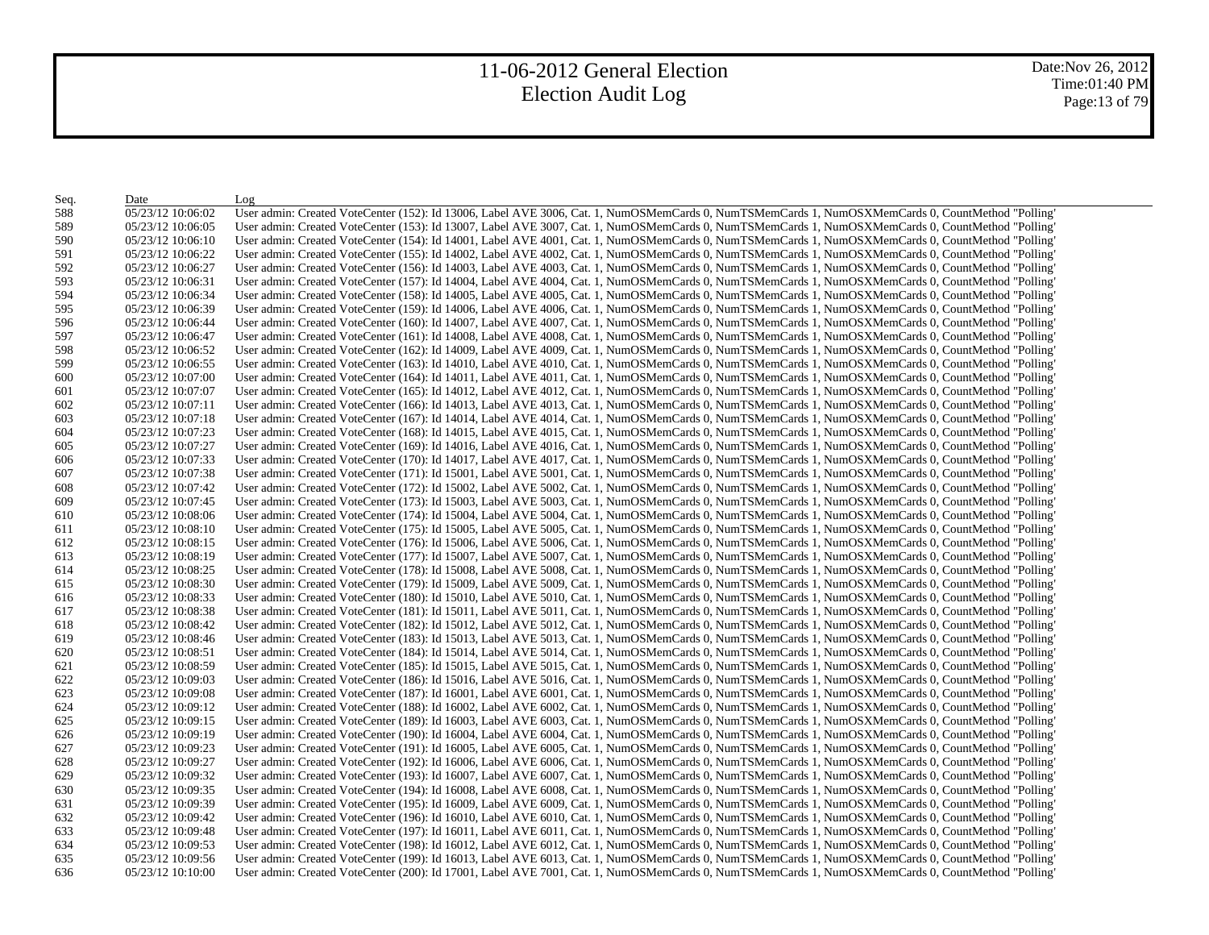| Seq. | Date | Log |
|---|---|---|
| 588 | 05/23/12 10:06:02 | User admin: Created VoteCenter (152): Id 13006, Label AVE 3006, Cat. 1, NumOSMemCards 0, NumTSMemCards 1, NumOSXMemCards 0, CountMethod "Polling' |
| 589 | 05/23/12 10:06:05 | User admin: Created VoteCenter (153): Id 13007, Label AVE 3007, Cat. 1, NumOSMemCards 0, NumTSMemCards 1, NumOSXMemCards 0, CountMethod "Polling' |
| 590 | 05/23/12 10:06:10 | User admin: Created VoteCenter (154): Id 14001, Label AVE 4001, Cat. 1, NumOSMemCards 0, NumTSMemCards 1, NumOSXMemCards 0, CountMethod "Polling' |
| 591 | 05/23/12 10:06:22 | User admin: Created VoteCenter (155): Id 14002, Label AVE 4002, Cat. 1, NumOSMemCards 0, NumTSMemCards 1, NumOSXMemCards 0, CountMethod "Polling' |
| 592 | 05/23/12 10:06:27 | User admin: Created VoteCenter (156): Id 14003, Label AVE 4003, Cat. 1, NumOSMemCards 0, NumTSMemCards 1, NumOSXMemCards 0, CountMethod "Polling' |
| 593 | 05/23/12 10:06:31 | User admin: Created VoteCenter (157): Id 14004, Label AVE 4004, Cat. 1, NumOSMemCards 0, NumTSMemCards 1, NumOSXMemCards 0, CountMethod "Polling' |
| 594 | 05/23/12 10:06:34 | User admin: Created VoteCenter (158): Id 14005, Label AVE 4005, Cat. 1, NumOSMemCards 0, NumTSMemCards 1, NumOSXMemCards 0, CountMethod "Polling' |
| 595 | 05/23/12 10:06:39 | User admin: Created VoteCenter (159): Id 14006, Label AVE 4006, Cat. 1, NumOSMemCards 0, NumTSMemCards 1, NumOSXMemCards 0, CountMethod "Polling' |
| 596 | 05/23/12 10:06:44 | User admin: Created VoteCenter (160): Id 14007, Label AVE 4007, Cat. 1, NumOSMemCards 0, NumTSMemCards 1, NumOSXMemCards 0, CountMethod "Polling' |
| 597 | 05/23/12 10:06:47 | User admin: Created VoteCenter (161): Id 14008, Label AVE 4008, Cat. 1, NumOSMemCards 0, NumTSMemCards 1, NumOSXMemCards 0, CountMethod "Polling' |
| 598 | 05/23/12 10:06:52 | User admin: Created VoteCenter (162): Id 14009, Label AVE 4009, Cat. 1, NumOSMemCards 0, NumTSMemCards 1, NumOSXMemCards 0, CountMethod "Polling' |
| 599 | 05/23/12 10:06:55 | User admin: Created VoteCenter (163): Id 14010, Label AVE 4010, Cat. 1, NumOSMemCards 0, NumTSMemCards 1, NumOSXMemCards 0, CountMethod "Polling' |
| 600 | 05/23/12 10:07:00 | User admin: Created VoteCenter (164): Id 14011, Label AVE 4011, Cat. 1, NumOSMemCards 0, NumTSMemCards 1, NumOSXMemCards 0, CountMethod "Polling' |
| 601 | 05/23/12 10:07:07 | User admin: Created VoteCenter (165): Id 14012, Label AVE 4012, Cat. 1, NumOSMemCards 0, NumTSMemCards 1, NumOSXMemCards 0, CountMethod "Polling' |
| 602 | 05/23/12 10:07:11 | User admin: Created VoteCenter (166): Id 14013, Label AVE 4013, Cat. 1, NumOSMemCards 0, NumTSMemCards 1, NumOSXMemCards 0, CountMethod "Polling' |
| 603 | 05/23/12 10:07:18 | User admin: Created VoteCenter (167): Id 14014, Label AVE 4014, Cat. 1, NumOSMemCards 0, NumTSMemCards 1, NumOSXMemCards 0, CountMethod "Polling' |
| 604 | 05/23/12 10:07:23 | User admin: Created VoteCenter (168): Id 14015, Label AVE 4015, Cat. 1, NumOSMemCards 0, NumTSMemCards 1, NumOSXMemCards 0, CountMethod "Polling' |
| 605 | 05/23/12 10:07:27 | User admin: Created VoteCenter (169): Id 14016, Label AVE 4016, Cat. 1, NumOSMemCards 0, NumTSMemCards 1, NumOSXMemCards 0, CountMethod "Polling' |
| 606 | 05/23/12 10:07:33 | User admin: Created VoteCenter (170): Id 14017, Label AVE 4017, Cat. 1, NumOSMemCards 0, NumTSMemCards 1, NumOSXMemCards 0, CountMethod "Polling' |
| 607 | 05/23/12 10:07:38 | User admin: Created VoteCenter (171): Id 15001, Label AVE 5001, Cat. 1, NumOSMemCards 0, NumTSMemCards 1, NumOSXMemCards 0, CountMethod "Polling' |
| 608 | 05/23/12 10:07:42 | User admin: Created VoteCenter (172): Id 15002, Label AVE 5002, Cat. 1, NumOSMemCards 0, NumTSMemCards 1, NumOSXMemCards 0, CountMethod "Polling' |
| 609 | 05/23/12 10:07:45 | User admin: Created VoteCenter (173): Id 15003, Label AVE 5003, Cat. 1, NumOSMemCards 0, NumTSMemCards 1, NumOSXMemCards 0, CountMethod "Polling' |
| 610 | 05/23/12 10:08:06 | User admin: Created VoteCenter (174): Id 15004, Label AVE 5004, Cat. 1, NumOSMemCards 0, NumTSMemCards 1, NumOSXMemCards 0, CountMethod "Polling' |
| 611 | 05/23/12 10:08:10 | User admin: Created VoteCenter (175): Id 15005, Label AVE 5005, Cat. 1, NumOSMemCards 0, NumTSMemCards 1, NumOSXMemCards 0, CountMethod "Polling' |
| 612 | 05/23/12 10:08:15 | User admin: Created VoteCenter (176): Id 15006, Label AVE 5006, Cat. 1, NumOSMemCards 0, NumTSMemCards 1, NumOSXMemCards 0, CountMethod "Polling' |
| 613 | 05/23/12 10:08:19 | User admin: Created VoteCenter (177): Id 15007, Label AVE 5007, Cat. 1, NumOSMemCards 0, NumTSMemCards 1, NumOSXMemCards 0, CountMethod "Polling' |
| 614 | 05/23/12 10:08:25 | User admin: Created VoteCenter (178): Id 15008, Label AVE 5008, Cat. 1, NumOSMemCards 0, NumTSMemCards 1, NumOSXMemCards 0, CountMethod "Polling' |
| 615 | 05/23/12 10:08:30 | User admin: Created VoteCenter (179): Id 15009, Label AVE 5009, Cat. 1, NumOSMemCards 0, NumTSMemCards 1, NumOSXMemCards 0, CountMethod "Polling' |
| 616 | 05/23/12 10:08:33 | User admin: Created VoteCenter (180): Id 15010, Label AVE 5010, Cat. 1, NumOSMemCards 0, NumTSMemCards 1, NumOSXMemCards 0, CountMethod "Polling' |
| 617 | 05/23/12 10:08:38 | User admin: Created VoteCenter (181): Id 15011, Label AVE 5011, Cat. 1, NumOSMemCards 0, NumTSMemCards 1, NumOSXMemCards 0, CountMethod "Polling' |
| 618 | 05/23/12 10:08:42 | User admin: Created VoteCenter (182): Id 15012, Label AVE 5012, Cat. 1, NumOSMemCards 0, NumTSMemCards 1, NumOSXMemCards 0, CountMethod "Polling' |
| 619 | 05/23/12 10:08:46 | User admin: Created VoteCenter (183): Id 15013, Label AVE 5013, Cat. 1, NumOSMemCards 0, NumTSMemCards 1, NumOSXMemCards 0, CountMethod "Polling' |
| 620 | 05/23/12 10:08:51 | User admin: Created VoteCenter (184): Id 15014, Label AVE 5014, Cat. 1, NumOSMemCards 0, NumTSMemCards 1, NumOSXMemCards 0, CountMethod "Polling' |
| 621 | 05/23/12 10:08:59 | User admin: Created VoteCenter (185): Id 15015, Label AVE 5015, Cat. 1, NumOSMemCards 0, NumTSMemCards 1, NumOSXMemCards 0, CountMethod "Polling' |
| 622 | 05/23/12 10:09:03 | User admin: Created VoteCenter (186): Id 15016, Label AVE 5016, Cat. 1, NumOSMemCards 0, NumTSMemCards 1, NumOSXMemCards 0, CountMethod "Polling' |
| 623 | 05/23/12 10:09:08 | User admin: Created VoteCenter (187): Id 16001, Label AVE 6001, Cat. 1, NumOSMemCards 0, NumTSMemCards 1, NumOSXMemCards 0, CountMethod "Polling' |
| 624 | 05/23/12 10:09:12 | User admin: Created VoteCenter (188): Id 16002, Label AVE 6002, Cat. 1, NumOSMemCards 0, NumTSMemCards 1, NumOSXMemCards 0, CountMethod "Polling' |
| 625 | 05/23/12 10:09:15 | User admin: Created VoteCenter (189): Id 16003, Label AVE 6003, Cat. 1, NumOSMemCards 0, NumTSMemCards 1, NumOSXMemCards 0, CountMethod "Polling' |
| 626 | 05/23/12 10:09:19 | User admin: Created VoteCenter (190): Id 16004, Label AVE 6004, Cat. 1, NumOSMemCards 0, NumTSMemCards 1, NumOSXMemCards 0, CountMethod "Polling' |
| 627 | 05/23/12 10:09:23 | User admin: Created VoteCenter (191): Id 16005, Label AVE 6005, Cat. 1, NumOSMemCards 0, NumTSMemCards 1, NumOSXMemCards 0, CountMethod "Polling' |
| 628 | 05/23/12 10:09:27 | User admin: Created VoteCenter (192): Id 16006, Label AVE 6006, Cat. 1, NumOSMemCards 0, NumTSMemCards 1, NumOSXMemCards 0, CountMethod "Polling' |
| 629 | 05/23/12 10:09:32 | User admin: Created VoteCenter (193): Id 16007, Label AVE 6007, Cat. 1, NumOSMemCards 0, NumTSMemCards 1, NumOSXMemCards 0, CountMethod "Polling' |
| 630 | 05/23/12 10:09:35 | User admin: Created VoteCenter (194): Id 16008, Label AVE 6008, Cat. 1, NumOSMemCards 0, NumTSMemCards 1, NumOSXMemCards 0, CountMethod "Polling' |
| 631 | 05/23/12 10:09:39 | User admin: Created VoteCenter (195): Id 16009, Label AVE 6009, Cat. 1, NumOSMemCards 0, NumTSMemCards 1, NumOSXMemCards 0, CountMethod "Polling' |
| 632 | 05/23/12 10:09:42 | User admin: Created VoteCenter (196): Id 16010, Label AVE 6010, Cat. 1, NumOSMemCards 0, NumTSMemCards 1, NumOSXMemCards 0, CountMethod "Polling' |
| 633 | 05/23/12 10:09:48 | User admin: Created VoteCenter (197): Id 16011, Label AVE 6011, Cat. 1, NumOSMemCards 0, NumTSMemCards 1, NumOSXMemCards 0, CountMethod "Polling' |
| 634 | 05/23/12 10:09:53 | User admin: Created VoteCenter (198): Id 16012, Label AVE 6012, Cat. 1, NumOSMemCards 0, NumTSMemCards 1, NumOSXMemCards 0, CountMethod "Polling' |
| 635 | 05/23/12 10:09:56 | User admin: Created VoteCenter (199): Id 16013, Label AVE 6013, Cat. 1, NumOSMemCards 0, NumTSMemCards 1, NumOSXMemCards 0, CountMethod "Polling' |
| 636 | 05/23/12 10:10:00 | User admin: Created VoteCenter (200): Id 17001, Label AVE 7001, Cat. 1, NumOSMemCards 0, NumTSMemCards 1, NumOSXMemCards 0, CountMethod "Polling' |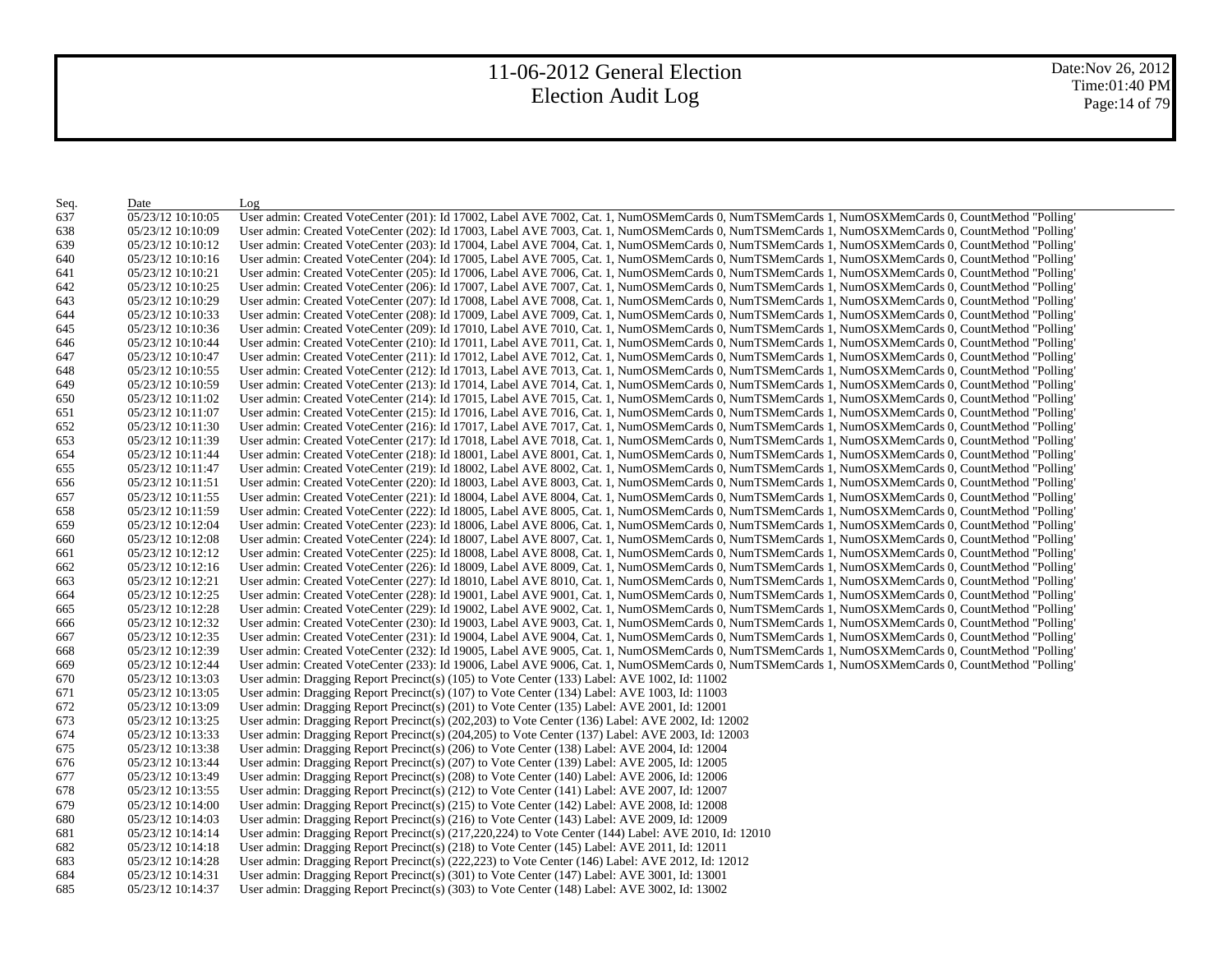# 11-06-2012 General Election
## Election Audit Log

Date:Nov 26, 2012
Time:01:40 PM

| Seq. | Date | Log |
|---|---|---|
| 637 | 05/23/12 10:10:05 | User admin: Created VoteCenter (201): Id 17002, Label AVE 7002, Cat. 1, NumOSMemCards 0, NumTSMemCards 1, NumOSXMemCards 0, CountMethod "Polling' |
| 638 | 05/23/12 10:10:09 | User admin: Created VoteCenter (202): Id 17003, Label AVE 7003, Cat. 1, NumOSMemCards 0, NumTSMemCards 1, NumOSXMemCards 0, CountMethod "Polling' |
| 639 | 05/23/12 10:10:12 | User admin: Created VoteCenter (203): Id 17004, Label AVE 7004, Cat. 1, NumOSMemCards 0, NumTSMemCards 1, NumOSXMemCards 0, CountMethod "Polling' |
| 640 | 05/23/12 10:10:16 | User admin: Created VoteCenter (204): Id 17005, Label AVE 7005, Cat. 1, NumOSMemCards 0, NumTSMemCards 1, NumOSXMemCards 0, CountMethod "Polling' |
| 641 | 05/23/12 10:10:21 | User admin: Created VoteCenter (205): Id 17006, Label AVE 7006, Cat. 1, NumOSMemCards 0, NumTSMemCards 1, NumOSXMemCards 0, CountMethod "Polling' |
| 642 | 05/23/12 10:10:25 | User admin: Created VoteCenter (206): Id 17007, Label AVE 7007, Cat. 1, NumOSMemCards 0, NumTSMemCards 1, NumOSXMemCards 0, CountMethod "Polling' |
| 643 | 05/23/12 10:10:29 | User admin: Created VoteCenter (207): Id 17008, Label AVE 7008, Cat. 1, NumOSMemCards 0, NumTSMemCards 1, NumOSXMemCards 0, CountMethod "Polling' |
| 644 | 05/23/12 10:10:33 | User admin: Created VoteCenter (208): Id 17009, Label AVE 7009, Cat. 1, NumOSMemCards 0, NumTSMemCards 1, NumOSXMemCards 0, CountMethod "Polling' |
| 645 | 05/23/12 10:10:36 | User admin: Created VoteCenter (209): Id 17010, Label AVE 7010, Cat. 1, NumOSMemCards 0, NumTSMemCards 1, NumOSXMemCards 0, CountMethod "Polling' |
| 646 | 05/23/12 10:10:44 | User admin: Created VoteCenter (210): Id 17011, Label AVE 7011, Cat. 1, NumOSMemCards 0, NumTSMemCards 1, NumOSXMemCards 0, CountMethod "Polling' |
| 647 | 05/23/12 10:10:47 | User admin: Created VoteCenter (211): Id 17012, Label AVE 7012, Cat. 1, NumOSMemCards 0, NumTSMemCards 1, NumOSXMemCards 0, CountMethod "Polling' |
| 648 | 05/23/12 10:10:55 | User admin: Created VoteCenter (212): Id 17013, Label AVE 7013, Cat. 1, NumOSMemCards 0, NumTSMemCards 1, NumOSXMemCards 0, CountMethod "Polling' |
| 649 | 05/23/12 10:10:59 | User admin: Created VoteCenter (213): Id 17014, Label AVE 7014, Cat. 1, NumOSMemCards 0, NumTSMemCards 1, NumOSXMemCards 0, CountMethod "Polling' |
| 650 | 05/23/12 10:11:02 | User admin: Created VoteCenter (214): Id 17015, Label AVE 7015, Cat. 1, NumOSMemCards 0, NumTSMemCards 1, NumOSXMemCards 0, CountMethod "Polling' |
| 651 | 05/23/12 10:11:07 | User admin: Created VoteCenter (215): Id 17016, Label AVE 7016, Cat. 1, NumOSMemCards 0, NumTSMemCards 1, NumOSXMemCards 0, CountMethod "Polling' |
| 652 | 05/23/12 10:11:30 | User admin: Created VoteCenter (216): Id 17017, Label AVE 7017, Cat. 1, NumOSMemCards 0, NumTSMemCards 1, NumOSXMemCards 0, CountMethod "Polling' |
| 653 | 05/23/12 10:11:39 | User admin: Created VoteCenter (217): Id 17018, Label AVE 7018, Cat. 1, NumOSMemCards 0, NumTSMemCards 1, NumOSXMemCards 0, CountMethod "Polling' |
| 654 | 05/23/12 10:11:44 | User admin: Created VoteCenter (218): Id 18001, Label AVE 8001, Cat. 1, NumOSMemCards 0, NumTSMemCards 1, NumOSXMemCards 0, CountMethod "Polling' |
| 655 | 05/23/12 10:11:47 | User admin: Created VoteCenter (219): Id 18002, Label AVE 8002, Cat. 1, NumOSMemCards 0, NumTSMemCards 1, NumOSXMemCards 0, CountMethod "Polling' |
| 656 | 05/23/12 10:11:51 | User admin: Created VoteCenter (220): Id 18003, Label AVE 8003, Cat. 1, NumOSMemCards 0, NumTSMemCards 1, NumOSXMemCards 0, CountMethod "Polling' |
| 657 | 05/23/12 10:11:55 | User admin: Created VoteCenter (221): Id 18004, Label AVE 8004, Cat. 1, NumOSMemCards 0, NumTSMemCards 1, NumOSXMemCards 0, CountMethod "Polling' |
| 658 | 05/23/12 10:11:59 | User admin: Created VoteCenter (222): Id 18005, Label AVE 8005, Cat. 1, NumOSMemCards 0, NumTSMemCards 1, NumOSXMemCards 0, CountMethod "Polling' |
| 659 | 05/23/12 10:12:04 | User admin: Created VoteCenter (223): Id 18006, Label AVE 8006, Cat. 1, NumOSMemCards 0, NumTSMemCards 1, NumOSXMemCards 0, CountMethod "Polling' |
| 660 | 05/23/12 10:12:08 | User admin: Created VoteCenter (224): Id 18007, Label AVE 8007, Cat. 1, NumOSMemCards 0, NumTSMemCards 1, NumOSXMemCards 0, CountMethod "Polling' |
| 661 | 05/23/12 10:12:12 | User admin: Created VoteCenter (225): Id 18008, Label AVE 8008, Cat. 1, NumOSMemCards 0, NumTSMemCards 1, NumOSXMemCards 0, CountMethod "Polling' |
| 662 | 05/23/12 10:12:16 | User admin: Created VoteCenter (226): Id 18009, Label AVE 8009, Cat. 1, NumOSMemCards 0, NumTSMemCards 1, NumOSXMemCards 0, CountMethod "Polling' |
| 663 | 05/23/12 10:12:21 | User admin: Created VoteCenter (227): Id 18010, Label AVE 8010, Cat. 1, NumOSMemCards 0, NumTSMemCards 1, NumOSXMemCards 0, CountMethod "Polling' |
| 664 | 05/23/12 10:12:25 | User admin: Created VoteCenter (228): Id 19001, Label AVE 9001, Cat. 1, NumOSMemCards 0, NumTSMemCards 1, NumOSXMemCards 0, CountMethod "Polling' |
| 665 | 05/23/12 10:12:28 | User admin: Created VoteCenter (229): Id 19002, Label AVE 9002, Cat. 1, NumOSMemCards 0, NumTSMemCards 1, NumOSXMemCards 0, CountMethod "Polling' |
| 666 | 05/23/12 10:12:32 | User admin: Created VoteCenter (230): Id 19003, Label AVE 9003, Cat. 1, NumOSMemCards 0, NumTSMemCards 1, NumOSXMemCards 0, CountMethod "Polling' |
| 667 | 05/23/12 10:12:35 | User admin: Created VoteCenter (231): Id 19004, Label AVE 9004, Cat. 1, NumOSMemCards 0, NumTSMemCards 1, NumOSXMemCards 0, CountMethod "Polling' |
| 668 | 05/23/12 10:12:39 | User admin: Created VoteCenter (232): Id 19005, Label AVE 9005, Cat. 1, NumOSMemCards 0, NumTSMemCards 1, NumOSXMemCards 0, CountMethod "Polling' |
| 669 | 05/23/12 10:12:44 | User admin: Created VoteCenter (233): Id 19006, Label AVE 9006, Cat. 1, NumOSMemCards 0, NumTSMemCards 1, NumOSXMemCards 0, CountMethod "Polling' |
| 670 | 05/23/12 10:13:03 | User admin: Dragging Report Precinct(s) (105) to Vote Center (133) Label: AVE 1002, Id: 11002 |
| 671 | 05/23/12 10:13:05 | User admin: Dragging Report Precinct(s) (107) to Vote Center (134) Label: AVE 1003, Id: 11003 |
| 672 | 05/23/12 10:13:09 | User admin: Dragging Report Precinct(s) (201) to Vote Center (135) Label: AVE 2001, Id: 12001 |
| 673 | 05/23/12 10:13:25 | User admin: Dragging Report Precinct(s) (202,203) to Vote Center (136) Label: AVE 2002, Id: 12002 |
| 674 | 05/23/12 10:13:33 | User admin: Dragging Report Precinct(s) (204,205) to Vote Center (137) Label: AVE 2003, Id: 12003 |
| 675 | 05/23/12 10:13:38 | User admin: Dragging Report Precinct(s) (206) to Vote Center (138) Label: AVE 2004, Id: 12004 |
| 676 | 05/23/12 10:13:44 | User admin: Dragging Report Precinct(s) (207) to Vote Center (139) Label: AVE 2005, Id: 12005 |
| 677 | 05/23/12 10:13:49 | User admin: Dragging Report Precinct(s) (208) to Vote Center (140) Label: AVE 2006, Id: 12006 |
| 678 | 05/23/12 10:13:55 | User admin: Dragging Report Precinct(s) (212) to Vote Center (141) Label: AVE 2007, Id: 12007 |
| 679 | 05/23/12 10:14:00 | User admin: Dragging Report Precinct(s) (215) to Vote Center (142) Label: AVE 2008, Id: 12008 |
| 680 | 05/23/12 10:14:03 | User admin: Dragging Report Precinct(s) (216) to Vote Center (143) Label: AVE 2009, Id: 12009 |
| 681 | 05/23/12 10:14:14 | User admin: Dragging Report Precinct(s) (217,220,224) to Vote Center (144) Label: AVE 2010, Id: 12010 |
| 682 | 05/23/12 10:14:18 | User admin: Dragging Report Precinct(s) (218) to Vote Center (145) Label: AVE 2011, Id: 12011 |
| 683 | 05/23/12 10:14:28 | User admin: Dragging Report Precinct(s) (222,223) to Vote Center (146) Label: AVE 2012, Id: 12012 |
| 684 | 05/23/12 10:14:31 | User admin: Dragging Report Precinct(s) (301) to Vote Center (147) Label: AVE 3001, Id: 13001 |
| 685 | 05/23/12 10:14:37 | User admin: Dragging Report Precinct(s) (303) to Vote Center (148) Label: AVE 3002, Id: 13002 |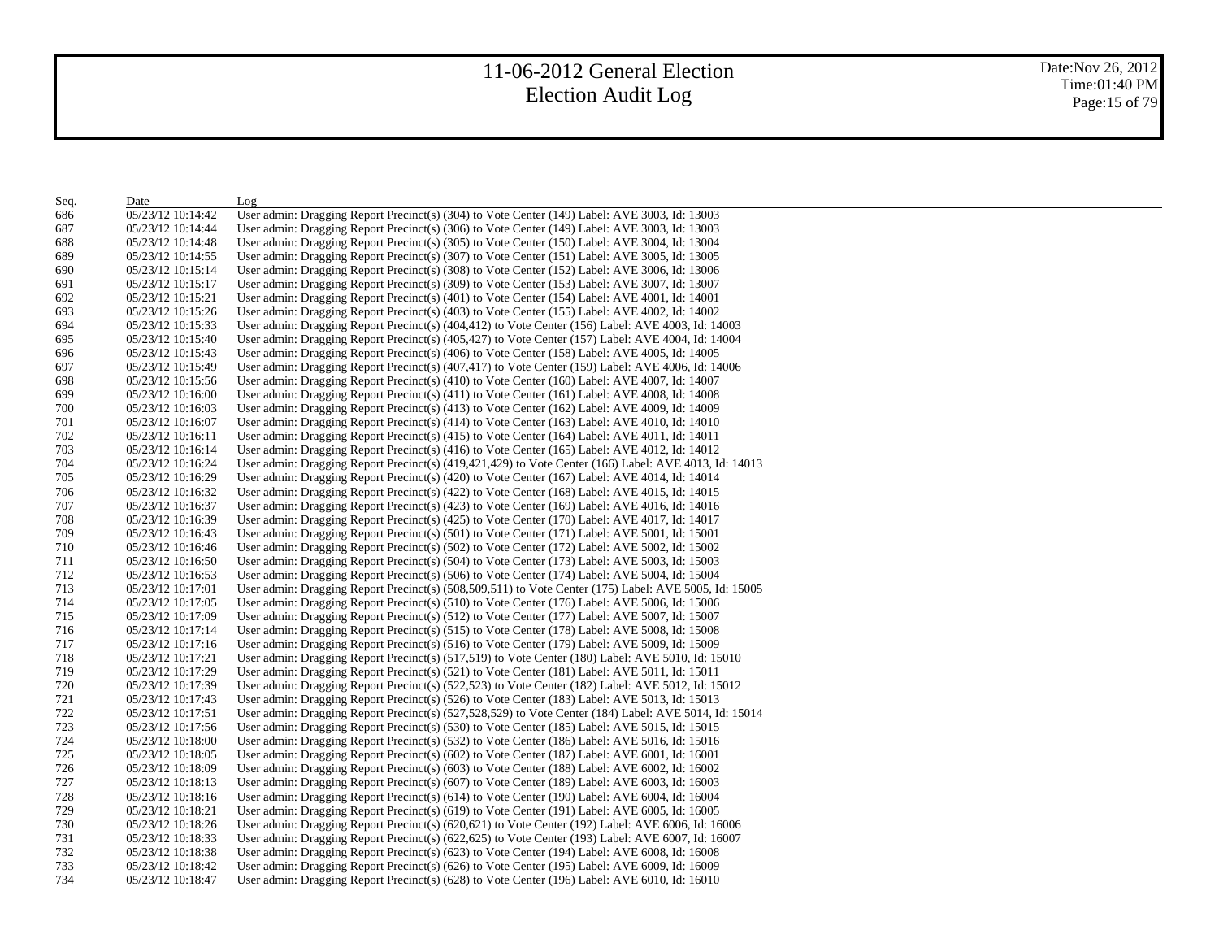# 11-06-2012 General Election
## Election Audit Log

Date:Nov 26, 2012
Time:01:40 PM

| Seq. | Date | Log |
|---|---|---|
| 686 | 05/23/12 10:14:42 | User admin: Dragging Report Precinct(s) (304) to Vote Center (149) Label: AVE 3003, Id: 13003 |
| 687 | 05/23/12 10:14:44 | User admin: Dragging Report Precinct(s) (306) to Vote Center (149) Label: AVE 3003, Id: 13003 |
| 688 | 05/23/12 10:14:48 | User admin: Dragging Report Precinct(s) (305) to Vote Center (150) Label: AVE 3004, Id: 13004 |
| 689 | 05/23/12 10:14:55 | User admin: Dragging Report Precinct(s) (307) to Vote Center (151) Label: AVE 3005, Id: 13005 |
| 690 | 05/23/12 10:15:14 | User admin: Dragging Report Precinct(s) (308) to Vote Center (152) Label: AVE 3006, Id: 13006 |
| 691 | 05/23/12 10:15:17 | User admin: Dragging Report Precinct(s) (309) to Vote Center (153) Label: AVE 3007, Id: 13007 |
| 692 | 05/23/12 10:15:21 | User admin: Dragging Report Precinct(s) (401) to Vote Center (154) Label: AVE 4001, Id: 14001 |
| 693 | 05/23/12 10:15:26 | User admin: Dragging Report Precinct(s) (403) to Vote Center (155) Label: AVE 4002, Id: 14002 |
| 694 | 05/23/12 10:15:33 | User admin: Dragging Report Precinct(s) (404,412) to Vote Center (156) Label: AVE 4003, Id: 14003 |
| 695 | 05/23/12 10:15:40 | User admin: Dragging Report Precinct(s) (405,427) to Vote Center (157) Label: AVE 4004, Id: 14004 |
| 696 | 05/23/12 10:15:43 | User admin: Dragging Report Precinct(s) (406) to Vote Center (158) Label: AVE 4005, Id: 14005 |
| 697 | 05/23/12 10:15:49 | User admin: Dragging Report Precinct(s) (407,417) to Vote Center (159) Label: AVE 4006, Id: 14006 |
| 698 | 05/23/12 10:15:56 | User admin: Dragging Report Precinct(s) (410) to Vote Center (160) Label: AVE 4007, Id: 14007 |
| 699 | 05/23/12 10:16:00 | User admin: Dragging Report Precinct(s) (411) to Vote Center (161) Label: AVE 4008, Id: 14008 |
| 700 | 05/23/12 10:16:03 | User admin: Dragging Report Precinct(s) (413) to Vote Center (162) Label: AVE 4009, Id: 14009 |
| 701 | 05/23/12 10:16:07 | User admin: Dragging Report Precinct(s) (414) to Vote Center (163) Label: AVE 4010, Id: 14010 |
| 702 | 05/23/12 10:16:11 | User admin: Dragging Report Precinct(s) (415) to Vote Center (164) Label: AVE 4011, Id: 14011 |
| 703 | 05/23/12 10:16:14 | User admin: Dragging Report Precinct(s) (416) to Vote Center (165) Label: AVE 4012, Id: 14012 |
| 704 | 05/23/12 10:16:24 | User admin: Dragging Report Precinct(s) (419,421,429) to Vote Center (166) Label: AVE 4013, Id: 14013 |
| 705 | 05/23/12 10:16:29 | User admin: Dragging Report Precinct(s) (420) to Vote Center (167) Label: AVE 4014, Id: 14014 |
| 706 | 05/23/12 10:16:32 | User admin: Dragging Report Precinct(s) (422) to Vote Center (168) Label: AVE 4015, Id: 14015 |
| 707 | 05/23/12 10:16:37 | User admin: Dragging Report Precinct(s) (423) to Vote Center (169) Label: AVE 4016, Id: 14016 |
| 708 | 05/23/12 10:16:39 | User admin: Dragging Report Precinct(s) (425) to Vote Center (170) Label: AVE 4017, Id: 14017 |
| 709 | 05/23/12 10:16:43 | User admin: Dragging Report Precinct(s) (501) to Vote Center (171) Label: AVE 5001, Id: 15001 |
| 710 | 05/23/12 10:16:46 | User admin: Dragging Report Precinct(s) (502) to Vote Center (172) Label: AVE 5002, Id: 15002 |
| 711 | 05/23/12 10:16:50 | User admin: Dragging Report Precinct(s) (504) to Vote Center (173) Label: AVE 5003, Id: 15003 |
| 712 | 05/23/12 10:16:53 | User admin: Dragging Report Precinct(s) (506) to Vote Center (174) Label: AVE 5004, Id: 15004 |
| 713 | 05/23/12 10:17:01 | User admin: Dragging Report Precinct(s) (508,509,511) to Vote Center (175) Label: AVE 5005, Id: 15005 |
| 714 | 05/23/12 10:17:05 | User admin: Dragging Report Precinct(s) (510) to Vote Center (176) Label: AVE 5006, Id: 15006 |
| 715 | 05/23/12 10:17:09 | User admin: Dragging Report Precinct(s) (512) to Vote Center (177) Label: AVE 5007, Id: 15007 |
| 716 | 05/23/12 10:17:14 | User admin: Dragging Report Precinct(s) (515) to Vote Center (178) Label: AVE 5008, Id: 15008 |
| 717 | 05/23/12 10:17:16 | User admin: Dragging Report Precinct(s) (516) to Vote Center (179) Label: AVE 5009, Id: 15009 |
| 718 | 05/23/12 10:17:21 | User admin: Dragging Report Precinct(s) (517,519) to Vote Center (180) Label: AVE 5010, Id: 15010 |
| 719 | 05/23/12 10:17:29 | User admin: Dragging Report Precinct(s) (521) to Vote Center (181) Label: AVE 5011, Id: 15011 |
| 720 | 05/23/12 10:17:39 | User admin: Dragging Report Precinct(s) (522,523) to Vote Center (182) Label: AVE 5012, Id: 15012 |
| 721 | 05/23/12 10:17:43 | User admin: Dragging Report Precinct(s) (526) to Vote Center (183) Label: AVE 5013, Id: 15013 |
| 722 | 05/23/12 10:17:51 | User admin: Dragging Report Precinct(s) (527,528,529) to Vote Center (184) Label: AVE 5014, Id: 15014 |
| 723 | 05/23/12 10:17:56 | User admin: Dragging Report Precinct(s) (530) to Vote Center (185) Label: AVE 5015, Id: 15015 |
| 724 | 05/23/12 10:18:00 | User admin: Dragging Report Precinct(s) (532) to Vote Center (186) Label: AVE 5016, Id: 15016 |
| 725 | 05/23/12 10:18:05 | User admin: Dragging Report Precinct(s) (602) to Vote Center (187) Label: AVE 6001, Id: 16001 |
| 726 | 05/23/12 10:18:09 | User admin: Dragging Report Precinct(s) (603) to Vote Center (188) Label: AVE 6002, Id: 16002 |
| 727 | 05/23/12 10:18:13 | User admin: Dragging Report Precinct(s) (607) to Vote Center (189) Label: AVE 6003, Id: 16003 |
| 728 | 05/23/12 10:18:16 | User admin: Dragging Report Precinct(s) (614) to Vote Center (190) Label: AVE 6004, Id: 16004 |
| 729 | 05/23/12 10:18:21 | User admin: Dragging Report Precinct(s) (619) to Vote Center (191) Label: AVE 6005, Id: 16005 |
| 730 | 05/23/12 10:18:26 | User admin: Dragging Report Precinct(s) (620,621) to Vote Center (192) Label: AVE 6006, Id: 16006 |
| 731 | 05/23/12 10:18:33 | User admin: Dragging Report Precinct(s) (622,625) to Vote Center (193) Label: AVE 6007, Id: 16007 |
| 732 | 05/23/12 10:18:38 | User admin: Dragging Report Precinct(s) (623) to Vote Center (194) Label: AVE 6008, Id: 16008 |
| 733 | 05/23/12 10:18:42 | User admin: Dragging Report Precinct(s) (626) to Vote Center (195) Label: AVE 6009, Id: 16009 |
| 734 | 05/23/12 10:18:47 | User admin: Dragging Report Precinct(s) (628) to Vote Center (196) Label: AVE 6010, Id: 16010 |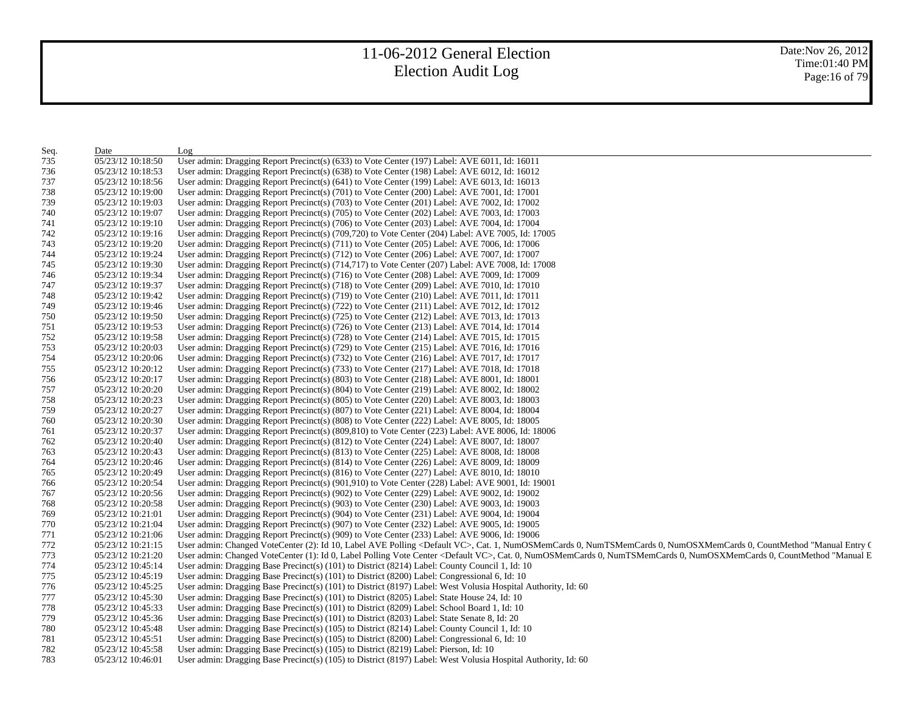# 11-06-2012 General Election
# Election Audit Log

Date:Nov 26, 2012
Time:01:40 PM

| Seq. | Date | Log |
|---|---|---|
| 735 | 05/23/12 10:18:50 | User admin: Dragging Report Precinct(s) (633) to Vote Center (197) Label: AVE 6011, Id: 16011 |
| 736 | 05/23/12 10:18:53 | User admin: Dragging Report Precinct(s) (638) to Vote Center (198) Label: AVE 6012, Id: 16012 |
| 737 | 05/23/12 10:18:56 | User admin: Dragging Report Precinct(s) (641) to Vote Center (199) Label: AVE 6013, Id: 16013 |
| 738 | 05/23/12 10:19:00 | User admin: Dragging Report Precinct(s) (701) to Vote Center (200) Label: AVE 7001, Id: 17001 |
| 739 | 05/23/12 10:19:03 | User admin: Dragging Report Precinct(s) (703) to Vote Center (201) Label: AVE 7002, Id: 17002 |
| 740 | 05/23/12 10:19:07 | User admin: Dragging Report Precinct(s) (705) to Vote Center (202) Label: AVE 7003, Id: 17003 |
| 741 | 05/23/12 10:19:10 | User admin: Dragging Report Precinct(s) (706) to Vote Center (203) Label: AVE 7004, Id: 17004 |
| 742 | 05/23/12 10:19:16 | User admin: Dragging Report Precinct(s) (709,720) to Vote Center (204) Label: AVE 7005, Id: 17005 |
| 743 | 05/23/12 10:19:20 | User admin: Dragging Report Precinct(s) (711) to Vote Center (205) Label: AVE 7006, Id: 17006 |
| 744 | 05/23/12 10:19:24 | User admin: Dragging Report Precinct(s) (712) to Vote Center (206) Label: AVE 7007, Id: 17007 |
| 745 | 05/23/12 10:19:30 | User admin: Dragging Report Precinct(s) (714,717) to Vote Center (207) Label: AVE 7008, Id: 17008 |
| 746 | 05/23/12 10:19:34 | User admin: Dragging Report Precinct(s) (716) to Vote Center (208) Label: AVE 7009, Id: 17009 |
| 747 | 05/23/12 10:19:37 | User admin: Dragging Report Precinct(s) (718) to Vote Center (209) Label: AVE 7010, Id: 17010 |
| 748 | 05/23/12 10:19:42 | User admin: Dragging Report Precinct(s) (719) to Vote Center (210) Label: AVE 7011, Id: 17011 |
| 749 | 05/23/12 10:19:46 | User admin: Dragging Report Precinct(s) (722) to Vote Center (211) Label: AVE 7012, Id: 17012 |
| 750 | 05/23/12 10:19:50 | User admin: Dragging Report Precinct(s) (725) to Vote Center (212) Label: AVE 7013, Id: 17013 |
| 751 | 05/23/12 10:19:53 | User admin: Dragging Report Precinct(s) (726) to Vote Center (213) Label: AVE 7014, Id: 17014 |
| 752 | 05/23/12 10:19:58 | User admin: Dragging Report Precinct(s) (728) to Vote Center (214) Label: AVE 7015, Id: 17015 |
| 753 | 05/23/12 10:20:03 | User admin: Dragging Report Precinct(s) (729) to Vote Center (215) Label: AVE 7016, Id: 17016 |
| 754 | 05/23/12 10:20:06 | User admin: Dragging Report Precinct(s) (732) to Vote Center (216) Label: AVE 7017, Id: 17017 |
| 755 | 05/23/12 10:20:12 | User admin: Dragging Report Precinct(s) (733) to Vote Center (217) Label: AVE 7018, Id: 17018 |
| 756 | 05/23/12 10:20:17 | User admin: Dragging Report Precinct(s) (803) to Vote Center (218) Label: AVE 8001, Id: 18001 |
| 757 | 05/23/12 10:20:20 | User admin: Dragging Report Precinct(s) (804) to Vote Center (219) Label: AVE 8002, Id: 18002 |
| 758 | 05/23/12 10:20:23 | User admin: Dragging Report Precinct(s) (805) to Vote Center (220) Label: AVE 8003, Id: 18003 |
| 759 | 05/23/12 10:20:27 | User admin: Dragging Report Precinct(s) (807) to Vote Center (221) Label: AVE 8004, Id: 18004 |
| 760 | 05/23/12 10:20:30 | User admin: Dragging Report Precinct(s) (808) to Vote Center (222) Label: AVE 8005, Id: 18005 |
| 761 | 05/23/12 10:20:37 | User admin: Dragging Report Precinct(s) (809,810) to Vote Center (223) Label: AVE 8006, Id: 18006 |
| 762 | 05/23/12 10:20:40 | User admin: Dragging Report Precinct(s) (812) to Vote Center (224) Label: AVE 8007, Id: 18007 |
| 763 | 05/23/12 10:20:43 | User admin: Dragging Report Precinct(s) (813) to Vote Center (225) Label: AVE 8008, Id: 18008 |
| 764 | 05/23/12 10:20:46 | User admin: Dragging Report Precinct(s) (814) to Vote Center (226) Label: AVE 8009, Id: 18009 |
| 765 | 05/23/12 10:20:49 | User admin: Dragging Report Precinct(s) (816) to Vote Center (227) Label: AVE 8010, Id: 18010 |
| 766 | 05/23/12 10:20:54 | User admin: Dragging Report Precinct(s) (901,910) to Vote Center (228) Label: AVE 9001, Id: 19001 |
| 767 | 05/23/12 10:20:56 | User admin: Dragging Report Precinct(s) (902) to Vote Center (229) Label: AVE 9002, Id: 19002 |
| 768 | 05/23/12 10:20:58 | User admin: Dragging Report Precinct(s) (903) to Vote Center (230) Label: AVE 9003, Id: 19003 |
| 769 | 05/23/12 10:21:01 | User admin: Dragging Report Precinct(s) (904) to Vote Center (231) Label: AVE 9004, Id: 19004 |
| 770 | 05/23/12 10:21:04 | User admin: Dragging Report Precinct(s) (907) to Vote Center (232) Label: AVE 9005, Id: 19005 |
| 771 | 05/23/12 10:21:06 | User admin: Dragging Report Precinct(s) (909) to Vote Center (233) Label: AVE 9006, Id: 19006 |
| 772 | 05/23/12 10:21:15 | User admin: Changed VoteCenter (2): Id 10, Label AVE Polling <Default VC>, Cat. 1, NumOSMemCards 0, NumTSMemCards 0, NumOSXMemCards 0, CountMethod "Manual Entry C |
| 773 | 05/23/12 10:21:20 | User admin: Changed VoteCenter (1): Id 0, Label Polling Vote Center <Default VC>, Cat. 0, NumOSMemCards 0, NumTSMemCards 0, NumOSXMemCards 0, CountMethod "Manual E |
| 774 | 05/23/12 10:45:14 | User admin: Dragging Base Precinct(s) (101) to District (8214) Label: County Council 1, Id: 10 |
| 775 | 05/23/12 10:45:19 | User admin: Dragging Base Precinct(s) (101) to District (8200) Label: Congressional 6, Id: 10 |
| 776 | 05/23/12 10:45:25 | User admin: Dragging Base Precinct(s) (101) to District (8197) Label: West Volusia Hospital Authority, Id: 60 |
| 777 | 05/23/12 10:45:30 | User admin: Dragging Base Precinct(s) (101) to District (8205) Label: State House 24, Id: 10 |
| 778 | 05/23/12 10:45:33 | User admin: Dragging Base Precinct(s) (101) to District (8209) Label: School Board 1, Id: 10 |
| 779 | 05/23/12 10:45:36 | User admin: Dragging Base Precinct(s) (101) to District (8203) Label: State Senate 8, Id: 20 |
| 780 | 05/23/12 10:45:48 | User admin: Dragging Base Precinct(s) (105) to District (8214) Label: County Council 1, Id: 10 |
| 781 | 05/23/12 10:45:51 | User admin: Dragging Base Precinct(s) (105) to District (8200) Label: Congressional 6, Id: 10 |
| 782 | 05/23/12 10:45:58 | User admin: Dragging Base Precinct(s) (105) to District (8219) Label: Pierson, Id: 10 |
| 783 | 05/23/12 10:46:01 | User admin: Dragging Base Precinct(s) (105) to District (8197) Label: West Volusia Hospital Authority, Id: 60 |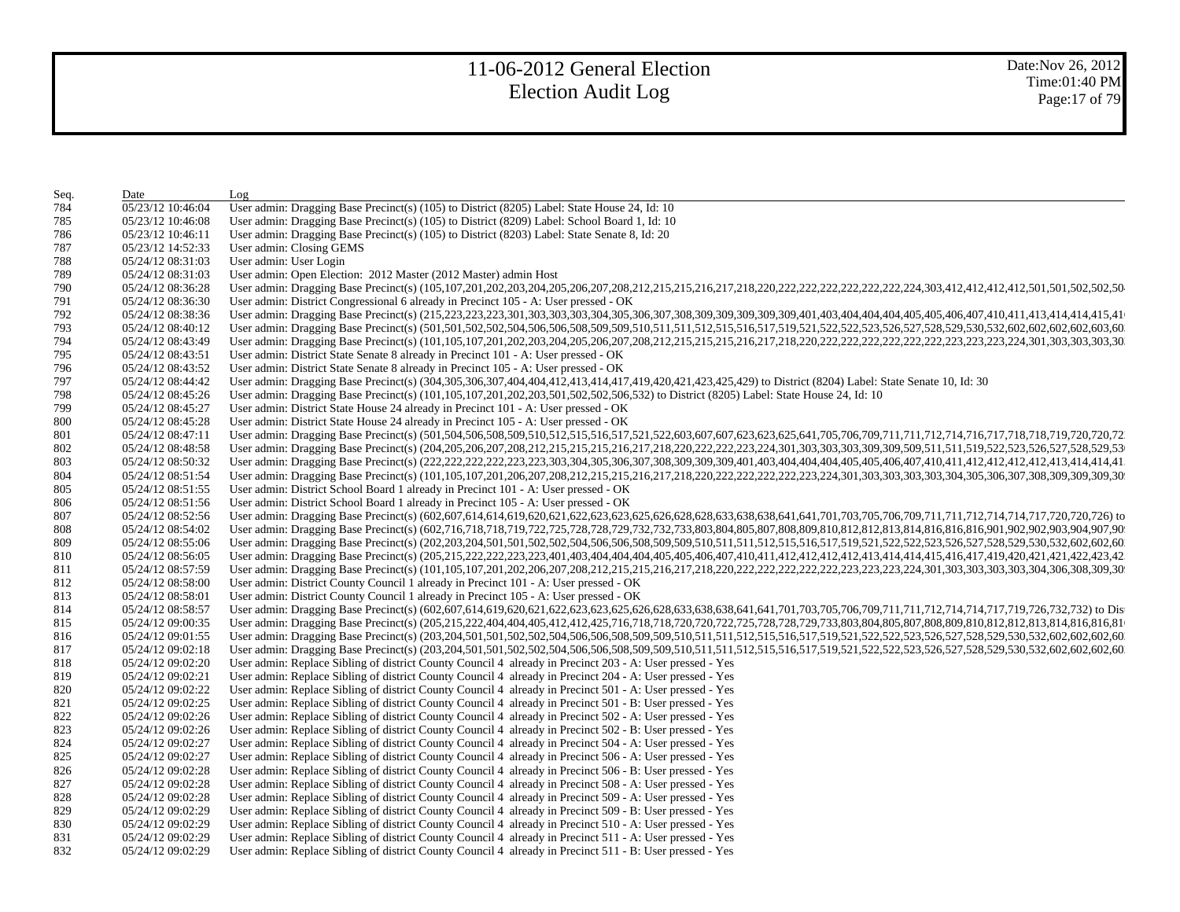# 11-06-2012 General Election
# Election Audit Log

Date:Nov 26, 2012
Time:01:40 PM

| Seq. | Date | Log |
|---|---|---|
| 784 | 05/23/12 10:46:04 | User admin: Dragging Base Precinct(s) (105) to District (8205) Label: State House 24, Id: 10 |
| 785 | 05/23/12 10:46:08 | User admin: Dragging Base Precinct(s) (105) to District (8209) Label: School Board 1, Id: 10 |
| 786 | 05/23/12 10:46:11 | User admin: Dragging Base Precinct(s) (105) to District (8203) Label: State Senate 8, Id: 20 |
| 787 | 05/23/12 14:52:33 | User admin: Closing GEMS |
| 788 | 05/24/12 08:31:03 | User admin: User Login |
| 789 | 05/24/12 08:31:03 | User admin: Open Election: 2012 Master (2012 Master) admin Host |
| 790 | 05/24/12 08:36:28 | User admin: Dragging Base Precinct(s) (105,107,201,202,203,204,205,206,207,208,212,215,215,216,217,218,220,222,222,222,222,222,222,224,303,412,412,412,412,501,501,502,502,50 |
| 791 | 05/24/12 08:36:30 | User admin: District Congressional 6 already in Precinct 105 - A: User pressed - OK |
| 792 | 05/24/12 08:38:36 | User admin: Dragging Base Precinct(s) (215,223,223,223,301,303,303,303,304,305,306,307,308,309,309,309,309,401,403,404,404,404,405,405,406,407,410,411,413,414,414,415,41 |
| 793 | 05/24/12 08:40:12 | User admin: Dragging Base Precinct(s) (501,501,502,502,504,506,506,508,509,509,510,511,511,512,515,516,517,519,521,522,522,523,526,527,528,529,530,532,602,602,602,602,603,60 |
| 794 | 05/24/12 08:43:49 | User admin: Dragging Base Precinct(s) (101,105,107,201,202,203,204,205,206,207,208,212,215,215,215,216,217,218,220,222,222,222,222,222,222,223,223,223,224,301,303,303,303,30 |
| 795 | 05/24/12 08:43:51 | User admin: District State Senate 8 already in Precinct 101 - A: User pressed - OK |
| 796 | 05/24/12 08:43:52 | User admin: District State Senate 8 already in Precinct 105 - A: User pressed - OK |
| 797 | 05/24/12 08:44:42 | User admin: Dragging Base Precinct(s) (304,305,306,307,404,404,412,413,414,417,419,420,421,423,425,429) to District (8204) Label: State Senate 10, Id: 30 |
| 798 | 05/24/12 08:45:26 | User admin: Dragging Base Precinct(s) (101,105,107,201,202,203,501,502,502,506,532) to District (8205) Label: State House 24, Id: 10 |
| 799 | 05/24/12 08:45:27 | User admin: District State House 24 already in Precinct 101 - A: User pressed - OK |
| 800 | 05/24/12 08:45:28 | User admin: District State House 24 already in Precinct 105 - A: User pressed - OK |
| 801 | 05/24/12 08:47:11 | User admin: Dragging Base Precinct(s) (501,504,506,508,509,510,512,515,516,517,521,522,603,607,607,623,623,625,641,705,706,709,711,711,712,714,716,717,718,718,719,720,720,72 |
| 802 | 05/24/12 08:48:58 | User admin: Dragging Base Precinct(s) (204,205,206,207,208,212,215,215,215,216,217,218,220,222,222,223,224,301,303,303,303,309,309,509,511,511,519,522,523,526,527,528,529,53 |
| 803 | 05/24/12 08:50:32 | User admin: Dragging Base Precinct(s) (222,222,222,222,223,223,303,304,305,306,307,308,309,309,309,401,403,404,404,404,405,405,406,407,410,411,412,412,412,412,413,414,414,41 |
| 804 | 05/24/12 08:51:54 | User admin: Dragging Base Precinct(s) (101,105,107,201,206,207,208,212,215,215,216,217,218,220,222,222,222,222,222,223,224,301,303,303,303,303,303,304,305,306,307,308,309,309,309,30 |
| 805 | 05/24/12 08:51:55 | User admin: District School Board 1 already in Precinct 101 - A: User pressed - OK |
| 806 | 05/24/12 08:51:56 | User admin: District School Board 1 already in Precinct 105 - A: User pressed - OK |
| 807 | 05/24/12 08:52:56 | User admin: Dragging Base Precinct(s) (602,607,614,614,619,620,621,622,623,623,625,626,628,628,633,638,638,641,641,701,703,705,706,709,711,711,712,714,714,717,720,720,726) to |
| 808 | 05/24/12 08:54:02 | User admin: Dragging Base Precinct(s) (602,716,718,718,719,722,725,728,728,729,732,732,733,803,804,805,807,808,809,810,812,812,813,814,816,816,816,901,902,902,903,904,907,90 |
| 809 | 05/24/12 08:55:06 | User admin: Dragging Base Precinct(s) (202,203,204,501,501,502,502,504,506,506,508,509,509,510,511,511,512,515,516,517,519,521,522,522,523,526,527,528,529,530,532,602,602,60 |
| 810 | 05/24/12 08:56:05 | User admin: Dragging Base Precinct(s) (205,215,222,222,223,223,401,403,404,404,404,405,405,406,407,410,411,412,412,412,412,413,414,414,415,416,417,419,420,421,422,423,42 |
| 811 | 05/24/12 08:57:59 | User admin: Dragging Base Precinct(s) (101,105,107,201,202,206,207,208,212,215,215,216,217,218,220,222,222,222,222,222,223,223,223,224,301,303,303,303,303,304,306,308,309,30 |
| 812 | 05/24/12 08:58:00 | User admin: District County Council 1 already in Precinct 101 - A: User pressed - OK |
| 813 | 05/24/12 08:58:01 | User admin: District County Council 1 already in Precinct 105 - A: User pressed - OK |
| 814 | 05/24/12 08:58:57 | User admin: Dragging Base Precinct(s) (602,607,614,619,620,621,622,623,623,625,626,628,633,638,638,641,641,701,703,705,706,709,711,711,712,714,714,717,719,726,732,732) to Dis |
| 815 | 05/24/12 09:00:35 | User admin: Dragging Base Precinct(s) (205,215,222,404,404,405,412,412,425,716,718,718,720,720,722,725,728,729,733,803,804,805,807,808,809,810,812,813,814,816,816,81 |
| 816 | 05/24/12 09:01:55 | User admin: Dragging Base Precinct(s) (203,204,501,501,502,502,504,506,506,508,509,509,510,511,511,512,515,516,517,519,521,522,522,523,526,527,528,529,530,532,602,602,602,60 |
| 817 | 05/24/12 09:02:18 | User admin: Dragging Base Precinct(s) (203,204,501,501,502,502,504,506,506,508,509,509,510,511,511,512,515,516,517,519,521,522,522,523,526,527,528,529,530,532,602,602,602,60 |
| 818 | 05/24/12 09:02:20 | User admin: Replace Sibling of district County Council 4 already in Precinct 203 - A: User pressed - Yes |
| 819 | 05/24/12 09:02:21 | User admin: Replace Sibling of district County Council 4 already in Precinct 204 - A: User pressed - Yes |
| 820 | 05/24/12 09:02:22 | User admin: Replace Sibling of district County Council 4 already in Precinct 501 - A: User pressed - Yes |
| 821 | 05/24/12 09:02:25 | User admin: Replace Sibling of district County Council 4 already in Precinct 501 - B: User pressed - Yes |
| 822 | 05/24/12 09:02:26 | User admin: Replace Sibling of district County Council 4 already in Precinct 502 - A: User pressed - Yes |
| 823 | 05/24/12 09:02:26 | User admin: Replace Sibling of district County Council 4 already in Precinct 502 - B: User pressed - Yes |
| 824 | 05/24/12 09:02:27 | User admin: Replace Sibling of district County Council 4 already in Precinct 504 - A: User pressed - Yes |
| 825 | 05/24/12 09:02:27 | User admin: Replace Sibling of district County Council 4 already in Precinct 506 - A: User pressed - Yes |
| 826 | 05/24/12 09:02:28 | User admin: Replace Sibling of district County Council 4 already in Precinct 506 - B: User pressed - Yes |
| 827 | 05/24/12 09:02:28 | User admin: Replace Sibling of district County Council 4 already in Precinct 508 - A: User pressed - Yes |
| 828 | 05/24/12 09:02:28 | User admin: Replace Sibling of district County Council 4 already in Precinct 509 - A: User pressed - Yes |
| 829 | 05/24/12 09:02:29 | User admin: Replace Sibling of district County Council 4 already in Precinct 509 - B: User pressed - Yes |
| 830 | 05/24/12 09:02:29 | User admin: Replace Sibling of district County Council 4 already in Precinct 510 - A: User pressed - Yes |
| 831 | 05/24/12 09:02:29 | User admin: Replace Sibling of district County Council 4 already in Precinct 511 - A: User pressed - Yes |
| 832 | 05/24/12 09:02:29 | User admin: Replace Sibling of district County Council 4 already in Precinct 511 - B: User pressed - Yes |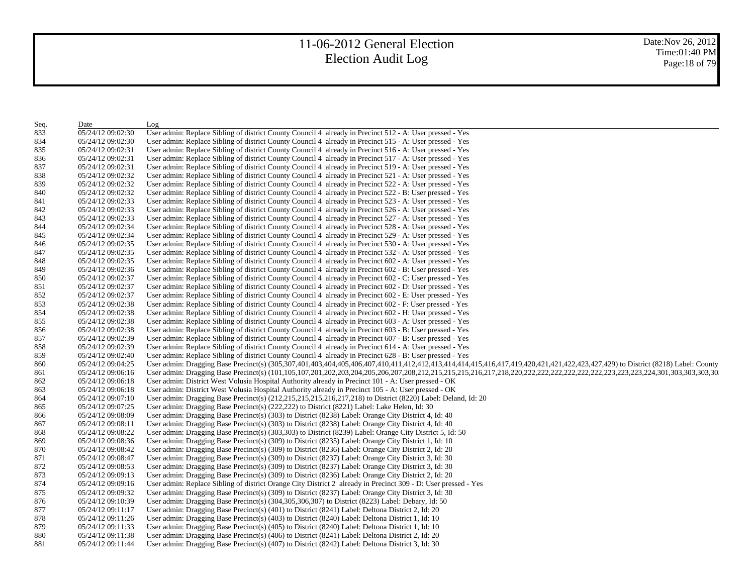# 11-06-2012 General Election
# Election Audit Log

Date:Nov 26, 2012
Time:01:40 PM

| Seq. | Date | Log |
|---|---|---|
| 833 | 05/24/12 09:02:30 | User admin: Replace Sibling of district County Council 4 already in Precinct 512 - A: User pressed - Yes |
| 834 | 05/24/12 09:02:30 | User admin: Replace Sibling of district County Council 4 already in Precinct 515 - A: User pressed - Yes |
| 835 | 05/24/12 09:02:31 | User admin: Replace Sibling of district County Council 4 already in Precinct 516 - A: User pressed - Yes |
| 836 | 05/24/12 09:02:31 | User admin: Replace Sibling of district County Council 4 already in Precinct 517 - A: User pressed - Yes |
| 837 | 05/24/12 09:02:31 | User admin: Replace Sibling of district County Council 4 already in Precinct 519 - A: User pressed - Yes |
| 838 | 05/24/12 09:02:32 | User admin: Replace Sibling of district County Council 4 already in Precinct 521 - A: User pressed - Yes |
| 839 | 05/24/12 09:02:32 | User admin: Replace Sibling of district County Council 4 already in Precinct 522 - A: User pressed - Yes |
| 840 | 05/24/12 09:02:32 | User admin: Replace Sibling of district County Council 4 already in Precinct 522 - B: User pressed - Yes |
| 841 | 05/24/12 09:02:33 | User admin: Replace Sibling of district County Council 4 already in Precinct 523 - A: User pressed - Yes |
| 842 | 05/24/12 09:02:33 | User admin: Replace Sibling of district County Council 4 already in Precinct 526 - A: User pressed - Yes |
| 843 | 05/24/12 09:02:33 | User admin: Replace Sibling of district County Council 4 already in Precinct 527 - A: User pressed - Yes |
| 844 | 05/24/12 09:02:34 | User admin: Replace Sibling of district County Council 4 already in Precinct 528 - A: User pressed - Yes |
| 845 | 05/24/12 09:02:34 | User admin: Replace Sibling of district County Council 4 already in Precinct 529 - A: User pressed - Yes |
| 846 | 05/24/12 09:02:35 | User admin: Replace Sibling of district County Council 4 already in Precinct 530 - A: User pressed - Yes |
| 847 | 05/24/12 09:02:35 | User admin: Replace Sibling of district County Council 4 already in Precinct 532 - A: User pressed - Yes |
| 848 | 05/24/12 09:02:35 | User admin: Replace Sibling of district County Council 4 already in Precinct 602 - A: User pressed - Yes |
| 849 | 05/24/12 09:02:36 | User admin: Replace Sibling of district County Council 4 already in Precinct 602 - B: User pressed - Yes |
| 850 | 05/24/12 09:02:37 | User admin: Replace Sibling of district County Council 4 already in Precinct 602 - C: User pressed - Yes |
| 851 | 05/24/12 09:02:37 | User admin: Replace Sibling of district County Council 4 already in Precinct 602 - D: User pressed - Yes |
| 852 | 05/24/12 09:02:37 | User admin: Replace Sibling of district County Council 4 already in Precinct 602 - E: User pressed - Yes |
| 853 | 05/24/12 09:02:38 | User admin: Replace Sibling of district County Council 4 already in Precinct 602 - F: User pressed - Yes |
| 854 | 05/24/12 09:02:38 | User admin: Replace Sibling of district County Council 4 already in Precinct 602 - H: User pressed - Yes |
| 855 | 05/24/12 09:02:38 | User admin: Replace Sibling of district County Council 4 already in Precinct 603 - A: User pressed - Yes |
| 856 | 05/24/12 09:02:38 | User admin: Replace Sibling of district County Council 4 already in Precinct 603 - B: User pressed - Yes |
| 857 | 05/24/12 09:02:39 | User admin: Replace Sibling of district County Council 4 already in Precinct 607 - B: User pressed - Yes |
| 858 | 05/24/12 09:02:39 | User admin: Replace Sibling of district County Council 4 already in Precinct 614 - A: User pressed - Yes |
| 859 | 05/24/12 09:02:40 | User admin: Replace Sibling of district County Council 4 already in Precinct 628 - B: User pressed - Yes |
| 860 | 05/24/12 09:04:25 | User admin: Dragging Base Precinct(s) (305,307,401,403,404,405,406,407,410,411,412,412,413,414,414,415,416,417,419,420,421,421,422,423,427,429) to District (8218) Label: County |
| 861 | 05/24/12 09:06:16 | User admin: Dragging Base Precinct(s) (101,105,107,201,202,203,204,205,206,207,208,212,215,215,215,216,217,218,220,222,222,222,222,222,222,223,223,223,224,301,303,303,303,30 |
| 862 | 05/24/12 09:06:18 | User admin: District West Volusia Hospital Authority already in Precinct 101 - A: User pressed - OK |
| 863 | 05/24/12 09:06:18 | User admin: District West Volusia Hospital Authority already in Precinct 105 - A: User pressed - OK |
| 864 | 05/24/12 09:07:10 | User admin: Dragging Base Precinct(s) (212,215,215,215,216,217,218) to District (8220) Label: Deland, Id: 20 |
| 865 | 05/24/12 09:07:25 | User admin: Dragging Base Precinct(s) (222,222) to District (8221) Label: Lake Helen, Id: 30 |
| 866 | 05/24/12 09:08:09 | User admin: Dragging Base Precinct(s) (303) to District (8238) Label: Orange City District 4, Id: 40 |
| 867 | 05/24/12 09:08:11 | User admin: Dragging Base Precinct(s) (303) to District (8238) Label: Orange City District 4, Id: 40 |
| 868 | 05/24/12 09:08:22 | User admin: Dragging Base Precinct(s) (303,303) to District (8239) Label: Orange City District 5, Id: 50 |
| 869 | 05/24/12 09:08:36 | User admin: Dragging Base Precinct(s) (309) to District (8235) Label: Orange City District 1, Id: 10 |
| 870 | 05/24/12 09:08:42 | User admin: Dragging Base Precinct(s) (309) to District (8236) Label: Orange City District 2, Id: 20 |
| 871 | 05/24/12 09:08:47 | User admin: Dragging Base Precinct(s) (309) to District (8237) Label: Orange City District 3, Id: 30 |
| 872 | 05/24/12 09:08:53 | User admin: Dragging Base Precinct(s) (309) to District (8237) Label: Orange City District 3, Id: 30 |
| 873 | 05/24/12 09:09:13 | User admin: Dragging Base Precinct(s) (309) to District (8236) Label: Orange City District 2, Id: 20 |
| 874 | 05/24/12 09:09:16 | User admin: Replace Sibling of district Orange City District 2 already in Precinct 309 - D: User pressed - Yes |
| 875 | 05/24/12 09:09:32 | User admin: Dragging Base Precinct(s) (309) to District (8237) Label: Orange City District 3, Id: 30 |
| 876 | 05/24/12 09:10:39 | User admin: Dragging Base Precinct(s) (304,305,306,307) to District (8223) Label: Debary, Id: 50 |
| 877 | 05/24/12 09:11:17 | User admin: Dragging Base Precinct(s) (401) to District (8241) Label: Deltona District 2, Id: 20 |
| 878 | 05/24/12 09:11:26 | User admin: Dragging Base Precinct(s) (403) to District (8240) Label: Deltona District 1, Id: 10 |
| 879 | 05/24/12 09:11:33 | User admin: Dragging Base Precinct(s) (405) to District (8240) Label: Deltona District 1, Id: 10 |
| 880 | 05/24/12 09:11:38 | User admin: Dragging Base Precinct(s) (406) to District (8241) Label: Deltona District 2, Id: 20 |
| 881 | 05/24/12 09:11:44 | User admin: Dragging Base Precinct(s) (407) to District (8242) Label: Deltona District 3, Id: 30 |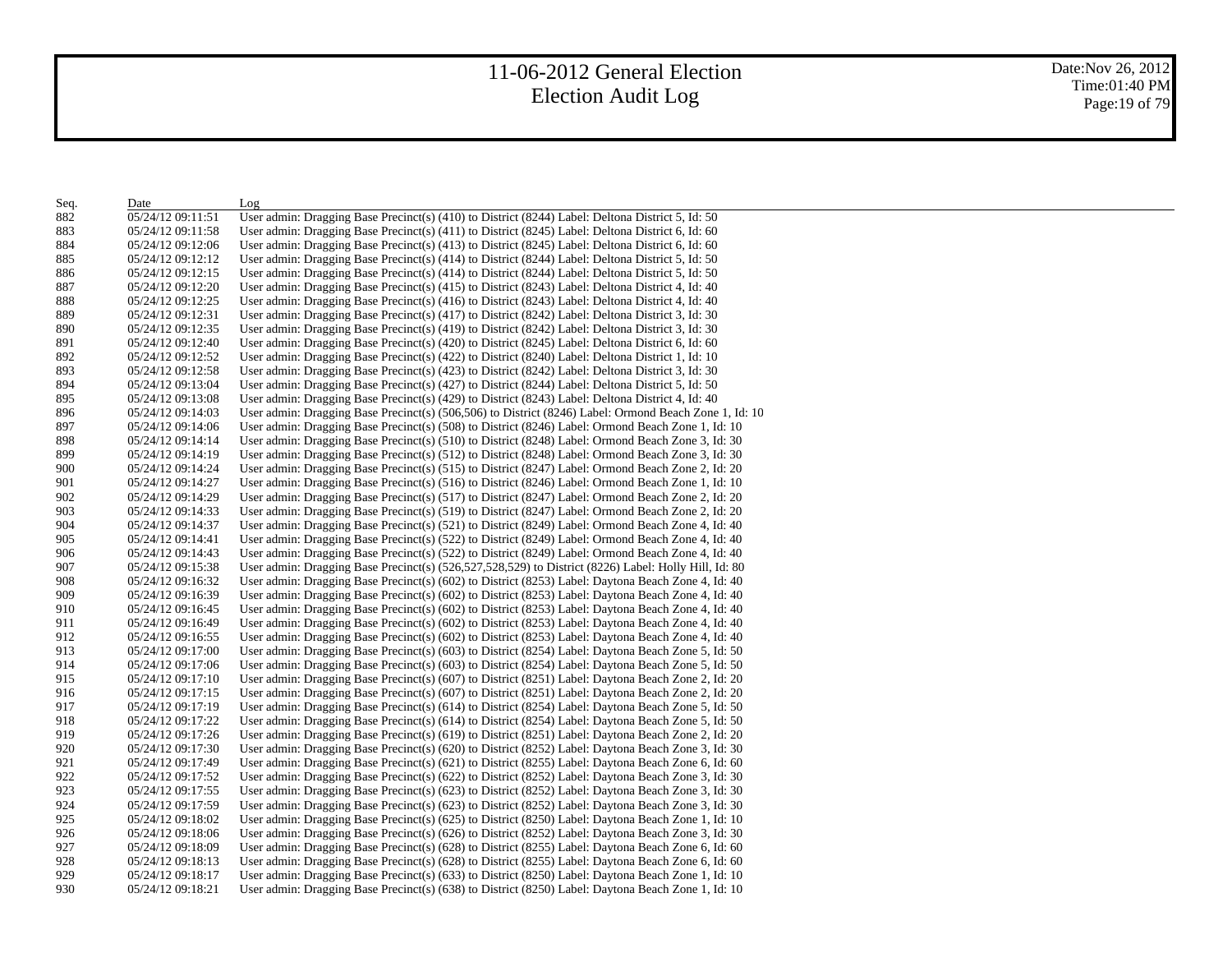# 11-06-2012 General Election
# Election Audit Log

Date:Nov 26, 2012
Time:01:40 PM

| Seq. | Date | Log |
|---|---|---|
| 882 | 05/24/12 09:11:51 | User admin: Dragging Base Precinct(s) (410) to District (8244) Label: Deltona District 5, Id: 50 |
| 883 | 05/24/12 09:11:58 | User admin: Dragging Base Precinct(s) (411) to District (8245) Label: Deltona District 6, Id: 60 |
| 884 | 05/24/12 09:12:06 | User admin: Dragging Base Precinct(s) (413) to District (8245) Label: Deltona District 6, Id: 60 |
| 885 | 05/24/12 09:12:12 | User admin: Dragging Base Precinct(s) (414) to District (8244) Label: Deltona District 5, Id: 50 |
| 886 | 05/24/12 09:12:15 | User admin: Dragging Base Precinct(s) (414) to District (8244) Label: Deltona District 5, Id: 50 |
| 887 | 05/24/12 09:12:20 | User admin: Dragging Base Precinct(s) (415) to District (8243) Label: Deltona District 4, Id: 40 |
| 888 | 05/24/12 09:12:25 | User admin: Dragging Base Precinct(s) (416) to District (8243) Label: Deltona District 4, Id: 40 |
| 889 | 05/24/12 09:12:31 | User admin: Dragging Base Precinct(s) (417) to District (8242) Label: Deltona District 3, Id: 30 |
| 890 | 05/24/12 09:12:35 | User admin: Dragging Base Precinct(s) (419) to District (8242) Label: Deltona District 3, Id: 30 |
| 891 | 05/24/12 09:12:40 | User admin: Dragging Base Precinct(s) (420) to District (8245) Label: Deltona District 6, Id: 60 |
| 892 | 05/24/12 09:12:52 | User admin: Dragging Base Precinct(s) (422) to District (8240) Label: Deltona District 1, Id: 10 |
| 893 | 05/24/12 09:12:58 | User admin: Dragging Base Precinct(s) (423) to District (8242) Label: Deltona District 3, Id: 30 |
| 894 | 05/24/12 09:13:04 | User admin: Dragging Base Precinct(s) (427) to District (8244) Label: Deltona District 5, Id: 50 |
| 895 | 05/24/12 09:13:08 | User admin: Dragging Base Precinct(s) (429) to District (8243) Label: Deltona District 4, Id: 40 |
| 896 | 05/24/12 09:14:03 | User admin: Dragging Base Precinct(s) (506,506) to District (8246) Label: Ormond Beach Zone 1, Id: 10 |
| 897 | 05/24/12 09:14:06 | User admin: Dragging Base Precinct(s) (508) to District (8246) Label: Ormond Beach Zone 1, Id: 10 |
| 898 | 05/24/12 09:14:14 | User admin: Dragging Base Precinct(s) (510) to District (8248) Label: Ormond Beach Zone 3, Id: 30 |
| 899 | 05/24/12 09:14:19 | User admin: Dragging Base Precinct(s) (512) to District (8248) Label: Ormond Beach Zone 3, Id: 30 |
| 900 | 05/24/12 09:14:24 | User admin: Dragging Base Precinct(s) (515) to District (8247) Label: Ormond Beach Zone 2, Id: 20 |
| 901 | 05/24/12 09:14:27 | User admin: Dragging Base Precinct(s) (516) to District (8246) Label: Ormond Beach Zone 1, Id: 10 |
| 902 | 05/24/12 09:14:29 | User admin: Dragging Base Precinct(s) (517) to District (8247) Label: Ormond Beach Zone 2, Id: 20 |
| 903 | 05/24/12 09:14:33 | User admin: Dragging Base Precinct(s) (519) to District (8247) Label: Ormond Beach Zone 2, Id: 20 |
| 904 | 05/24/12 09:14:37 | User admin: Dragging Base Precinct(s) (521) to District (8249) Label: Ormond Beach Zone 4, Id: 40 |
| 905 | 05/24/12 09:14:41 | User admin: Dragging Base Precinct(s) (522) to District (8249) Label: Ormond Beach Zone 4, Id: 40 |
| 906 | 05/24/12 09:14:43 | User admin: Dragging Base Precinct(s) (522) to District (8249) Label: Ormond Beach Zone 4, Id: 40 |
| 907 | 05/24/12 09:15:38 | User admin: Dragging Base Precinct(s) (526,527,528,529) to District (8226) Label: Holly Hill, Id: 80 |
| 908 | 05/24/12 09:16:32 | User admin: Dragging Base Precinct(s) (602) to District (8253) Label: Daytona Beach Zone 4, Id: 40 |
| 909 | 05/24/12 09:16:39 | User admin: Dragging Base Precinct(s) (602) to District (8253) Label: Daytona Beach Zone 4, Id: 40 |
| 910 | 05/24/12 09:16:45 | User admin: Dragging Base Precinct(s) (602) to District (8253) Label: Daytona Beach Zone 4, Id: 40 |
| 911 | 05/24/12 09:16:49 | User admin: Dragging Base Precinct(s) (602) to District (8253) Label: Daytona Beach Zone 4, Id: 40 |
| 912 | 05/24/12 09:16:55 | User admin: Dragging Base Precinct(s) (602) to District (8253) Label: Daytona Beach Zone 4, Id: 40 |
| 913 | 05/24/12 09:17:00 | User admin: Dragging Base Precinct(s) (603) to District (8254) Label: Daytona Beach Zone 5, Id: 50 |
| 914 | 05/24/12 09:17:06 | User admin: Dragging Base Precinct(s) (603) to District (8254) Label: Daytona Beach Zone 5, Id: 50 |
| 915 | 05/24/12 09:17:10 | User admin: Dragging Base Precinct(s) (607) to District (8251) Label: Daytona Beach Zone 2, Id: 20 |
| 916 | 05/24/12 09:17:15 | User admin: Dragging Base Precinct(s) (607) to District (8251) Label: Daytona Beach Zone 2, Id: 20 |
| 917 | 05/24/12 09:17:19 | User admin: Dragging Base Precinct(s) (614) to District (8254) Label: Daytona Beach Zone 5, Id: 50 |
| 918 | 05/24/12 09:17:22 | User admin: Dragging Base Precinct(s) (614) to District (8254) Label: Daytona Beach Zone 5, Id: 50 |
| 919 | 05/24/12 09:17:26 | User admin: Dragging Base Precinct(s) (619) to District (8251) Label: Daytona Beach Zone 2, Id: 20 |
| 920 | 05/24/12 09:17:30 | User admin: Dragging Base Precinct(s) (620) to District (8252) Label: Daytona Beach Zone 3, Id: 30 |
| 921 | 05/24/12 09:17:49 | User admin: Dragging Base Precinct(s) (621) to District (8255) Label: Daytona Beach Zone 6, Id: 60 |
| 922 | 05/24/12 09:17:52 | User admin: Dragging Base Precinct(s) (622) to District (8252) Label: Daytona Beach Zone 3, Id: 30 |
| 923 | 05/24/12 09:17:55 | User admin: Dragging Base Precinct(s) (623) to District (8252) Label: Daytona Beach Zone 3, Id: 30 |
| 924 | 05/24/12 09:17:59 | User admin: Dragging Base Precinct(s) (623) to District (8252) Label: Daytona Beach Zone 3, Id: 30 |
| 925 | 05/24/12 09:18:02 | User admin: Dragging Base Precinct(s) (625) to District (8250) Label: Daytona Beach Zone 1, Id: 10 |
| 926 | 05/24/12 09:18:06 | User admin: Dragging Base Precinct(s) (626) to District (8252) Label: Daytona Beach Zone 3, Id: 30 |
| 927 | 05/24/12 09:18:09 | User admin: Dragging Base Precinct(s) (628) to District (8255) Label: Daytona Beach Zone 6, Id: 60 |
| 928 | 05/24/12 09:18:13 | User admin: Dragging Base Precinct(s) (628) to District (8255) Label: Daytona Beach Zone 6, Id: 60 |
| 929 | 05/24/12 09:18:17 | User admin: Dragging Base Precinct(s) (633) to District (8250) Label: Daytona Beach Zone 1, Id: 10 |
| 930 | 05/24/12 09:18:21 | User admin: Dragging Base Precinct(s) (638) to District (8250) Label: Daytona Beach Zone 1, Id: 10 |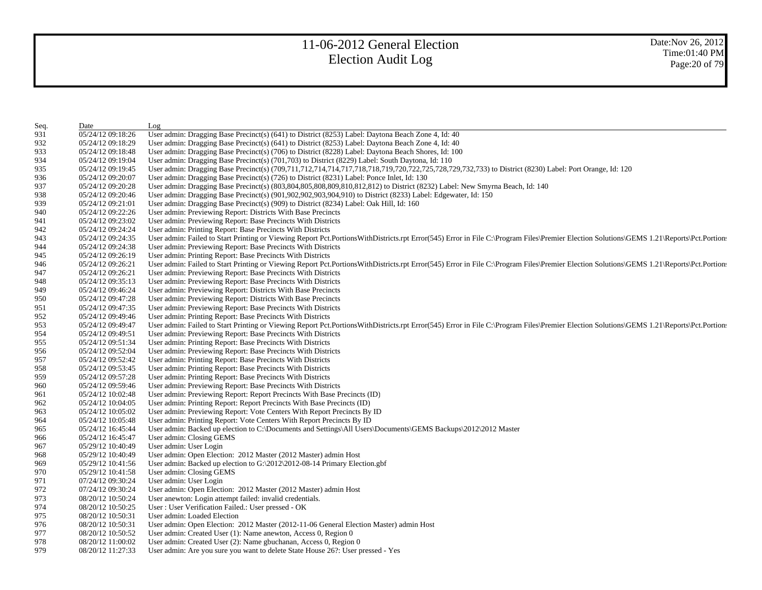# 11-06-2012 General Election
## Election Audit Log

Date:Nov 26, 2012
Time:01:40 PM

| Seq. | Date | Log |
|---|---|---|
| 931 | 05/24/12 09:18:26 | User admin: Dragging Base Precinct(s) (641) to District (8253) Label: Daytona Beach Zone 4, Id: 40 |
| 932 | 05/24/12 09:18:29 | User admin: Dragging Base Precinct(s) (641) to District (8253) Label: Daytona Beach Zone 4, Id: 40 |
| 933 | 05/24/12 09:18:48 | User admin: Dragging Base Precinct(s) (706) to District (8228) Label: Daytona Beach Shores, Id: 100 |
| 934 | 05/24/12 09:19:04 | User admin: Dragging Base Precinct(s) (701,703) to District (8229) Label: South Daytona, Id: 110 |
| 935 | 05/24/12 09:19:45 | User admin: Dragging Base Precinct(s) (709,711,712,714,714,717,718,718,719,720,722,725,728,729,732,733) to District (8230) Label: Port Orange, Id: 120 |
| 936 | 05/24/12 09:20:07 | User admin: Dragging Base Precinct(s) (726) to District (8231) Label: Ponce Inlet, Id: 130 |
| 937 | 05/24/12 09:20:28 | User admin: Dragging Base Precinct(s) (803,804,805,808,809,810,812,812) to District (8232) Label: New Smyrna Beach, Id: 140 |
| 938 | 05/24/12 09:20:46 | User admin: Dragging Base Precinct(s) (901,902,902,903,904,910) to District (8233) Label: Edgewater, Id: 150 |
| 939 | 05/24/12 09:21:01 | User admin: Dragging Base Precinct(s) (909) to District (8234) Label: Oak Hill, Id: 160 |
| 940 | 05/24/12 09:22:26 | User admin: Previewing Report: Districts With Base Precincts |
| 941 | 05/24/12 09:23:02 | User admin: Previewing Report: Base Precincts With Districts |
| 942 | 05/24/12 09:24:24 | User admin: Printing Report: Base Precincts With Districts |
| 943 | 05/24/12 09:24:35 | User admin: Failed to Start Printing or Viewing Report Pct.PortionsWithDistricts.rpt Error(545) Error in File C:\Program Files\Premier Election Solutions\GEMS 1.21\Reports\Pct.Portions |
| 944 | 05/24/12 09:24:38 | User admin: Previewing Report: Base Precincts With Districts |
| 945 | 05/24/12 09:26:19 | User admin: Printing Report: Base Precincts With Districts |
| 946 | 05/24/12 09:26:21 | User admin: Failed to Start Printing or Viewing Report Pct.PortionsWithDistricts.rpt Error(545) Error in File C:\Program Files\Premier Election Solutions\GEMS 1.21\Reports\Pct.Portions |
| 947 | 05/24/12 09:26:21 | User admin: Previewing Report: Base Precincts With Districts |
| 948 | 05/24/12 09:35:13 | User admin: Previewing Report: Base Precincts With Districts |
| 949 | 05/24/12 09:46:24 | User admin: Previewing Report: Districts With Base Precincts |
| 950 | 05/24/12 09:47:28 | User admin: Previewing Report: Districts With Base Precincts |
| 951 | 05/24/12 09:47:35 | User admin: Previewing Report: Base Precincts With Districts |
| 952 | 05/24/12 09:49:46 | User admin: Printing Report: Base Precincts With Districts |
| 953 | 05/24/12 09:49:47 | User admin: Failed to Start Printing or Viewing Report Pct.PortionsWithDistricts.rpt Error(545) Error in File C:\Program Files\Premier Election Solutions\GEMS 1.21\Reports\Pct.Portions |
| 954 | 05/24/12 09:49:51 | User admin: Previewing Report: Base Precincts With Districts |
| 955 | 05/24/12 09:51:34 | User admin: Printing Report: Base Precincts With Districts |
| 956 | 05/24/12 09:52:04 | User admin: Previewing Report: Base Precincts With Districts |
| 957 | 05/24/12 09:52:42 | User admin: Printing Report: Base Precincts With Districts |
| 958 | 05/24/12 09:53:45 | User admin: Printing Report: Base Precincts With Districts |
| 959 | 05/24/12 09:57:28 | User admin: Printing Report: Base Precincts With Districts |
| 960 | 05/24/12 09:59:46 | User admin: Previewing Report: Base Precincts With Districts |
| 961 | 05/24/12 10:02:48 | User admin: Previewing Report: Report Precincts With Base Precincts (ID) |
| 962 | 05/24/12 10:04:05 | User admin: Printing Report: Report Precincts With Base Precincts (ID) |
| 963 | 05/24/12 10:05:02 | User admin: Previewing Report: Vote Centers With Report Precincts By ID |
| 964 | 05/24/12 10:05:48 | User admin: Printing Report: Vote Centers With Report Precincts By ID |
| 965 | 05/24/12 16:45:44 | User admin: Backed up election to C:\Documents and Settings\All Users\Documents\GEMS Backups\2012\2012 Master |
| 966 | 05/24/12 16:45:47 | User admin: Closing GEMS |
| 967 | 05/29/12 10:40:49 | User admin: User Login |
| 968 | 05/29/12 10:40:49 | User admin: Open Election: 2012 Master (2012 Master) admin Host |
| 969 | 05/29/12 10:41:56 | User admin: Backed up election to G:\2012\2012-08-14 Primary Election.gbf |
| 970 | 05/29/12 10:41:58 | User admin: Closing GEMS |
| 971 | 07/24/12 09:30:24 | User admin: User Login |
| 972 | 07/24/12 09:30:24 | User admin: Open Election: 2012 Master (2012 Master) admin Host |
| 973 | 08/20/12 10:50:24 | User anewton: Login attempt failed: invalid credentials. |
| 974 | 08/20/12 10:50:25 | User : User Verification Failed.: User pressed - OK |
| 975 | 08/20/12 10:50:31 | User admin: Loaded Election |
| 976 | 08/20/12 10:50:31 | User admin: Open Election: 2012 Master (2012-11-06 General Election Master) admin Host |
| 977 | 08/20/12 10:50:52 | User admin: Created User (1): Name anewton, Access 0, Region 0 |
| 978 | 08/20/12 11:00:02 | User admin: Created User (2): Name gbuchanan, Access 0, Region 0 |
| 979 | 08/20/12 11:27:33 | User admin: Are you sure you want to delete State House 26?: User pressed - Yes |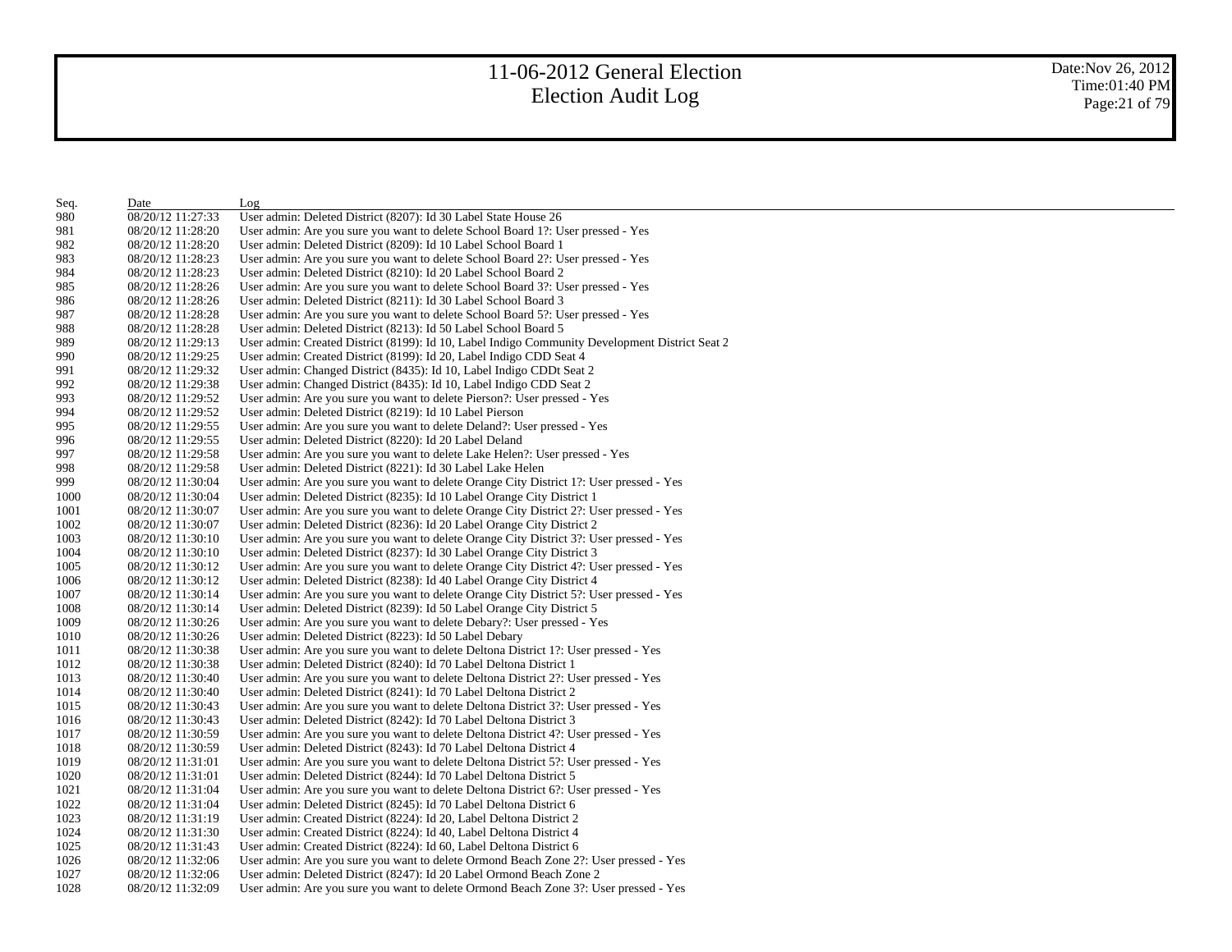# 11-06-2012 General Election
## Election Audit Log

Date:Nov 26, 2012
Time:01:40 PM

| Seq. | Date | Log |
|---|---|---|
| 980 | 08/20/12 11:27:33 | User admin: Deleted District (8207): Id 30 Label State House 26 |
| 981 | 08/20/12 11:28:20 | User admin: Are you sure you want to delete School Board 1?: User pressed - Yes |
| 982 | 08/20/12 11:28:20 | User admin: Deleted District (8209): Id 10 Label School Board 1 |
| 983 | 08/20/12 11:28:23 | User admin: Are you sure you want to delete School Board 2?: User pressed - Yes |
| 984 | 08/20/12 11:28:23 | User admin: Deleted District (8210): Id 20 Label School Board 2 |
| 985 | 08/20/12 11:28:26 | User admin: Are you sure you want to delete School Board 3?: User pressed - Yes |
| 986 | 08/20/12 11:28:26 | User admin: Deleted District (8211): Id 30 Label School Board 3 |
| 987 | 08/20/12 11:28:28 | User admin: Are you sure you want to delete School Board 5?: User pressed - Yes |
| 988 | 08/20/12 11:28:28 | User admin: Deleted District (8213): Id 50 Label School Board 5 |
| 989 | 08/20/12 11:29:13 | User admin: Created District (8199): Id 10, Label Indigo Community Development District Seat 2 |
| 990 | 08/20/12 11:29:25 | User admin: Created District (8199): Id 20, Label Indigo CDD Seat 4 |
| 991 | 08/20/12 11:29:32 | User admin: Changed District (8435): Id 10, Label Indigo CDDt Seat 2 |
| 992 | 08/20/12 11:29:38 | User admin: Changed District (8435): Id 10, Label Indigo CDD Seat 2 |
| 993 | 08/20/12 11:29:52 | User admin: Are you sure you want to delete Pierson?: User pressed - Yes |
| 994 | 08/20/12 11:29:52 | User admin: Deleted District (8219): Id 10 Label Pierson |
| 995 | 08/20/12 11:29:55 | User admin: Are you sure you want to delete Deland?: User pressed - Yes |
| 996 | 08/20/12 11:29:55 | User admin: Deleted District (8220): Id 20 Label Deland |
| 997 | 08/20/12 11:29:58 | User admin: Are you sure you want to delete Lake Helen?: User pressed - Yes |
| 998 | 08/20/12 11:29:58 | User admin: Deleted District (8221): Id 30 Label Lake Helen |
| 999 | 08/20/12 11:30:04 | User admin: Are you sure you want to delete Orange City District 1?: User pressed - Yes |
| 1000 | 08/20/12 11:30:04 | User admin: Deleted District (8235): Id 10 Label Orange City District 1 |
| 1001 | 08/20/12 11:30:07 | User admin: Are you sure you want to delete Orange City District 2?: User pressed - Yes |
| 1002 | 08/20/12 11:30:07 | User admin: Deleted District (8236): Id 20 Label Orange City District 2 |
| 1003 | 08/20/12 11:30:10 | User admin: Are you sure you want to delete Orange City District 3?: User pressed - Yes |
| 1004 | 08/20/12 11:30:10 | User admin: Deleted District (8237): Id 30 Label Orange City District 3 |
| 1005 | 08/20/12 11:30:12 | User admin: Are you sure you want to delete Orange City District 4?: User pressed - Yes |
| 1006 | 08/20/12 11:30:12 | User admin: Deleted District (8238): Id 40 Label Orange City District 4 |
| 1007 | 08/20/12 11:30:14 | User admin: Are you sure you want to delete Orange City District 5?: User pressed - Yes |
| 1008 | 08/20/12 11:30:14 | User admin: Deleted District (8239): Id 50 Label Orange City District 5 |
| 1009 | 08/20/12 11:30:26 | User admin: Are you sure you want to delete Debary?: User pressed - Yes |
| 1010 | 08/20/12 11:30:26 | User admin: Deleted District (8223): Id 50 Label Debary |
| 1011 | 08/20/12 11:30:38 | User admin: Are you sure you want to delete Deltona District 1?: User pressed - Yes |
| 1012 | 08/20/12 11:30:38 | User admin: Deleted District (8240): Id 70 Label Deltona District 1 |
| 1013 | 08/20/12 11:30:40 | User admin: Are you sure you want to delete Deltona District 2?: User pressed - Yes |
| 1014 | 08/20/12 11:30:40 | User admin: Deleted District (8241): Id 70 Label Deltona District 2 |
| 1015 | 08/20/12 11:30:43 | User admin: Are you sure you want to delete Deltona District 3?: User pressed - Yes |
| 1016 | 08/20/12 11:30:43 | User admin: Deleted District (8242): Id 70 Label Deltona District 3 |
| 1017 | 08/20/12 11:30:59 | User admin: Are you sure you want to delete Deltona District 4?: User pressed - Yes |
| 1018 | 08/20/12 11:30:59 | User admin: Deleted District (8243): Id 70 Label Deltona District 4 |
| 1019 | 08/20/12 11:31:01 | User admin: Are you sure you want to delete Deltona District 5?: User pressed - Yes |
| 1020 | 08/20/12 11:31:01 | User admin: Deleted District (8244): Id 70 Label Deltona District 5 |
| 1021 | 08/20/12 11:31:04 | User admin: Are you sure you want to delete Deltona District 6?: User pressed - Yes |
| 1022 | 08/20/12 11:31:04 | User admin: Deleted District (8245): Id 70 Label Deltona District 6 |
| 1023 | 08/20/12 11:31:19 | User admin: Created District (8224): Id 20, Label Deltona District 2 |
| 1024 | 08/20/12 11:31:30 | User admin: Created District (8224): Id 40, Label Deltona District 4 |
| 1025 | 08/20/12 11:31:43 | User admin: Created District (8224): Id 60, Label Deltona District 6 |
| 1026 | 08/20/12 11:32:06 | User admin: Are you sure you want to delete Ormond Beach Zone 2?: User pressed - Yes |
| 1027 | 08/20/12 11:32:06 | User admin: Deleted District (8247): Id 20 Label Ormond Beach Zone 2 |
| 1028 | 08/20/12 11:32:09 | User admin: Are you sure you want to delete Ormond Beach Zone 3?: User pressed - Yes |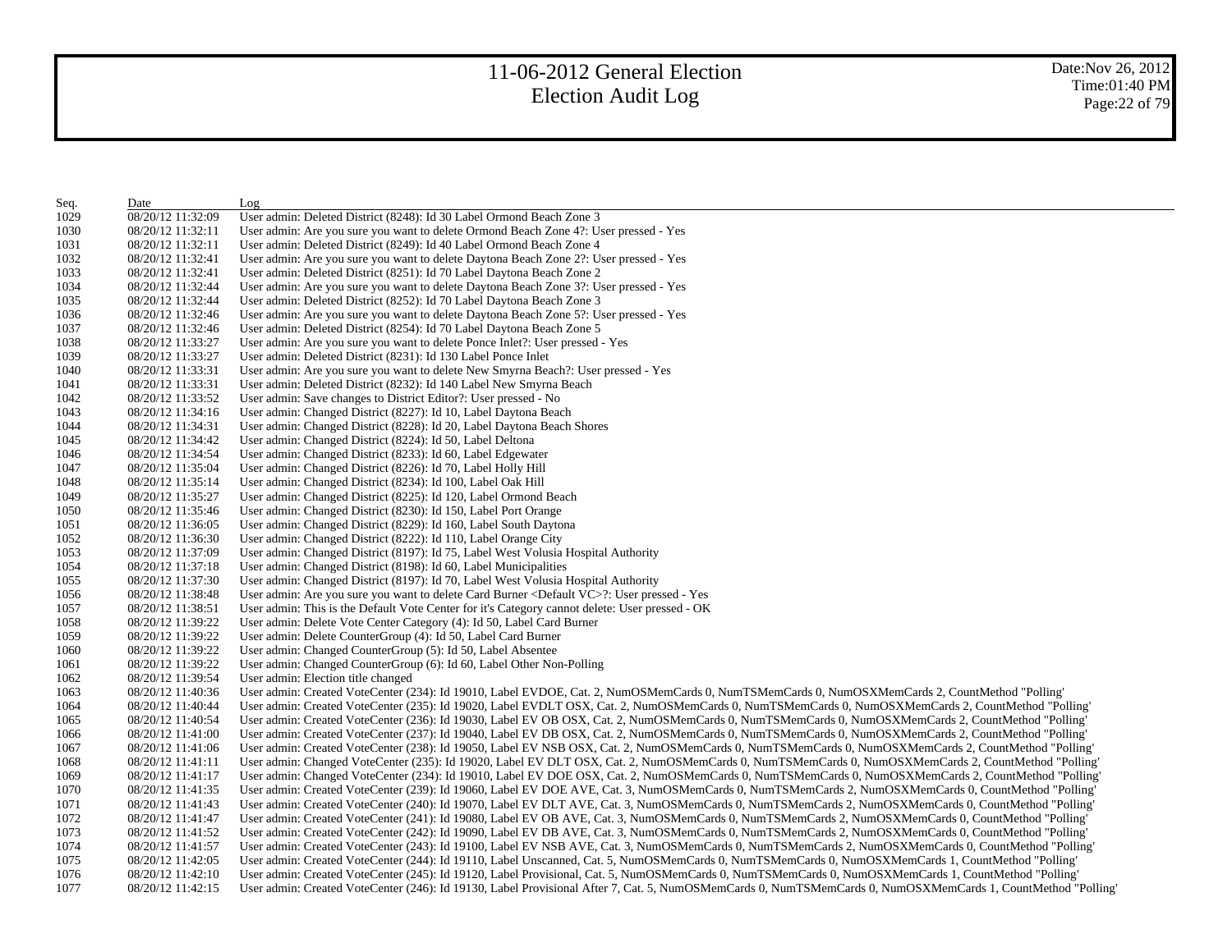| Seq. | Date | Log |
|---|---|---|
| 1029 | 08/20/12 11:32:09 | User admin: Deleted District (8248): Id 30 Label Ormond Beach Zone 3 |
| 1030 | 08/20/12 11:32:11 | User admin: Are you sure you want to delete Ormond Beach Zone 4?: User pressed - Yes |
| 1031 | 08/20/12 11:32:11 | User admin: Deleted District (8249): Id 40 Label Ormond Beach Zone 4 |
| 1032 | 08/20/12 11:32:41 | User admin: Are you sure you want to delete Daytona Beach Zone 2?: User pressed - Yes |
| 1033 | 08/20/12 11:32:41 | User admin: Deleted District (8251): Id 70 Label Daytona Beach Zone 2 |
| 1034 | 08/20/12 11:32:44 | User admin: Are you sure you want to delete Daytona Beach Zone 3?: User pressed - Yes |
| 1035 | 08/20/12 11:32:44 | User admin: Deleted District (8252): Id 70 Label Daytona Beach Zone 3 |
| 1036 | 08/20/12 11:32:46 | User admin: Are you sure you want to delete Daytona Beach Zone 5?: User pressed - Yes |
| 1037 | 08/20/12 11:32:46 | User admin: Deleted District (8254): Id 70 Label Daytona Beach Zone 5 |
| 1038 | 08/20/12 11:33:27 | User admin: Are you sure you want to delete Ponce Inlet?: User pressed - Yes |
| 1039 | 08/20/12 11:33:27 | User admin: Deleted District (8231): Id 130 Label Ponce Inlet |
| 1040 | 08/20/12 11:33:31 | User admin: Are you sure you want to delete New Smyrna Beach?: User pressed - Yes |
| 1041 | 08/20/12 11:33:31 | User admin: Deleted District (8232): Id 140 Label New Smyrna Beach |
| 1042 | 08/20/12 11:33:52 | User admin: Save changes to District Editor?: User pressed - No |
| 1043 | 08/20/12 11:34:16 | User admin: Changed District (8227): Id 10, Label Daytona Beach |
| 1044 | 08/20/12 11:34:31 | User admin: Changed District (8228): Id 20, Label Daytona Beach Shores |
| 1045 | 08/20/12 11:34:42 | User admin: Changed District (8224): Id 50, Label Deltona |
| 1046 | 08/20/12 11:34:54 | User admin: Changed District (8233): Id 60, Label Edgewater |
| 1047 | 08/20/12 11:35:04 | User admin: Changed District (8226): Id 70, Label Holly Hill |
| 1048 | 08/20/12 11:35:14 | User admin: Changed District (8234): Id 100, Label Oak Hill |
| 1049 | 08/20/12 11:35:27 | User admin: Changed District (8225): Id 120, Label Ormond Beach |
| 1050 | 08/20/12 11:35:46 | User admin: Changed District (8230): Id 150, Label Port Orange |
| 1051 | 08/20/12 11:36:05 | User admin: Changed District (8229): Id 160, Label South Daytona |
| 1052 | 08/20/12 11:36:30 | User admin: Changed District (8222): Id 110, Label Orange City |
| 1053 | 08/20/12 11:37:09 | User admin: Changed District (8197): Id 75, Label West Volusia Hospital Authority |
| 1054 | 08/20/12 11:37:18 | User admin: Changed District (8198): Id 60, Label Municipalities |
| 1055 | 08/20/12 11:37:30 | User admin: Changed District (8197): Id 70, Label West Volusia Hospital Authority |
| 1056 | 08/20/12 11:38:48 | User admin: Are you sure you want to delete Card Burner <Default VC>?: User pressed - Yes |
| 1057 | 08/20/12 11:38:51 | User admin: This is the Default Vote Center for it's Category cannot delete: User pressed - OK |
| 1058 | 08/20/12 11:39:22 | User admin: Delete Vote Center Category (4): Id 50, Label Card Burner |
| 1059 | 08/20/12 11:39:22 | User admin: Delete CounterGroup (4): Id 50, Label Card Burner |
| 1060 | 08/20/12 11:39:22 | User admin: Changed CounterGroup (5): Id 50, Label Absentee |
| 1061 | 08/20/12 11:39:22 | User admin: Changed CounterGroup (6): Id 60, Label Other Non-Polling |
| 1062 | 08/20/12 11:39:54 | User admin: Election title changed |
| 1063 | 08/20/12 11:40:36 | User admin: Created VoteCenter (234): Id 19010, Label EVDOE, Cat. 2, NumOSMemCards 0, NumTSMemCards 0, NumOSXMemCards 2, CountMethod "Polling' |
| 1064 | 08/20/12 11:40:44 | User admin: Created VoteCenter (235): Id 19020, Label EVDLT OSX, Cat. 2, NumOSMemCards 0, NumTSMemCards 0, NumOSXMemCards 2, CountMethod "Polling' |
| 1065 | 08/20/12 11:40:54 | User admin: Created VoteCenter (236): Id 19030, Label EV OB OSX, Cat. 2, NumOSMemCards 0, NumTSMemCards 0, NumOSXMemCards 2, CountMethod "Polling' |
| 1066 | 08/20/12 11:41:00 | User admin: Created VoteCenter (237): Id 19040, Label EV DB OSX, Cat. 2, NumOSMemCards 0, NumTSMemCards 0, NumOSXMemCards 2, CountMethod "Polling' |
| 1067 | 08/20/12 11:41:06 | User admin: Created VoteCenter (238): Id 19050, Label EV NSB OSX, Cat. 2, NumOSMemCards 0, NumTSMemCards 0, NumOSXMemCards 2, CountMethod "Polling' |
| 1068 | 08/20/12 11:41:11 | User admin: Changed VoteCenter (235): Id 19020, Label EV DLT OSX, Cat. 2, NumOSMemCards 0, NumTSMemCards 0, NumOSXMemCards 2, CountMethod "Polling' |
| 1069 | 08/20/12 11:41:17 | User admin: Changed VoteCenter (234): Id 19010, Label EV DOE OSX, Cat. 2, NumOSMemCards 0, NumTSMemCards 0, NumOSXMemCards 2, CountMethod "Polling' |
| 1070 | 08/20/12 11:41:35 | User admin: Created VoteCenter (239): Id 19060, Label EV DOE AVE, Cat. 3, NumOSMemCards 0, NumTSMemCards 2, NumOSXMemCards 0, CountMethod "Polling' |
| 1071 | 08/20/12 11:41:43 | User admin: Created VoteCenter (240): Id 19070, Label EV DLT AVE, Cat. 3, NumOSMemCards 0, NumTSMemCards 2, NumOSXMemCards 0, CountMethod "Polling' |
| 1072 | 08/20/12 11:41:47 | User admin: Created VoteCenter (241): Id 19080, Label EV OB AVE, Cat. 3, NumOSMemCards 0, NumTSMemCards 2, NumOSXMemCards 0, CountMethod "Polling' |
| 1073 | 08/20/12 11:41:52 | User admin: Created VoteCenter (242): Id 19090, Label EV DB AVE, Cat. 3, NumOSMemCards 0, NumTSMemCards 2, NumOSXMemCards 0, CountMethod "Polling' |
| 1074 | 08/20/12 11:41:57 | User admin: Created VoteCenter (243): Id 19100, Label EV NSB AVE, Cat. 3, NumOSMemCards 0, NumTSMemCards 2, NumOSXMemCards 0, CountMethod "Polling' |
| 1075 | 08/20/12 11:42:05 | User admin: Created VoteCenter (244): Id 19110, Label Unscanned, Cat. 5, NumOSMemCards 0, NumTSMemCards 0, NumOSXMemCards 1, CountMethod "Polling' |
| 1076 | 08/20/12 11:42:10 | User admin: Created VoteCenter (245): Id 19120, Label Provisional, Cat. 5, NumOSMemCards 0, NumTSMemCards 0, NumOSXMemCards 1, CountMethod "Polling' |
| 1077 | 08/20/12 11:42:15 | User admin: Created VoteCenter (246): Id 19130, Label Provisional After 7, Cat. 5, NumOSMemCards 0, NumTSMemCards 0, NumOSXMemCards 1, CountMethod "Polling' |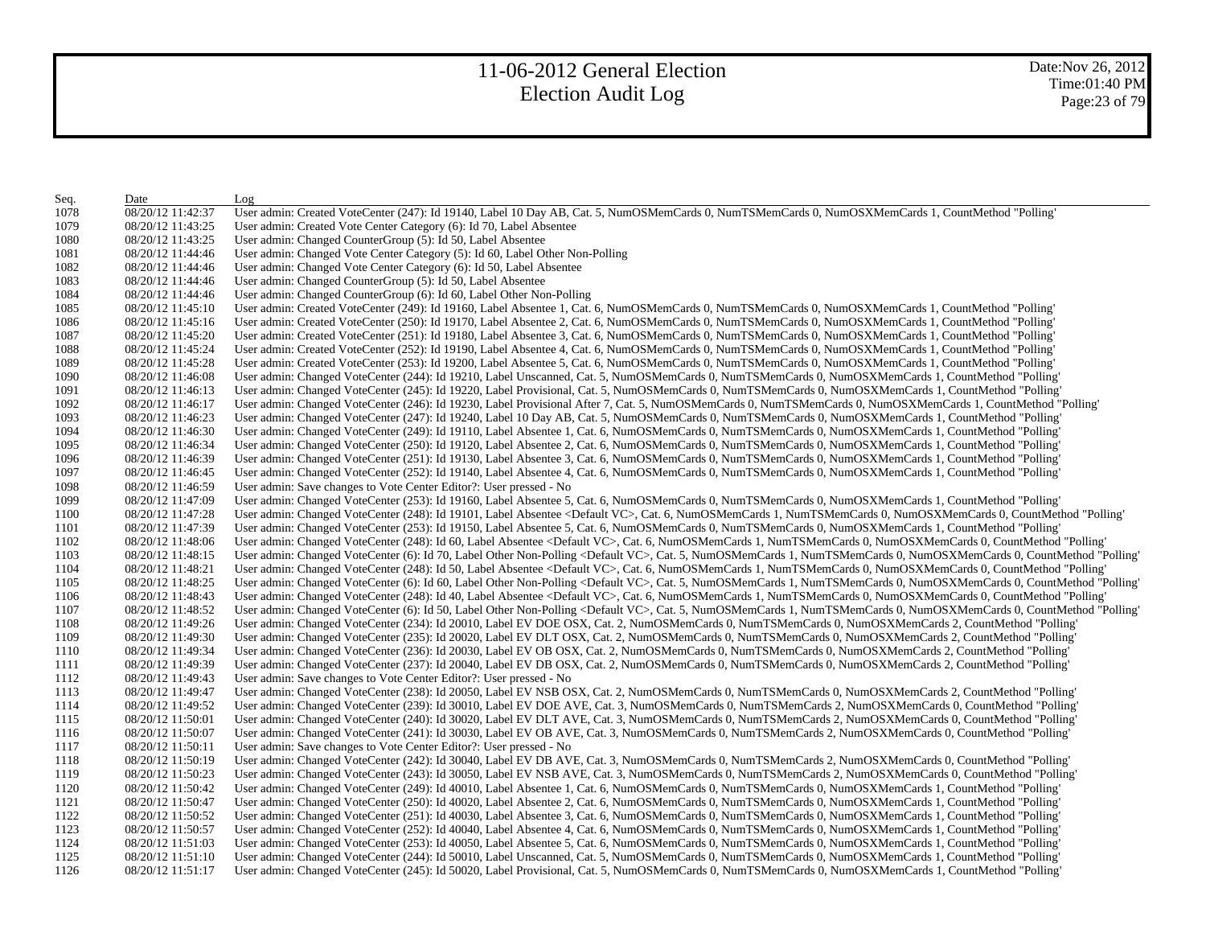# 11-06-2012 General Election
# Election Audit Log

Date:Nov 26, 2012
Time:01:40 PM

| Seq. | Date | Log |
|---|---|---|
| 1078 | 08/20/12 11:42:37 | User admin: Created VoteCenter (247): Id 19140, Label 10 Day AB, Cat. 5, NumOSMemCards 0, NumTSMemCards 0, NumOSXMemCards 1, CountMethod "Polling' |
| 1079 | 08/20/12 11:43:25 | User admin: Created Vote Center Category (6): Id 70, Label Absentee |
| 1080 | 08/20/12 11:43:25 | User admin: Changed CounterGroup (5): Id 50, Label Absentee |
| 1081 | 08/20/12 11:44:46 | User admin: Changed Vote Center Category (5): Id 60, Label Other Non-Polling |
| 1082 | 08/20/12 11:44:46 | User admin: Changed Vote Center Category (6): Id 50, Label Absentee |
| 1083 | 08/20/12 11:44:46 | User admin: Changed CounterGroup (5): Id 50, Label Absentee |
| 1084 | 08/20/12 11:44:46 | User admin: Changed CounterGroup (6): Id 60, Label Other Non-Polling |
| 1085 | 08/20/12 11:45:10 | User admin: Created VoteCenter (249): Id 19160, Label Absentee 1, Cat. 6, NumOSMemCards 0, NumTSMemCards 0, NumOSXMemCards 1, CountMethod "Polling' |
| 1086 | 08/20/12 11:45:16 | User admin: Created VoteCenter (250): Id 19170, Label Absentee 2, Cat. 6, NumOSMemCards 0, NumTSMemCards 0, NumOSXMemCards 1, CountMethod "Polling' |
| 1087 | 08/20/12 11:45:20 | User admin: Created VoteCenter (251): Id 19180, Label Absentee 3, Cat. 6, NumOSMemCards 0, NumTSMemCards 0, NumOSXMemCards 1, CountMethod "Polling' |
| 1088 | 08/20/12 11:45:24 | User admin: Created VoteCenter (252): Id 19190, Label Absentee 4, Cat. 6, NumOSMemCards 0, NumTSMemCards 0, NumOSXMemCards 1, CountMethod "Polling' |
| 1089 | 08/20/12 11:45:28 | User admin: Created VoteCenter (253): Id 19200, Label Absentee 5, Cat. 6, NumOSMemCards 0, NumTSMemCards 0, NumOSXMemCards 1, CountMethod "Polling' |
| 1090 | 08/20/12 11:46:08 | User admin: Changed VoteCenter (244): Id 19210, Label Unscanned, Cat. 5, NumOSMemCards 0, NumTSMemCards 0, NumOSXMemCards 1, CountMethod "Polling' |
| 1091 | 08/20/12 11:46:13 | User admin: Changed VoteCenter (245): Id 19220, Label Provisional, Cat. 5, NumOSMemCards 0, NumTSMemCards 0, NumOSXMemCards 1, CountMethod "Polling' |
| 1092 | 08/20/12 11:46:17 | User admin: Changed VoteCenter (246): Id 19230, Label Provisional After 7, Cat. 5, NumOSMemCards 0, NumTSMemCards 0, NumOSXMemCards 1, CountMethod "Polling' |
| 1093 | 08/20/12 11:46:23 | User admin: Changed VoteCenter (247): Id 19240, Label 10 Day AB, Cat. 5, NumOSMemCards 0, NumTSMemCards 0, NumOSXMemCards 1, CountMethod "Polling' |
| 1094 | 08/20/12 11:46:30 | User admin: Changed VoteCenter (249): Id 19110, Label Absentee 1, Cat. 6, NumOSMemCards 0, NumTSMemCards 0, NumOSXMemCards 1, CountMethod "Polling' |
| 1095 | 08/20/12 11:46:34 | User admin: Changed VoteCenter (250): Id 19120, Label Absentee 2, Cat. 6, NumOSMemCards 0, NumTSMemCards 0, NumOSXMemCards 1, CountMethod "Polling' |
| 1096 | 08/20/12 11:46:39 | User admin: Changed VoteCenter (251): Id 19130, Label Absentee 3, Cat. 6, NumOSMemCards 0, NumTSMemCards 0, NumOSXMemCards 1, CountMethod "Polling' |
| 1097 | 08/20/12 11:46:45 | User admin: Changed VoteCenter (252): Id 19140, Label Absentee 4, Cat. 6, NumOSMemCards 0, NumTSMemCards 0, NumOSXMemCards 1, CountMethod "Polling' |
| 1098 | 08/20/12 11:46:59 | User admin: Save changes to Vote Center Editor?: User pressed - No |
| 1099 | 08/20/12 11:47:09 | User admin: Changed VoteCenter (253): Id 19160, Label Absentee 5, Cat. 6, NumOSMemCards 0, NumTSMemCards 0, NumOSXMemCards 1, CountMethod "Polling' |
| 1100 | 08/20/12 11:47:28 | User admin: Changed VoteCenter (248): Id 19101, Label Absentee <Default VC>, Cat. 6, NumOSMemCards 1, NumTSMemCards 0, NumOSXMemCards 0, CountMethod "Polling' |
| 1101 | 08/20/12 11:47:39 | User admin: Changed VoteCenter (253): Id 19150, Label Absentee 5, Cat. 6, NumOSMemCards 0, NumTSMemCards 0, NumOSXMemCards 1, CountMethod "Polling' |
| 1102 | 08/20/12 11:48:06 | User admin: Changed VoteCenter (248): Id 60, Label Absentee <Default VC>, Cat. 6, NumOSMemCards 1, NumTSMemCards 0, NumOSXMemCards 0, CountMethod "Polling' |
| 1103 | 08/20/12 11:48:15 | User admin: Changed VoteCenter (6): Id 70, Label Other Non-Polling <Default VC>, Cat. 5, NumOSMemCards 1, NumTSMemCards 0, NumOSXMemCards 0, CountMethod "Polling' |
| 1104 | 08/20/12 11:48:21 | User admin: Changed VoteCenter (248): Id 50, Label Absentee <Default VC>, Cat. 6, NumOSMemCards 1, NumTSMemCards 0, NumOSXMemCards 0, CountMethod "Polling' |
| 1105 | 08/20/12 11:48:25 | User admin: Changed VoteCenter (6): Id 60, Label Other Non-Polling <Default VC>, Cat. 5, NumOSMemCards 1, NumTSMemCards 0, NumOSXMemCards 0, CountMethod "Polling' |
| 1106 | 08/20/12 11:48:43 | User admin: Changed VoteCenter (248): Id 40, Label Absentee <Default VC>, Cat. 6, NumOSMemCards 1, NumTSMemCards 0, NumOSXMemCards 0, CountMethod "Polling' |
| 1107 | 08/20/12 11:48:52 | User admin: Changed VoteCenter (6): Id 50, Label Other Non-Polling <Default VC>, Cat. 5, NumOSMemCards 1, NumTSMemCards 0, NumOSXMemCards 0, CountMethod "Polling' |
| 1108 | 08/20/12 11:49:26 | User admin: Changed VoteCenter (234): Id 20010, Label EV DOE OSX, Cat. 2, NumOSMemCards 0, NumTSMemCards 0, NumOSXMemCards 2, CountMethod "Polling' |
| 1109 | 08/20/12 11:49:30 | User admin: Changed VoteCenter (235): Id 20020, Label EV DLT OSX, Cat. 2, NumOSMemCards 0, NumTSMemCards 0, NumOSXMemCards 2, CountMethod "Polling' |
| 1110 | 08/20/12 11:49:34 | User admin: Changed VoteCenter (236): Id 20030, Label EV OB OSX, Cat. 2, NumOSMemCards 0, NumTSMemCards 0, NumOSXMemCards 2, CountMethod "Polling' |
| 1111 | 08/20/12 11:49:39 | User admin: Changed VoteCenter (237): Id 20040, Label EV DB OSX, Cat. 2, NumOSMemCards 0, NumTSMemCards 0, NumOSXMemCards 2, CountMethod "Polling' |
| 1112 | 08/20/12 11:49:43 | User admin: Save changes to Vote Center Editor?: User pressed - No |
| 1113 | 08/20/12 11:49:47 | User admin: Changed VoteCenter (238): Id 20050, Label EV NSB OSX, Cat. 2, NumOSMemCards 0, NumTSMemCards 0, NumOSXMemCards 2, CountMethod "Polling' |
| 1114 | 08/20/12 11:49:52 | User admin: Changed VoteCenter (239): Id 30010, Label EV DOE AVE, Cat. 3, NumOSMemCards 0, NumTSMemCards 2, NumOSXMemCards 0, CountMethod "Polling' |
| 1115 | 08/20/12 11:50:01 | User admin: Changed VoteCenter (240): Id 30020, Label EV DLT AVE, Cat. 3, NumOSMemCards 0, NumTSMemCards 2, NumOSXMemCards 0, CountMethod "Polling' |
| 1116 | 08/20/12 11:50:07 | User admin: Changed VoteCenter (241): Id 30030, Label EV OB AVE, Cat. 3, NumOSMemCards 0, NumTSMemCards 2, NumOSXMemCards 0, CountMethod "Polling' |
| 1117 | 08/20/12 11:50:11 | User admin: Save changes to Vote Center Editor?: User pressed - No |
| 1118 | 08/20/12 11:50:19 | User admin: Changed VoteCenter (242): Id 30040, Label EV DB AVE, Cat. 3, NumOSMemCards 0, NumTSMemCards 2, NumOSXMemCards 0, CountMethod "Polling' |
| 1119 | 08/20/12 11:50:23 | User admin: Changed VoteCenter (243): Id 30050, Label EV NSB AVE, Cat. 3, NumOSMemCards 0, NumTSMemCards 2, NumOSXMemCards 0, CountMethod "Polling' |
| 1120 | 08/20/12 11:50:42 | User admin: Changed VoteCenter (249): Id 40010, Label Absentee 1, Cat. 6, NumOSMemCards 0, NumTSMemCards 0, NumOSXMemCards 1, CountMethod "Polling' |
| 1121 | 08/20/12 11:50:47 | User admin: Changed VoteCenter (250): Id 40020, Label Absentee 2, Cat. 6, NumOSMemCards 0, NumTSMemCards 0, NumOSXMemCards 1, CountMethod "Polling' |
| 1122 | 08/20/12 11:50:52 | User admin: Changed VoteCenter (251): Id 40030, Label Absentee 3, Cat. 6, NumOSMemCards 0, NumTSMemCards 0, NumOSXMemCards 1, CountMethod "Polling' |
| 1123 | 08/20/12 11:50:57 | User admin: Changed VoteCenter (252): Id 40040, Label Absentee 4, Cat. 6, NumOSMemCards 0, NumTSMemCards 0, NumOSXMemCards 1, CountMethod "Polling' |
| 1124 | 08/20/12 11:51:03 | User admin: Changed VoteCenter (253): Id 40050, Label Absentee 5, Cat. 6, NumOSMemCards 0, NumTSMemCards 0, NumOSXMemCards 1, CountMethod "Polling' |
| 1125 | 08/20/12 11:51:10 | User admin: Changed VoteCenter (244): Id 50010, Label Unscanned, Cat. 5, NumOSMemCards 0, NumTSMemCards 0, NumOSXMemCards 1, CountMethod "Polling' |
| 1126 | 08/20/12 11:51:17 | User admin: Changed VoteCenter (245): Id 50020, Label Provisional, Cat. 5, NumOSMemCards 0, NumTSMemCards 0, NumOSXMemCards 1, CountMethod "Polling' |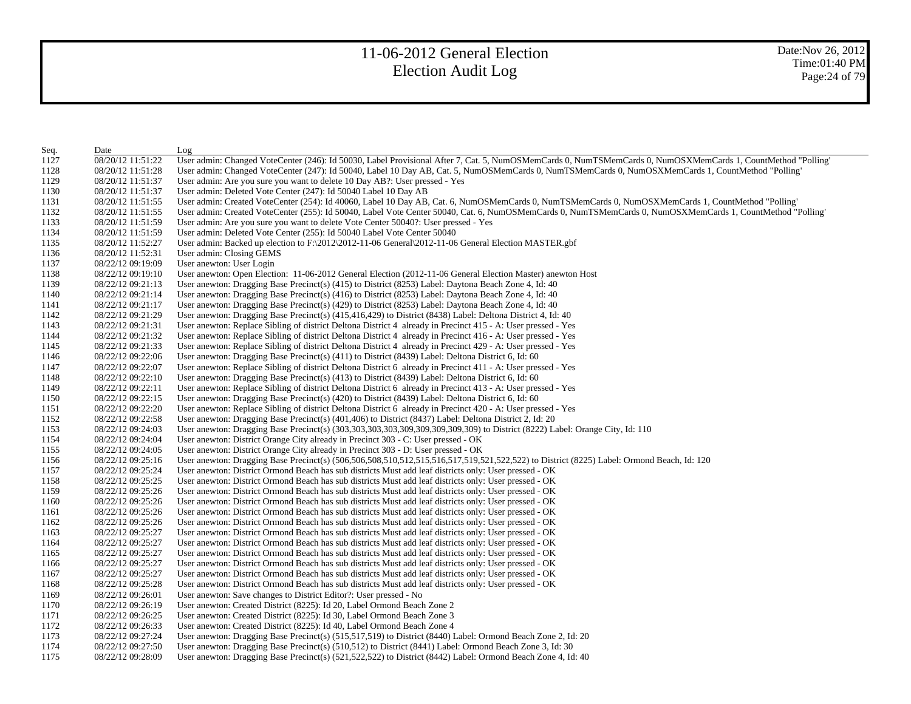| Seq. | Date | Log |
|---|---|---|
| 1127 | 08/20/12 11:51:22 | User admin: Changed VoteCenter (246): Id 50030, Label Provisional After 7, Cat. 5, NumOSMemCards 0, NumTSMemCards 0, NumOSXMemCards 1, CountMethod "Polling' |
| 1128 | 08/20/12 11:51:28 | User admin: Changed VoteCenter (247): Id 50040, Label 10 Day AB, Cat. 5, NumOSMemCards 0, NumTSMemCards 0, NumOSXMemCards 1, CountMethod "Polling' |
| 1129 | 08/20/12 11:51:37 | User admin: Are you sure you want to delete 10 Day AB?: User pressed - Yes |
| 1130 | 08/20/12 11:51:37 | User admin: Deleted Vote Center (247): Id 50040 Label 10 Day AB |
| 1131 | 08/20/12 11:51:55 | User admin: Created VoteCenter (254): Id 40060, Label 10 Day AB, Cat. 6, NumOSMemCards 0, NumTSMemCards 0, NumOSXMemCards 1, CountMethod "Polling' |
| 1132 | 08/20/12 11:51:55 | User admin: Created VoteCenter (255): Id 50040, Label Vote Center 50040, Cat. 6, NumOSMemCards 0, NumTSMemCards 0, NumOSXMemCards 1, CountMethod "Polling' |
| 1133 | 08/20/12 11:51:59 | User admin: Are you sure you want to delete Vote Center 50040?: User pressed - Yes |
| 1134 | 08/20/12 11:51:59 | User admin: Deleted Vote Center (255): Id 50040 Label Vote Center 50040 |
| 1135 | 08/20/12 11:52:27 | User admin: Backed up election to F:\2012\2012-11-06 General\2012-11-06 General Election MASTER.gbf |
| 1136 | 08/20/12 11:52:31 | User admin: Closing GEMS |
| 1137 | 08/22/12 09:19:09 | User anewton: User Login |
| 1138 | 08/22/12 09:19:10 | User anewton: Open Election: 11-06-2012 General Election (2012-11-06 General Election Master) anewton Host |
| 1139 | 08/22/12 09:21:13 | User anewton: Dragging Base Precinct(s) (415) to District (8253) Label: Daytona Beach Zone 4, Id: 40 |
| 1140 | 08/22/12 09:21:14 | User anewton: Dragging Base Precinct(s) (416) to District (8253) Label: Daytona Beach Zone 4, Id: 40 |
| 1141 | 08/22/12 09:21:17 | User anewton: Dragging Base Precinct(s) (429) to District (8253) Label: Daytona Beach Zone 4, Id: 40 |
| 1142 | 08/22/12 09:21:29 | User anewton: Dragging Base Precinct(s) (415,416,429) to District (8438) Label: Deltona District 4, Id: 40 |
| 1143 | 08/22/12 09:21:31 | User anewton: Replace Sibling of district Deltona District 4 already in Precinct 415 - A: User pressed - Yes |
| 1144 | 08/22/12 09:21:32 | User anewton: Replace Sibling of district Deltona District 4 already in Precinct 416 - A: User pressed - Yes |
| 1145 | 08/22/12 09:21:33 | User anewton: Replace Sibling of district Deltona District 4 already in Precinct 429 - A: User pressed - Yes |
| 1146 | 08/22/12 09:22:06 | User anewton: Dragging Base Precinct(s) (411) to District (8439) Label: Deltona District 6, Id: 60 |
| 1147 | 08/22/12 09:22:07 | User anewton: Replace Sibling of district Deltona District 6 already in Precinct 411 - A: User pressed - Yes |
| 1148 | 08/22/12 09:22:10 | User anewton: Dragging Base Precinct(s) (413) to District (8439) Label: Deltona District 6, Id: 60 |
| 1149 | 08/22/12 09:22:11 | User anewton: Replace Sibling of district Deltona District 6 already in Precinct 413 - A: User pressed - Yes |
| 1150 | 08/22/12 09:22:15 | User anewton: Dragging Base Precinct(s) (420) to District (8439) Label: Deltona District 6, Id: 60 |
| 1151 | 08/22/12 09:22:20 | User anewton: Replace Sibling of district Deltona District 6 already in Precinct 420 - A: User pressed - Yes |
| 1152 | 08/22/12 09:22:58 | User anewton: Dragging Base Precinct(s) (401,406) to District (8437) Label: Deltona District 2, Id: 20 |
| 1153 | 08/22/12 09:24:03 | User anewton: Dragging Base Precinct(s) (303,303,303,303,309,309,309,309,309) to District (8222) Label: Orange City, Id: 110 |
| 1154 | 08/22/12 09:24:04 | User anewton: District Orange City already in Precinct 303 - C: User pressed - OK |
| 1155 | 08/22/12 09:24:05 | User anewton: District Orange City already in Precinct 303 - D: User pressed - OK |
| 1156 | 08/22/12 09:25:16 | User anewton: Dragging Base Precinct(s) (506,506,508,510,512,515,516,517,519,521,522,522) to District (8225) Label: Ormond Beach, Id: 120 |
| 1157 | 08/22/12 09:25:24 | User anewton: District Ormond Beach has sub districts Must add leaf districts only: User pressed - OK |
| 1158 | 08/22/12 09:25:25 | User anewton: District Ormond Beach has sub districts Must add leaf districts only: User pressed - OK |
| 1159 | 08/22/12 09:25:26 | User anewton: District Ormond Beach has sub districts Must add leaf districts only: User pressed - OK |
| 1160 | 08/22/12 09:25:26 | User anewton: District Ormond Beach has sub districts Must add leaf districts only: User pressed - OK |
| 1161 | 08/22/12 09:25:26 | User anewton: District Ormond Beach has sub districts Must add leaf districts only: User pressed - OK |
| 1162 | 08/22/12 09:25:26 | User anewton: District Ormond Beach has sub districts Must add leaf districts only: User pressed - OK |
| 1163 | 08/22/12 09:25:27 | User anewton: District Ormond Beach has sub districts Must add leaf districts only: User pressed - OK |
| 1164 | 08/22/12 09:25:27 | User anewton: District Ormond Beach has sub districts Must add leaf districts only: User pressed - OK |
| 1165 | 08/22/12 09:25:27 | User anewton: District Ormond Beach has sub districts Must add leaf districts only: User pressed - OK |
| 1166 | 08/22/12 09:25:27 | User anewton: District Ormond Beach has sub districts Must add leaf districts only: User pressed - OK |
| 1167 | 08/22/12 09:25:27 | User anewton: District Ormond Beach has sub districts Must add leaf districts only: User pressed - OK |
| 1168 | 08/22/12 09:25:28 | User anewton: District Ormond Beach has sub districts Must add leaf districts only: User pressed - OK |
| 1169 | 08/22/12 09:26:01 | User anewton: Save changes to District Editor?: User pressed - No |
| 1170 | 08/22/12 09:26:19 | User anewton: Created District (8225): Id 20, Label Ormond Beach Zone 2 |
| 1171 | 08/22/12 09:26:25 | User anewton: Created District (8225): Id 30, Label Ormond Beach Zone 3 |
| 1172 | 08/22/12 09:26:33 | User anewton: Created District (8225): Id 40, Label Ormond Beach Zone 4 |
| 1173 | 08/22/12 09:27:24 | User anewton: Dragging Base Precinct(s) (515,517,519) to District (8440) Label: Ormond Beach Zone 2, Id: 20 |
| 1174 | 08/22/12 09:27:50 | User anewton: Dragging Base Precinct(s) (510,512) to District (8441) Label: Ormond Beach Zone 3, Id: 30 |
| 1175 | 08/22/12 09:28:09 | User anewton: Dragging Base Precinct(s) (521,522,522) to District (8442) Label: Ormond Beach Zone 4, Id: 40 |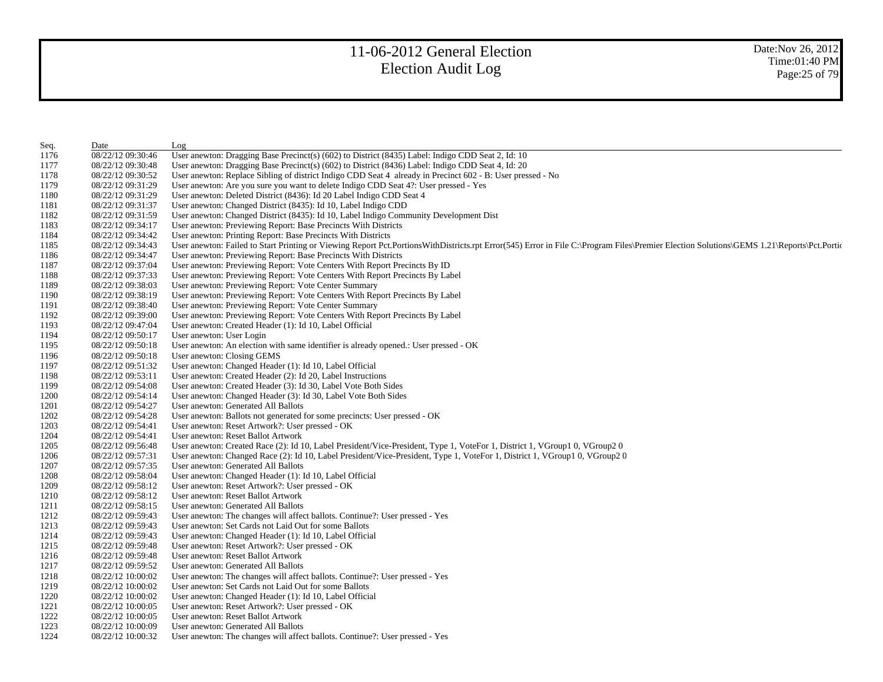# 11-06-2012 General Election
## Election Audit Log

Date:Nov 26, 2012
Time:01:40 PM

| Seq. | Date | Log |
|---|---|---|
| 1176 | 08/22/12 09:30:46 | User anewton: Dragging Base Precinct(s) (602) to District (8435) Label: Indigo CDD Seat 2, Id: 10 |
| 1177 | 08/22/12 09:30:48 | User anewton: Dragging Base Precinct(s) (602) to District (8436) Label: Indigo CDD Seat 4, Id: 20 |
| 1178 | 08/22/12 09:30:52 | User anewton: Replace Sibling of district Indigo CDD Seat 4 already in Precinct 602 - B: User pressed - No |
| 1179 | 08/22/12 09:31:29 | User anewton: Are you sure you want to delete Indigo CDD Seat 4?: User pressed - Yes |
| 1180 | 08/22/12 09:31:29 | User anewton: Deleted District (8436): Id 20 Label Indigo CDD Seat 4 |
| 1181 | 08/22/12 09:31:37 | User anewton: Changed District (8435): Id 10, Label Indigo CDD |
| 1182 | 08/22/12 09:31:59 | User anewton: Changed District (8435): Id 10, Label Indigo Community Development Dist |
| 1183 | 08/22/12 09:34:17 | User anewton: Previewing Report: Base Precincts With Districts |
| 1184 | 08/22/12 09:34:42 | User anewton: Printing Report: Base Precincts With Districts |
| 1185 | 08/22/12 09:34:43 | User anewton: Failed to Start Printing or Viewing Report Pct.PortionsWithDistricts.rpt Error(545) Error in File C:\Program Files\Premier Election Solutions\GEMS 1.21\Reports\Pct.Portic |
| 1186 | 08/22/12 09:34:47 | User anewton: Previewing Report: Base Precincts With Districts |
| 1187 | 08/22/12 09:37:04 | User anewton: Previewing Report: Vote Centers With Report Precincts By ID |
| 1188 | 08/22/12 09:37:33 | User anewton: Previewing Report: Vote Centers With Report Precincts By Label |
| 1189 | 08/22/12 09:38:03 | User anewton: Previewing Report: Vote Center Summary |
| 1190 | 08/22/12 09:38:19 | User anewton: Previewing Report: Vote Centers With Report Precincts By Label |
| 1191 | 08/22/12 09:38:40 | User anewton: Previewing Report: Vote Center Summary |
| 1192 | 08/22/12 09:39:00 | User anewton: Previewing Report: Vote Centers With Report Precincts By Label |
| 1193 | 08/22/12 09:47:04 | User anewton: Created Header (1): Id 10, Label Official |
| 1194 | 08/22/12 09:50:17 | User anewton: User Login |
| 1195 | 08/22/12 09:50:18 | User anewton: An election with same identifier is already opened.: User pressed - OK |
| 1196 | 08/22/12 09:50:18 | User anewton: Closing GEMS |
| 1197 | 08/22/12 09:51:32 | User anewton: Changed Header (1): Id 10, Label Official |
| 1198 | 08/22/12 09:53:11 | User anewton: Created Header (2): Id 20, Label Instructions |
| 1199 | 08/22/12 09:54:08 | User anewton: Created Header (3): Id 30, Label Vote Both Sides |
| 1200 | 08/22/12 09:54:14 | User anewton: Changed Header (3): Id 30, Label Vote Both Sides |
| 1201 | 08/22/12 09:54:27 | User anewton: Generated All Ballots |
| 1202 | 08/22/12 09:54:28 | User anewton: Ballots not generated for some precincts: User pressed - OK |
| 1203 | 08/22/12 09:54:41 | User anewton: Reset Artwork?: User pressed - OK |
| 1204 | 08/22/12 09:54:41 | User anewton: Reset Ballot Artwork |
| 1205 | 08/22/12 09:56:48 | User anewton: Created Race (2): Id 10, Label President/Vice-President, Type 1, VoteFor 1, District 1, VGroup1 0, VGroup2 0 |
| 1206 | 08/22/12 09:57:31 | User anewton: Changed Race (2): Id 10, Label President/Vice-President, Type 1, VoteFor 1, District 1, VGroup1 0, VGroup2 0 |
| 1207 | 08/22/12 09:57:35 | User anewton: Generated All Ballots |
| 1208 | 08/22/12 09:58:04 | User anewton: Changed Header (1): Id 10, Label Official |
| 1209 | 08/22/12 09:58:12 | User anewton: Reset Artwork?: User pressed - OK |
| 1210 | 08/22/12 09:58:12 | User anewton: Reset Ballot Artwork |
| 1211 | 08/22/12 09:58:15 | User anewton: Generated All Ballots |
| 1212 | 08/22/12 09:59:43 | User anewton: The changes will affect ballots. Continue?: User pressed - Yes |
| 1213 | 08/22/12 09:59:43 | User anewton: Set Cards not Laid Out for some Ballots |
| 1214 | 08/22/12 09:59:43 | User anewton: Changed Header (1): Id 10, Label Official |
| 1215 | 08/22/12 09:59:48 | User anewton: Reset Artwork?: User pressed - OK |
| 1216 | 08/22/12 09:59:48 | User anewton: Reset Ballot Artwork |
| 1217 | 08/22/12 09:59:52 | User anewton: Generated All Ballots |
| 1218 | 08/22/12 10:00:02 | User anewton: The changes will affect ballots. Continue?: User pressed - Yes |
| 1219 | 08/22/12 10:00:02 | User anewton: Set Cards not Laid Out for some Ballots |
| 1220 | 08/22/12 10:00:02 | User anewton: Changed Header (1): Id 10, Label Official |
| 1221 | 08/22/12 10:00:05 | User anewton: Reset Artwork?: User pressed - OK |
| 1222 | 08/22/12 10:00:05 | User anewton: Reset Ballot Artwork |
| 1223 | 08/22/12 10:00:09 | User anewton: Generated All Ballots |
| 1224 | 08/22/12 10:00:32 | User anewton: The changes will affect ballots. Continue?: User pressed - Yes |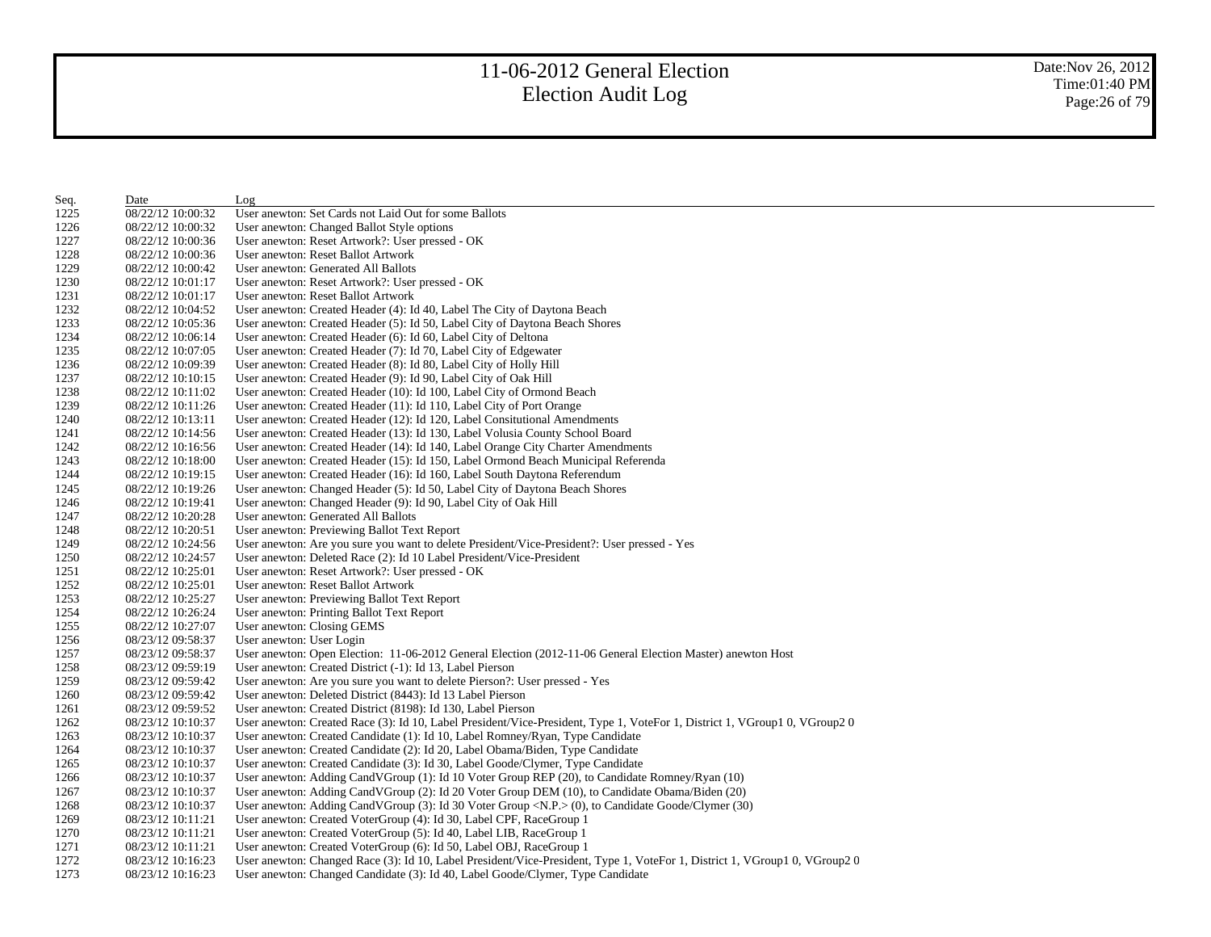# 11-06-2012 General Election
# Election Audit Log

Date:Nov 26, 2012
Time:01:40 PM

| Seq. | Date | Log |
|---|---|---|
| 1225 | 08/22/12 10:00:32 | User anewton: Set Cards not Laid Out for some Ballots |
| 1226 | 08/22/12 10:00:32 | User anewton: Changed Ballot Style options |
| 1227 | 08/22/12 10:00:36 | User anewton: Reset Artwork?: User pressed - OK |
| 1228 | 08/22/12 10:00:36 | User anewton: Reset Ballot Artwork |
| 1229 | 08/22/12 10:00:42 | User anewton: Generated All Ballots |
| 1230 | 08/22/12 10:01:17 | User anewton: Reset Artwork?: User pressed - OK |
| 1231 | 08/22/12 10:01:17 | User anewton: Reset Ballot Artwork |
| 1232 | 08/22/12 10:04:52 | User anewton: Created Header (4): Id 40, Label The City of Daytona Beach |
| 1233 | 08/22/12 10:05:36 | User anewton: Created Header (5): Id 50, Label City of Daytona Beach Shores |
| 1234 | 08/22/12 10:06:14 | User anewton: Created Header (6): Id 60, Label City of Deltona |
| 1235 | 08/22/12 10:07:05 | User anewton: Created Header (7): Id 70, Label City of Edgewater |
| 1236 | 08/22/12 10:09:39 | User anewton: Created Header (8): Id 80, Label City of Holly Hill |
| 1237 | 08/22/12 10:10:15 | User anewton: Created Header (9): Id 90, Label City of Oak Hill |
| 1238 | 08/22/12 10:11:02 | User anewton: Created Header (10): Id 100, Label City of Ormond Beach |
| 1239 | 08/22/12 10:11:26 | User anewton: Created Header (11): Id 110, Label City of Port Orange |
| 1240 | 08/22/12 10:13:11 | User anewton: Created Header (12): Id 120, Label Consitutional Amendments |
| 1241 | 08/22/12 10:14:56 | User anewton: Created Header (13): Id 130, Label Volusia County School Board |
| 1242 | 08/22/12 10:16:56 | User anewton: Created Header (14): Id 140, Label Orange City Charter Amendments |
| 1243 | 08/22/12 10:18:00 | User anewton: Created Header (15): Id 150, Label Ormond Beach Municipal Referenda |
| 1244 | 08/22/12 10:19:15 | User anewton: Created Header (16): Id 160, Label South Daytona Referendum |
| 1245 | 08/22/12 10:19:26 | User anewton: Changed Header (5): Id 50, Label City of Daytona Beach Shores |
| 1246 | 08/22/12 10:19:41 | User anewton: Changed Header (9): Id 90, Label City of Oak Hill |
| 1247 | 08/22/12 10:20:28 | User anewton: Generated All Ballots |
| 1248 | 08/22/12 10:20:51 | User anewton: Previewing Ballot Text Report |
| 1249 | 08/22/12 10:24:56 | User anewton: Are you sure you want to delete President/Vice-President?: User pressed - Yes |
| 1250 | 08/22/12 10:24:57 | User anewton: Deleted Race (2): Id 10 Label President/Vice-President |
| 1251 | 08/22/12 10:25:01 | User anewton: Reset Artwork?: User pressed - OK |
| 1252 | 08/22/12 10:25:01 | User anewton: Reset Ballot Artwork |
| 1253 | 08/22/12 10:25:27 | User anewton: Previewing Ballot Text Report |
| 1254 | 08/22/12 10:26:24 | User anewton: Printing Ballot Text Report |
| 1255 | 08/22/12 10:27:07 | User anewton: Closing GEMS |
| 1256 | 08/23/12 09:58:37 | User anewton: User Login |
| 1257 | 08/23/12 09:58:37 | User anewton: Open Election: 11-06-2012 General Election (2012-11-06 General Election Master) anewton Host |
| 1258 | 08/23/12 09:59:19 | User anewton: Created District (-1): Id 13, Label Pierson |
| 1259 | 08/23/12 09:59:42 | User anewton: Are you sure you want to delete Pierson?: User pressed - Yes |
| 1260 | 08/23/12 09:59:42 | User anewton: Deleted District (8443): Id 13 Label Pierson |
| 1261 | 08/23/12 09:59:52 | User anewton: Created District (8198): Id 130, Label Pierson |
| 1262 | 08/23/12 10:10:37 | User anewton: Created Race (3): Id 10, Label President/Vice-President, Type 1, VoteFor 1, District 1, VGroup1 0, VGroup2 0 |
| 1263 | 08/23/12 10:10:37 | User anewton: Created Candidate (1): Id 10, Label Romney/Ryan, Type Candidate |
| 1264 | 08/23/12 10:10:37 | User anewton: Created Candidate (2): Id 20, Label Obama/Biden, Type Candidate |
| 1265 | 08/23/12 10:10:37 | User anewton: Created Candidate (3): Id 30, Label Goode/Clymer, Type Candidate |
| 1266 | 08/23/12 10:10:37 | User anewton: Adding CandVGroup (1): Id 10 Voter Group REP (20), to Candidate Romney/Ryan (10) |
| 1267 | 08/23/12 10:10:37 | User anewton: Adding CandVGroup (2): Id 20 Voter Group DEM (10), to Candidate Obama/Biden (20) |
| 1268 | 08/23/12 10:10:37 | User anewton: Adding CandVGroup (3): Id 30 Voter Group <N.P.> (0), to Candidate Goode/Clymer (30) |
| 1269 | 08/23/12 10:11:21 | User anewton: Created VoterGroup (4): Id 30, Label CPF, RaceGroup 1 |
| 1270 | 08/23/12 10:11:21 | User anewton: Created VoterGroup (5): Id 40, Label LIB, RaceGroup 1 |
| 1271 | 08/23/12 10:11:21 | User anewton: Created VoterGroup (6): Id 50, Label OBJ, RaceGroup 1 |
| 1272 | 08/23/12 10:16:23 | User anewton: Changed Race (3): Id 10, Label President/Vice-President, Type 1, VoteFor 1, District 1, VGroup1 0, VGroup2 0 |
| 1273 | 08/23/12 10:16:23 | User anewton: Changed Candidate (3): Id 40, Label Goode/Clymer, Type Candidate |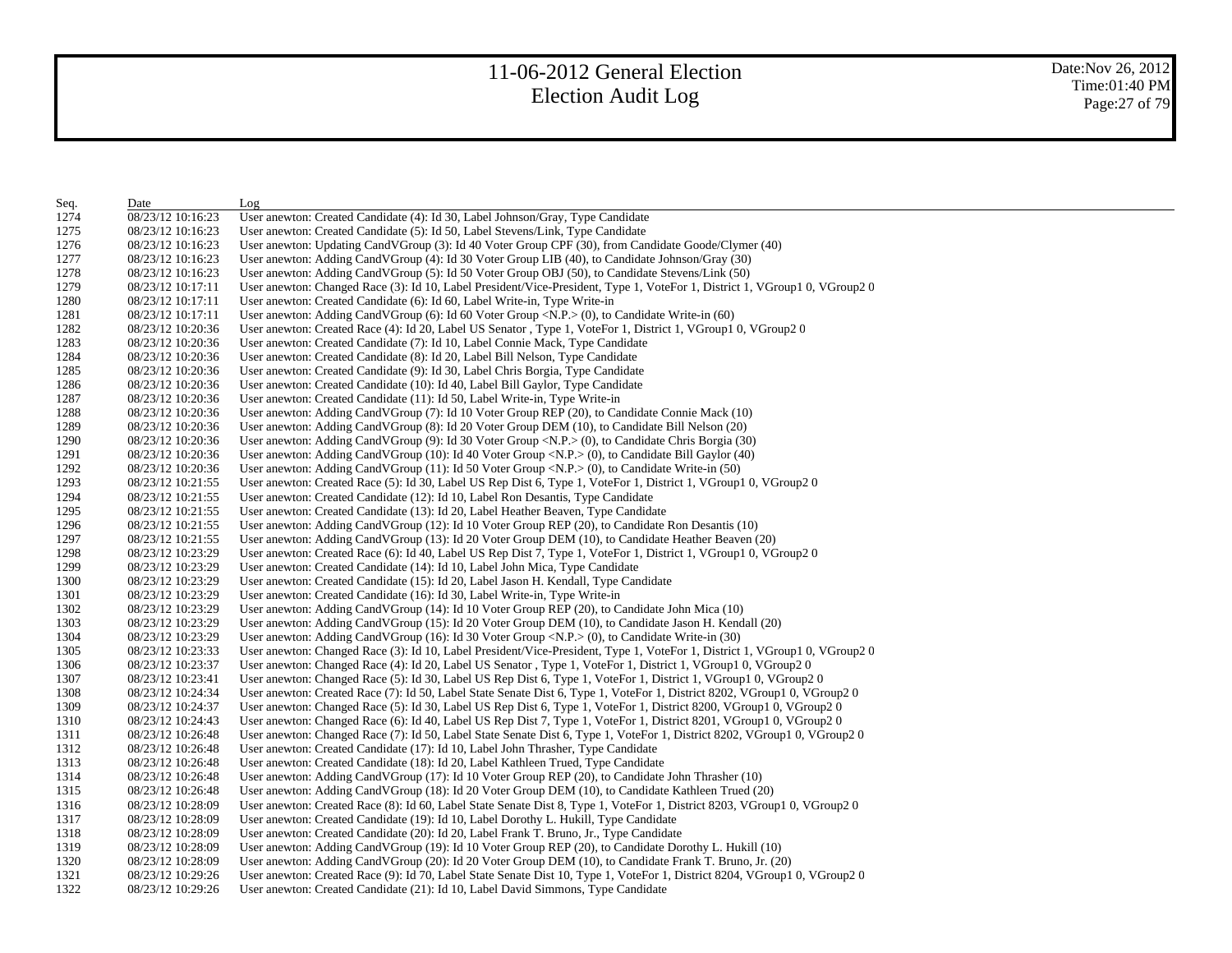# 11-06-2012 General Election
## Election Audit Log

Date:Nov 26, 2012
Time:01:40 PM

| Seq. | Date | Log |
|---|---|---|
| 1274 | 08/23/12 10:16:23 | User anewton: Created Candidate (4): Id 30, Label Johnson/Gray, Type Candidate |
| 1275 | 08/23/12 10:16:23 | User anewton: Created Candidate (5): Id 50, Label Stevens/Link, Type Candidate |
| 1276 | 08/23/12 10:16:23 | User anewton: Updating CandVGroup (3): Id 40 Voter Group CPF (30), from Candidate Goode/Clymer (40) |
| 1277 | 08/23/12 10:16:23 | User anewton: Adding CandVGroup (4): Id 30 Voter Group LIB (40), to Candidate Johnson/Gray (30) |
| 1278 | 08/23/12 10:16:23 | User anewton: Adding CandVGroup (5): Id 50 Voter Group OBJ (50), to Candidate Stevens/Link (50) |
| 1279 | 08/23/12 10:17:11 | User anewton: Changed Race (3): Id 10, Label President/Vice-President, Type 1, VoteFor 1, District 1, VGroup1 0, VGroup2 0 |
| 1280 | 08/23/12 10:17:11 | User anewton: Created Candidate (6): Id 60, Label Write-in, Type Write-in |
| 1281 | 08/23/12 10:17:11 | User anewton: Adding CandVGroup (6): Id 60 Voter Group <N.P.> (0), to Candidate Write-in (60) |
| 1282 | 08/23/12 10:20:36 | User anewton: Created Race (4): Id 20, Label US Senator , Type 1, VoteFor 1, District 1, VGroup1 0, VGroup2 0 |
| 1283 | 08/23/12 10:20:36 | User anewton: Created Candidate (7): Id 10, Label Connie Mack, Type Candidate |
| 1284 | 08/23/12 10:20:36 | User anewton: Created Candidate (8): Id 20, Label Bill Nelson, Type Candidate |
| 1285 | 08/23/12 10:20:36 | User anewton: Created Candidate (9): Id 30, Label Chris Borgia, Type Candidate |
| 1286 | 08/23/12 10:20:36 | User anewton: Created Candidate (10): Id 40, Label Bill Gaylor, Type Candidate |
| 1287 | 08/23/12 10:20:36 | User anewton: Created Candidate (11): Id 50, Label Write-in, Type Write-in |
| 1288 | 08/23/12 10:20:36 | User anewton: Adding CandVGroup (7): Id 10 Voter Group REP (20), to Candidate Connie Mack (10) |
| 1289 | 08/23/12 10:20:36 | User anewton: Adding CandVGroup (8): Id 20 Voter Group DEM (10), to Candidate Bill Nelson (20) |
| 1290 | 08/23/12 10:20:36 | User anewton: Adding CandVGroup (9): Id 30 Voter Group <N.P.> (0), to Candidate Chris Borgia (30) |
| 1291 | 08/23/12 10:20:36 | User anewton: Adding CandVGroup (10): Id 40 Voter Group <N.P.> (0), to Candidate Bill Gaylor (40) |
| 1292 | 08/23/12 10:20:36 | User anewton: Adding CandVGroup (11): Id 50 Voter Group <N.P.> (0), to Candidate Write-in (50) |
| 1293 | 08/23/12 10:21:55 | User anewton: Created Race (5): Id 30, Label US Rep Dist 6, Type 1, VoteFor 1, District 1, VGroup1 0, VGroup2 0 |
| 1294 | 08/23/12 10:21:55 | User anewton: Created Candidate (12): Id 10, Label Ron Desantis, Type Candidate |
| 1295 | 08/23/12 10:21:55 | User anewton: Created Candidate (13): Id 20, Label Heather Beaven, Type Candidate |
| 1296 | 08/23/12 10:21:55 | User anewton: Adding CandVGroup (12): Id 10 Voter Group REP (20), to Candidate Ron Desantis (10) |
| 1297 | 08/23/12 10:21:55 | User anewton: Adding CandVGroup (13): Id 20 Voter Group DEM (10), to Candidate Heather Beaven (20) |
| 1298 | 08/23/12 10:23:29 | User anewton: Created Race (6): Id 40, Label US Rep Dist 7, Type 1, VoteFor 1, District 1, VGroup1 0, VGroup2 0 |
| 1299 | 08/23/12 10:23:29 | User anewton: Created Candidate (14): Id 10, Label John Mica, Type Candidate |
| 1300 | 08/23/12 10:23:29 | User anewton: Created Candidate (15): Id 20, Label Jason H. Kendall, Type Candidate |
| 1301 | 08/23/12 10:23:29 | User anewton: Created Candidate (16): Id 30, Label Write-in, Type Write-in |
| 1302 | 08/23/12 10:23:29 | User anewton: Adding CandVGroup (14): Id 10 Voter Group REP (20), to Candidate John Mica (10) |
| 1303 | 08/23/12 10:23:29 | User anewton: Adding CandVGroup (15): Id 20 Voter Group DEM (10), to Candidate Jason H. Kendall (20) |
| 1304 | 08/23/12 10:23:29 | User anewton: Adding CandVGroup (16): Id 30 Voter Group <N.P.> (0), to Candidate Write-in (30) |
| 1305 | 08/23/12 10:23:33 | User anewton: Changed Race (3): Id 10, Label President/Vice-President, Type 1, VoteFor 1, District 1, VGroup1 0, VGroup2 0 |
| 1306 | 08/23/12 10:23:37 | User anewton: Changed Race (4): Id 20, Label US Senator , Type 1, VoteFor 1, District 1, VGroup1 0, VGroup2 0 |
| 1307 | 08/23/12 10:23:41 | User anewton: Changed Race (5): Id 30, Label US Rep Dist 6, Type 1, VoteFor 1, District 1, VGroup1 0, VGroup2 0 |
| 1308 | 08/23/12 10:24:34 | User anewton: Created Race (7): Id 50, Label State Senate Dist 6, Type 1, VoteFor 1, District 8202, VGroup1 0, VGroup2 0 |
| 1309 | 08/23/12 10:24:37 | User anewton: Changed Race (5): Id 30, Label US Rep Dist 6, Type 1, VoteFor 1, District 8200, VGroup1 0, VGroup2 0 |
| 1310 | 08/23/12 10:24:43 | User anewton: Changed Race (6): Id 40, Label US Rep Dist 7, Type 1, VoteFor 1, District 8201, VGroup1 0, VGroup2 0 |
| 1311 | 08/23/12 10:26:48 | User anewton: Changed Race (7): Id 50, Label State Senate Dist 6, Type 1, VoteFor 1, District 8202, VGroup1 0, VGroup2 0 |
| 1312 | 08/23/12 10:26:48 | User anewton: Created Candidate (17): Id 10, Label John Thrasher, Type Candidate |
| 1313 | 08/23/12 10:26:48 | User anewton: Created Candidate (18): Id 20, Label Kathleen Trued, Type Candidate |
| 1314 | 08/23/12 10:26:48 | User anewton: Adding CandVGroup (17): Id 10 Voter Group REP (20), to Candidate John Thrasher (10) |
| 1315 | 08/23/12 10:26:48 | User anewton: Adding CandVGroup (18): Id 20 Voter Group DEM (10), to Candidate Kathleen Trued (20) |
| 1316 | 08/23/12 10:28:09 | User anewton: Created Race (8): Id 60, Label State Senate Dist 8, Type 1, VoteFor 1, District 8203, VGroup1 0, VGroup2 0 |
| 1317 | 08/23/12 10:28:09 | User anewton: Created Candidate (19): Id 10, Label Dorothy L. Hukill, Type Candidate |
| 1318 | 08/23/12 10:28:09 | User anewton: Created Candidate (20): Id 20, Label Frank T. Bruno, Jr., Type Candidate |
| 1319 | 08/23/12 10:28:09 | User anewton: Adding CandVGroup (19): Id 10 Voter Group REP (20), to Candidate Dorothy L. Hukill (10) |
| 1320 | 08/23/12 10:28:09 | User anewton: Adding CandVGroup (20): Id 20 Voter Group DEM (10), to Candidate Frank T. Bruno, Jr. (20) |
| 1321 | 08/23/12 10:29:26 | User anewton: Created Race (9): Id 70, Label State Senate Dist 10, Type 1, VoteFor 1, District 8204, VGroup1 0, VGroup2 0 |
| 1322 | 08/23/12 10:29:26 | User anewton: Created Candidate (21): Id 10, Label David Simmons, Type Candidate |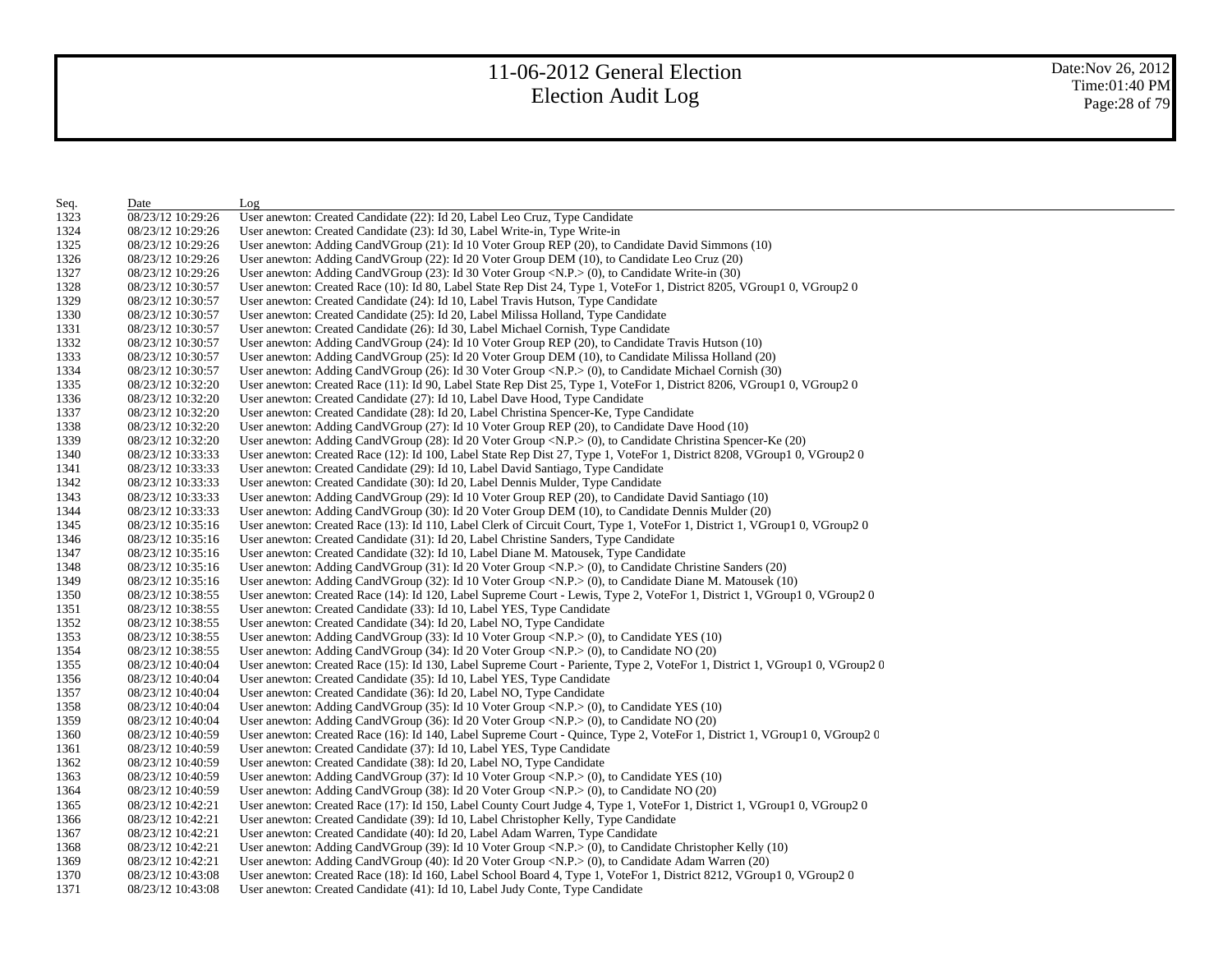# 11-06-2012 General Election
# Election Audit Log

Date:Nov 26, 2012
Time:01:40 PM

| Seq. | Date | Log |
|---|---|---|
| 1323 | 08/23/12 10:29:26 | User anewton: Created Candidate (22): Id 20, Label Leo Cruz, Type Candidate |
| 1324 | 08/23/12 10:29:26 | User anewton: Created Candidate (23): Id 30, Label Write-in, Type Write-in |
| 1325 | 08/23/12 10:29:26 | User anewton: Adding CandVGroup (21): Id 10 Voter Group REP (20), to Candidate David Simmons (10) |
| 1326 | 08/23/12 10:29:26 | User anewton: Adding CandVGroup (22): Id 20 Voter Group DEM (10), to Candidate Leo Cruz (20) |
| 1327 | 08/23/12 10:29:26 | User anewton: Adding CandVGroup (23): Id 30 Voter Group <N.P.> (0), to Candidate Write-in (30) |
| 1328 | 08/23/12 10:30:57 | User anewton: Created Race (10): Id 80, Label State Rep Dist 24, Type 1, VoteFor 1, District 8205, VGroup1 0, VGroup2 0 |
| 1329 | 08/23/12 10:30:57 | User anewton: Created Candidate (24): Id 10, Label Travis Hutson, Type Candidate |
| 1330 | 08/23/12 10:30:57 | User anewton: Created Candidate (25): Id 20, Label Milissa Holland, Type Candidate |
| 1331 | 08/23/12 10:30:57 | User anewton: Created Candidate (26): Id 30, Label Michael Cornish, Type Candidate |
| 1332 | 08/23/12 10:30:57 | User anewton: Adding CandVGroup (24): Id 10 Voter Group REP (20), to Candidate Travis Hutson (10) |
| 1333 | 08/23/12 10:30:57 | User anewton: Adding CandVGroup (25): Id 20 Voter Group DEM (10), to Candidate Milissa Holland (20) |
| 1334 | 08/23/12 10:30:57 | User anewton: Adding CandVGroup (26): Id 30 Voter Group <N.P.> (0), to Candidate Michael Cornish (30) |
| 1335 | 08/23/12 10:32:20 | User anewton: Created Race (11): Id 90, Label State Rep Dist 25, Type 1, VoteFor 1, District 8206, VGroup1 0, VGroup2 0 |
| 1336 | 08/23/12 10:32:20 | User anewton: Created Candidate (27): Id 10, Label Dave Hood, Type Candidate |
| 1337 | 08/23/12 10:32:20 | User anewton: Created Candidate (28): Id 20, Label Christina Spencer-Ke, Type Candidate |
| 1338 | 08/23/12 10:32:20 | User anewton: Adding CandVGroup (27): Id 10 Voter Group REP (20), to Candidate Dave Hood (10) |
| 1339 | 08/23/12 10:32:20 | User anewton: Adding CandVGroup (28): Id 20 Voter Group <N.P.> (0), to Candidate Christina Spencer-Ke (20) |
| 1340 | 08/23/12 10:33:33 | User anewton: Created Race (12): Id 100, Label State Rep Dist 27, Type 1, VoteFor 1, District 8208, VGroup1 0, VGroup2 0 |
| 1341 | 08/23/12 10:33:33 | User anewton: Created Candidate (29): Id 10, Label David Santiago, Type Candidate |
| 1342 | 08/23/12 10:33:33 | User anewton: Created Candidate (30): Id 20, Label Dennis Mulder, Type Candidate |
| 1343 | 08/23/12 10:33:33 | User anewton: Adding CandVGroup (29): Id 10 Voter Group REP (20), to Candidate David Santiago (10) |
| 1344 | 08/23/12 10:33:33 | User anewton: Adding CandVGroup (30): Id 20 Voter Group DEM (10), to Candidate Dennis Mulder (20) |
| 1345 | 08/23/12 10:35:16 | User anewton: Created Race (13): Id 110, Label Clerk of Circuit Court, Type 1, VoteFor 1, District 1, VGroup1 0, VGroup2 0 |
| 1346 | 08/23/12 10:35:16 | User anewton: Created Candidate (31): Id 20, Label Christine Sanders, Type Candidate |
| 1347 | 08/23/12 10:35:16 | User anewton: Created Candidate (32): Id 10, Label Diane M. Matousek, Type Candidate |
| 1348 | 08/23/12 10:35:16 | User anewton: Adding CandVGroup (31): Id 20 Voter Group <N.P.> (0), to Candidate Christine Sanders (20) |
| 1349 | 08/23/12 10:35:16 | User anewton: Adding CandVGroup (32): Id 10 Voter Group <N.P.> (0), to Candidate Diane M. Matousek (10) |
| 1350 | 08/23/12 10:38:55 | User anewton: Created Race (14): Id 120, Label Supreme Court - Lewis, Type 2, VoteFor 1, District 1, VGroup1 0, VGroup2 0 |
| 1351 | 08/23/12 10:38:55 | User anewton: Created Candidate (33): Id 10, Label YES, Type Candidate |
| 1352 | 08/23/12 10:38:55 | User anewton: Created Candidate (34): Id 20, Label NO, Type Candidate |
| 1353 | 08/23/12 10:38:55 | User anewton: Adding CandVGroup (33): Id 10 Voter Group <N.P.> (0), to Candidate YES (10) |
| 1354 | 08/23/12 10:38:55 | User anewton: Adding CandVGroup (34): Id 20 Voter Group <N.P.> (0), to Candidate NO (20) |
| 1355 | 08/23/12 10:40:04 | User anewton: Created Race (15): Id 130, Label Supreme Court - Pariente, Type 2, VoteFor 1, District 1, VGroup1 0, VGroup2 0 |
| 1356 | 08/23/12 10:40:04 | User anewton: Created Candidate (35): Id 10, Label YES, Type Candidate |
| 1357 | 08/23/12 10:40:04 | User anewton: Created Candidate (36): Id 20, Label NO, Type Candidate |
| 1358 | 08/23/12 10:40:04 | User anewton: Adding CandVGroup (35): Id 10 Voter Group <N.P.> (0), to Candidate YES (10) |
| 1359 | 08/23/12 10:40:04 | User anewton: Adding CandVGroup (36): Id 20 Voter Group <N.P.> (0), to Candidate NO (20) |
| 1360 | 08/23/12 10:40:59 | User anewton: Created Race (16): Id 140, Label Supreme Court - Quince, Type 2, VoteFor 1, District 1, VGroup1 0, VGroup2 0 |
| 1361 | 08/23/12 10:40:59 | User anewton: Created Candidate (37): Id 10, Label YES, Type Candidate |
| 1362 | 08/23/12 10:40:59 | User anewton: Created Candidate (38): Id 20, Label NO, Type Candidate |
| 1363 | 08/23/12 10:40:59 | User anewton: Adding CandVGroup (37): Id 10 Voter Group <N.P.> (0), to Candidate YES (10) |
| 1364 | 08/23/12 10:40:59 | User anewton: Adding CandVGroup (38): Id 20 Voter Group <N.P.> (0), to Candidate NO (20) |
| 1365 | 08/23/12 10:42:21 | User anewton: Created Race (17): Id 150, Label County Court Judge 4, Type 1, VoteFor 1, District 1, VGroup1 0, VGroup2 0 |
| 1366 | 08/23/12 10:42:21 | User anewton: Created Candidate (39): Id 10, Label Christopher Kelly, Type Candidate |
| 1367 | 08/23/12 10:42:21 | User anewton: Created Candidate (40): Id 20, Label Adam Warren, Type Candidate |
| 1368 | 08/23/12 10:42:21 | User anewton: Adding CandVGroup (39): Id 10 Voter Group <N.P.> (0), to Candidate Christopher Kelly (10) |
| 1369 | 08/23/12 10:42:21 | User anewton: Adding CandVGroup (40): Id 20 Voter Group <N.P.> (0), to Candidate Adam Warren (20) |
| 1370 | 08/23/12 10:43:08 | User anewton: Created Race (18): Id 160, Label School Board 4, Type 1, VoteFor 1, District 8212, VGroup1 0, VGroup2 0 |
| 1371 | 08/23/12 10:43:08 | User anewton: Created Candidate (41): Id 10, Label Judy Conte, Type Candidate |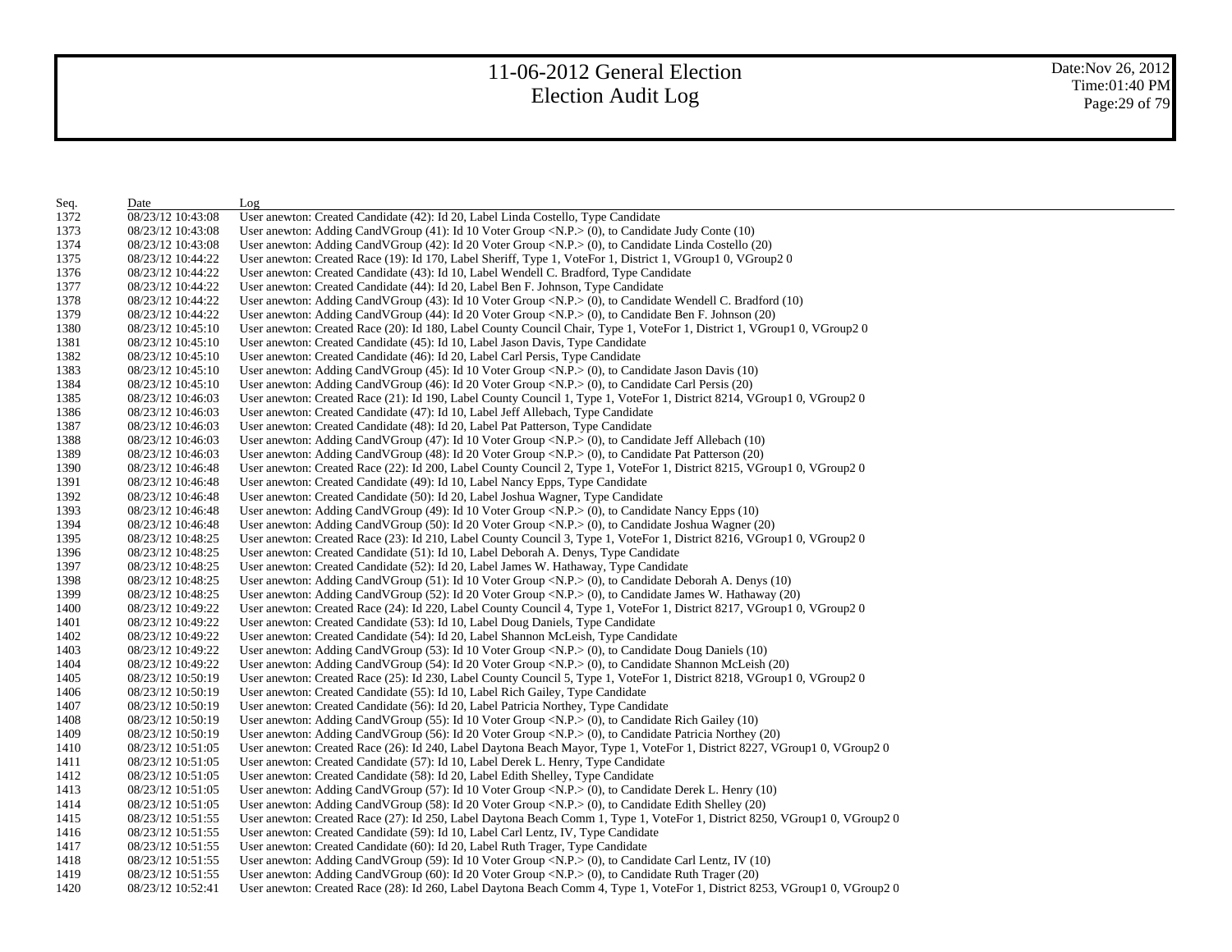| Seq. | Date | Log |
|---|---|---|
| 1372 | 08/23/12 10:43:08 | User anewton: Created Candidate (42): Id 20, Label Linda Costello, Type Candidate |
| 1373 | 08/23/12 10:43:08 | User anewton: Adding CandVGroup (41): Id 10 Voter Group <N.P.> (0), to Candidate Judy Conte (10) |
| 1374 | 08/23/12 10:43:08 | User anewton: Adding CandVGroup (42): Id 20 Voter Group <N.P.> (0), to Candidate Linda Costello (20) |
| 1375 | 08/23/12 10:44:22 | User anewton: Created Race (19): Id 170, Label Sheriff, Type 1, VoteFor 1, District 1, VGroup1 0, VGroup2 0 |
| 1376 | 08/23/12 10:44:22 | User anewton: Created Candidate (43): Id 10, Label Wendell C. Bradford, Type Candidate |
| 1377 | 08/23/12 10:44:22 | User anewton: Created Candidate (44): Id 20, Label Ben F. Johnson, Type Candidate |
| 1378 | 08/23/12 10:44:22 | User anewton: Adding CandVGroup (43): Id 10 Voter Group <N.P.> (0), to Candidate Wendell C. Bradford (10) |
| 1379 | 08/23/12 10:44:22 | User anewton: Adding CandVGroup (44): Id 20 Voter Group <N.P.> (0), to Candidate Ben F. Johnson (20) |
| 1380 | 08/23/12 10:45:10 | User anewton: Created Race (20): Id 180, Label County Council Chair, Type 1, VoteFor 1, District 1, VGroup1 0, VGroup2 0 |
| 1381 | 08/23/12 10:45:10 | User anewton: Created Candidate (45): Id 10, Label Jason Davis, Type Candidate |
| 1382 | 08/23/12 10:45:10 | User anewton: Created Candidate (46): Id 20, Label Carl Persis, Type Candidate |
| 1383 | 08/23/12 10:45:10 | User anewton: Adding CandVGroup (45): Id 10 Voter Group <N.P.> (0), to Candidate Jason Davis (10) |
| 1384 | 08/23/12 10:45:10 | User anewton: Adding CandVGroup (46): Id 20 Voter Group <N.P.> (0), to Candidate Carl Persis (20) |
| 1385 | 08/23/12 10:46:03 | User anewton: Created Race (21): Id 190, Label County Council 1, Type 1, VoteFor 1, District 8214, VGroup1 0, VGroup2 0 |
| 1386 | 08/23/12 10:46:03 | User anewton: Created Candidate (47): Id 10, Label Jeff Allebach, Type Candidate |
| 1387 | 08/23/12 10:46:03 | User anewton: Created Candidate (48): Id 20, Label Pat Patterson, Type Candidate |
| 1388 | 08/23/12 10:46:03 | User anewton: Adding CandVGroup (47): Id 10 Voter Group <N.P.> (0), to Candidate Jeff Allebach (10) |
| 1389 | 08/23/12 10:46:03 | User anewton: Adding CandVGroup (48): Id 20 Voter Group <N.P.> (0), to Candidate Pat Patterson (20) |
| 1390 | 08/23/12 10:46:48 | User anewton: Created Race (22): Id 200, Label County Council 2, Type 1, VoteFor 1, District 8215, VGroup1 0, VGroup2 0 |
| 1391 | 08/23/12 10:46:48 | User anewton: Created Candidate (49): Id 10, Label Nancy Epps, Type Candidate |
| 1392 | 08/23/12 10:46:48 | User anewton: Created Candidate (50): Id 20, Label Joshua Wagner, Type Candidate |
| 1393 | 08/23/12 10:46:48 | User anewton: Adding CandVGroup (49): Id 10 Voter Group <N.P.> (0), to Candidate Nancy Epps (10) |
| 1394 | 08/23/12 10:46:48 | User anewton: Adding CandVGroup (50): Id 20 Voter Group <N.P.> (0), to Candidate Joshua Wagner (20) |
| 1395 | 08/23/12 10:48:25 | User anewton: Created Race (23): Id 210, Label County Council 3, Type 1, VoteFor 1, District 8216, VGroup1 0, VGroup2 0 |
| 1396 | 08/23/12 10:48:25 | User anewton: Created Candidate (51): Id 10, Label Deborah A. Denys, Type Candidate |
| 1397 | 08/23/12 10:48:25 | User anewton: Created Candidate (52): Id 20, Label James W. Hathaway, Type Candidate |
| 1398 | 08/23/12 10:48:25 | User anewton: Adding CandVGroup (51): Id 10 Voter Group <N.P.> (0), to Candidate Deborah A. Denys (10) |
| 1399 | 08/23/12 10:48:25 | User anewton: Adding CandVGroup (52): Id 20 Voter Group <N.P.> (0), to Candidate James W. Hathaway (20) |
| 1400 | 08/23/12 10:49:22 | User anewton: Created Race (24): Id 220, Label County Council 4, Type 1, VoteFor 1, District 8217, VGroup1 0, VGroup2 0 |
| 1401 | 08/23/12 10:49:22 | User anewton: Created Candidate (53): Id 10, Label Doug Daniels, Type Candidate |
| 1402 | 08/23/12 10:49:22 | User anewton: Created Candidate (54): Id 20, Label Shannon McLeish, Type Candidate |
| 1403 | 08/23/12 10:49:22 | User anewton: Adding CandVGroup (53): Id 10 Voter Group <N.P.> (0), to Candidate Doug Daniels (10) |
| 1404 | 08/23/12 10:49:22 | User anewton: Adding CandVGroup (54): Id 20 Voter Group <N.P.> (0), to Candidate Shannon McLeish (20) |
| 1405 | 08/23/12 10:50:19 | User anewton: Created Race (25): Id 230, Label County Council 5, Type 1, VoteFor 1, District 8218, VGroup1 0, VGroup2 0 |
| 1406 | 08/23/12 10:50:19 | User anewton: Created Candidate (55): Id 10, Label Rich Gailey, Type Candidate |
| 1407 | 08/23/12 10:50:19 | User anewton: Created Candidate (56): Id 20, Label Patricia Northey, Type Candidate |
| 1408 | 08/23/12 10:50:19 | User anewton: Adding CandVGroup (55): Id 10 Voter Group <N.P.> (0), to Candidate Rich Gailey (10) |
| 1409 | 08/23/12 10:50:19 | User anewton: Adding CandVGroup (56): Id 20 Voter Group <N.P.> (0), to Candidate Patricia Northey (20) |
| 1410 | 08/23/12 10:51:05 | User anewton: Created Race (26): Id 240, Label Daytona Beach Mayor, Type 1, VoteFor 1, District 8227, VGroup1 0, VGroup2 0 |
| 1411 | 08/23/12 10:51:05 | User anewton: Created Candidate (57): Id 10, Label Derek L. Henry, Type Candidate |
| 1412 | 08/23/12 10:51:05 | User anewton: Created Candidate (58): Id 20, Label Edith Shelley, Type Candidate |
| 1413 | 08/23/12 10:51:05 | User anewton: Adding CandVGroup (57): Id 10 Voter Group <N.P.> (0), to Candidate Derek L. Henry (10) |
| 1414 | 08/23/12 10:51:05 | User anewton: Adding CandVGroup (58): Id 20 Voter Group <N.P.> (0), to Candidate Edith Shelley (20) |
| 1415 | 08/23/12 10:51:55 | User anewton: Created Race (27): Id 250, Label Daytona Beach Comm 1, Type 1, VoteFor 1, District 8250, VGroup1 0, VGroup2 0 |
| 1416 | 08/23/12 10:51:55 | User anewton: Created Candidate (59): Id 10, Label Carl Lentz, IV, Type Candidate |
| 1417 | 08/23/12 10:51:55 | User anewton: Created Candidate (60): Id 20, Label Ruth Trager, Type Candidate |
| 1418 | 08/23/12 10:51:55 | User anewton: Adding CandVGroup (59): Id 10 Voter Group <N.P.> (0), to Candidate Carl Lentz, IV (10) |
| 1419 | 08/23/12 10:51:55 | User anewton: Adding CandVGroup (60): Id 20 Voter Group <N.P.> (0), to Candidate Ruth Trager (20) |
| 1420 | 08/23/12 10:52:41 | User anewton: Created Race (28): Id 260, Label Daytona Beach Comm 4, Type 1, VoteFor 1, District 8253, VGroup1 0, VGroup2 0 |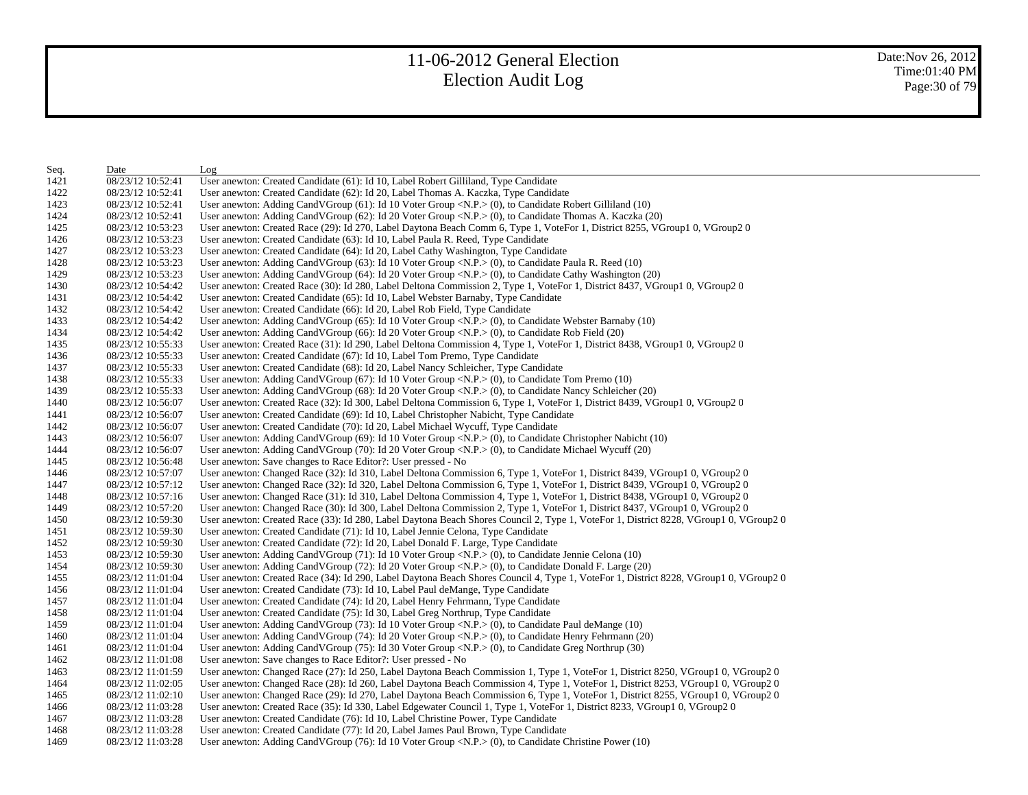# 11-06-2012 General Election
# Election Audit Log

Date:Nov 26, 2012
Time:01:40 PM

| Seq. | Date | Log |
|---|---|---|
| 1421 | 08/23/12 10:52:41 | User anewton: Created Candidate (61): Id 10, Label Robert Gilliland, Type Candidate |
| 1422 | 08/23/12 10:52:41 | User anewton: Created Candidate (62): Id 20, Label Thomas A. Kaczka, Type Candidate |
| 1423 | 08/23/12 10:52:41 | User anewton: Adding CandVGroup (61): Id 10 Voter Group <N.P.> (0), to Candidate Robert Gilliland (10) |
| 1424 | 08/23/12 10:52:41 | User anewton: Adding CandVGroup (62): Id 20 Voter Group <N.P.> (0), to Candidate Thomas A. Kaczka (20) |
| 1425 | 08/23/12 10:53:23 | User anewton: Created Race (29): Id 270, Label Daytona Beach Comm 6, Type 1, VoteFor 1, District 8255, VGroup1 0, VGroup2 0 |
| 1426 | 08/23/12 10:53:23 | User anewton: Created Candidate (63): Id 10, Label Paula R. Reed, Type Candidate |
| 1427 | 08/23/12 10:53:23 | User anewton: Created Candidate (64): Id 20, Label Cathy Washington, Type Candidate |
| 1428 | 08/23/12 10:53:23 | User anewton: Adding CandVGroup (63): Id 10 Voter Group <N.P.> (0), to Candidate Paula R. Reed (10) |
| 1429 | 08/23/12 10:53:23 | User anewton: Adding CandVGroup (64): Id 20 Voter Group <N.P.> (0), to Candidate Cathy Washington (20) |
| 1430 | 08/23/12 10:54:42 | User anewton: Created Race (30): Id 280, Label Deltona Commission 2, Type 1, VoteFor 1, District 8437, VGroup1 0, VGroup2 0 |
| 1431 | 08/23/12 10:54:42 | User anewton: Created Candidate (65): Id 10, Label Webster Barnaby, Type Candidate |
| 1432 | 08/23/12 10:54:42 | User anewton: Created Candidate (66): Id 20, Label Rob Field, Type Candidate |
| 1433 | 08/23/12 10:54:42 | User anewton: Adding CandVGroup (65): Id 10 Voter Group <N.P.> (0), to Candidate Webster Barnaby (10) |
| 1434 | 08/23/12 10:54:42 | User anewton: Adding CandVGroup (66): Id 20 Voter Group <N.P.> (0), to Candidate Rob Field (20) |
| 1435 | 08/23/12 10:55:33 | User anewton: Created Race (31): Id 290, Label Deltona Commission 4, Type 1, VoteFor 1, District 8438, VGroup1 0, VGroup2 0 |
| 1436 | 08/23/12 10:55:33 | User anewton: Created Candidate (67): Id 10, Label Tom Premo, Type Candidate |
| 1437 | 08/23/12 10:55:33 | User anewton: Created Candidate (68): Id 20, Label Nancy Schleicher, Type Candidate |
| 1438 | 08/23/12 10:55:33 | User anewton: Adding CandVGroup (67): Id 10 Voter Group <N.P.> (0), to Candidate Tom Premo (10) |
| 1439 | 08/23/12 10:55:33 | User anewton: Adding CandVGroup (68): Id 20 Voter Group <N.P.> (0), to Candidate Nancy Schleicher (20) |
| 1440 | 08/23/12 10:56:07 | User anewton: Created Race (32): Id 300, Label Deltona Commission 6, Type 1, VoteFor 1, District 8439, VGroup1 0, VGroup2 0 |
| 1441 | 08/23/12 10:56:07 | User anewton: Created Candidate (69): Id 10, Label Christopher Nabicht, Type Candidate |
| 1442 | 08/23/12 10:56:07 | User anewton: Created Candidate (70): Id 20, Label Michael Wycuff, Type Candidate |
| 1443 | 08/23/12 10:56:07 | User anewton: Adding CandVGroup (69): Id 10 Voter Group <N.P.> (0), to Candidate Christopher Nabicht (10) |
| 1444 | 08/23/12 10:56:07 | User anewton: Adding CandVGroup (70): Id 20 Voter Group <N.P.> (0), to Candidate Michael Wycuff (20) |
| 1445 | 08/23/12 10:56:48 | User anewton: Save changes to Race Editor?: User pressed - No |
| 1446 | 08/23/12 10:57:07 | User anewton: Changed Race (32): Id 310, Label Deltona Commission 6, Type 1, VoteFor 1, District 8439, VGroup1 0, VGroup2 0 |
| 1447 | 08/23/12 10:57:12 | User anewton: Changed Race (32): Id 320, Label Deltona Commission 6, Type 1, VoteFor 1, District 8439, VGroup1 0, VGroup2 0 |
| 1448 | 08/23/12 10:57:16 | User anewton: Changed Race (31): Id 310, Label Deltona Commission 4, Type 1, VoteFor 1, District 8438, VGroup1 0, VGroup2 0 |
| 1449 | 08/23/12 10:57:20 | User anewton: Changed Race (30): Id 300, Label Deltona Commission 2, Type 1, VoteFor 1, District 8437, VGroup1 0, VGroup2 0 |
| 1450 | 08/23/12 10:59:30 | User anewton: Created Race (33): Id 280, Label Daytona Beach Shores Council 2, Type 1, VoteFor 1, District 8228, VGroup1 0, VGroup2 0 |
| 1451 | 08/23/12 10:59:30 | User anewton: Created Candidate (71): Id 10, Label Jennie Celona, Type Candidate |
| 1452 | 08/23/12 10:59:30 | User anewton: Created Candidate (72): Id 20, Label Donald F. Large, Type Candidate |
| 1453 | 08/23/12 10:59:30 | User anewton: Adding CandVGroup (71): Id 10 Voter Group <N.P.> (0), to Candidate Jennie Celona (10) |
| 1454 | 08/23/12 10:59:30 | User anewton: Adding CandVGroup (72): Id 20 Voter Group <N.P.> (0), to Candidate Donald F. Large (20) |
| 1455 | 08/23/12 11:01:04 | User anewton: Created Race (34): Id 290, Label Daytona Beach Shores Council 4, Type 1, VoteFor 1, District 8228, VGroup1 0, VGroup2 0 |
| 1456 | 08/23/12 11:01:04 | User anewton: Created Candidate (73): Id 10, Label Paul deMange, Type Candidate |
| 1457 | 08/23/12 11:01:04 | User anewton: Created Candidate (74): Id 20, Label Henry Fehrmann, Type Candidate |
| 1458 | 08/23/12 11:01:04 | User anewton: Created Candidate (75): Id 30, Label Greg Northrup, Type Candidate |
| 1459 | 08/23/12 11:01:04 | User anewton: Adding CandVGroup (73): Id 10 Voter Group <N.P.> (0), to Candidate Paul deMange (10) |
| 1460 | 08/23/12 11:01:04 | User anewton: Adding CandVGroup (74): Id 20 Voter Group <N.P.> (0), to Candidate Henry Fehrmann (20) |
| 1461 | 08/23/12 11:01:04 | User anewton: Adding CandVGroup (75): Id 30 Voter Group <N.P.> (0), to Candidate Greg Northrup (30) |
| 1462 | 08/23/12 11:01:08 | User anewton: Save changes to Race Editor?: User pressed - No |
| 1463 | 08/23/12 11:01:59 | User anewton: Changed Race (27): Id 250, Label Daytona Beach Commission 1, Type 1, VoteFor 1, District 8250, VGroup1 0, VGroup2 0 |
| 1464 | 08/23/12 11:02:05 | User anewton: Changed Race (28): Id 260, Label Daytona Beach Commission 4, Type 1, VoteFor 1, District 8253, VGroup1 0, VGroup2 0 |
| 1465 | 08/23/12 11:02:10 | User anewton: Changed Race (29): Id 270, Label Daytona Beach Commission 6, Type 1, VoteFor 1, District 8255, VGroup1 0, VGroup2 0 |
| 1466 | 08/23/12 11:03:28 | User anewton: Created Race (35): Id 330, Label Edgewater Council 1, Type 1, VoteFor 1, District 8233, VGroup1 0, VGroup2 0 |
| 1467 | 08/23/12 11:03:28 | User anewton: Created Candidate (76): Id 10, Label Christine Power, Type Candidate |
| 1468 | 08/23/12 11:03:28 | User anewton: Created Candidate (77): Id 20, Label James Paul Brown, Type Candidate |
| 1469 | 08/23/12 11:03:28 | User anewton: Adding CandVGroup (76): Id 10 Voter Group <N.P.> (0), to Candidate Christine Power (10) |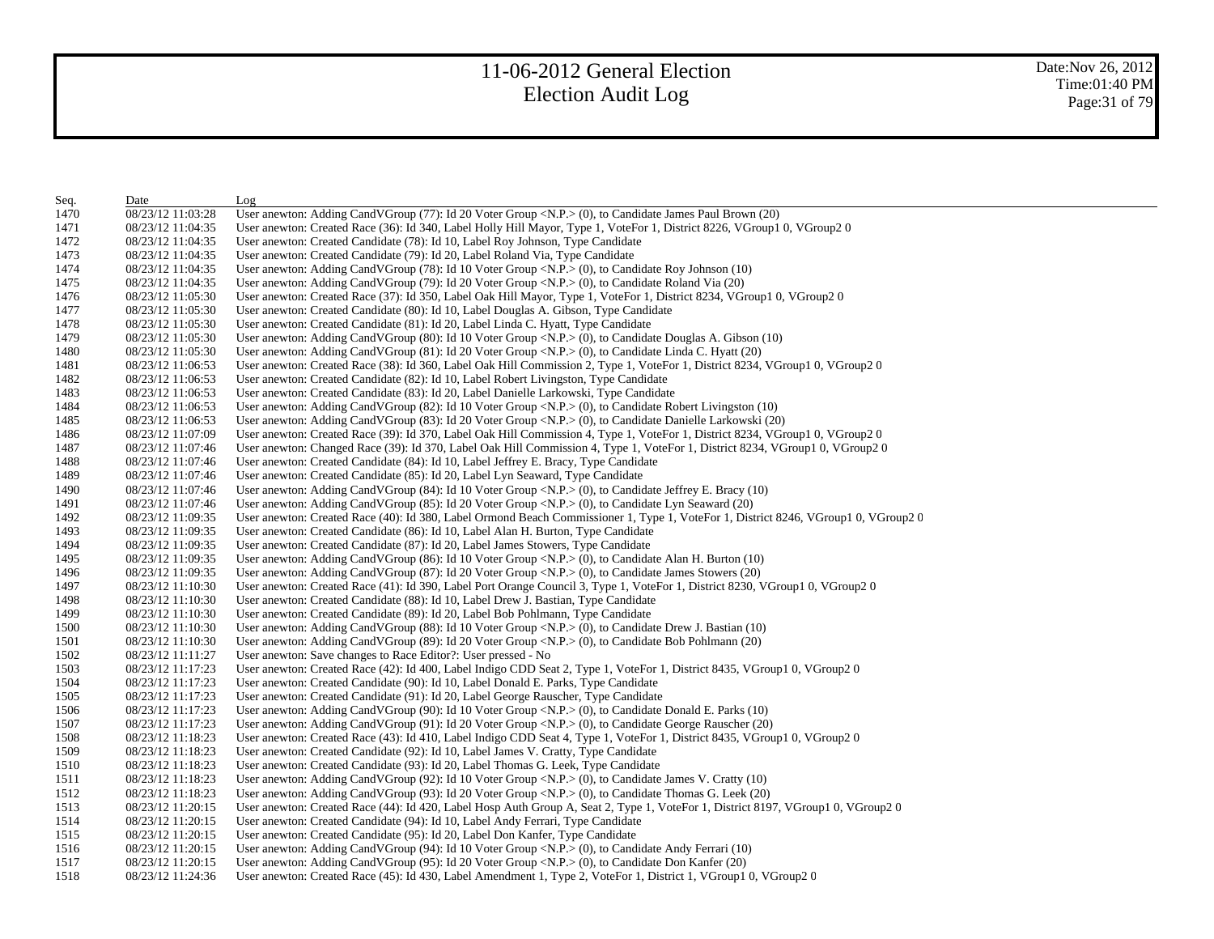# 11-06-2012 General Election
# Election Audit Log

Date:Nov 26, 2012
Time:01:40 PM

| Seq. | Date | Log |
|---|---|---|
| 1470 | 08/23/12 11:03:28 | User anewton: Adding CandVGroup (77): Id 20 Voter Group <N.P.> (0), to Candidate James Paul Brown (20) |
| 1471 | 08/23/12 11:04:35 | User anewton: Created Race (36): Id 340, Label Holly Hill Mayor, Type 1, VoteFor 1, District 8226, VGroup1 0, VGroup2 0 |
| 1472 | 08/23/12 11:04:35 | User anewton: Created Candidate (78): Id 10, Label Roy Johnson, Type Candidate |
| 1473 | 08/23/12 11:04:35 | User anewton: Created Candidate (79): Id 20, Label Roland Via, Type Candidate |
| 1474 | 08/23/12 11:04:35 | User anewton: Adding CandVGroup (78): Id 10 Voter Group <N.P.> (0), to Candidate Roy Johnson (10) |
| 1475 | 08/23/12 11:04:35 | User anewton: Adding CandVGroup (79): Id 20 Voter Group <N.P.> (0), to Candidate Roland Via (20) |
| 1476 | 08/23/12 11:05:30 | User anewton: Created Race (37): Id 350, Label Oak Hill Mayor, Type 1, VoteFor 1, District 8234, VGroup1 0, VGroup2 0 |
| 1477 | 08/23/12 11:05:30 | User anewton: Created Candidate (80): Id 10, Label Douglas A. Gibson, Type Candidate |
| 1478 | 08/23/12 11:05:30 | User anewton: Created Candidate (81): Id 20, Label Linda C. Hyatt, Type Candidate |
| 1479 | 08/23/12 11:05:30 | User anewton: Adding CandVGroup (80): Id 10 Voter Group <N.P.> (0), to Candidate Douglas A. Gibson (10) |
| 1480 | 08/23/12 11:05:30 | User anewton: Adding CandVGroup (81): Id 20 Voter Group <N.P.> (0), to Candidate Linda C. Hyatt (20) |
| 1481 | 08/23/12 11:06:53 | User anewton: Created Race (38): Id 360, Label Oak Hill Commission 2, Type 1, VoteFor 1, District 8234, VGroup1 0, VGroup2 0 |
| 1482 | 08/23/12 11:06:53 | User anewton: Created Candidate (82): Id 10, Label Robert Livingston, Type Candidate |
| 1483 | 08/23/12 11:06:53 | User anewton: Created Candidate (83): Id 20, Label Danielle Larkowski, Type Candidate |
| 1484 | 08/23/12 11:06:53 | User anewton: Adding CandVGroup (82): Id 10 Voter Group <N.P.> (0), to Candidate Robert Livingston (10) |
| 1485 | 08/23/12 11:06:53 | User anewton: Adding CandVGroup (83): Id 20 Voter Group <N.P.> (0), to Candidate Danielle Larkowski (20) |
| 1486 | 08/23/12 11:07:09 | User anewton: Created Race (39): Id 370, Label Oak Hill Commission 4, Type 1, VoteFor 1, District 8234, VGroup1 0, VGroup2 0 |
| 1487 | 08/23/12 11:07:46 | User anewton: Changed Race (39): Id 370, Label Oak Hill Commission 4, Type 1, VoteFor 1, District 8234, VGroup1 0, VGroup2 0 |
| 1488 | 08/23/12 11:07:46 | User anewton: Created Candidate (84): Id 10, Label Jeffrey E. Bracy, Type Candidate |
| 1489 | 08/23/12 11:07:46 | User anewton: Created Candidate (85): Id 20, Label Lyn Seaward, Type Candidate |
| 1490 | 08/23/12 11:07:46 | User anewton: Adding CandVGroup (84): Id 10 Voter Group <N.P.> (0), to Candidate Jeffrey E. Bracy (10) |
| 1491 | 08/23/12 11:07:46 | User anewton: Adding CandVGroup (85): Id 20 Voter Group <N.P.> (0), to Candidate Lyn Seaward (20) |
| 1492 | 08/23/12 11:09:35 | User anewton: Created Race (40): Id 380, Label Ormond Beach Commissioner 1, Type 1, VoteFor 1, District 8246, VGroup1 0, VGroup2 0 |
| 1493 | 08/23/12 11:09:35 | User anewton: Created Candidate (86): Id 10, Label Alan H. Burton, Type Candidate |
| 1494 | 08/23/12 11:09:35 | User anewton: Created Candidate (87): Id 20, Label James Stowers, Type Candidate |
| 1495 | 08/23/12 11:09:35 | User anewton: Adding CandVGroup (86): Id 10 Voter Group <N.P.> (0), to Candidate Alan H. Burton (10) |
| 1496 | 08/23/12 11:09:35 | User anewton: Adding CandVGroup (87): Id 20 Voter Group <N.P.> (0), to Candidate James Stowers (20) |
| 1497 | 08/23/12 11:10:30 | User anewton: Created Race (41): Id 390, Label Port Orange Council 3, Type 1, VoteFor 1, District 8230, VGroup1 0, VGroup2 0 |
| 1498 | 08/23/12 11:10:30 | User anewton: Created Candidate (88): Id 10, Label Drew J. Bastian, Type Candidate |
| 1499 | 08/23/12 11:10:30 | User anewton: Created Candidate (89): Id 20, Label Bob Pohlmann, Type Candidate |
| 1500 | 08/23/12 11:10:30 | User anewton: Adding CandVGroup (88): Id 10 Voter Group <N.P.> (0), to Candidate Drew J. Bastian (10) |
| 1501 | 08/23/12 11:10:30 | User anewton: Adding CandVGroup (89): Id 20 Voter Group <N.P.> (0), to Candidate Bob Pohlmann (20) |
| 1502 | 08/23/12 11:11:27 | User anewton: Save changes to Race Editor?: User pressed - No |
| 1503 | 08/23/12 11:17:23 | User anewton: Created Race (42): Id 400, Label Indigo CDD Seat 2, Type 1, VoteFor 1, District 8435, VGroup1 0, VGroup2 0 |
| 1504 | 08/23/12 11:17:23 | User anewton: Created Candidate (90): Id 10, Label Donald E. Parks, Type Candidate |
| 1505 | 08/23/12 11:17:23 | User anewton: Created Candidate (91): Id 20, Label George Rauscher, Type Candidate |
| 1506 | 08/23/12 11:17:23 | User anewton: Adding CandVGroup (90): Id 10 Voter Group <N.P.> (0), to Candidate Donald E. Parks (10) |
| 1507 | 08/23/12 11:17:23 | User anewton: Adding CandVGroup (91): Id 20 Voter Group <N.P.> (0), to Candidate George Rauscher (20) |
| 1508 | 08/23/12 11:18:23 | User anewton: Created Race (43): Id 410, Label Indigo CDD Seat 4, Type 1, VoteFor 1, District 8435, VGroup1 0, VGroup2 0 |
| 1509 | 08/23/12 11:18:23 | User anewton: Created Candidate (92): Id 10, Label James V. Cratty, Type Candidate |
| 1510 | 08/23/12 11:18:23 | User anewton: Created Candidate (93): Id 20, Label Thomas G. Leek, Type Candidate |
| 1511 | 08/23/12 11:18:23 | User anewton: Adding CandVGroup (92): Id 10 Voter Group <N.P.> (0), to Candidate James V. Cratty (10) |
| 1512 | 08/23/12 11:18:23 | User anewton: Adding CandVGroup (93): Id 20 Voter Group <N.P.> (0), to Candidate Thomas G. Leek (20) |
| 1513 | 08/23/12 11:20:15 | User anewton: Created Race (44): Id 420, Label Hosp Auth Group A, Seat 2, Type 1, VoteFor 1, District 8197, VGroup1 0, VGroup2 0 |
| 1514 | 08/23/12 11:20:15 | User anewton: Created Candidate (94): Id 10, Label Andy Ferrari, Type Candidate |
| 1515 | 08/23/12 11:20:15 | User anewton: Created Candidate (95): Id 20, Label Don Kanfer, Type Candidate |
| 1516 | 08/23/12 11:20:15 | User anewton: Adding CandVGroup (94): Id 10 Voter Group <N.P.> (0), to Candidate Andy Ferrari (10) |
| 1517 | 08/23/12 11:20:15 | User anewton: Adding CandVGroup (95): Id 20 Voter Group <N.P.> (0), to Candidate Don Kanfer (20) |
| 1518 | 08/23/12 11:24:36 | User anewton: Created Race (45): Id 430, Label Amendment 1, Type 2, VoteFor 1, District 1, VGroup1 0, VGroup2 0 |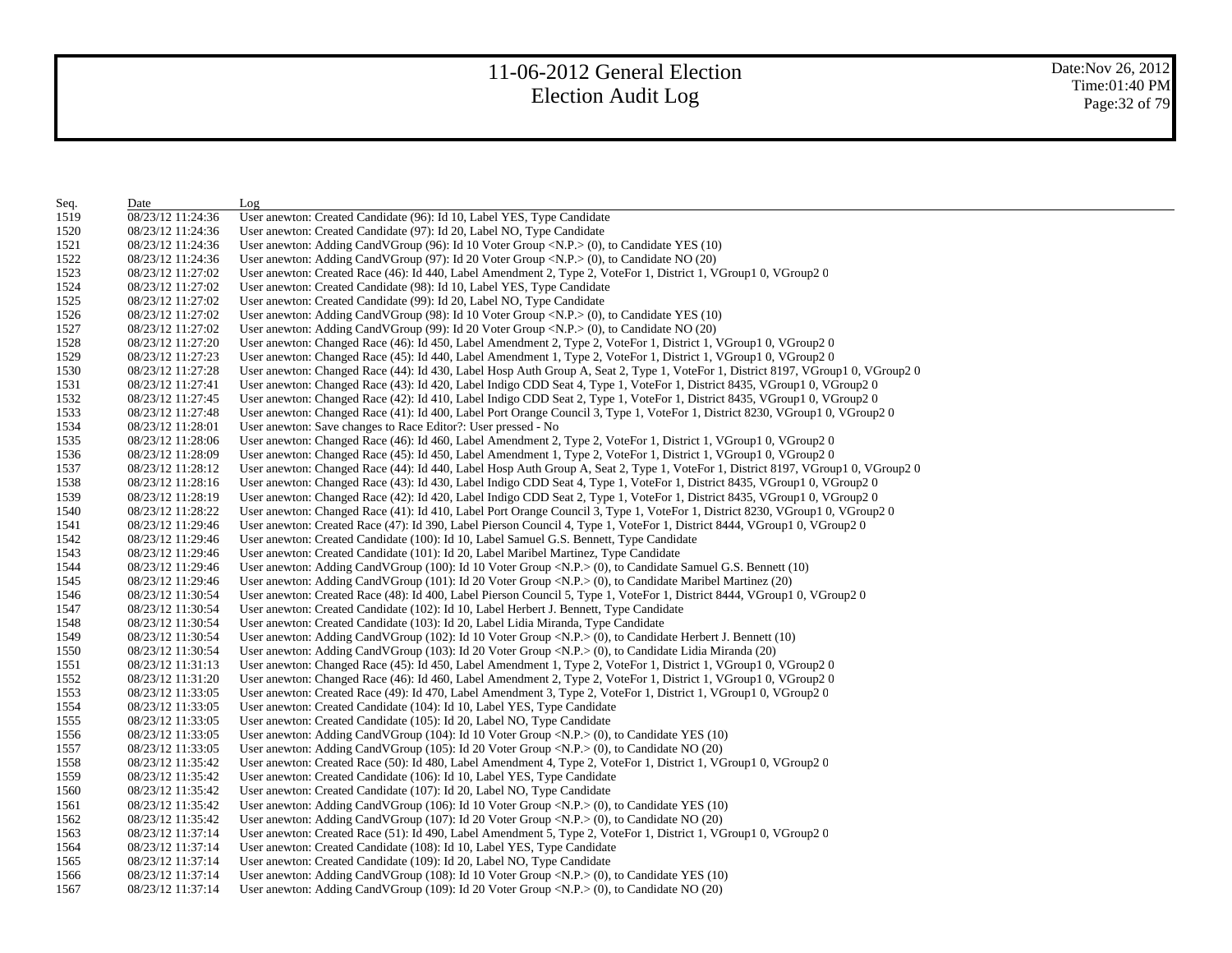| Seq. | Date | Log |
|---|---|---|
| 1519 | 08/23/12 11:24:36 | User anewton: Created Candidate (96): Id 10, Label YES, Type Candidate |
| 1520 | 08/23/12 11:24:36 | User anewton: Created Candidate (97): Id 20, Label NO, Type Candidate |
| 1521 | 08/23/12 11:24:36 | User anewton: Adding CandVGroup (96): Id 10 Voter Group <N.P.> (0), to Candidate YES (10) |
| 1522 | 08/23/12 11:24:36 | User anewton: Adding CandVGroup (97): Id 20 Voter Group <N.P.> (0), to Candidate NO (20) |
| 1523 | 08/23/12 11:27:02 | User anewton: Created Race (46): Id 440, Label Amendment 2, Type 2, VoteFor 1, District 1, VGroup1 0, VGroup2 0 |
| 1524 | 08/23/12 11:27:02 | User anewton: Created Candidate (98): Id 10, Label YES, Type Candidate |
| 1525 | 08/23/12 11:27:02 | User anewton: Created Candidate (99): Id 20, Label NO, Type Candidate |
| 1526 | 08/23/12 11:27:02 | User anewton: Adding CandVGroup (98): Id 10 Voter Group <N.P.> (0), to Candidate YES (10) |
| 1527 | 08/23/12 11:27:02 | User anewton: Adding CandVGroup (99): Id 20 Voter Group <N.P.> (0), to Candidate NO (20) |
| 1528 | 08/23/12 11:27:20 | User anewton: Changed Race (46): Id 450, Label Amendment 2, Type 2, VoteFor 1, District 1, VGroup1 0, VGroup2 0 |
| 1529 | 08/23/12 11:27:23 | User anewton: Changed Race (45): Id 440, Label Amendment 1, Type 2, VoteFor 1, District 1, VGroup1 0, VGroup2 0 |
| 1530 | 08/23/12 11:27:28 | User anewton: Changed Race (44): Id 430, Label Hosp Auth Group A, Seat 2, Type 1, VoteFor 1, District 8197, VGroup1 0, VGroup2 0 |
| 1531 | 08/23/12 11:27:41 | User anewton: Changed Race (43): Id 420, Label Indigo CDD Seat 4, Type 1, VoteFor 1, District 8435, VGroup1 0, VGroup2 0 |
| 1532 | 08/23/12 11:27:45 | User anewton: Changed Race (42): Id 410, Label Indigo CDD Seat 2, Type 1, VoteFor 1, District 8435, VGroup1 0, VGroup2 0 |
| 1533 | 08/23/12 11:27:48 | User anewton: Changed Race (41): Id 400, Label Port Orange Council 3, Type 1, VoteFor 1, District 8230, VGroup1 0, VGroup2 0 |
| 1534 | 08/23/12 11:28:01 | User anewton: Save changes to Race Editor?: User pressed - No |
| 1535 | 08/23/12 11:28:06 | User anewton: Changed Race (46): Id 460, Label Amendment 2, Type 2, VoteFor 1, District 1, VGroup1 0, VGroup2 0 |
| 1536 | 08/23/12 11:28:09 | User anewton: Changed Race (45): Id 450, Label Amendment 1, Type 2, VoteFor 1, District 1, VGroup1 0, VGroup2 0 |
| 1537 | 08/23/12 11:28:12 | User anewton: Changed Race (44): Id 440, Label Hosp Auth Group A, Seat 2, Type 1, VoteFor 1, District 8197, VGroup1 0, VGroup2 0 |
| 1538 | 08/23/12 11:28:16 | User anewton: Changed Race (43): Id 430, Label Indigo CDD Seat 4, Type 1, VoteFor 1, District 8435, VGroup1 0, VGroup2 0 |
| 1539 | 08/23/12 11:28:19 | User anewton: Changed Race (42): Id 420, Label Indigo CDD Seat 2, Type 1, VoteFor 1, District 8435, VGroup1 0, VGroup2 0 |
| 1540 | 08/23/12 11:28:22 | User anewton: Changed Race (41): Id 410, Label Port Orange Council 3, Type 1, VoteFor 1, District 8230, VGroup1 0, VGroup2 0 |
| 1541 | 08/23/12 11:29:46 | User anewton: Created Race (47): Id 390, Label Pierson Council 4, Type 1, VoteFor 1, District 8444, VGroup1 0, VGroup2 0 |
| 1542 | 08/23/12 11:29:46 | User anewton: Created Candidate (100): Id 10, Label Samuel G.S. Bennett, Type Candidate |
| 1543 | 08/23/12 11:29:46 | User anewton: Created Candidate (101): Id 20, Label Maribel Martinez, Type Candidate |
| 1544 | 08/23/12 11:29:46 | User anewton: Adding CandVGroup (100): Id 10 Voter Group <N.P.> (0), to Candidate Samuel G.S. Bennett (10) |
| 1545 | 08/23/12 11:29:46 | User anewton: Adding CandVGroup (101): Id 20 Voter Group <N.P.> (0), to Candidate Maribel Martinez (20) |
| 1546 | 08/23/12 11:30:54 | User anewton: Created Race (48): Id 400, Label Pierson Council 5, Type 1, VoteFor 1, District 8444, VGroup1 0, VGroup2 0 |
| 1547 | 08/23/12 11:30:54 | User anewton: Created Candidate (102): Id 10, Label Herbert J. Bennett, Type Candidate |
| 1548 | 08/23/12 11:30:54 | User anewton: Created Candidate (103): Id 20, Label Lidia Miranda, Type Candidate |
| 1549 | 08/23/12 11:30:54 | User anewton: Adding CandVGroup (102): Id 10 Voter Group <N.P.> (0), to Candidate Herbert J. Bennett (10) |
| 1550 | 08/23/12 11:30:54 | User anewton: Adding CandVGroup (103): Id 20 Voter Group <N.P.> (0), to Candidate Lidia Miranda (20) |
| 1551 | 08/23/12 11:31:13 | User anewton: Changed Race (45): Id 450, Label Amendment 1, Type 2, VoteFor 1, District 1, VGroup1 0, VGroup2 0 |
| 1552 | 08/23/12 11:31:20 | User anewton: Changed Race (46): Id 460, Label Amendment 2, Type 2, VoteFor 1, District 1, VGroup1 0, VGroup2 0 |
| 1553 | 08/23/12 11:33:05 | User anewton: Created Race (49): Id 470, Label Amendment 3, Type 2, VoteFor 1, District 1, VGroup1 0, VGroup2 0 |
| 1554 | 08/23/12 11:33:05 | User anewton: Created Candidate (104): Id 10, Label YES, Type Candidate |
| 1555 | 08/23/12 11:33:05 | User anewton: Created Candidate (105): Id 20, Label NO, Type Candidate |
| 1556 | 08/23/12 11:33:05 | User anewton: Adding CandVGroup (104): Id 10 Voter Group <N.P.> (0), to Candidate YES (10) |
| 1557 | 08/23/12 11:33:05 | User anewton: Adding CandVGroup (105): Id 20 Voter Group <N.P.> (0), to Candidate NO (20) |
| 1558 | 08/23/12 11:35:42 | User anewton: Created Race (50): Id 480, Label Amendment 4, Type 2, VoteFor 1, District 1, VGroup1 0, VGroup2 0 |
| 1559 | 08/23/12 11:35:42 | User anewton: Created Candidate (106): Id 10, Label YES, Type Candidate |
| 1560 | 08/23/12 11:35:42 | User anewton: Created Candidate (107): Id 20, Label NO, Type Candidate |
| 1561 | 08/23/12 11:35:42 | User anewton: Adding CandVGroup (106): Id 10 Voter Group <N.P.> (0), to Candidate YES (10) |
| 1562 | 08/23/12 11:35:42 | User anewton: Adding CandVGroup (107): Id 20 Voter Group <N.P.> (0), to Candidate NO (20) |
| 1563 | 08/23/12 11:37:14 | User anewton: Created Race (51): Id 490, Label Amendment 5, Type 2, VoteFor 1, District 1, VGroup1 0, VGroup2 0 |
| 1564 | 08/23/12 11:37:14 | User anewton: Created Candidate (108): Id 10, Label YES, Type Candidate |
| 1565 | 08/23/12 11:37:14 | User anewton: Created Candidate (109): Id 20, Label NO, Type Candidate |
| 1566 | 08/23/12 11:37:14 | User anewton: Adding CandVGroup (108): Id 10 Voter Group <N.P.> (0), to Candidate YES (10) |
| 1567 | 08/23/12 11:37:14 | User anewton: Adding CandVGroup (109): Id 20 Voter Group <N.P.> (0), to Candidate NO (20) |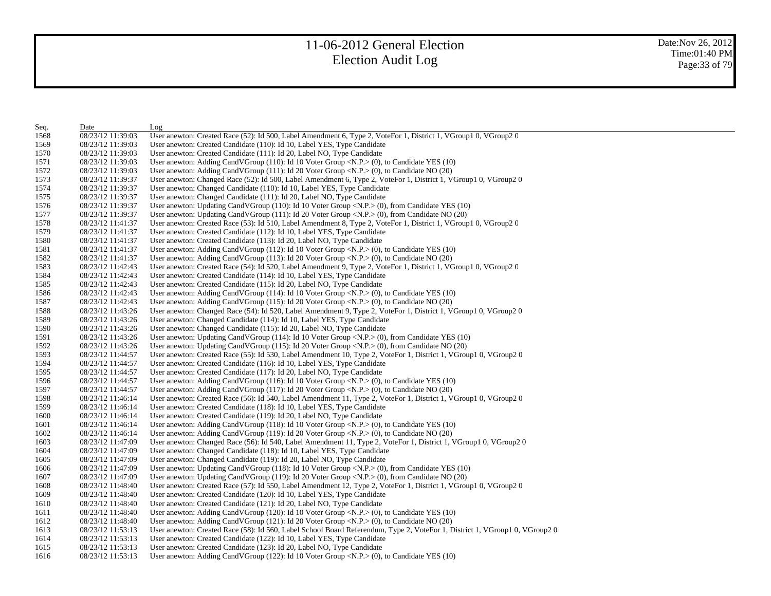# 11-06-2012 General Election
# Election Audit Log

Date:Nov 26, 2012
Time:01:40 PM

| Seq. | Date | Log |
|---|---|---|
| 1568 | 08/23/12 11:39:03 | User anewton: Created Race (52): Id 500, Label Amendment 6, Type 2, VoteFor 1, District 1, VGroup1 0, VGroup2 0 |
| 1569 | 08/23/12 11:39:03 | User anewton: Created Candidate (110): Id 10, Label YES, Type Candidate |
| 1570 | 08/23/12 11:39:03 | User anewton: Created Candidate (111): Id 20, Label NO, Type Candidate |
| 1571 | 08/23/12 11:39:03 | User anewton: Adding CandVGroup (110): Id 10 Voter Group <N.P.> (0), to Candidate YES (10) |
| 1572 | 08/23/12 11:39:03 | User anewton: Adding CandVGroup (111): Id 20 Voter Group <N.P.> (0), to Candidate NO (20) |
| 1573 | 08/23/12 11:39:37 | User anewton: Changed Race (52): Id 500, Label Amendment 6, Type 2, VoteFor 1, District 1, VGroup1 0, VGroup2 0 |
| 1574 | 08/23/12 11:39:37 | User anewton: Changed Candidate (110): Id 10, Label YES, Type Candidate |
| 1575 | 08/23/12 11:39:37 | User anewton: Changed Candidate (111): Id 20, Label NO, Type Candidate |
| 1576 | 08/23/12 11:39:37 | User anewton: Updating CandVGroup (110): Id 10 Voter Group <N.P.> (0), from Candidate YES (10) |
| 1577 | 08/23/12 11:39:37 | User anewton: Updating CandVGroup (111): Id 20 Voter Group <N.P.> (0), from Candidate NO (20) |
| 1578 | 08/23/12 11:41:37 | User anewton: Created Race (53): Id 510, Label Amendment 8, Type 2, VoteFor 1, District 1, VGroup1 0, VGroup2 0 |
| 1579 | 08/23/12 11:41:37 | User anewton: Created Candidate (112): Id 10, Label YES, Type Candidate |
| 1580 | 08/23/12 11:41:37 | User anewton: Created Candidate (113): Id 20, Label NO, Type Candidate |
| 1581 | 08/23/12 11:41:37 | User anewton: Adding CandVGroup (112): Id 10 Voter Group <N.P.> (0), to Candidate YES (10) |
| 1582 | 08/23/12 11:41:37 | User anewton: Adding CandVGroup (113): Id 20 Voter Group <N.P.> (0), to Candidate NO (20) |
| 1583 | 08/23/12 11:42:43 | User anewton: Created Race (54): Id 520, Label Amendment 9, Type 2, VoteFor 1, District 1, VGroup1 0, VGroup2 0 |
| 1584 | 08/23/12 11:42:43 | User anewton: Created Candidate (114): Id 10, Label YES, Type Candidate |
| 1585 | 08/23/12 11:42:43 | User anewton: Created Candidate (115): Id 20, Label NO, Type Candidate |
| 1586 | 08/23/12 11:42:43 | User anewton: Adding CandVGroup (114): Id 10 Voter Group <N.P.> (0), to Candidate YES (10) |
| 1587 | 08/23/12 11:42:43 | User anewton: Adding CandVGroup (115): Id 20 Voter Group <N.P.> (0), to Candidate NO (20) |
| 1588 | 08/23/12 11:43:26 | User anewton: Changed Race (54): Id 520, Label Amendment 9, Type 2, VoteFor 1, District 1, VGroup1 0, VGroup2 0 |
| 1589 | 08/23/12 11:43:26 | User anewton: Changed Candidate (114): Id 10, Label YES, Type Candidate |
| 1590 | 08/23/12 11:43:26 | User anewton: Changed Candidate (115): Id 20, Label NO, Type Candidate |
| 1591 | 08/23/12 11:43:26 | User anewton: Updating CandVGroup (114): Id 10 Voter Group <N.P.> (0), from Candidate YES (10) |
| 1592 | 08/23/12 11:43:26 | User anewton: Updating CandVGroup (115): Id 20 Voter Group <N.P.> (0), from Candidate NO (20) |
| 1593 | 08/23/12 11:44:57 | User anewton: Created Race (55): Id 530, Label Amendment 10, Type 2, VoteFor 1, District 1, VGroup1 0, VGroup2 0 |
| 1594 | 08/23/12 11:44:57 | User anewton: Created Candidate (116): Id 10, Label YES, Type Candidate |
| 1595 | 08/23/12 11:44:57 | User anewton: Created Candidate (117): Id 20, Label NO, Type Candidate |
| 1596 | 08/23/12 11:44:57 | User anewton: Adding CandVGroup (116): Id 10 Voter Group <N.P.> (0), to Candidate YES (10) |
| 1597 | 08/23/12 11:44:57 | User anewton: Adding CandVGroup (117): Id 20 Voter Group <N.P.> (0), to Candidate NO (20) |
| 1598 | 08/23/12 11:46:14 | User anewton: Created Race (56): Id 540, Label Amendment 11, Type 2, VoteFor 1, District 1, VGroup1 0, VGroup2 0 |
| 1599 | 08/23/12 11:46:14 | User anewton: Created Candidate (118): Id 10, Label YES, Type Candidate |
| 1600 | 08/23/12 11:46:14 | User anewton: Created Candidate (119): Id 20, Label NO, Type Candidate |
| 1601 | 08/23/12 11:46:14 | User anewton: Adding CandVGroup (118): Id 10 Voter Group <N.P.> (0), to Candidate YES (10) |
| 1602 | 08/23/12 11:46:14 | User anewton: Adding CandVGroup (119): Id 20 Voter Group <N.P.> (0), to Candidate NO (20) |
| 1603 | 08/23/12 11:47:09 | User anewton: Changed Race (56): Id 540, Label Amendment 11, Type 2, VoteFor 1, District 1, VGroup1 0, VGroup2 0 |
| 1604 | 08/23/12 11:47:09 | User anewton: Changed Candidate (118): Id 10, Label YES, Type Candidate |
| 1605 | 08/23/12 11:47:09 | User anewton: Changed Candidate (119): Id 20, Label NO, Type Candidate |
| 1606 | 08/23/12 11:47:09 | User anewton: Updating CandVGroup (118): Id 10 Voter Group <N.P.> (0), from Candidate YES (10) |
| 1607 | 08/23/12 11:47:09 | User anewton: Updating CandVGroup (119): Id 20 Voter Group <N.P.> (0), from Candidate NO (20) |
| 1608 | 08/23/12 11:48:40 | User anewton: Created Race (57): Id 550, Label Amendment 12, Type 2, VoteFor 1, District 1, VGroup1 0, VGroup2 0 |
| 1609 | 08/23/12 11:48:40 | User anewton: Created Candidate (120): Id 10, Label YES, Type Candidate |
| 1610 | 08/23/12 11:48:40 | User anewton: Created Candidate (121): Id 20, Label NO, Type Candidate |
| 1611 | 08/23/12 11:48:40 | User anewton: Adding CandVGroup (120): Id 10 Voter Group <N.P.> (0), to Candidate YES (10) |
| 1612 | 08/23/12 11:48:40 | User anewton: Adding CandVGroup (121): Id 20 Voter Group <N.P.> (0), to Candidate NO (20) |
| 1613 | 08/23/12 11:53:13 | User anewton: Created Race (58): Id 560, Label School Board Referendum, Type 2, VoteFor 1, District 1, VGroup1 0, VGroup2 0 |
| 1614 | 08/23/12 11:53:13 | User anewton: Created Candidate (122): Id 10, Label YES, Type Candidate |
| 1615 | 08/23/12 11:53:13 | User anewton: Created Candidate (123): Id 20, Label NO, Type Candidate |
| 1616 | 08/23/12 11:53:13 | User anewton: Adding CandVGroup (122): Id 10 Voter Group <N.P.> (0), to Candidate YES (10) |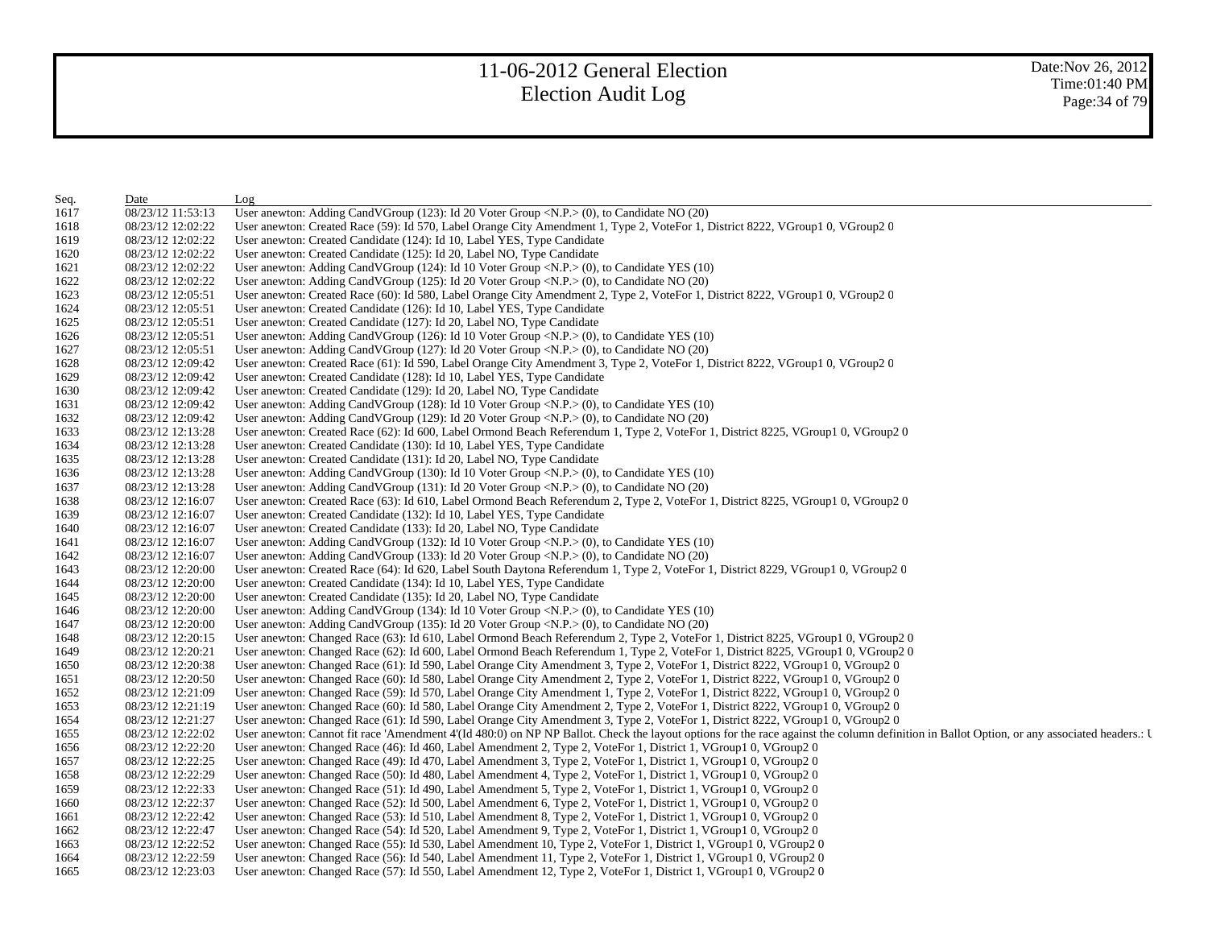# 11-06-2012 General Election
# Election Audit Log

Date:Nov 26, 2012
Time:01:40 PM

| Seq. | Date | Log |
|---|---|---|
| 1617 | 08/23/12 11:53:13 | User anewton: Adding CandVGroup (123): Id 20 Voter Group <N.P.> (0), to Candidate NO (20) |
| 1618 | 08/23/12 12:02:22 | User anewton: Created Race (59): Id 570, Label Orange City Amendment 1, Type 2, VoteFor 1, District 8222, VGroup1 0, VGroup2 0 |
| 1619 | 08/23/12 12:02:22 | User anewton: Created Candidate (124): Id 10, Label YES, Type Candidate |
| 1620 | 08/23/12 12:02:22 | User anewton: Created Candidate (125): Id 20, Label NO, Type Candidate |
| 1621 | 08/23/12 12:02:22 | User anewton: Adding CandVGroup (124): Id 10 Voter Group <N.P.> (0), to Candidate YES (10) |
| 1622 | 08/23/12 12:02:22 | User anewton: Adding CandVGroup (125): Id 20 Voter Group <N.P.> (0), to Candidate NO (20) |
| 1623 | 08/23/12 12:05:51 | User anewton: Created Race (60): Id 580, Label Orange City Amendment 2, Type 2, VoteFor 1, District 8222, VGroup1 0, VGroup2 0 |
| 1624 | 08/23/12 12:05:51 | User anewton: Created Candidate (126): Id 10, Label YES, Type Candidate |
| 1625 | 08/23/12 12:05:51 | User anewton: Created Candidate (127): Id 20, Label NO, Type Candidate |
| 1626 | 08/23/12 12:05:51 | User anewton: Adding CandVGroup (126): Id 10 Voter Group <N.P.> (0), to Candidate YES (10) |
| 1627 | 08/23/12 12:05:51 | User anewton: Adding CandVGroup (127): Id 20 Voter Group <N.P.> (0), to Candidate NO (20) |
| 1628 | 08/23/12 12:09:42 | User anewton: Created Race (61): Id 590, Label Orange City Amendment 3, Type 2, VoteFor 1, District 8222, VGroup1 0, VGroup2 0 |
| 1629 | 08/23/12 12:09:42 | User anewton: Created Candidate (128): Id 10, Label YES, Type Candidate |
| 1630 | 08/23/12 12:09:42 | User anewton: Created Candidate (129): Id 20, Label NO, Type Candidate |
| 1631 | 08/23/12 12:09:42 | User anewton: Adding CandVGroup (128): Id 10 Voter Group <N.P.> (0), to Candidate YES (10) |
| 1632 | 08/23/12 12:09:42 | User anewton: Adding CandVGroup (129): Id 20 Voter Group <N.P.> (0), to Candidate NO (20) |
| 1633 | 08/23/12 12:13:28 | User anewton: Created Race (62): Id 600, Label Ormond Beach Referendum 1, Type 2, VoteFor 1, District 8225, VGroup1 0, VGroup2 0 |
| 1634 | 08/23/12 12:13:28 | User anewton: Created Candidate (130): Id 10, Label YES, Type Candidate |
| 1635 | 08/23/12 12:13:28 | User anewton: Created Candidate (131): Id 20, Label NO, Type Candidate |
| 1636 | 08/23/12 12:13:28 | User anewton: Adding CandVGroup (130): Id 10 Voter Group <N.P.> (0), to Candidate YES (10) |
| 1637 | 08/23/12 12:13:28 | User anewton: Adding CandVGroup (131): Id 20 Voter Group <N.P.> (0), to Candidate NO (20) |
| 1638 | 08/23/12 12:16:07 | User anewton: Created Race (63): Id 610, Label Ormond Beach Referendum 2, Type 2, VoteFor 1, District 8225, VGroup1 0, VGroup2 0 |
| 1639 | 08/23/12 12:16:07 | User anewton: Created Candidate (132): Id 10, Label YES, Type Candidate |
| 1640 | 08/23/12 12:16:07 | User anewton: Created Candidate (133): Id 20, Label NO, Type Candidate |
| 1641 | 08/23/12 12:16:07 | User anewton: Adding CandVGroup (132): Id 10 Voter Group <N.P.> (0), to Candidate YES (10) |
| 1642 | 08/23/12 12:16:07 | User anewton: Adding CandVGroup (133): Id 20 Voter Group <N.P.> (0), to Candidate NO (20) |
| 1643 | 08/23/12 12:20:00 | User anewton: Created Race (64): Id 620, Label South Daytona Referendum 1, Type 2, VoteFor 1, District 8229, VGroup1 0, VGroup2 0 |
| 1644 | 08/23/12 12:20:00 | User anewton: Created Candidate (134): Id 10, Label YES, Type Candidate |
| 1645 | 08/23/12 12:20:00 | User anewton: Created Candidate (135): Id 20, Label NO, Type Candidate |
| 1646 | 08/23/12 12:20:00 | User anewton: Adding CandVGroup (134): Id 10 Voter Group <N.P.> (0), to Candidate YES (10) |
| 1647 | 08/23/12 12:20:00 | User anewton: Adding CandVGroup (135): Id 20 Voter Group <N.P.> (0), to Candidate NO (20) |
| 1648 | 08/23/12 12:20:15 | User anewton: Changed Race (63): Id 610, Label Ormond Beach Referendum 2, Type 2, VoteFor 1, District 8225, VGroup1 0, VGroup2 0 |
| 1649 | 08/23/12 12:20:21 | User anewton: Changed Race (62): Id 600, Label Ormond Beach Referendum 1, Type 2, VoteFor 1, District 8225, VGroup1 0, VGroup2 0 |
| 1650 | 08/23/12 12:20:38 | User anewton: Changed Race (61): Id 590, Label Orange City Amendment 3, Type 2, VoteFor 1, District 8222, VGroup1 0, VGroup2 0 |
| 1651 | 08/23/12 12:20:50 | User anewton: Changed Race (60): Id 580, Label Orange City Amendment 2, Type 2, VoteFor 1, District 8222, VGroup1 0, VGroup2 0 |
| 1652 | 08/23/12 12:21:09 | User anewton: Changed Race (59): Id 570, Label Orange City Amendment 1, Type 2, VoteFor 1, District 8222, VGroup1 0, VGroup2 0 |
| 1653 | 08/23/12 12:21:19 | User anewton: Changed Race (60): Id 580, Label Orange City Amendment 2, Type 2, VoteFor 1, District 8222, VGroup1 0, VGroup2 0 |
| 1654 | 08/23/12 12:21:27 | User anewton: Changed Race (61): Id 590, Label Orange City Amendment 3, Type 2, VoteFor 1, District 8222, VGroup1 0, VGroup2 0 |
| 1655 | 08/23/12 12:22:02 | User anewton: Cannot fit race 'Amendment 4'(Id 480:0) on NP NP Ballot. Check the layout options for the race against the column definition in Ballot Option, or any associated headers.: U |
| 1656 | 08/23/12 12:22:20 | User anewton: Changed Race (46): Id 460, Label Amendment 2, Type 2, VoteFor 1, District 1, VGroup1 0, VGroup2 0 |
| 1657 | 08/23/12 12:22:25 | User anewton: Changed Race (49): Id 470, Label Amendment 3, Type 2, VoteFor 1, District 1, VGroup1 0, VGroup2 0 |
| 1658 | 08/23/12 12:22:29 | User anewton: Changed Race (50): Id 480, Label Amendment 4, Type 2, VoteFor 1, District 1, VGroup1 0, VGroup2 0 |
| 1659 | 08/23/12 12:22:33 | User anewton: Changed Race (51): Id 490, Label Amendment 5, Type 2, VoteFor 1, District 1, VGroup1 0, VGroup2 0 |
| 1660 | 08/23/12 12:22:37 | User anewton: Changed Race (52): Id 500, Label Amendment 6, Type 2, VoteFor 1, District 1, VGroup1 0, VGroup2 0 |
| 1661 | 08/23/12 12:22:42 | User anewton: Changed Race (53): Id 510, Label Amendment 8, Type 2, VoteFor 1, District 1, VGroup1 0, VGroup2 0 |
| 1662 | 08/23/12 12:22:47 | User anewton: Changed Race (54): Id 520, Label Amendment 9, Type 2, VoteFor 1, District 1, VGroup1 0, VGroup2 0 |
| 1663 | 08/23/12 12:22:52 | User anewton: Changed Race (55): Id 530, Label Amendment 10, Type 2, VoteFor 1, District 1, VGroup1 0, VGroup2 0 |
| 1664 | 08/23/12 12:22:59 | User anewton: Changed Race (56): Id 540, Label Amendment 11, Type 2, VoteFor 1, District 1, VGroup1 0, VGroup2 0 |
| 1665 | 08/23/12 12:23:03 | User anewton: Changed Race (57): Id 550, Label Amendment 12, Type 2, VoteFor 1, District 1, VGroup1 0, VGroup2 0 |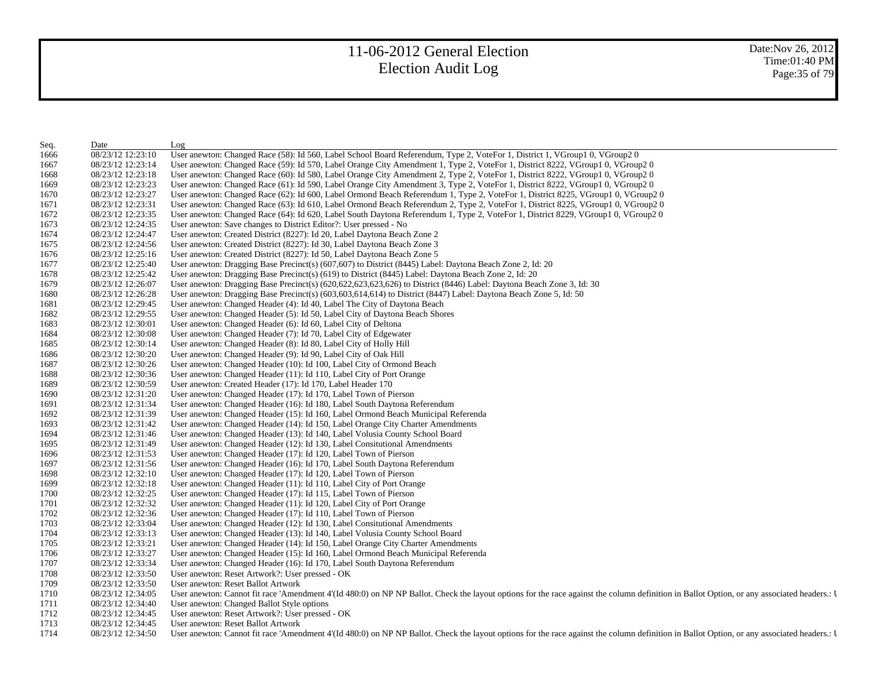| Seq. | Date | Log |
|---|---|---|
| 1666 | 08/23/12 12:23:10 | User anewton: Changed Race (58): Id 560, Label School Board Referendum, Type 2, VoteFor 1, District 1, VGroup1 0, VGroup2 0 |
| 1667 | 08/23/12 12:23:14 | User anewton: Changed Race (59): Id 570, Label Orange City Amendment 1, Type 2, VoteFor 1, District 8222, VGroup1 0, VGroup2 0 |
| 1668 | 08/23/12 12:23:18 | User anewton: Changed Race (60): Id 580, Label Orange City Amendment 2, Type 2, VoteFor 1, District 8222, VGroup1 0, VGroup2 0 |
| 1669 | 08/23/12 12:23:23 | User anewton: Changed Race (61): Id 590, Label Orange City Amendment 3, Type 2, VoteFor 1, District 8222, VGroup1 0, VGroup2 0 |
| 1670 | 08/23/12 12:23:27 | User anewton: Changed Race (62): Id 600, Label Ormond Beach Referendum 1, Type 2, VoteFor 1, District 8225, VGroup1 0, VGroup2 0 |
| 1671 | 08/23/12 12:23:31 | User anewton: Changed Race (63): Id 610, Label Ormond Beach Referendum 2, Type 2, VoteFor 1, District 8225, VGroup1 0, VGroup2 0 |
| 1672 | 08/23/12 12:23:35 | User anewton: Changed Race (64): Id 620, Label South Daytona Referendum 1, Type 2, VoteFor 1, District 8229, VGroup1 0, VGroup2 0 |
| 1673 | 08/23/12 12:24:35 | User anewton: Save changes to District Editor?: User pressed - No |
| 1674 | 08/23/12 12:24:47 | User anewton: Created District (8227): Id 20, Label Daytona Beach Zone 2 |
| 1675 | 08/23/12 12:24:56 | User anewton: Created District (8227): Id 30, Label Daytona Beach Zone 3 |
| 1676 | 08/23/12 12:25:16 | User anewton: Created District (8227): Id 50, Label Daytona Beach Zone 5 |
| 1677 | 08/23/12 12:25:40 | User anewton: Dragging Base Precinct(s) (607,607) to District (8445) Label: Daytona Beach Zone 2, Id: 20 |
| 1678 | 08/23/12 12:25:42 | User anewton: Dragging Base Precinct(s) (619) to District (8445) Label: Daytona Beach Zone 2, Id: 20 |
| 1679 | 08/23/12 12:26:07 | User anewton: Dragging Base Precinct(s) (620,622,623,623,626) to District (8446) Label: Daytona Beach Zone 3, Id: 30 |
| 1680 | 08/23/12 12:26:28 | User anewton: Dragging Base Precinct(s) (603,603,614,614) to District (8447) Label: Daytona Beach Zone 5, Id: 50 |
| 1681 | 08/23/12 12:29:45 | User anewton: Changed Header (4): Id 40, Label The City of Daytona Beach |
| 1682 | 08/23/12 12:29:55 | User anewton: Changed Header (5): Id 50, Label City of Daytona Beach Shores |
| 1683 | 08/23/12 12:30:01 | User anewton: Changed Header (6): Id 60, Label City of Deltona |
| 1684 | 08/23/12 12:30:08 | User anewton: Changed Header (7): Id 70, Label City of Edgewater |
| 1685 | 08/23/12 12:30:14 | User anewton: Changed Header (8): Id 80, Label City of Holly Hill |
| 1686 | 08/23/12 12:30:20 | User anewton: Changed Header (9): Id 90, Label City of Oak Hill |
| 1687 | 08/23/12 12:30:26 | User anewton: Changed Header (10): Id 100, Label City of Ormond Beach |
| 1688 | 08/23/12 12:30:36 | User anewton: Changed Header (11): Id 110, Label City of Port Orange |
| 1689 | 08/23/12 12:30:59 | User anewton: Created Header (17): Id 170, Label Header 170 |
| 1690 | 08/23/12 12:31:20 | User anewton: Changed Header (17): Id 170, Label Town of Pierson |
| 1691 | 08/23/12 12:31:34 | User anewton: Changed Header (16): Id 180, Label South Daytona Referendum |
| 1692 | 08/23/12 12:31:39 | User anewton: Changed Header (15): Id 160, Label Ormond Beach Municipal Referenda |
| 1693 | 08/23/12 12:31:42 | User anewton: Changed Header (14): Id 150, Label Orange City Charter Amendments |
| 1694 | 08/23/12 12:31:46 | User anewton: Changed Header (13): Id 140, Label Volusia County School Board |
| 1695 | 08/23/12 12:31:49 | User anewton: Changed Header (12): Id 130, Label Consitutional Amendments |
| 1696 | 08/23/12 12:31:53 | User anewton: Changed Header (17): Id 120, Label Town of Pierson |
| 1697 | 08/23/12 12:31:56 | User anewton: Changed Header (16): Id 170, Label South Daytona Referendum |
| 1698 | 08/23/12 12:32:10 | User anewton: Changed Header (17): Id 120, Label Town of Pierson |
| 1699 | 08/23/12 12:32:18 | User anewton: Changed Header (11): Id 110, Label City of Port Orange |
| 1700 | 08/23/12 12:32:25 | User anewton: Changed Header (17): Id 115, Label Town of Pierson |
| 1701 | 08/23/12 12:32:32 | User anewton: Changed Header (11): Id 120, Label City of Port Orange |
| 1702 | 08/23/12 12:32:36 | User anewton: Changed Header (17): Id 110, Label Town of Pierson |
| 1703 | 08/23/12 12:33:04 | User anewton: Changed Header (12): Id 130, Label Consitutional Amendments |
| 1704 | 08/23/12 12:33:13 | User anewton: Changed Header (13): Id 140, Label Volusia County School Board |
| 1705 | 08/23/12 12:33:21 | User anewton: Changed Header (14): Id 150, Label Orange City Charter Amendments |
| 1706 | 08/23/12 12:33:27 | User anewton: Changed Header (15): Id 160, Label Ormond Beach Municipal Referenda |
| 1707 | 08/23/12 12:33:34 | User anewton: Changed Header (16): Id 170, Label South Daytona Referendum |
| 1708 | 08/23/12 12:33:50 | User anewton: Reset Artwork?: User pressed - OK |
| 1709 | 08/23/12 12:33:50 | User anewton: Reset Ballot Artwork |
| 1710 | 08/23/12 12:34:05 | User anewton: Cannot fit race 'Amendment 4'(Id 480:0) on NP NP Ballot. Check the layout options for the race against the column definition in Ballot Option, or any associated headers.: U |
| 1711 | 08/23/12 12:34:40 | User anewton: Changed Ballot Style options |
| 1712 | 08/23/12 12:34:45 | User anewton: Reset Artwork?: User pressed - OK |
| 1713 | 08/23/12 12:34:45 | User anewton: Reset Ballot Artwork |
| 1714 | 08/23/12 12:34:50 | User anewton: Cannot fit race 'Amendment 4'(Id 480:0) on NP NP Ballot. Check the layout options for the race against the column definition in Ballot Option, or any associated headers.: U |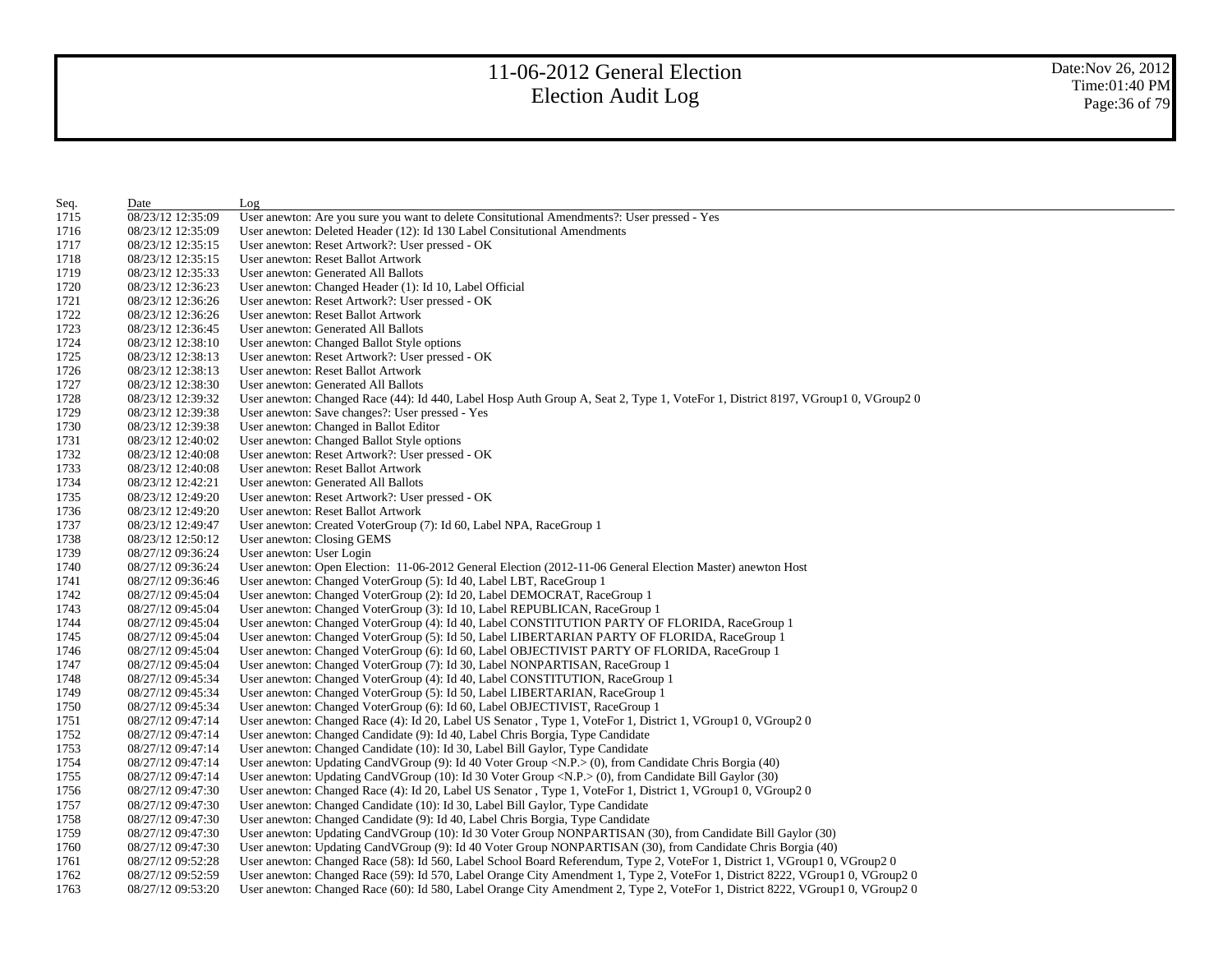| Seq. | Date | Log |
|---|---|---|
| 1715 | 08/23/12 12:35:09 | User anewton: Are you sure you want to delete Consitutional Amendments?: User pressed - Yes |
| 1716 | 08/23/12 12:35:09 | User anewton: Deleted Header (12): Id 130 Label Consitutional Amendments |
| 1717 | 08/23/12 12:35:15 | User anewton: Reset Artwork?: User pressed - OK |
| 1718 | 08/23/12 12:35:15 | User anewton: Reset Ballot Artwork |
| 1719 | 08/23/12 12:35:33 | User anewton: Generated All Ballots |
| 1720 | 08/23/12 12:36:23 | User anewton: Changed Header (1): Id 10, Label Official |
| 1721 | 08/23/12 12:36:26 | User anewton: Reset Artwork?: User pressed - OK |
| 1722 | 08/23/12 12:36:26 | User anewton: Reset Ballot Artwork |
| 1723 | 08/23/12 12:36:45 | User anewton: Generated All Ballots |
| 1724 | 08/23/12 12:38:10 | User anewton: Changed Ballot Style options |
| 1725 | 08/23/12 12:38:13 | User anewton: Reset Artwork?: User pressed - OK |
| 1726 | 08/23/12 12:38:13 | User anewton: Reset Ballot Artwork |
| 1727 | 08/23/12 12:38:30 | User anewton: Generated All Ballots |
| 1728 | 08/23/12 12:39:32 | User anewton: Changed Race (44): Id 440, Label Hosp Auth Group A, Seat 2, Type 1, VoteFor 1, District 8197, VGroup1 0, VGroup2 0 |
| 1729 | 08/23/12 12:39:38 | User anewton: Save changes?: User pressed - Yes |
| 1730 | 08/23/12 12:39:38 | User anewton: Changed in Ballot Editor |
| 1731 | 08/23/12 12:40:02 | User anewton: Changed Ballot Style options |
| 1732 | 08/23/12 12:40:08 | User anewton: Reset Artwork?: User pressed - OK |
| 1733 | 08/23/12 12:40:08 | User anewton: Reset Ballot Artwork |
| 1734 | 08/23/12 12:42:21 | User anewton: Generated All Ballots |
| 1735 | 08/23/12 12:49:20 | User anewton: Reset Artwork?: User pressed - OK |
| 1736 | 08/23/12 12:49:20 | User anewton: Reset Ballot Artwork |
| 1737 | 08/23/12 12:49:47 | User anewton: Created VoterGroup (7): Id 60, Label NPA, RaceGroup 1 |
| 1738 | 08/23/12 12:50:12 | User anewton: Closing GEMS |
| 1739 | 08/27/12 09:36:24 | User anewton: User Login |
| 1740 | 08/27/12 09:36:24 | User anewton: Open Election: 11-06-2012 General Election (2012-11-06 General Election Master) anewton Host |
| 1741 | 08/27/12 09:36:46 | User anewton: Changed VoterGroup (5): Id 40, Label LBT, RaceGroup 1 |
| 1742 | 08/27/12 09:45:04 | User anewton: Changed VoterGroup (2): Id 20, Label DEMOCRAT, RaceGroup 1 |
| 1743 | 08/27/12 09:45:04 | User anewton: Changed VoterGroup (3): Id 10, Label REPUBLICAN, RaceGroup 1 |
| 1744 | 08/27/12 09:45:04 | User anewton: Changed VoterGroup (4): Id 40, Label CONSTITUTION PARTY OF FLORIDA, RaceGroup 1 |
| 1745 | 08/27/12 09:45:04 | User anewton: Changed VoterGroup (5): Id 50, Label LIBERTARIAN PARTY OF FLORIDA, RaceGroup 1 |
| 1746 | 08/27/12 09:45:04 | User anewton: Changed VoterGroup (6): Id 60, Label OBJECTIVIST PARTY OF FLORIDA, RaceGroup 1 |
| 1747 | 08/27/12 09:45:04 | User anewton: Changed VoterGroup (7): Id 30, Label NONPARTISAN, RaceGroup 1 |
| 1748 | 08/27/12 09:45:34 | User anewton: Changed VoterGroup (4): Id 40, Label CONSTITUTION, RaceGroup 1 |
| 1749 | 08/27/12 09:45:34 | User anewton: Changed VoterGroup (5): Id 50, Label LIBERTARIAN, RaceGroup 1 |
| 1750 | 08/27/12 09:45:34 | User anewton: Changed VoterGroup (6): Id 60, Label OBJECTIVIST, RaceGroup 1 |
| 1751 | 08/27/12 09:47:14 | User anewton: Changed Race (4): Id 20, Label US Senator , Type 1, VoteFor 1, District 1, VGroup1 0, VGroup2 0 |
| 1752 | 08/27/12 09:47:14 | User anewton: Changed Candidate (9): Id 40, Label Chris Borgia, Type Candidate |
| 1753 | 08/27/12 09:47:14 | User anewton: Changed Candidate (10): Id 30, Label Bill Gaylor, Type Candidate |
| 1754 | 08/27/12 09:47:14 | User anewton: Updating CandVGroup (9): Id 40 Voter Group <N.P.> (0), from Candidate Chris Borgia (40) |
| 1755 | 08/27/12 09:47:14 | User anewton: Updating CandVGroup (10): Id 30 Voter Group <N.P.> (0), from Candidate Bill Gaylor (30) |
| 1756 | 08/27/12 09:47:30 | User anewton: Changed Race (4): Id 20, Label US Senator , Type 1, VoteFor 1, District 1, VGroup1 0, VGroup2 0 |
| 1757 | 08/27/12 09:47:30 | User anewton: Changed Candidate (10): Id 30, Label Bill Gaylor, Type Candidate |
| 1758 | 08/27/12 09:47:30 | User anewton: Changed Candidate (9): Id 40, Label Chris Borgia, Type Candidate |
| 1759 | 08/27/12 09:47:30 | User anewton: Updating CandVGroup (10): Id 30 Voter Group NONPARTISAN (30), from Candidate Bill Gaylor (30) |
| 1760 | 08/27/12 09:47:30 | User anewton: Updating CandVGroup (9): Id 40 Voter Group NONPARTISAN (30), from Candidate Chris Borgia (40) |
| 1761 | 08/27/12 09:52:28 | User anewton: Changed Race (58): Id 560, Label School Board Referendum, Type 2, VoteFor 1, District 1, VGroup1 0, VGroup2 0 |
| 1762 | 08/27/12 09:52:59 | User anewton: Changed Race (59): Id 570, Label Orange City Amendment 1, Type 2, VoteFor 1, District 8222, VGroup1 0, VGroup2 0 |
| 1763 | 08/27/12 09:53:20 | User anewton: Changed Race (60): Id 580, Label Orange City Amendment 2, Type 2, VoteFor 1, District 8222, VGroup1 0, VGroup2 0 |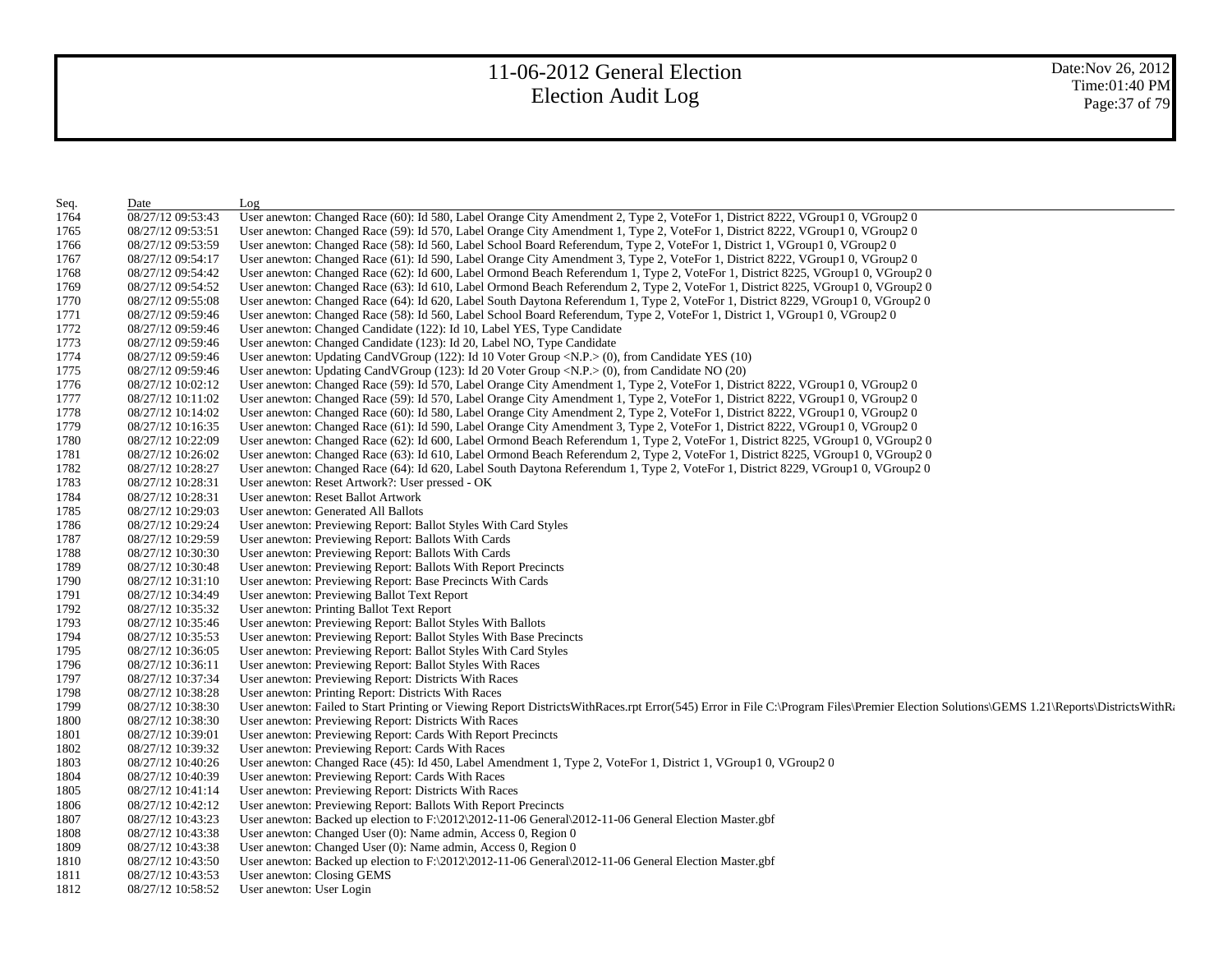| Seq. | Date | Log |
|---|---|---|
| 1764 | 08/27/12 09:53:43 | User anewton: Changed Race (60): Id 580, Label Orange City Amendment 2, Type 2, VoteFor 1, District 8222, VGroup1 0, VGroup2 0 |
| 1765 | 08/27/12 09:53:51 | User anewton: Changed Race (59): Id 570, Label Orange City Amendment 1, Type 2, VoteFor 1, District 8222, VGroup1 0, VGroup2 0 |
| 1766 | 08/27/12 09:53:59 | User anewton: Changed Race (58): Id 560, Label School Board Referendum, Type 2, VoteFor 1, District 1, VGroup1 0, VGroup2 0 |
| 1767 | 08/27/12 09:54:17 | User anewton: Changed Race (61): Id 590, Label Orange City Amendment 3, Type 2, VoteFor 1, District 8222, VGroup1 0, VGroup2 0 |
| 1768 | 08/27/12 09:54:42 | User anewton: Changed Race (62): Id 600, Label Ormond Beach Referendum 1, Type 2, VoteFor 1, District 8225, VGroup1 0, VGroup2 0 |
| 1769 | 08/27/12 09:54:52 | User anewton: Changed Race (63): Id 610, Label Ormond Beach Referendum 2, Type 2, VoteFor 1, District 8225, VGroup1 0, VGroup2 0 |
| 1770 | 08/27/12 09:55:08 | User anewton: Changed Race (64): Id 620, Label South Daytona Referendum 1, Type 2, VoteFor 1, District 8229, VGroup1 0, VGroup2 0 |
| 1771 | 08/27/12 09:59:46 | User anewton: Changed Race (58): Id 560, Label School Board Referendum, Type 2, VoteFor 1, District 1, VGroup1 0, VGroup2 0 |
| 1772 | 08/27/12 09:59:46 | User anewton: Changed Candidate (122): Id 10, Label YES, Type Candidate |
| 1773 | 08/27/12 09:59:46 | User anewton: Changed Candidate (123): Id 20, Label NO, Type Candidate |
| 1774 | 08/27/12 09:59:46 | User anewton: Updating CandVGroup (122): Id 10 Voter Group <N.P.> (0), from Candidate YES (10) |
| 1775 | 08/27/12 09:59:46 | User anewton: Updating CandVGroup (123): Id 20 Voter Group <N.P.> (0), from Candidate NO (20) |
| 1776 | 08/27/12 10:02:12 | User anewton: Changed Race (59): Id 570, Label Orange City Amendment 1, Type 2, VoteFor 1, District 8222, VGroup1 0, VGroup2 0 |
| 1777 | 08/27/12 10:11:02 | User anewton: Changed Race (59): Id 570, Label Orange City Amendment 1, Type 2, VoteFor 1, District 8222, VGroup1 0, VGroup2 0 |
| 1778 | 08/27/12 10:14:02 | User anewton: Changed Race (60): Id 580, Label Orange City Amendment 2, Type 2, VoteFor 1, District 8222, VGroup1 0, VGroup2 0 |
| 1779 | 08/27/12 10:16:35 | User anewton: Changed Race (61): Id 590, Label Orange City Amendment 3, Type 2, VoteFor 1, District 8222, VGroup1 0, VGroup2 0 |
| 1780 | 08/27/12 10:22:09 | User anewton: Changed Race (62): Id 600, Label Ormond Beach Referendum 1, Type 2, VoteFor 1, District 8225, VGroup1 0, VGroup2 0 |
| 1781 | 08/27/12 10:26:02 | User anewton: Changed Race (63): Id 610, Label Ormond Beach Referendum 2, Type 2, VoteFor 1, District 8225, VGroup1 0, VGroup2 0 |
| 1782 | 08/27/12 10:28:27 | User anewton: Changed Race (64): Id 620, Label South Daytona Referendum 1, Type 2, VoteFor 1, District 8229, VGroup1 0, VGroup2 0 |
| 1783 | 08/27/12 10:28:31 | User anewton: Reset Artwork?: User pressed - OK |
| 1784 | 08/27/12 10:28:31 | User anewton: Reset Ballot Artwork |
| 1785 | 08/27/12 10:29:03 | User anewton: Generated All Ballots |
| 1786 | 08/27/12 10:29:24 | User anewton: Previewing Report: Ballot Styles With Card Styles |
| 1787 | 08/27/12 10:29:59 | User anewton: Previewing Report: Ballots With Cards |
| 1788 | 08/27/12 10:30:30 | User anewton: Previewing Report: Ballots With Cards |
| 1789 | 08/27/12 10:30:48 | User anewton: Previewing Report: Ballots With Report Precincts |
| 1790 | 08/27/12 10:31:10 | User anewton: Previewing Report: Base Precincts With Cards |
| 1791 | 08/27/12 10:34:49 | User anewton: Previewing Ballot Text Report |
| 1792 | 08/27/12 10:35:32 | User anewton: Printing Ballot Text Report |
| 1793 | 08/27/12 10:35:46 | User anewton: Previewing Report: Ballot Styles With Ballots |
| 1794 | 08/27/12 10:35:53 | User anewton: Previewing Report: Ballot Styles With Base Precincts |
| 1795 | 08/27/12 10:36:05 | User anewton: Previewing Report: Ballot Styles With Card Styles |
| 1796 | 08/27/12 10:36:11 | User anewton: Previewing Report: Ballot Styles With Races |
| 1797 | 08/27/12 10:37:34 | User anewton: Previewing Report: Districts With Races |
| 1798 | 08/27/12 10:38:28 | User anewton: Printing Report: Districts With Races |
| 1799 | 08/27/12 10:38:30 | User anewton: Failed to Start Printing or Viewing Report DistrictsWithRaces.rpt Error(545) Error in File C:\Program Files\Premier Election Solutions\GEMS 1.21\Reports\DistrictsWithRa |
| 1800 | 08/27/12 10:38:30 | User anewton: Previewing Report: Districts With Races |
| 1801 | 08/27/12 10:39:01 | User anewton: Previewing Report: Cards With Report Precincts |
| 1802 | 08/27/12 10:39:32 | User anewton: Previewing Report: Cards With Races |
| 1803 | 08/27/12 10:40:26 | User anewton: Changed Race (45): Id 450, Label Amendment 1, Type 2, VoteFor 1, District 1, VGroup1 0, VGroup2 0 |
| 1804 | 08/27/12 10:40:39 | User anewton: Previewing Report: Cards With Races |
| 1805 | 08/27/12 10:41:14 | User anewton: Previewing Report: Districts With Races |
| 1806 | 08/27/12 10:42:12 | User anewton: Previewing Report: Ballots With Report Precincts |
| 1807 | 08/27/12 10:43:23 | User anewton: Backed up election to F:\2012\2012-11-06 General\2012-11-06 General Election Master.gbf |
| 1808 | 08/27/12 10:43:38 | User anewton: Changed User (0): Name admin, Access 0, Region 0 |
| 1809 | 08/27/12 10:43:38 | User anewton: Changed User (0): Name admin, Access 0, Region 0 |
| 1810 | 08/27/12 10:43:50 | User anewton: Backed up election to F:\2012\2012-11-06 General\2012-11-06 General Election Master.gbf |
| 1811 | 08/27/12 10:43:53 | User anewton: Closing GEMS |
| 1812 | 08/27/12 10:58:52 | User anewton: User Login |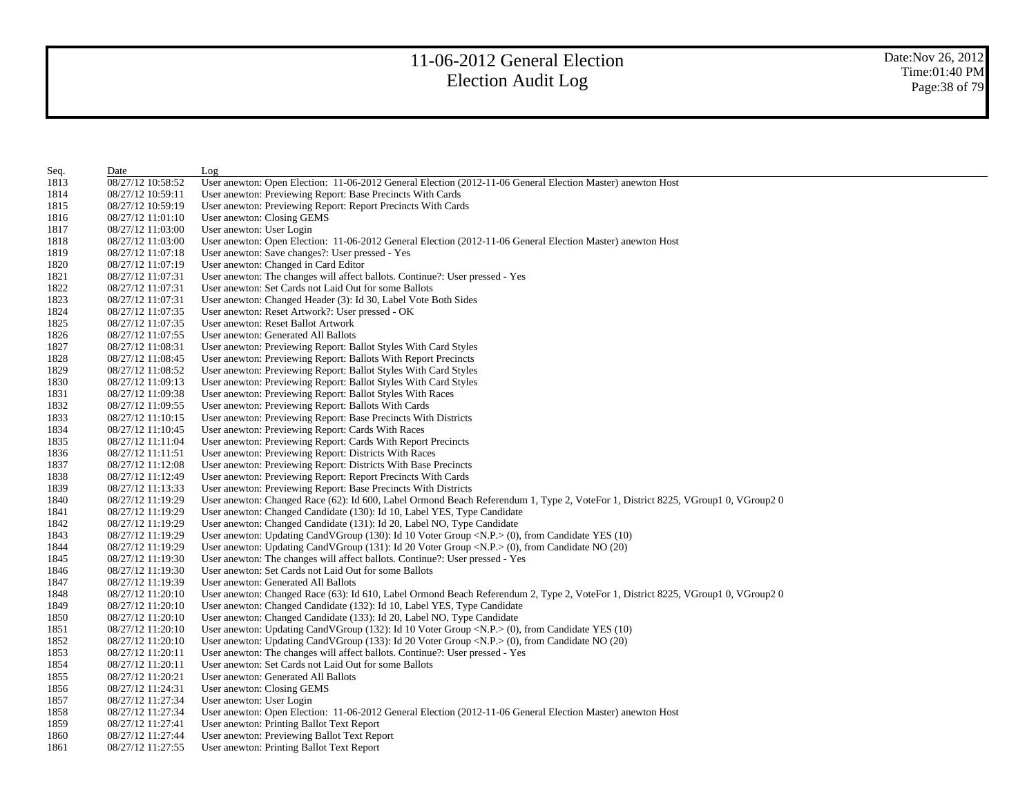# 11-06-2012 General Election
## Election Audit Log

| Seq. | Date | Log |
|---|---|---|
| 1813 | 08/27/12 10:58:52 | User anewton: Open Election: 11-06-2012 General Election (2012-11-06 General Election Master) anewton Host |
| 1814 | 08/27/12 10:59:11 | User anewton: Previewing Report: Base Precincts With Cards |
| 1815 | 08/27/12 10:59:19 | User anewton: Previewing Report: Report Precincts With Cards |
| 1816 | 08/27/12 11:01:10 | User anewton: Closing GEMS |
| 1817 | 08/27/12 11:03:00 | User anewton: User Login |
| 1818 | 08/27/12 11:03:00 | User anewton: Open Election: 11-06-2012 General Election (2012-11-06 General Election Master) anewton Host |
| 1819 | 08/27/12 11:07:18 | User anewton: Save changes?: User pressed - Yes |
| 1820 | 08/27/12 11:07:19 | User anewton: Changed in Card Editor |
| 1821 | 08/27/12 11:07:31 | User anewton: The changes will affect ballots. Continue?: User pressed - Yes |
| 1822 | 08/27/12 11:07:31 | User anewton: Set Cards not Laid Out for some Ballots |
| 1823 | 08/27/12 11:07:31 | User anewton: Changed Header (3): Id 30, Label Vote Both Sides |
| 1824 | 08/27/12 11:07:35 | User anewton: Reset Artwork?: User pressed - OK |
| 1825 | 08/27/12 11:07:35 | User anewton: Reset Ballot Artwork |
| 1826 | 08/27/12 11:07:55 | User anewton: Generated All Ballots |
| 1827 | 08/27/12 11:08:31 | User anewton: Previewing Report: Ballot Styles With Card Styles |
| 1828 | 08/27/12 11:08:45 | User anewton: Previewing Report: Ballots With Report Precincts |
| 1829 | 08/27/12 11:08:52 | User anewton: Previewing Report: Ballot Styles With Card Styles |
| 1830 | 08/27/12 11:09:13 | User anewton: Previewing Report: Ballot Styles With Card Styles |
| 1831 | 08/27/12 11:09:38 | User anewton: Previewing Report: Ballot Styles With Races |
| 1832 | 08/27/12 11:09:55 | User anewton: Previewing Report: Ballots With Cards |
| 1833 | 08/27/12 11:10:15 | User anewton: Previewing Report: Base Precincts With Districts |
| 1834 | 08/27/12 11:10:45 | User anewton: Previewing Report: Cards With Races |
| 1835 | 08/27/12 11:11:04 | User anewton: Previewing Report: Cards With Report Precincts |
| 1836 | 08/27/12 11:11:51 | User anewton: Previewing Report: Districts With Races |
| 1837 | 08/27/12 11:12:08 | User anewton: Previewing Report: Districts With Base Precincts |
| 1838 | 08/27/12 11:12:49 | User anewton: Previewing Report: Report Precincts With Cards |
| 1839 | 08/27/12 11:13:33 | User anewton: Previewing Report: Base Precincts With Districts |
| 1840 | 08/27/12 11:19:29 | User anewton: Changed Race (62): Id 600, Label Ormond Beach Referendum 1, Type 2, VoteFor 1, District 8225, VGroup1 0, VGroup2 0 |
| 1841 | 08/27/12 11:19:29 | User anewton: Changed Candidate (130): Id 10, Label YES, Type Candidate |
| 1842 | 08/27/12 11:19:29 | User anewton: Changed Candidate (131): Id 20, Label NO, Type Candidate |
| 1843 | 08/27/12 11:19:29 | User anewton: Updating CandVGroup (130): Id 10 Voter Group <N.P.> (0), from Candidate YES (10) |
| 1844 | 08/27/12 11:19:29 | User anewton: Updating CandVGroup (131): Id 20 Voter Group <N.P.> (0), from Candidate NO (20) |
| 1845 | 08/27/12 11:19:30 | User anewton: The changes will affect ballots. Continue?: User pressed - Yes |
| 1846 | 08/27/12 11:19:30 | User anewton: Set Cards not Laid Out for some Ballots |
| 1847 | 08/27/12 11:19:39 | User anewton: Generated All Ballots |
| 1848 | 08/27/12 11:20:10 | User anewton: Changed Race (63): Id 610, Label Ormond Beach Referendum 2, Type 2, VoteFor 1, District 8225, VGroup1 0, VGroup2 0 |
| 1849 | 08/27/12 11:20:10 | User anewton: Changed Candidate (132): Id 10, Label YES, Type Candidate |
| 1850 | 08/27/12 11:20:10 | User anewton: Changed Candidate (133): Id 20, Label NO, Type Candidate |
| 1851 | 08/27/12 11:20:10 | User anewton: Updating CandVGroup (132): Id 10 Voter Group <N.P.> (0), from Candidate YES (10) |
| 1852 | 08/27/12 11:20:10 | User anewton: Updating CandVGroup (133): Id 20 Voter Group <N.P.> (0), from Candidate NO (20) |
| 1853 | 08/27/12 11:20:11 | User anewton: The changes will affect ballots. Continue?: User pressed - Yes |
| 1854 | 08/27/12 11:20:11 | User anewton: Set Cards not Laid Out for some Ballots |
| 1855 | 08/27/12 11:20:21 | User anewton: Generated All Ballots |
| 1856 | 08/27/12 11:24:31 | User anewton: Closing GEMS |
| 1857 | 08/27/12 11:27:34 | User anewton: User Login |
| 1858 | 08/27/12 11:27:34 | User anewton: Open Election: 11-06-2012 General Election (2012-11-06 General Election Master) anewton Host |
| 1859 | 08/27/12 11:27:41 | User anewton: Printing Ballot Text Report |
| 1860 | 08/27/12 11:27:44 | User anewton: Previewing Ballot Text Report |
| 1861 | 08/27/12 11:27:55 | User anewton: Printing Ballot Text Report |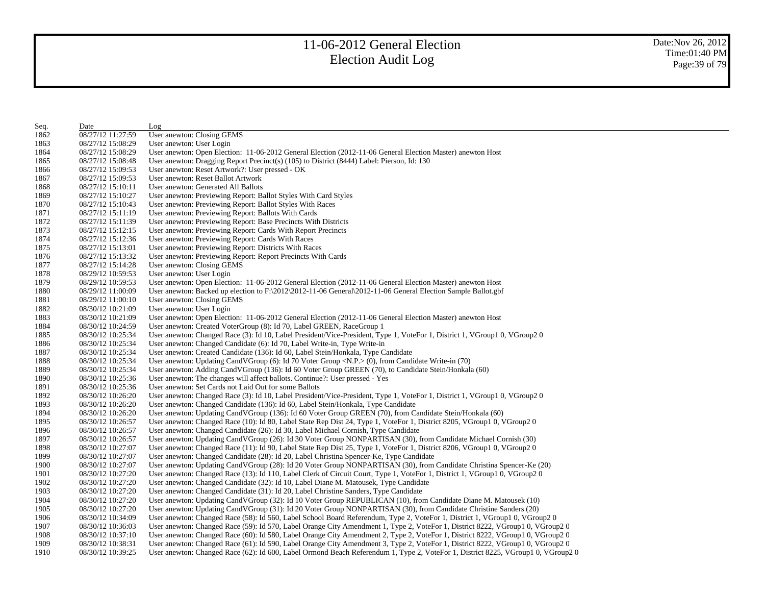# 11-06-2012 General Election
# Election Audit Log

Date:Nov 26, 2012
Time:01:40 PM

| Seq. | Date | Log |
|---|---|---|
| 1862 | 08/27/12 11:27:59 | User anewton: Closing GEMS |
| 1863 | 08/27/12 15:08:29 | User anewton: User Login |
| 1864 | 08/27/12 15:08:29 | User anewton: Open Election: 11-06-2012 General Election (2012-11-06 General Election Master) anewton Host |
| 1865 | 08/27/12 15:08:48 | User anewton: Dragging Report Precinct(s) (105) to District (8444) Label: Pierson, Id: 130 |
| 1866 | 08/27/12 15:09:53 | User anewton: Reset Artwork?: User pressed - OK |
| 1867 | 08/27/12 15:09:53 | User anewton: Reset Ballot Artwork |
| 1868 | 08/27/12 15:10:11 | User anewton: Generated All Ballots |
| 1869 | 08/27/12 15:10:27 | User anewton: Previewing Report: Ballot Styles With Card Styles |
| 1870 | 08/27/12 15:10:43 | User anewton: Previewing Report: Ballot Styles With Races |
| 1871 | 08/27/12 15:11:19 | User anewton: Previewing Report: Ballots With Cards |
| 1872 | 08/27/12 15:11:39 | User anewton: Previewing Report: Base Precincts With Districts |
| 1873 | 08/27/12 15:12:15 | User anewton: Previewing Report: Cards With Report Precincts |
| 1874 | 08/27/12 15:12:36 | User anewton: Previewing Report: Cards With Races |
| 1875 | 08/27/12 15:13:01 | User anewton: Previewing Report: Districts With Races |
| 1876 | 08/27/12 15:13:32 | User anewton: Previewing Report: Report Precincts With Cards |
| 1877 | 08/27/12 15:14:28 | User anewton: Closing GEMS |
| 1878 | 08/29/12 10:59:53 | User anewton: User Login |
| 1879 | 08/29/12 10:59:53 | User anewton: Open Election: 11-06-2012 General Election (2012-11-06 General Election Master) anewton Host |
| 1880 | 08/29/12 11:00:09 | User anewton: Backed up election to F:\2012\2012-11-06 General\2012-11-06 General Election Sample Ballot.gbf |
| 1881 | 08/29/12 11:00:10 | User anewton: Closing GEMS |
| 1882 | 08/30/12 10:21:09 | User anewton: User Login |
| 1883 | 08/30/12 10:21:09 | User anewton: Open Election: 11-06-2012 General Election (2012-11-06 General Election Master) anewton Host |
| 1884 | 08/30/12 10:24:59 | User anewton: Created VoterGroup (8): Id 70, Label GREEN, RaceGroup 1 |
| 1885 | 08/30/12 10:25:34 | User anewton: Changed Race (3): Id 10, Label President/Vice-President, Type 1, VoteFor 1, District 1, VGroup1 0, VGroup2 0 |
| 1886 | 08/30/12 10:25:34 | User anewton: Changed Candidate (6): Id 70, Label Write-in, Type Write-in |
| 1887 | 08/30/12 10:25:34 | User anewton: Created Candidate (136): Id 60, Label Stein/Honkala, Type Candidate |
| 1888 | 08/30/12 10:25:34 | User anewton: Updating CandVGroup (6): Id 70 Voter Group <N.P.> (0), from Candidate Write-in (70) |
| 1889 | 08/30/12 10:25:34 | User anewton: Adding CandVGroup (136): Id 60 Voter Group GREEN (70), to Candidate Stein/Honkala (60) |
| 1890 | 08/30/12 10:25:36 | User anewton: The changes will affect ballots. Continue?: User pressed - Yes |
| 1891 | 08/30/12 10:25:36 | User anewton: Set Cards not Laid Out for some Ballots |
| 1892 | 08/30/12 10:26:20 | User anewton: Changed Race (3): Id 10, Label President/Vice-President, Type 1, VoteFor 1, District 1, VGroup1 0, VGroup2 0 |
| 1893 | 08/30/12 10:26:20 | User anewton: Changed Candidate (136): Id 60, Label Stein/Honkala, Type Candidate |
| 1894 | 08/30/12 10:26:20 | User anewton: Updating CandVGroup (136): Id 60 Voter Group GREEN (70), from Candidate Stein/Honkala (60) |
| 1895 | 08/30/12 10:26:57 | User anewton: Changed Race (10): Id 80, Label State Rep Dist 24, Type 1, VoteFor 1, District 8205, VGroup1 0, VGroup2 0 |
| 1896 | 08/30/12 10:26:57 | User anewton: Changed Candidate (26): Id 30, Label Michael Cornish, Type Candidate |
| 1897 | 08/30/12 10:26:57 | User anewton: Updating CandVGroup (26): Id 30 Voter Group NONPARTISAN (30), from Candidate Michael Cornish (30) |
| 1898 | 08/30/12 10:27:07 | User anewton: Changed Race (11): Id 90, Label State Rep Dist 25, Type 1, VoteFor 1, District 8206, VGroup1 0, VGroup2 0 |
| 1899 | 08/30/12 10:27:07 | User anewton: Changed Candidate (28): Id 20, Label Christina Spencer-Ke, Type Candidate |
| 1900 | 08/30/12 10:27:07 | User anewton: Updating CandVGroup (28): Id 20 Voter Group NONPARTISAN (30), from Candidate Christina Spencer-Ke (20) |
| 1901 | 08/30/12 10:27:20 | User anewton: Changed Race (13): Id 110, Label Clerk of Circuit Court, Type 1, VoteFor 1, District 1, VGroup1 0, VGroup2 0 |
| 1902 | 08/30/12 10:27:20 | User anewton: Changed Candidate (32): Id 10, Label Diane M. Matousek, Type Candidate |
| 1903 | 08/30/12 10:27:20 | User anewton: Changed Candidate (31): Id 20, Label Christine Sanders, Type Candidate |
| 1904 | 08/30/12 10:27:20 | User anewton: Updating CandVGroup (32): Id 10 Voter Group REPUBLICAN (10), from Candidate Diane M. Matousek (10) |
| 1905 | 08/30/12 10:27:20 | User anewton: Updating CandVGroup (31): Id 20 Voter Group NONPARTISAN (30), from Candidate Christine Sanders (20) |
| 1906 | 08/30/12 10:34:09 | User anewton: Changed Race (58): Id 560, Label School Board Referendum, Type 2, VoteFor 1, District 1, VGroup1 0, VGroup2 0 |
| 1907 | 08/30/12 10:36:03 | User anewton: Changed Race (59): Id 570, Label Orange City Amendment 1, Type 2, VoteFor 1, District 8222, VGroup1 0, VGroup2 0 |
| 1908 | 08/30/12 10:37:10 | User anewton: Changed Race (60): Id 580, Label Orange City Amendment 2, Type 2, VoteFor 1, District 8222, VGroup1 0, VGroup2 0 |
| 1909 | 08/30/12 10:38:31 | User anewton: Changed Race (61): Id 590, Label Orange City Amendment 3, Type 2, VoteFor 1, District 8222, VGroup1 0, VGroup2 0 |
| 1910 | 08/30/12 10:39:25 | User anewton: Changed Race (62): Id 600, Label Ormond Beach Referendum 1, Type 2, VoteFor 1, District 8225, VGroup1 0, VGroup2 0 |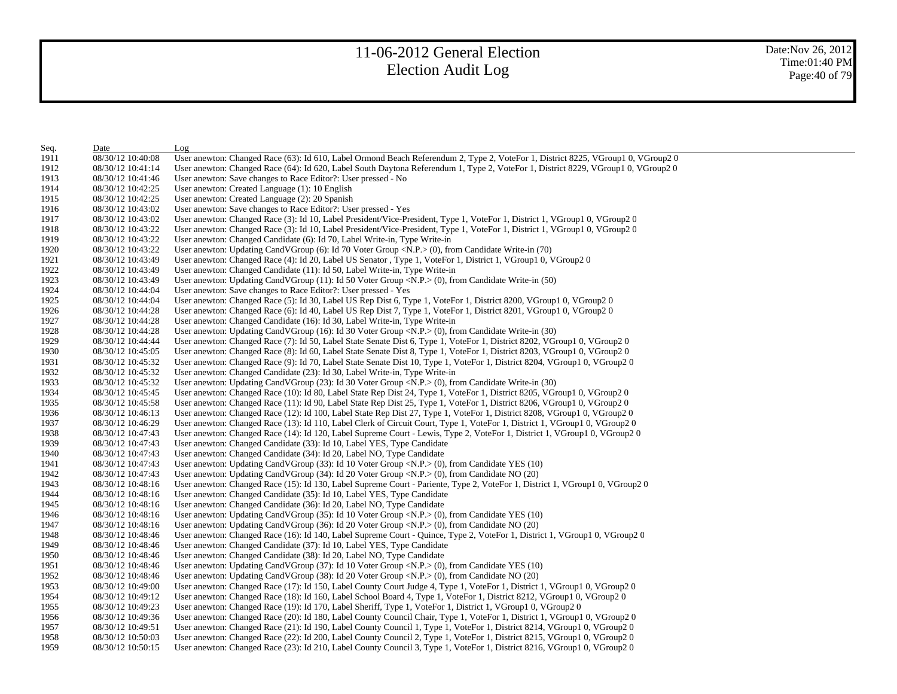# 11-06-2012 General Election
## Election Audit Log

| Seq. | Date | Log |
|---|---|---|
| 1911 | 08/30/12 10:40:08 | User anewton: Changed Race (63): Id 610, Label Ormond Beach Referendum 2, Type 2, VoteFor 1, District 8225, VGroup1 0, VGroup2 0 |
| 1912 | 08/30/12 10:41:14 | User anewton: Changed Race (64): Id 620, Label South Daytona Referendum 1, Type 2, VoteFor 1, District 8229, VGroup1 0, VGroup2 0 |
| 1913 | 08/30/12 10:41:46 | User anewton: Save changes to Race Editor?: User pressed - No |
| 1914 | 08/30/12 10:42:25 | User anewton: Created Language (1): 10 English |
| 1915 | 08/30/12 10:42:25 | User anewton: Created Language (2): 20 Spanish |
| 1916 | 08/30/12 10:43:02 | User anewton: Save changes to Race Editor?: User pressed - Yes |
| 1917 | 08/30/12 10:43:02 | User anewton: Changed Race (3): Id 10, Label President/Vice-President, Type 1, VoteFor 1, District 1, VGroup1 0, VGroup2 0 |
| 1918 | 08/30/12 10:43:22 | User anewton: Changed Race (3): Id 10, Label President/Vice-President, Type 1, VoteFor 1, District 1, VGroup1 0, VGroup2 0 |
| 1919 | 08/30/12 10:43:22 | User anewton: Changed Candidate (6): Id 70, Label Write-in, Type Write-in |
| 1920 | 08/30/12 10:43:22 | User anewton: Updating CandVGroup (6): Id 70 Voter Group <N.P.> (0), from Candidate Write-in (70) |
| 1921 | 08/30/12 10:43:49 | User anewton: Changed Race (4): Id 20, Label US Senator , Type 1, VoteFor 1, District 1, VGroup1 0, VGroup2 0 |
| 1922 | 08/30/12 10:43:49 | User anewton: Changed Candidate (11): Id 50, Label Write-in, Type Write-in |
| 1923 | 08/30/12 10:43:49 | User anewton: Updating CandVGroup (11): Id 50 Voter Group <N.P.> (0), from Candidate Write-in (50) |
| 1924 | 08/30/12 10:44:04 | User anewton: Save changes to Race Editor?: User pressed - Yes |
| 1925 | 08/30/12 10:44:04 | User anewton: Changed Race (5): Id 30, Label US Rep Dist 6, Type 1, VoteFor 1, District 8200, VGroup1 0, VGroup2 0 |
| 1926 | 08/30/12 10:44:28 | User anewton: Changed Race (6): Id 40, Label US Rep Dist 7, Type 1, VoteFor 1, District 8201, VGroup1 0, VGroup2 0 |
| 1927 | 08/30/12 10:44:28 | User anewton: Changed Candidate (16): Id 30, Label Write-in, Type Write-in |
| 1928 | 08/30/12 10:44:28 | User anewton: Updating CandVGroup (16): Id 30 Voter Group <N.P.> (0), from Candidate Write-in (30) |
| 1929 | 08/30/12 10:44:44 | User anewton: Changed Race (7): Id 50, Label State Senate Dist 6, Type 1, VoteFor 1, District 8202, VGroup1 0, VGroup2 0 |
| 1930 | 08/30/12 10:45:05 | User anewton: Changed Race (8): Id 60, Label State Senate Dist 8, Type 1, VoteFor 1, District 8203, VGroup1 0, VGroup2 0 |
| 1931 | 08/30/12 10:45:32 | User anewton: Changed Race (9): Id 70, Label State Senate Dist 10, Type 1, VoteFor 1, District 8204, VGroup1 0, VGroup2 0 |
| 1932 | 08/30/12 10:45:32 | User anewton: Changed Candidate (23): Id 30, Label Write-in, Type Write-in |
| 1933 | 08/30/12 10:45:32 | User anewton: Updating CandVGroup (23): Id 30 Voter Group <N.P.> (0), from Candidate Write-in (30) |
| 1934 | 08/30/12 10:45:45 | User anewton: Changed Race (10): Id 80, Label State Rep Dist 24, Type 1, VoteFor 1, District 8205, VGroup1 0, VGroup2 0 |
| 1935 | 08/30/12 10:45:58 | User anewton: Changed Race (11): Id 90, Label State Rep Dist 25, Type 1, VoteFor 1, District 8206, VGroup1 0, VGroup2 0 |
| 1936 | 08/30/12 10:46:13 | User anewton: Changed Race (12): Id 100, Label State Rep Dist 27, Type 1, VoteFor 1, District 8208, VGroup1 0, VGroup2 0 |
| 1937 | 08/30/12 10:46:29 | User anewton: Changed Race (13): Id 110, Label Clerk of Circuit Court, Type 1, VoteFor 1, District 1, VGroup1 0, VGroup2 0 |
| 1938 | 08/30/12 10:47:43 | User anewton: Changed Race (14): Id 120, Label Supreme Court - Lewis, Type 2, VoteFor 1, District 1, VGroup1 0, VGroup2 0 |
| 1939 | 08/30/12 10:47:43 | User anewton: Changed Candidate (33): Id 10, Label YES, Type Candidate |
| 1940 | 08/30/12 10:47:43 | User anewton: Changed Candidate (34): Id 20, Label NO, Type Candidate |
| 1941 | 08/30/12 10:47:43 | User anewton: Updating CandVGroup (33): Id 10 Voter Group <N.P.> (0), from Candidate YES (10) |
| 1942 | 08/30/12 10:47:43 | User anewton: Updating CandVGroup (34): Id 20 Voter Group <N.P.> (0), from Candidate NO (20) |
| 1943 | 08/30/12 10:48:16 | User anewton: Changed Race (15): Id 130, Label Supreme Court - Pariente, Type 2, VoteFor 1, District 1, VGroup1 0, VGroup2 0 |
| 1944 | 08/30/12 10:48:16 | User anewton: Changed Candidate (35): Id 10, Label YES, Type Candidate |
| 1945 | 08/30/12 10:48:16 | User anewton: Changed Candidate (36): Id 20, Label NO, Type Candidate |
| 1946 | 08/30/12 10:48:16 | User anewton: Updating CandVGroup (35): Id 10 Voter Group <N.P.> (0), from Candidate YES (10) |
| 1947 | 08/30/12 10:48:16 | User anewton: Updating CandVGroup (36): Id 20 Voter Group <N.P.> (0), from Candidate NO (20) |
| 1948 | 08/30/12 10:48:46 | User anewton: Changed Race (16): Id 140, Label Supreme Court - Quince, Type 2, VoteFor 1, District 1, VGroup1 0, VGroup2 0 |
| 1949 | 08/30/12 10:48:46 | User anewton: Changed Candidate (37): Id 10, Label YES, Type Candidate |
| 1950 | 08/30/12 10:48:46 | User anewton: Changed Candidate (38): Id 20, Label NO, Type Candidate |
| 1951 | 08/30/12 10:48:46 | User anewton: Updating CandVGroup (37): Id 10 Voter Group <N.P.> (0), from Candidate YES (10) |
| 1952 | 08/30/12 10:48:46 | User anewton: Updating CandVGroup (38): Id 20 Voter Group <N.P.> (0), from Candidate NO (20) |
| 1953 | 08/30/12 10:49:00 | User anewton: Changed Race (17): Id 150, Label County Court Judge 4, Type 1, VoteFor 1, District 1, VGroup1 0, VGroup2 0 |
| 1954 | 08/30/12 10:49:12 | User anewton: Changed Race (18): Id 160, Label School Board 4, Type 1, VoteFor 1, District 8212, VGroup1 0, VGroup2 0 |
| 1955 | 08/30/12 10:49:23 | User anewton: Changed Race (19): Id 170, Label Sheriff, Type 1, VoteFor 1, District 1, VGroup1 0, VGroup2 0 |
| 1956 | 08/30/12 10:49:36 | User anewton: Changed Race (20): Id 180, Label County Council Chair, Type 1, VoteFor 1, District 1, VGroup1 0, VGroup2 0 |
| 1957 | 08/30/12 10:49:51 | User anewton: Changed Race (21): Id 190, Label County Council 1, Type 1, VoteFor 1, District 8214, VGroup1 0, VGroup2 0 |
| 1958 | 08/30/12 10:50:03 | User anewton: Changed Race (22): Id 200, Label County Council 2, Type 1, VoteFor 1, District 8215, VGroup1 0, VGroup2 0 |
| 1959 | 08/30/12 10:50:15 | User anewton: Changed Race (23): Id 210, Label County Council 3, Type 1, VoteFor 1, District 8216, VGroup1 0, VGroup2 0 |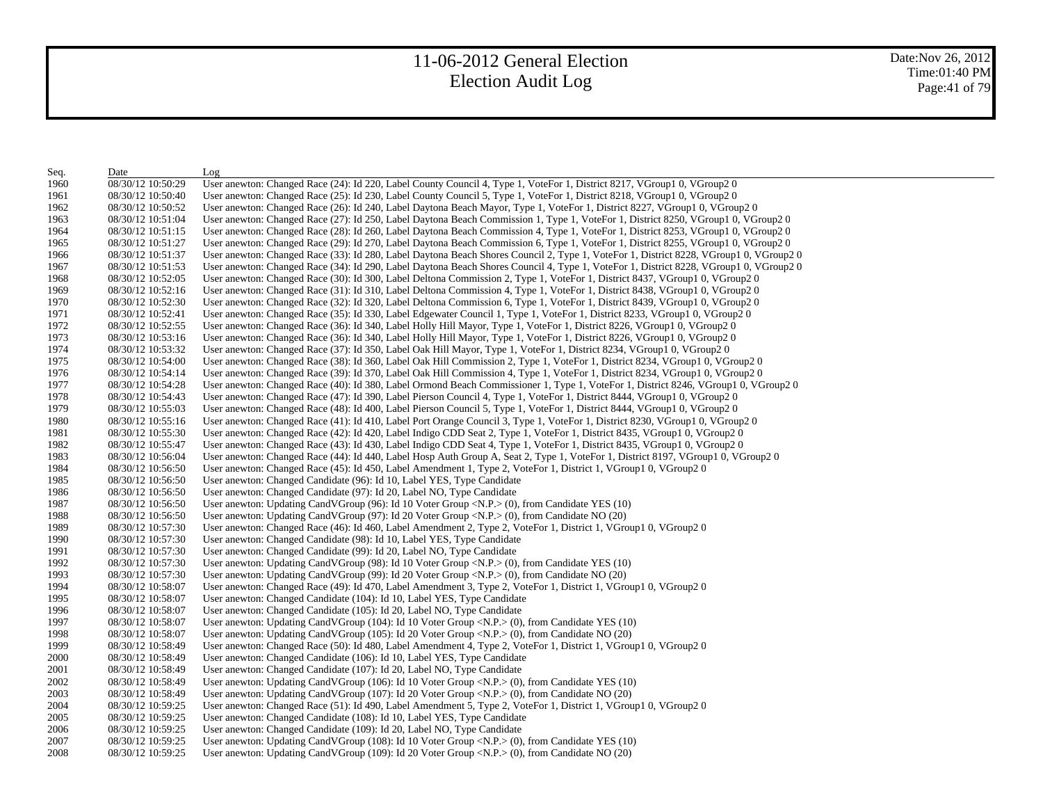# 11-06-2012 General Election
# Election Audit Log

Date:Nov 26, 2012
Time:01:40 PM

| Seq. | Date | Log |
|---|---|---|
| 1960 | 08/30/12 10:50:29 | User anewton: Changed Race (24): Id 220, Label County Council 4, Type 1, VoteFor 1, District 8217, VGroup1 0, VGroup2 0 |
| 1961 | 08/30/12 10:50:40 | User anewton: Changed Race (25): Id 230, Label County Council 5, Type 1, VoteFor 1, District 8218, VGroup1 0, VGroup2 0 |
| 1962 | 08/30/12 10:50:52 | User anewton: Changed Race (26): Id 240, Label Daytona Beach Mayor, Type 1, VoteFor 1, District 8227, VGroup1 0, VGroup2 0 |
| 1963 | 08/30/12 10:51:04 | User anewton: Changed Race (27): Id 250, Label Daytona Beach Commission 1, Type 1, VoteFor 1, District 8250, VGroup1 0, VGroup2 0 |
| 1964 | 08/30/12 10:51:15 | User anewton: Changed Race (28): Id 260, Label Daytona Beach Commission 4, Type 1, VoteFor 1, District 8253, VGroup1 0, VGroup2 0 |
| 1965 | 08/30/12 10:51:27 | User anewton: Changed Race (29): Id 270, Label Daytona Beach Commission 6, Type 1, VoteFor 1, District 8255, VGroup1 0, VGroup2 0 |
| 1966 | 08/30/12 10:51:37 | User anewton: Changed Race (33): Id 280, Label Daytona Beach Shores Council 2, Type 1, VoteFor 1, District 8228, VGroup1 0, VGroup2 0 |
| 1967 | 08/30/12 10:51:53 | User anewton: Changed Race (34): Id 290, Label Daytona Beach Shores Council 4, Type 1, VoteFor 1, District 8228, VGroup1 0, VGroup2 0 |
| 1968 | 08/30/12 10:52:05 | User anewton: Changed Race (30): Id 300, Label Deltona Commission 2, Type 1, VoteFor 1, District 8437, VGroup1 0, VGroup2 0 |
| 1969 | 08/30/12 10:52:16 | User anewton: Changed Race (31): Id 310, Label Deltona Commission 4, Type 1, VoteFor 1, District 8438, VGroup1 0, VGroup2 0 |
| 1970 | 08/30/12 10:52:30 | User anewton: Changed Race (32): Id 320, Label Deltona Commission 6, Type 1, VoteFor 1, District 8439, VGroup1 0, VGroup2 0 |
| 1971 | 08/30/12 10:52:41 | User anewton: Changed Race (35): Id 330, Label Edgewater Council 1, Type 1, VoteFor 1, District 8233, VGroup1 0, VGroup2 0 |
| 1972 | 08/30/12 10:52:55 | User anewton: Changed Race (36): Id 340, Label Holly Hill Mayor, Type 1, VoteFor 1, District 8226, VGroup1 0, VGroup2 0 |
| 1973 | 08/30/12 10:53:16 | User anewton: Changed Race (36): Id 340, Label Holly Hill Mayor, Type 1, VoteFor 1, District 8226, VGroup1 0, VGroup2 0 |
| 1974 | 08/30/12 10:53:32 | User anewton: Changed Race (37): Id 350, Label Oak Hill Mayor, Type 1, VoteFor 1, District 8234, VGroup1 0, VGroup2 0 |
| 1975 | 08/30/12 10:54:00 | User anewton: Changed Race (38): Id 360, Label Oak Hill Commission 2, Type 1, VoteFor 1, District 8234, VGroup1 0, VGroup2 0 |
| 1976 | 08/30/12 10:54:14 | User anewton: Changed Race (39): Id 370, Label Oak Hill Commission 4, Type 1, VoteFor 1, District 8234, VGroup1 0, VGroup2 0 |
| 1977 | 08/30/12 10:54:28 | User anewton: Changed Race (40): Id 380, Label Ormond Beach Commissioner 1, Type 1, VoteFor 1, District 8246, VGroup1 0, VGroup2 0 |
| 1978 | 08/30/12 10:54:43 | User anewton: Changed Race (47): Id 390, Label Pierson Council 4, Type 1, VoteFor 1, District 8444, VGroup1 0, VGroup2 0 |
| 1979 | 08/30/12 10:55:03 | User anewton: Changed Race (48): Id 400, Label Pierson Council 5, Type 1, VoteFor 1, District 8444, VGroup1 0, VGroup2 0 |
| 1980 | 08/30/12 10:55:16 | User anewton: Changed Race (41): Id 410, Label Port Orange Council 3, Type 1, VoteFor 1, District 8230, VGroup1 0, VGroup2 0 |
| 1981 | 08/30/12 10:55:30 | User anewton: Changed Race (42): Id 420, Label Indigo CDD Seat 2, Type 1, VoteFor 1, District 8435, VGroup1 0, VGroup2 0 |
| 1982 | 08/30/12 10:55:47 | User anewton: Changed Race (43): Id 430, Label Indigo CDD Seat 4, Type 1, VoteFor 1, District 8435, VGroup1 0, VGroup2 0 |
| 1983 | 08/30/12 10:56:04 | User anewton: Changed Race (44): Id 440, Label Hosp Auth Group A, Seat 2, Type 1, VoteFor 1, District 8197, VGroup1 0, VGroup2 0 |
| 1984 | 08/30/12 10:56:50 | User anewton: Changed Race (45): Id 450, Label Amendment 1, Type 2, VoteFor 1, District 1, VGroup1 0, VGroup2 0 |
| 1985 | 08/30/12 10:56:50 | User anewton: Changed Candidate (96): Id 10, Label YES, Type Candidate |
| 1986 | 08/30/12 10:56:50 | User anewton: Changed Candidate (97): Id 20, Label NO, Type Candidate |
| 1987 | 08/30/12 10:56:50 | User anewton: Updating CandVGroup (96): Id 10 Voter Group <N.P.> (0), from Candidate YES (10) |
| 1988 | 08/30/12 10:56:50 | User anewton: Updating CandVGroup (97): Id 20 Voter Group <N.P.> (0), from Candidate NO (20) |
| 1989 | 08/30/12 10:57:30 | User anewton: Changed Race (46): Id 460, Label Amendment 2, Type 2, VoteFor 1, District 1, VGroup1 0, VGroup2 0 |
| 1990 | 08/30/12 10:57:30 | User anewton: Changed Candidate (98): Id 10, Label YES, Type Candidate |
| 1991 | 08/30/12 10:57:30 | User anewton: Changed Candidate (99): Id 20, Label NO, Type Candidate |
| 1992 | 08/30/12 10:57:30 | User anewton: Updating CandVGroup (98): Id 10 Voter Group <N.P.> (0), from Candidate YES (10) |
| 1993 | 08/30/12 10:57:30 | User anewton: Updating CandVGroup (99): Id 20 Voter Group <N.P.> (0), from Candidate NO (20) |
| 1994 | 08/30/12 10:58:07 | User anewton: Changed Race (49): Id 470, Label Amendment 3, Type 2, VoteFor 1, District 1, VGroup1 0, VGroup2 0 |
| 1995 | 08/30/12 10:58:07 | User anewton: Changed Candidate (104): Id 10, Label YES, Type Candidate |
| 1996 | 08/30/12 10:58:07 | User anewton: Changed Candidate (105): Id 20, Label NO, Type Candidate |
| 1997 | 08/30/12 10:58:07 | User anewton: Updating CandVGroup (104): Id 10 Voter Group <N.P.> (0), from Candidate YES (10) |
| 1998 | 08/30/12 10:58:07 | User anewton: Updating CandVGroup (105): Id 20 Voter Group <N.P.> (0), from Candidate NO (20) |
| 1999 | 08/30/12 10:58:49 | User anewton: Changed Race (50): Id 480, Label Amendment 4, Type 2, VoteFor 1, District 1, VGroup1 0, VGroup2 0 |
| 2000 | 08/30/12 10:58:49 | User anewton: Changed Candidate (106): Id 10, Label YES, Type Candidate |
| 2001 | 08/30/12 10:58:49 | User anewton: Changed Candidate (107): Id 20, Label NO, Type Candidate |
| 2002 | 08/30/12 10:58:49 | User anewton: Updating CandVGroup (106): Id 10 Voter Group <N.P.> (0), from Candidate YES (10) |
| 2003 | 08/30/12 10:58:49 | User anewton: Updating CandVGroup (107): Id 20 Voter Group <N.P.> (0), from Candidate NO (20) |
| 2004 | 08/30/12 10:59:25 | User anewton: Changed Race (51): Id 490, Label Amendment 5, Type 2, VoteFor 1, District 1, VGroup1 0, VGroup2 0 |
| 2005 | 08/30/12 10:59:25 | User anewton: Changed Candidate (108): Id 10, Label YES, Type Candidate |
| 2006 | 08/30/12 10:59:25 | User anewton: Changed Candidate (109): Id 20, Label NO, Type Candidate |
| 2007 | 08/30/12 10:59:25 | User anewton: Updating CandVGroup (108): Id 10 Voter Group <N.P.> (0), from Candidate YES (10) |
| 2008 | 08/30/12 10:59:25 | User anewton: Updating CandVGroup (109): Id 20 Voter Group <N.P.> (0), from Candidate NO (20) |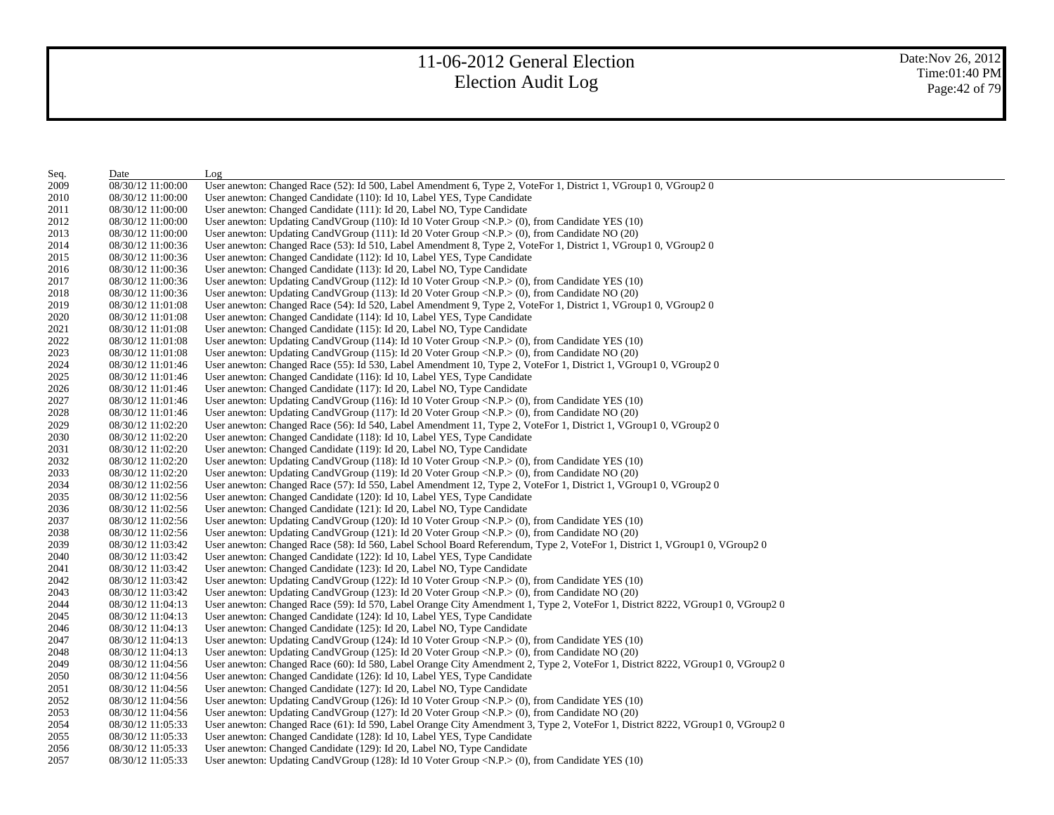# 11-06-2012 General Election
## Election Audit Log

| Seq. | Date | Log |
|---|---|---|
| 2009 | 08/30/12 11:00:00 | User anewton: Changed Race (52): Id 500, Label Amendment 6, Type 2, VoteFor 1, District 1, VGroup1 0, VGroup2 0 |
| 2010 | 08/30/12 11:00:00 | User anewton: Changed Candidate (110): Id 10, Label YES, Type Candidate |
| 2011 | 08/30/12 11:00:00 | User anewton: Changed Candidate (111): Id 20, Label NO, Type Candidate |
| 2012 | 08/30/12 11:00:00 | User anewton: Updating CandVGroup (110): Id 10 Voter Group <N.P.> (0), from Candidate YES (10) |
| 2013 | 08/30/12 11:00:00 | User anewton: Updating CandVGroup (111): Id 20 Voter Group <N.P.> (0), from Candidate NO (20) |
| 2014 | 08/30/12 11:00:36 | User anewton: Changed Race (53): Id 510, Label Amendment 8, Type 2, VoteFor 1, District 1, VGroup1 0, VGroup2 0 |
| 2015 | 08/30/12 11:00:36 | User anewton: Changed Candidate (112): Id 10, Label YES, Type Candidate |
| 2016 | 08/30/12 11:00:36 | User anewton: Changed Candidate (113): Id 20, Label NO, Type Candidate |
| 2017 | 08/30/12 11:00:36 | User anewton: Updating CandVGroup (112): Id 10 Voter Group <N.P.> (0), from Candidate YES (10) |
| 2018 | 08/30/12 11:00:36 | User anewton: Updating CandVGroup (113): Id 20 Voter Group <N.P.> (0), from Candidate NO (20) |
| 2019 | 08/30/12 11:01:08 | User anewton: Changed Race (54): Id 520, Label Amendment 9, Type 2, VoteFor 1, District 1, VGroup1 0, VGroup2 0 |
| 2020 | 08/30/12 11:01:08 | User anewton: Changed Candidate (114): Id 10, Label YES, Type Candidate |
| 2021 | 08/30/12 11:01:08 | User anewton: Changed Candidate (115): Id 20, Label NO, Type Candidate |
| 2022 | 08/30/12 11:01:08 | User anewton: Updating CandVGroup (114): Id 10 Voter Group <N.P.> (0), from Candidate YES (10) |
| 2023 | 08/30/12 11:01:08 | User anewton: Updating CandVGroup (115): Id 20 Voter Group <N.P.> (0), from Candidate NO (20) |
| 2024 | 08/30/12 11:01:46 | User anewton: Changed Race (55): Id 530, Label Amendment 10, Type 2, VoteFor 1, District 1, VGroup1 0, VGroup2 0 |
| 2025 | 08/30/12 11:01:46 | User anewton: Changed Candidate (116): Id 10, Label YES, Type Candidate |
| 2026 | 08/30/12 11:01:46 | User anewton: Changed Candidate (117): Id 20, Label NO, Type Candidate |
| 2027 | 08/30/12 11:01:46 | User anewton: Updating CandVGroup (116): Id 10 Voter Group <N.P.> (0), from Candidate YES (10) |
| 2028 | 08/30/12 11:01:46 | User anewton: Updating CandVGroup (117): Id 20 Voter Group <N.P.> (0), from Candidate NO (20) |
| 2029 | 08/30/12 11:02:20 | User anewton: Changed Race (56): Id 540, Label Amendment 11, Type 2, VoteFor 1, District 1, VGroup1 0, VGroup2 0 |
| 2030 | 08/30/12 11:02:20 | User anewton: Changed Candidate (118): Id 10, Label YES, Type Candidate |
| 2031 | 08/30/12 11:02:20 | User anewton: Changed Candidate (119): Id 20, Label NO, Type Candidate |
| 2032 | 08/30/12 11:02:20 | User anewton: Updating CandVGroup (118): Id 10 Voter Group <N.P.> (0), from Candidate YES (10) |
| 2033 | 08/30/12 11:02:20 | User anewton: Updating CandVGroup (119): Id 20 Voter Group <N.P.> (0), from Candidate NO (20) |
| 2034 | 08/30/12 11:02:56 | User anewton: Changed Race (57): Id 550, Label Amendment 12, Type 2, VoteFor 1, District 1, VGroup1 0, VGroup2 0 |
| 2035 | 08/30/12 11:02:56 | User anewton: Changed Candidate (120): Id 10, Label YES, Type Candidate |
| 2036 | 08/30/12 11:02:56 | User anewton: Changed Candidate (121): Id 20, Label NO, Type Candidate |
| 2037 | 08/30/12 11:02:56 | User anewton: Updating CandVGroup (120): Id 10 Voter Group <N.P.> (0), from Candidate YES (10) |
| 2038 | 08/30/12 11:02:56 | User anewton: Updating CandVGroup (121): Id 20 Voter Group <N.P.> (0), from Candidate NO (20) |
| 2039 | 08/30/12 11:03:42 | User anewton: Changed Race (58): Id 560, Label School Board Referendum, Type 2, VoteFor 1, District 1, VGroup1 0, VGroup2 0 |
| 2040 | 08/30/12 11:03:42 | User anewton: Changed Candidate (122): Id 10, Label YES, Type Candidate |
| 2041 | 08/30/12 11:03:42 | User anewton: Changed Candidate (123): Id 20, Label NO, Type Candidate |
| 2042 | 08/30/12 11:03:42 | User anewton: Updating CandVGroup (122): Id 10 Voter Group <N.P.> (0), from Candidate YES (10) |
| 2043 | 08/30/12 11:03:42 | User anewton: Updating CandVGroup (123): Id 20 Voter Group <N.P.> (0), from Candidate NO (20) |
| 2044 | 08/30/12 11:04:13 | User anewton: Changed Race (59): Id 570, Label Orange City Amendment 1, Type 2, VoteFor 1, District 8222, VGroup1 0, VGroup2 0 |
| 2045 | 08/30/12 11:04:13 | User anewton: Changed Candidate (124): Id 10, Label YES, Type Candidate |
| 2046 | 08/30/12 11:04:13 | User anewton: Changed Candidate (125): Id 20, Label NO, Type Candidate |
| 2047 | 08/30/12 11:04:13 | User anewton: Updating CandVGroup (124): Id 10 Voter Group <N.P.> (0), from Candidate YES (10) |
| 2048 | 08/30/12 11:04:13 | User anewton: Updating CandVGroup (125): Id 20 Voter Group <N.P.> (0), from Candidate NO (20) |
| 2049 | 08/30/12 11:04:56 | User anewton: Changed Race (60): Id 580, Label Orange City Amendment 2, Type 2, VoteFor 1, District 8222, VGroup1 0, VGroup2 0 |
| 2050 | 08/30/12 11:04:56 | User anewton: Changed Candidate (126): Id 10, Label YES, Type Candidate |
| 2051 | 08/30/12 11:04:56 | User anewton: Changed Candidate (127): Id 20, Label NO, Type Candidate |
| 2052 | 08/30/12 11:04:56 | User anewton: Updating CandVGroup (126): Id 10 Voter Group <N.P.> (0), from Candidate YES (10) |
| 2053 | 08/30/12 11:04:56 | User anewton: Updating CandVGroup (127): Id 20 Voter Group <N.P.> (0), from Candidate NO (20) |
| 2054 | 08/30/12 11:05:33 | User anewton: Changed Race (61): Id 590, Label Orange City Amendment 3, Type 2, VoteFor 1, District 8222, VGroup1 0, VGroup2 0 |
| 2055 | 08/30/12 11:05:33 | User anewton: Changed Candidate (128): Id 10, Label YES, Type Candidate |
| 2056 | 08/30/12 11:05:33 | User anewton: Changed Candidate (129): Id 20, Label NO, Type Candidate |
| 2057 | 08/30/12 11:05:33 | User anewton: Updating CandVGroup (128): Id 10 Voter Group <N.P.> (0), from Candidate YES (10) |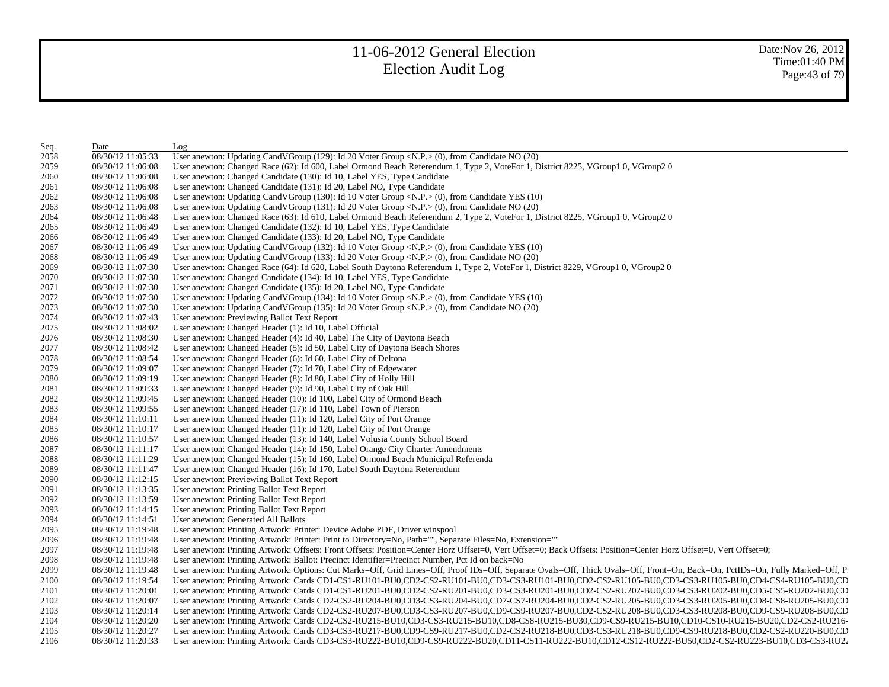# 11-06-2012 General Election
## Election Audit Log

Date:Nov 26, 2012
Time:01:40 PM

| Seq. | Date | Log |
|---|---|---|
| 2058 | 08/30/12 11:05:33 | User anewton: Updating CandVGroup (129): Id 20 Voter Group <N.P.> (0), from Candidate NO (20) |
| 2059 | 08/30/12 11:06:08 | User anewton: Changed Race (62): Id 600, Label Ormond Beach Referendum 1, Type 2, VoteFor 1, District 8225, VGroup1 0, VGroup2 0 |
| 2060 | 08/30/12 11:06:08 | User anewton: Changed Candidate (130): Id 10, Label YES, Type Candidate |
| 2061 | 08/30/12 11:06:08 | User anewton: Changed Candidate (131): Id 20, Label NO, Type Candidate |
| 2062 | 08/30/12 11:06:08 | User anewton: Updating CandVGroup (130): Id 10 Voter Group <N.P.> (0), from Candidate YES (10) |
| 2063 | 08/30/12 11:06:08 | User anewton: Updating CandVGroup (131): Id 20 Voter Group <N.P.> (0), from Candidate NO (20) |
| 2064 | 08/30/12 11:06:48 | User anewton: Changed Race (63): Id 610, Label Ormond Beach Referendum 2, Type 2, VoteFor 1, District 8225, VGroup1 0, VGroup2 0 |
| 2065 | 08/30/12 11:06:49 | User anewton: Changed Candidate (132): Id 10, Label YES, Type Candidate |
| 2066 | 08/30/12 11:06:49 | User anewton: Changed Candidate (133): Id 20, Label NO, Type Candidate |
| 2067 | 08/30/12 11:06:49 | User anewton: Updating CandVGroup (132): Id 10 Voter Group <N.P.> (0), from Candidate YES (10) |
| 2068 | 08/30/12 11:06:49 | User anewton: Updating CandVGroup (133): Id 20 Voter Group <N.P.> (0), from Candidate NO (20) |
| 2069 | 08/30/12 11:07:30 | User anewton: Changed Race (64): Id 620, Label South Daytona Referendum 1, Type 2, VoteFor 1, District 8229, VGroup1 0, VGroup2 0 |
| 2070 | 08/30/12 11:07:30 | User anewton: Changed Candidate (134): Id 10, Label YES, Type Candidate |
| 2071 | 08/30/12 11:07:30 | User anewton: Changed Candidate (135): Id 20, Label NO, Type Candidate |
| 2072 | 08/30/12 11:07:30 | User anewton: Updating CandVGroup (134): Id 10 Voter Group <N.P.> (0), from Candidate YES (10) |
| 2073 | 08/30/12 11:07:30 | User anewton: Updating CandVGroup (135): Id 20 Voter Group <N.P.> (0), from Candidate NO (20) |
| 2074 | 08/30/12 11:07:43 | User anewton: Previewing Ballot Text Report |
| 2075 | 08/30/12 11:08:02 | User anewton: Changed Header (1): Id 10, Label Official |
| 2076 | 08/30/12 11:08:30 | User anewton: Changed Header (4): Id 40, Label The City of Daytona Beach |
| 2077 | 08/30/12 11:08:42 | User anewton: Changed Header (5): Id 50, Label City of Daytona Beach Shores |
| 2078 | 08/30/12 11:08:54 | User anewton: Changed Header (6): Id 60, Label City of Deltona |
| 2079 | 08/30/12 11:09:07 | User anewton: Changed Header (7): Id 70, Label City of Edgewater |
| 2080 | 08/30/12 11:09:19 | User anewton: Changed Header (8): Id 80, Label City of Holly Hill |
| 2081 | 08/30/12 11:09:33 | User anewton: Changed Header (9): Id 90, Label City of Oak Hill |
| 2082 | 08/30/12 11:09:45 | User anewton: Changed Header (10): Id 100, Label City of Ormond Beach |
| 2083 | 08/30/12 11:09:55 | User anewton: Changed Header (17): Id 110, Label Town of Pierson |
| 2084 | 08/30/12 11:10:11 | User anewton: Changed Header (11): Id 120, Label City of Port Orange |
| 2085 | 08/30/12 11:10:17 | User anewton: Changed Header (11): Id 120, Label City of Port Orange |
| 2086 | 08/30/12 11:10:57 | User anewton: Changed Header (13): Id 140, Label Volusia County School Board |
| 2087 | 08/30/12 11:11:17 | User anewton: Changed Header (14): Id 150, Label Orange City Charter Amendments |
| 2088 | 08/30/12 11:11:29 | User anewton: Changed Header (15): Id 160, Label Ormond Beach Municipal Referenda |
| 2089 | 08/30/12 11:11:47 | User anewton: Changed Header (16): Id 170, Label South Daytona Referendum |
| 2090 | 08/30/12 11:12:15 | User anewton: Previewing Ballot Text Report |
| 2091 | 08/30/12 11:13:35 | User anewton: Printing Ballot Text Report |
| 2092 | 08/30/12 11:13:59 | User anewton: Printing Ballot Text Report |
| 2093 | 08/30/12 11:14:15 | User anewton: Printing Ballot Text Report |
| 2094 | 08/30/12 11:14:51 | User anewton: Generated All Ballots |
| 2095 | 08/30/12 11:19:48 | User anewton: Printing Artwork: Printer: Device Adobe PDF, Driver winspool |
| 2096 | 08/30/12 11:19:48 | User anewton: Printing Artwork: Printer: Print to Directory=No, Path="", Separate Files=No, Extension="" |
| 2097 | 08/30/12 11:19:48 | User anewton: Printing Artwork: Offsets: Front Offsets: Position=Center Horz Offset=0, Vert Offset=0; Back Offsets: Position=Center Horz Offset=0, Vert Offset=0; |
| 2098 | 08/30/12 11:19:48 | User anewton: Printing Artwork: Ballot: Precinct Identifier=Precinct Number, Pct Id on back=No |
| 2099 | 08/30/12 11:19:48 | User anewton: Printing Artwork: Options: Cut Marks=Off, Grid Lines=Off, Proof IDs=Off, Separate Ovals=Off, Thick Ovals=Off, Front=On, Back=On, PctIDs=On, Fully Marked=Off, P |
| 2100 | 08/30/12 11:19:54 | User anewton: Printing Artwork: Cards CD1-CS1-RU101-BU0,CD2-CS2-RU101-BU0,CD3-CS3-RU101-BU0,CD2-CS2-RU105-BU0,CD3-CS3-RU105-BU0,CD4-CS4-RU105-BU0,CD |
| 2101 | 08/30/12 11:20:01 | User anewton: Printing Artwork: Cards CD1-CS1-RU201-BU0,CD2-CS2-RU201-BU0,CD3-CS3-RU201-BU0,CD2-CS2-RU202-BU0,CD3-CS3-RU202-BU0,CD5-CS5-RU202-BU0,CD |
| 2102 | 08/30/12 11:20:07 | User anewton: Printing Artwork: Cards CD2-CS2-RU204-BU0,CD3-CS3-RU204-BU0,CD7-CS7-RU204-BU0,CD2-CS2-RU205-BU0,CD3-CS3-RU205-BU0,CD8-CS8-RU205-BU0,CD |
| 2103 | 08/30/12 11:20:14 | User anewton: Printing Artwork: Cards CD2-CS2-RU207-BU0,CD3-CS3-RU207-BU0,CD9-CS9-RU207-BU0,CD2-CS2-RU208-BU0,CD3-CS3-RU208-BU0,CD9-CS9-RU208-BU0,CD |
| 2104 | 08/30/12 11:20:20 | User anewton: Printing Artwork: Cards CD2-CS2-RU215-BU10,CD3-CS3-RU215-BU10,CD8-CS8-RU215-BU30,CD9-CS9-RU215-BU10,CD10-CS10-RU215-BU20,CD2-CS2-RU216- |
| 2105 | 08/30/12 11:20:27 | User anewton: Printing Artwork: Cards CD3-CS3-RU217-BU0,CD9-CS9-RU217-BU0,CD2-CS2-RU218-BU0,CD3-CS3-RU218-BU0,CD9-CS9-RU218-BU0,CD2-CS2-RU220-BU0,CD |
| 2106 | 08/30/12 11:20:33 | User anewton: Printing Artwork: Cards CD3-CS3-RU222-BU10,CD9-CS9-RU222-BU20,CD11-CS11-RU222-BU10,CD12-CS12-RU222-BU50,CD2-CS2-RU223-BU10,CD3-CS3-RU22 |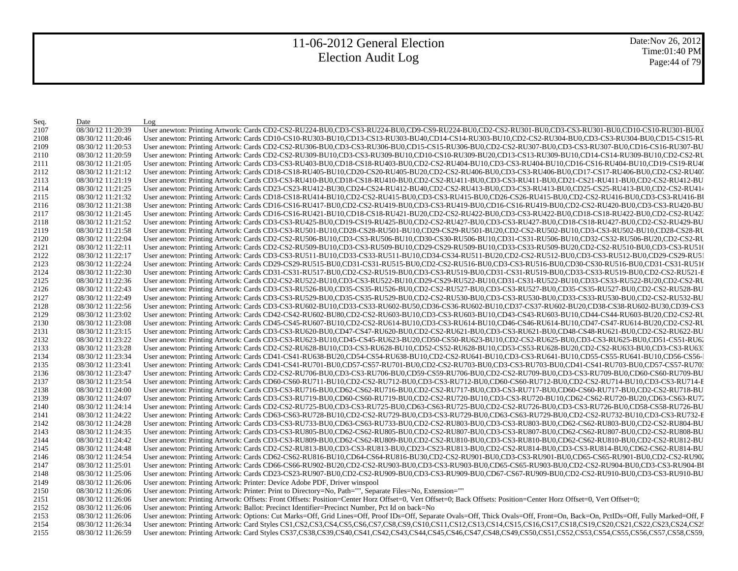# 11-06-2012 General Election
## Election Audit Log

Date:Nov 26, 2012
Time:01:40 PM

| Seq. | Date | Log |
|---|---|---|
| 2107 | 08/30/12 11:20:39 | User anewton: Printing Artwork: Cards CD2-CS2-RU224-BU0,CD3-CS3-RU224-BU0,CD9-CS9-RU224-BU0,CD2-CS2-RU301-BU0,CD3-CS3-RU301-BU0,CD10-CS10-RU301-BU0,( |
| 2108 | 08/30/12 11:20:46 | User anewton: Printing Artwork: Cards CD10-CS10-RU303-BU10,CD13-CS13-RU303-BU40,CD14-CS14-RU303-BU10,CD2-CS2-RU304-BU0,CD3-CS3-RU304-BU0,CD15-CS15-RU |
| 2109 | 08/30/12 11:20:53 | User anewton: Printing Artwork: Cards CD2-CS2-RU306-BU0,CD3-CS3-RU306-BU0,CD15-CS15-RU306-BU0,CD2-CS2-RU307-BU0,CD3-CS3-RU307-BU0,CD16-CS16-RU307-BU |
| 2110 | 08/30/12 11:20:59 | User anewton: Printing Artwork: Cards CD2-CS2-RU309-BU10,CD3-CS3-RU309-BU10,CD10-CS10-RU309-BU20,CD13-CS13-RU309-BU10,CD14-CS14-RU309-BU10,CD2-CS2-RU |
| 2111 | 08/30/12 11:21:05 | User anewton: Printing Artwork: Cards CD3-CS3-RU403-BU0,CD18-CS18-RU403-BU0,CD2-CS2-RU404-BU10,CD3-CS3-RU404-BU10,CD16-CS16-RU404-BU10,CD19-CS19-RU4( |
| 2112 | 08/30/12 11:21:12 | User anewton: Printing Artwork: Cards CD18-CS18-RU405-BU10,CD20-CS20-RU405-BU20,CD2-CS2-RU406-BU0,CD3-CS3-RU406-BU0,CD17-CS17-RU406-BU0,CD2-CS2-RU407 |
| 2113 | 08/30/12 11:21:19 | User anewton: Printing Artwork: Cards CD3-CS3-RU410-BU0,CD18-CS18-RU410-BU0,CD2-CS2-RU411-BU0,CD3-CS3-RU411-BU0,CD21-CS21-RU411-BU0,CD2-CS2-RU412-BU |
| 2114 | 08/30/12 11:21:25 | User anewton: Printing Artwork: Cards CD23-CS23-RU412-BU30,CD24-CS24-RU412-BU40,CD2-CS2-RU413-BU0,CD3-CS3-RU413-BU0,CD25-CS25-RU413-BU0,CD2-CS2-RU414 |
| 2115 | 08/30/12 11:21:32 | User anewton: Printing Artwork: Cards CD18-CS18-RU414-BU10,CD2-CS2-RU415-BU0,CD3-CS3-RU415-BU0,CD26-CS26-RU415-BU0,CD2-CS2-RU416-BU0,CD3-CS3-RU416-BU |
| 2116 | 08/30/12 11:21:38 | User anewton: Printing Artwork: Cards CD16-CS16-RU417-BU0,CD2-CS2-RU419-BU0,CD3-CS3-RU419-BU0,CD16-CS16-RU419-BU0,CD2-CS2-RU420-BU0,CD3-CS3-RU420-BU |
| 2117 | 08/30/12 11:21:45 | User anewton: Printing Artwork: Cards CD16-CS16-RU421-BU10,CD18-CS18-RU421-BU20,CD2-CS2-RU422-BU0,CD3-CS3-RU422-BU0,CD18-CS18-RU422-BU0,CD2-CS2-RU423 |
| 2118 | 08/30/12 11:21:52 | User anewton: Printing Artwork: Cards CD3-CS3-RU425-BU0,CD19-CS19-RU425-BU0,CD2-CS2-RU427-BU0,CD3-CS3-RU427-BU0,CD18-CS18-RU427-BU0,CD2-CS2-RU429-BU |
| 2119 | 08/30/12 11:21:58 | User anewton: Printing Artwork: Cards CD3-CS3-RU501-BU10,CD28-CS28-RU501-BU10,CD29-CS29-RU501-BU20,CD2-CS2-RU502-BU10,CD3-CS3-RU502-BU10,CD28-CS28-RU |
| 2120 | 08/30/12 11:22:04 | User anewton: Printing Artwork: Cards CD2-CS2-RU506-BU10,CD3-CS3-RU506-BU10,CD30-CS30-RU506-BU10,CD31-CS31-RU506-BU10,CD32-CS32-RU506-BU20,CD2-CS2-RU |
| 2121 | 08/30/12 11:22:11 | User anewton: Printing Artwork: Cards CD2-CS2-RU509-BU10,CD3-CS3-RU509-BU10,CD29-CS29-RU509-BU10,CD33-CS33-RU509-BU20,CD2-CS2-RU510-BU0,CD3-CS3-RU51( |
| 2122 | 08/30/12 11:22:17 | User anewton: Printing Artwork: Cards CD3-CS3-RU511-BU10,CD33-CS33-RU511-BU10,CD34-CS34-RU511-BU20,CD2-CS2-RU512-BU0,CD3-CS3-RU512-BU0,CD29-CS29-RU51 |
| 2123 | 08/30/12 11:22:24 | User anewton: Printing Artwork: Cards CD29-CS29-RU515-BU0,CD31-CS31-RU515-BU0,CD2-CS2-RU516-BU0,CD3-CS3-RU516-BU0,CD30-CS30-RU516-BU0,CD31-CS31-RU516 |
| 2124 | 08/30/12 11:22:30 | User anewton: Printing Artwork: Cards CD31-CS31-RU517-BU0,CD2-CS2-RU519-BU0,CD3-CS3-RU519-BU0,CD31-CS31-RU519-BU0,CD33-CS33-RU519-BU0,CD2-CS2-RU521-E |
| 2125 | 08/30/12 11:22:36 | User anewton: Printing Artwork: Cards CD2-CS2-RU522-BU10,CD3-CS3-RU522-BU10,CD29-CS29-RU522-BU10,CD31-CS31-RU522-BU10,CD33-CS33-RU522-BU20,CD2-CS2-RU |
| 2126 | 08/30/12 11:22:43 | User anewton: Printing Artwork: Cards CD3-CS3-RU526-BU0,CD35-CS35-RU526-BU0,CD2-CS2-RU527-BU0,CD3-CS3-RU527-BU0,CD35-CS35-RU527-BU0,CD2-CS2-RU528-BU |
| 2127 | 08/30/12 11:22:49 | User anewton: Printing Artwork: Cards CD3-CS3-RU529-BU0,CD35-CS35-RU529-BU0,CD2-CS2-RU530-BU0,CD3-CS3-RU530-BU0,CD33-CS33-RU530-BU0,CD2-CS2-RU532-BU |
| 2128 | 08/30/12 11:22:56 | User anewton: Printing Artwork: Cards CD3-CS3-RU602-BU10,CD33-CS33-RU602-BU50,CD36-CS36-RU602-BU10,CD37-CS37-RU602-BU20,CD38-CS38-RU602-BU30,CD39-CS3 |
| 2129 | 08/30/12 11:23:02 | User anewton: Printing Artwork: Cards CD42-CS42-RU602-BU80,CD2-CS2-RU603-BU10,CD3-CS3-RU603-BU10,CD43-CS43-RU603-BU10,CD44-CS44-RU603-BU20,CD2-CS2-RU |
| 2130 | 08/30/12 11:23:08 | User anewton: Printing Artwork: Cards CD45-CS45-RU607-BU10,CD2-CS2-RU614-BU10,CD3-CS3-RU614-BU10,CD46-CS46-RU614-BU10,CD47-CS47-RU614-BU20,CD2-CS2-RU |
| 2131 | 08/30/12 11:23:15 | User anewton: Printing Artwork: Cards CD3-CS3-RU620-BU0,CD47-CS47-RU620-BU0,CD2-CS2-RU621-BU0,CD3-CS3-RU621-BU0,CD48-CS48-RU621-BU0,CD2-CS2-RU622-BU |
| 2132 | 08/30/12 11:23:22 | User anewton: Printing Artwork: Cards CD3-CS3-RU623-BU10,CD45-CS45-RU623-BU20,CD50-CS50-RU623-BU10,CD2-CS2-RU625-BU0,CD3-CS3-RU625-BU0,CD51-CS51-RU62 |
| 2133 | 08/30/12 11:23:28 | User anewton: Printing Artwork: Cards CD2-CS2-RU628-BU10,CD3-CS3-RU628-BU10,CD52-CS52-RU628-BU10,CD53-CS53-RU628-BU20,CD2-CS2-RU633-BU0,CD3-CS3-RU633 |
| 2134 | 08/30/12 11:23:34 | User anewton: Printing Artwork: Cards CD41-CS41-RU638-BU20,CD54-CS54-RU638-BU10,CD2-CS2-RU641-BU10,CD3-CS3-RU641-BU10,CD55-CS55-RU641-BU10,CD56-CS56-l |
| 2135 | 08/30/12 11:23:41 | User anewton: Printing Artwork: Cards CD41-CS41-RU701-BU0,CD57-CS57-RU701-BU0,CD2-CS2-RU703-BU0,CD3-CS3-RU703-BU0,CD41-CS41-RU703-BU0,CD57-CS57-RU703 |
| 2136 | 08/30/12 11:23:47 | User anewton: Printing Artwork: Cards CD2-CS2-RU706-BU0,CD3-CS3-RU706-BU0,CD59-CS59-RU706-BU0,CD2-CS2-RU709-BU0,CD3-CS3-RU709-BU0,CD60-CS60-RU709-BU |
| 2137 | 08/30/12 11:23:54 | User anewton: Printing Artwork: Cards CD60-CS60-RU711-BU10,CD2-CS2-RU712-BU0,CD3-CS3-RU712-BU0,CD60-CS60-RU712-BU0,CD2-CS2-RU714-BU10,CD3-CS3-RU714-E |
| 2138 | 08/30/12 11:24:00 | User anewton: Printing Artwork: Cards CD3-CS3-RU716-BU0,CD62-CS62-RU716-BU0,CD2-CS2-RU717-BU0,CD3-CS3-RU717-BU0,CD60-CS60-RU717-BU0,CD2-CS2-RU718-BU |
| 2139 | 08/30/12 11:24:07 | User anewton: Printing Artwork: Cards CD3-CS3-RU719-BU0,CD60-CS60-RU719-BU0,CD2-CS2-RU720-BU10,CD3-CS3-RU720-BU10,CD62-CS62-RU720-BU20,CD63-CS63-RU72 |
| 2140 | 08/30/12 11:24:14 | User anewton: Printing Artwork: Cards CD2-CS2-RU725-BU0,CD3-CS3-RU725-BU0,CD63-CS63-RU725-BU0,CD2-CS2-RU726-BU0,CD3-CS3-RU726-BU0,CD58-CS58-RU726-BU |
| 2141 | 08/30/12 11:24:22 | User anewton: Printing Artwork: Cards CD63-CS63-RU728-BU10,CD2-CS2-RU729-BU0,CD3-CS3-RU729-BU0,CD63-CS63-RU729-BU0,CD2-CS2-RU732-BU10,CD3-CS3-RU732-E |
| 2142 | 08/30/12 11:24:28 | User anewton: Printing Artwork: Cards CD3-CS3-RU733-BU0,CD63-CS63-RU733-BU0,CD2-CS2-RU803-BU0,CD3-CS3-RU803-BU0,CD62-CS62-RU803-BU0,CD2-CS2-RU804-BU |
| 2143 | 08/30/12 11:24:35 | User anewton: Printing Artwork: Cards CD3-CS3-RU805-BU0,CD62-CS62-RU805-BU0,CD2-CS2-RU807-BU0,CD3-CS3-RU807-BU0,CD62-CS62-RU807-BU0,CD2-CS2-RU808-BU |
| 2144 | 08/30/12 11:24:42 | User anewton: Printing Artwork: Cards CD3-CS3-RU809-BU0,CD62-CS62-RU809-BU0,CD2-CS2-RU810-BU0,CD3-CS3-RU810-BU0,CD62-CS62-RU810-BU0,CD2-CS2-RU812-BU |
| 2145 | 08/30/12 11:24:48 | User anewton: Printing Artwork: Cards CD2-CS2-RU813-BU0,CD3-CS3-RU813-BU0,CD23-CS23-RU813-BU0,CD2-CS2-RU814-BU0,CD3-CS3-RU814-BU0,CD62-CS62-RU814-BU |
| 2146 | 08/30/12 11:24:54 | User anewton: Printing Artwork: Cards CD62-CS62-RU816-BU10,CD64-CS64-RU816-BU30,CD2-CS2-RU901-BU0,CD3-CS3-RU901-BU0,CD65-CS65-RU901-BU0,CD2-CS2-RU902 |
| 2147 | 08/30/12 11:25:01 | User anewton: Printing Artwork: Cards CD66-CS66-RU902-BU20,CD2-CS2-RU903-BU0,CD3-CS3-RU903-BU0,CD65-CS65-RU903-BU0,CD2-CS2-RU904-BU0,CD3-CS3-RU904-BU |
| 2148 | 08/30/12 11:25:06 | User anewton: Printing Artwork: Cards CD23-CS23-RU907-BU0,CD2-CS2-RU909-BU0,CD3-CS3-RU909-BU0,CD67-CS67-RU909-BU0,CD2-CS2-RU910-BU0,CD3-CS3-RU910-BU |
| 2149 | 08/30/12 11:26:06 | User anewton: Printing Artwork: Printer: Device Adobe PDF, Driver winspool |
| 2150 | 08/30/12 11:26:06 | User anewton: Printing Artwork: Printer: Print to Directory=No, Path="", Separate Files=No, Extension="" |
| 2151 | 08/30/12 11:26:06 | User anewton: Printing Artwork: Offsets: Front Offsets: Position=Center Horz Offset=0, Vert Offset=0; Back Offsets: Position=Center Horz Offset=0, Vert Offset=0; |
| 2152 | 08/30/12 11:26:06 | User anewton: Printing Artwork: Ballot: Precinct Identifier=Precinct Number, Pct Id on back=No |
| 2153 | 08/30/12 11:26:06 | User anewton: Printing Artwork: Options: Cut Marks=Off, Grid Lines=Off, Proof IDs=Off, Separate Ovals=Off, Thick Ovals=Off, Front=On, Back=On, PctIDs=Off, Fully Marked=Off, F |
| 2154 | 08/30/12 11:26:34 | User anewton: Printing Artwork: Card Styles CS1,CS2,CS3,CS4,CS5,CS6,CS7,CS8,CS9,CS10,CS11,CS12,CS13,CS14,CS15,CS16,CS17,CS18,CS19,CS20,CS21,CS22,CS23,CS24,CS25 |
| 2155 | 08/30/12 11:26:59 | User anewton: Printing Artwork: Card Styles CS37,CS38,CS39,CS40,CS41,CS42,CS43,CS44,CS45,CS46,CS47,CS48,CS49,CS50,CS51,CS52,CS53,CS54,CS55,CS56,CS57,CS58,CS59, |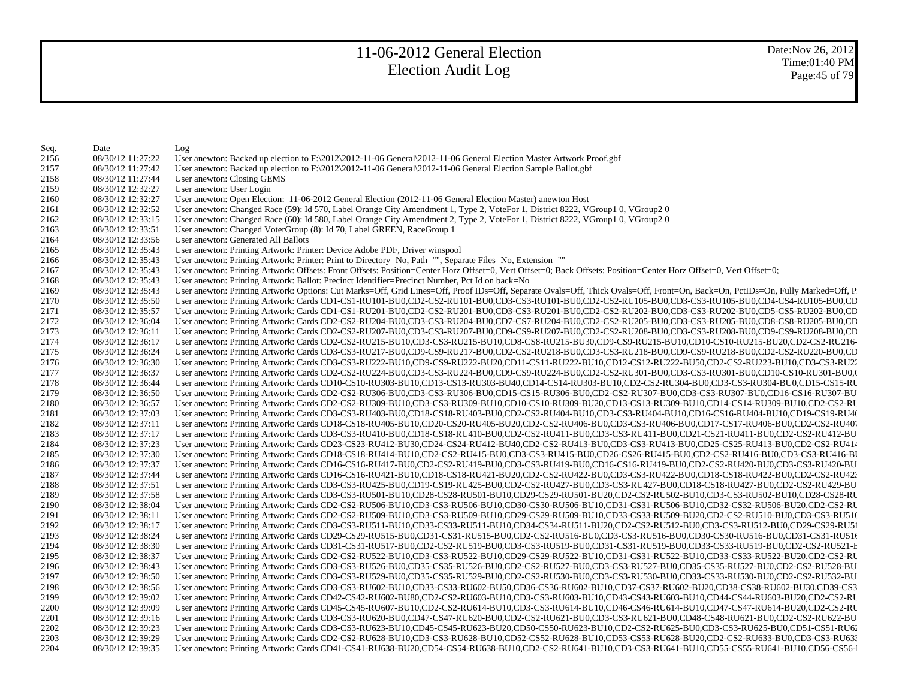# 11-06-2012 General Election
# Election Audit Log

Date:Nov 26, 2012
Time:01:40 PM

| Seq. | Date | Log |
| --- | --- | --- |
| 2156 | 08/30/12 11:27:22 | User anewton: Backed up election to F:\2012\2012-11-06 General\2012-11-06 General Election Master Artwork Proof.gbf |
| 2157 | 08/30/12 11:27:42 | User anewton: Backed up election to F:\2012\2012-11-06 General\2012-11-06 General Election Sample Ballot.gbf |
| 2158 | 08/30/12 11:27:44 | User anewton: Closing GEMS |
| 2159 | 08/30/12 12:32:27 | User anewton: User Login |
| 2160 | 08/30/12 12:32:27 | User anewton: Open Election: 11-06-2012 General Election (2012-11-06 General Election Master) anewton Host |
| 2161 | 08/30/12 12:32:52 | User anewton: Changed Race (59): Id 570, Label Orange City Amendment 1, Type 2, VoteFor 1, District 8222, VGroup1 0, VGroup2 0 |
| 2162 | 08/30/12 12:33:15 | User anewton: Changed Race (60): Id 580, Label Orange City Amendment 2, Type 2, VoteFor 1, District 8222, VGroup1 0, VGroup2 0 |
| 2163 | 08/30/12 12:33:51 | User anewton: Changed VoterGroup (8): Id 70, Label GREEN, RaceGroup 1 |
| 2164 | 08/30/12 12:33:56 | User anewton: Generated All Ballots |
| 2165 | 08/30/12 12:35:43 | User anewton: Printing Artwork: Printer: Device Adobe PDF, Driver winspool |
| 2166 | 08/30/12 12:35:43 | User anewton: Printing Artwork: Printer: Print to Directory=No, Path="", Separate Files=No, Extension="" |
| 2167 | 08/30/12 12:35:43 | User anewton: Printing Artwork: Offsets: Front Offsets: Position=Center Horz Offset=0, Vert Offset=0; Back Offsets: Position=Center Horz Offset=0, Vert Offset=0; |
| 2168 | 08/30/12 12:35:43 | User anewton: Printing Artwork: Ballot: Precinct Identifier=Precinct Number, Pct Id on back=No |
| 2169 | 08/30/12 12:35:43 | User anewton: Printing Artwork: Options: Cut Marks=Off, Grid Lines=Off, Proof IDs=Off, Separate Ovals=Off, Thick Ovals=Off, Front=On, Back=On, PctIDs=On, Fully Marked=Off, P |
| 2170 | 08/30/12 12:35:50 | User anewton: Printing Artwork: Cards CD1-CS1-RU101-BU0,CD2-CS2-RU101-BU0,CD3-CS3-RU101-BU0,CD2-CS2-RU105-BU0,CD3-CS3-RU105-BU0,CD4-CS4-RU105-BU0,CD |
| 2171 | 08/30/12 12:35:57 | User anewton: Printing Artwork: Cards CD1-CS1-RU201-BU0,CD2-CS2-RU201-BU0,CD3-CS3-RU201-BU0,CD2-CS2-RU202-BU0,CD3-CS3-RU202-BU0,CD5-CS5-RU202-BU0,CD |
| 2172 | 08/30/12 12:36:04 | User anewton: Printing Artwork: Cards CD2-CS2-RU204-BU0,CD3-CS3-RU204-BU0,CD7-CS7-RU204-BU0,CD2-CS2-RU205-BU0,CD3-CS3-RU205-BU0,CD8-CS8-RU205-BU0,CD |
| 2173 | 08/30/12 12:36:11 | User anewton: Printing Artwork: Cards CD2-CS2-RU207-BU0,CD3-CS3-RU207-BU0,CD9-CS9-RU207-BU0,CD2-CS2-RU208-BU0,CD3-CS3-RU208-BU0,CD9-CS9-RU208-BU0,CD |
| 2174 | 08/30/12 12:36:17 | User anewton: Printing Artwork: Cards CD2-CS2-RU215-BU10,CD3-CS3-RU215-BU10,CD8-CS8-RU215-BU30,CD9-CS9-RU215-BU10,CD10-CS10-RU215-BU20,CD2-CS2-RU216- |
| 2175 | 08/30/12 12:36:24 | User anewton: Printing Artwork: Cards CD3-CS3-RU217-BU0,CD9-CS9-RU217-BU0,CD2-CS2-RU218-BU0,CD3-CS3-RU218-BU0,CD9-CS9-RU218-BU0,CD2-CS2-RU220-BU0,CD |
| 2176 | 08/30/12 12:36:30 | User anewton: Printing Artwork: Cards CD3-CS3-RU222-BU10,CD9-CS9-RU222-BU20,CD11-CS11-RU222-BU10,CD12-CS12-RU222-BU50,CD2-CS2-RU223-BU10,CD3-CS3-RU22 |
| 2177 | 08/30/12 12:36:37 | User anewton: Printing Artwork: Cards CD2-CS2-RU224-BU0,CD3-CS3-RU224-BU0,CD9-CS9-RU224-BU0,CD2-CS2-RU301-BU0,CD3-CS3-RU301-BU0,CD10-CS10-RU301-BU0,( |
| 2178 | 08/30/12 12:36:44 | User anewton: Printing Artwork: Cards CD10-CS10-RU303-BU10,CD13-CS13-RU303-BU40,CD14-CS14-RU303-BU10,CD2-CS2-RU304-BU0,CD3-CS3-RU304-BU0,CD15-CS15-RU |
| 2179 | 08/30/12 12:36:50 | User anewton: Printing Artwork: Cards CD2-CS2-RU306-BU0,CD3-CS3-RU306-BU0,CD15-CS15-RU306-BU0,CD2-CS2-RU307-BU0,CD3-CS3-RU307-BU0,CD16-CS16-RU307-BU |
| 2180 | 08/30/12 12:36:57 | User anewton: Printing Artwork: Cards CD2-CS2-RU309-BU10,CD3-CS3-RU309-BU10,CD10-CS10-RU309-BU20,CD13-CS13-RU309-BU10,CD14-CS14-RU309-BU10,CD2-CS2-RU |
| 2181 | 08/30/12 12:37:03 | User anewton: Printing Artwork: Cards CD3-CS3-RU403-BU0,CD18-CS18-RU403-BU0,CD2-CS2-RU404-BU10,CD3-CS3-RU404-BU10,CD16-CS16-RU404-BU10,CD19-CS19-RU4( |
| 2182 | 08/30/12 12:37:11 | User anewton: Printing Artwork: Cards CD18-CS18-RU405-BU10,CD20-CS20-RU405-BU20,CD2-CS2-RU406-BU0,CD3-CS3-RU406-BU0,CD17-CS17-RU406-BU0,CD2-CS2-RU407 |
| 2183 | 08/30/12 12:37:17 | User anewton: Printing Artwork: Cards CD3-CS3-RU410-BU0,CD18-CS18-RU410-BU0,CD2-CS2-RU411-BU0,CD3-CS3-RU411-BU0,CD21-CS21-RU411-BU0,CD2-CS2-RU412-BU |
| 2184 | 08/30/12 12:37:23 | User anewton: Printing Artwork: Cards CD23-CS23-RU412-BU30,CD24-CS24-RU412-BU40,CD2-CS2-RU413-BU0,CD3-CS3-RU413-BU0,CD25-CS25-RU413-BU0,CD2-CS2-RU414 |
| 2185 | 08/30/12 12:37:30 | User anewton: Printing Artwork: Cards CD18-CS18-RU414-BU10,CD2-CS2-RU415-BU0,CD3-CS3-RU415-BU0,CD26-CS26-RU415-BU0,CD2-CS2-RU416-BU0,CD3-CS3-RU416-BU |
| 2186 | 08/30/12 12:37:37 | User anewton: Printing Artwork: Cards CD16-CS16-RU417-BU0,CD2-CS2-RU419-BU0,CD3-CS3-RU419-BU0,CD16-CS16-RU419-BU0,CD2-CS2-RU420-BU0,CD3-CS3-RU420-BU |
| 2187 | 08/30/12 12:37:44 | User anewton: Printing Artwork: Cards CD16-CS16-RU421-BU10,CD18-CS18-RU421-BU20,CD2-CS2-RU422-BU0,CD3-CS3-RU422-BU0,CD18-CS18-RU422-BU0,CD2-CS2-RU423 |
| 2188 | 08/30/12 12:37:51 | User anewton: Printing Artwork: Cards CD3-CS3-RU425-BU0,CD19-CS19-RU425-BU0,CD2-CS2-RU427-BU0,CD3-CS3-RU427-BU0,CD18-CS18-RU427-BU0,CD2-CS2-RU429-BU |
| 2189 | 08/30/12 12:37:58 | User anewton: Printing Artwork: Cards CD3-CS3-RU501-BU10,CD28-CS28-RU501-BU10,CD29-CS29-RU501-BU20,CD2-CS2-RU502-BU10,CD3-CS3-RU502-BU10,CD28-CS28-RU |
| 2190 | 08/30/12 12:38:04 | User anewton: Printing Artwork: Cards CD2-CS2-RU506-BU10,CD3-CS3-RU506-BU10,CD30-CS30-RU506-BU10,CD31-CS31-RU506-BU10,CD32-CS32-RU506-BU20,CD2-CS2-RU |
| 2191 | 08/30/12 12:38:11 | User anewton: Printing Artwork: Cards CD2-CS2-RU509-BU10,CD3-CS3-RU509-BU10,CD29-CS29-RU509-BU10,CD33-CS33-RU509-BU20,CD2-CS2-RU510-BU0,CD3-CS3-RU51( |
| 2192 | 08/30/12 12:38:17 | User anewton: Printing Artwork: Cards CD3-CS3-RU511-BU10,CD33-CS33-RU511-BU10,CD34-CS34-RU511-BU20,CD2-CS2-RU512-BU0,CD3-CS3-RU512-BU0,CD29-CS29-RU51 |
| 2193 | 08/30/12 12:38:24 | User anewton: Printing Artwork: Cards CD29-CS29-RU515-BU0,CD31-CS31-RU515-BU0,CD2-CS2-RU516-BU0,CD3-CS3-RU516-BU0,CD30-CS30-RU516-BU0,CD31-CS31-RU516 |
| 2194 | 08/30/12 12:38:30 | User anewton: Printing Artwork: Cards CD31-CS31-RU517-BU0,CD2-CS2-RU519-BU0,CD3-CS3-RU519-BU0,CD31-CS31-RU519-BU0,CD33-CS33-RU519-BU0,CD2-CS2-RU521-E |
| 2195 | 08/30/12 12:38:37 | User anewton: Printing Artwork: Cards CD2-CS2-RU522-BU10,CD3-CS3-RU522-BU10,CD29-CS29-RU522-BU10,CD31-CS31-RU522-BU10,CD33-CS33-RU522-BU20,CD2-CS2-RU |
| 2196 | 08/30/12 12:38:43 | User anewton: Printing Artwork: Cards CD3-CS3-RU526-BU0,CD35-CS35-RU526-BU0,CD2-CS2-RU527-BU0,CD3-CS3-RU527-BU0,CD35-CS35-RU527-BU0,CD2-CS2-RU528-BU |
| 2197 | 08/30/12 12:38:50 | User anewton: Printing Artwork: Cards CD3-CS3-RU529-BU0,CD35-CS35-RU529-BU0,CD2-CS2-RU530-BU0,CD3-CS3-RU530-BU0,CD33-CS33-RU530-BU0,CD2-CS2-RU532-BU |
| 2198 | 08/30/12 12:38:56 | User anewton: Printing Artwork: Cards CD3-CS3-RU602-BU10,CD33-CS33-RU602-BU50,CD36-CS36-RU602-BU10,CD37-CS37-RU602-BU20,CD38-CS38-RU602-BU30,CD39-CS3 |
| 2199 | 08/30/12 12:39:02 | User anewton: Printing Artwork: Cards CD42-CS42-RU602-BU80,CD2-CS2-RU603-BU10,CD3-CS3-RU603-BU10,CD43-CS43-RU603-BU10,CD44-CS44-RU603-BU20,CD2-CS2-RU |
| 2200 | 08/30/12 12:39:09 | User anewton: Printing Artwork: Cards CD45-CS45-RU607-BU10,CD2-CS2-RU614-BU10,CD3-CS3-RU614-BU10,CD46-CS46-RU614-BU10,CD47-CS47-RU614-BU20,CD2-CS2-RU |
| 2201 | 08/30/12 12:39:16 | User anewton: Printing Artwork: Cards CD3-CS3-RU620-BU0,CD47-CS47-RU620-BU0,CD2-CS2-RU621-BU0,CD3-CS3-RU621-BU0,CD48-CS48-RU621-BU0,CD2-CS2-RU622-BU |
| 2202 | 08/30/12 12:39:23 | User anewton: Printing Artwork: Cards CD3-CS3-RU623-BU10,CD45-CS45-RU623-BU20,CD50-CS50-RU623-BU10,CD2-CS2-RU625-BU0,CD3-CS3-RU625-BU0,CD51-CS51-RU62 |
| 2203 | 08/30/12 12:39:29 | User anewton: Printing Artwork: Cards CD2-CS2-RU628-BU10,CD3-CS3-RU628-BU10,CD52-CS52-RU628-BU10,CD53-CS53-RU628-BU20,CD2-CS2-RU633-BU0,CD3-CS3-RU633 |
| 2204 | 08/30/12 12:39:35 | User anewton: Printing Artwork: Cards CD41-CS41-RU638-BU20,CD54-CS54-RU638-BU10,CD2-CS2-RU641-BU10,CD3-CS3-RU641-BU10,CD55-CS55-RU641-BU10,CD56-CS56-I |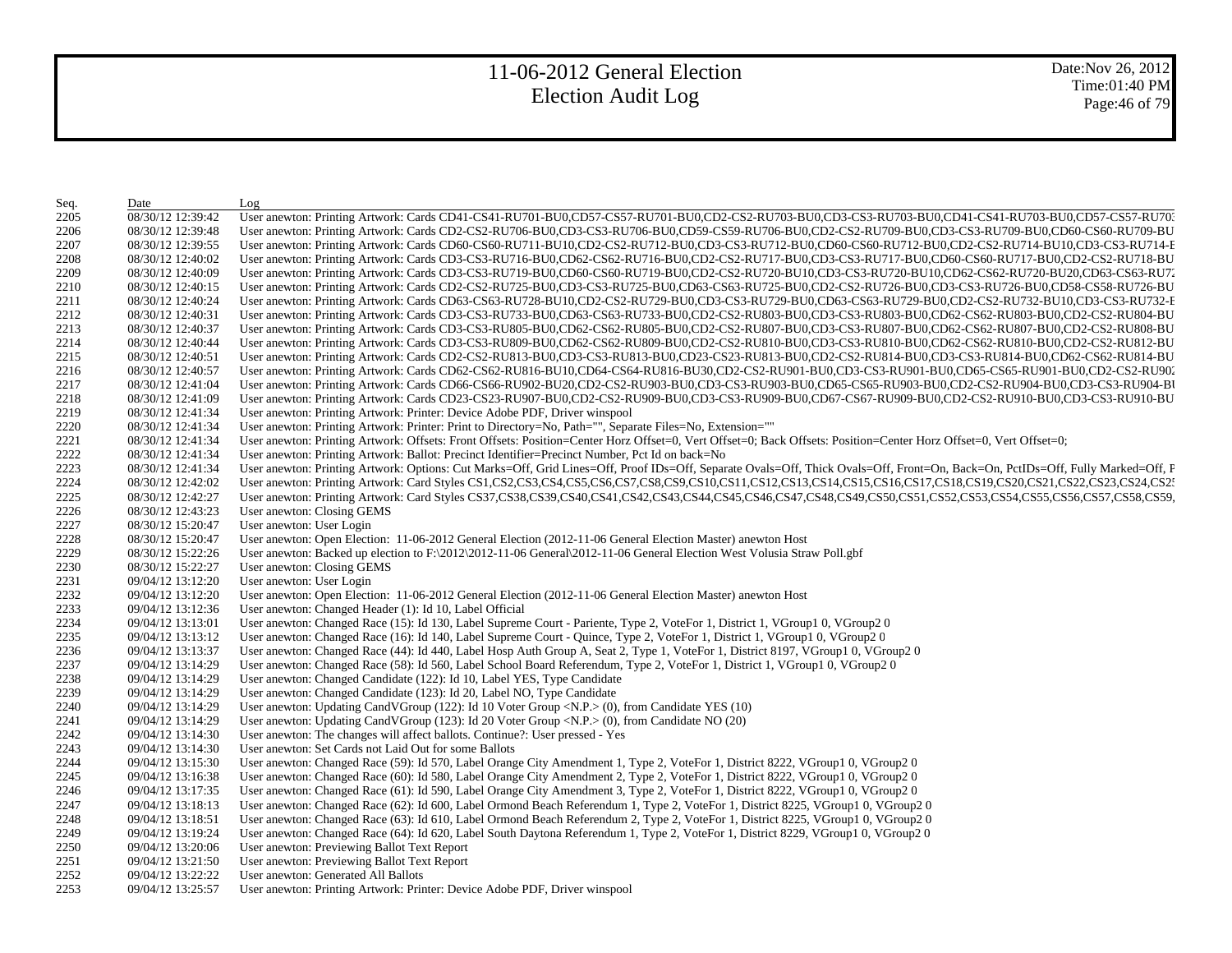# 11-06-2012 General Election
# Election Audit Log

Date:Nov 26, 2012
Time:01:40 PM

| Seq. | Date | Log |
|---|---|---|
| 2205 | 08/30/12 12:39:42 | User anewton: Printing Artwork: Cards CD41-CS41-RU701-BU0,CD57-CS57-RU701-BU0,CD2-CS2-RU703-BU0,CD3-CS3-RU703-BU0,CD41-CS41-RU703-BU0,CD57-CS57-RU703 |
| 2206 | 08/30/12 12:39:48 | User anewton: Printing Artwork: Cards CD2-CS2-RU706-BU0,CD3-CS3-RU706-BU0,CD59-CS59-RU706-BU0,CD2-CS2-RU709-BU0,CD3-CS3-RU709-BU0,CD60-CS60-RU709-BU |
| 2207 | 08/30/12 12:39:55 | User anewton: Printing Artwork: Cards CD60-CS60-RU711-BU10,CD2-CS2-RU712-BU0,CD3-CS3-RU712-BU0,CD60-CS60-RU712-BU0,CD2-CS2-RU714-BU10,CD3-CS3-RU714-E |
| 2208 | 08/30/12 12:40:02 | User anewton: Printing Artwork: Cards CD3-CS3-RU716-BU0,CD62-CS62-RU716-BU0,CD2-CS2-RU717-BU0,CD3-CS3-RU717-BU0,CD60-CS60-RU717-BU0,CD2-CS2-RU718-BU |
| 2209 | 08/30/12 12:40:09 | User anewton: Printing Artwork: Cards CD3-CS3-RU719-BU0,CD60-CS60-RU719-BU0,CD2-CS2-RU720-BU10,CD3-CS3-RU720-BU10,CD62-CS62-RU720-BU20,CD63-CS63-RU72 |
| 2210 | 08/30/12 12:40:15 | User anewton: Printing Artwork: Cards CD2-CS2-RU725-BU0,CD3-CS3-RU725-BU0,CD63-CS63-RU725-BU0,CD2-CS2-RU726-BU0,CD3-CS3-RU726-BU0,CD58-CS58-RU726-BU |
| 2211 | 08/30/12 12:40:24 | User anewton: Printing Artwork: Cards CD63-CS63-RU728-BU10,CD2-CS2-RU729-BU0,CD3-CS3-RU729-BU0,CD63-CS63-RU729-BU0,CD2-CS2-RU732-BU10,CD3-CS3-RU732-E |
| 2212 | 08/30/12 12:40:31 | User anewton: Printing Artwork: Cards CD3-CS3-RU733-BU0,CD63-CS63-RU733-BU0,CD2-CS2-RU803-BU0,CD3-CS3-RU803-BU0,CD62-CS62-RU803-BU0,CD2-CS2-RU804-BU |
| 2213 | 08/30/12 12:40:37 | User anewton: Printing Artwork: Cards CD3-CS3-RU805-BU0,CD62-CS62-RU805-BU0,CD2-CS2-RU807-BU0,CD3-CS3-RU807-BU0,CD62-CS62-RU807-BU0,CD2-CS2-RU808-BU |
| 2214 | 08/30/12 12:40:44 | User anewton: Printing Artwork: Cards CD3-CS3-RU809-BU0,CD62-CS62-RU809-BU0,CD2-CS2-RU810-BU0,CD3-CS3-RU810-BU0,CD62-CS62-RU810-BU0,CD2-CS2-RU812-BU |
| 2215 | 08/30/12 12:40:51 | User anewton: Printing Artwork: Cards CD2-CS2-RU813-BU0,CD3-CS3-RU813-BU0,CD23-CS23-RU813-BU0,CD2-CS2-RU814-BU0,CD3-CS3-RU814-BU0,CD62-CS62-RU814-BU |
| 2216 | 08/30/12 12:40:57 | User anewton: Printing Artwork: Cards CD62-CS62-RU816-BU10,CD64-CS64-RU816-BU30,CD2-CS2-RU901-BU0,CD3-CS3-RU901-BU0,CD65-CS65-RU901-BU0,CD2-CS2-RU902 |
| 2217 | 08/30/12 12:41:04 | User anewton: Printing Artwork: Cards CD66-CS66-RU902-BU20,CD2-CS2-RU903-BU0,CD3-CS3-RU903-BU0,CD65-CS65-RU903-BU0,CD2-CS2-RU904-BU0,CD3-CS3-RU904-BU |
| 2218 | 08/30/12 12:41:09 | User anewton: Printing Artwork: Cards CD23-CS23-RU907-BU0,CD2-CS2-RU909-BU0,CD3-CS3-RU909-BU0,CD67-CS67-RU909-BU0,CD2-CS2-RU910-BU0,CD3-CS3-RU910-BU |
| 2219 | 08/30/12 12:41:34 | User anewton: Printing Artwork: Printer: Device Adobe PDF, Driver winspool |
| 2220 | 08/30/12 12:41:34 | User anewton: Printing Artwork: Printer: Print to Directory=No, Path="", Separate Files=No, Extension="" |
| 2221 | 08/30/12 12:41:34 | User anewton: Printing Artwork: Offsets: Front Offsets: Position=Center Horz Offset=0, Vert Offset=0; Back Offsets: Position=Center Horz Offset=0, Vert Offset=0; |
| 2222 | 08/30/12 12:41:34 | User anewton: Printing Artwork: Ballot: Precinct Identifier=Precinct Number, Pct Id on back=No |
| 2223 | 08/30/12 12:41:34 | User anewton: Printing Artwork: Options: Cut Marks=Off, Grid Lines=Off, Proof IDs=Off, Separate Ovals=Off, Thick Ovals=Off, Front=On, Back=On, PctIDs=Off, Fully Marked=Off, F |
| 2224 | 08/30/12 12:42:02 | User anewton: Printing Artwork: Card Styles CS1,CS2,CS3,CS4,CS5,CS6,CS7,CS8,CS9,CS10,CS11,CS12,CS13,CS14,CS15,CS16,CS17,CS18,CS19,CS20,CS21,CS22,CS23,CS24,CS2 |
| 2225 | 08/30/12 12:42:27 | User anewton: Printing Artwork: Card Styles CS37,CS38,CS39,CS40,CS41,CS42,CS43,CS44,CS45,CS46,CS47,CS48,CS49,CS50,CS51,CS52,CS53,CS54,CS55,CS56,CS57,CS58,CS59, |
| 2226 | 08/30/12 12:43:23 | User anewton: Closing GEMS |
| 2227 | 08/30/12 15:20:47 | User anewton: User Login |
| 2228 | 08/30/12 15:20:47 | User anewton: Open Election: 11-06-2012 General Election (2012-11-06 General Election Master) anewton Host |
| 2229 | 08/30/12 15:22:26 | User anewton: Backed up election to F:\2012\2012-11-06 General\2012-11-06 General Election West Volusia Straw Poll.gbf |
| 2230 | 08/30/12 15:22:27 | User anewton: Closing GEMS |
| 2231 | 09/04/12 13:12:20 | User anewton: User Login |
| 2232 | 09/04/12 13:12:20 | User anewton: Open Election: 11-06-2012 General Election (2012-11-06 General Election Master) anewton Host |
| 2233 | 09/04/12 13:12:36 | User anewton: Changed Header (1): Id 10, Label Official |
| 2234 | 09/04/12 13:13:01 | User anewton: Changed Race (15): Id 130, Label Supreme Court - Pariente, Type 2, VoteFor 1, District 1, VGroup1 0, VGroup2 0 |
| 2235 | 09/04/12 13:13:12 | User anewton: Changed Race (16): Id 140, Label Supreme Court - Quince, Type 2, VoteFor 1, District 1, VGroup1 0, VGroup2 0 |
| 2236 | 09/04/12 13:13:37 | User anewton: Changed Race (44): Id 440, Label Hosp Auth Group A, Seat 2, Type 1, VoteFor 1, District 8197, VGroup1 0, VGroup2 0 |
| 2237 | 09/04/12 13:14:29 | User anewton: Changed Race (58): Id 560, Label School Board Referendum, Type 2, VoteFor 1, District 1, VGroup1 0, VGroup2 0 |
| 2238 | 09/04/12 13:14:29 | User anewton: Changed Candidate (122): Id 10, Label YES, Type Candidate |
| 2239 | 09/04/12 13:14:29 | User anewton: Changed Candidate (123): Id 20, Label NO, Type Candidate |
| 2240 | 09/04/12 13:14:29 | User anewton: Updating CandVGroup (122): Id 10 Voter Group <N.P.> (0), from Candidate YES (10) |
| 2241 | 09/04/12 13:14:29 | User anewton: Updating CandVGroup (123): Id 20 Voter Group <N.P.> (0), from Candidate NO (20) |
| 2242 | 09/04/12 13:14:30 | User anewton: The changes will affect ballots. Continue?: User pressed - Yes |
| 2243 | 09/04/12 13:14:30 | User anewton: Set Cards not Laid Out for some Ballots |
| 2244 | 09/04/12 13:15:30 | User anewton: Changed Race (59): Id 570, Label Orange City Amendment 1, Type 2, VoteFor 1, District 8222, VGroup1 0, VGroup2 0 |
| 2245 | 09/04/12 13:16:38 | User anewton: Changed Race (60): Id 580, Label Orange City Amendment 2, Type 2, VoteFor 1, District 8222, VGroup1 0, VGroup2 0 |
| 2246 | 09/04/12 13:17:35 | User anewton: Changed Race (61): Id 590, Label Orange City Amendment 3, Type 2, VoteFor 1, District 8222, VGroup1 0, VGroup2 0 |
| 2247 | 09/04/12 13:18:13 | User anewton: Changed Race (62): Id 600, Label Ormond Beach Referendum 1, Type 2, VoteFor 1, District 8225, VGroup1 0, VGroup2 0 |
| 2248 | 09/04/12 13:18:51 | User anewton: Changed Race (63): Id 610, Label Ormond Beach Referendum 2, Type 2, VoteFor 1, District 8225, VGroup1 0, VGroup2 0 |
| 2249 | 09/04/12 13:19:24 | User anewton: Changed Race (64): Id 620, Label South Daytona Referendum 1, Type 2, VoteFor 1, District 8229, VGroup1 0, VGroup2 0 |
| 2250 | 09/04/12 13:20:06 | User anewton: Previewing Ballot Text Report |
| 2251 | 09/04/12 13:21:50 | User anewton: Previewing Ballot Text Report |
| 2252 | 09/04/12 13:22:22 | User anewton: Generated All Ballots |
| 2253 | 09/04/12 13:25:57 | User anewton: Printing Artwork: Printer: Device Adobe PDF, Driver winspool |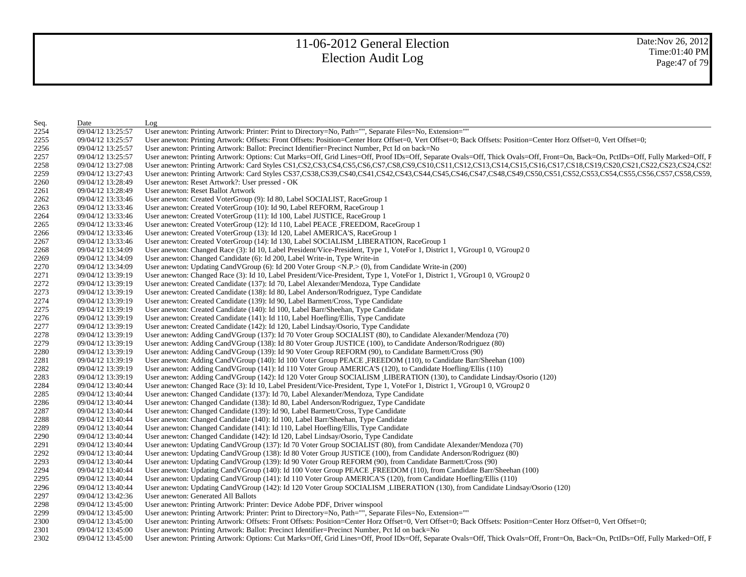| Seq. | Date | Log |
|---|---|---|
| 2254 | 09/04/12 13:25:57 | User anewton: Printing Artwork: Printer: Print to Directory=No, Path="", Separate Files=No, Extension="" |
| 2255 | 09/04/12 13:25:57 | User anewton: Printing Artwork: Offsets: Front Offsets: Position=Center Horz Offset=0, Vert Offset=0; Back Offsets: Position=Center Horz Offset=0, Vert Offset=0; |
| 2256 | 09/04/12 13:25:57 | User anewton: Printing Artwork: Ballot: Precinct Identifier=Precinct Number, Pct Id on back=No |
| 2257 | 09/04/12 13:25:57 | User anewton: Printing Artwork: Options: Cut Marks=Off, Grid Lines=Off, Proof IDs=Off, Separate Ovals=Off, Thick Ovals=Off, Front=On, Back=On, PctIDs=Off, Fully Marked=Off, F |
| 2258 | 09/04/12 13:27:08 | User anewton: Printing Artwork: Card Styles CS1,CS2,CS3,CS4,CS5,CS6,CS7,CS8,CS9,CS10,CS11,CS12,CS13,CS14,CS15,CS16,CS17,CS18,CS19,CS20,CS21,CS22,CS23,CS24,CS2 |
| 2259 | 09/04/12 13:27:43 | User anewton: Printing Artwork: Card Styles CS37,CS38,CS39,CS40,CS41,CS42,CS43,CS44,CS45,CS46,CS47,CS48,CS49,CS50,CS51,CS52,CS53,CS54,CS55,CS56,CS57,CS58,CS59, |
| 2260 | 09/04/12 13:28:49 | User anewton: Reset Artwork?: User pressed - OK |
| 2261 | 09/04/12 13:28:49 | User anewton: Reset Ballot Artwork |
| 2262 | 09/04/12 13:33:46 | User anewton: Created VoterGroup (9): Id 80, Label SOCIALIST, RaceGroup 1 |
| 2263 | 09/04/12 13:33:46 | User anewton: Created VoterGroup (10): Id 90, Label REFORM, RaceGroup 1 |
| 2264 | 09/04/12 13:33:46 | User anewton: Created VoterGroup (11): Id 100, Label JUSTICE, RaceGroup 1 |
| 2265 | 09/04/12 13:33:46 | User anewton: Created VoterGroup (12): Id 110, Label PEACE _FREEDOM, RaceGroup 1 |
| 2266 | 09/04/12 13:33:46 | User anewton: Created VoterGroup (13): Id 120, Label AMERICA'S, RaceGroup 1 |
| 2267 | 09/04/12 13:33:46 | User anewton: Created VoterGroup (14): Id 130, Label SOCIALISM _LIBERATION, RaceGroup 1 |
| 2268 | 09/04/12 13:34:09 | User anewton: Changed Race (3): Id 10, Label President/Vice-President, Type 1, VoteFor 1, District 1, VGroup1 0, VGroup2 0 |
| 2269 | 09/04/12 13:34:09 | User anewton: Changed Candidate (6): Id 200, Label Write-in, Type Write-in |
| 2270 | 09/04/12 13:34:09 | User anewton: Updating CandVGroup (6): Id 200 Voter Group <N.P.> (0), from Candidate Write-in (200) |
| 2271 | 09/04/12 13:39:19 | User anewton: Changed Race (3): Id 10, Label President/Vice-President, Type 1, VoteFor 1, District 1, VGroup1 0, VGroup2 0 |
| 2272 | 09/04/12 13:39:19 | User anewton: Created Candidate (137): Id 70, Label Alexander/Mendoza, Type Candidate |
| 2273 | 09/04/12 13:39:19 | User anewton: Created Candidate (138): Id 80, Label Anderson/Rodriguez, Type Candidate |
| 2274 | 09/04/12 13:39:19 | User anewton: Created Candidate (139): Id 90, Label Barmett/Cross, Type Candidate |
| 2275 | 09/04/12 13:39:19 | User anewton: Created Candidate (140): Id 100, Label Barr/Sheehan, Type Candidate |
| 2276 | 09/04/12 13:39:19 | User anewton: Created Candidate (141): Id 110, Label Hoefling/Ellis, Type Candidate |
| 2277 | 09/04/12 13:39:19 | User anewton: Created Candidate (142): Id 120, Label Lindsay/Osorio, Type Candidate |
| 2278 | 09/04/12 13:39:19 | User anewton: Adding CandVGroup (137): Id 70 Voter Group SOCIALIST (80), to Candidate Alexander/Mendoza (70) |
| 2279 | 09/04/12 13:39:19 | User anewton: Adding CandVGroup (138): Id 80 Voter Group JUSTICE (100), to Candidate Anderson/Rodriguez (80) |
| 2280 | 09/04/12 13:39:19 | User anewton: Adding CandVGroup (139): Id 90 Voter Group REFORM (90), to Candidate Barmett/Cross (90) |
| 2281 | 09/04/12 13:39:19 | User anewton: Adding CandVGroup (140): Id 100 Voter Group PEACE _FREEDOM (110), to Candidate Barr/Sheehan (100) |
| 2282 | 09/04/12 13:39:19 | User anewton: Adding CandVGroup (141): Id 110 Voter Group AMERICA'S (120), to Candidate Hoefling/Ellis (110) |
| 2283 | 09/04/12 13:39:19 | User anewton: Adding CandVGroup (142): Id 120 Voter Group SOCIALISM _LIBERATION (130), to Candidate Lindsay/Osorio (120) |
| 2284 | 09/04/12 13:40:44 | User anewton: Changed Race (3): Id 10, Label President/Vice-President, Type 1, VoteFor 1, District 1, VGroup1 0, VGroup2 0 |
| 2285 | 09/04/12 13:40:44 | User anewton: Changed Candidate (137): Id 70, Label Alexander/Mendoza, Type Candidate |
| 2286 | 09/04/12 13:40:44 | User anewton: Changed Candidate (138): Id 80, Label Anderson/Rodriguez, Type Candidate |
| 2287 | 09/04/12 13:40:44 | User anewton: Changed Candidate (139): Id 90, Label Barmett/Cross, Type Candidate |
| 2288 | 09/04/12 13:40:44 | User anewton: Changed Candidate (140): Id 100, Label Barr/Sheehan, Type Candidate |
| 2289 | 09/04/12 13:40:44 | User anewton: Changed Candidate (141): Id 110, Label Hoefling/Ellis, Type Candidate |
| 2290 | 09/04/12 13:40:44 | User anewton: Changed Candidate (142): Id 120, Label Lindsay/Osorio, Type Candidate |
| 2291 | 09/04/12 13:40:44 | User anewton: Updating CandVGroup (137): Id 70 Voter Group SOCIALIST (80), from Candidate Alexander/Mendoza (70) |
| 2292 | 09/04/12 13:40:44 | User anewton: Updating CandVGroup (138): Id 80 Voter Group JUSTICE (100), from Candidate Anderson/Rodriguez (80) |
| 2293 | 09/04/12 13:40:44 | User anewton: Updating CandVGroup (139): Id 90 Voter Group REFORM (90), from Candidate Barmett/Cross (90) |
| 2294 | 09/04/12 13:40:44 | User anewton: Updating CandVGroup (140): Id 100 Voter Group PEACE _FREEDOM (110), from Candidate Barr/Sheehan (100) |
| 2295 | 09/04/12 13:40:44 | User anewton: Updating CandVGroup (141): Id 110 Voter Group AMERICA'S (120), from Candidate Hoefling/Ellis (110) |
| 2296 | 09/04/12 13:40:44 | User anewton: Updating CandVGroup (142): Id 120 Voter Group SOCIALISM _LIBERATION (130), from Candidate Lindsay/Osorio (120) |
| 2297 | 09/04/12 13:42:36 | User anewton: Generated All Ballots |
| 2298 | 09/04/12 13:45:00 | User anewton: Printing Artwork: Printer: Device Adobe PDF, Driver winspool |
| 2299 | 09/04/12 13:45:00 | User anewton: Printing Artwork: Printer: Print to Directory=No, Path="", Separate Files=No, Extension="" |
| 2300 | 09/04/12 13:45:00 | User anewton: Printing Artwork: Offsets: Front Offsets: Position=Center Horz Offset=0, Vert Offset=0; Back Offsets: Position=Center Horz Offset=0, Vert Offset=0; |
| 2301 | 09/04/12 13:45:00 | User anewton: Printing Artwork: Ballot: Precinct Identifier=Precinct Number, Pct Id on back=No |
| 2302 | 09/04/12 13:45:00 | User anewton: Printing Artwork: Options: Cut Marks=Off, Grid Lines=Off, Proof IDs=Off, Separate Ovals=Off, Thick Ovals=Off, Front=On, Back=On, PctIDs=Off, Fully Marked=Off, F |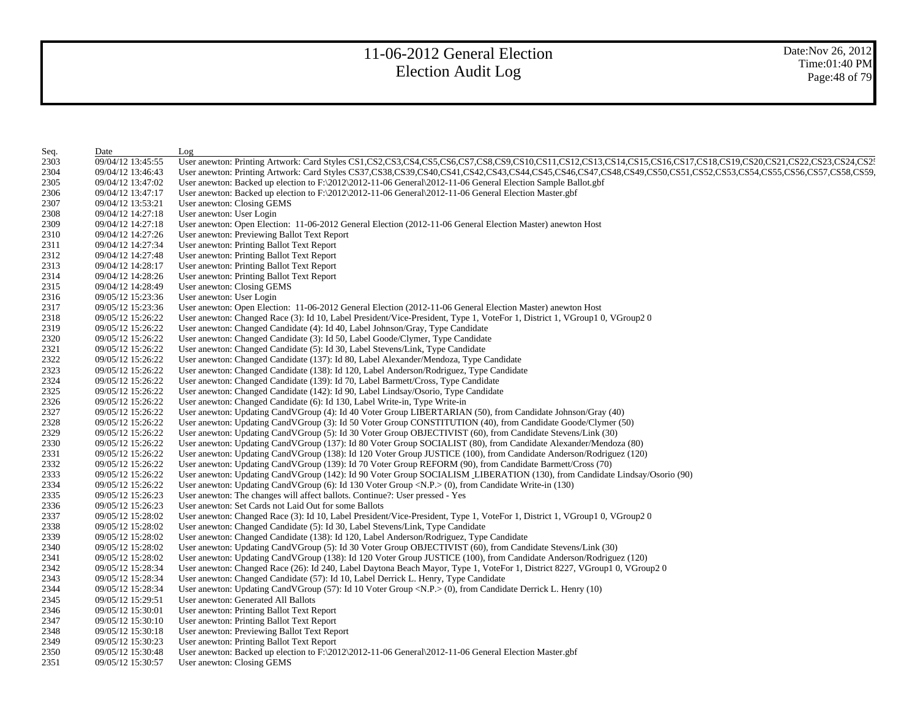# 11-06-2012 General Election
# Election Audit Log

Date:Nov 26, 2012
Time:01:40 PM

| Seq. | Date | Log |
|---|---|---|
| 2303 | 09/04/12 13:45:55 | User anewton: Printing Artwork: Card Styles CS1,CS2,CS3,CS4,CS5,CS6,CS7,CS8,CS9,CS10,CS11,CS12,CS13,CS14,CS15,CS16,CS17,CS18,CS19,CS20,CS21,CS22,CS23,CS24,CS25 |
| 2304 | 09/04/12 13:46:43 | User anewton: Printing Artwork: Card Styles CS37,CS38,CS39,CS40,CS41,CS42,CS43,CS44,CS45,CS46,CS47,CS48,CS49,CS50,CS51,CS52,CS53,CS54,CS55,CS56,CS57,CS58,CS59, |
| 2305 | 09/04/12 13:47:02 | User anewton: Backed up election to F:\2012\2012-11-06 General\2012-11-06 General Election Sample Ballot.gbf |
| 2306 | 09/04/12 13:47:17 | User anewton: Backed up election to F:\2012\2012-11-06 General\2012-11-06 General Election Master.gbf |
| 2307 | 09/04/12 13:53:21 | User anewton: Closing GEMS |
| 2308 | 09/04/12 14:27:18 | User anewton: User Login |
| 2309 | 09/04/12 14:27:18 | User anewton: Open Election: 11-06-2012 General Election (2012-11-06 General Election Master) anewton Host |
| 2310 | 09/04/12 14:27:26 | User anewton: Previewing Ballot Text Report |
| 2311 | 09/04/12 14:27:34 | User anewton: Printing Ballot Text Report |
| 2312 | 09/04/12 14:27:48 | User anewton: Printing Ballot Text Report |
| 2313 | 09/04/12 14:28:17 | User anewton: Printing Ballot Text Report |
| 2314 | 09/04/12 14:28:26 | User anewton: Printing Ballot Text Report |
| 2315 | 09/04/12 14:28:49 | User anewton: Closing GEMS |
| 2316 | 09/05/12 15:23:36 | User anewton: User Login |
| 2317 | 09/05/12 15:23:36 | User anewton: Open Election: 11-06-2012 General Election (2012-11-06 General Election Master) anewton Host |
| 2318 | 09/05/12 15:26:22 | User anewton: Changed Race (3): Id 10, Label President/Vice-President, Type 1, VoteFor 1, District 1, VGroup1 0, VGroup2 0 |
| 2319 | 09/05/12 15:26:22 | User anewton: Changed Candidate (4): Id 40, Label Johnson/Gray, Type Candidate |
| 2320 | 09/05/12 15:26:22 | User anewton: Changed Candidate (3): Id 50, Label Goode/Clymer, Type Candidate |
| 2321 | 09/05/12 15:26:22 | User anewton: Changed Candidate (5): Id 30, Label Stevens/Link, Type Candidate |
| 2322 | 09/05/12 15:26:22 | User anewton: Changed Candidate (137): Id 80, Label Alexander/Mendoza, Type Candidate |
| 2323 | 09/05/12 15:26:22 | User anewton: Changed Candidate (138): Id 120, Label Anderson/Rodriguez, Type Candidate |
| 2324 | 09/05/12 15:26:22 | User anewton: Changed Candidate (139): Id 70, Label Barmett/Cross, Type Candidate |
| 2325 | 09/05/12 15:26:22 | User anewton: Changed Candidate (142): Id 90, Label Lindsay/Osorio, Type Candidate |
| 2326 | 09/05/12 15:26:22 | User anewton: Changed Candidate (6): Id 130, Label Write-in, Type Write-in |
| 2327 | 09/05/12 15:26:22 | User anewton: Updating CandVGroup (4): Id 40 Voter Group LIBERTARIAN (50), from Candidate Johnson/Gray (40) |
| 2328 | 09/05/12 15:26:22 | User anewton: Updating CandVGroup (3): Id 50 Voter Group CONSTITUTION (40), from Candidate Goode/Clymer (50) |
| 2329 | 09/05/12 15:26:22 | User anewton: Updating CandVGroup (5): Id 30 Voter Group OBJECTIVIST (60), from Candidate Stevens/Link (30) |
| 2330 | 09/05/12 15:26:22 | User anewton: Updating CandVGroup (137): Id 80 Voter Group SOCIALIST (80), from Candidate Alexander/Mendoza (80) |
| 2331 | 09/05/12 15:26:22 | User anewton: Updating CandVGroup (138): Id 120 Voter Group JUSTICE (100), from Candidate Anderson/Rodriguez (120) |
| 2332 | 09/05/12 15:26:22 | User anewton: Updating CandVGroup (139): Id 70 Voter Group REFORM (90), from Candidate Barmett/Cross (70) |
| 2333 | 09/05/12 15:26:22 | User anewton: Updating CandVGroup (142): Id 90 Voter Group SOCIALISM _LIBERATION (130), from Candidate Lindsay/Osorio (90) |
| 2334 | 09/05/12 15:26:22 | User anewton: Updating CandVGroup (6): Id 130 Voter Group <N.P.> (0), from Candidate Write-in (130) |
| 2335 | 09/05/12 15:26:23 | User anewton: The changes will affect ballots. Continue?: User pressed - Yes |
| 2336 | 09/05/12 15:26:23 | User anewton: Set Cards not Laid Out for some Ballots |
| 2337 | 09/05/12 15:28:02 | User anewton: Changed Race (3): Id 10, Label President/Vice-President, Type 1, VoteFor 1, District 1, VGroup1 0, VGroup2 0 |
| 2338 | 09/05/12 15:28:02 | User anewton: Changed Candidate (5): Id 30, Label Stevens/Link, Type Candidate |
| 2339 | 09/05/12 15:28:02 | User anewton: Changed Candidate (138): Id 120, Label Anderson/Rodriguez, Type Candidate |
| 2340 | 09/05/12 15:28:02 | User anewton: Updating CandVGroup (5): Id 30 Voter Group OBJECTIVIST (60), from Candidate Stevens/Link (30) |
| 2341 | 09/05/12 15:28:02 | User anewton: Updating CandVGroup (138): Id 120 Voter Group JUSTICE (100), from Candidate Anderson/Rodriguez (120) |
| 2342 | 09/05/12 15:28:34 | User anewton: Changed Race (26): Id 240, Label Daytona Beach Mayor, Type 1, VoteFor 1, District 8227, VGroup1 0, VGroup2 0 |
| 2343 | 09/05/12 15:28:34 | User anewton: Changed Candidate (57): Id 10, Label Derrick L. Henry, Type Candidate |
| 2344 | 09/05/12 15:28:34 | User anewton: Updating CandVGroup (57): Id 10 Voter Group <N.P.> (0), from Candidate Derrick L. Henry (10) |
| 2345 | 09/05/12 15:29:51 | User anewton: Generated All Ballots |
| 2346 | 09/05/12 15:30:01 | User anewton: Printing Ballot Text Report |
| 2347 | 09/05/12 15:30:10 | User anewton: Printing Ballot Text Report |
| 2348 | 09/05/12 15:30:18 | User anewton: Previewing Ballot Text Report |
| 2349 | 09/05/12 15:30:23 | User anewton: Printing Ballot Text Report |
| 2350 | 09/05/12 15:30:48 | User anewton: Backed up election to F:\2012\2012-11-06 General\2012-11-06 General Election Master.gbf |
| 2351 | 09/05/12 15:30:57 | User anewton: Closing GEMS |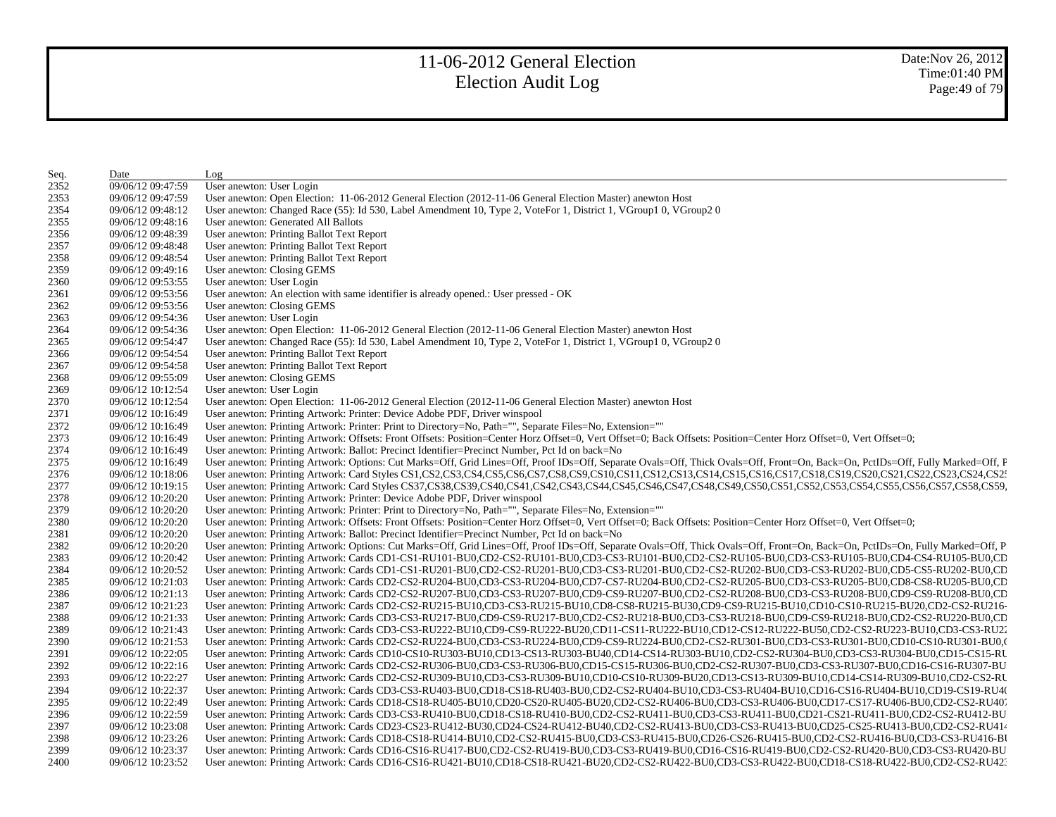# 11-06-2012 General Election
# Election Audit Log

Date:Nov 26, 2012
Time:01:40 PM

| Seq. | Date | Log |
|---|---|---|
| 2352 | 09/06/12 09:47:59 | User anewton: User Login |
| 2353 | 09/06/12 09:47:59 | User anewton: Open Election: 11-06-2012 General Election (2012-11-06 General Election Master) anewton Host |
| 2354 | 09/06/12 09:48:12 | User anewton: Changed Race (55): Id 530, Label Amendment 10, Type 2, VoteFor 1, District 1, VGroup1 0, VGroup2 0 |
| 2355 | 09/06/12 09:48:16 | User anewton: Generated All Ballots |
| 2356 | 09/06/12 09:48:39 | User anewton: Printing Ballot Text Report |
| 2357 | 09/06/12 09:48:48 | User anewton: Printing Ballot Text Report |
| 2358 | 09/06/12 09:48:54 | User anewton: Printing Ballot Text Report |
| 2359 | 09/06/12 09:49:16 | User anewton: Closing GEMS |
| 2360 | 09/06/12 09:53:55 | User anewton: User Login |
| 2361 | 09/06/12 09:53:56 | User anewton: An election with same identifier is already opened.: User pressed - OK |
| 2362 | 09/06/12 09:53:56 | User anewton: Closing GEMS |
| 2363 | 09/06/12 09:54:36 | User anewton: User Login |
| 2364 | 09/06/12 09:54:36 | User anewton: Open Election: 11-06-2012 General Election (2012-11-06 General Election Master) anewton Host |
| 2365 | 09/06/12 09:54:47 | User anewton: Changed Race (55): Id 530, Label Amendment 10, Type 2, VoteFor 1, District 1, VGroup1 0, VGroup2 0 |
| 2366 | 09/06/12 09:54:54 | User anewton: Printing Ballot Text Report |
| 2367 | 09/06/12 09:54:58 | User anewton: Printing Ballot Text Report |
| 2368 | 09/06/12 09:55:09 | User anewton: Closing GEMS |
| 2369 | 09/06/12 10:12:54 | User anewton: User Login |
| 2370 | 09/06/12 10:12:54 | User anewton: Open Election: 11-06-2012 General Election (2012-11-06 General Election Master) anewton Host |
| 2371 | 09/06/12 10:16:49 | User anewton: Printing Artwork: Printer: Device Adobe PDF, Driver winspool |
| 2372 | 09/06/12 10:16:49 | User anewton: Printing Artwork: Printer: Print to Directory=No, Path="", Separate Files=No, Extension="" |
| 2373 | 09/06/12 10:16:49 | User anewton: Printing Artwork: Offsets: Front Offsets: Position=Center Horz Offset=0, Vert Offset=0; Back Offsets: Position=Center Horz Offset=0, Vert Offset=0; |
| 2374 | 09/06/12 10:16:49 | User anewton: Printing Artwork: Ballot: Precinct Identifier=Precinct Number, Pct Id on back=No |
| 2375 | 09/06/12 10:16:49 | User anewton: Printing Artwork: Options: Cut Marks=Off, Grid Lines=Off, Proof IDs=Off, Separate Ovals=Off, Thick Ovals=Off, Front=On, Back=On, PctIDs=Off, Fully Marked=Off, F |
| 2376 | 09/06/12 10:18:06 | User anewton: Printing Artwork: Card Styles CS1,CS2,CS3,CS4,CS5,CS6,CS7,CS8,CS9,CS10,CS11,CS12,CS13,CS14,CS15,CS16,CS17,CS18,CS19,CS20,CS21,CS22,CS23,CS24,CS25 |
| 2377 | 09/06/12 10:19:15 | User anewton: Printing Artwork: Card Styles CS37,CS38,CS39,CS40,CS41,CS42,CS43,CS44,CS45,CS46,CS47,CS48,CS49,CS50,CS51,CS52,CS53,CS54,CS55,CS56,CS57,CS58,CS59, |
| 2378 | 09/06/12 10:20:20 | User anewton: Printing Artwork: Printer: Device Adobe PDF, Driver winspool |
| 2379 | 09/06/12 10:20:20 | User anewton: Printing Artwork: Printer: Print to Directory=No, Path="", Separate Files=No, Extension="" |
| 2380 | 09/06/12 10:20:20 | User anewton: Printing Artwork: Offsets: Front Offsets: Position=Center Horz Offset=0, Vert Offset=0; Back Offsets: Position=Center Horz Offset=0, Vert Offset=0; |
| 2381 | 09/06/12 10:20:20 | User anewton: Printing Artwork: Ballot: Precinct Identifier=Precinct Number, Pct Id on back=No |
| 2382 | 09/06/12 10:20:20 | User anewton: Printing Artwork: Options: Cut Marks=Off, Grid Lines=Off, Proof IDs=Off, Separate Ovals=Off, Thick Ovals=Off, Front=On, Back=On, PctIDs=On, Fully Marked=Off, P |
| 2383 | 09/06/12 10:20:42 | User anewton: Printing Artwork: Cards CD1-CS1-RU101-BU0,CD2-CS2-RU101-BU0,CD3-CS3-RU101-BU0,CD2-CS2-RU105-BU0,CD3-CS3-RU105-BU0,CD4-CS4-RU105-BU0,CD |
| 2384 | 09/06/12 10:20:52 | User anewton: Printing Artwork: Cards CD1-CS1-RU201-BU0,CD2-CS2-RU201-BU0,CD3-CS3-RU201-BU0,CD2-CS2-RU202-BU0,CD3-CS3-RU202-BU0,CD5-CS5-RU202-BU0,CD |
| 2385 | 09/06/12 10:21:03 | User anewton: Printing Artwork: Cards CD2-CS2-RU204-BU0,CD3-CS3-RU204-BU0,CD7-CS7-RU204-BU0,CD2-CS2-RU205-BU0,CD3-CS3-RU205-BU0,CD8-CS8-RU205-BU0,CD |
| 2386 | 09/06/12 10:21:13 | User anewton: Printing Artwork: Cards CD2-CS2-RU207-BU0,CD3-CS3-RU207-BU0,CD9-CS9-RU207-BU0,CD2-CS2-RU208-BU0,CD3-CS3-RU208-BU0,CD9-CS9-RU208-BU0,CD |
| 2387 | 09/06/12 10:21:23 | User anewton: Printing Artwork: Cards CD2-CS2-RU215-BU10,CD3-CS3-RU215-BU10,CD8-CS8-RU215-BU30,CD9-CS9-RU215-BU10,CD10-CS10-RU215-BU20,CD2-CS2-RU216- |
| 2388 | 09/06/12 10:21:33 | User anewton: Printing Artwork: Cards CD3-CS3-RU217-BU0,CD9-CS9-RU217-BU0,CD2-CS2-RU218-BU0,CD3-CS3-RU218-BU0,CD9-CS9-RU218-BU0,CD2-CS2-RU220-BU0,CD |
| 2389 | 09/06/12 10:21:43 | User anewton: Printing Artwork: Cards CD3-CS3-RU222-BU10,CD9-CS9-RU222-BU20,CD11-CS11-RU222-BU10,CD12-CS12-RU222-BU50,CD2-CS2-RU223-BU10,CD3-CS3-RU22 |
| 2390 | 09/06/12 10:21:53 | User anewton: Printing Artwork: Cards CD2-CS2-RU224-BU0,CD3-CS3-RU224-BU0,CD9-CS9-RU224-BU0,CD2-CS2-RU301-BU0,CD3-CS3-RU301-BU0,CD10-CS10-RU301-BU0,C |
| 2391 | 09/06/12 10:22:05 | User anewton: Printing Artwork: Cards CD10-CS10-RU303-BU10,CD13-CS13-RU303-BU40,CD14-CS14-RU303-BU10,CD2-CS2-RU304-BU0,CD3-CS3-RU304-BU0,CD15-CS15-RU |
| 2392 | 09/06/12 10:22:16 | User anewton: Printing Artwork: Cards CD2-CS2-RU306-BU0,CD3-CS3-RU306-BU0,CD15-CS15-RU306-BU0,CD2-CS2-RU307-BU0,CD3-CS3-RU307-BU0,CD16-CS16-RU307-BU |
| 2393 | 09/06/12 10:22:27 | User anewton: Printing Artwork: Cards CD2-CS2-RU309-BU10,CD3-CS3-RU309-BU10,CD10-CS10-RU309-BU20,CD13-CS13-RU309-BU10,CD14-CS14-RU309-BU10,CD2-CS2-RU |
| 2394 | 09/06/12 10:22:37 | User anewton: Printing Artwork: Cards CD3-CS3-RU403-BU0,CD18-CS18-RU403-BU0,CD2-CS2-RU404-BU10,CD3-CS3-RU404-BU10,CD16-CS16-RU404-BU10,CD19-CS19-RU4( |
| 2395 | 09/06/12 10:22:49 | User anewton: Printing Artwork: Cards CD18-CS18-RU405-BU10,CD20-CS20-RU405-BU20,CD2-CS2-RU406-BU0,CD3-CS3-RU406-BU0,CD17-CS17-RU406-BU0,CD2-CS2-RU407 |
| 2396 | 09/06/12 10:22:59 | User anewton: Printing Artwork: Cards CD3-CS3-RU410-BU0,CD18-CS18-RU410-BU0,CD2-CS2-RU411-BU0,CD3-CS3-RU411-BU0,CD21-CS21-RU411-BU0,CD2-CS2-RU412-BU |
| 2397 | 09/06/12 10:23:08 | User anewton: Printing Artwork: Cards CD23-CS23-RU412-BU30,CD24-CS24-RU412-BU40,CD2-CS2-RU413-BU0,CD3-CS3-RU413-BU0,CD25-CS25-RU413-BU0,CD2-CS2-RU414 |
| 2398 | 09/06/12 10:23:26 | User anewton: Printing Artwork: Cards CD18-CS18-RU414-BU10,CD2-CS2-RU415-BU0,CD3-CS3-RU415-BU0,CD26-CS26-RU415-BU0,CD2-CS2-RU416-BU0,CD3-CS3-RU416-BU |
| 2399 | 09/06/12 10:23:37 | User anewton: Printing Artwork: Cards CD16-CS16-RU417-BU0,CD2-CS2-RU419-BU0,CD3-CS3-RU419-BU0,CD16-CS16-RU419-BU0,CD2-CS2-RU420-BU0,CD3-CS3-RU420-BU |
| 2400 | 09/06/12 10:23:52 | User anewton: Printing Artwork: Cards CD16-CS16-RU421-BU10,CD18-CS18-RU421-BU20,CD2-CS2-RU422-BU0,CD3-CS3-RU422-BU0,CD18-CS18-RU422-BU0,CD2-CS2-RU423 |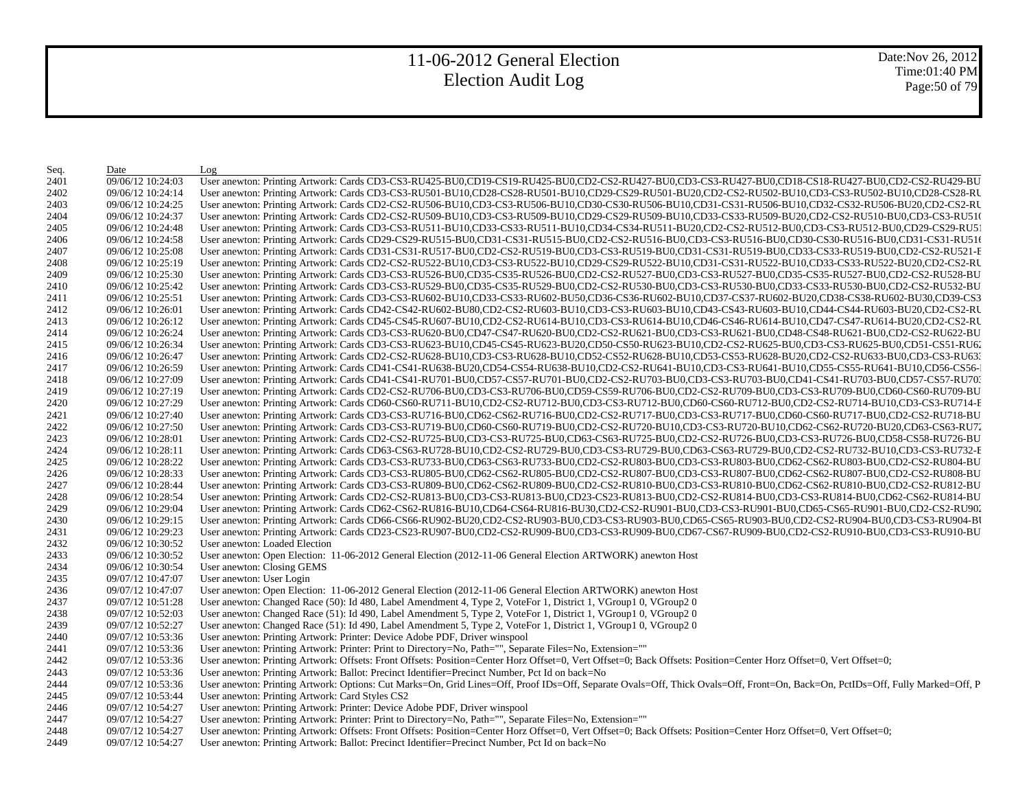# 11-06-2012 General Election
# Election Audit Log

Date:Nov 26, 2012
Time:01:40 PM

| Seq. | Date | Log |
|---|---|---|
| 2401 | 09/06/12 10:24:03 | User anewton: Printing Artwork: Cards CD3-CS3-RU425-BU0,CD19-CS19-RU425-BU0,CD2-CS2-RU427-BU0,CD3-CS3-RU427-BU0,CD18-CS18-RU427-BU0,CD2-CS2-RU429-BU |
| 2402 | 09/06/12 10:24:14 | User anewton: Printing Artwork: Cards CD3-CS3-RU501-BU10,CD28-CS28-RU501-BU10,CD29-CS29-RU501-BU20,CD2-CS2-RU502-BU10,CD3-CS3-RU502-BU10,CD28-CS28-RU |
| 2403 | 09/06/12 10:24:25 | User anewton: Printing Artwork: Cards CD2-CS2-RU506-BU10,CD3-CS3-RU506-BU10,CD30-CS30-RU506-BU10,CD31-CS31-RU506-BU10,CD32-CS32-RU506-BU20,CD2-CS2-RU |
| 2404 | 09/06/12 10:24:37 | User anewton: Printing Artwork: Cards CD2-CS2-RU509-BU10,CD3-CS3-RU509-BU10,CD29-CS29-RU509-BU10,CD33-CS33-RU509-BU20,CD2-CS2-RU510-BU0,CD3-CS3-RU51( |
| 2405 | 09/06/12 10:24:48 | User anewton: Printing Artwork: Cards CD3-CS3-RU511-BU10,CD33-CS33-RU511-BU10,CD34-CS34-RU511-BU20,CD2-CS2-RU512-BU0,CD3-CS3-RU512-BU0,CD29-CS29-RU51 |
| 2406 | 09/06/12 10:24:58 | User anewton: Printing Artwork: Cards CD29-CS29-RU515-BU0,CD31-CS31-RU515-BU0,CD2-CS2-RU516-BU0,CD3-CS3-RU516-BU0,CD30-CS30-RU516-BU0,CD31-CS31-RU516 |
| 2407 | 09/06/12 10:25:08 | User anewton: Printing Artwork: Cards CD31-CS31-RU517-BU0,CD2-CS2-RU519-BU0,CD3-CS3-RU519-BU0,CD31-CS31-RU519-BU0,CD33-CS33-RU519-BU0,CD2-CS2-RU521-E |
| 2408 | 09/06/12 10:25:19 | User anewton: Printing Artwork: Cards CD2-CS2-RU522-BU10,CD3-CS3-RU522-BU10,CD29-CS29-RU522-BU10,CD31-CS31-RU522-BU10,CD33-CS33-RU522-BU20,CD2-CS2-RU |
| 2409 | 09/06/12 10:25:30 | User anewton: Printing Artwork: Cards CD3-CS3-RU526-BU0,CD35-CS35-RU526-BU0,CD2-CS2-RU527-BU0,CD3-CS3-RU527-BU0,CD35-CS35-RU527-BU0,CD2-CS2-RU528-BU |
| 2410 | 09/06/12 10:25:42 | User anewton: Printing Artwork: Cards CD3-CS3-RU529-BU0,CD35-CS35-RU529-BU0,CD2-CS2-RU530-BU0,CD3-CS3-RU530-BU0,CD33-CS33-RU530-BU0,CD2-CS2-RU532-BU |
| 2411 | 09/06/12 10:25:51 | User anewton: Printing Artwork: Cards CD3-CS3-RU602-BU10,CD33-CS33-RU602-BU50,CD36-CS36-RU602-BU10,CD37-CS37-RU602-BU20,CD38-CS38-RU602-BU30,CD39-CS3 |
| 2412 | 09/06/12 10:26:01 | User anewton: Printing Artwork: Cards CD42-CS42-RU602-BU80,CD2-CS2-RU603-BU10,CD3-CS3-RU603-BU10,CD43-CS43-RU603-BU10,CD44-CS44-RU603-BU20,CD2-CS2-RU |
| 2413 | 09/06/12 10:26:12 | User anewton: Printing Artwork: Cards CD45-CS45-RU607-BU10,CD2-CS2-RU614-BU10,CD3-CS3-RU614-BU10,CD46-CS46-RU614-BU10,CD47-CS47-RU614-BU20,CD2-CS2-RU |
| 2414 | 09/06/12 10:26:24 | User anewton: Printing Artwork: Cards CD3-CS3-RU620-BU0,CD47-CS47-RU620-BU0,CD2-CS2-RU621-BU0,CD3-CS3-RU621-BU0,CD48-CS48-RU621-BU0,CD2-CS2-RU622-BU |
| 2415 | 09/06/12 10:26:34 | User anewton: Printing Artwork: Cards CD3-CS3-RU623-BU10,CD45-CS45-RU623-BU20,CD50-CS50-RU623-BU10,CD2-CS2-RU625-BU0,CD3-CS3-RU625-BU0,CD51-CS51-RU62 |
| 2416 | 09/06/12 10:26:47 | User anewton: Printing Artwork: Cards CD2-CS2-RU628-BU10,CD3-CS3-RU628-BU10,CD52-CS52-RU628-BU10,CD53-CS53-RU628-BU20,CD2-CS2-RU633-BU0,CD3-CS3-RU633 |
| 2417 | 09/06/12 10:26:59 | User anewton: Printing Artwork: Cards CD41-CS41-RU638-BU20,CD54-CS54-RU638-BU10,CD2-CS2-RU641-BU10,CD3-CS3-RU641-BU10,CD55-CS55-RU641-BU10,CD56-CS56-I |
| 2418 | 09/06/12 10:27:09 | User anewton: Printing Artwork: Cards CD41-CS41-RU701-BU0,CD57-CS57-RU701-BU0,CD2-CS2-RU703-BU0,CD3-CS3-RU703-BU0,CD41-CS41-RU703-BU0,CD57-CS57-RU703 |
| 2419 | 09/06/12 10:27:19 | User anewton: Printing Artwork: Cards CD2-CS2-RU706-BU0,CD3-CS3-RU706-BU0,CD59-CS59-RU706-BU0,CD2-CS2-RU709-BU0,CD3-CS3-RU709-BU0,CD60-CS60-RU709-BU |
| 2420 | 09/06/12 10:27:29 | User anewton: Printing Artwork: Cards CD60-CS60-RU711-BU10,CD2-CS2-RU712-BU0,CD3-CS3-RU712-BU0,CD60-CS60-RU712-BU0,CD2-CS2-RU714-BU10,CD3-CS3-RU714-E |
| 2421 | 09/06/12 10:27:40 | User anewton: Printing Artwork: Cards CD3-CS3-RU716-BU0,CD62-CS62-RU716-BU0,CD2-CS2-RU717-BU0,CD3-CS3-RU717-BU0,CD60-CS60-RU717-BU0,CD2-CS2-RU718-BU |
| 2422 | 09/06/12 10:27:50 | User anewton: Printing Artwork: Cards CD3-CS3-RU719-BU0,CD60-CS60-RU719-BU0,CD2-CS2-RU720-BU10,CD3-CS3-RU720-BU10,CD62-CS62-RU720-BU20,CD63-CS63-RU72 |
| 2423 | 09/06/12 10:28:01 | User anewton: Printing Artwork: Cards CD2-CS2-RU725-BU0,CD3-CS3-RU725-BU0,CD63-CS63-RU725-BU0,CD2-CS2-RU726-BU0,CD3-CS3-RU726-BU0,CD58-CS58-RU726-BU |
| 2424 | 09/06/12 10:28:11 | User anewton: Printing Artwork: Cards CD63-CS63-RU728-BU10,CD2-CS2-RU729-BU0,CD3-CS3-RU729-BU0,CD63-CS63-RU729-BU0,CD2-CS2-RU732-BU10,CD3-CS3-RU732-E |
| 2425 | 09/06/12 10:28:22 | User anewton: Printing Artwork: Cards CD3-CS3-RU733-BU0,CD63-CS63-RU733-BU0,CD2-CS2-RU803-BU0,CD3-CS3-RU803-BU0,CD62-CS62-RU803-BU0,CD2-CS2-RU804-BU |
| 2426 | 09/06/12 10:28:33 | User anewton: Printing Artwork: Cards CD3-CS3-RU805-BU0,CD62-CS62-RU805-BU0,CD2-CS2-RU807-BU0,CD3-CS3-RU807-BU0,CD62-CS62-RU807-BU0,CD2-CS2-RU808-BU |
| 2427 | 09/06/12 10:28:44 | User anewton: Printing Artwork: Cards CD3-CS3-RU809-BU0,CD62-CS62-RU809-BU0,CD2-CS2-RU810-BU0,CD3-CS3-RU810-BU0,CD62-CS62-RU810-BU0,CD2-CS2-RU812-BU |
| 2428 | 09/06/12 10:28:54 | User anewton: Printing Artwork: Cards CD2-CS2-RU813-BU0,CD3-CS3-RU813-BU0,CD23-CS23-RU813-BU0,CD2-CS2-RU814-BU0,CD3-CS3-RU814-BU0,CD62-CS62-RU814-BU |
| 2429 | 09/06/12 10:29:04 | User anewton: Printing Artwork: Cards CD62-CS62-RU816-BU10,CD64-CS64-RU816-BU30,CD2-CS2-RU901-BU0,CD3-CS3-RU901-BU0,CD65-CS65-RU901-BU0,CD2-CS2-RU902 |
| 2430 | 09/06/12 10:29:15 | User anewton: Printing Artwork: Cards CD66-CS66-RU902-BU20,CD2-CS2-RU903-BU0,CD3-CS3-RU903-BU0,CD65-CS65-RU903-BU0,CD2-CS2-RU904-BU0,CD3-CS3-RU904-BU |
| 2431 | 09/06/12 10:29:23 | User anewton: Printing Artwork: Cards CD23-CS23-RU907-BU0,CD2-CS2-RU909-BU0,CD3-CS3-RU909-BU0,CD67-CS67-RU909-BU0,CD2-CS2-RU910-BU0,CD3-CS3-RU910-BU |
| 2432 | 09/06/12 10:30:52 | User anewton: Loaded Election |
| 2433 | 09/06/12 10:30:52 | User anewton: Open Election: 11-06-2012 General Election (2012-11-06 General Election ARTWORK) anewton Host |
| 2434 | 09/06/12 10:30:54 | User anewton: Closing GEMS |
| 2435 | 09/07/12 10:47:07 | User anewton: User Login |
| 2436 | 09/07/12 10:47:07 | User anewton: Open Election: 11-06-2012 General Election (2012-11-06 General Election ARTWORK) anewton Host |
| 2437 | 09/07/12 10:51:28 | User anewton: Changed Race (50): Id 480, Label Amendment 4, Type 2, VoteFor 1, District 1, VGroup1 0, VGroup2 0 |
| 2438 | 09/07/12 10:52:03 | User anewton: Changed Race (51): Id 490, Label Amendment 5, Type 2, VoteFor 1, District 1, VGroup1 0, VGroup2 0 |
| 2439 | 09/07/12 10:52:27 | User anewton: Changed Race (51): Id 490, Label Amendment 5, Type 2, VoteFor 1, District 1, VGroup1 0, VGroup2 0 |
| 2440 | 09/07/12 10:53:36 | User anewton: Printing Artwork: Printer: Device Adobe PDF, Driver winspool |
| 2441 | 09/07/12 10:53:36 | User anewton: Printing Artwork: Printer: Print to Directory=No, Path="", Separate Files=No, Extension="" |
| 2442 | 09/07/12 10:53:36 | User anewton: Printing Artwork: Offsets: Front Offsets: Position=Center Horz Offset=0, Vert Offset=0; Back Offsets: Position=Center Horz Offset=0, Vert Offset=0; |
| 2443 | 09/07/12 10:53:36 | User anewton: Printing Artwork: Ballot: Precinct Identifier=Precinct Number, Pct Id on back=No |
| 2444 | 09/07/12 10:53:36 | User anewton: Printing Artwork: Options: Cut Marks=On, Grid Lines=Off, Proof IDs=Off, Separate Ovals=Off, Thick Ovals=Off, Front=On, Back=On, PctIDs=Off, Fully Marked=Off, P |
| 2445 | 09/07/12 10:53:44 | User anewton: Printing Artwork: Card Styles CS2 |
| 2446 | 09/07/12 10:54:27 | User anewton: Printing Artwork: Printer: Device Adobe PDF, Driver winspool |
| 2447 | 09/07/12 10:54:27 | User anewton: Printing Artwork: Printer: Print to Directory=No, Path="", Separate Files=No, Extension="" |
| 2448 | 09/07/12 10:54:27 | User anewton: Printing Artwork: Offsets: Front Offsets: Position=Center Horz Offset=0, Vert Offset=0; Back Offsets: Position=Center Horz Offset=0, Vert Offset=0; |
| 2449 | 09/07/12 10:54:27 | User anewton: Printing Artwork: Ballot: Precinct Identifier=Precinct Number, Pct Id on back=No |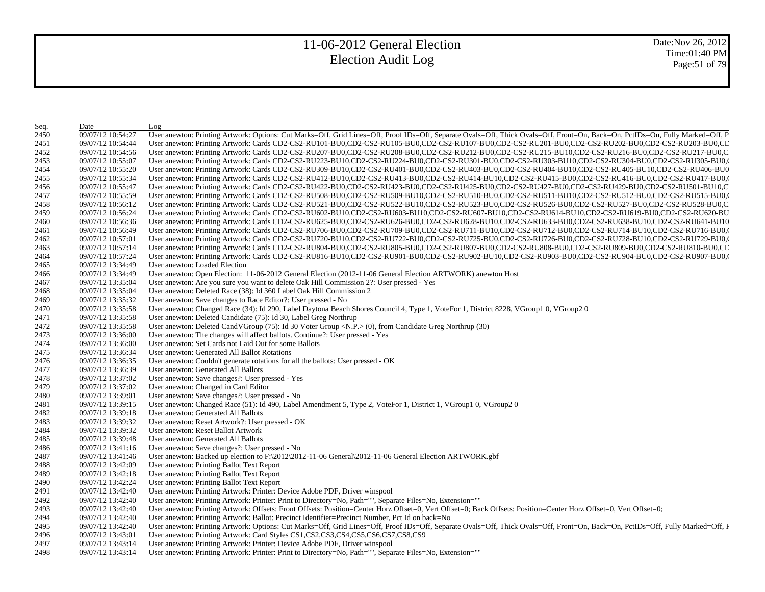# 11-06-2012 General Election
# Election Audit Log

Date:Nov 26, 2012
Time:01:40 PM

| Seq. | Date | Log |
|---|---|---|
| 2450 | 09/07/12 10:54:27 | User anewton: Printing Artwork: Options: Cut Marks=Off, Grid Lines=Off, Proof IDs=Off, Separate Ovals=Off, Thick Ovals=Off, Front=On, Back=On, PctIDs=On, Fully Marked=Off, P |
| 2451 | 09/07/12 10:54:44 | User anewton: Printing Artwork: Cards CD2-CS2-RU101-BU0,CD2-CS2-RU105-BU0,CD2-CS2-RU107-BU0,CD2-CS2-RU201-BU0,CD2-CS2-RU202-BU0,CD2-CS2-RU203-BU0,CD |
| 2452 | 09/07/12 10:54:56 | User anewton: Printing Artwork: Cards CD2-CS2-RU207-BU0,CD2-CS2-RU208-BU0,CD2-CS2-RU212-BU0,CD2-CS2-RU215-BU10,CD2-CS2-RU216-BU0,CD2-CS2-RU217-BU0,C |
| 2453 | 09/07/12 10:55:07 | User anewton: Printing Artwork: Cards CD2-CS2-RU223-BU10,CD2-CS2-RU224-BU0,CD2-CS2-RU301-BU0,CD2-CS2-RU303-BU10,CD2-CS2-RU304-BU0,CD2-CS2-RU305-BU0,( |
| 2454 | 09/07/12 10:55:20 | User anewton: Printing Artwork: Cards CD2-CS2-RU309-BU10,CD2-CS2-RU401-BU0,CD2-CS2-RU403-BU0,CD2-CS2-RU404-BU10,CD2-CS2-RU405-BU10,CD2-CS2-RU406-BU0 |
| 2455 | 09/07/12 10:55:34 | User anewton: Printing Artwork: Cards CD2-CS2-RU412-BU10,CD2-CS2-RU413-BU0,CD2-CS2-RU414-BU10,CD2-CS2-RU415-BU0,CD2-CS2-RU416-BU0,CD2-CS2-RU417-BU0,( |
| 2456 | 09/07/12 10:55:47 | User anewton: Printing Artwork: Cards CD2-CS2-RU422-BU0,CD2-CS2-RU423-BU0,CD2-CS2-RU425-BU0,CD2-CS2-RU427-BU0,CD2-CS2-RU429-BU0,CD2-CS2-RU501-BU10,C |
| 2457 | 09/07/12 10:55:59 | User anewton: Printing Artwork: Cards CD2-CS2-RU508-BU0,CD2-CS2-RU509-BU10,CD2-CS2-RU510-BU0,CD2-CS2-RU511-BU10,CD2-CS2-RU512-BU0,CD2-CS2-RU515-BU0,( |
| 2458 | 09/07/12 10:56:12 | User anewton: Printing Artwork: Cards CD2-CS2-RU521-BU0,CD2-CS2-RU522-BU10,CD2-CS2-RU523-BU0,CD2-CS2-RU526-BU0,CD2-CS2-RU527-BU0,CD2-CS2-RU528-BU0,C |
| 2459 | 09/07/12 10:56:24 | User anewton: Printing Artwork: Cards CD2-CS2-RU602-BU10,CD2-CS2-RU603-BU10,CD2-CS2-RU607-BU10,CD2-CS2-RU614-BU10,CD2-CS2-RU619-BU0,CD2-CS2-RU620-BU |
| 2460 | 09/07/12 10:56:36 | User anewton: Printing Artwork: Cards CD2-CS2-RU625-BU0,CD2-CS2-RU626-BU0,CD2-CS2-RU628-BU10,CD2-CS2-RU633-BU0,CD2-CS2-RU638-BU10,CD2-CS2-RU641-BU10 |
| 2461 | 09/07/12 10:56:49 | User anewton: Printing Artwork: Cards CD2-CS2-RU706-BU0,CD2-CS2-RU709-BU0,CD2-CS2-RU711-BU10,CD2-CS2-RU712-BU0,CD2-CS2-RU714-BU10,CD2-CS2-RU716-BU0,( |
| 2462 | 09/07/12 10:57:01 | User anewton: Printing Artwork: Cards CD2-CS2-RU720-BU10,CD2-CS2-RU722-BU0,CD2-CS2-RU725-BU0,CD2-CS2-RU726-BU0,CD2-CS2-RU728-BU10,CD2-CS2-RU729-BU0,( |
| 2463 | 09/07/12 10:57:14 | User anewton: Printing Artwork: Cards CD2-CS2-RU804-BU0,CD2-CS2-RU805-BU0,CD2-CS2-RU807-BU0,CD2-CS2-RU808-BU0,CD2-CS2-RU809-BU0,CD2-CS2-RU810-BU0,CD |
| 2464 | 09/07/12 10:57:24 | User anewton: Printing Artwork: Cards CD2-CS2-RU816-BU10,CD2-CS2-RU901-BU0,CD2-CS2-RU902-BU10,CD2-CS2-RU903-BU0,CD2-CS2-RU904-BU0,CD2-CS2-RU907-BU0,( |
| 2465 | 09/07/12 13:34:49 | User anewton: Loaded Election |
| 2466 | 09/07/12 13:34:49 | User anewton: Open Election: 11-06-2012 General Election (2012-11-06 General Election ARTWORK) anewton Host |
| 2467 | 09/07/12 13:35:04 | User anewton: Are you sure you want to delete Oak Hill Commission 2?: User pressed - Yes |
| 2468 | 09/07/12 13:35:04 | User anewton: Deleted Race (38): Id 360 Label Oak Hill Commission 2 |
| 2469 | 09/07/12 13:35:32 | User anewton: Save changes to Race Editor?: User pressed - No |
| 2470 | 09/07/12 13:35:58 | User anewton: Changed Race (34): Id 290, Label Daytona Beach Shores Council 4, Type 1, VoteFor 1, District 8228, VGroup1 0, VGroup2 0 |
| 2471 | 09/07/12 13:35:58 | User anewton: Deleted Candidate (75): Id 30, Label Greg Northrup |
| 2472 | 09/07/12 13:35:58 | User anewton: Deleted CandVGroup (75): Id 30 Voter Group <N.P.> (0), from Candidate Greg Northrup (30) |
| 2473 | 09/07/12 13:36:00 | User anewton: The changes will affect ballots. Continue?: User pressed - Yes |
| 2474 | 09/07/12 13:36:00 | User anewton: Set Cards not Laid Out for some Ballots |
| 2475 | 09/07/12 13:36:34 | User anewton: Generated All Ballot Rotations |
| 2476 | 09/07/12 13:36:35 | User anewton: Couldn't generate rotations for all the ballots: User pressed - OK |
| 2477 | 09/07/12 13:36:39 | User anewton: Generated All Ballots |
| 2478 | 09/07/12 13:37:02 | User anewton: Save changes?: User pressed - Yes |
| 2479 | 09/07/12 13:37:02 | User anewton: Changed in Card Editor |
| 2480 | 09/07/12 13:39:01 | User anewton: Save changes?: User pressed - No |
| 2481 | 09/07/12 13:39:15 | User anewton: Changed Race (51): Id 490, Label Amendment 5, Type 2, VoteFor 1, District 1, VGroup1 0, VGroup2 0 |
| 2482 | 09/07/12 13:39:18 | User anewton: Generated All Ballots |
| 2483 | 09/07/12 13:39:32 | User anewton: Reset Artwork?: User pressed - OK |
| 2484 | 09/07/12 13:39:32 | User anewton: Reset Ballot Artwork |
| 2485 | 09/07/12 13:39:48 | User anewton: Generated All Ballots |
| 2486 | 09/07/12 13:41:16 | User anewton: Save changes?: User pressed - No |
| 2487 | 09/07/12 13:41:46 | User anewton: Backed up election to F:\2012\2012-11-06 General\2012-11-06 General Election ARTWORK.gbf |
| 2488 | 09/07/12 13:42:09 | User anewton: Printing Ballot Text Report |
| 2489 | 09/07/12 13:42:18 | User anewton: Printing Ballot Text Report |
| 2490 | 09/07/12 13:42:24 | User anewton: Printing Ballot Text Report |
| 2491 | 09/07/12 13:42:40 | User anewton: Printing Artwork: Printer: Device Adobe PDF, Driver winspool |
| 2492 | 09/07/12 13:42:40 | User anewton: Printing Artwork: Printer: Print to Directory=No, Path="", Separate Files=No, Extension="" |
| 2493 | 09/07/12 13:42:40 | User anewton: Printing Artwork: Offsets: Front Offsets: Position=Center Horz Offset=0, Vert Offset=0; Back Offsets: Position=Center Horz Offset=0, Vert Offset=0; |
| 2494 | 09/07/12 13:42:40 | User anewton: Printing Artwork: Ballot: Precinct Identifier=Precinct Number, Pct Id on back=No |
| 2495 | 09/07/12 13:42:40 | User anewton: Printing Artwork: Options: Cut Marks=Off, Grid Lines=Off, Proof IDs=Off, Separate Ovals=Off, Thick Ovals=Off, Front=On, Back=On, PctIDs=Off, Fully Marked=Off, F |
| 2496 | 09/07/12 13:43:01 | User anewton: Printing Artwork: Card Styles CS1,CS2,CS3,CS4,CS5,CS6,CS7,CS8,CS9 |
| 2497 | 09/07/12 13:43:14 | User anewton: Printing Artwork: Printer: Device Adobe PDF, Driver winspool |
| 2498 | 09/07/12 13:43:14 | User anewton: Printing Artwork: Printer: Print to Directory=No, Path="", Separate Files=No, Extension="" |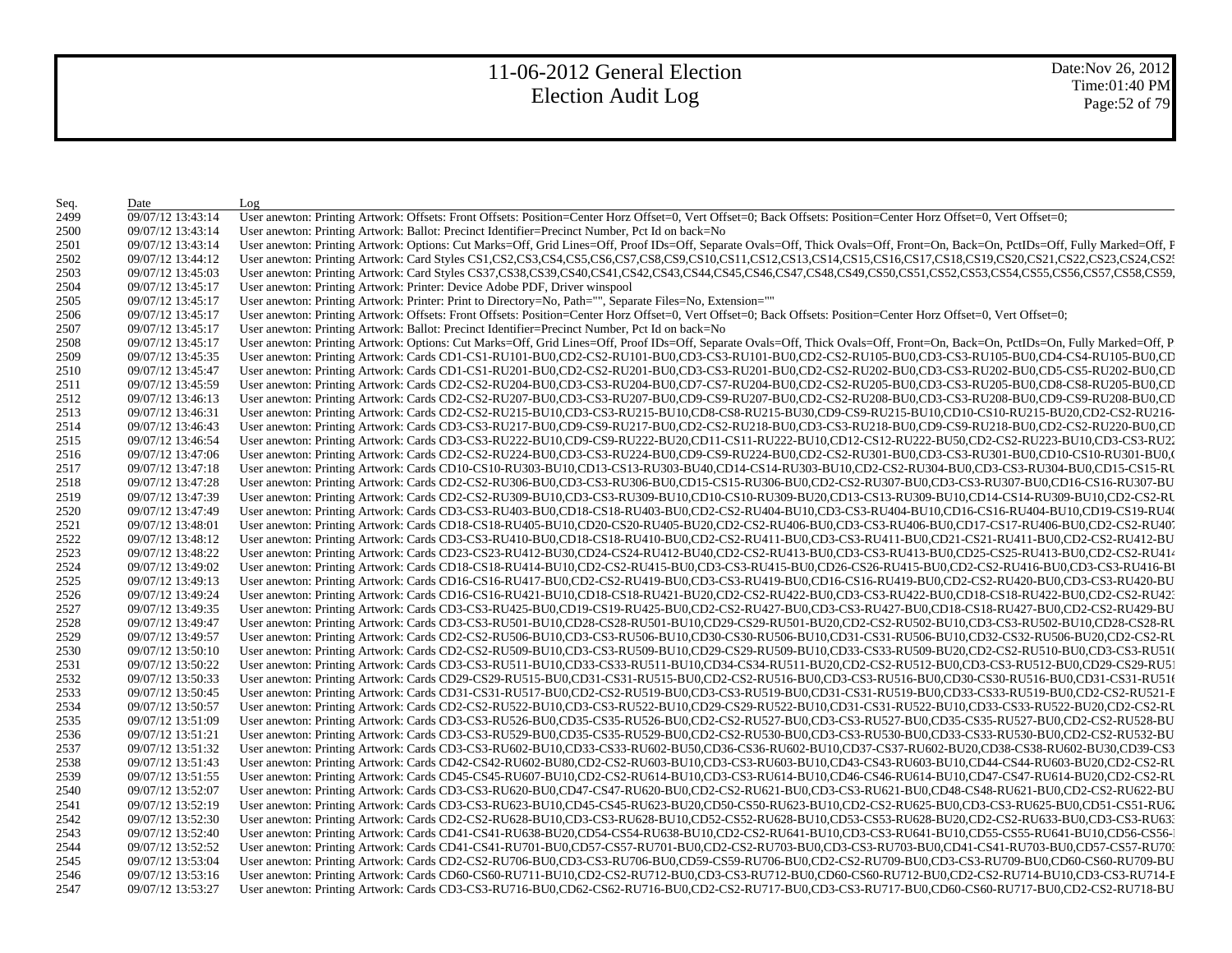# 11-06-2012 General Election
# Election Audit Log

Date:Nov 26, 2012
Time:01:40 PM

| Seq. | Date | Log |
|---|---|---|
| 2499 | 09/07/12 13:43:14 | User anewton: Printing Artwork: Offsets: Front Offsets: Position=Center Horz Offset=0, Vert Offset=0; Back Offsets: Position=Center Horz Offset=0, Vert Offset=0; |
| 2500 | 09/07/12 13:43:14 | User anewton: Printing Artwork: Ballot: Precinct Identifier=Precinct Number, Pct Id on back=No |
| 2501 | 09/07/12 13:43:14 | User anewton: Printing Artwork: Options: Cut Marks=Off, Grid Lines=Off, Proof IDs=Off, Separate Ovals=Off, Thick Ovals=Off, Front=On, Back=On, PctIDs=Off, Fully Marked=Off, F |
| 2502 | 09/07/12 13:44:12 | User anewton: Printing Artwork: Card Styles CS1,CS2,CS3,CS4,CS5,CS6,CS7,CS8,CS9,CS10,CS11,CS12,CS13,CS14,CS15,CS16,CS17,CS18,CS19,CS20,CS21,CS22,CS23,CS24,CS2 |
| 2503 | 09/07/12 13:45:03 | User anewton: Printing Artwork: Card Styles CS37,CS38,CS39,CS40,CS41,CS42,CS43,CS44,CS45,CS46,CS47,CS48,CS49,CS50,CS51,CS52,CS53,CS54,CS55,CS56,CS57,CS58,CS59, |
| 2504 | 09/07/12 13:45:17 | User anewton: Printing Artwork: Printer: Device Adobe PDF, Driver winspool |
| 2505 | 09/07/12 13:45:17 | User anewton: Printing Artwork: Printer: Print to Directory=No, Path="", Separate Files=No, Extension="" |
| 2506 | 09/07/12 13:45:17 | User anewton: Printing Artwork: Offsets: Front Offsets: Position=Center Horz Offset=0, Vert Offset=0; Back Offsets: Position=Center Horz Offset=0, Vert Offset=0; |
| 2507 | 09/07/12 13:45:17 | User anewton: Printing Artwork: Ballot: Precinct Identifier=Precinct Number, Pct Id on back=No |
| 2508 | 09/07/12 13:45:17 | User anewton: Printing Artwork: Options: Cut Marks=Off, Grid Lines=Off, Proof IDs=Off, Separate Ovals=Off, Thick Ovals=Off, Front=On, Back=On, PctIDs=On, Fully Marked=Off, P |
| 2509 | 09/07/12 13:45:35 | User anewton: Printing Artwork: Cards CD1-CS1-RU101-BU0,CD2-CS2-RU101-BU0,CD3-CS3-RU101-BU0,CD2-CS2-RU105-BU0,CD3-CS3-RU105-BU0,CD4-CS4-RU105-BU0,CD |
| 2510 | 09/07/12 13:45:47 | User anewton: Printing Artwork: Cards CD1-CS1-RU201-BU0,CD2-CS2-RU201-BU0,CD3-CS3-RU201-BU0,CD2-CS2-RU202-BU0,CD3-CS3-RU202-BU0,CD5-CS5-RU202-BU0,CD |
| 2511 | 09/07/12 13:45:59 | User anewton: Printing Artwork: Cards CD2-CS2-RU204-BU0,CD3-CS3-RU204-BU0,CD7-CS7-RU204-BU0,CD2-CS2-RU205-BU0,CD3-CS3-RU205-BU0,CD8-CS8-RU205-BU0,CD |
| 2512 | 09/07/12 13:46:13 | User anewton: Printing Artwork: Cards CD2-CS2-RU207-BU0,CD3-CS3-RU207-BU0,CD9-CS9-RU207-BU0,CD2-CS2-RU208-BU0,CD3-CS3-RU208-BU0,CD9-CS9-RU208-BU0,CD |
| 2513 | 09/07/12 13:46:31 | User anewton: Printing Artwork: Cards CD2-CS2-RU215-BU10,CD3-CS3-RU215-BU10,CD8-CS8-RU215-BU30,CD9-CS9-RU215-BU10,CD10-CS10-RU215-BU20,CD2-CS2-RU216- |
| 2514 | 09/07/12 13:46:43 | User anewton: Printing Artwork: Cards CD3-CS3-RU217-BU0,CD9-CS9-RU217-BU0,CD2-CS2-RU218-BU0,CD3-CS3-RU218-BU0,CD9-CS9-RU218-BU0,CD2-CS2-RU220-BU0,CD |
| 2515 | 09/07/12 13:46:54 | User anewton: Printing Artwork: Cards CD3-CS3-RU222-BU10,CD9-CS9-RU222-BU20,CD11-CS11-RU222-BU10,CD12-CS12-RU222-BU50,CD2-CS2-RU223-BU10,CD3-CS3-RU22 |
| 2516 | 09/07/12 13:47:06 | User anewton: Printing Artwork: Cards CD2-CS2-RU224-BU0,CD3-CS3-RU224-BU0,CD9-CS9-RU224-BU0,CD2-CS2-RU301-BU0,CD3-CS3-RU301-BU0,CD10-CS10-RU301-BU0,( |
| 2517 | 09/07/12 13:47:18 | User anewton: Printing Artwork: Cards CD10-CS10-RU303-BU10,CD13-CS13-RU303-BU40,CD14-CS14-RU303-BU10,CD2-CS2-RU304-BU0,CD3-CS3-RU304-BU0,CD15-CS15-RU |
| 2518 | 09/07/12 13:47:28 | User anewton: Printing Artwork: Cards CD2-CS2-RU306-BU0,CD3-CS3-RU306-BU0,CD15-CS15-RU306-BU0,CD2-CS2-RU307-BU0,CD3-CS3-RU307-BU0,CD16-CS16-RU307-BU |
| 2519 | 09/07/12 13:47:39 | User anewton: Printing Artwork: Cards CD2-CS2-RU309-BU10,CD3-CS3-RU309-BU10,CD10-CS10-RU309-BU20,CD13-CS13-RU309-BU10,CD14-CS14-RU309-BU10,CD2-CS2-RU |
| 2520 | 09/07/12 13:47:49 | User anewton: Printing Artwork: Cards CD3-CS3-RU403-BU0,CD18-CS18-RU403-BU0,CD2-CS2-RU404-BU10,CD3-CS3-RU404-BU10,CD16-CS16-RU404-BU10,CD19-CS19-RU4( |
| 2521 | 09/07/12 13:48:01 | User anewton: Printing Artwork: Cards CD18-CS18-RU405-BU10,CD20-CS20-RU405-BU20,CD2-CS2-RU406-BU0,CD3-CS3-RU406-BU0,CD17-CS17-RU406-BU0,CD2-CS2-RU407 |
| 2522 | 09/07/12 13:48:12 | User anewton: Printing Artwork: Cards CD3-CS3-RU410-BU0,CD18-CS18-RU410-BU0,CD2-CS2-RU411-BU0,CD3-CS3-RU411-BU0,CD21-CS21-RU411-BU0,CD2-CS2-RU412-BU |
| 2523 | 09/07/12 13:48:22 | User anewton: Printing Artwork: Cards CD23-CS23-RU412-BU30,CD24-CS24-RU412-BU40,CD2-CS2-RU413-BU0,CD3-CS3-RU413-BU0,CD25-CS25-RU413-BU0,CD2-CS2-RU41 |
| 2524 | 09/07/12 13:49:02 | User anewton: Printing Artwork: Cards CD18-CS18-RU414-BU10,CD2-CS2-RU415-BU0,CD3-CS3-RU415-BU0,CD26-CS26-RU415-BU0,CD2-CS2-RU416-BU0,CD3-CS3-RU416-BU |
| 2525 | 09/07/12 13:49:13 | User anewton: Printing Artwork: Cards CD16-CS16-RU417-BU0,CD2-CS2-RU419-BU0,CD3-CS3-RU419-BU0,CD16-CS16-RU419-BU0,CD2-CS2-RU420-BU0,CD3-CS3-RU420-BU |
| 2526 | 09/07/12 13:49:24 | User anewton: Printing Artwork: Cards CD16-CS16-RU421-BU10,CD18-CS18-RU421-BU20,CD2-CS2-RU422-BU0,CD3-CS3-RU422-BU0,CD18-CS18-RU422-BU0,CD2-CS2-RU42 |
| 2527 | 09/07/12 13:49:35 | User anewton: Printing Artwork: Cards CD3-CS3-RU425-BU0,CD19-CS19-RU425-BU0,CD2-CS2-RU427-BU0,CD3-CS3-RU427-BU0,CD18-CS18-RU427-BU0,CD2-CS2-RU429-BU |
| 2528 | 09/07/12 13:49:47 | User anewton: Printing Artwork: Cards CD3-CS3-RU501-BU10,CD28-CS28-RU501-BU10,CD29-CS29-RU501-BU20,CD2-CS2-RU502-BU10,CD3-CS3-RU502-BU10,CD28-CS28-RU |
| 2529 | 09/07/12 13:49:57 | User anewton: Printing Artwork: Cards CD2-CS2-RU506-BU10,CD3-CS3-RU506-BU10,CD30-CS30-RU506-BU10,CD31-CS31-RU506-BU10,CD32-CS32-RU506-BU20,CD2-CS2-RU |
| 2530 | 09/07/12 13:50:10 | User anewton: Printing Artwork: Cards CD2-CS2-RU509-BU10,CD3-CS3-RU509-BU10,CD29-CS29-RU509-BU10,CD33-CS33-RU509-BU20,CD2-CS2-RU510-BU0,CD3-CS3-RU51( |
| 2531 | 09/07/12 13:50:22 | User anewton: Printing Artwork: Cards CD3-CS3-RU511-BU10,CD33-CS33-RU511-BU10,CD34-CS34-RU511-BU20,CD2-CS2-RU512-BU0,CD3-CS3-RU512-BU0,CD29-CS29-RU51 |
| 2532 | 09/07/12 13:50:33 | User anewton: Printing Artwork: Cards CD29-CS29-RU515-BU0,CD31-CS31-RU515-BU0,CD2-CS2-RU516-BU0,CD3-CS3-RU516-BU0,CD30-CS30-RU516-BU0,CD31-CS31-RU51( |
| 2533 | 09/07/12 13:50:45 | User anewton: Printing Artwork: Cards CD31-CS31-RU517-BU0,CD2-CS2-RU519-BU0,CD3-CS3-RU519-BU0,CD31-CS31-RU519-BU0,CD33-CS33-RU519-BU0,CD2-CS2-RU521-E |
| 2534 | 09/07/12 13:50:57 | User anewton: Printing Artwork: Cards CD2-CS2-RU522-BU10,CD3-CS3-RU522-BU10,CD29-CS29-RU522-BU10,CD31-CS31-RU522-BU10,CD33-CS33-RU522-BU20,CD2-CS2-RU |
| 2535 | 09/07/12 13:51:09 | User anewton: Printing Artwork: Cards CD3-CS3-RU526-BU0,CD35-CS35-RU526-BU0,CD2-CS2-RU527-BU0,CD3-CS3-RU527-BU0,CD35-CS35-RU527-BU0,CD2-CS2-RU528-BU |
| 2536 | 09/07/12 13:51:21 | User anewton: Printing Artwork: Cards CD3-CS3-RU529-BU0,CD35-CS35-RU529-BU0,CD2-CS2-RU530-BU0,CD3-CS3-RU530-BU0,CD33-CS33-RU530-BU0,CD2-CS2-RU532-BU |
| 2537 | 09/07/12 13:51:32 | User anewton: Printing Artwork: Cards CD3-CS3-RU602-BU10,CD33-CS33-RU602-BU50,CD36-CS36-RU602-BU10,CD37-CS37-RU602-BU20,CD38-CS38-RU602-BU30,CD39-CS3 |
| 2538 | 09/07/12 13:51:43 | User anewton: Printing Artwork: Cards CD42-CS42-RU602-BU80,CD2-CS2-RU603-BU10,CD3-CS3-RU603-BU10,CD43-CS43-RU603-BU10,CD44-CS44-RU603-BU20,CD2-CS2-RU |
| 2539 | 09/07/12 13:51:55 | User anewton: Printing Artwork: Cards CD45-CS45-RU607-BU10,CD2-CS2-RU614-BU10,CD3-CS3-RU614-BU10,CD46-CS46-RU614-BU10,CD47-CS47-RU614-BU20,CD2-CS2-RU |
| 2540 | 09/07/12 13:52:07 | User anewton: Printing Artwork: Cards CD3-CS3-RU620-BU0,CD47-CS47-RU620-BU0,CD2-CS2-RU621-BU0,CD3-CS3-RU621-BU0,CD48-CS48-RU621-BU0,CD2-CS2-RU622-BU |
| 2541 | 09/07/12 13:52:19 | User anewton: Printing Artwork: Cards CD3-CS3-RU623-BU10,CD45-CS45-RU623-BU20,CD50-CS50-RU623-BU10,CD2-CS2-RU625-BU0,CD3-CS3-RU625-BU0,CD51-CS51-RU62 |
| 2542 | 09/07/12 13:52:30 | User anewton: Printing Artwork: Cards CD2-CS2-RU628-BU10,CD3-CS3-RU628-BU10,CD52-CS52-RU628-BU10,CD53-CS53-RU628-BU20,CD2-CS2-RU633-BU0,CD3-CS3-RU63 |
| 2543 | 09/07/12 13:52:40 | User anewton: Printing Artwork: Cards CD41-CS41-RU638-BU20,CD54-CS54-RU638-BU10,CD2-CS2-RU641-BU10,CD3-CS3-RU641-BU10,CD55-CS55-RU641-BU10,CD56-CS56-I |
| 2544 | 09/07/12 13:52:52 | User anewton: Printing Artwork: Cards CD41-CS41-RU701-BU0,CD57-CS57-RU701-BU0,CD2-CS2-RU703-BU0,CD3-CS3-RU703-BU0,CD41-CS41-RU703-BU0,CD57-CS57-RU70 |
| 2545 | 09/07/12 13:53:04 | User anewton: Printing Artwork: Cards CD2-CS2-RU706-BU0,CD3-CS3-RU706-BU0,CD59-CS59-RU706-BU0,CD2-CS2-RU709-BU0,CD3-CS3-RU709-BU0,CD60-CS60-RU709-BU |
| 2546 | 09/07/12 13:53:16 | User anewton: Printing Artwork: Cards CD60-CS60-RU711-BU10,CD2-CS2-RU712-BU0,CD3-CS3-RU712-BU0,CD60-CS60-RU712-BU0,CD2-CS2-RU714-BU10,CD3-CS3-RU714-E |
| 2547 | 09/07/12 13:53:27 | User anewton: Printing Artwork: Cards CD3-CS3-RU716-BU0,CD62-CS62-RU716-BU0,CD2-CS2-RU717-BU0,CD3-CS3-RU717-BU0,CD60-CS60-RU717-BU0,CD2-CS2-RU718-BU |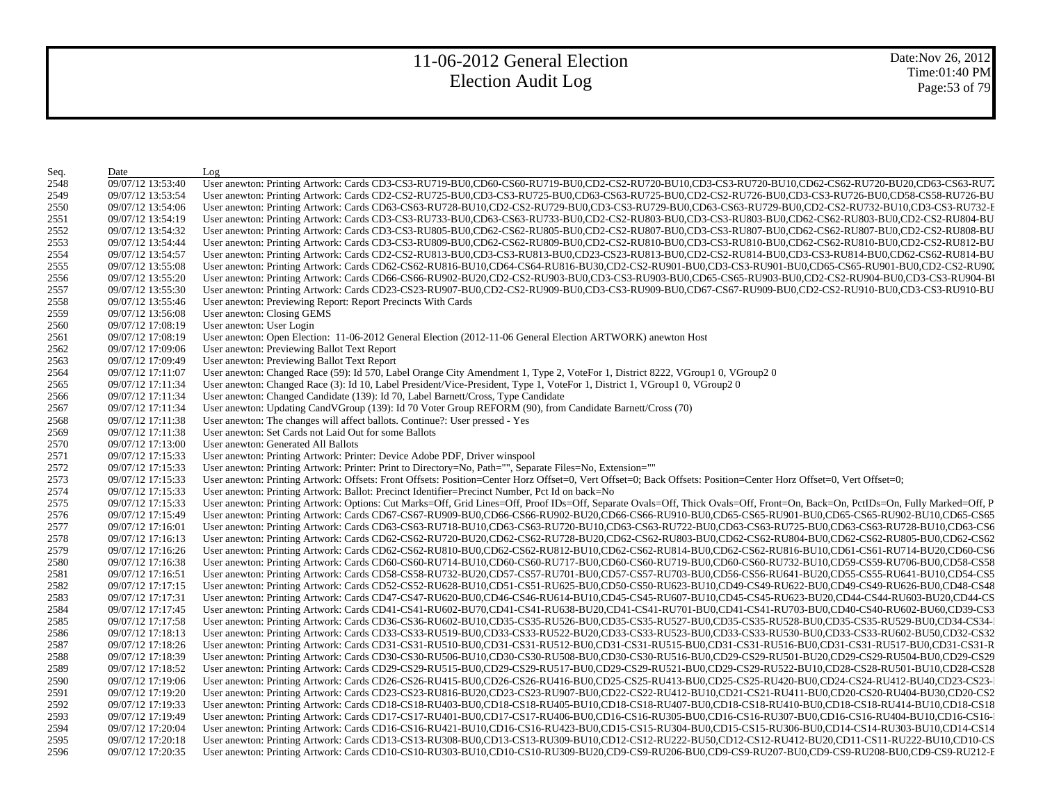# 11-06-2012 General Election
# Election Audit Log

Date:Nov 26, 2012
Time:01:40 PM

| Seq. | Date | Log |
|---|---|---|
| 2548 | 09/07/12 13:53:40 | User anewton: Printing Artwork: Cards CD3-CS3-RU719-BU0,CD60-CS60-RU719-BU0,CD2-CS2-RU720-BU10,CD3-CS3-RU720-BU10,CD62-CS62-RU720-BU20,CD63-CS63-RU72 |
| 2549 | 09/07/12 13:53:54 | User anewton: Printing Artwork: Cards CD2-CS2-RU725-BU0,CD3-CS3-RU725-BU0,CD63-CS63-RU725-BU0,CD2-CS2-RU726-BU0,CD3-CS3-RU726-BU0,CD58-CS58-RU726-BU |
| 2550 | 09/07/12 13:54:06 | User anewton: Printing Artwork: Cards CD63-CS63-RU728-BU10,CD2-CS2-RU729-BU0,CD3-CS3-RU729-BU0,CD63-CS63-RU729-BU0,CD2-CS2-RU732-BU10,CD3-CS3-RU732-E |
| 2551 | 09/07/12 13:54:19 | User anewton: Printing Artwork: Cards CD3-CS3-RU733-BU0,CD63-CS63-RU733-BU0,CD2-CS2-RU803-BU0,CD3-CS3-RU803-BU0,CD62-CS62-RU803-BU0,CD2-CS2-RU804-BU |
| 2552 | 09/07/12 13:54:32 | User anewton: Printing Artwork: Cards CD3-CS3-RU805-BU0,CD62-CS62-RU805-BU0,CD2-CS2-RU807-BU0,CD3-CS3-RU807-BU0,CD62-CS62-RU807-BU0,CD2-CS2-RU808-BU |
| 2553 | 09/07/12 13:54:44 | User anewton: Printing Artwork: Cards CD3-CS3-RU809-BU0,CD62-CS62-RU809-BU0,CD2-CS2-RU810-BU0,CD3-CS3-RU810-BU0,CD62-CS62-RU810-BU0,CD2-CS2-RU812-BU |
| 2554 | 09/07/12 13:54:57 | User anewton: Printing Artwork: Cards CD2-CS2-RU813-BU0,CD3-CS3-RU813-BU0,CD23-CS23-RU813-BU0,CD2-CS2-RU814-BU0,CD3-CS3-RU814-BU0,CD62-CS62-RU814-BU |
| 2555 | 09/07/12 13:55:08 | User anewton: Printing Artwork: Cards CD62-CS62-RU816-BU10,CD64-CS64-RU816-BU30,CD2-CS2-RU901-BU0,CD3-CS3-RU901-BU0,CD65-CS65-RU901-BU0,CD2-CS2-RU902 |
| 2556 | 09/07/12 13:55:20 | User anewton: Printing Artwork: Cards CD66-CS66-RU902-BU20,CD2-CS2-RU903-BU0,CD3-CS3-RU903-BU0,CD65-CS65-RU903-BU0,CD2-CS2-RU904-BU0,CD3-CS3-RU904-BU |
| 2557 | 09/07/12 13:55:30 | User anewton: Printing Artwork: Cards CD23-CS23-RU907-BU0,CD2-CS2-RU909-BU0,CD3-CS3-RU909-BU0,CD67-CS67-RU909-BU0,CD2-CS2-RU910-BU0,CD3-CS3-RU910-BU |
| 2558 | 09/07/12 13:55:46 | User anewton: Previewing Report: Report Precincts With Cards |
| 2559 | 09/07/12 13:56:08 | User anewton: Closing GEMS |
| 2560 | 09/07/12 17:08:19 | User anewton: User Login |
| 2561 | 09/07/12 17:08:19 | User anewton: Open Election: 11-06-2012 General Election (2012-11-06 General Election ARTWORK) anewton Host |
| 2562 | 09/07/12 17:09:06 | User anewton: Previewing Ballot Text Report |
| 2563 | 09/07/12 17:09:49 | User anewton: Previewing Ballot Text Report |
| 2564 | 09/07/12 17:11:07 | User anewton: Changed Race (59): Id 570, Label Orange City Amendment 1, Type 2, VoteFor 1, District 8222, VGroup1 0, VGroup2 0 |
| 2565 | 09/07/12 17:11:34 | User anewton: Changed Race (3): Id 10, Label President/Vice-President, Type 1, VoteFor 1, District 1, VGroup1 0, VGroup2 0 |
| 2566 | 09/07/12 17:11:34 | User anewton: Changed Candidate (139): Id 70, Label Barnett/Cross, Type Candidate |
| 2567 | 09/07/12 17:11:34 | User anewton: Updating CandVGroup (139): Id 70 Voter Group REFORM (90), from Candidate Barnett/Cross (70) |
| 2568 | 09/07/12 17:11:38 | User anewton: The changes will affect ballots. Continue?: User pressed - Yes |
| 2569 | 09/07/12 17:11:38 | User anewton: Set Cards not Laid Out for some Ballots |
| 2570 | 09/07/12 17:13:00 | User anewton: Generated All Ballots |
| 2571 | 09/07/12 17:15:33 | User anewton: Printing Artwork: Printer: Device Adobe PDF, Driver winspool |
| 2572 | 09/07/12 17:15:33 | User anewton: Printing Artwork: Printer: Print to Directory=No, Path="", Separate Files=No, Extension="" |
| 2573 | 09/07/12 17:15:33 | User anewton: Printing Artwork: Offsets: Front Offsets: Position=Center Horz Offset=0, Vert Offset=0; Back Offsets: Position=Center Horz Offset=0, Vert Offset=0; |
| 2574 | 09/07/12 17:15:33 | User anewton: Printing Artwork: Ballot: Precinct Identifier=Precinct Number, Pct Id on back=No |
| 2575 | 09/07/12 17:15:33 | User anewton: Printing Artwork: Options: Cut Marks=Off, Grid Lines=Off, Proof IDs=Off, Separate Ovals=Off, Thick Ovals=Off, Front=On, Back=On, PctIDs=On, Fully Marked=Off, P |
| 2576 | 09/07/12 17:15:49 | User anewton: Printing Artwork: Cards CD67-CS67-RU909-BU0,CD66-CS66-RU902-BU20,CD66-CS66-RU910-BU0,CD65-CS65-RU901-BU0,CD65-CS65-RU902-BU10,CD65-CS65 |
| 2577 | 09/07/12 17:16:01 | User anewton: Printing Artwork: Cards CD63-CS63-RU718-BU10,CD63-CS63-RU720-BU10,CD63-CS63-RU722-BU0,CD63-CS63-RU725-BU0,CD63-CS63-RU728-BU10,CD63-CS6 |
| 2578 | 09/07/12 17:16:13 | User anewton: Printing Artwork: Cards CD62-CS62-RU720-BU20,CD62-CS62-RU728-BU20,CD62-CS62-RU803-BU0,CD62-CS62-RU804-BU0,CD62-CS62-RU805-BU0,CD62-CS62 |
| 2579 | 09/07/12 17:16:26 | User anewton: Printing Artwork: Cards CD62-CS62-RU810-BU0,CD62-CS62-RU812-BU10,CD62-CS62-RU814-BU0,CD62-CS62-RU816-BU10,CD61-CS61-RU714-BU20,CD60-CS6 |
| 2580 | 09/07/12 17:16:38 | User anewton: Printing Artwork: Cards CD60-CS60-RU714-BU10,CD60-CS60-RU717-BU0,CD60-CS60-RU719-BU0,CD60-CS60-RU732-BU10,CD59-CS59-RU706-BU0,CD58-CS58 |
| 2581 | 09/07/12 17:16:51 | User anewton: Printing Artwork: Cards CD58-CS58-RU732-BU20,CD57-CS57-RU701-BU0,CD57-CS57-RU703-BU0,CD56-CS56-RU641-BU20,CD55-CS55-RU641-BU10,CD54-CS5 |
| 2582 | 09/07/12 17:17:15 | User anewton: Printing Artwork: Cards CD52-CS52-RU628-BU10,CD51-CS51-RU625-BU0,CD50-CS50-RU623-BU10,CD49-CS49-RU622-BU0,CD49-CS49-RU626-BU0,CD48-CS48 |
| 2583 | 09/07/12 17:17:31 | User anewton: Printing Artwork: Cards CD47-CS47-RU628-BU0,CD46-CS46-RU614-BU10,CD45-CS45-RU607-BU10,CD45-CS45-RU623-BU20,CD44-CS44-RU603-BU20,CD44-CS |
| 2584 | 09/07/12 17:17:45 | User anewton: Printing Artwork: Cards CD41-CS41-RU602-BU70,CD41-CS41-RU638-BU20,CD41-CS41-RU701-BU0,CD41-CS41-RU703-BU0,CD40-CS40-RU602-BU60,CD39-CS3 |
| 2585 | 09/07/12 17:17:58 | User anewton: Printing Artwork: Cards CD36-CS36-RU602-BU10,CD35-CS35-RU526-BU0,CD35-CS35-RU527-BU0,CD35-CS35-RU528-BU0,CD35-CS35-RU529-BU0,CD34-CS34-I |
| 2586 | 09/07/12 17:18:13 | User anewton: Printing Artwork: Cards CD33-CS33-RU519-BU0,CD33-CS33-RU522-BU20,CD33-CS33-RU523-BU0,CD33-CS33-RU530-BU0,CD33-CS33-RU602-BU50,CD32-CS32 |
| 2587 | 09/07/12 17:18:26 | User anewton: Printing Artwork: Cards CD31-CS31-RU510-BU0,CD31-CS31-RU512-BU0,CD31-CS31-RU515-BU0,CD31-CS31-RU516-BU0,CD31-CS31-RU517-BU0,CD31-CS31-R |
| 2588 | 09/07/12 17:18:39 | User anewton: Printing Artwork: Cards CD30-CS30-RU506-BU10,CD30-CS30-RU508-BU0,CD30-CS30-RU516-BU0,CD29-CS29-RU501-BU20,CD29-CS29-RU504-BU0,CD29-CS29 |
| 2589 | 09/07/12 17:18:52 | User anewton: Printing Artwork: Cards CD29-CS29-RU515-BU0,CD29-CS29-RU517-BU0,CD29-CS29-RU521-BU0,CD29-CS29-RU522-BU10,CD28-CS28-RU501-BU10,CD28-CS28 |
| 2590 | 09/07/12 17:19:06 | User anewton: Printing Artwork: Cards CD26-CS26-RU415-BU0,CD26-CS26-RU416-BU0,CD25-CS25-RU413-BU0,CD25-CS25-RU420-BU0,CD24-CS24-RU412-BU40,CD23-CS23-I |
| 2591 | 09/07/12 17:19:20 | User anewton: Printing Artwork: Cards CD23-CS23-RU816-BU20,CD23-CS23-RU907-BU0,CD22-CS22-RU412-BU10,CD21-CS21-RU411-BU0,CD20-CS20-RU404-BU30,CD20-CS2 |
| 2592 | 09/07/12 17:19:33 | User anewton: Printing Artwork: Cards CD18-CS18-RU403-BU0,CD18-CS18-RU405-BU10,CD18-CS18-RU407-BU0,CD18-CS18-RU410-BU0,CD18-CS18-RU414-BU10,CD18-CS18 |
| 2593 | 09/07/12 17:19:49 | User anewton: Printing Artwork: Cards CD17-CS17-RU401-BU0,CD17-CS17-RU406-BU0,CD16-CS16-RU305-BU0,CD16-CS16-RU307-BU0,CD16-CS16-RU404-BU10,CD16-CS16-I |
| 2594 | 09/07/12 17:20:04 | User anewton: Printing Artwork: Cards CD16-CS16-RU421-BU10,CD16-CS16-RU423-BU0,CD15-CS15-RU304-BU0,CD15-CS15-RU306-BU0,CD14-CS14-RU303-BU10,CD14-CS14 |
| 2595 | 09/07/12 17:20:18 | User anewton: Printing Artwork: Cards CD13-CS13-RU308-BU0,CD13-CS13-RU309-BU10,CD12-CS12-RU222-BU50,CD12-CS12-RU412-BU20,CD11-CS11-RU222-BU10,CD10-CS |
| 2596 | 09/07/12 17:20:35 | User anewton: Printing Artwork: Cards CD10-CS10-RU303-BU10,CD10-CS10-RU309-BU20,CD9-CS9-RU206-BU0,CD9-CS9-RU207-BU0,CD9-CS9-RU208-BU0,CD9-CS9-RU212-E |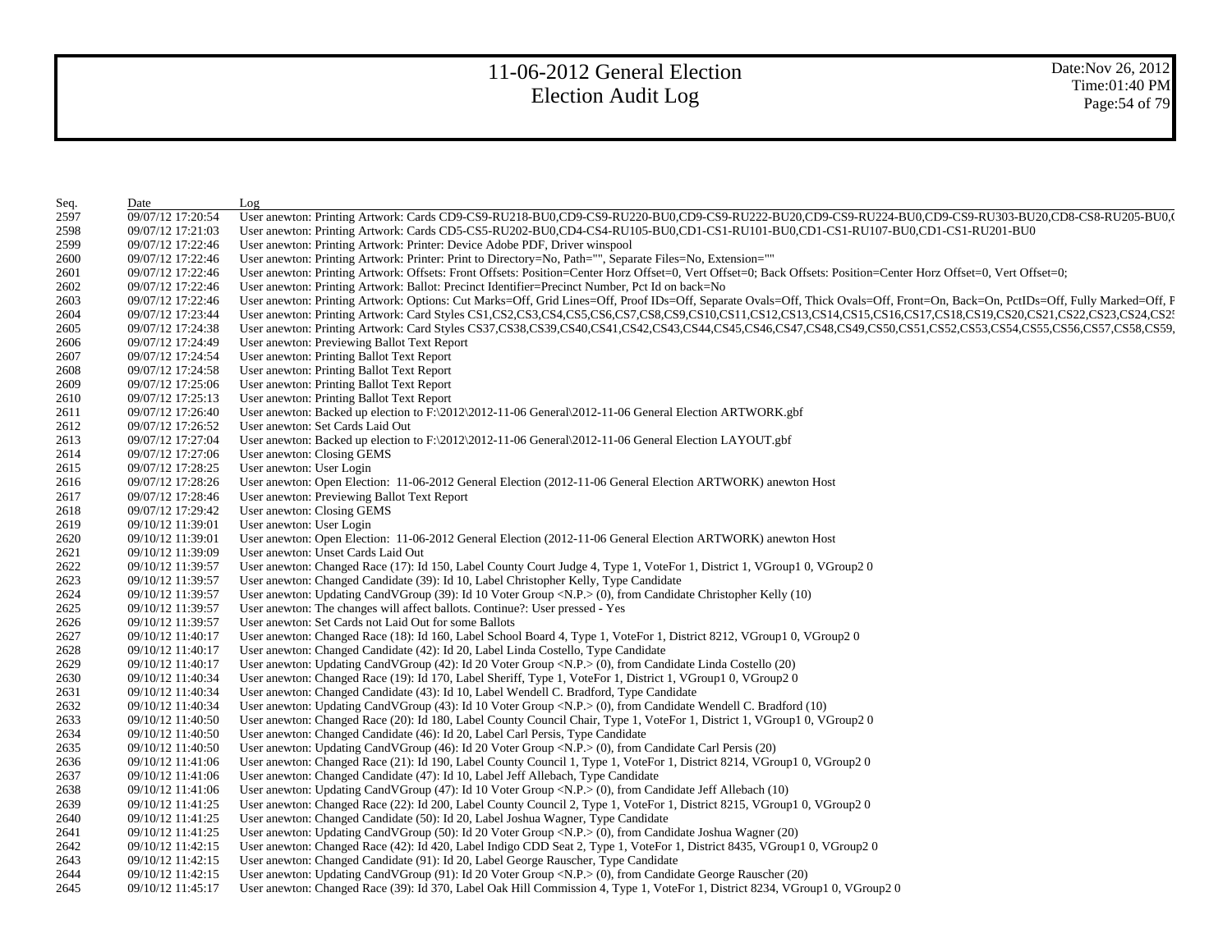# 11-06-2012 General Election
# Election Audit Log

Date:Nov 26, 2012
Time:01:40 PM

| Seq. | Date | Log |
|---|---|---|
| 2597 | 09/07/12 17:20:54 | User anewton: Printing Artwork: Cards CD9-CS9-RU218-BU0,CD9-CS9-RU220-BU0,CD9-CS9-RU222-BU20,CD9-CS9-RU224-BU0,CD9-CS9-RU303-BU20,CD8-CS8-RU205-BU0,( |
| 2598 | 09/07/12 17:21:03 | User anewton: Printing Artwork: Cards CD5-CS5-RU202-BU0,CD4-CS4-RU105-BU0,CD1-CS1-RU101-BU0,CD1-CS1-RU107-BU0,CD1-CS1-RU201-BU0 |
| 2599 | 09/07/12 17:22:46 | User anewton: Printing Artwork: Printer: Device Adobe PDF, Driver winspool |
| 2600 | 09/07/12 17:22:46 | User anewton: Printing Artwork: Printer: Print to Directory=No, Path="", Separate Files=No, Extension="" |
| 2601 | 09/07/12 17:22:46 | User anewton: Printing Artwork: Offsets: Front Offsets: Position=Center Horz Offset=0, Vert Offset=0; Back Offsets: Position=Center Horz Offset=0, Vert Offset=0; |
| 2602 | 09/07/12 17:22:46 | User anewton: Printing Artwork: Ballot: Precinct Identifier=Precinct Number, Pct Id on back=No |
| 2603 | 09/07/12 17:22:46 | User anewton: Printing Artwork: Options: Cut Marks=Off, Grid Lines=Off, Proof IDs=Off, Separate Ovals=Off, Thick Ovals=Off, Front=On, Back=On, PctIDs=Off, Fully Marked=Off, F |
| 2604 | 09/07/12 17:23:44 | User anewton: Printing Artwork: Card Styles CS1,CS2,CS3,CS4,CS5,CS6,CS7,CS8,CS9,CS10,CS11,CS12,CS13,CS14,CS15,CS16,CS17,CS18,CS19,CS20,CS21,CS22,CS23,CS24,CS2 |
| 2605 | 09/07/12 17:24:38 | User anewton: Printing Artwork: Card Styles CS37,CS38,CS39,CS40,CS41,CS42,CS43,CS44,CS45,CS46,CS47,CS48,CS49,CS50,CS51,CS52,CS53,CS54,CS55,CS56,CS57,CS58,CS59, |
| 2606 | 09/07/12 17:24:49 | User anewton: Previewing Ballot Text Report |
| 2607 | 09/07/12 17:24:54 | User anewton: Printing Ballot Text Report |
| 2608 | 09/07/12 17:24:58 | User anewton: Printing Ballot Text Report |
| 2609 | 09/07/12 17:25:06 | User anewton: Printing Ballot Text Report |
| 2610 | 09/07/12 17:25:13 | User anewton: Printing Ballot Text Report |
| 2611 | 09/07/12 17:26:40 | User anewton: Backed up election to F:\2012\2012-11-06 General\2012-11-06 General Election ARTWORK.gbf |
| 2612 | 09/07/12 17:26:52 | User anewton: Set Cards Laid Out |
| 2613 | 09/07/12 17:27:04 | User anewton: Backed up election to F:\2012\2012-11-06 General\2012-11-06 General Election LAYOUT.gbf |
| 2614 | 09/07/12 17:27:06 | User anewton: Closing GEMS |
| 2615 | 09/07/12 17:28:25 | User anewton: User Login |
| 2616 | 09/07/12 17:28:26 | User anewton: Open Election: 11-06-2012 General Election (2012-11-06 General Election ARTWORK) anewton Host |
| 2617 | 09/07/12 17:28:46 | User anewton: Previewing Ballot Text Report |
| 2618 | 09/07/12 17:29:42 | User anewton: Closing GEMS |
| 2619 | 09/10/12 11:39:01 | User anewton: User Login |
| 2620 | 09/10/12 11:39:01 | User anewton: Open Election: 11-06-2012 General Election (2012-11-06 General Election ARTWORK) anewton Host |
| 2621 | 09/10/12 11:39:09 | User anewton: Unset Cards Laid Out |
| 2622 | 09/10/12 11:39:57 | User anewton: Changed Race (17): Id 150, Label County Court Judge 4, Type 1, VoteFor 1, District 1, VGroup1 0, VGroup2 0 |
| 2623 | 09/10/12 11:39:57 | User anewton: Changed Candidate (39): Id 10, Label Christopher Kelly, Type Candidate |
| 2624 | 09/10/12 11:39:57 | User anewton: Updating CandVGroup (39): Id 10 Voter Group <N.P.> (0), from Candidate Christopher Kelly (10) |
| 2625 | 09/10/12 11:39:57 | User anewton: The changes will affect ballots. Continue?: User pressed - Yes |
| 2626 | 09/10/12 11:39:57 | User anewton: Set Cards not Laid Out for some Ballots |
| 2627 | 09/10/12 11:40:17 | User anewton: Changed Race (18): Id 160, Label School Board 4, Type 1, VoteFor 1, District 8212, VGroup1 0, VGroup2 0 |
| 2628 | 09/10/12 11:40:17 | User anewton: Changed Candidate (42): Id 20, Label Linda Costello, Type Candidate |
| 2629 | 09/10/12 11:40:17 | User anewton: Updating CandVGroup (42): Id 20 Voter Group <N.P.> (0), from Candidate Linda Costello (20) |
| 2630 | 09/10/12 11:40:34 | User anewton: Changed Race (19): Id 170, Label Sheriff, Type 1, VoteFor 1, District 1, VGroup1 0, VGroup2 0 |
| 2631 | 09/10/12 11:40:34 | User anewton: Changed Candidate (43): Id 10, Label Wendell C. Bradford, Type Candidate |
| 2632 | 09/10/12 11:40:34 | User anewton: Updating CandVGroup (43): Id 10 Voter Group <N.P.> (0), from Candidate Wendell C. Bradford (10) |
| 2633 | 09/10/12 11:40:50 | User anewton: Changed Race (20): Id 180, Label County Council Chair, Type 1, VoteFor 1, District 1, VGroup1 0, VGroup2 0 |
| 2634 | 09/10/12 11:40:50 | User anewton: Changed Candidate (46): Id 20, Label Carl Persis, Type Candidate |
| 2635 | 09/10/12 11:40:50 | User anewton: Updating CandVGroup (46): Id 20 Voter Group <N.P.> (0), from Candidate Carl Persis (20) |
| 2636 | 09/10/12 11:41:06 | User anewton: Changed Race (21): Id 190, Label County Council 1, Type 1, VoteFor 1, District 8214, VGroup1 0, VGroup2 0 |
| 2637 | 09/10/12 11:41:06 | User anewton: Changed Candidate (47): Id 10, Label Jeff Allebach, Type Candidate |
| 2638 | 09/10/12 11:41:06 | User anewton: Updating CandVGroup (47): Id 10 Voter Group <N.P.> (0), from Candidate Jeff Allebach (10) |
| 2639 | 09/10/12 11:41:25 | User anewton: Changed Race (22): Id 200, Label County Council 2, Type 1, VoteFor 1, District 8215, VGroup1 0, VGroup2 0 |
| 2640 | 09/10/12 11:41:25 | User anewton: Changed Candidate (50): Id 20, Label Joshua Wagner, Type Candidate |
| 2641 | 09/10/12 11:41:25 | User anewton: Updating CandVGroup (50): Id 20 Voter Group <N.P.> (0), from Candidate Joshua Wagner (20) |
| 2642 | 09/10/12 11:42:15 | User anewton: Changed Race (42): Id 420, Label Indigo CDD Seat 2, Type 1, VoteFor 1, District 8435, VGroup1 0, VGroup2 0 |
| 2643 | 09/10/12 11:42:15 | User anewton: Changed Candidate (91): Id 20, Label George Rauscher, Type Candidate |
| 2644 | 09/10/12 11:42:15 | User anewton: Updating CandVGroup (91): Id 20 Voter Group <N.P.> (0), from Candidate George Rauscher (20) |
| 2645 | 09/10/12 11:45:17 | User anewton: Changed Race (39): Id 370, Label Oak Hill Commission 4, Type 1, VoteFor 1, District 8234, VGroup1 0, VGroup2 0 |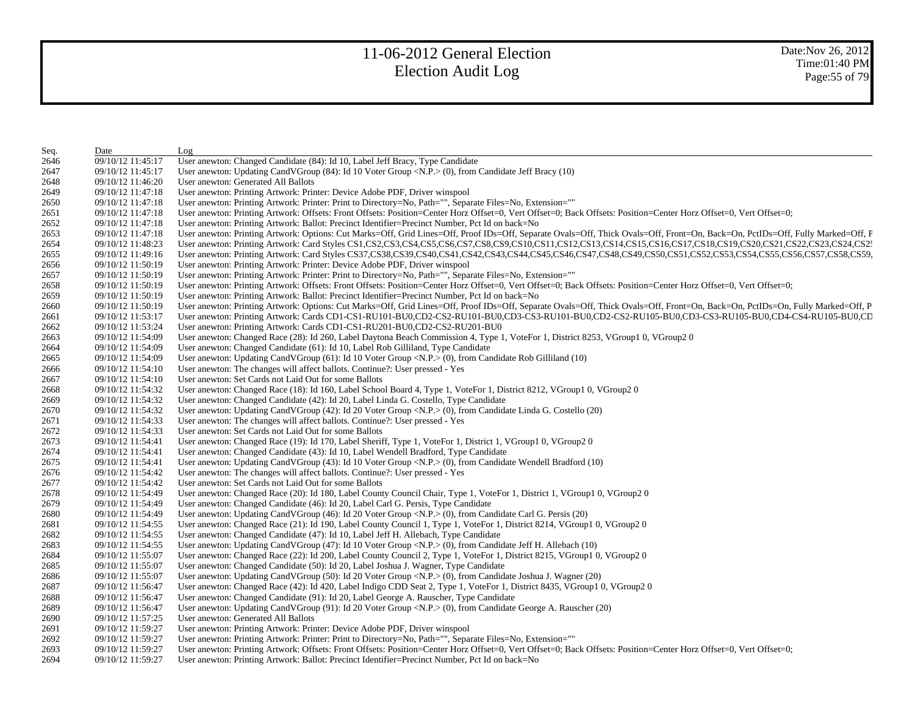| Seq. | Date | Log |
|---|---|---|
| 2646 | 09/10/12 11:45:17 | User anewton: Changed Candidate (84): Id 10, Label Jeff Bracy, Type Candidate |
| 2647 | 09/10/12 11:45:17 | User anewton: Updating CandVGroup (84): Id 10 Voter Group <N.P.> (0), from Candidate Jeff Bracy (10) |
| 2648 | 09/10/12 11:46:20 | User anewton: Generated All Ballots |
| 2649 | 09/10/12 11:47:18 | User anewton: Printing Artwork: Printer: Device Adobe PDF, Driver winspool |
| 2650 | 09/10/12 11:47:18 | User anewton: Printing Artwork: Printer: Print to Directory=No, Path="", Separate Files=No, Extension="" |
| 2651 | 09/10/12 11:47:18 | User anewton: Printing Artwork: Offsets: Front Offsets: Position=Center Horz Offset=0, Vert Offset=0; Back Offsets: Position=Center Horz Offset=0, Vert Offset=0; |
| 2652 | 09/10/12 11:47:18 | User anewton: Printing Artwork: Ballot: Precinct Identifier=Precinct Number, Pct Id on back=No |
| 2653 | 09/10/12 11:47:18 | User anewton: Printing Artwork: Options: Cut Marks=Off, Grid Lines=Off, Proof IDs=Off, Separate Ovals=Off, Thick Ovals=Off, Front=On, Back=On, PctIDs=Off, Fully Marked=Off, P |
| 2654 | 09/10/12 11:48:23 | User anewton: Printing Artwork: Card Styles CS1,CS2,CS3,CS4,CS5,CS6,CS7,CS8,CS9,CS10,CS11,CS12,CS13,CS14,CS15,CS16,CS17,CS18,CS19,CS20,CS21,CS22,CS23,CS24,CS2 |
| 2655 | 09/10/12 11:49:16 | User anewton: Printing Artwork: Card Styles CS37,CS38,CS39,CS40,CS41,CS42,CS43,CS44,CS45,CS46,CS47,CS48,CS49,CS50,CS51,CS52,CS53,CS54,CS55,CS56,CS57,CS58,CS59, |
| 2656 | 09/10/12 11:50:19 | User anewton: Printing Artwork: Printer: Device Adobe PDF, Driver winspool |
| 2657 | 09/10/12 11:50:19 | User anewton: Printing Artwork: Printer: Print to Directory=No, Path="", Separate Files=No, Extension="" |
| 2658 | 09/10/12 11:50:19 | User anewton: Printing Artwork: Offsets: Front Offsets: Position=Center Horz Offset=0, Vert Offset=0; Back Offsets: Position=Center Horz Offset=0, Vert Offset=0; |
| 2659 | 09/10/12 11:50:19 | User anewton: Printing Artwork: Ballot: Precinct Identifier=Precinct Number, Pct Id on back=No |
| 2660 | 09/10/12 11:50:19 | User anewton: Printing Artwork: Options: Cut Marks=Off, Grid Lines=Off, Proof IDs=Off, Separate Ovals=Off, Thick Ovals=Off, Front=On, Back=On, PctIDs=On, Fully Marked=Off, P |
| 2661 | 09/10/12 11:53:17 | User anewton: Printing Artwork: Cards CD1-CS1-RU101-BU0,CD2-CS2-RU101-BU0,CD3-CS3-RU101-BU0,CD2-CS2-RU105-BU0,CD3-CS3-RU105-BU0,CD4-CS4-RU105-BU0,CD |
| 2662 | 09/10/12 11:53:24 | User anewton: Printing Artwork: Cards CD1-CS1-RU201-BU0,CD2-CS2-RU201-BU0 |
| 2663 | 09/10/12 11:54:09 | User anewton: Changed Race (28): Id 260, Label Daytona Beach Commission 4, Type 1, VoteFor 1, District 8253, VGroup1 0, VGroup2 0 |
| 2664 | 09/10/12 11:54:09 | User anewton: Changed Candidate (61): Id 10, Label Rob Gilliland, Type Candidate |
| 2665 | 09/10/12 11:54:09 | User anewton: Updating CandVGroup (61): Id 10 Voter Group <N.P.> (0), from Candidate Rob Gilliland (10) |
| 2666 | 09/10/12 11:54:10 | User anewton: The changes will affect ballots. Continue?: User pressed - Yes |
| 2667 | 09/10/12 11:54:10 | User anewton: Set Cards not Laid Out for some Ballots |
| 2668 | 09/10/12 11:54:32 | User anewton: Changed Race (18): Id 160, Label School Board 4, Type 1, VoteFor 1, District 8212, VGroup1 0, VGroup2 0 |
| 2669 | 09/10/12 11:54:32 | User anewton: Changed Candidate (42): Id 20, Label Linda G. Costello, Type Candidate |
| 2670 | 09/10/12 11:54:32 | User anewton: Updating CandVGroup (42): Id 20 Voter Group <N.P.> (0), from Candidate Linda G. Costello (20) |
| 2671 | 09/10/12 11:54:33 | User anewton: The changes will affect ballots. Continue?: User pressed - Yes |
| 2672 | 09/10/12 11:54:33 | User anewton: Set Cards not Laid Out for some Ballots |
| 2673 | 09/10/12 11:54:41 | User anewton: Changed Race (19): Id 170, Label Sheriff, Type 1, VoteFor 1, District 1, VGroup1 0, VGroup2 0 |
| 2674 | 09/10/12 11:54:41 | User anewton: Changed Candidate (43): Id 10, Label Wendell Bradford, Type Candidate |
| 2675 | 09/10/12 11:54:41 | User anewton: Updating CandVGroup (43): Id 10 Voter Group <N.P.> (0), from Candidate Wendell Bradford (10) |
| 2676 | 09/10/12 11:54:42 | User anewton: The changes will affect ballots. Continue?: User pressed - Yes |
| 2677 | 09/10/12 11:54:42 | User anewton: Set Cards not Laid Out for some Ballots |
| 2678 | 09/10/12 11:54:49 | User anewton: Changed Race (20): Id 180, Label County Council Chair, Type 1, VoteFor 1, District 1, VGroup1 0, VGroup2 0 |
| 2679 | 09/10/12 11:54:49 | User anewton: Changed Candidate (46): Id 20, Label Carl G. Persis, Type Candidate |
| 2680 | 09/10/12 11:54:49 | User anewton: Updating CandVGroup (46): Id 20 Voter Group <N.P.> (0), from Candidate Carl G. Persis (20) |
| 2681 | 09/10/12 11:54:55 | User anewton: Changed Race (21): Id 190, Label County Council 1, Type 1, VoteFor 1, District 8214, VGroup1 0, VGroup2 0 |
| 2682 | 09/10/12 11:54:55 | User anewton: Changed Candidate (47): Id 10, Label Jeff H. Allebach, Type Candidate |
| 2683 | 09/10/12 11:54:55 | User anewton: Updating CandVGroup (47): Id 10 Voter Group <N.P.> (0), from Candidate Jeff H. Allebach (10) |
| 2684 | 09/10/12 11:55:07 | User anewton: Changed Race (22): Id 200, Label County Council 2, Type 1, VoteFor 1, District 8215, VGroup1 0, VGroup2 0 |
| 2685 | 09/10/12 11:55:07 | User anewton: Changed Candidate (50): Id 20, Label Joshua J. Wagner, Type Candidate |
| 2686 | 09/10/12 11:55:07 | User anewton: Updating CandVGroup (50): Id 20 Voter Group <N.P.> (0), from Candidate Joshua J. Wagner (20) |
| 2687 | 09/10/12 11:56:47 | User anewton: Changed Race (42): Id 420, Label Indigo CDD Seat 2, Type 1, VoteFor 1, District 8435, VGroup1 0, VGroup2 0 |
| 2688 | 09/10/12 11:56:47 | User anewton: Changed Candidate (91): Id 20, Label George A. Rauscher, Type Candidate |
| 2689 | 09/10/12 11:56:47 | User anewton: Updating CandVGroup (91): Id 20 Voter Group <N.P.> (0), from Candidate George A. Rauscher (20) |
| 2690 | 09/10/12 11:57:25 | User anewton: Generated All Ballots |
| 2691 | 09/10/12 11:59:27 | User anewton: Printing Artwork: Printer: Device Adobe PDF, Driver winspool |
| 2692 | 09/10/12 11:59:27 | User anewton: Printing Artwork: Printer: Print to Directory=No, Path="", Separate Files=No, Extension="" |
| 2693 | 09/10/12 11:59:27 | User anewton: Printing Artwork: Offsets: Front Offsets: Position=Center Horz Offset=0, Vert Offset=0; Back Offsets: Position=Center Horz Offset=0, Vert Offset=0; |
| 2694 | 09/10/12 11:59:27 | User anewton: Printing Artwork: Ballot: Precinct Identifier=Precinct Number, Pct Id on back=No |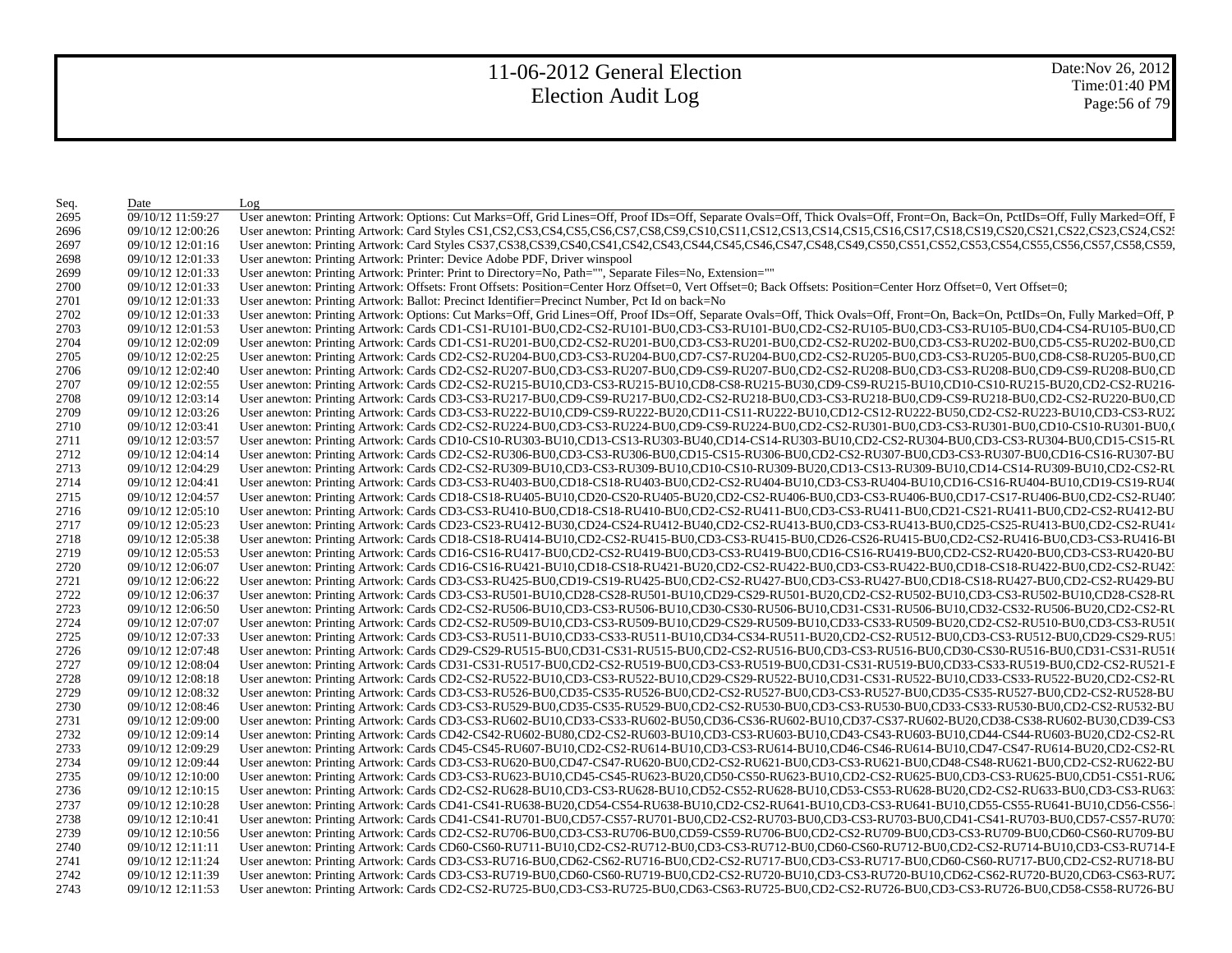# 11-06-2012 General Election
## Election Audit Log

Date:Nov 26, 2012
Time:01:40 PM

| Seq. | Date | Log |
|---|---|---|
| 2695 | 09/10/12 11:59:27 | User anewton: Printing Artwork: Options: Cut Marks=Off, Grid Lines=Off, Proof IDs=Off, Separate Ovals=Off, Thick Ovals=Off, Front=On, Back=On, PctIDs=Off, Fully Marked=Off, F |
| 2696 | 09/10/12 12:00:26 | User anewton: Printing Artwork: Card Styles CS1,CS2,CS3,CS4,CS5,CS6,CS7,CS8,CS9,CS10,CS11,CS12,CS13,CS14,CS15,CS16,CS17,CS18,CS19,CS20,CS21,CS22,CS23,CS24,CS25 |
| 2697 | 09/10/12 12:01:16 | User anewton: Printing Artwork: Card Styles CS37,CS38,CS39,CS40,CS41,CS42,CS43,CS44,CS45,CS46,CS47,CS48,CS49,CS50,CS51,CS52,CS53,CS54,CS55,CS56,CS57,CS58,CS59, |
| 2698 | 09/10/12 12:01:33 | User anewton: Printing Artwork: Printer: Device Adobe PDF, Driver winspool |
| 2699 | 09/10/12 12:01:33 | User anewton: Printing Artwork: Printer: Print to Directory=No, Path="", Separate Files=No, Extension="" |
| 2700 | 09/10/12 12:01:33 | User anewton: Printing Artwork: Offsets: Front Offsets: Position=Center Horz Offset=0, Vert Offset=0; Back Offsets: Position=Center Horz Offset=0, Vert Offset=0; |
| 2701 | 09/10/12 12:01:33 | User anewton: Printing Artwork: Ballot: Precinct Identifier=Precinct Number, Pct Id on back=No |
| 2702 | 09/10/12 12:01:33 | User anewton: Printing Artwork: Options: Cut Marks=Off, Grid Lines=Off, Proof IDs=Off, Separate Ovals=Off, Thick Ovals=Off, Front=On, Back=On, PctIDs=On, Fully Marked=Off, P |
| 2703 | 09/10/12 12:01:53 | User anewton: Printing Artwork: Cards CD1-CS1-RU101-BU0,CD2-CS2-RU101-BU0,CD3-CS3-RU101-BU0,CD2-CS2-RU105-BU0,CD3-CS3-RU105-BU0,CD4-CS4-RU105-BU0,CD |
| 2704 | 09/10/12 12:02:09 | User anewton: Printing Artwork: Cards CD1-CS1-RU201-BU0,CD2-CS2-RU201-BU0,CD3-CS3-RU201-BU0,CD2-CS2-RU202-BU0,CD3-CS3-RU202-BU0,CD5-CS5-RU202-BU0,CD |
| 2705 | 09/10/12 12:02:25 | User anewton: Printing Artwork: Cards CD2-CS2-RU204-BU0,CD3-CS3-RU204-BU0,CD7-CS7-RU204-BU0,CD2-CS2-RU205-BU0,CD3-CS3-RU205-BU0,CD8-CS8-RU205-BU0,CD |
| 2706 | 09/10/12 12:02:40 | User anewton: Printing Artwork: Cards CD2-CS2-RU207-BU0,CD3-CS3-RU207-BU0,CD9-CS9-RU207-BU0,CD2-CS2-RU208-BU0,CD3-CS3-RU208-BU0,CD9-CS9-RU208-BU0,CD |
| 2707 | 09/10/12 12:02:55 | User anewton: Printing Artwork: Cards CD2-CS2-RU215-BU10,CD3-CS3-RU215-BU10,CD8-CS8-RU215-BU30,CD9-CS9-RU215-BU10,CD10-CS10-RU215-BU20,CD2-CS2-RU216- |
| 2708 | 09/10/12 12:03:14 | User anewton: Printing Artwork: Cards CD3-CS3-RU217-BU0,CD9-CS9-RU217-BU0,CD2-CS2-RU218-BU0,CD3-CS3-RU218-BU0,CD9-CS9-RU218-BU0,CD2-CS2-RU220-BU0,CD |
| 2709 | 09/10/12 12:03:26 | User anewton: Printing Artwork: Cards CD3-CS3-RU222-BU10,CD9-CS9-RU222-BU20,CD11-CS11-RU222-BU10,CD12-CS12-RU222-BU50,CD2-CS2-RU223-BU10,CD3-CS3-RU22 |
| 2710 | 09/10/12 12:03:41 | User anewton: Printing Artwork: Cards CD2-CS2-RU224-BU0,CD3-CS3-RU224-BU0,CD9-CS9-RU224-BU0,CD2-CS2-RU301-BU0,CD3-CS3-RU301-BU0,CD10-CS10-RU301-BU0,C |
| 2711 | 09/10/12 12:03:57 | User anewton: Printing Artwork: Cards CD10-CS10-RU303-BU10,CD13-CS13-RU303-BU40,CD14-CS14-RU303-BU10,CD2-CS2-RU304-BU0,CD3-CS3-RU304-BU0,CD15-CS15-RU |
| 2712 | 09/10/12 12:04:14 | User anewton: Printing Artwork: Cards CD2-CS2-RU306-BU0,CD3-CS3-RU306-BU0,CD15-CS15-RU306-BU0,CD2-CS2-RU307-BU0,CD3-CS3-RU307-BU0,CD16-CS16-RU307-BU |
| 2713 | 09/10/12 12:04:29 | User anewton: Printing Artwork: Cards CD2-CS2-RU309-BU10,CD3-CS3-RU309-BU10,CD10-CS10-RU309-BU20,CD13-CS13-RU309-BU10,CD14-CS14-RU309-BU10,CD2-CS2-RU |
| 2714 | 09/10/12 12:04:41 | User anewton: Printing Artwork: Cards CD3-CS3-RU403-BU0,CD18-CS18-RU403-BU0,CD2-CS2-RU404-BU10,CD3-CS3-RU404-BU10,CD16-CS16-RU404-BU10,CD19-CS19-RU40 |
| 2715 | 09/10/12 12:04:57 | User anewton: Printing Artwork: Cards CD18-CS18-RU405-BU10,CD20-CS20-RU405-BU20,CD2-CS2-RU406-BU0,CD3-CS3-RU406-BU0,CD17-CS17-RU406-BU0,CD2-CS2-RU407 |
| 2716 | 09/10/12 12:05:10 | User anewton: Printing Artwork: Cards CD3-CS3-RU410-BU0,CD18-CS18-RU410-BU0,CD2-CS2-RU411-BU0,CD3-CS3-RU411-BU0,CD21-CS21-RU411-BU0,CD2-CS2-RU412-BU |
| 2717 | 09/10/12 12:05:23 | User anewton: Printing Artwork: Cards CD23-CS23-RU412-BU30,CD24-CS24-RU412-BU40,CD2-CS2-RU413-BU0,CD3-CS3-RU413-BU0,CD25-CS25-RU413-BU0,CD2-CS2-RU414 |
| 2718 | 09/10/12 12:05:38 | User anewton: Printing Artwork: Cards CD18-CS18-RU414-BU10,CD2-CS2-RU415-BU0,CD3-CS3-RU415-BU0,CD26-CS26-RU415-BU0,CD2-CS2-RU416-BU0,CD3-CS3-RU416-BU |
| 2719 | 09/10/12 12:05:53 | User anewton: Printing Artwork: Cards CD16-CS16-RU417-BU0,CD2-CS2-RU419-BU0,CD3-CS3-RU419-BU0,CD16-CS16-RU419-BU0,CD2-CS2-RU420-BU0,CD3-CS3-RU420-BU |
| 2720 | 09/10/12 12:06:07 | User anewton: Printing Artwork: Cards CD16-CS16-RU421-BU10,CD18-CS18-RU421-BU20,CD2-CS2-RU422-BU0,CD3-CS3-RU422-BU0,CD18-CS18-RU422-BU0,CD2-CS2-RU423 |
| 2721 | 09/10/12 12:06:22 | User anewton: Printing Artwork: Cards CD3-CS3-RU425-BU0,CD19-CS19-RU425-BU0,CD2-CS2-RU427-BU0,CD3-CS3-RU427-BU0,CD18-CS18-RU427-BU0,CD2-CS2-RU429-BU |
| 2722 | 09/10/12 12:06:37 | User anewton: Printing Artwork: Cards CD3-CS3-RU501-BU10,CD28-CS28-RU501-BU10,CD29-CS29-RU501-BU20,CD2-CS2-RU502-BU10,CD3-CS3-RU502-BU10,CD28-CS28-RU |
| 2723 | 09/10/12 12:06:50 | User anewton: Printing Artwork: Cards CD2-CS2-RU506-BU10,CD3-CS3-RU506-BU10,CD30-CS30-RU506-BU10,CD31-CS31-RU506-BU10,CD32-CS32-RU506-BU20,CD2-CS2-RU |
| 2724 | 09/10/12 12:07:07 | User anewton: Printing Artwork: Cards CD2-CS2-RU509-BU10,CD3-CS3-RU509-BU10,CD29-CS29-RU509-BU10,CD33-CS33-RU509-BU20,CD2-CS2-RU510-BU0,CD3-CS3-RU510 |
| 2725 | 09/10/12 12:07:33 | User anewton: Printing Artwork: Cards CD3-CS3-RU511-BU10,CD33-CS33-RU511-BU10,CD34-CS34-RU511-BU20,CD2-CS2-RU512-BU0,CD3-CS3-RU512-BU0,CD29-CS29-RU51 |
| 2726 | 09/10/12 12:07:48 | User anewton: Printing Artwork: Cards CD29-CS29-RU515-BU0,CD31-CS31-RU515-BU0,CD2-CS2-RU516-BU0,CD3-CS3-RU516-BU0,CD30-CS30-RU516-BU0,CD31-CS31-RU516 |
| 2727 | 09/10/12 12:08:04 | User anewton: Printing Artwork: Cards CD31-CS31-RU517-BU0,CD2-CS2-RU519-BU0,CD3-CS3-RU519-BU0,CD31-CS31-RU519-BU0,CD33-CS33-RU519-BU0,CD2-CS2-RU521-B |
| 2728 | 09/10/12 12:08:18 | User anewton: Printing Artwork: Cards CD2-CS2-RU522-BU10,CD3-CS3-RU522-BU10,CD29-CS29-RU522-BU10,CD31-CS31-RU522-BU10,CD33-CS33-RU522-BU20,CD2-CS2-RU |
| 2729 | 09/10/12 12:08:32 | User anewton: Printing Artwork: Cards CD3-CS3-RU526-BU0,CD35-CS35-RU526-BU0,CD2-CS2-RU527-BU0,CD3-CS3-RU527-BU0,CD35-CS35-RU527-BU0,CD2-CS2-RU528-BU |
| 2730 | 09/10/12 12:08:46 | User anewton: Printing Artwork: Cards CD3-CS3-RU529-BU0,CD35-CS35-RU529-BU0,CD2-CS2-RU530-BU0,CD3-CS3-RU530-BU0,CD33-CS33-RU530-BU0,CD2-CS2-RU532-BU |
| 2731 | 09/10/12 12:09:00 | User anewton: Printing Artwork: Cards CD3-CS3-RU602-BU10,CD33-CS33-RU602-BU50,CD36-CS36-RU602-BU10,CD37-CS37-RU602-BU20,CD38-CS38-RU602-BU30,CD39-CS3 |
| 2732 | 09/10/12 12:09:14 | User anewton: Printing Artwork: Cards CD42-CS42-RU602-BU80,CD2-CS2-RU603-BU10,CD3-CS3-RU603-BU10,CD43-CS43-RU603-BU10,CD44-CS44-RU603-BU20,CD2-CS2-RU |
| 2733 | 09/10/12 12:09:29 | User anewton: Printing Artwork: Cards CD45-CS45-RU607-BU10,CD2-CS2-RU614-BU10,CD3-CS3-RU614-BU10,CD46-CS46-RU614-BU10,CD47-CS47-RU614-BU20,CD2-CS2-RU |
| 2734 | 09/10/12 12:09:44 | User anewton: Printing Artwork: Cards CD3-CS3-RU620-BU0,CD47-CS47-RU620-BU0,CD2-CS2-RU621-BU0,CD3-CS3-RU621-BU0,CD48-CS48-RU621-BU0,CD2-CS2-RU622-BU |
| 2735 | 09/10/12 12:10:00 | User anewton: Printing Artwork: Cards CD3-CS3-RU623-BU10,CD45-CS45-RU623-BU20,CD50-CS50-RU623-BU10,CD2-CS2-RU625-BU0,CD3-CS3-RU625-BU0,CD51-CS51-RU62 |
| 2736 | 09/10/12 12:10:15 | User anewton: Printing Artwork: Cards CD2-CS2-RU628-BU10,CD3-CS3-RU628-BU10,CD52-CS52-RU628-BU10,CD53-CS53-RU628-BU20,CD2-CS2-RU633-BU0,CD3-CS3-RU63 |
| 2737 | 09/10/12 12:10:28 | User anewton: Printing Artwork: Cards CD41-CS41-RU638-BU20,CD54-CS54-RU638-BU10,CD2-CS2-RU641-BU10,CD3-CS3-RU641-BU10,CD55-CS55-RU641-BU10,CD56-CS56-I |
| 2738 | 09/10/12 12:10:41 | User anewton: Printing Artwork: Cards CD41-CS41-RU701-BU0,CD57-CS57-RU701-BU0,CD2-CS2-RU703-BU0,CD3-CS3-RU703-BU0,CD41-CS41-RU703-BU0,CD57-CS57-RU70 |
| 2739 | 09/10/12 12:10:56 | User anewton: Printing Artwork: Cards CD2-CS2-RU706-BU0,CD3-CS3-RU706-BU0,CD59-CS59-RU706-BU0,CD2-CS2-RU709-BU0,CD3-CS3-RU709-BU0,CD60-CS60-RU709-BU |
| 2740 | 09/10/12 12:11:11 | User anewton: Printing Artwork: Cards CD60-CS60-RU711-BU10,CD2-CS2-RU712-BU0,CD3-CS3-RU712-BU0,CD60-CS60-RU712-BU0,CD2-CS2-RU714-BU10,CD3-CS3-RU714-E |
| 2741 | 09/10/12 12:11:24 | User anewton: Printing Artwork: Cards CD3-CS3-RU716-BU0,CD62-CS62-RU716-BU0,CD2-CS2-RU717-BU0,CD3-CS3-RU717-BU0,CD60-CS60-RU717-BU0,CD2-CS2-RU718-BU |
| 2742 | 09/10/12 12:11:39 | User anewton: Printing Artwork: Cards CD3-CS3-RU719-BU0,CD60-CS60-RU719-BU0,CD2-CS2-RU720-BU10,CD3-CS3-RU720-BU10,CD62-CS62-RU720-BU20,CD63-CS63-RU72 |
| 2743 | 09/10/12 12:11:53 | User anewton: Printing Artwork: Cards CD2-CS2-RU725-BU0,CD3-CS3-RU725-BU0,CD63-CS63-RU725-BU0,CD2-CS2-RU726-BU0,CD3-CS3-RU726-BU0,CD58-CS58-RU726-BU |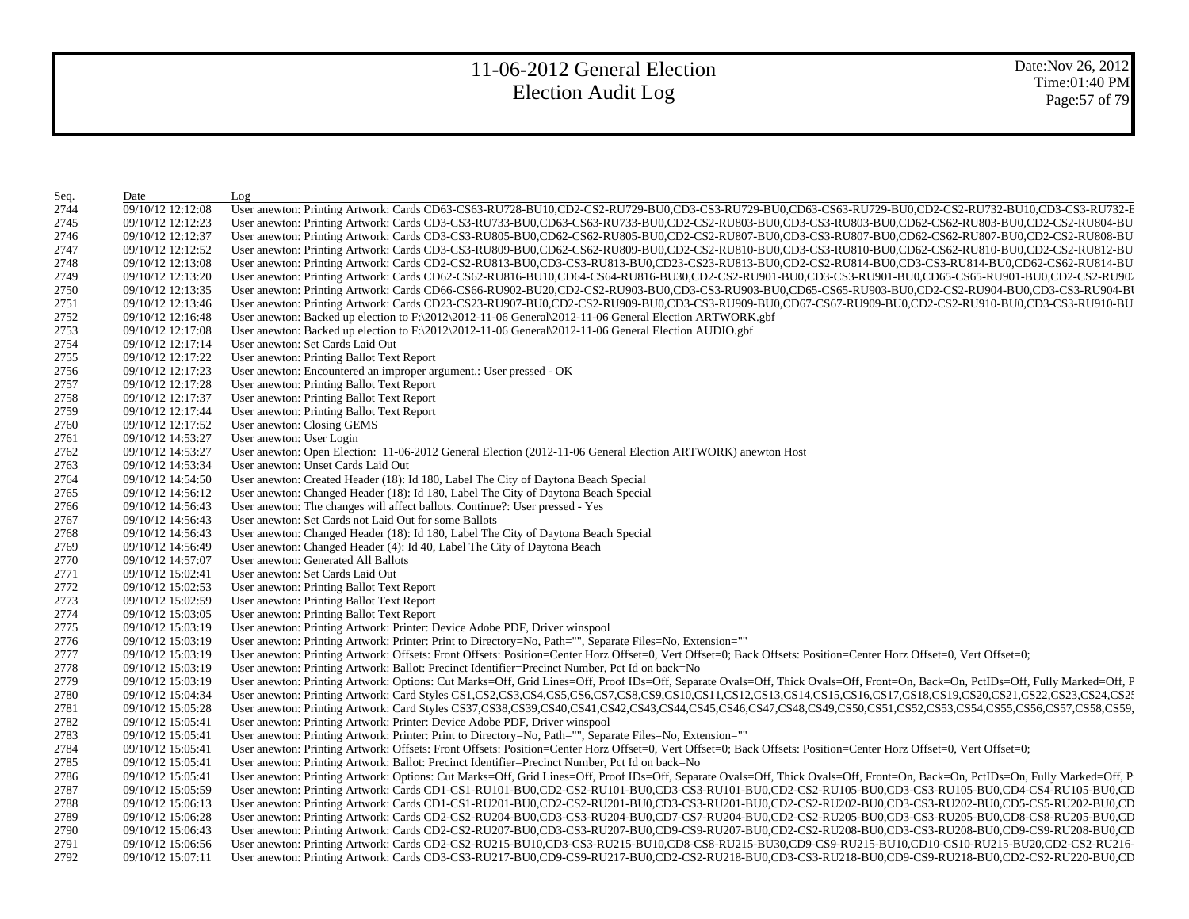| Seq. | Date | Log |
|---|---|---|
| 2744 | 09/10/12 12:12:08 | User anewton: Printing Artwork: Cards CD63-CS63-RU728-BU10,CD2-CS2-RU729-BU0,CD3-CS3-RU729-BU0,CD63-CS63-RU729-BU0,CD2-CS2-RU732-BU10,CD3-CS3-RU732-E |
| 2745 | 09/10/12 12:12:23 | User anewton: Printing Artwork: Cards CD3-CS3-RU733-BU0,CD63-CS63-RU733-BU0,CD2-CS2-RU803-BU0,CD3-CS3-RU803-BU0,CD62-CS62-RU803-BU0,CD2-CS2-RU804-BU |
| 2746 | 09/10/12 12:12:37 | User anewton: Printing Artwork: Cards CD3-CS3-RU805-BU0,CD62-CS62-RU805-BU0,CD2-CS2-RU807-BU0,CD3-CS3-RU807-BU0,CD62-CS62-RU807-BU0,CD2-CS2-RU808-BU |
| 2747 | 09/10/12 12:12:52 | User anewton: Printing Artwork: Cards CD3-CS3-RU809-BU0,CD62-CS62-RU809-BU0,CD2-CS2-RU810-BU0,CD3-CS3-RU810-BU0,CD62-CS62-RU810-BU0,CD2-CS2-RU812-BU |
| 2748 | 09/10/12 12:13:08 | User anewton: Printing Artwork: Cards CD2-CS2-RU813-BU0,CD3-CS3-RU813-BU0,CD23-CS23-RU813-BU0,CD2-CS2-RU814-BU0,CD3-CS3-RU814-BU0,CD62-CS62-RU814-BU |
| 2749 | 09/10/12 12:13:20 | User anewton: Printing Artwork: Cards CD62-CS62-RU816-BU10,CD64-CS64-RU816-BU30,CD2-CS2-RU901-BU0,CD3-CS3-RU901-BU0,CD65-CS65-RU901-BU0,CD2-CS2-RU902 |
| 2750 | 09/10/12 12:13:35 | User anewton: Printing Artwork: Cards CD66-CS66-RU902-BU20,CD2-CS2-RU903-BU0,CD3-CS3-RU903-BU0,CD65-CS65-RU903-BU0,CD2-CS2-RU904-BU0,CD3-CS3-RU904-BU |
| 2751 | 09/10/12 12:13:46 | User anewton: Printing Artwork: Cards CD23-CS23-RU907-BU0,CD2-CS2-RU909-BU0,CD3-CS3-RU909-BU0,CD67-CS67-RU909-BU0,CD2-CS2-RU910-BU0,CD3-CS3-RU910-BU |
| 2752 | 09/10/12 12:16:48 | User anewton: Backed up election to F:\2012\2012-11-06 General\2012-11-06 General Election ARTWORK.gbf |
| 2753 | 09/10/12 12:17:08 | User anewton: Backed up election to F:\2012\2012-11-06 General\2012-11-06 General Election AUDIO.gbf |
| 2754 | 09/10/12 12:17:14 | User anewton: Set Cards Laid Out |
| 2755 | 09/10/12 12:17:22 | User anewton: Printing Ballot Text Report |
| 2756 | 09/10/12 12:17:23 | User anewton: Encountered an improper argument.: User pressed - OK |
| 2757 | 09/10/12 12:17:28 | User anewton: Printing Ballot Text Report |
| 2758 | 09/10/12 12:17:37 | User anewton: Printing Ballot Text Report |
| 2759 | 09/10/12 12:17:44 | User anewton: Printing Ballot Text Report |
| 2760 | 09/10/12 12:17:52 | User anewton: Closing GEMS |
| 2761 | 09/10/12 14:53:27 | User anewton: User Login |
| 2762 | 09/10/12 14:53:27 | User anewton: Open Election: 11-06-2012 General Election (2012-11-06 General Election ARTWORK) anewton Host |
| 2763 | 09/10/12 14:53:34 | User anewton: Unset Cards Laid Out |
| 2764 | 09/10/12 14:54:50 | User anewton: Created Header (18): Id 180, Label The City of Daytona Beach Special |
| 2765 | 09/10/12 14:56:12 | User anewton: Changed Header (18): Id 180, Label The City of Daytona Beach Special |
| 2766 | 09/10/12 14:56:43 | User anewton: The changes will affect ballots. Continue?: User pressed - Yes |
| 2767 | 09/10/12 14:56:43 | User anewton: Set Cards not Laid Out for some Ballots |
| 2768 | 09/10/12 14:56:43 | User anewton: Changed Header (18): Id 180, Label The City of Daytona Beach Special |
| 2769 | 09/10/12 14:56:49 | User anewton: Changed Header (4): Id 40, Label The City of Daytona Beach |
| 2770 | 09/10/12 14:57:07 | User anewton: Generated All Ballots |
| 2771 | 09/10/12 15:02:41 | User anewton: Set Cards Laid Out |
| 2772 | 09/10/12 15:02:53 | User anewton: Printing Ballot Text Report |
| 2773 | 09/10/12 15:02:59 | User anewton: Printing Ballot Text Report |
| 2774 | 09/10/12 15:03:05 | User anewton: Printing Ballot Text Report |
| 2775 | 09/10/12 15:03:19 | User anewton: Printing Artwork: Printer: Device Adobe PDF, Driver winspool |
| 2776 | 09/10/12 15:03:19 | User anewton: Printing Artwork: Printer: Print to Directory=No, Path="", Separate Files=No, Extension="" |
| 2777 | 09/10/12 15:03:19 | User anewton: Printing Artwork: Offsets: Front Offsets: Position=Center Horz Offset=0, Vert Offset=0; Back Offsets: Position=Center Horz Offset=0, Vert Offset=0; |
| 2778 | 09/10/12 15:03:19 | User anewton: Printing Artwork: Ballot: Precinct Identifier=Precinct Number, Pct Id on back=No |
| 2779 | 09/10/12 15:03:19 | User anewton: Printing Artwork: Options: Cut Marks=Off, Grid Lines=Off, Proof IDs=Off, Separate Ovals=Off, Thick Ovals=Off, Front=On, Back=On, PctIDs=Off, Fully Marked=Off, F |
| 2780 | 09/10/12 15:04:34 | User anewton: Printing Artwork: Card Styles CS1,CS2,CS3,CS4,CS5,CS6,CS7,CS8,CS9,CS10,CS11,CS12,CS13,CS14,CS15,CS16,CS17,CS18,CS19,CS20,CS21,CS22,CS23,CS24,CS2 |
| 2781 | 09/10/12 15:05:28 | User anewton: Printing Artwork: Card Styles CS37,CS38,CS39,CS40,CS41,CS42,CS43,CS44,CS45,CS46,CS47,CS48,CS49,CS50,CS51,CS52,CS53,CS54,CS55,CS56,CS57,CS58,CS59, |
| 2782 | 09/10/12 15:05:41 | User anewton: Printing Artwork: Printer: Device Adobe PDF, Driver winspool |
| 2783 | 09/10/12 15:05:41 | User anewton: Printing Artwork: Printer: Print to Directory=No, Path="", Separate Files=No, Extension="" |
| 2784 | 09/10/12 15:05:41 | User anewton: Printing Artwork: Offsets: Front Offsets: Position=Center Horz Offset=0, Vert Offset=0; Back Offsets: Position=Center Horz Offset=0, Vert Offset=0; |
| 2785 | 09/10/12 15:05:41 | User anewton: Printing Artwork: Ballot: Precinct Identifier=Precinct Number, Pct Id on back=No |
| 2786 | 09/10/12 15:05:41 | User anewton: Printing Artwork: Options: Cut Marks=Off, Grid Lines=Off, Proof IDs=Off, Separate Ovals=Off, Thick Ovals=Off, Front=On, Back=On, PctIDs=On, Fully Marked=Off, P |
| 2787 | 09/10/12 15:05:59 | User anewton: Printing Artwork: Cards CD1-CS1-RU101-BU0,CD2-CS2-RU101-BU0,CD3-CS3-RU101-BU0,CD2-CS2-RU105-BU0,CD3-CS3-RU105-BU0,CD4-CS4-RU105-BU0,CD |
| 2788 | 09/10/12 15:06:13 | User anewton: Printing Artwork: Cards CD1-CS1-RU201-BU0,CD2-CS2-RU201-BU0,CD3-CS3-RU201-BU0,CD2-CS2-RU202-BU0,CD3-CS3-RU202-BU0,CD5-CS5-RU202-BU0,CD |
| 2789 | 09/10/12 15:06:28 | User anewton: Printing Artwork: Cards CD2-CS2-RU204-BU0,CD3-CS3-RU204-BU0,CD7-CS7-RU204-BU0,CD2-CS2-RU205-BU0,CD3-CS3-RU205-BU0,CD8-CS8-RU205-BU0,CD |
| 2790 | 09/10/12 15:06:43 | User anewton: Printing Artwork: Cards CD2-CS2-RU207-BU0,CD3-CS3-RU207-BU0,CD9-CS9-RU207-BU0,CD2-CS2-RU208-BU0,CD3-CS3-RU208-BU0,CD9-CS9-RU208-BU0,CD |
| 2791 | 09/10/12 15:06:56 | User anewton: Printing Artwork: Cards CD2-CS2-RU215-BU10,CD3-CS3-RU215-BU10,CD8-CS8-RU215-BU30,CD9-CS9-RU215-BU10,CD10-CS10-RU215-BU20,CD2-CS2-RU216- |
| 2792 | 09/10/12 15:07:11 | User anewton: Printing Artwork: Cards CD3-CS3-RU217-BU0,CD9-CS9-RU217-BU0,CD2-CS2-RU218-BU0,CD3-CS3-RU218-BU0,CD9-CS9-RU218-BU0,CD2-CS2-RU220-BU0,CD |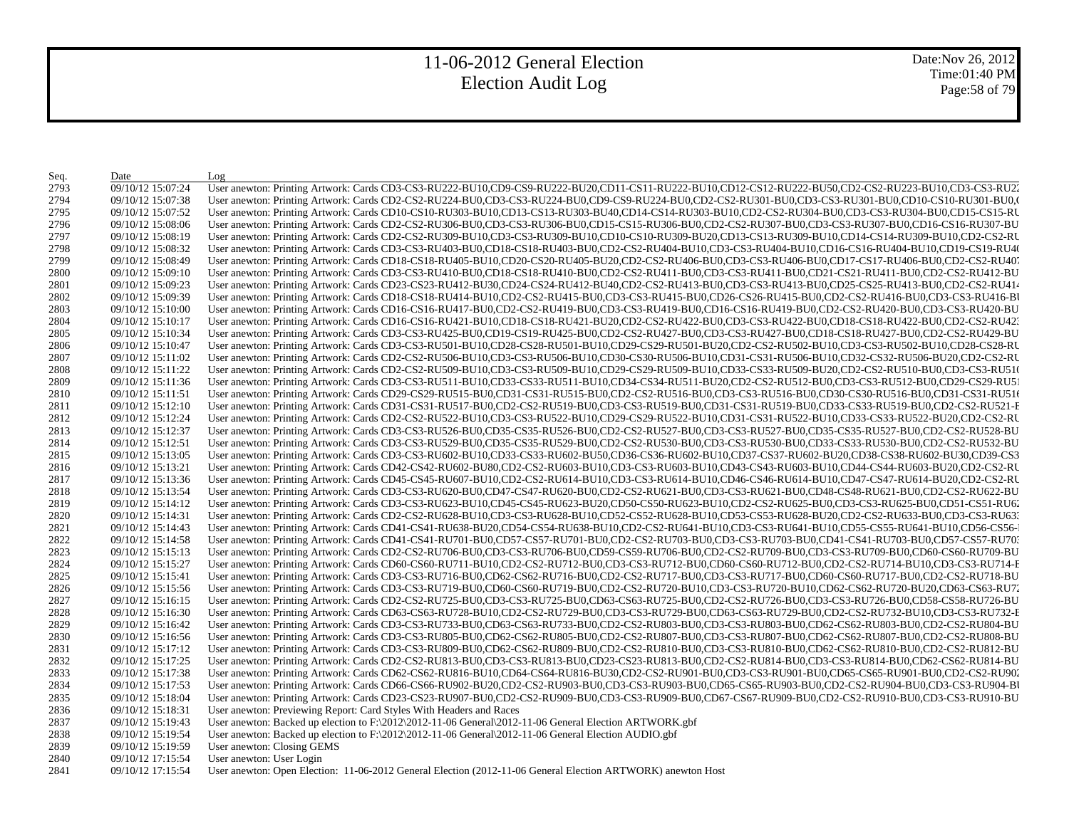# 11-06-2012 General Election
# Election Audit Log

Date:Nov 26, 2012
Time:01:40 PM

| Seq. | Date | Log |
|---|---|---|
| 2793 | 09/10/12 15:07:24 | User anewton: Printing Artwork: Cards CD3-CS3-RU222-BU10,CD9-CS9-RU222-BU20,CD11-CS11-RU222-BU10,CD12-CS12-RU222-BU50,CD2-CS2-RU223-BU10,CD3-CS3-RU22 |
| 2794 | 09/10/12 15:07:38 | User anewton: Printing Artwork: Cards CD2-CS2-RU224-BU0,CD3-CS3-RU224-BU0,CD9-CS9-RU224-BU0,CD2-CS2-RU301-BU0,CD3-CS3-RU301-BU0,CD10-CS10-RU301-BU0,C |
| 2795 | 09/10/12 15:07:52 | User anewton: Printing Artwork: Cards CD10-CS10-RU303-BU10,CD13-CS13-RU303-BU40,CD14-CS14-RU303-BU10,CD2-CS2-RU304-BU0,CD3-CS3-RU304-BU0,CD15-CS15-RU |
| 2796 | 09/10/12 15:08:06 | User anewton: Printing Artwork: Cards CD2-CS2-RU306-BU0,CD3-CS3-RU306-BU0,CD15-CS15-RU306-BU0,CD2-CS2-RU307-BU0,CD3-CS3-RU307-BU0,CD16-CS16-RU307-BU |
| 2797 | 09/10/12 15:08:19 | User anewton: Printing Artwork: Cards CD2-CS2-RU309-BU10,CD3-CS3-RU309-BU10,CD10-CS10-RU309-BU20,CD13-CS13-RU309-BU10,CD14-CS14-RU309-BU10,CD2-CS2-RU |
| 2798 | 09/10/12 15:08:32 | User anewton: Printing Artwork: Cards CD3-CS3-RU403-BU0,CD18-CS18-RU403-BU0,CD2-CS2-RU404-BU10,CD3-CS3-RU404-BU10,CD16-CS16-RU404-BU10,CD19-CS19-RU40 |
| 2799 | 09/10/12 15:08:49 | User anewton: Printing Artwork: Cards CD18-CS18-RU405-BU10,CD20-CS20-RU405-BU20,CD2-CS2-RU406-BU0,CD3-CS3-RU406-BU0,CD17-CS17-RU406-BU0,CD2-CS2-RU407 |
| 2800 | 09/10/12 15:09:10 | User anewton: Printing Artwork: Cards CD3-CS3-RU410-BU0,CD18-CS18-RU410-BU0,CD2-CS2-RU411-BU0,CD3-CS3-RU411-BU0,CD21-CS21-RU411-BU0,CD2-CS2-RU412-BU |
| 2801 | 09/10/12 15:09:23 | User anewton: Printing Artwork: Cards CD23-CS23-RU412-BU30,CD24-CS24-RU412-BU40,CD2-CS2-RU413-BU0,CD3-CS3-RU413-BU0,CD25-CS25-RU413-BU0,CD2-CS2-RU414 |
| 2802 | 09/10/12 15:09:39 | User anewton: Printing Artwork: Cards CD18-CS18-RU414-BU10,CD2-CS2-RU415-BU0,CD3-CS3-RU415-BU0,CD26-CS26-RU415-BU0,CD2-CS2-RU416-BU0,CD3-CS3-RU416-BU |
| 2803 | 09/10/12 15:10:00 | User anewton: Printing Artwork: Cards CD16-CS16-RU417-BU0,CD2-CS2-RU419-BU0,CD3-CS3-RU419-BU0,CD16-CS16-RU419-BU0,CD2-CS2-RU420-BU0,CD3-CS3-RU420-BU |
| 2804 | 09/10/12 15:10:17 | User anewton: Printing Artwork: Cards CD16-CS16-RU421-BU10,CD18-CS18-RU421-BU20,CD2-CS2-RU422-BU0,CD3-CS3-RU422-BU0,CD18-CS18-RU422-BU0,CD2-CS2-RU423 |
| 2805 | 09/10/12 15:10:34 | User anewton: Printing Artwork: Cards CD3-CS3-RU425-BU0,CD19-CS19-RU425-BU0,CD2-CS2-RU427-BU0,CD3-CS3-RU427-BU0,CD18-CS18-RU427-BU0,CD2-CS2-RU429-BU |
| 2806 | 09/10/12 15:10:47 | User anewton: Printing Artwork: Cards CD3-CS3-RU501-BU10,CD28-CS28-RU501-BU10,CD29-CS29-RU501-BU20,CD2-CS2-RU502-BU10,CD3-CS3-RU502-BU10,CD28-CS28-RU |
| 2807 | 09/10/12 15:11:02 | User anewton: Printing Artwork: Cards CD2-CS2-RU506-BU10,CD3-CS3-RU506-BU10,CD30-CS30-RU506-BU10,CD31-CS31-RU506-BU10,CD32-CS32-RU506-BU20,CD2-CS2-RU |
| 2808 | 09/10/12 15:11:22 | User anewton: Printing Artwork: Cards CD2-CS2-RU509-BU10,CD3-CS3-RU509-BU10,CD29-CS29-RU509-BU10,CD33-CS33-RU509-BU20,CD2-CS2-RU510-BU0,CD3-CS3-RU510 |
| 2809 | 09/10/12 15:11:36 | User anewton: Printing Artwork: Cards CD3-CS3-RU511-BU10,CD33-CS33-RU511-BU10,CD34-CS34-RU511-BU20,CD2-CS2-RU512-BU0,CD3-CS3-RU512-BU0,CD29-CS29-RU51 |
| 2810 | 09/10/12 15:11:51 | User anewton: Printing Artwork: Cards CD29-CS29-RU515-BU0,CD31-CS31-RU515-BU0,CD2-CS2-RU516-BU0,CD3-CS3-RU516-BU0,CD30-CS30-RU516-BU0,CD31-CS31-RU516 |
| 2811 | 09/10/12 15:12:10 | User anewton: Printing Artwork: Cards CD31-CS31-RU517-BU0,CD2-CS2-RU519-BU0,CD3-CS3-RU519-BU0,CD31-CS31-RU519-BU0,CD33-CS33-RU519-BU0,CD2-CS2-RU521-B |
| 2812 | 09/10/12 15:12:24 | User anewton: Printing Artwork: Cards CD2-CS2-RU522-BU10,CD3-CS3-RU522-BU10,CD29-CS29-RU522-BU10,CD31-CS31-RU522-BU10,CD33-CS33-RU522-BU20,CD2-CS2-RU |
| 2813 | 09/10/12 15:12:37 | User anewton: Printing Artwork: Cards CD3-CS3-RU526-BU0,CD35-CS35-RU526-BU0,CD2-CS2-RU527-BU0,CD3-CS3-RU527-BU0,CD35-CS35-RU527-BU0,CD2-CS2-RU528-BU |
| 2814 | 09/10/12 15:12:51 | User anewton: Printing Artwork: Cards CD3-CS3-RU529-BU0,CD35-CS35-RU529-BU0,CD2-CS2-RU530-BU0,CD3-CS3-RU530-BU0,CD33-CS33-RU530-BU0,CD2-CS2-RU532-BU |
| 2815 | 09/10/12 15:13:05 | User anewton: Printing Artwork: Cards CD3-CS3-RU602-BU10,CD33-CS33-RU602-BU50,CD36-CS36-RU602-BU10,CD37-CS37-RU602-BU20,CD38-CS38-RU602-BU30,CD39-CS3 |
| 2816 | 09/10/12 15:13:21 | User anewton: Printing Artwork: Cards CD42-CS42-RU602-BU80,CD2-CS2-RU603-BU10,CD3-CS3-RU603-BU10,CD43-CS43-RU603-BU10,CD44-CS44-RU603-BU20,CD2-CS2-RU |
| 2817 | 09/10/12 15:13:36 | User anewton: Printing Artwork: Cards CD45-CS45-RU607-BU10,CD2-CS2-RU614-BU10,CD3-CS3-RU614-BU10,CD46-CS46-RU614-BU10,CD47-CS47-RU614-BU20,CD2-CS2-RU |
| 2818 | 09/10/12 15:13:54 | User anewton: Printing Artwork: Cards CD3-CS3-RU620-BU0,CD47-CS47-RU620-BU0,CD2-CS2-RU621-BU0,CD3-CS3-RU621-BU0,CD48-CS48-RU621-BU0,CD2-CS2-RU622-BU |
| 2819 | 09/10/12 15:14:12 | User anewton: Printing Artwork: Cards CD3-CS3-RU623-BU10,CD45-CS45-RU623-BU20,CD50-CS50-RU623-BU10,CD2-CS2-RU625-BU0,CD3-CS3-RU625-BU0,CD51-CS51-RU62 |
| 2820 | 09/10/12 15:14:31 | User anewton: Printing Artwork: Cards CD2-CS2-RU628-BU10,CD3-CS3-RU628-BU10,CD52-CS52-RU628-BU10,CD53-CS53-RU628-BU20,CD2-CS2-RU633-BU0,CD3-CS3-RU633 |
| 2821 | 09/10/12 15:14:43 | User anewton: Printing Artwork: Cards CD41-CS41-RU638-BU20,CD54-CS54-RU638-BU10,CD2-CS2-RU641-BU10,CD3-CS3-RU641-BU10,CD55-CS55-RU641-BU10,CD56-CS56-I |
| 2822 | 09/10/12 15:14:58 | User anewton: Printing Artwork: Cards CD41-CS41-RU701-BU0,CD57-CS57-RU701-BU0,CD2-CS2-RU703-BU0,CD3-CS3-RU703-BU0,CD41-CS41-RU703-BU0,CD57-CS57-RU703 |
| 2823 | 09/10/12 15:15:13 | User anewton: Printing Artwork: Cards CD2-CS2-RU706-BU0,CD3-CS3-RU706-BU0,CD59-CS59-RU706-BU0,CD2-CS2-RU709-BU0,CD3-CS3-RU709-BU0,CD60-CS60-RU709-BU |
| 2824 | 09/10/12 15:15:27 | User anewton: Printing Artwork: Cards CD60-CS60-RU711-BU10,CD2-CS2-RU712-BU0,CD3-CS3-RU712-BU0,CD60-CS60-RU712-BU0,CD2-CS2-RU714-BU10,CD3-CS3-RU714-B |
| 2825 | 09/10/12 15:15:41 | User anewton: Printing Artwork: Cards CD3-CS3-RU716-BU0,CD62-CS62-RU716-BU0,CD2-CS2-RU717-BU0,CD3-CS3-RU717-BU0,CD60-CS60-RU717-BU0,CD2-CS2-RU718-BU |
| 2826 | 09/10/12 15:15:56 | User anewton: Printing Artwork: Cards CD3-CS3-RU719-BU0,CD60-CS60-RU719-BU0,CD2-CS2-RU720-BU10,CD3-CS3-RU720-BU10,CD62-CS62-RU720-BU20,CD63-CS63-RU72 |
| 2827 | 09/10/12 15:16:15 | User anewton: Printing Artwork: Cards CD2-CS2-RU725-BU0,CD3-CS3-RU725-BU0,CD63-CS63-RU725-BU0,CD2-CS2-RU726-BU0,CD3-CS3-RU726-BU0,CD58-CS58-RU726-BU |
| 2828 | 09/10/12 15:16:30 | User anewton: Printing Artwork: Cards CD63-CS63-RU728-BU10,CD2-CS2-RU729-BU0,CD3-CS3-RU729-BU0,CD63-CS63-RU729-BU0,CD2-CS2-RU732-BU10,CD3-CS3-RU732-B |
| 2829 | 09/10/12 15:16:42 | User anewton: Printing Artwork: Cards CD3-CS3-RU733-BU0,CD63-CS63-RU733-BU0,CD2-CS2-RU803-BU0,CD3-CS3-RU803-BU0,CD62-CS62-RU803-BU0,CD2-CS2-RU804-BU |
| 2830 | 09/10/12 15:16:56 | User anewton: Printing Artwork: Cards CD3-CS3-RU805-BU0,CD62-CS62-RU805-BU0,CD2-CS2-RU807-BU0,CD3-CS3-RU807-BU0,CD62-CS62-RU807-BU0,CD2-CS2-RU808-BU |
| 2831 | 09/10/12 15:17:12 | User anewton: Printing Artwork: Cards CD3-CS3-RU809-BU0,CD62-CS62-RU809-BU0,CD2-CS2-RU810-BU0,CD3-CS3-RU810-BU0,CD62-CS62-RU810-BU0,CD2-CS2-RU812-BU |
| 2832 | 09/10/12 15:17:25 | User anewton: Printing Artwork: Cards CD2-CS2-RU813-BU0,CD3-CS3-RU813-BU0,CD23-CS23-RU813-BU0,CD2-CS2-RU814-BU0,CD3-CS3-RU814-BU0,CD62-CS62-RU814-BU |
| 2833 | 09/10/12 15:17:38 | User anewton: Printing Artwork: Cards CD62-CS62-RU816-BU10,CD64-CS64-RU816-BU30,CD2-CS2-RU901-BU0,CD3-CS3-RU901-BU0,CD65-CS65-RU901-BU0,CD2-CS2-RU902 |
| 2834 | 09/10/12 15:17:53 | User anewton: Printing Artwork: Cards CD66-CS66-RU902-BU20,CD2-CS2-RU903-BU0,CD3-CS3-RU903-BU0,CD65-CS65-RU903-BU0,CD2-CS2-RU904-BU0,CD3-CS3-RU904-BU |
| 2835 | 09/10/12 15:18:04 | User anewton: Printing Artwork: Cards CD23-CS23-RU907-BU0,CD2-CS2-RU909-BU0,CD3-CS3-RU909-BU0,CD67-CS67-RU909-BU0,CD2-CS2-RU910-BU0,CD3-CS3-RU910-BU |
| 2836 | 09/10/12 15:18:31 | User anewton: Previewing Report: Card Styles With Headers and Races |
| 2837 | 09/10/12 15:19:43 | User anewton: Backed up election to F:\2012\2012-11-06 General\2012-11-06 General Election ARTWORK.gbf |
| 2838 | 09/10/12 15:19:54 | User anewton: Backed up election to F:\2012\2012-11-06 General\2012-11-06 General Election AUDIO.gbf |
| 2839 | 09/10/12 15:19:59 | User anewton: Closing GEMS |
| 2840 | 09/10/12 17:15:54 | User anewton: User Login |
| 2841 | 09/10/12 17:15:54 | User anewton: Open Election: 11-06-2012 General Election (2012-11-06 General Election ARTWORK) anewton Host |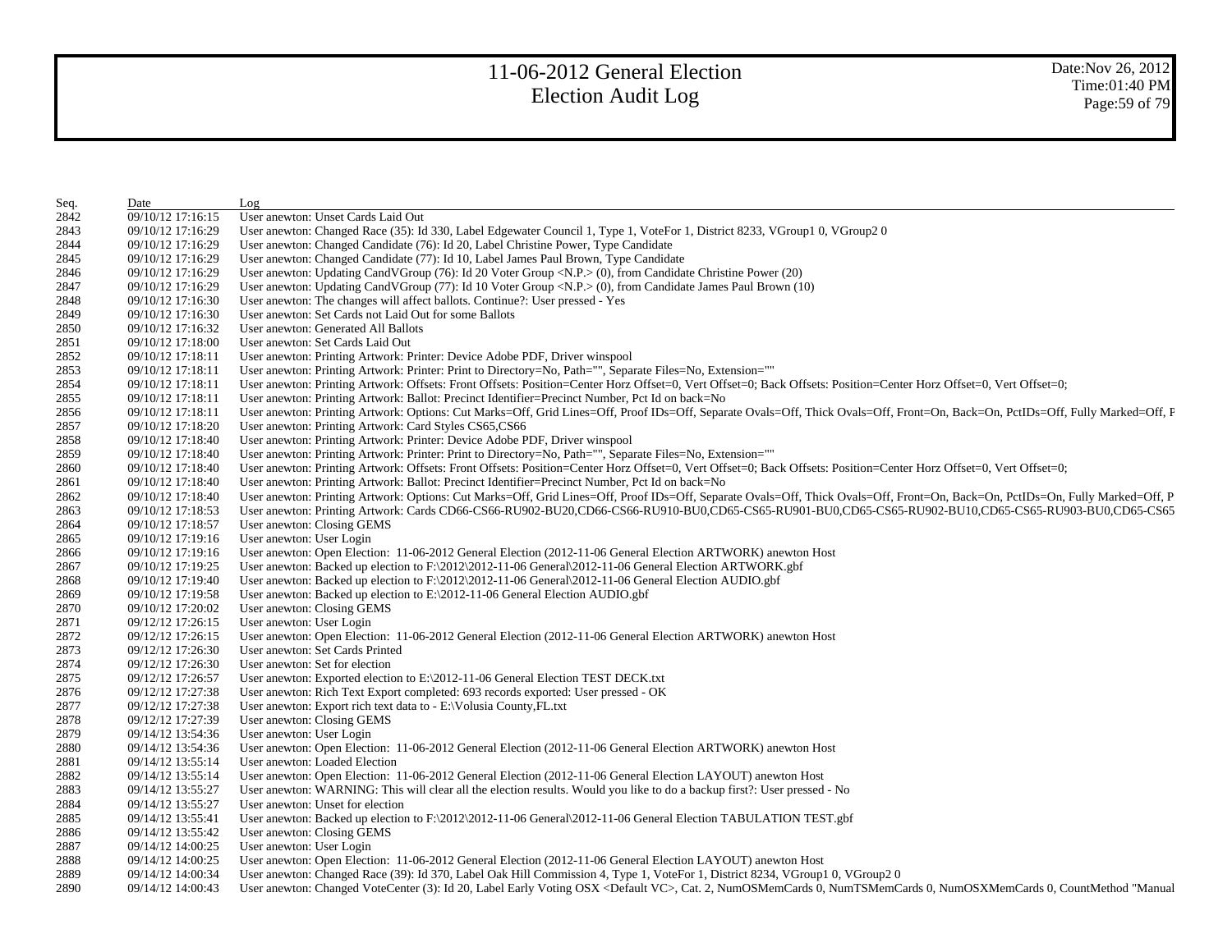| Seq. | Date | Log |
|---|---|---|
| 2842 | 09/10/12 17:16:15 | User anewton: Unset Cards Laid Out |
| 2843 | 09/10/12 17:16:29 | User anewton: Changed Race (35): Id 330, Label Edgewater Council 1, Type 1, VoteFor 1, District 8233, VGroup1 0, VGroup2 0 |
| 2844 | 09/10/12 17:16:29 | User anewton: Changed Candidate (76): Id 20, Label Christine Power, Type Candidate |
| 2845 | 09/10/12 17:16:29 | User anewton: Changed Candidate (77): Id 10, Label James Paul Brown, Type Candidate |
| 2846 | 09/10/12 17:16:29 | User anewton: Updating CandVGroup (76): Id 20 Voter Group <N.P.> (0), from Candidate Christine Power (20) |
| 2847 | 09/10/12 17:16:29 | User anewton: Updating CandVGroup (77): Id 10 Voter Group <N.P.> (0), from Candidate James Paul Brown (10) |
| 2848 | 09/10/12 17:16:30 | User anewton: The changes will affect ballots. Continue?: User pressed - Yes |
| 2849 | 09/10/12 17:16:30 | User anewton: Set Cards not Laid Out for some Ballots |
| 2850 | 09/10/12 17:16:32 | User anewton: Generated All Ballots |
| 2851 | 09/10/12 17:18:00 | User anewton: Set Cards Laid Out |
| 2852 | 09/10/12 17:18:11 | User anewton: Printing Artwork: Printer: Device Adobe PDF, Driver winspool |
| 2853 | 09/10/12 17:18:11 | User anewton: Printing Artwork: Printer: Print to Directory=No, Path="", Separate Files=No, Extension="" |
| 2854 | 09/10/12 17:18:11 | User anewton: Printing Artwork: Offsets: Front Offsets: Position=Center Horz Offset=0, Vert Offset=0; Back Offsets: Position=Center Horz Offset=0, Vert Offset=0; |
| 2855 | 09/10/12 17:18:11 | User anewton: Printing Artwork: Ballot: Precinct Identifier=Precinct Number, Pct Id on back=No |
| 2856 | 09/10/12 17:18:11 | User anewton: Printing Artwork: Options: Cut Marks=Off, Grid Lines=Off, Proof IDs=Off, Separate Ovals=Off, Thick Ovals=Off, Front=On, Back=On, PctIDs=Off, Fully Marked=Off, F |
| 2857 | 09/10/12 17:18:20 | User anewton: Printing Artwork: Card Styles CS65,CS66 |
| 2858 | 09/10/12 17:18:40 | User anewton: Printing Artwork: Printer: Device Adobe PDF, Driver winspool |
| 2859 | 09/10/12 17:18:40 | User anewton: Printing Artwork: Printer: Print to Directory=No, Path="", Separate Files=No, Extension="" |
| 2860 | 09/10/12 17:18:40 | User anewton: Printing Artwork: Offsets: Front Offsets: Position=Center Horz Offset=0, Vert Offset=0; Back Offsets: Position=Center Horz Offset=0, Vert Offset=0; |
| 2861 | 09/10/12 17:18:40 | User anewton: Printing Artwork: Ballot: Precinct Identifier=Precinct Number, Pct Id on back=No |
| 2862 | 09/10/12 17:18:40 | User anewton: Printing Artwork: Options: Cut Marks=Off, Grid Lines=Off, Proof IDs=Off, Separate Ovals=Off, Thick Ovals=Off, Front=On, Back=On, PctIDs=On, Fully Marked=Off, P |
| 2863 | 09/10/12 17:18:53 | User anewton: Printing Artwork: Cards CD66-CS66-RU902-BU20,CD66-CS66-RU910-BU0,CD65-CS65-RU901-BU0,CD65-CS65-RU902-BU10,CD65-CS65-RU903-BU0,CD65-CS65 |
| 2864 | 09/10/12 17:18:57 | User anewton: Closing GEMS |
| 2865 | 09/10/12 17:19:16 | User anewton: User Login |
| 2866 | 09/10/12 17:19:16 | User anewton: Open Election: 11-06-2012 General Election (2012-11-06 General Election ARTWORK) anewton Host |
| 2867 | 09/10/12 17:19:25 | User anewton: Backed up election to F:\2012\2012-11-06 General\2012-11-06 General Election ARTWORK.gbf |
| 2868 | 09/10/12 17:19:40 | User anewton: Backed up election to F:\2012\2012-11-06 General\2012-11-06 General Election AUDIO.gbf |
| 2869 | 09/10/12 17:19:58 | User anewton: Backed up election to E:\2012-11-06 General Election AUDIO.gbf |
| 2870 | 09/10/12 17:20:02 | User anewton: Closing GEMS |
| 2871 | 09/12/12 17:26:15 | User anewton: User Login |
| 2872 | 09/12/12 17:26:15 | User anewton: Open Election: 11-06-2012 General Election (2012-11-06 General Election ARTWORK) anewton Host |
| 2873 | 09/12/12 17:26:30 | User anewton: Set Cards Printed |
| 2874 | 09/12/12 17:26:30 | User anewton: Set for election |
| 2875 | 09/12/12 17:26:57 | User anewton: Exported election to E:\2012-11-06 General Election TEST DECK.txt |
| 2876 | 09/12/12 17:27:38 | User anewton: Rich Text Export completed: 693 records exported: User pressed - OK |
| 2877 | 09/12/12 17:27:38 | User anewton: Export rich text data to - E:\Volusia County,FL.txt |
| 2878 | 09/12/12 17:27:39 | User anewton: Closing GEMS |
| 2879 | 09/14/12 13:54:36 | User anewton: User Login |
| 2880 | 09/14/12 13:54:36 | User anewton: Open Election: 11-06-2012 General Election (2012-11-06 General Election ARTWORK) anewton Host |
| 2881 | 09/14/12 13:55:14 | User anewton: Loaded Election |
| 2882 | 09/14/12 13:55:14 | User anewton: Open Election: 11-06-2012 General Election (2012-11-06 General Election LAYOUT) anewton Host |
| 2883 | 09/14/12 13:55:27 | User anewton: WARNING: This will clear all the election results. Would you like to do a backup first?: User pressed - No |
| 2884 | 09/14/12 13:55:27 | User anewton: Unset for election |
| 2885 | 09/14/12 13:55:41 | User anewton: Backed up election to F:\2012\2012-11-06 General\2012-11-06 General Election TABULATION TEST.gbf |
| 2886 | 09/14/12 13:55:42 | User anewton: Closing GEMS |
| 2887 | 09/14/12 14:00:25 | User anewton: User Login |
| 2888 | 09/14/12 14:00:25 | User anewton: Open Election: 11-06-2012 General Election (2012-11-06 General Election LAYOUT) anewton Host |
| 2889 | 09/14/12 14:00:34 | User anewton: Changed Race (39): Id 370, Label Oak Hill Commission 4, Type 1, VoteFor 1, District 8234, VGroup1 0, VGroup2 0 |
| 2890 | 09/14/12 14:00:43 | User anewton: Changed VoteCenter (3): Id 20, Label Early Voting OSX <Default VC>, Cat. 2, NumOSMemCards 0, NumTSMemCards 0, NumOSXMemCards 0, CountMethod "Manual |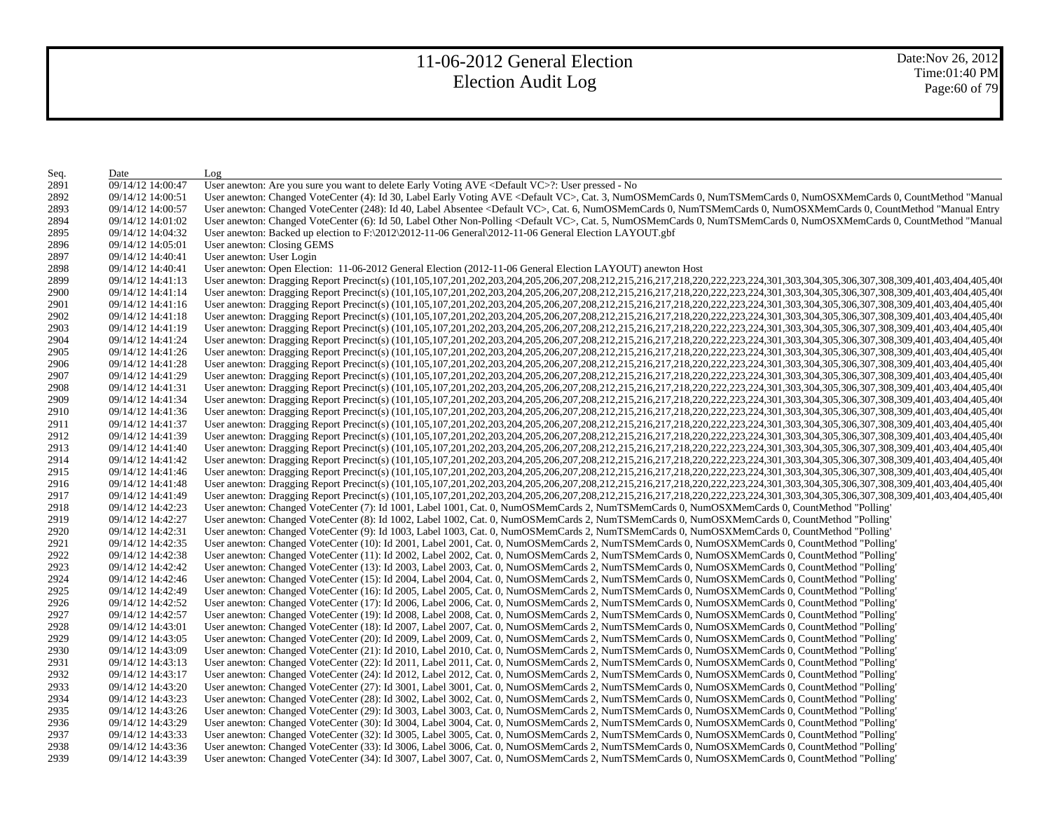# 11-06-2012 General Election
## Election Audit Log

Date:Nov 26, 2012
Time:01:40 PM

| Seq. | Date | Log |
|---|---|---|
| 2891 | 09/14/12 14:00:47 | User anewton: Are you sure you want to delete Early Voting AVE <Default VC>?: User pressed - No |
| 2892 | 09/14/12 14:00:51 | User anewton: Changed VoteCenter (4): Id 30, Label Early Voting AVE <Default VC>, Cat. 3, NumOSMemCards 0, NumTSMemCards 0, NumOSXMemCards 0, CountMethod "Manual |
| 2893 | 09/14/12 14:00:57 | User anewton: Changed VoteCenter (248): Id 40, Label Absentee <Default VC>, Cat. 6, NumOSMemCards 0, NumTSMemCards 0, NumOSXMemCards 0, CountMethod "Manual Entry |
| 2894 | 09/14/12 14:01:02 | User anewton: Changed VoteCenter (6): Id 50, Label Other Non-Polling <Default VC>, Cat. 5, NumOSMemCards 0, NumTSMemCards 0, NumOSXMemCards 0, CountMethod "Manual |
| 2895 | 09/14/12 14:04:32 | User anewton: Backed up election to F:\2012\2012-11-06 General\2012-11-06 General Election LAYOUT.gbf |
| 2896 | 09/14/12 14:05:01 | User anewton: Closing GEMS |
| 2897 | 09/14/12 14:40:41 | User anewton: User Login |
| 2898 | 09/14/12 14:40:41 | User anewton: Open Election: 11-06-2012 General Election (2012-11-06 General Election LAYOUT) anewton Host |
| 2899 | 09/14/12 14:41:13 | User anewton: Dragging Report Precinct(s) (101,105,107,201,202,203,204,205,206,207,208,212,215,216,217,218,220,222,223,224,301,303,304,305,306,307,308,309,401,403,404,405,40 |
| 2900 | 09/14/12 14:41:14 | User anewton: Dragging Report Precinct(s) (101,105,107,201,202,203,204,205,206,207,208,212,215,216,217,218,220,222,223,224,301,303,304,305,306,307,308,309,401,403,404,405,40 |
| 2901 | 09/14/12 14:41:16 | User anewton: Dragging Report Precinct(s) (101,105,107,201,202,203,204,205,206,207,208,212,215,216,217,218,220,222,223,224,301,303,304,305,306,307,308,309,401,403,404,405,40 |
| 2902 | 09/14/12 14:41:18 | User anewton: Dragging Report Precinct(s) (101,105,107,201,202,203,204,205,206,207,208,212,215,216,217,218,220,222,223,224,301,303,304,305,306,307,308,309,401,403,404,405,40 |
| 2903 | 09/14/12 14:41:19 | User anewton: Dragging Report Precinct(s) (101,105,107,201,202,203,204,205,206,207,208,212,215,216,217,218,220,222,223,224,301,303,304,305,306,307,308,309,401,403,404,405,40 |
| 2904 | 09/14/12 14:41:24 | User anewton: Dragging Report Precinct(s) (101,105,107,201,202,203,204,205,206,207,208,212,215,216,217,218,220,222,223,224,301,303,304,305,306,307,308,309,401,403,404,405,40 |
| 2905 | 09/14/12 14:41:26 | User anewton: Dragging Report Precinct(s) (101,105,107,201,202,203,204,205,206,207,208,212,215,216,217,218,220,222,223,224,301,303,304,305,306,307,308,309,401,403,404,405,40 |
| 2906 | 09/14/12 14:41:28 | User anewton: Dragging Report Precinct(s) (101,105,107,201,202,203,204,205,206,207,208,212,215,216,217,218,220,222,223,224,301,303,304,305,306,307,308,309,401,403,404,405,40 |
| 2907 | 09/14/12 14:41:29 | User anewton: Dragging Report Precinct(s) (101,105,107,201,202,203,204,205,206,207,208,212,215,216,217,218,220,222,223,224,301,303,304,305,306,307,308,309,401,403,404,405,40 |
| 2908 | 09/14/12 14:41:31 | User anewton: Dragging Report Precinct(s) (101,105,107,201,202,203,204,205,206,207,208,212,215,216,217,218,220,222,223,224,301,303,304,305,306,307,308,309,401,403,404,405,40 |
| 2909 | 09/14/12 14:41:34 | User anewton: Dragging Report Precinct(s) (101,105,107,201,202,203,204,205,206,207,208,212,215,216,217,218,220,222,223,224,301,303,304,305,306,307,308,309,401,403,404,405,40 |
| 2910 | 09/14/12 14:41:36 | User anewton: Dragging Report Precinct(s) (101,105,107,201,202,203,204,205,206,207,208,212,215,216,217,218,220,222,223,224,301,303,304,305,306,307,308,309,401,403,404,405,40 |
| 2911 | 09/14/12 14:41:37 | User anewton: Dragging Report Precinct(s) (101,105,107,201,202,203,204,205,206,207,208,212,215,216,217,218,220,222,223,224,301,303,304,305,306,307,308,309,401,403,404,405,40 |
| 2912 | 09/14/12 14:41:39 | User anewton: Dragging Report Precinct(s) (101,105,107,201,202,203,204,205,206,207,208,212,215,216,217,218,220,222,223,224,301,303,304,305,306,307,308,309,401,403,404,405,40 |
| 2913 | 09/14/12 14:41:40 | User anewton: Dragging Report Precinct(s) (101,105,107,201,202,203,204,205,206,207,208,212,215,216,217,218,220,222,223,224,301,303,304,305,306,307,308,309,401,403,404,405,40 |
| 2914 | 09/14/12 14:41:42 | User anewton: Dragging Report Precinct(s) (101,105,107,201,202,203,204,205,206,207,208,212,215,216,217,218,220,222,223,224,301,303,304,305,306,307,308,309,401,403,404,405,40 |
| 2915 | 09/14/12 14:41:46 | User anewton: Dragging Report Precinct(s) (101,105,107,201,202,203,204,205,206,207,208,212,215,216,217,218,220,222,223,224,301,303,304,305,306,307,308,309,401,403,404,405,40 |
| 2916 | 09/14/12 14:41:48 | User anewton: Dragging Report Precinct(s) (101,105,107,201,202,203,204,205,206,207,208,212,215,216,217,218,220,222,223,224,301,303,304,305,306,307,308,309,401,403,404,405,40 |
| 2917 | 09/14/12 14:41:49 | User anewton: Dragging Report Precinct(s) (101,105,107,201,202,203,204,205,206,207,208,212,215,216,217,218,220,222,223,224,301,303,304,305,306,307,308,309,401,403,404,405,40 |
| 2918 | 09/14/12 14:42:23 | User anewton: Changed VoteCenter (7): Id 1001, Label 1001, Cat. 0, NumOSMemCards 2, NumTSMemCards 0, NumOSXMemCards 0, CountMethod "Polling' |
| 2919 | 09/14/12 14:42:27 | User anewton: Changed VoteCenter (8): Id 1002, Label 1002, Cat. 0, NumOSMemCards 2, NumTSMemCards 0, NumOSXMemCards 0, CountMethod "Polling' |
| 2920 | 09/14/12 14:42:31 | User anewton: Changed VoteCenter (9): Id 1003, Label 1003, Cat. 0, NumOSMemCards 2, NumTSMemCards 0, NumOSXMemCards 0, CountMethod "Polling' |
| 2921 | 09/14/12 14:42:35 | User anewton: Changed VoteCenter (10): Id 2001, Label 2001, Cat. 0, NumOSMemCards 2, NumTSMemCards 0, NumOSXMemCards 0, CountMethod "Polling' |
| 2922 | 09/14/12 14:42:38 | User anewton: Changed VoteCenter (11): Id 2002, Label 2002, Cat. 0, NumOSMemCards 2, NumTSMemCards 0, NumOSXMemCards 0, CountMethod "Polling' |
| 2923 | 09/14/12 14:42:42 | User anewton: Changed VoteCenter (13): Id 2003, Label 2003, Cat. 0, NumOSMemCards 2, NumTSMemCards 0, NumOSXMemCards 0, CountMethod "Polling' |
| 2924 | 09/14/12 14:42:46 | User anewton: Changed VoteCenter (15): Id 2004, Label 2004, Cat. 0, NumOSMemCards 2, NumTSMemCards 0, NumOSXMemCards 0, CountMethod "Polling' |
| 2925 | 09/14/12 14:42:49 | User anewton: Changed VoteCenter (16): Id 2005, Label 2005, Cat. 0, NumOSMemCards 2, NumTSMemCards 0, NumOSXMemCards 0, CountMethod "Polling' |
| 2926 | 09/14/12 14:42:52 | User anewton: Changed VoteCenter (17): Id 2006, Label 2006, Cat. 0, NumOSMemCards 2, NumTSMemCards 0, NumOSXMemCards 0, CountMethod "Polling' |
| 2927 | 09/14/12 14:42:57 | User anewton: Changed VoteCenter (19): Id 2008, Label 2008, Cat. 0, NumOSMemCards 2, NumTSMemCards 0, NumOSXMemCards 0, CountMethod "Polling' |
| 2928 | 09/14/12 14:43:01 | User anewton: Changed VoteCenter (18): Id 2007, Label 2007, Cat. 0, NumOSMemCards 2, NumTSMemCards 0, NumOSXMemCards 0, CountMethod "Polling' |
| 2929 | 09/14/12 14:43:05 | User anewton: Changed VoteCenter (20): Id 2009, Label 2009, Cat. 0, NumOSMemCards 2, NumTSMemCards 0, NumOSXMemCards 0, CountMethod "Polling' |
| 2930 | 09/14/12 14:43:09 | User anewton: Changed VoteCenter (21): Id 2010, Label 2010, Cat. 0, NumOSMemCards 2, NumTSMemCards 0, NumOSXMemCards 0, CountMethod "Polling' |
| 2931 | 09/14/12 14:43:13 | User anewton: Changed VoteCenter (22): Id 2011, Label 2011, Cat. 0, NumOSMemCards 2, NumTSMemCards 0, NumOSXMemCards 0, CountMethod "Polling' |
| 2932 | 09/14/12 14:43:17 | User anewton: Changed VoteCenter (24): Id 2012, Label 2012, Cat. 0, NumOSMemCards 2, NumTSMemCards 0, NumOSXMemCards 0, CountMethod "Polling' |
| 2933 | 09/14/12 14:43:20 | User anewton: Changed VoteCenter (27): Id 3001, Label 3001, Cat. 0, NumOSMemCards 2, NumTSMemCards 0, NumOSXMemCards 0, CountMethod "Polling' |
| 2934 | 09/14/12 14:43:23 | User anewton: Changed VoteCenter (28): Id 3002, Label 3002, Cat. 0, NumOSMemCards 2, NumTSMemCards 0, NumOSXMemCards 0, CountMethod "Polling' |
| 2935 | 09/14/12 14:43:26 | User anewton: Changed VoteCenter (29): Id 3003, Label 3003, Cat. 0, NumOSMemCards 2, NumTSMemCards 0, NumOSXMemCards 0, CountMethod "Polling' |
| 2936 | 09/14/12 14:43:29 | User anewton: Changed VoteCenter (30): Id 3004, Label 3004, Cat. 0, NumOSMemCards 2, NumTSMemCards 0, NumOSXMemCards 0, CountMethod "Polling' |
| 2937 | 09/14/12 14:43:33 | User anewton: Changed VoteCenter (32): Id 3005, Label 3005, Cat. 0, NumOSMemCards 2, NumTSMemCards 0, NumOSXMemCards 0, CountMethod "Polling' |
| 2938 | 09/14/12 14:43:36 | User anewton: Changed VoteCenter (33): Id 3006, Label 3006, Cat. 0, NumOSMemCards 2, NumTSMemCards 0, NumOSXMemCards 0, CountMethod "Polling' |
| 2939 | 09/14/12 14:43:39 | User anewton: Changed VoteCenter (34): Id 3007, Label 3007, Cat. 0, NumOSMemCards 2, NumTSMemCards 0, NumOSXMemCards 0, CountMethod "Polling' |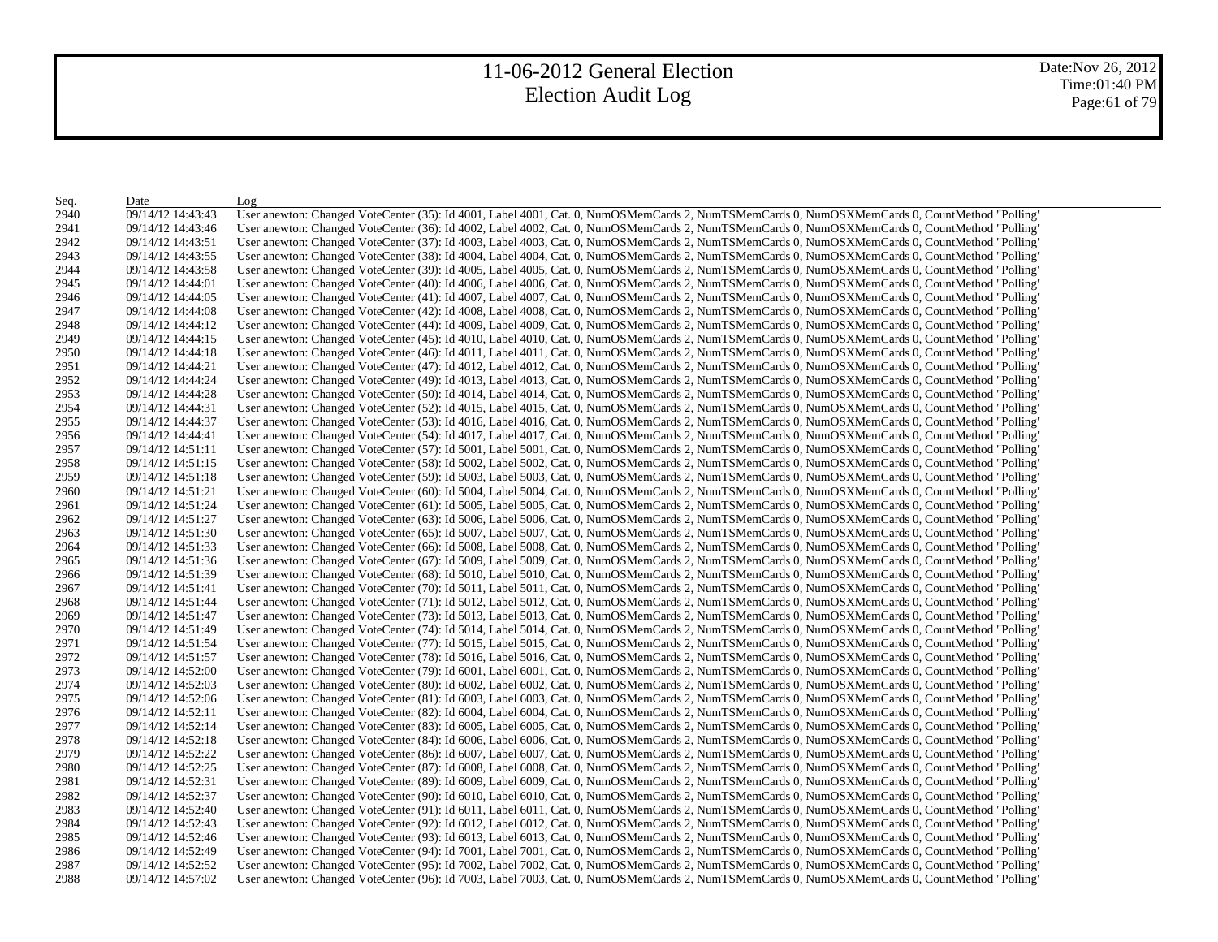# 11-06-2012 General Election
## Election Audit Log

Date:Nov 26, 2012
Time:01:40 PM

| Seq. | Date | Log |
|---|---|---|
| 2940 | 09/14/12 14:43:43 | User anewton: Changed VoteCenter (35): Id 4001, Label 4001, Cat. 0, NumOSMemCards 2, NumTSMemCards 0, NumOSXMemCards 0, CountMethod "Polling' |
| 2941 | 09/14/12 14:43:46 | User anewton: Changed VoteCenter (36): Id 4002, Label 4002, Cat. 0, NumOSMemCards 2, NumTSMemCards 0, NumOSXMemCards 0, CountMethod "Polling' |
| 2942 | 09/14/12 14:43:51 | User anewton: Changed VoteCenter (37): Id 4003, Label 4003, Cat. 0, NumOSMemCards 2, NumTSMemCards 0, NumOSXMemCards 0, CountMethod "Polling' |
| 2943 | 09/14/12 14:43:55 | User anewton: Changed VoteCenter (38): Id 4004, Label 4004, Cat. 0, NumOSMemCards 2, NumTSMemCards 0, NumOSXMemCards 0, CountMethod "Polling' |
| 2944 | 09/14/12 14:43:58 | User anewton: Changed VoteCenter (39): Id 4005, Label 4005, Cat. 0, NumOSMemCards 2, NumTSMemCards 0, NumOSXMemCards 0, CountMethod "Polling' |
| 2945 | 09/14/12 14:44:01 | User anewton: Changed VoteCenter (40): Id 4006, Label 4006, Cat. 0, NumOSMemCards 2, NumTSMemCards 0, NumOSXMemCards 0, CountMethod "Polling' |
| 2946 | 09/14/12 14:44:05 | User anewton: Changed VoteCenter (41): Id 4007, Label 4007, Cat. 0, NumOSMemCards 2, NumTSMemCards 0, NumOSXMemCards 0, CountMethod "Polling' |
| 2947 | 09/14/12 14:44:08 | User anewton: Changed VoteCenter (42): Id 4008, Label 4008, Cat. 0, NumOSMemCards 2, NumTSMemCards 0, NumOSXMemCards 0, CountMethod "Polling' |
| 2948 | 09/14/12 14:44:12 | User anewton: Changed VoteCenter (44): Id 4009, Label 4009, Cat. 0, NumOSMemCards 2, NumTSMemCards 0, NumOSXMemCards 0, CountMethod "Polling' |
| 2949 | 09/14/12 14:44:15 | User anewton: Changed VoteCenter (45): Id 4010, Label 4010, Cat. 0, NumOSMemCards 2, NumTSMemCards 0, NumOSXMemCards 0, CountMethod "Polling' |
| 2950 | 09/14/12 14:44:18 | User anewton: Changed VoteCenter (46): Id 4011, Label 4011, Cat. 0, NumOSMemCards 2, NumTSMemCards 0, NumOSXMemCards 0, CountMethod "Polling' |
| 2951 | 09/14/12 14:44:21 | User anewton: Changed VoteCenter (47): Id 4012, Label 4012, Cat. 0, NumOSMemCards 2, NumTSMemCards 0, NumOSXMemCards 0, CountMethod "Polling' |
| 2952 | 09/14/12 14:44:24 | User anewton: Changed VoteCenter (49): Id 4013, Label 4013, Cat. 0, NumOSMemCards 2, NumTSMemCards 0, NumOSXMemCards 0, CountMethod "Polling' |
| 2953 | 09/14/12 14:44:28 | User anewton: Changed VoteCenter (50): Id 4014, Label 4014, Cat. 0, NumOSMemCards 2, NumTSMemCards 0, NumOSXMemCards 0, CountMethod "Polling' |
| 2954 | 09/14/12 14:44:31 | User anewton: Changed VoteCenter (52): Id 4015, Label 4015, Cat. 0, NumOSMemCards 2, NumTSMemCards 0, NumOSXMemCards 0, CountMethod "Polling' |
| 2955 | 09/14/12 14:44:37 | User anewton: Changed VoteCenter (53): Id 4016, Label 4016, Cat. 0, NumOSMemCards 2, NumTSMemCards 0, NumOSXMemCards 0, CountMethod "Polling' |
| 2956 | 09/14/12 14:44:41 | User anewton: Changed VoteCenter (54): Id 4017, Label 4017, Cat. 0, NumOSMemCards 2, NumTSMemCards 0, NumOSXMemCards 0, CountMethod "Polling' |
| 2957 | 09/14/12 14:51:11 | User anewton: Changed VoteCenter (57): Id 5001, Label 5001, Cat. 0, NumOSMemCards 2, NumTSMemCards 0, NumOSXMemCards 0, CountMethod "Polling' |
| 2958 | 09/14/12 14:51:15 | User anewton: Changed VoteCenter (58): Id 5002, Label 5002, Cat. 0, NumOSMemCards 2, NumTSMemCards 0, NumOSXMemCards 0, CountMethod "Polling' |
| 2959 | 09/14/12 14:51:18 | User anewton: Changed VoteCenter (59): Id 5003, Label 5003, Cat. 0, NumOSMemCards 2, NumTSMemCards 0, NumOSXMemCards 0, CountMethod "Polling' |
| 2960 | 09/14/12 14:51:21 | User anewton: Changed VoteCenter (60): Id 5004, Label 5004, Cat. 0, NumOSMemCards 2, NumTSMemCards 0, NumOSXMemCards 0, CountMethod "Polling' |
| 2961 | 09/14/12 14:51:24 | User anewton: Changed VoteCenter (61): Id 5005, Label 5005, Cat. 0, NumOSMemCards 2, NumTSMemCards 0, NumOSXMemCards 0, CountMethod "Polling' |
| 2962 | 09/14/12 14:51:27 | User anewton: Changed VoteCenter (63): Id 5006, Label 5006, Cat. 0, NumOSMemCards 2, NumTSMemCards 0, NumOSXMemCards 0, CountMethod "Polling' |
| 2963 | 09/14/12 14:51:30 | User anewton: Changed VoteCenter (65): Id 5007, Label 5007, Cat. 0, NumOSMemCards 2, NumTSMemCards 0, NumOSXMemCards 0, CountMethod "Polling' |
| 2964 | 09/14/12 14:51:33 | User anewton: Changed VoteCenter (66): Id 5008, Label 5008, Cat. 0, NumOSMemCards 2, NumTSMemCards 0, NumOSXMemCards 0, CountMethod "Polling' |
| 2965 | 09/14/12 14:51:36 | User anewton: Changed VoteCenter (67): Id 5009, Label 5009, Cat. 0, NumOSMemCards 2, NumTSMemCards 0, NumOSXMemCards 0, CountMethod "Polling' |
| 2966 | 09/14/12 14:51:39 | User anewton: Changed VoteCenter (68): Id 5010, Label 5010, Cat. 0, NumOSMemCards 2, NumTSMemCards 0, NumOSXMemCards 0, CountMethod "Polling' |
| 2967 | 09/14/12 14:51:41 | User anewton: Changed VoteCenter (70): Id 5011, Label 5011, Cat. 0, NumOSMemCards 2, NumTSMemCards 0, NumOSXMemCards 0, CountMethod "Polling' |
| 2968 | 09/14/12 14:51:44 | User anewton: Changed VoteCenter (71): Id 5012, Label 5012, Cat. 0, NumOSMemCards 2, NumTSMemCards 0, NumOSXMemCards 0, CountMethod "Polling' |
| 2969 | 09/14/12 14:51:47 | User anewton: Changed VoteCenter (73): Id 5013, Label 5013, Cat. 0, NumOSMemCards 2, NumTSMemCards 0, NumOSXMemCards 0, CountMethod "Polling' |
| 2970 | 09/14/12 14:51:49 | User anewton: Changed VoteCenter (74): Id 5014, Label 5014, Cat. 0, NumOSMemCards 2, NumTSMemCards 0, NumOSXMemCards 0, CountMethod "Polling' |
| 2971 | 09/14/12 14:51:54 | User anewton: Changed VoteCenter (77): Id 5015, Label 5015, Cat. 0, NumOSMemCards 2, NumTSMemCards 0, NumOSXMemCards 0, CountMethod "Polling' |
| 2972 | 09/14/12 14:51:57 | User anewton: Changed VoteCenter (78): Id 5016, Label 5016, Cat. 0, NumOSMemCards 2, NumTSMemCards 0, NumOSXMemCards 0, CountMethod "Polling' |
| 2973 | 09/14/12 14:52:00 | User anewton: Changed VoteCenter (79): Id 6001, Label 6001, Cat. 0, NumOSMemCards 2, NumTSMemCards 0, NumOSXMemCards 0, CountMethod "Polling' |
| 2974 | 09/14/12 14:52:03 | User anewton: Changed VoteCenter (80): Id 6002, Label 6002, Cat. 0, NumOSMemCards 2, NumTSMemCards 0, NumOSXMemCards 0, CountMethod "Polling' |
| 2975 | 09/14/12 14:52:06 | User anewton: Changed VoteCenter (81): Id 6003, Label 6003, Cat. 0, NumOSMemCards 2, NumTSMemCards 0, NumOSXMemCards 0, CountMethod "Polling' |
| 2976 | 09/14/12 14:52:11 | User anewton: Changed VoteCenter (82): Id 6004, Label 6004, Cat. 0, NumOSMemCards 2, NumTSMemCards 0, NumOSXMemCards 0, CountMethod "Polling' |
| 2977 | 09/14/12 14:52:14 | User anewton: Changed VoteCenter (83): Id 6005, Label 6005, Cat. 0, NumOSMemCards 2, NumTSMemCards 0, NumOSXMemCards 0, CountMethod "Polling' |
| 2978 | 09/14/12 14:52:18 | User anewton: Changed VoteCenter (84): Id 6006, Label 6006, Cat. 0, NumOSMemCards 2, NumTSMemCards 0, NumOSXMemCards 0, CountMethod "Polling' |
| 2979 | 09/14/12 14:52:22 | User anewton: Changed VoteCenter (86): Id 6007, Label 6007, Cat. 0, NumOSMemCards 2, NumTSMemCards 0, NumOSXMemCards 0, CountMethod "Polling' |
| 2980 | 09/14/12 14:52:25 | User anewton: Changed VoteCenter (87): Id 6008, Label 6008, Cat. 0, NumOSMemCards 2, NumTSMemCards 0, NumOSXMemCards 0, CountMethod "Polling' |
| 2981 | 09/14/12 14:52:31 | User anewton: Changed VoteCenter (89): Id 6009, Label 6009, Cat. 0, NumOSMemCards 2, NumTSMemCards 0, NumOSXMemCards 0, CountMethod "Polling' |
| 2982 | 09/14/12 14:52:37 | User anewton: Changed VoteCenter (90): Id 6010, Label 6010, Cat. 0, NumOSMemCards 2, NumTSMemCards 0, NumOSXMemCards 0, CountMethod "Polling' |
| 2983 | 09/14/12 14:52:40 | User anewton: Changed VoteCenter (91): Id 6011, Label 6011, Cat. 0, NumOSMemCards 2, NumTSMemCards 0, NumOSXMemCards 0, CountMethod "Polling' |
| 2984 | 09/14/12 14:52:43 | User anewton: Changed VoteCenter (92): Id 6012, Label 6012, Cat. 0, NumOSMemCards 2, NumTSMemCards 0, NumOSXMemCards 0, CountMethod "Polling' |
| 2985 | 09/14/12 14:52:46 | User anewton: Changed VoteCenter (93): Id 6013, Label 6013, Cat. 0, NumOSMemCards 2, NumTSMemCards 0, NumOSXMemCards 0, CountMethod "Polling' |
| 2986 | 09/14/12 14:52:49 | User anewton: Changed VoteCenter (94): Id 7001, Label 7001, Cat. 0, NumOSMemCards 2, NumTSMemCards 0, NumOSXMemCards 0, CountMethod "Polling' |
| 2987 | 09/14/12 14:52:52 | User anewton: Changed VoteCenter (95): Id 7002, Label 7002, Cat. 0, NumOSMemCards 2, NumTSMemCards 0, NumOSXMemCards 0, CountMethod "Polling' |
| 2988 | 09/14/12 14:57:02 | User anewton: Changed VoteCenter (96): Id 7003, Label 7003, Cat. 0, NumOSMemCards 2, NumTSMemCards 0, NumOSXMemCards 0, CountMethod "Polling' |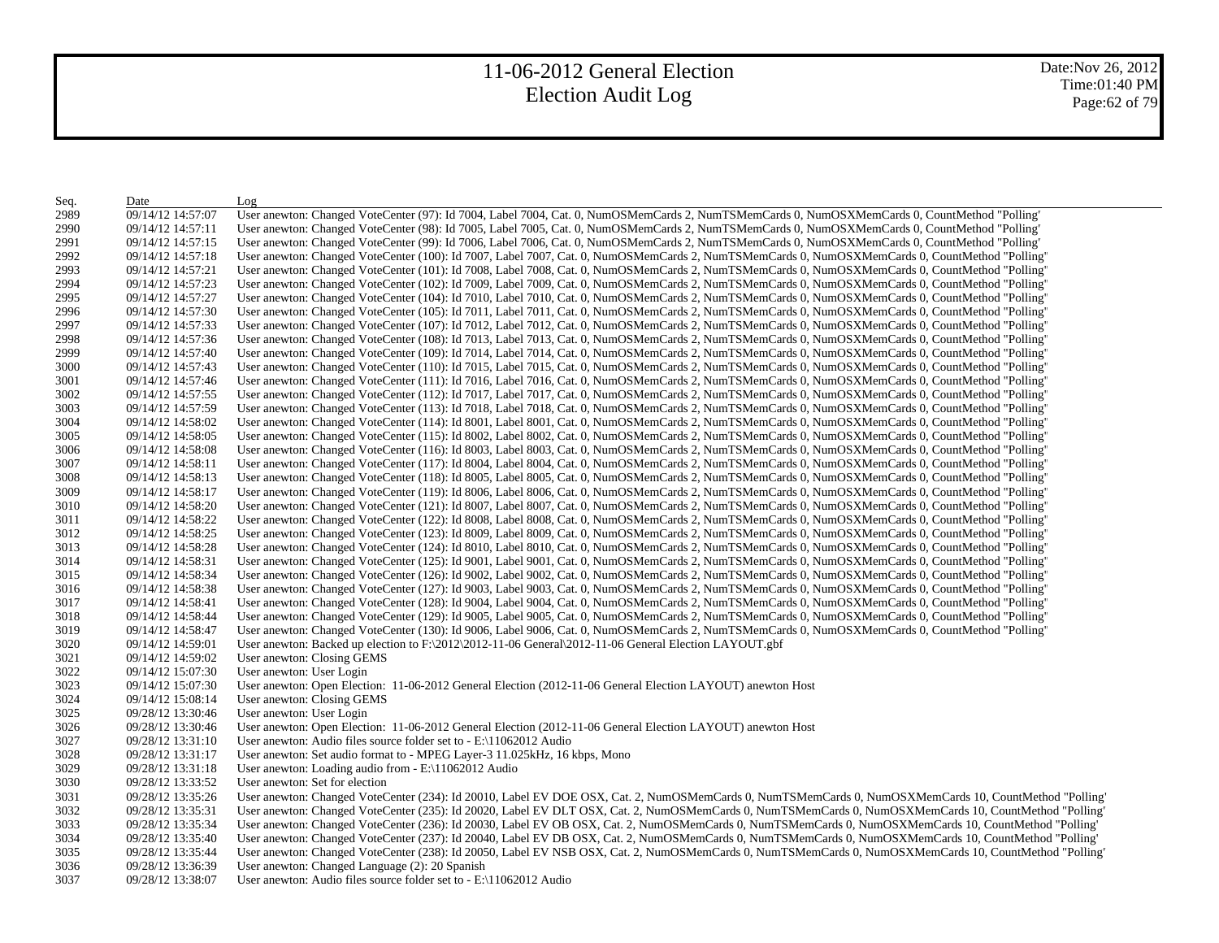| Seq. | Date | Log |
|---|---|---|
| 2989 | 09/14/12 14:57:07 | User anewton: Changed VoteCenter (97): Id 7004, Label 7004, Cat. 0, NumOSMemCards 2, NumTSMemCards 0, NumOSXMemCards 0, CountMethod "Polling' |
| 2990 | 09/14/12 14:57:11 | User anewton: Changed VoteCenter (98): Id 7005, Label 7005, Cat. 0, NumOSMemCards 2, NumTSMemCards 0, NumOSXMemCards 0, CountMethod "Polling' |
| 2991 | 09/14/12 14:57:15 | User anewton: Changed VoteCenter (99): Id 7006, Label 7006, Cat. 0, NumOSMemCards 2, NumTSMemCards 0, NumOSXMemCards 0, CountMethod "Polling' |
| 2992 | 09/14/12 14:57:18 | User anewton: Changed VoteCenter (100): Id 7007, Label 7007, Cat. 0, NumOSMemCards 2, NumTSMemCards 0, NumOSXMemCards 0, CountMethod "Polling" |
| 2993 | 09/14/12 14:57:21 | User anewton: Changed VoteCenter (101): Id 7008, Label 7008, Cat. 0, NumOSMemCards 2, NumTSMemCards 0, NumOSXMemCards 0, CountMethod "Polling" |
| 2994 | 09/14/12 14:57:23 | User anewton: Changed VoteCenter (102): Id 7009, Label 7009, Cat. 0, NumOSMemCards 2, NumTSMemCards 0, NumOSXMemCards 0, CountMethod "Polling" |
| 2995 | 09/14/12 14:57:27 | User anewton: Changed VoteCenter (104): Id 7010, Label 7010, Cat. 0, NumOSMemCards 2, NumTSMemCards 0, NumOSXMemCards 0, CountMethod "Polling" |
| 2996 | 09/14/12 14:57:30 | User anewton: Changed VoteCenter (105): Id 7011, Label 7011, Cat. 0, NumOSMemCards 2, NumTSMemCards 0, NumOSXMemCards 0, CountMethod "Polling" |
| 2997 | 09/14/12 14:57:33 | User anewton: Changed VoteCenter (107): Id 7012, Label 7012, Cat. 0, NumOSMemCards 2, NumTSMemCards 0, NumOSXMemCards 0, CountMethod "Polling" |
| 2998 | 09/14/12 14:57:36 | User anewton: Changed VoteCenter (108): Id 7013, Label 7013, Cat. 0, NumOSMemCards 2, NumTSMemCards 0, NumOSXMemCards 0, CountMethod "Polling" |
| 2999 | 09/14/12 14:57:40 | User anewton: Changed VoteCenter (109): Id 7014, Label 7014, Cat. 0, NumOSMemCards 2, NumTSMemCards 0, NumOSXMemCards 0, CountMethod "Polling" |
| 3000 | 09/14/12 14:57:43 | User anewton: Changed VoteCenter (110): Id 7015, Label 7015, Cat. 0, NumOSMemCards 2, NumTSMemCards 0, NumOSXMemCards 0, CountMethod "Polling" |
| 3001 | 09/14/12 14:57:46 | User anewton: Changed VoteCenter (111): Id 7016, Label 7016, Cat. 0, NumOSMemCards 2, NumTSMemCards 0, NumOSXMemCards 0, CountMethod "Polling" |
| 3002 | 09/14/12 14:57:55 | User anewton: Changed VoteCenter (112): Id 7017, Label 7017, Cat. 0, NumOSMemCards 2, NumTSMemCards 0, NumOSXMemCards 0, CountMethod "Polling" |
| 3003 | 09/14/12 14:57:59 | User anewton: Changed VoteCenter (113): Id 7018, Label 7018, Cat. 0, NumOSMemCards 2, NumTSMemCards 0, NumOSXMemCards 0, CountMethod "Polling" |
| 3004 | 09/14/12 14:58:02 | User anewton: Changed VoteCenter (114): Id 8001, Label 8001, Cat. 0, NumOSMemCards 2, NumTSMemCards 0, NumOSXMemCards 0, CountMethod "Polling" |
| 3005 | 09/14/12 14:58:05 | User anewton: Changed VoteCenter (115): Id 8002, Label 8002, Cat. 0, NumOSMemCards 2, NumTSMemCards 0, NumOSXMemCards 0, CountMethod "Polling" |
| 3006 | 09/14/12 14:58:08 | User anewton: Changed VoteCenter (116): Id 8003, Label 8003, Cat. 0, NumOSMemCards 2, NumTSMemCards 0, NumOSXMemCards 0, CountMethod "Polling" |
| 3007 | 09/14/12 14:58:11 | User anewton: Changed VoteCenter (117): Id 8004, Label 8004, Cat. 0, NumOSMemCards 2, NumTSMemCards 0, NumOSXMemCards 0, CountMethod "Polling" |
| 3008 | 09/14/12 14:58:13 | User anewton: Changed VoteCenter (118): Id 8005, Label 8005, Cat. 0, NumOSMemCards 2, NumTSMemCards 0, NumOSXMemCards 0, CountMethod "Polling" |
| 3009 | 09/14/12 14:58:17 | User anewton: Changed VoteCenter (119): Id 8006, Label 8006, Cat. 0, NumOSMemCards 2, NumTSMemCards 0, NumOSXMemCards 0, CountMethod "Polling" |
| 3010 | 09/14/12 14:58:20 | User anewton: Changed VoteCenter (121): Id 8007, Label 8007, Cat. 0, NumOSMemCards 2, NumTSMemCards 0, NumOSXMemCards 0, CountMethod "Polling" |
| 3011 | 09/14/12 14:58:22 | User anewton: Changed VoteCenter (122): Id 8008, Label 8008, Cat. 0, NumOSMemCards 2, NumTSMemCards 0, NumOSXMemCards 0, CountMethod "Polling" |
| 3012 | 09/14/12 14:58:25 | User anewton: Changed VoteCenter (123): Id 8009, Label 8009, Cat. 0, NumOSMemCards 2, NumTSMemCards 0, NumOSXMemCards 0, CountMethod "Polling" |
| 3013 | 09/14/12 14:58:28 | User anewton: Changed VoteCenter (124): Id 8010, Label 8010, Cat. 0, NumOSMemCards 2, NumTSMemCards 0, NumOSXMemCards 0, CountMethod "Polling" |
| 3014 | 09/14/12 14:58:31 | User anewton: Changed VoteCenter (125): Id 9001, Label 9001, Cat. 0, NumOSMemCards 2, NumTSMemCards 0, NumOSXMemCards 0, CountMethod "Polling" |
| 3015 | 09/14/12 14:58:34 | User anewton: Changed VoteCenter (126): Id 9002, Label 9002, Cat. 0, NumOSMemCards 2, NumTSMemCards 0, NumOSXMemCards 0, CountMethod "Polling" |
| 3016 | 09/14/12 14:58:38 | User anewton: Changed VoteCenter (127): Id 9003, Label 9003, Cat. 0, NumOSMemCards 2, NumTSMemCards 0, NumOSXMemCards 0, CountMethod "Polling" |
| 3017 | 09/14/12 14:58:41 | User anewton: Changed VoteCenter (128): Id 9004, Label 9004, Cat. 0, NumOSMemCards 2, NumTSMemCards 0, NumOSXMemCards 0, CountMethod "Polling" |
| 3018 | 09/14/12 14:58:44 | User anewton: Changed VoteCenter (129): Id 9005, Label 9005, Cat. 0, NumOSMemCards 2, NumTSMemCards 0, NumOSXMemCards 0, CountMethod "Polling" |
| 3019 | 09/14/12 14:58:47 | User anewton: Changed VoteCenter (130): Id 9006, Label 9006, Cat. 0, NumOSMemCards 2, NumTSMemCards 0, NumOSXMemCards 0, CountMethod "Polling" |
| 3020 | 09/14/12 14:59:01 | User anewton: Backed up election to F:\2012\2012-11-06 General\2012-11-06 General Election LAYOUT.gbf |
| 3021 | 09/14/12 14:59:02 | User anewton: Closing GEMS |
| 3022 | 09/14/12 15:07:30 | User anewton: User Login |
| 3023 | 09/14/12 15:07:30 | User anewton: Open Election: 11-06-2012 General Election (2012-11-06 General Election LAYOUT) anewton Host |
| 3024 | 09/14/12 15:08:14 | User anewton: Closing GEMS |
| 3025 | 09/28/12 13:30:46 | User anewton: User Login |
| 3026 | 09/28/12 13:30:46 | User anewton: Open Election: 11-06-2012 General Election (2012-11-06 General Election LAYOUT) anewton Host |
| 3027 | 09/28/12 13:31:10 | User anewton: Audio files source folder set to - E:\11062012 Audio |
| 3028 | 09/28/12 13:31:17 | User anewton: Set audio format to - MPEG Layer-3 11.025kHz, 16 kbps, Mono |
| 3029 | 09/28/12 13:31:18 | User anewton: Loading audio from - E:\11062012 Audio |
| 3030 | 09/28/12 13:33:52 | User anewton: Set for election |
| 3031 | 09/28/12 13:35:26 | User anewton: Changed VoteCenter (234): Id 20010, Label EV DOE OSX, Cat. 2, NumOSMemCards 0, NumTSMemCards 0, NumOSXMemCards 10, CountMethod "Polling' |
| 3032 | 09/28/12 13:35:31 | User anewton: Changed VoteCenter (235): Id 20020, Label EV DLT OSX, Cat. 2, NumOSMemCards 0, NumTSMemCards 0, NumOSXMemCards 10, CountMethod "Polling' |
| 3033 | 09/28/12 13:35:34 | User anewton: Changed VoteCenter (236): Id 20030, Label EV OB OSX, Cat. 2, NumOSMemCards 0, NumTSMemCards 0, NumOSXMemCards 10, CountMethod "Polling' |
| 3034 | 09/28/12 13:35:40 | User anewton: Changed VoteCenter (237): Id 20040, Label EV DB OSX, Cat. 2, NumOSMemCards 0, NumTSMemCards 0, NumOSXMemCards 10, CountMethod "Polling' |
| 3035 | 09/28/12 13:35:44 | User anewton: Changed VoteCenter (238): Id 20050, Label EV NSB OSX, Cat. 2, NumOSMemCards 0, NumTSMemCards 0, NumOSXMemCards 10, CountMethod "Polling' |
| 3036 | 09/28/12 13:36:39 | User anewton: Changed Language (2): 20 Spanish |
| 3037 | 09/28/12 13:38:07 | User anewton: Audio files source folder set to - E:\11062012 Audio |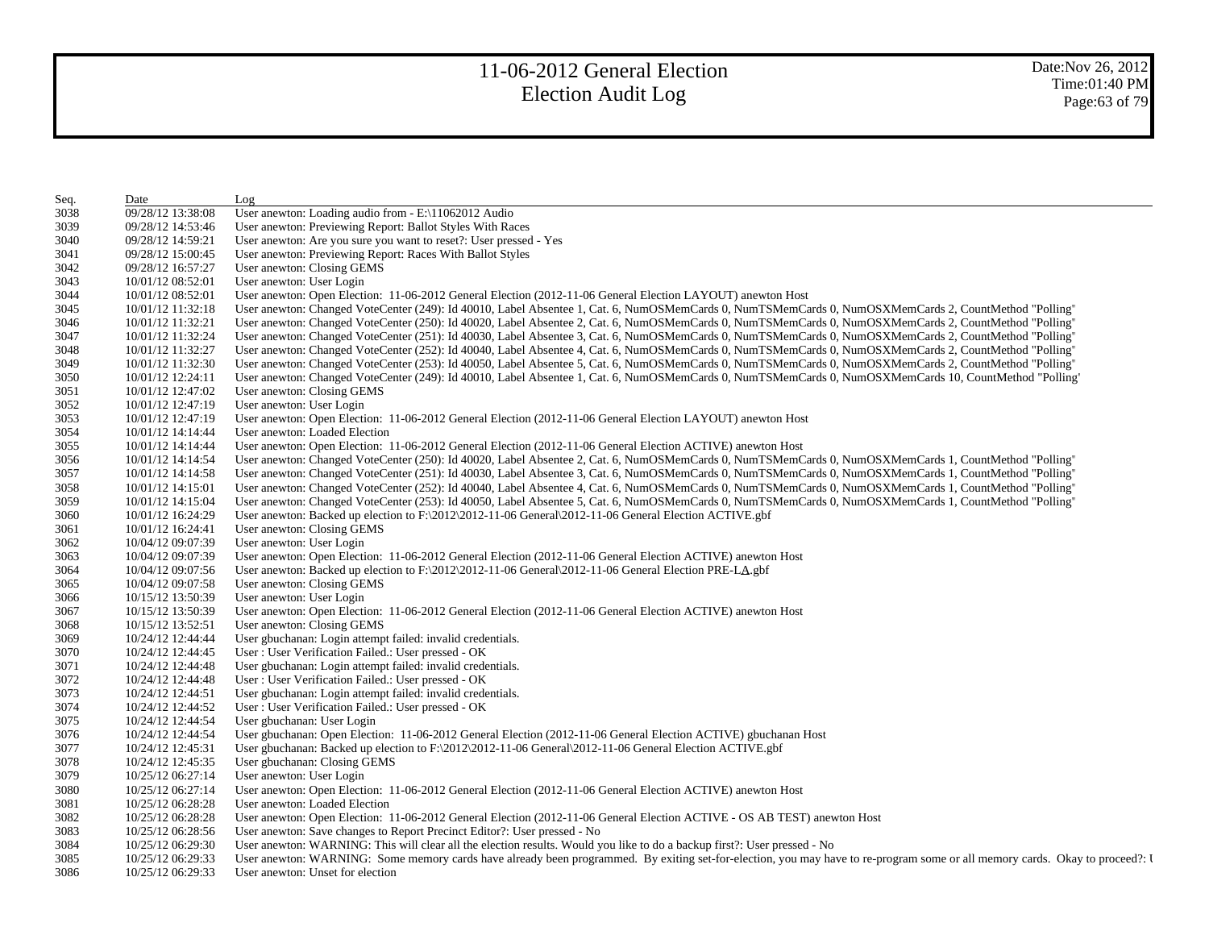# 11-06-2012 General Election
# Election Audit Log

Date:Nov 26, 2012
Time:01:40 PM

| Seq. | Date | Log |
|---|---|---|
| 3038 | 09/28/12 13:38:08 | User anewton: Loading audio from - E:\11062012 Audio |
| 3039 | 09/28/12 14:53:46 | User anewton: Previewing Report: Ballot Styles With Races |
| 3040 | 09/28/12 14:59:21 | User anewton: Are you sure you want to reset?: User pressed - Yes |
| 3041 | 09/28/12 15:00:45 | User anewton: Previewing Report: Races With Ballot Styles |
| 3042 | 09/28/12 16:57:27 | User anewton: Closing GEMS |
| 3043 | 10/01/12 08:52:01 | User anewton: User Login |
| 3044 | 10/01/12 08:52:01 | User anewton: Open Election: 11-06-2012 General Election (2012-11-06 General Election LAYOUT) anewton Host |
| 3045 | 10/01/12 11:32:18 | User anewton: Changed VoteCenter (249): Id 40010, Label Absentee 1, Cat. 6, NumOSMemCards 0, NumTSMemCards 0, NumOSXMemCards 2, CountMethod "Polling" |
| 3046 | 10/01/12 11:32:21 | User anewton: Changed VoteCenter (250): Id 40020, Label Absentee 2, Cat. 6, NumOSMemCards 0, NumTSMemCards 0, NumOSXMemCards 2, CountMethod "Polling" |
| 3047 | 10/01/12 11:32:24 | User anewton: Changed VoteCenter (251): Id 40030, Label Absentee 3, Cat. 6, NumOSMemCards 0, NumTSMemCards 0, NumOSXMemCards 2, CountMethod "Polling" |
| 3048 | 10/01/12 11:32:27 | User anewton: Changed VoteCenter (252): Id 40040, Label Absentee 4, Cat. 6, NumOSMemCards 0, NumTSMemCards 0, NumOSXMemCards 2, CountMethod "Polling" |
| 3049 | 10/01/12 11:32:30 | User anewton: Changed VoteCenter (253): Id 40050, Label Absentee 5, Cat. 6, NumOSMemCards 0, NumTSMemCards 0, NumOSXMemCards 2, CountMethod "Polling" |
| 3050 | 10/01/12 12:24:11 | User anewton: Changed VoteCenter (249): Id 40010, Label Absentee 1, Cat. 6, NumOSMemCards 0, NumTSMemCards 0, NumOSXMemCards 10, CountMethod "Polling" |
| 3051 | 10/01/12 12:47:02 | User anewton: Closing GEMS |
| 3052 | 10/01/12 12:47:19 | User anewton: User Login |
| 3053 | 10/01/12 12:47:19 | User anewton: Open Election: 11-06-2012 General Election (2012-11-06 General Election LAYOUT) anewton Host |
| 3054 | 10/01/12 14:14:44 | User anewton: Loaded Election |
| 3055 | 10/01/12 14:14:44 | User anewton: Open Election: 11-06-2012 General Election (2012-11-06 General Election ACTIVE) anewton Host |
| 3056 | 10/01/12 14:14:54 | User anewton: Changed VoteCenter (250): Id 40020, Label Absentee 2, Cat. 6, NumOSMemCards 0, NumTSMemCards 0, NumOSXMemCards 1, CountMethod "Polling" |
| 3057 | 10/01/12 14:14:58 | User anewton: Changed VoteCenter (251): Id 40030, Label Absentee 3, Cat. 6, NumOSMemCards 0, NumTSMemCards 0, NumOSXMemCards 1, CountMethod "Polling" |
| 3058 | 10/01/12 14:15:01 | User anewton: Changed VoteCenter (252): Id 40040, Label Absentee 4, Cat. 6, NumOSMemCards 0, NumTSMemCards 0, NumOSXMemCards 1, CountMethod "Polling" |
| 3059 | 10/01/12 14:15:04 | User anewton: Changed VoteCenter (253): Id 40050, Label Absentee 5, Cat. 6, NumOSMemCards 0, NumTSMemCards 0, NumOSXMemCards 1, CountMethod "Polling" |
| 3060 | 10/01/12 16:24:29 | User anewton: Backed up election to F:\2012\2012-11-06 General\2012-11-06 General Election ACTIVE.gbf |
| 3061 | 10/01/12 16:24:41 | User anewton: Closing GEMS |
| 3062 | 10/04/12 09:07:39 | User anewton: User Login |
| 3063 | 10/04/12 09:07:39 | User anewton: Open Election: 11-06-2012 General Election (2012-11-06 General Election ACTIVE) anewton Host |
| 3064 | 10/04/12 09:07:56 | User anewton: Backed up election to F:\2012\2012-11-06 General\2012-11-06 General Election PRE-LA.gbf |
| 3065 | 10/04/12 09:07:58 | User anewton: Closing GEMS |
| 3066 | 10/15/12 13:50:39 | User anewton: User Login |
| 3067 | 10/15/12 13:50:39 | User anewton: Open Election: 11-06-2012 General Election (2012-11-06 General Election ACTIVE) anewton Host |
| 3068 | 10/15/12 13:52:51 | User anewton: Closing GEMS |
| 3069 | 10/24/12 12:44:44 | User gbuchanan: Login attempt failed: invalid credentials. |
| 3070 | 10/24/12 12:44:45 | User : User Verification Failed.: User pressed - OK |
| 3071 | 10/24/12 12:44:48 | User gbuchanan: Login attempt failed: invalid credentials. |
| 3072 | 10/24/12 12:44:48 | User : User Verification Failed.: User pressed - OK |
| 3073 | 10/24/12 12:44:51 | User gbuchanan: Login attempt failed: invalid credentials. |
| 3074 | 10/24/12 12:44:52 | User : User Verification Failed.: User pressed - OK |
| 3075 | 10/24/12 12:44:54 | User gbuchanan: User Login |
| 3076 | 10/24/12 12:44:54 | User gbuchanan: Open Election: 11-06-2012 General Election (2012-11-06 General Election ACTIVE) gbuchanan Host |
| 3077 | 10/24/12 12:45:31 | User gbuchanan: Backed up election to F:\2012\2012-11-06 General\2012-11-06 General Election ACTIVE.gbf |
| 3078 | 10/24/12 12:45:35 | User gbuchanan: Closing GEMS |
| 3079 | 10/25/12 06:27:14 | User anewton: User Login |
| 3080 | 10/25/12 06:27:14 | User anewton: Open Election: 11-06-2012 General Election (2012-11-06 General Election ACTIVE) anewton Host |
| 3081 | 10/25/12 06:28:28 | User anewton: Loaded Election |
| 3082 | 10/25/12 06:28:28 | User anewton: Open Election: 11-06-2012 General Election (2012-11-06 General Election ACTIVE - OS AB TEST) anewton Host |
| 3083 | 10/25/12 06:28:56 | User anewton: Save changes to Report Precinct Editor?: User pressed - No |
| 3084 | 10/25/12 06:29:30 | User anewton: WARNING: This will clear all the election results. Would you like to do a backup first?: User pressed - No |
| 3085 | 10/25/12 06:29:33 | User anewton: WARNING: Some memory cards have already been programmed. By exiting set-for-election, you may have to re-program some or all memory cards. Okay to proceed?: U |
| 3086 | 10/25/12 06:29:33 | User anewton: Unset for election |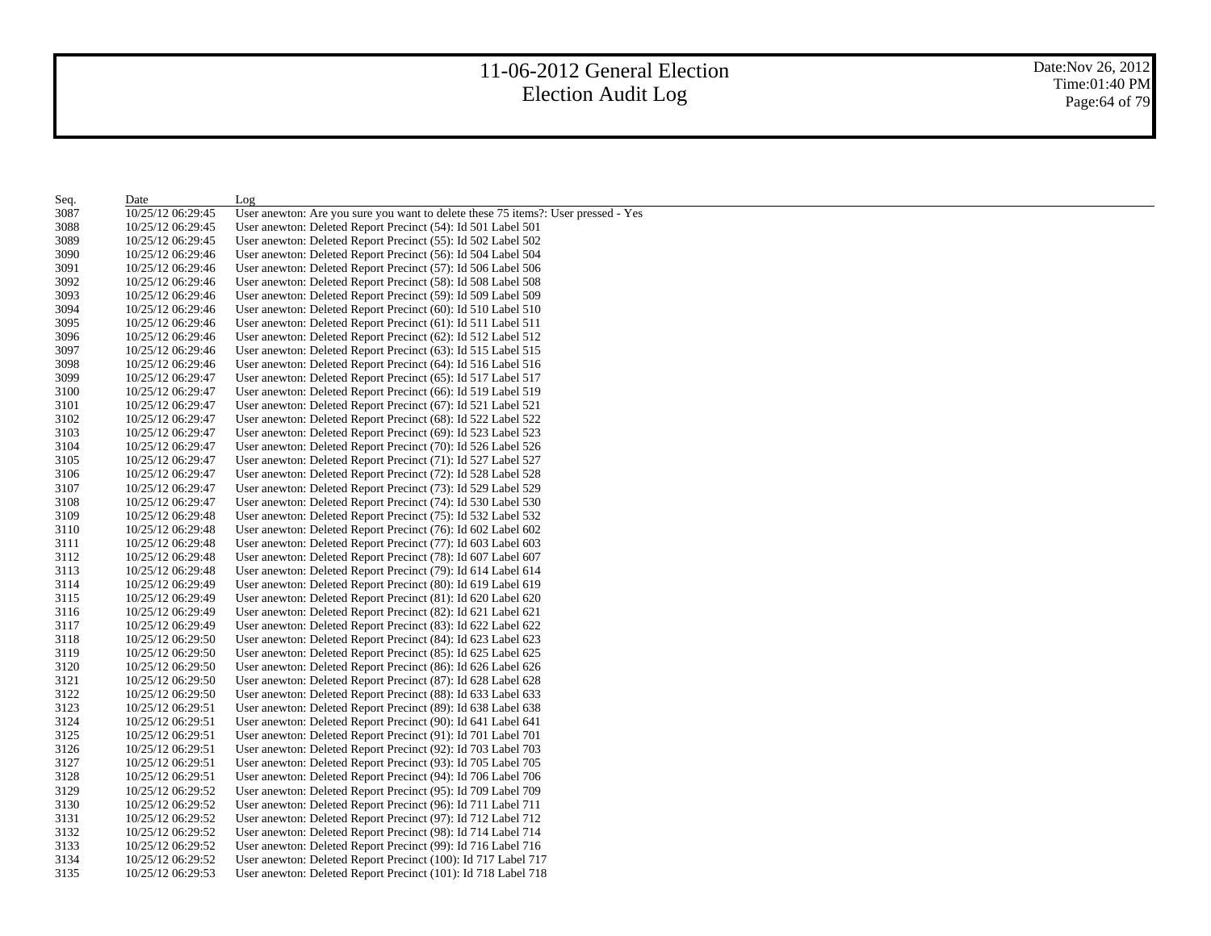| Seq. | Date | Log |
| --- | --- | --- |
| 3087 | 10/25/12 06:29:45 | User anewton: Are you sure you want to delete these 75 items?: User pressed - Yes |
| 3088 | 10/25/12 06:29:45 | User anewton: Deleted Report Precinct (54): Id 501 Label 501 |
| 3089 | 10/25/12 06:29:45 | User anewton: Deleted Report Precinct (55): Id 502 Label 502 |
| 3090 | 10/25/12 06:29:46 | User anewton: Deleted Report Precinct (56): Id 504 Label 504 |
| 3091 | 10/25/12 06:29:46 | User anewton: Deleted Report Precinct (57): Id 506 Label 506 |
| 3092 | 10/25/12 06:29:46 | User anewton: Deleted Report Precinct (58): Id 508 Label 508 |
| 3093 | 10/25/12 06:29:46 | User anewton: Deleted Report Precinct (59): Id 509 Label 509 |
| 3094 | 10/25/12 06:29:46 | User anewton: Deleted Report Precinct (60): Id 510 Label 510 |
| 3095 | 10/25/12 06:29:46 | User anewton: Deleted Report Precinct (61): Id 511 Label 511 |
| 3096 | 10/25/12 06:29:46 | User anewton: Deleted Report Precinct (62): Id 512 Label 512 |
| 3097 | 10/25/12 06:29:46 | User anewton: Deleted Report Precinct (63): Id 515 Label 515 |
| 3098 | 10/25/12 06:29:46 | User anewton: Deleted Report Precinct (64): Id 516 Label 516 |
| 3099 | 10/25/12 06:29:47 | User anewton: Deleted Report Precinct (65): Id 517 Label 517 |
| 3100 | 10/25/12 06:29:47 | User anewton: Deleted Report Precinct (66): Id 519 Label 519 |
| 3101 | 10/25/12 06:29:47 | User anewton: Deleted Report Precinct (67): Id 521 Label 521 |
| 3102 | 10/25/12 06:29:47 | User anewton: Deleted Report Precinct (68): Id 522 Label 522 |
| 3103 | 10/25/12 06:29:47 | User anewton: Deleted Report Precinct (69): Id 523 Label 523 |
| 3104 | 10/25/12 06:29:47 | User anewton: Deleted Report Precinct (70): Id 526 Label 526 |
| 3105 | 10/25/12 06:29:47 | User anewton: Deleted Report Precinct (71): Id 527 Label 527 |
| 3106 | 10/25/12 06:29:47 | User anewton: Deleted Report Precinct (72): Id 528 Label 528 |
| 3107 | 10/25/12 06:29:47 | User anewton: Deleted Report Precinct (73): Id 529 Label 529 |
| 3108 | 10/25/12 06:29:47 | User anewton: Deleted Report Precinct (74): Id 530 Label 530 |
| 3109 | 10/25/12 06:29:48 | User anewton: Deleted Report Precinct (75): Id 532 Label 532 |
| 3110 | 10/25/12 06:29:48 | User anewton: Deleted Report Precinct (76): Id 602 Label 602 |
| 3111 | 10/25/12 06:29:48 | User anewton: Deleted Report Precinct (77): Id 603 Label 603 |
| 3112 | 10/25/12 06:29:48 | User anewton: Deleted Report Precinct (78): Id 607 Label 607 |
| 3113 | 10/25/12 06:29:48 | User anewton: Deleted Report Precinct (79): Id 614 Label 614 |
| 3114 | 10/25/12 06:29:49 | User anewton: Deleted Report Precinct (80): Id 619 Label 619 |
| 3115 | 10/25/12 06:29:49 | User anewton: Deleted Report Precinct (81): Id 620 Label 620 |
| 3116 | 10/25/12 06:29:49 | User anewton: Deleted Report Precinct (82): Id 621 Label 621 |
| 3117 | 10/25/12 06:29:49 | User anewton: Deleted Report Precinct (83): Id 622 Label 622 |
| 3118 | 10/25/12 06:29:50 | User anewton: Deleted Report Precinct (84): Id 623 Label 623 |
| 3119 | 10/25/12 06:29:50 | User anewton: Deleted Report Precinct (85): Id 625 Label 625 |
| 3120 | 10/25/12 06:29:50 | User anewton: Deleted Report Precinct (86): Id 626 Label 626 |
| 3121 | 10/25/12 06:29:50 | User anewton: Deleted Report Precinct (87): Id 628 Label 628 |
| 3122 | 10/25/12 06:29:50 | User anewton: Deleted Report Precinct (88): Id 633 Label 633 |
| 3123 | 10/25/12 06:29:51 | User anewton: Deleted Report Precinct (89): Id 638 Label 638 |
| 3124 | 10/25/12 06:29:51 | User anewton: Deleted Report Precinct (90): Id 641 Label 641 |
| 3125 | 10/25/12 06:29:51 | User anewton: Deleted Report Precinct (91): Id 701 Label 701 |
| 3126 | 10/25/12 06:29:51 | User anewton: Deleted Report Precinct (92): Id 703 Label 703 |
| 3127 | 10/25/12 06:29:51 | User anewton: Deleted Report Precinct (93): Id 705 Label 705 |
| 3128 | 10/25/12 06:29:51 | User anewton: Deleted Report Precinct (94): Id 706 Label 706 |
| 3129 | 10/25/12 06:29:52 | User anewton: Deleted Report Precinct (95): Id 709 Label 709 |
| 3130 | 10/25/12 06:29:52 | User anewton: Deleted Report Precinct (96): Id 711 Label 711 |
| 3131 | 10/25/12 06:29:52 | User anewton: Deleted Report Precinct (97): Id 712 Label 712 |
| 3132 | 10/25/12 06:29:52 | User anewton: Deleted Report Precinct (98): Id 714 Label 714 |
| 3133 | 10/25/12 06:29:52 | User anewton: Deleted Report Precinct (99): Id 716 Label 716 |
| 3134 | 10/25/12 06:29:52 | User anewton: Deleted Report Precinct (100): Id 717 Label 717 |
| 3135 | 10/25/12 06:29:53 | User anewton: Deleted Report Precinct (101): Id 718 Label 718 |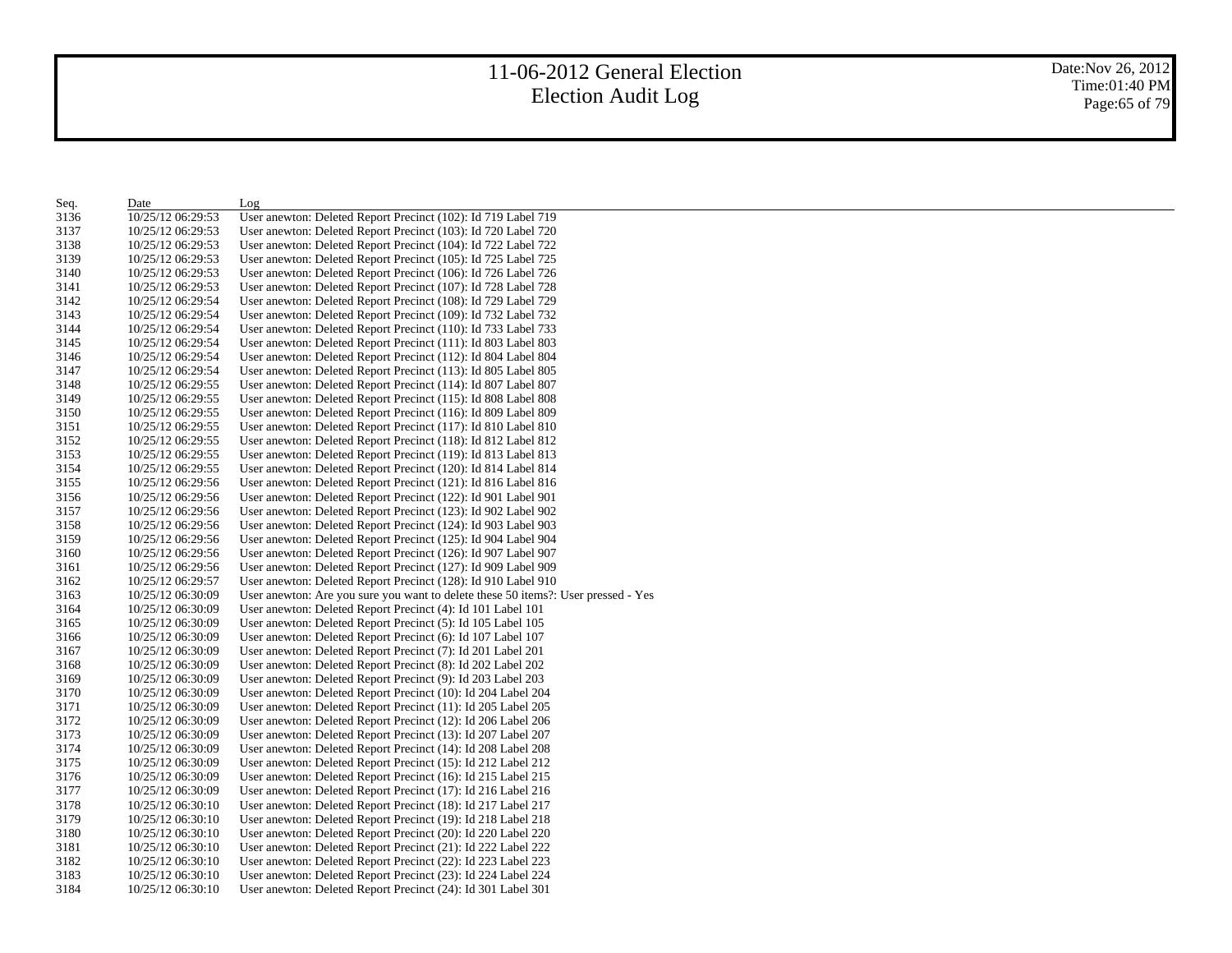| Seq. | Date | Log |
|---|---|---|
| 3136 | 10/25/12 06:29:53 | User anewton: Deleted Report Precinct (102): Id 719 Label 719 |
| 3137 | 10/25/12 06:29:53 | User anewton: Deleted Report Precinct (103): Id 720 Label 720 |
| 3138 | 10/25/12 06:29:53 | User anewton: Deleted Report Precinct (104): Id 722 Label 722 |
| 3139 | 10/25/12 06:29:53 | User anewton: Deleted Report Precinct (105): Id 725 Label 725 |
| 3140 | 10/25/12 06:29:53 | User anewton: Deleted Report Precinct (106): Id 726 Label 726 |
| 3141 | 10/25/12 06:29:53 | User anewton: Deleted Report Precinct (107): Id 728 Label 728 |
| 3142 | 10/25/12 06:29:54 | User anewton: Deleted Report Precinct (108): Id 729 Label 729 |
| 3143 | 10/25/12 06:29:54 | User anewton: Deleted Report Precinct (109): Id 732 Label 732 |
| 3144 | 10/25/12 06:29:54 | User anewton: Deleted Report Precinct (110): Id 733 Label 733 |
| 3145 | 10/25/12 06:29:54 | User anewton: Deleted Report Precinct (111): Id 803 Label 803 |
| 3146 | 10/25/12 06:29:54 | User anewton: Deleted Report Precinct (112): Id 804 Label 804 |
| 3147 | 10/25/12 06:29:54 | User anewton: Deleted Report Precinct (113): Id 805 Label 805 |
| 3148 | 10/25/12 06:29:55 | User anewton: Deleted Report Precinct (114): Id 807 Label 807 |
| 3149 | 10/25/12 06:29:55 | User anewton: Deleted Report Precinct (115): Id 808 Label 808 |
| 3150 | 10/25/12 06:29:55 | User anewton: Deleted Report Precinct (116): Id 809 Label 809 |
| 3151 | 10/25/12 06:29:55 | User anewton: Deleted Report Precinct (117): Id 810 Label 810 |
| 3152 | 10/25/12 06:29:55 | User anewton: Deleted Report Precinct (118): Id 812 Label 812 |
| 3153 | 10/25/12 06:29:55 | User anewton: Deleted Report Precinct (119): Id 813 Label 813 |
| 3154 | 10/25/12 06:29:55 | User anewton: Deleted Report Precinct (120): Id 814 Label 814 |
| 3155 | 10/25/12 06:29:56 | User anewton: Deleted Report Precinct (121): Id 816 Label 816 |
| 3156 | 10/25/12 06:29:56 | User anewton: Deleted Report Precinct (122): Id 901 Label 901 |
| 3157 | 10/25/12 06:29:56 | User anewton: Deleted Report Precinct (123): Id 902 Label 902 |
| 3158 | 10/25/12 06:29:56 | User anewton: Deleted Report Precinct (124): Id 903 Label 903 |
| 3159 | 10/25/12 06:29:56 | User anewton: Deleted Report Precinct (125): Id 904 Label 904 |
| 3160 | 10/25/12 06:29:56 | User anewton: Deleted Report Precinct (126): Id 907 Label 907 |
| 3161 | 10/25/12 06:29:56 | User anewton: Deleted Report Precinct (127): Id 909 Label 909 |
| 3162 | 10/25/12 06:29:57 | User anewton: Deleted Report Precinct (128): Id 910 Label 910 |
| 3163 | 10/25/12 06:30:09 | User anewton: Are you sure you want to delete these 50 items?: User pressed - Yes |
| 3164 | 10/25/12 06:30:09 | User anewton: Deleted Report Precinct (4): Id 101 Label 101 |
| 3165 | 10/25/12 06:30:09 | User anewton: Deleted Report Precinct (5): Id 105 Label 105 |
| 3166 | 10/25/12 06:30:09 | User anewton: Deleted Report Precinct (6): Id 107 Label 107 |
| 3167 | 10/25/12 06:30:09 | User anewton: Deleted Report Precinct (7): Id 201 Label 201 |
| 3168 | 10/25/12 06:30:09 | User anewton: Deleted Report Precinct (8): Id 202 Label 202 |
| 3169 | 10/25/12 06:30:09 | User anewton: Deleted Report Precinct (9): Id 203 Label 203 |
| 3170 | 10/25/12 06:30:09 | User anewton: Deleted Report Precinct (10): Id 204 Label 204 |
| 3171 | 10/25/12 06:30:09 | User anewton: Deleted Report Precinct (11): Id 205 Label 205 |
| 3172 | 10/25/12 06:30:09 | User anewton: Deleted Report Precinct (12): Id 206 Label 206 |
| 3173 | 10/25/12 06:30:09 | User anewton: Deleted Report Precinct (13): Id 207 Label 207 |
| 3174 | 10/25/12 06:30:09 | User anewton: Deleted Report Precinct (14): Id 208 Label 208 |
| 3175 | 10/25/12 06:30:09 | User anewton: Deleted Report Precinct (15): Id 212 Label 212 |
| 3176 | 10/25/12 06:30:09 | User anewton: Deleted Report Precinct (16): Id 215 Label 215 |
| 3177 | 10/25/12 06:30:09 | User anewton: Deleted Report Precinct (17): Id 216 Label 216 |
| 3178 | 10/25/12 06:30:10 | User anewton: Deleted Report Precinct (18): Id 217 Label 217 |
| 3179 | 10/25/12 06:30:10 | User anewton: Deleted Report Precinct (19): Id 218 Label 218 |
| 3180 | 10/25/12 06:30:10 | User anewton: Deleted Report Precinct (20): Id 220 Label 220 |
| 3181 | 10/25/12 06:30:10 | User anewton: Deleted Report Precinct (21): Id 222 Label 222 |
| 3182 | 10/25/12 06:30:10 | User anewton: Deleted Report Precinct (22): Id 223 Label 223 |
| 3183 | 10/25/12 06:30:10 | User anewton: Deleted Report Precinct (23): Id 224 Label 224 |
| 3184 | 10/25/12 06:30:10 | User anewton: Deleted Report Precinct (24): Id 301 Label 301 |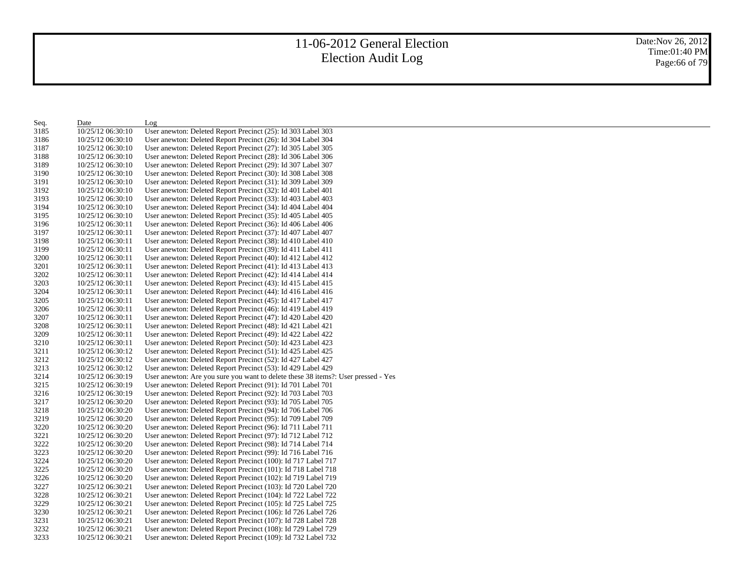| Seq. | Date | Log |
|---|---|---|
| 3185 | 10/25/12 06:30:10 | User anewton: Deleted Report Precinct (25): Id 303 Label 303 |
| 3186 | 10/25/12 06:30:10 | User anewton: Deleted Report Precinct (26): Id 304 Label 304 |
| 3187 | 10/25/12 06:30:10 | User anewton: Deleted Report Precinct (27): Id 305 Label 305 |
| 3188 | 10/25/12 06:30:10 | User anewton: Deleted Report Precinct (28): Id 306 Label 306 |
| 3189 | 10/25/12 06:30:10 | User anewton: Deleted Report Precinct (29): Id 307 Label 307 |
| 3190 | 10/25/12 06:30:10 | User anewton: Deleted Report Precinct (30): Id 308 Label 308 |
| 3191 | 10/25/12 06:30:10 | User anewton: Deleted Report Precinct (31): Id 309 Label 309 |
| 3192 | 10/25/12 06:30:10 | User anewton: Deleted Report Precinct (32): Id 401 Label 401 |
| 3193 | 10/25/12 06:30:10 | User anewton: Deleted Report Precinct (33): Id 403 Label 403 |
| 3194 | 10/25/12 06:30:10 | User anewton: Deleted Report Precinct (34): Id 404 Label 404 |
| 3195 | 10/25/12 06:30:10 | User anewton: Deleted Report Precinct (35): Id 405 Label 405 |
| 3196 | 10/25/12 06:30:11 | User anewton: Deleted Report Precinct (36): Id 406 Label 406 |
| 3197 | 10/25/12 06:30:11 | User anewton: Deleted Report Precinct (37): Id 407 Label 407 |
| 3198 | 10/25/12 06:30:11 | User anewton: Deleted Report Precinct (38): Id 410 Label 410 |
| 3199 | 10/25/12 06:30:11 | User anewton: Deleted Report Precinct (39): Id 411 Label 411 |
| 3200 | 10/25/12 06:30:11 | User anewton: Deleted Report Precinct (40): Id 412 Label 412 |
| 3201 | 10/25/12 06:30:11 | User anewton: Deleted Report Precinct (41): Id 413 Label 413 |
| 3202 | 10/25/12 06:30:11 | User anewton: Deleted Report Precinct (42): Id 414 Label 414 |
| 3203 | 10/25/12 06:30:11 | User anewton: Deleted Report Precinct (43): Id 415 Label 415 |
| 3204 | 10/25/12 06:30:11 | User anewton: Deleted Report Precinct (44): Id 416 Label 416 |
| 3205 | 10/25/12 06:30:11 | User anewton: Deleted Report Precinct (45): Id 417 Label 417 |
| 3206 | 10/25/12 06:30:11 | User anewton: Deleted Report Precinct (46): Id 419 Label 419 |
| 3207 | 10/25/12 06:30:11 | User anewton: Deleted Report Precinct (47): Id 420 Label 420 |
| 3208 | 10/25/12 06:30:11 | User anewton: Deleted Report Precinct (48): Id 421 Label 421 |
| 3209 | 10/25/12 06:30:11 | User anewton: Deleted Report Precinct (49): Id 422 Label 422 |
| 3210 | 10/25/12 06:30:11 | User anewton: Deleted Report Precinct (50): Id 423 Label 423 |
| 3211 | 10/25/12 06:30:12 | User anewton: Deleted Report Precinct (51): Id 425 Label 425 |
| 3212 | 10/25/12 06:30:12 | User anewton: Deleted Report Precinct (52): Id 427 Label 427 |
| 3213 | 10/25/12 06:30:12 | User anewton: Deleted Report Precinct (53): Id 429 Label 429 |
| 3214 | 10/25/12 06:30:19 | User anewton: Are you sure you want to delete these 38 items?: User pressed - Yes |
| 3215 | 10/25/12 06:30:19 | User anewton: Deleted Report Precinct (91): Id 701 Label 701 |
| 3216 | 10/25/12 06:30:19 | User anewton: Deleted Report Precinct (92): Id 703 Label 703 |
| 3217 | 10/25/12 06:30:20 | User anewton: Deleted Report Precinct (93): Id 705 Label 705 |
| 3218 | 10/25/12 06:30:20 | User anewton: Deleted Report Precinct (94): Id 706 Label 706 |
| 3219 | 10/25/12 06:30:20 | User anewton: Deleted Report Precinct (95): Id 709 Label 709 |
| 3220 | 10/25/12 06:30:20 | User anewton: Deleted Report Precinct (96): Id 711 Label 711 |
| 3221 | 10/25/12 06:30:20 | User anewton: Deleted Report Precinct (97): Id 712 Label 712 |
| 3222 | 10/25/12 06:30:20 | User anewton: Deleted Report Precinct (98): Id 714 Label 714 |
| 3223 | 10/25/12 06:30:20 | User anewton: Deleted Report Precinct (99): Id 716 Label 716 |
| 3224 | 10/25/12 06:30:20 | User anewton: Deleted Report Precinct (100): Id 717 Label 717 |
| 3225 | 10/25/12 06:30:20 | User anewton: Deleted Report Precinct (101): Id 718 Label 718 |
| 3226 | 10/25/12 06:30:20 | User anewton: Deleted Report Precinct (102): Id 719 Label 719 |
| 3227 | 10/25/12 06:30:21 | User anewton: Deleted Report Precinct (103): Id 720 Label 720 |
| 3228 | 10/25/12 06:30:21 | User anewton: Deleted Report Precinct (104): Id 722 Label 722 |
| 3229 | 10/25/12 06:30:21 | User anewton: Deleted Report Precinct (105): Id 725 Label 725 |
| 3230 | 10/25/12 06:30:21 | User anewton: Deleted Report Precinct (106): Id 726 Label 726 |
| 3231 | 10/25/12 06:30:21 | User anewton: Deleted Report Precinct (107): Id 728 Label 728 |
| 3232 | 10/25/12 06:30:21 | User anewton: Deleted Report Precinct (108): Id 729 Label 729 |
| 3233 | 10/25/12 06:30:21 | User anewton: Deleted Report Precinct (109): Id 732 Label 732 |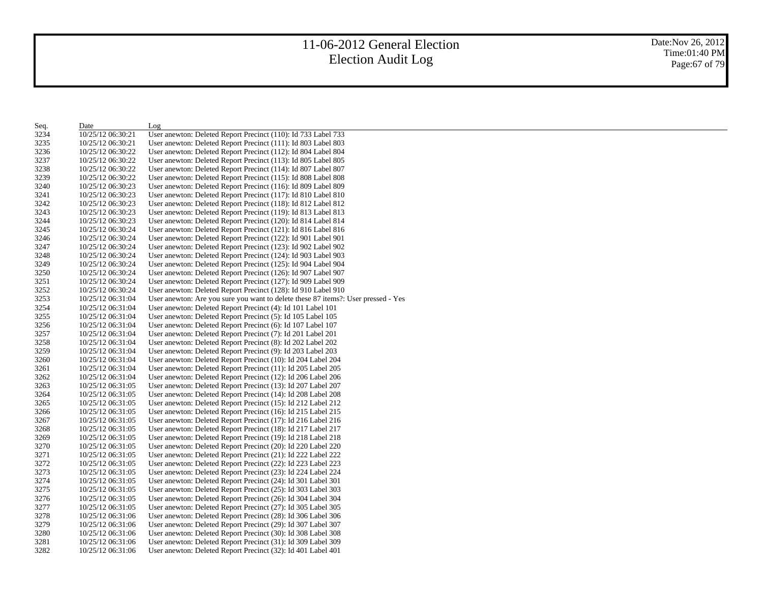| Seq. | Date | Log |
|---|---|---|
| 3234 | 10/25/12 06:30:21 | User anewton: Deleted Report Precinct (110): Id 733 Label 733 |
| 3235 | 10/25/12 06:30:21 | User anewton: Deleted Report Precinct (111): Id 803 Label 803 |
| 3236 | 10/25/12 06:30:22 | User anewton: Deleted Report Precinct (112): Id 804 Label 804 |
| 3237 | 10/25/12 06:30:22 | User anewton: Deleted Report Precinct (113): Id 805 Label 805 |
| 3238 | 10/25/12 06:30:22 | User anewton: Deleted Report Precinct (114): Id 807 Label 807 |
| 3239 | 10/25/12 06:30:22 | User anewton: Deleted Report Precinct (115): Id 808 Label 808 |
| 3240 | 10/25/12 06:30:23 | User anewton: Deleted Report Precinct (116): Id 809 Label 809 |
| 3241 | 10/25/12 06:30:23 | User anewton: Deleted Report Precinct (117): Id 810 Label 810 |
| 3242 | 10/25/12 06:30:23 | User anewton: Deleted Report Precinct (118): Id 812 Label 812 |
| 3243 | 10/25/12 06:30:23 | User anewton: Deleted Report Precinct (119): Id 813 Label 813 |
| 3244 | 10/25/12 06:30:23 | User anewton: Deleted Report Precinct (120): Id 814 Label 814 |
| 3245 | 10/25/12 06:30:24 | User anewton: Deleted Report Precinct (121): Id 816 Label 816 |
| 3246 | 10/25/12 06:30:24 | User anewton: Deleted Report Precinct (122): Id 901 Label 901 |
| 3247 | 10/25/12 06:30:24 | User anewton: Deleted Report Precinct (123): Id 902 Label 902 |
| 3248 | 10/25/12 06:30:24 | User anewton: Deleted Report Precinct (124): Id 903 Label 903 |
| 3249 | 10/25/12 06:30:24 | User anewton: Deleted Report Precinct (125): Id 904 Label 904 |
| 3250 | 10/25/12 06:30:24 | User anewton: Deleted Report Precinct (126): Id 907 Label 907 |
| 3251 | 10/25/12 06:30:24 | User anewton: Deleted Report Precinct (127): Id 909 Label 909 |
| 3252 | 10/25/12 06:30:24 | User anewton: Deleted Report Precinct (128): Id 910 Label 910 |
| 3253 | 10/25/12 06:31:04 | User anewton: Are you sure you want to delete these 87 items?: User pressed - Yes |
| 3254 | 10/25/12 06:31:04 | User anewton: Deleted Report Precinct (4): Id 101 Label 101 |
| 3255 | 10/25/12 06:31:04 | User anewton: Deleted Report Precinct (5): Id 105 Label 105 |
| 3256 | 10/25/12 06:31:04 | User anewton: Deleted Report Precinct (6): Id 107 Label 107 |
| 3257 | 10/25/12 06:31:04 | User anewton: Deleted Report Precinct (7): Id 201 Label 201 |
| 3258 | 10/25/12 06:31:04 | User anewton: Deleted Report Precinct (8): Id 202 Label 202 |
| 3259 | 10/25/12 06:31:04 | User anewton: Deleted Report Precinct (9): Id 203 Label 203 |
| 3260 | 10/25/12 06:31:04 | User anewton: Deleted Report Precinct (10): Id 204 Label 204 |
| 3261 | 10/25/12 06:31:04 | User anewton: Deleted Report Precinct (11): Id 205 Label 205 |
| 3262 | 10/25/12 06:31:04 | User anewton: Deleted Report Precinct (12): Id 206 Label 206 |
| 3263 | 10/25/12 06:31:05 | User anewton: Deleted Report Precinct (13): Id 207 Label 207 |
| 3264 | 10/25/12 06:31:05 | User anewton: Deleted Report Precinct (14): Id 208 Label 208 |
| 3265 | 10/25/12 06:31:05 | User anewton: Deleted Report Precinct (15): Id 212 Label 212 |
| 3266 | 10/25/12 06:31:05 | User anewton: Deleted Report Precinct (16): Id 215 Label 215 |
| 3267 | 10/25/12 06:31:05 | User anewton: Deleted Report Precinct (17): Id 216 Label 216 |
| 3268 | 10/25/12 06:31:05 | User anewton: Deleted Report Precinct (18): Id 217 Label 217 |
| 3269 | 10/25/12 06:31:05 | User anewton: Deleted Report Precinct (19): Id 218 Label 218 |
| 3270 | 10/25/12 06:31:05 | User anewton: Deleted Report Precinct (20): Id 220 Label 220 |
| 3271 | 10/25/12 06:31:05 | User anewton: Deleted Report Precinct (21): Id 222 Label 222 |
| 3272 | 10/25/12 06:31:05 | User anewton: Deleted Report Precinct (22): Id 223 Label 223 |
| 3273 | 10/25/12 06:31:05 | User anewton: Deleted Report Precinct (23): Id 224 Label 224 |
| 3274 | 10/25/12 06:31:05 | User anewton: Deleted Report Precinct (24): Id 301 Label 301 |
| 3275 | 10/25/12 06:31:05 | User anewton: Deleted Report Precinct (25): Id 303 Label 303 |
| 3276 | 10/25/12 06:31:05 | User anewton: Deleted Report Precinct (26): Id 304 Label 304 |
| 3277 | 10/25/12 06:31:05 | User anewton: Deleted Report Precinct (27): Id 305 Label 305 |
| 3278 | 10/25/12 06:31:06 | User anewton: Deleted Report Precinct (28): Id 306 Label 306 |
| 3279 | 10/25/12 06:31:06 | User anewton: Deleted Report Precinct (29): Id 307 Label 307 |
| 3280 | 10/25/12 06:31:06 | User anewton: Deleted Report Precinct (30): Id 308 Label 308 |
| 3281 | 10/25/12 06:31:06 | User anewton: Deleted Report Precinct (31): Id 309 Label 309 |
| 3282 | 10/25/12 06:31:06 | User anewton: Deleted Report Precinct (32): Id 401 Label 401 |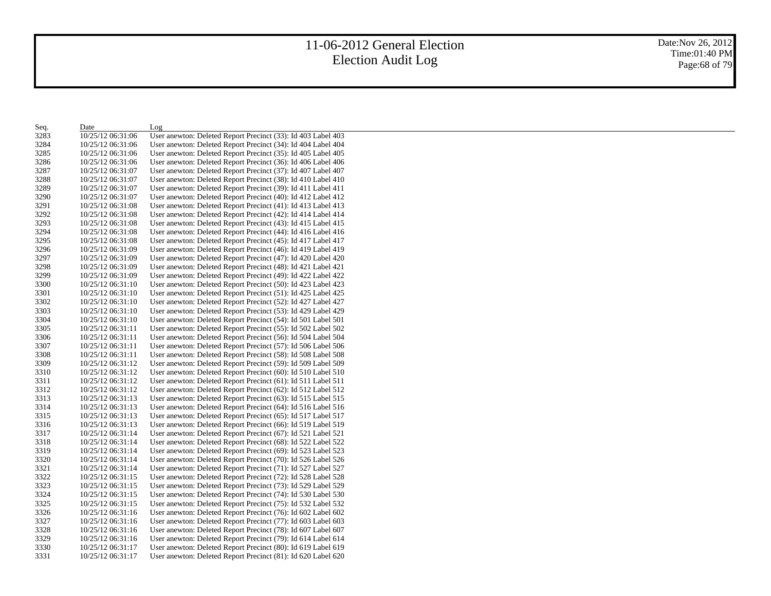# 11-06-2012 General Election
# Election Audit Log

Date:Nov 26, 2012
Time:01:40 PM

| Seq. | Date | Log |
|---|---|---|
| 3283 | 10/25/12 06:31:06 | User anewton: Deleted Report Precinct (33): Id 403 Label 403 |
| 3284 | 10/25/12 06:31:06 | User anewton: Deleted Report Precinct (34): Id 404 Label 404 |
| 3285 | 10/25/12 06:31:06 | User anewton: Deleted Report Precinct (35): Id 405 Label 405 |
| 3286 | 10/25/12 06:31:06 | User anewton: Deleted Report Precinct (36): Id 406 Label 406 |
| 3287 | 10/25/12 06:31:07 | User anewton: Deleted Report Precinct (37): Id 407 Label 407 |
| 3288 | 10/25/12 06:31:07 | User anewton: Deleted Report Precinct (38): Id 410 Label 410 |
| 3289 | 10/25/12 06:31:07 | User anewton: Deleted Report Precinct (39): Id 411 Label 411 |
| 3290 | 10/25/12 06:31:07 | User anewton: Deleted Report Precinct (40): Id 412 Label 412 |
| 3291 | 10/25/12 06:31:08 | User anewton: Deleted Report Precinct (41): Id 413 Label 413 |
| 3292 | 10/25/12 06:31:08 | User anewton: Deleted Report Precinct (42): Id 414 Label 414 |
| 3293 | 10/25/12 06:31:08 | User anewton: Deleted Report Precinct (43): Id 415 Label 415 |
| 3294 | 10/25/12 06:31:08 | User anewton: Deleted Report Precinct (44): Id 416 Label 416 |
| 3295 | 10/25/12 06:31:08 | User anewton: Deleted Report Precinct (45): Id 417 Label 417 |
| 3296 | 10/25/12 06:31:09 | User anewton: Deleted Report Precinct (46): Id 419 Label 419 |
| 3297 | 10/25/12 06:31:09 | User anewton: Deleted Report Precinct (47): Id 420 Label 420 |
| 3298 | 10/25/12 06:31:09 | User anewton: Deleted Report Precinct (48): Id 421 Label 421 |
| 3299 | 10/25/12 06:31:09 | User anewton: Deleted Report Precinct (49): Id 422 Label 422 |
| 3300 | 10/25/12 06:31:10 | User anewton: Deleted Report Precinct (50): Id 423 Label 423 |
| 3301 | 10/25/12 06:31:10 | User anewton: Deleted Report Precinct (51): Id 425 Label 425 |
| 3302 | 10/25/12 06:31:10 | User anewton: Deleted Report Precinct (52): Id 427 Label 427 |
| 3303 | 10/25/12 06:31:10 | User anewton: Deleted Report Precinct (53): Id 429 Label 429 |
| 3304 | 10/25/12 06:31:10 | User anewton: Deleted Report Precinct (54): Id 501 Label 501 |
| 3305 | 10/25/12 06:31:11 | User anewton: Deleted Report Precinct (55): Id 502 Label 502 |
| 3306 | 10/25/12 06:31:11 | User anewton: Deleted Report Precinct (56): Id 504 Label 504 |
| 3307 | 10/25/12 06:31:11 | User anewton: Deleted Report Precinct (57): Id 506 Label 506 |
| 3308 | 10/25/12 06:31:11 | User anewton: Deleted Report Precinct (58): Id 508 Label 508 |
| 3309 | 10/25/12 06:31:12 | User anewton: Deleted Report Precinct (59): Id 509 Label 509 |
| 3310 | 10/25/12 06:31:12 | User anewton: Deleted Report Precinct (60): Id 510 Label 510 |
| 3311 | 10/25/12 06:31:12 | User anewton: Deleted Report Precinct (61): Id 511 Label 511 |
| 3312 | 10/25/12 06:31:12 | User anewton: Deleted Report Precinct (62): Id 512 Label 512 |
| 3313 | 10/25/12 06:31:13 | User anewton: Deleted Report Precinct (63): Id 515 Label 515 |
| 3314 | 10/25/12 06:31:13 | User anewton: Deleted Report Precinct (64): Id 516 Label 516 |
| 3315 | 10/25/12 06:31:13 | User anewton: Deleted Report Precinct (65): Id 517 Label 517 |
| 3316 | 10/25/12 06:31:13 | User anewton: Deleted Report Precinct (66): Id 519 Label 519 |
| 3317 | 10/25/12 06:31:14 | User anewton: Deleted Report Precinct (67): Id 521 Label 521 |
| 3318 | 10/25/12 06:31:14 | User anewton: Deleted Report Precinct (68): Id 522 Label 522 |
| 3319 | 10/25/12 06:31:14 | User anewton: Deleted Report Precinct (69): Id 523 Label 523 |
| 3320 | 10/25/12 06:31:14 | User anewton: Deleted Report Precinct (70): Id 526 Label 526 |
| 3321 | 10/25/12 06:31:14 | User anewton: Deleted Report Precinct (71): Id 527 Label 527 |
| 3322 | 10/25/12 06:31:15 | User anewton: Deleted Report Precinct (72): Id 528 Label 528 |
| 3323 | 10/25/12 06:31:15 | User anewton: Deleted Report Precinct (73): Id 529 Label 529 |
| 3324 | 10/25/12 06:31:15 | User anewton: Deleted Report Precinct (74): Id 530 Label 530 |
| 3325 | 10/25/12 06:31:15 | User anewton: Deleted Report Precinct (75): Id 532 Label 532 |
| 3326 | 10/25/12 06:31:16 | User anewton: Deleted Report Precinct (76): Id 602 Label 602 |
| 3327 | 10/25/12 06:31:16 | User anewton: Deleted Report Precinct (77): Id 603 Label 603 |
| 3328 | 10/25/12 06:31:16 | User anewton: Deleted Report Precinct (78): Id 607 Label 607 |
| 3329 | 10/25/12 06:31:16 | User anewton: Deleted Report Precinct (79): Id 614 Label 614 |
| 3330 | 10/25/12 06:31:17 | User anewton: Deleted Report Precinct (80): Id 619 Label 619 |
| 3331 | 10/25/12 06:31:17 | User anewton: Deleted Report Precinct (81): Id 620 Label 620 |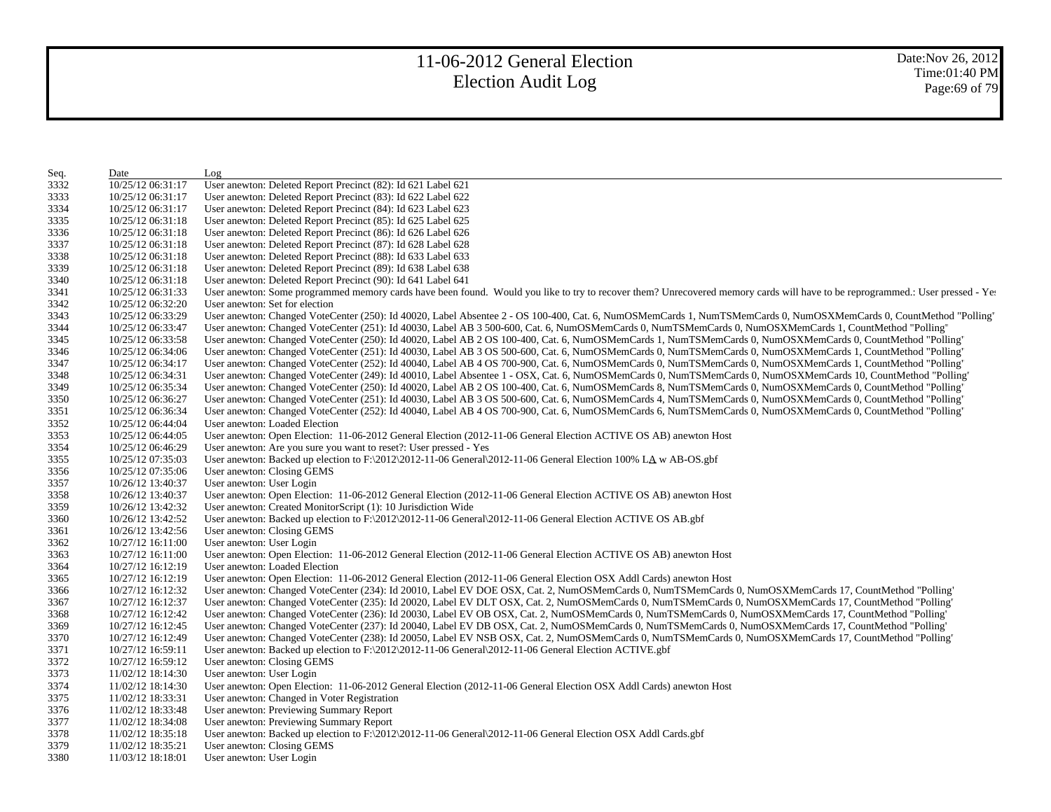| Seq. | Date | Log |
|---|---|---|
| 3332 | 10/25/12 06:31:17 | User anewton: Deleted Report Precinct (82): Id 621 Label 621 |
| 3333 | 10/25/12 06:31:17 | User anewton: Deleted Report Precinct (83): Id 622 Label 622 |
| 3334 | 10/25/12 06:31:17 | User anewton: Deleted Report Precinct (84): Id 623 Label 623 |
| 3335 | 10/25/12 06:31:18 | User anewton: Deleted Report Precinct (85): Id 625 Label 625 |
| 3336 | 10/25/12 06:31:18 | User anewton: Deleted Report Precinct (86): Id 626 Label 626 |
| 3337 | 10/25/12 06:31:18 | User anewton: Deleted Report Precinct (87): Id 628 Label 628 |
| 3338 | 10/25/12 06:31:18 | User anewton: Deleted Report Precinct (88): Id 633 Label 633 |
| 3339 | 10/25/12 06:31:18 | User anewton: Deleted Report Precinct (89): Id 638 Label 638 |
| 3340 | 10/25/12 06:31:18 | User anewton: Deleted Report Precinct (90): Id 641 Label 641 |
| 3341 | 10/25/12 06:31:33 | User anewton: Some programmed memory cards have been found. Would you like to try to recover them? Unrecovered memory cards will have to be reprogrammed.: User pressed - Yes |
| 3342 | 10/25/12 06:32:20 | User anewton: Set for election |
| 3343 | 10/25/12 06:33:29 | User anewton: Changed VoteCenter (250): Id 40020, Label Absentee 2 - OS 100-400, Cat. 6, NumOSMemCards 1, NumTSMemCards 0, NumOSXMemCards 0, CountMethod "Polling" |
| 3344 | 10/25/12 06:33:47 | User anewton: Changed VoteCenter (251): Id 40030, Label AB 3 500-600, Cat. 6, NumOSMemCards 0, NumTSMemCards 0, NumOSXMemCards 1, CountMethod "Polling" |
| 3345 | 10/25/12 06:33:58 | User anewton: Changed VoteCenter (250): Id 40020, Label AB 2 OS 100-400, Cat. 6, NumOSMemCards 1, NumTSMemCards 0, NumOSXMemCards 0, CountMethod "Polling" |
| 3346 | 10/25/12 06:34:06 | User anewton: Changed VoteCenter (251): Id 40030, Label AB 3 OS 500-600, Cat. 6, NumOSMemCards 0, NumTSMemCards 0, NumOSXMemCards 1, CountMethod "Polling" |
| 3347 | 10/25/12 06:34:17 | User anewton: Changed VoteCenter (252): Id 40040, Label AB 4 OS 700-900, Cat. 6, NumOSMemCards 0, NumTSMemCards 0, NumOSXMemCards 1, CountMethod "Polling" |
| 3348 | 10/25/12 06:34:31 | User anewton: Changed VoteCenter (249): Id 40010, Label Absentee 1 - OSX, Cat. 6, NumOSMemCards 0, NumTSMemCards 0, NumOSXMemCards 10, CountMethod "Polling" |
| 3349 | 10/25/12 06:35:34 | User anewton: Changed VoteCenter (250): Id 40020, Label AB 2 OS 100-400, Cat. 6, NumOSMemCards 8, NumTSMemCards 0, NumOSXMemCards 0, CountMethod "Polling" |
| 3350 | 10/25/12 06:36:27 | User anewton: Changed VoteCenter (251): Id 40030, Label AB 3 OS 500-600, Cat. 6, NumOSMemCards 4, NumTSMemCards 0, NumOSXMemCards 0, CountMethod "Polling" |
| 3351 | 10/25/12 06:36:34 | User anewton: Changed VoteCenter (252): Id 40040, Label AB 4 OS 700-900, Cat. 6, NumOSMemCards 6, NumTSMemCards 0, NumOSXMemCards 0, CountMethod "Polling" |
| 3352 | 10/25/12 06:44:04 | User anewton: Loaded Election |
| 3353 | 10/25/12 06:44:05 | User anewton: Open Election: 11-06-2012 General Election (2012-11-06 General Election ACTIVE OS AB) anewton Host |
| 3354 | 10/25/12 06:46:29 | User anewton: Are you sure you want to reset?: User pressed - Yes |
| 3355 | 10/25/12 07:35:03 | User anewton: Backed up election to F:\2012\2012-11-06 General\2012-11-06 General Election 100% LA w AB-OS.gbf |
| 3356 | 10/25/12 07:35:06 | User anewton: Closing GEMS |
| 3357 | 10/26/12 13:40:37 | User anewton: User Login |
| 3358 | 10/26/12 13:40:37 | User anewton: Open Election: 11-06-2012 General Election (2012-11-06 General Election ACTIVE OS AB) anewton Host |
| 3359 | 10/26/12 13:42:32 | User anewton: Created MonitorScript (1): 10 Jurisdiction Wide |
| 3360 | 10/26/12 13:42:52 | User anewton: Backed up election to F:\2012\2012-11-06 General\2012-11-06 General Election ACTIVE OS AB.gbf |
| 3361 | 10/26/12 13:42:56 | User anewton: Closing GEMS |
| 3362 | 10/27/12 16:11:00 | User anewton: User Login |
| 3363 | 10/27/12 16:11:00 | User anewton: Open Election: 11-06-2012 General Election (2012-11-06 General Election ACTIVE OS AB) anewton Host |
| 3364 | 10/27/12 16:12:19 | User anewton: Loaded Election |
| 3365 | 10/27/12 16:12:19 | User anewton: Open Election: 11-06-2012 General Election (2012-11-06 General Election OSX Addl Cards) anewton Host |
| 3366 | 10/27/12 16:12:32 | User anewton: Changed VoteCenter (234): Id 20010, Label EV DOE OSX, Cat. 2, NumOSMemCards 0, NumTSMemCards 0, NumOSXMemCards 17, CountMethod "Polling" |
| 3367 | 10/27/12 16:12:37 | User anewton: Changed VoteCenter (235): Id 20020, Label EV DLT OSX, Cat. 2, NumOSMemCards 0, NumTSMemCards 0, NumOSXMemCards 17, CountMethod "Polling" |
| 3368 | 10/27/12 16:12:42 | User anewton: Changed VoteCenter (236): Id 20030, Label EV OB OSX, Cat. 2, NumOSMemCards 0, NumTSMemCards 0, NumOSXMemCards 17, CountMethod "Polling" |
| 3369 | 10/27/12 16:12:45 | User anewton: Changed VoteCenter (237): Id 20040, Label EV DB OSX, Cat. 2, NumOSMemCards 0, NumTSMemCards 0, NumOSXMemCards 17, CountMethod "Polling" |
| 3370 | 10/27/12 16:12:49 | User anewton: Changed VoteCenter (238): Id 20050, Label EV NSB OSX, Cat. 2, NumOSMemCards 0, NumTSMemCards 0, NumOSXMemCards 17, CountMethod "Polling" |
| 3371 | 10/27/12 16:59:11 | User anewton: Backed up election to F:\2012\2012-11-06 General\2012-11-06 General Election ACTIVE.gbf |
| 3372 | 10/27/12 16:59:12 | User anewton: Closing GEMS |
| 3373 | 11/02/12 18:14:30 | User anewton: User Login |
| 3374 | 11/02/12 18:14:30 | User anewton: Open Election: 11-06-2012 General Election (2012-11-06 General Election OSX Addl Cards) anewton Host |
| 3375 | 11/02/12 18:33:31 | User anewton: Changed in Voter Registration |
| 3376 | 11/02/12 18:33:48 | User anewton: Previewing Summary Report |
| 3377 | 11/02/12 18:34:08 | User anewton: Previewing Summary Report |
| 3378 | 11/02/12 18:35:18 | User anewton: Backed up election to F:\2012\2012-11-06 General\2012-11-06 General Election OSX Addl Cards.gbf |
| 3379 | 11/02/12 18:35:21 | User anewton: Closing GEMS |
| 3380 | 11/03/12 18:18:01 | User anewton: User Login |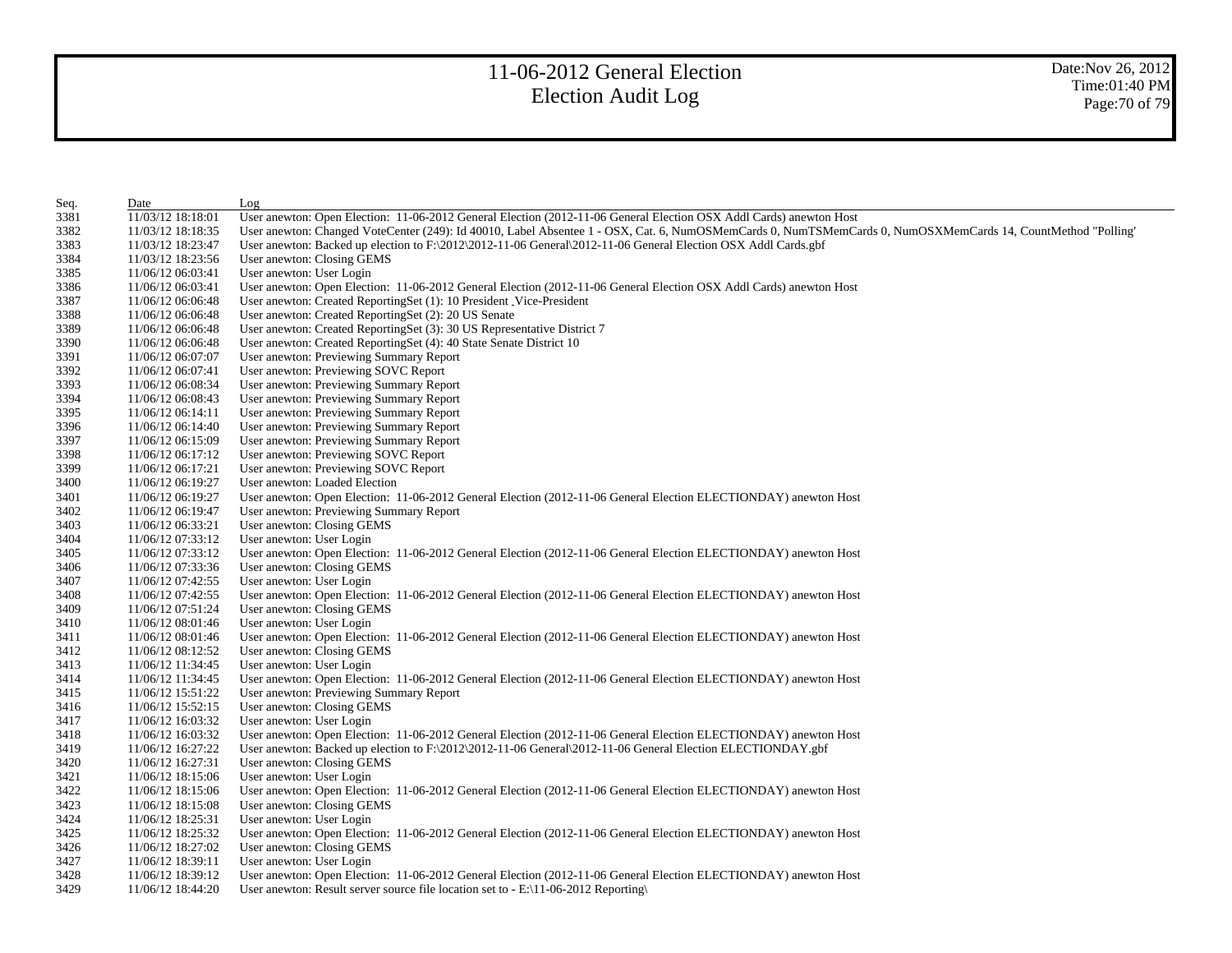# 11-06-2012 General Election
# Election Audit Log

Date:Nov 26, 2012
Time:01:40 PM

| Seq. | Date | Log |
|---|---|---|
| 3381 | 11/03/12 18:18:01 | User anewton: Open Election: 11-06-2012 General Election (2012-11-06 General Election OSX Addl Cards) anewton Host |
| 3382 | 11/03/12 18:18:35 | User anewton: Changed VoteCenter (249): Id 40010, Label Absentee 1 - OSX, Cat. 6, NumOSMemCards 0, NumTSMemCards 0, NumOSXMemCards 14, CountMethod "Polling' |
| 3383 | 11/03/12 18:23:47 | User anewton: Backed up election to F:\2012\2012-11-06 General\2012-11-06 General Election OSX Addl Cards.gbf |
| 3384 | 11/03/12 18:23:56 | User anewton: Closing GEMS |
| 3385 | 11/06/12 06:03:41 | User anewton: User Login |
| 3386 | 11/06/12 06:03:41 | User anewton: Open Election: 11-06-2012 General Election (2012-11-06 General Election OSX Addl Cards) anewton Host |
| 3387 | 11/06/12 06:06:48 | User anewton: Created ReportingSet (1): 10 President _Vice-President |
| 3388 | 11/06/12 06:06:48 | User anewton: Created ReportingSet (2): 20 US Senate |
| 3389 | 11/06/12 06:06:48 | User anewton: Created ReportingSet (3): 30 US Representative District 7 |
| 3390 | 11/06/12 06:06:48 | User anewton: Created ReportingSet (4): 40 State Senate District 10 |
| 3391 | 11/06/12 06:07:07 | User anewton: Previewing Summary Report |
| 3392 | 11/06/12 06:07:41 | User anewton: Previewing SOVC Report |
| 3393 | 11/06/12 06:08:34 | User anewton: Previewing Summary Report |
| 3394 | 11/06/12 06:08:43 | User anewton: Previewing Summary Report |
| 3395 | 11/06/12 06:14:11 | User anewton: Previewing Summary Report |
| 3396 | 11/06/12 06:14:40 | User anewton: Previewing Summary Report |
| 3397 | 11/06/12 06:15:09 | User anewton: Previewing Summary Report |
| 3398 | 11/06/12 06:17:12 | User anewton: Previewing SOVC Report |
| 3399 | 11/06/12 06:17:21 | User anewton: Previewing SOVC Report |
| 3400 | 11/06/12 06:19:27 | User anewton: Loaded Election |
| 3401 | 11/06/12 06:19:27 | User anewton: Open Election: 11-06-2012 General Election (2012-11-06 General Election ELECTIONDAY) anewton Host |
| 3402 | 11/06/12 06:19:47 | User anewton: Previewing Summary Report |
| 3403 | 11/06/12 06:33:21 | User anewton: Closing GEMS |
| 3404 | 11/06/12 07:33:12 | User anewton: User Login |
| 3405 | 11/06/12 07:33:12 | User anewton: Open Election: 11-06-2012 General Election (2012-11-06 General Election ELECTIONDAY) anewton Host |
| 3406 | 11/06/12 07:33:36 | User anewton: Closing GEMS |
| 3407 | 11/06/12 07:42:55 | User anewton: User Login |
| 3408 | 11/06/12 07:42:55 | User anewton: Open Election: 11-06-2012 General Election (2012-11-06 General Election ELECTIONDAY) anewton Host |
| 3409 | 11/06/12 07:51:24 | User anewton: Closing GEMS |
| 3410 | 11/06/12 08:01:46 | User anewton: User Login |
| 3411 | 11/06/12 08:01:46 | User anewton: Open Election: 11-06-2012 General Election (2012-11-06 General Election ELECTIONDAY) anewton Host |
| 3412 | 11/06/12 08:12:52 | User anewton: Closing GEMS |
| 3413 | 11/06/12 11:34:45 | User anewton: User Login |
| 3414 | 11/06/12 11:34:45 | User anewton: Open Election: 11-06-2012 General Election (2012-11-06 General Election ELECTIONDAY) anewton Host |
| 3415 | 11/06/12 15:51:22 | User anewton: Previewing Summary Report |
| 3416 | 11/06/12 15:52:15 | User anewton: Closing GEMS |
| 3417 | 11/06/12 16:03:32 | User anewton: User Login |
| 3418 | 11/06/12 16:03:32 | User anewton: Open Election: 11-06-2012 General Election (2012-11-06 General Election ELECTIONDAY) anewton Host |
| 3419 | 11/06/12 16:27:22 | User anewton: Backed up election to F:\2012\2012-11-06 General\2012-11-06 General Election ELECTIONDAY.gbf |
| 3420 | 11/06/12 16:27:31 | User anewton: Closing GEMS |
| 3421 | 11/06/12 18:15:06 | User anewton: User Login |
| 3422 | 11/06/12 18:15:06 | User anewton: Open Election: 11-06-2012 General Election (2012-11-06 General Election ELECTIONDAY) anewton Host |
| 3423 | 11/06/12 18:15:08 | User anewton: Closing GEMS |
| 3424 | 11/06/12 18:25:31 | User anewton: User Login |
| 3425 | 11/06/12 18:25:32 | User anewton: Open Election: 11-06-2012 General Election (2012-11-06 General Election ELECTIONDAY) anewton Host |
| 3426 | 11/06/12 18:27:02 | User anewton: Closing GEMS |
| 3427 | 11/06/12 18:39:11 | User anewton: User Login |
| 3428 | 11/06/12 18:39:12 | User anewton: Open Election: 11-06-2012 General Election (2012-11-06 General Election ELECTIONDAY) anewton Host |
| 3429 | 11/06/12 18:44:20 | User anewton: Result server source file location set to - E:\11-06-2012 Reporting\ |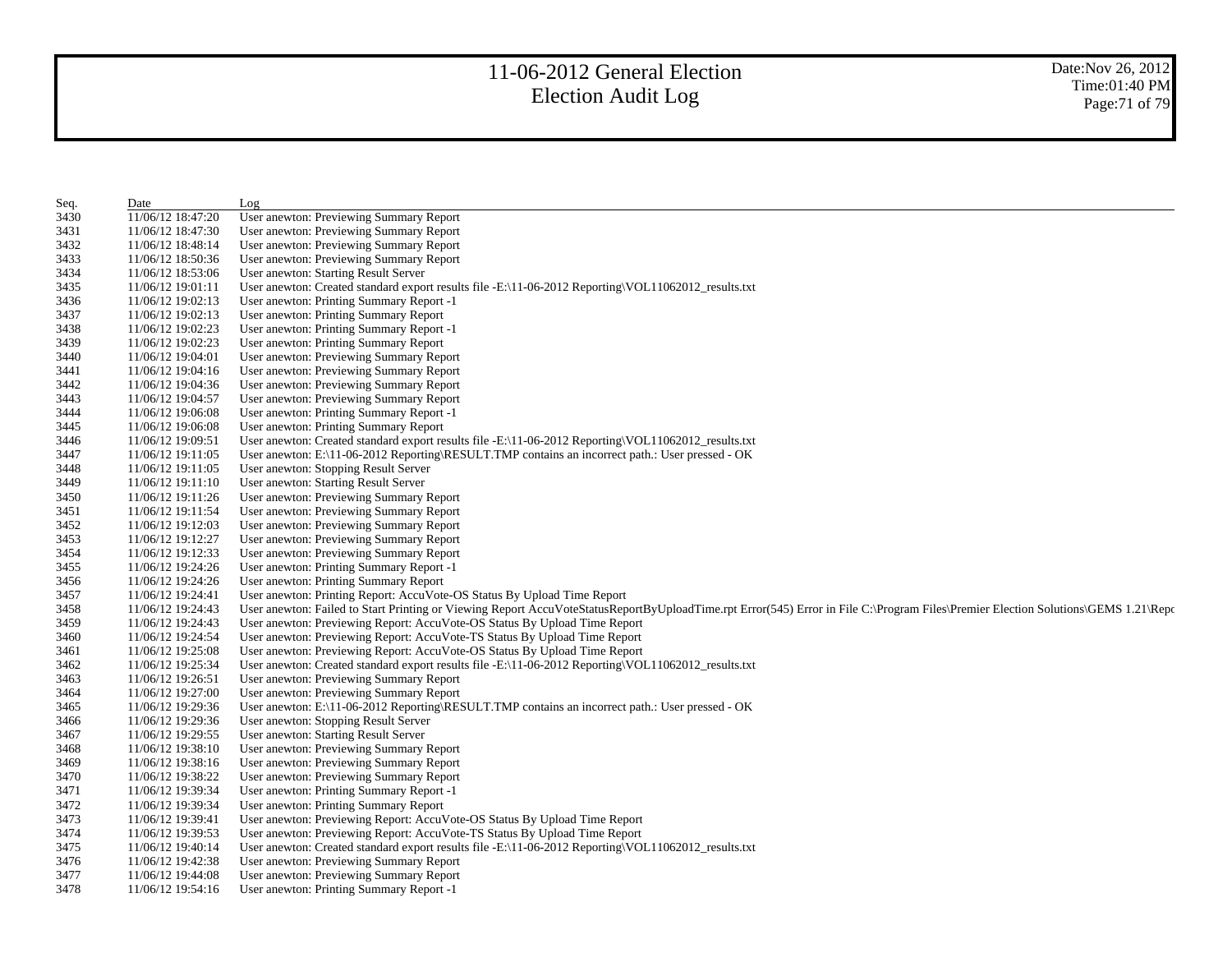# 11-06-2012 General Election
# Election Audit Log

Date:Nov 26, 2012
Time:01:40 PM

| Seq. | Date | Log |
|---|---|---|
| 3430 | 11/06/12 18:47:20 | User anewton: Previewing Summary Report |
| 3431 | 11/06/12 18:47:30 | User anewton: Previewing Summary Report |
| 3432 | 11/06/12 18:48:14 | User anewton: Previewing Summary Report |
| 3433 | 11/06/12 18:50:36 | User anewton: Previewing Summary Report |
| 3434 | 11/06/12 18:53:06 | User anewton: Starting Result Server |
| 3435 | 11/06/12 19:01:11 | User anewton: Created standard export results file -E:\11-06-2012 Reporting\VOL11062012_results.txt |
| 3436 | 11/06/12 19:02:13 | User anewton: Printing Summary Report -1 |
| 3437 | 11/06/12 19:02:13 | User anewton: Printing Summary Report |
| 3438 | 11/06/12 19:02:23 | User anewton: Printing Summary Report -1 |
| 3439 | 11/06/12 19:02:23 | User anewton: Printing Summary Report |
| 3440 | 11/06/12 19:04:01 | User anewton: Previewing Summary Report |
| 3441 | 11/06/12 19:04:16 | User anewton: Previewing Summary Report |
| 3442 | 11/06/12 19:04:36 | User anewton: Previewing Summary Report |
| 3443 | 11/06/12 19:04:57 | User anewton: Previewing Summary Report |
| 3444 | 11/06/12 19:06:08 | User anewton: Printing Summary Report -1 |
| 3445 | 11/06/12 19:06:08 | User anewton: Printing Summary Report |
| 3446 | 11/06/12 19:09:51 | User anewton: Created standard export results file -E:\11-06-2012 Reporting\VOL11062012_results.txt |
| 3447 | 11/06/12 19:11:05 | User anewton: E:\11-06-2012 Reporting\RESULT.TMP contains an incorrect path.: User pressed - OK |
| 3448 | 11/06/12 19:11:05 | User anewton: Stopping Result Server |
| 3449 | 11/06/12 19:11:10 | User anewton: Starting Result Server |
| 3450 | 11/06/12 19:11:26 | User anewton: Previewing Summary Report |
| 3451 | 11/06/12 19:11:54 | User anewton: Previewing Summary Report |
| 3452 | 11/06/12 19:12:03 | User anewton: Previewing Summary Report |
| 3453 | 11/06/12 19:12:27 | User anewton: Previewing Summary Report |
| 3454 | 11/06/12 19:12:33 | User anewton: Previewing Summary Report |
| 3455 | 11/06/12 19:24:26 | User anewton: Printing Summary Report -1 |
| 3456 | 11/06/12 19:24:26 | User anewton: Printing Summary Report |
| 3457 | 11/06/12 19:24:41 | User anewton: Printing Report: AccuVote-OS Status By Upload Time Report |
| 3458 | 11/06/12 19:24:43 | User anewton: Failed to Start Printing or Viewing Report AccuVoteStatusReportByUploadTime.rpt Error(545) Error in File C:\Program Files\Premier Election Solutions\GEMS 1.21\Repc |
| 3459 | 11/06/12 19:24:43 | User anewton: Previewing Report: AccuVote-OS Status By Upload Time Report |
| 3460 | 11/06/12 19:24:54 | User anewton: Previewing Report: AccuVote-TS Status By Upload Time Report |
| 3461 | 11/06/12 19:25:08 | User anewton: Previewing Report: AccuVote-OS Status By Upload Time Report |
| 3462 | 11/06/12 19:25:34 | User anewton: Created standard export results file -E:\11-06-2012 Reporting\VOL11062012_results.txt |
| 3463 | 11/06/12 19:26:51 | User anewton: Previewing Summary Report |
| 3464 | 11/06/12 19:27:00 | User anewton: Previewing Summary Report |
| 3465 | 11/06/12 19:29:36 | User anewton: E:\11-06-2012 Reporting\RESULT.TMP contains an incorrect path.: User pressed - OK |
| 3466 | 11/06/12 19:29:36 | User anewton: Stopping Result Server |
| 3467 | 11/06/12 19:29:55 | User anewton: Starting Result Server |
| 3468 | 11/06/12 19:38:10 | User anewton: Previewing Summary Report |
| 3469 | 11/06/12 19:38:16 | User anewton: Previewing Summary Report |
| 3470 | 11/06/12 19:38:22 | User anewton: Previewing Summary Report |
| 3471 | 11/06/12 19:39:34 | User anewton: Printing Summary Report -1 |
| 3472 | 11/06/12 19:39:34 | User anewton: Printing Summary Report |
| 3473 | 11/06/12 19:39:41 | User anewton: Previewing Report: AccuVote-OS Status By Upload Time Report |
| 3474 | 11/06/12 19:39:53 | User anewton: Previewing Report: AccuVote-TS Status By Upload Time Report |
| 3475 | 11/06/12 19:40:14 | User anewton: Created standard export results file -E:\11-06-2012 Reporting\VOL11062012_results.txt |
| 3476 | 11/06/12 19:42:38 | User anewton: Previewing Summary Report |
| 3477 | 11/06/12 19:44:08 | User anewton: Previewing Summary Report |
| 3478 | 11/06/12 19:54:16 | User anewton: Printing Summary Report -1 |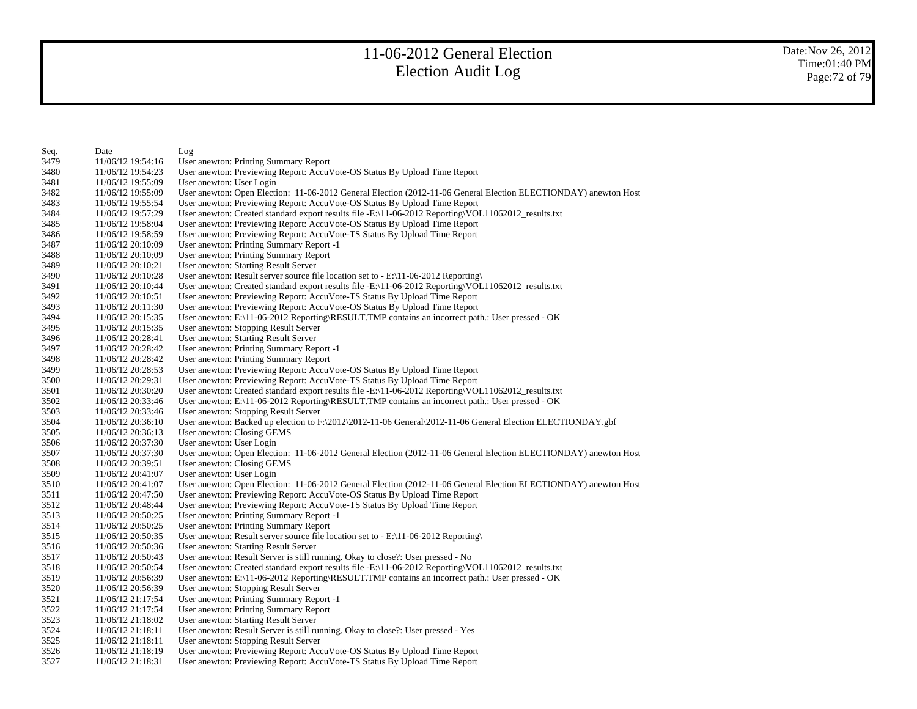# 11-06-2012 General Election
# Election Audit Log

Date:Nov 26, 2012
Time:01:40 PM

| Seq. | Date | Log |
|---|---|---|
| 3479 | 11/06/12 19:54:16 | User anewton: Printing Summary Report |
| 3480 | 11/06/12 19:54:23 | User anewton: Previewing Report: AccuVote-OS Status By Upload Time Report |
| 3481 | 11/06/12 19:55:09 | User anewton: User Login |
| 3482 | 11/06/12 19:55:09 | User anewton: Open Election: 11-06-2012 General Election (2012-11-06 General Election ELECTIONDAY) anewton Host |
| 3483 | 11/06/12 19:55:54 | User anewton: Previewing Report: AccuVote-OS Status By Upload Time Report |
| 3484 | 11/06/12 19:57:29 | User anewton: Created standard export results file -E:\11-06-2012 Reporting\VOL11062012_results.txt |
| 3485 | 11/06/12 19:58:04 | User anewton: Previewing Report: AccuVote-OS Status By Upload Time Report |
| 3486 | 11/06/12 19:58:59 | User anewton: Previewing Report: AccuVote-TS Status By Upload Time Report |
| 3487 | 11/06/12 20:10:09 | User anewton: Printing Summary Report -1 |
| 3488 | 11/06/12 20:10:09 | User anewton: Printing Summary Report |
| 3489 | 11/06/12 20:10:21 | User anewton: Starting Result Server |
| 3490 | 11/06/12 20:10:28 | User anewton: Result server source file location set to - E:\11-06-2012 Reporting\ |
| 3491 | 11/06/12 20:10:44 | User anewton: Created standard export results file -E:\11-06-2012 Reporting\VOL11062012_results.txt |
| 3492 | 11/06/12 20:10:51 | User anewton: Previewing Report: AccuVote-TS Status By Upload Time Report |
| 3493 | 11/06/12 20:11:30 | User anewton: Previewing Report: AccuVote-OS Status By Upload Time Report |
| 3494 | 11/06/12 20:15:35 | User anewton: E:\11-06-2012 Reporting\RESULT.TMP contains an incorrect path.: User pressed - OK |
| 3495 | 11/06/12 20:15:35 | User anewton: Stopping Result Server |
| 3496 | 11/06/12 20:28:41 | User anewton: Starting Result Server |
| 3497 | 11/06/12 20:28:42 | User anewton: Printing Summary Report -1 |
| 3498 | 11/06/12 20:28:42 | User anewton: Printing Summary Report |
| 3499 | 11/06/12 20:28:53 | User anewton: Previewing Report: AccuVote-OS Status By Upload Time Report |
| 3500 | 11/06/12 20:29:31 | User anewton: Previewing Report: AccuVote-TS Status By Upload Time Report |
| 3501 | 11/06/12 20:30:20 | User anewton: Created standard export results file -E:\11-06-2012 Reporting\VOL11062012_results.txt |
| 3502 | 11/06/12 20:33:46 | User anewton: E:\11-06-2012 Reporting\RESULT.TMP contains an incorrect path.: User pressed - OK |
| 3503 | 11/06/12 20:33:46 | User anewton: Stopping Result Server |
| 3504 | 11/06/12 20:36:10 | User anewton: Backed up election to F:\2012\2012-11-06 General\2012-11-06 General Election ELECTIONDAY.gbf |
| 3505 | 11/06/12 20:36:13 | User anewton: Closing GEMS |
| 3506 | 11/06/12 20:37:30 | User anewton: User Login |
| 3507 | 11/06/12 20:37:30 | User anewton: Open Election: 11-06-2012 General Election (2012-11-06 General Election ELECTIONDAY) anewton Host |
| 3508 | 11/06/12 20:39:51 | User anewton: Closing GEMS |
| 3509 | 11/06/12 20:41:07 | User anewton: User Login |
| 3510 | 11/06/12 20:41:07 | User anewton: Open Election: 11-06-2012 General Election (2012-11-06 General Election ELECTIONDAY) anewton Host |
| 3511 | 11/06/12 20:47:50 | User anewton: Previewing Report: AccuVote-OS Status By Upload Time Report |
| 3512 | 11/06/12 20:48:44 | User anewton: Previewing Report: AccuVote-TS Status By Upload Time Report |
| 3513 | 11/06/12 20:50:25 | User anewton: Printing Summary Report -1 |
| 3514 | 11/06/12 20:50:25 | User anewton: Printing Summary Report |
| 3515 | 11/06/12 20:50:35 | User anewton: Result server source file location set to - E:\11-06-2012 Reporting\ |
| 3516 | 11/06/12 20:50:36 | User anewton: Starting Result Server |
| 3517 | 11/06/12 20:50:43 | User anewton: Result Server is still running. Okay to close?: User pressed - No |
| 3518 | 11/06/12 20:50:54 | User anewton: Created standard export results file -E:\11-06-2012 Reporting\VOL11062012_results.txt |
| 3519 | 11/06/12 20:56:39 | User anewton: E:\11-06-2012 Reporting\RESULT.TMP contains an incorrect path.: User pressed - OK |
| 3520 | 11/06/12 20:56:39 | User anewton: Stopping Result Server |
| 3521 | 11/06/12 21:17:54 | User anewton: Printing Summary Report -1 |
| 3522 | 11/06/12 21:17:54 | User anewton: Printing Summary Report |
| 3523 | 11/06/12 21:18:02 | User anewton: Starting Result Server |
| 3524 | 11/06/12 21:18:11 | User anewton: Result Server is still running. Okay to close?: User pressed - Yes |
| 3525 | 11/06/12 21:18:11 | User anewton: Stopping Result Server |
| 3526 | 11/06/12 21:18:19 | User anewton: Previewing Report: AccuVote-OS Status By Upload Time Report |
| 3527 | 11/06/12 21:18:31 | User anewton: Previewing Report: AccuVote-TS Status By Upload Time Report |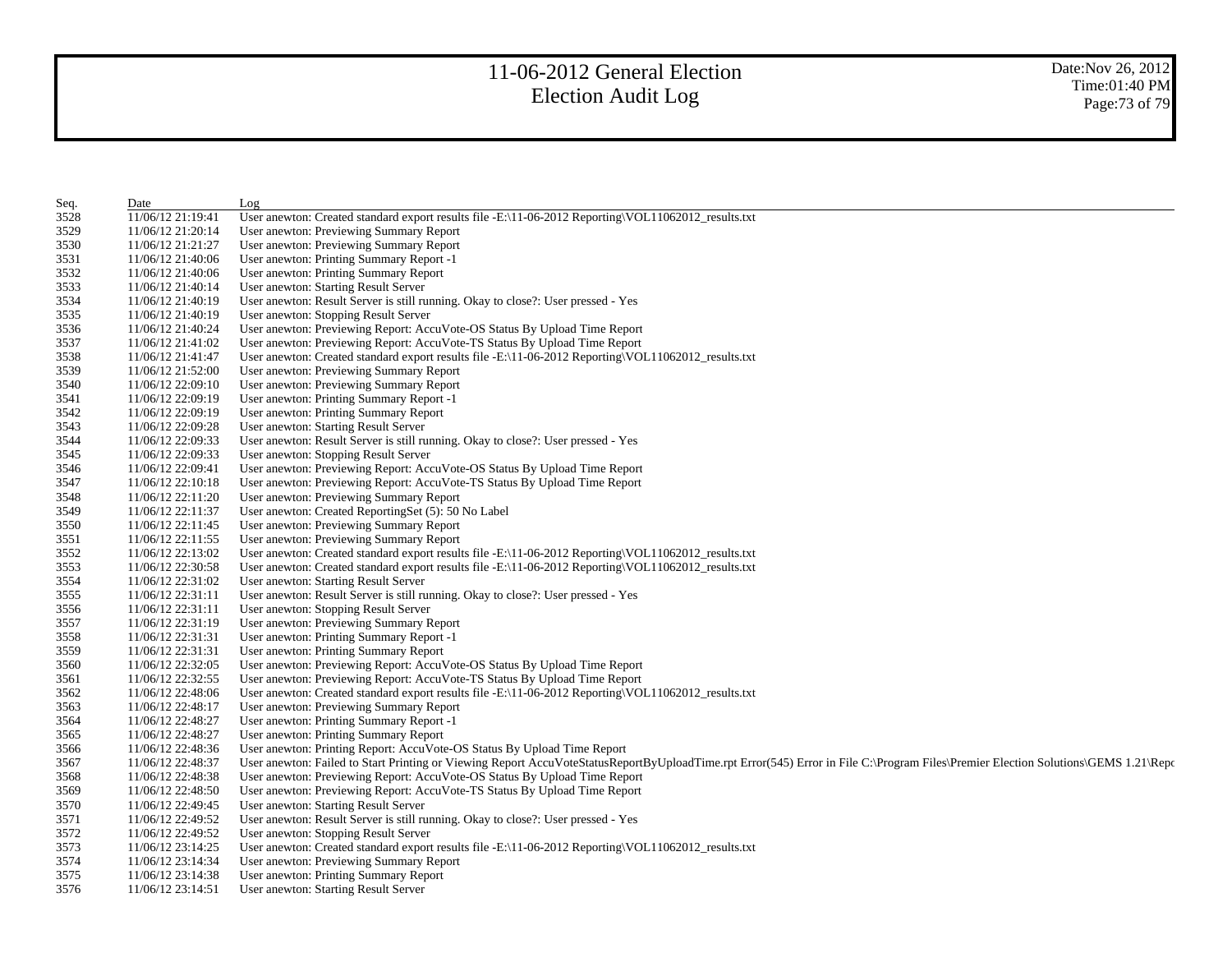# 11-06-2012 General Election
# Election Audit Log

Date:Nov 26, 2012
Time:01:40 PM

| Seq. | Date | Log |
|---|---|---|
| 3528 | 11/06/12 21:19:41 | User anewton: Created standard export results file -E:\11-06-2012 Reporting\VOL11062012_results.txt |
| 3529 | 11/06/12 21:20:14 | User anewton: Previewing Summary Report |
| 3530 | 11/06/12 21:21:27 | User anewton: Previewing Summary Report |
| 3531 | 11/06/12 21:40:06 | User anewton: Printing Summary Report -1 |
| 3532 | 11/06/12 21:40:06 | User anewton: Printing Summary Report |
| 3533 | 11/06/12 21:40:14 | User anewton: Starting Result Server |
| 3534 | 11/06/12 21:40:19 | User anewton: Result Server is still running. Okay to close?: User pressed - Yes |
| 3535 | 11/06/12 21:40:19 | User anewton: Stopping Result Server |
| 3536 | 11/06/12 21:40:24 | User anewton: Previewing Report: AccuVote-OS Status By Upload Time Report |
| 3537 | 11/06/12 21:41:02 | User anewton: Previewing Report: AccuVote-TS Status By Upload Time Report |
| 3538 | 11/06/12 21:41:47 | User anewton: Created standard export results file -E:\11-06-2012 Reporting\VOL11062012_results.txt |
| 3539 | 11/06/12 21:52:00 | User anewton: Previewing Summary Report |
| 3540 | 11/06/12 22:09:10 | User anewton: Previewing Summary Report |
| 3541 | 11/06/12 22:09:19 | User anewton: Printing Summary Report -1 |
| 3542 | 11/06/12 22:09:19 | User anewton: Printing Summary Report |
| 3543 | 11/06/12 22:09:28 | User anewton: Starting Result Server |
| 3544 | 11/06/12 22:09:33 | User anewton: Result Server is still running. Okay to close?: User pressed - Yes |
| 3545 | 11/06/12 22:09:33 | User anewton: Stopping Result Server |
| 3546 | 11/06/12 22:09:41 | User anewton: Previewing Report: AccuVote-OS Status By Upload Time Report |
| 3547 | 11/06/12 22:10:18 | User anewton: Previewing Report: AccuVote-TS Status By Upload Time Report |
| 3548 | 11/06/12 22:11:20 | User anewton: Previewing Summary Report |
| 3549 | 11/06/12 22:11:37 | User anewton: Created ReportingSet (5): 50 No Label |
| 3550 | 11/06/12 22:11:45 | User anewton: Previewing Summary Report |
| 3551 | 11/06/12 22:11:55 | User anewton: Previewing Summary Report |
| 3552 | 11/06/12 22:13:02 | User anewton: Created standard export results file -E:\11-06-2012 Reporting\VOL11062012_results.txt |
| 3553 | 11/06/12 22:30:58 | User anewton: Created standard export results file -E:\11-06-2012 Reporting\VOL11062012_results.txt |
| 3554 | 11/06/12 22:31:02 | User anewton: Starting Result Server |
| 3555 | 11/06/12 22:31:11 | User anewton: Result Server is still running. Okay to close?: User pressed - Yes |
| 3556 | 11/06/12 22:31:11 | User anewton: Stopping Result Server |
| 3557 | 11/06/12 22:31:19 | User anewton: Previewing Summary Report |
| 3558 | 11/06/12 22:31:31 | User anewton: Printing Summary Report -1 |
| 3559 | 11/06/12 22:31:31 | User anewton: Printing Summary Report |
| 3560 | 11/06/12 22:32:05 | User anewton: Previewing Report: AccuVote-OS Status By Upload Time Report |
| 3561 | 11/06/12 22:32:55 | User anewton: Previewing Report: AccuVote-TS Status By Upload Time Report |
| 3562 | 11/06/12 22:48:06 | User anewton: Created standard export results file -E:\11-06-2012 Reporting\VOL11062012_results.txt |
| 3563 | 11/06/12 22:48:17 | User anewton: Previewing Summary Report |
| 3564 | 11/06/12 22:48:27 | User anewton: Printing Summary Report -1 |
| 3565 | 11/06/12 22:48:27 | User anewton: Printing Summary Report |
| 3566 | 11/06/12 22:48:36 | User anewton: Printing Report: AccuVote-OS Status By Upload Time Report |
| 3567 | 11/06/12 22:48:37 | User anewton: Failed to Start Printing or Viewing Report AccuVoteStatusReportByUploadTime.rpt Error(545) Error in File C:\Program Files\Premier Election Solutions\GEMS 1.21\Repo |
| 3568 | 11/06/12 22:48:38 | User anewton: Previewing Report: AccuVote-OS Status By Upload Time Report |
| 3569 | 11/06/12 22:48:50 | User anewton: Previewing Report: AccuVote-TS Status By Upload Time Report |
| 3570 | 11/06/12 22:49:45 | User anewton: Starting Result Server |
| 3571 | 11/06/12 22:49:52 | User anewton: Result Server is still running. Okay to close?: User pressed - Yes |
| 3572 | 11/06/12 22:49:52 | User anewton: Stopping Result Server |
| 3573 | 11/06/12 23:14:25 | User anewton: Created standard export results file -E:\11-06-2012 Reporting\VOL11062012_results.txt |
| 3574 | 11/06/12 23:14:34 | User anewton: Previewing Summary Report |
| 3575 | 11/06/12 23:14:38 | User anewton: Printing Summary Report |
| 3576 | 11/06/12 23:14:51 | User anewton: Starting Result Server |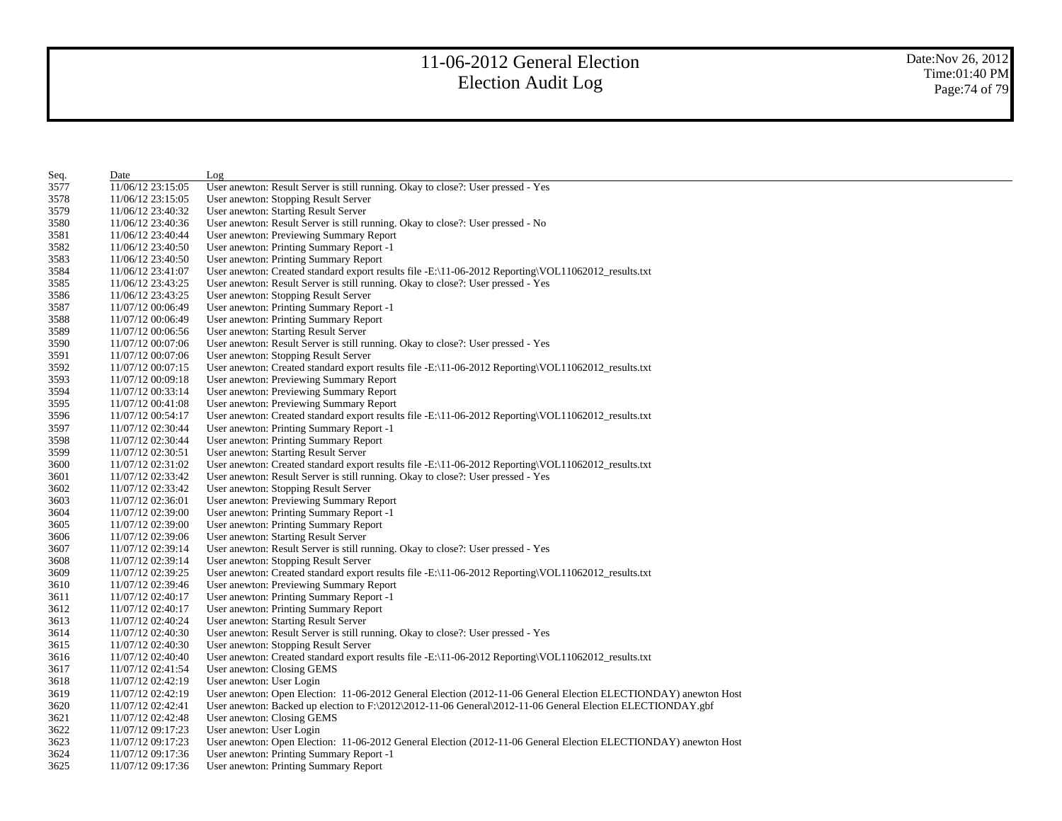# 11-06-2012 General Election
# Election Audit Log

Date:Nov 26, 2012
Time:01:40 PM

| Seq. | Date | Log |
|---|---|---|
| 3577 | 11/06/12 23:15:05 | User anewton: Result Server is still running. Okay to close?: User pressed - Yes |
| 3578 | 11/06/12 23:15:05 | User anewton: Stopping Result Server |
| 3579 | 11/06/12 23:40:32 | User anewton: Starting Result Server |
| 3580 | 11/06/12 23:40:36 | User anewton: Result Server is still running. Okay to close?: User pressed - No |
| 3581 | 11/06/12 23:40:44 | User anewton: Previewing Summary Report |
| 3582 | 11/06/12 23:40:50 | User anewton: Printing Summary Report -1 |
| 3583 | 11/06/12 23:40:50 | User anewton: Printing Summary Report |
| 3584 | 11/06/12 23:41:07 | User anewton: Created standard export results file -E:\11-06-2012 Reporting\VOL11062012_results.txt |
| 3585 | 11/06/12 23:43:25 | User anewton: Result Server is still running. Okay to close?: User pressed - Yes |
| 3586 | 11/06/12 23:43:25 | User anewton: Stopping Result Server |
| 3587 | 11/07/12 00:06:49 | User anewton: Printing Summary Report -1 |
| 3588 | 11/07/12 00:06:49 | User anewton: Printing Summary Report |
| 3589 | 11/07/12 00:06:56 | User anewton: Starting Result Server |
| 3590 | 11/07/12 00:07:06 | User anewton: Result Server is still running. Okay to close?: User pressed - Yes |
| 3591 | 11/07/12 00:07:06 | User anewton: Stopping Result Server |
| 3592 | 11/07/12 00:07:15 | User anewton: Created standard export results file -E:\11-06-2012 Reporting\VOL11062012_results.txt |
| 3593 | 11/07/12 00:09:18 | User anewton: Previewing Summary Report |
| 3594 | 11/07/12 00:33:14 | User anewton: Previewing Summary Report |
| 3595 | 11/07/12 00:41:08 | User anewton: Previewing Summary Report |
| 3596 | 11/07/12 00:54:17 | User anewton: Created standard export results file -E:\11-06-2012 Reporting\VOL11062012_results.txt |
| 3597 | 11/07/12 02:30:44 | User anewton: Printing Summary Report -1 |
| 3598 | 11/07/12 02:30:44 | User anewton: Printing Summary Report |
| 3599 | 11/07/12 02:30:51 | User anewton: Starting Result Server |
| 3600 | 11/07/12 02:31:02 | User anewton: Created standard export results file -E:\11-06-2012 Reporting\VOL11062012_results.txt |
| 3601 | 11/07/12 02:33:42 | User anewton: Result Server is still running. Okay to close?: User pressed - Yes |
| 3602 | 11/07/12 02:33:42 | User anewton: Stopping Result Server |
| 3603 | 11/07/12 02:36:01 | User anewton: Previewing Summary Report |
| 3604 | 11/07/12 02:39:00 | User anewton: Printing Summary Report -1 |
| 3605 | 11/07/12 02:39:00 | User anewton: Printing Summary Report |
| 3606 | 11/07/12 02:39:06 | User anewton: Starting Result Server |
| 3607 | 11/07/12 02:39:14 | User anewton: Result Server is still running. Okay to close?: User pressed - Yes |
| 3608 | 11/07/12 02:39:14 | User anewton: Stopping Result Server |
| 3609 | 11/07/12 02:39:25 | User anewton: Created standard export results file -E:\11-06-2012 Reporting\VOL11062012_results.txt |
| 3610 | 11/07/12 02:39:46 | User anewton: Previewing Summary Report |
| 3611 | 11/07/12 02:40:17 | User anewton: Printing Summary Report -1 |
| 3612 | 11/07/12 02:40:17 | User anewton: Printing Summary Report |
| 3613 | 11/07/12 02:40:24 | User anewton: Starting Result Server |
| 3614 | 11/07/12 02:40:30 | User anewton: Result Server is still running. Okay to close?: User pressed - Yes |
| 3615 | 11/07/12 02:40:30 | User anewton: Stopping Result Server |
| 3616 | 11/07/12 02:40:40 | User anewton: Created standard export results file -E:\11-06-2012 Reporting\VOL11062012_results.txt |
| 3617 | 11/07/12 02:41:54 | User anewton: Closing GEMS |
| 3618 | 11/07/12 02:42:19 | User anewton: User Login |
| 3619 | 11/07/12 02:42:19 | User anewton: Open Election: 11-06-2012 General Election (2012-11-06 General Election ELECTIONDAY) anewton Host |
| 3620 | 11/07/12 02:42:41 | User anewton: Backed up election to F:\2012\2012-11-06 General\2012-11-06 General Election ELECTIONDAY.gbf |
| 3621 | 11/07/12 02:42:48 | User anewton: Closing GEMS |
| 3622 | 11/07/12 09:17:23 | User anewton: User Login |
| 3623 | 11/07/12 09:17:23 | User anewton: Open Election: 11-06-2012 General Election (2012-11-06 General Election ELECTIONDAY) anewton Host |
| 3624 | 11/07/12 09:17:36 | User anewton: Printing Summary Report -1 |
| 3625 | 11/07/12 09:17:36 | User anewton: Printing Summary Report |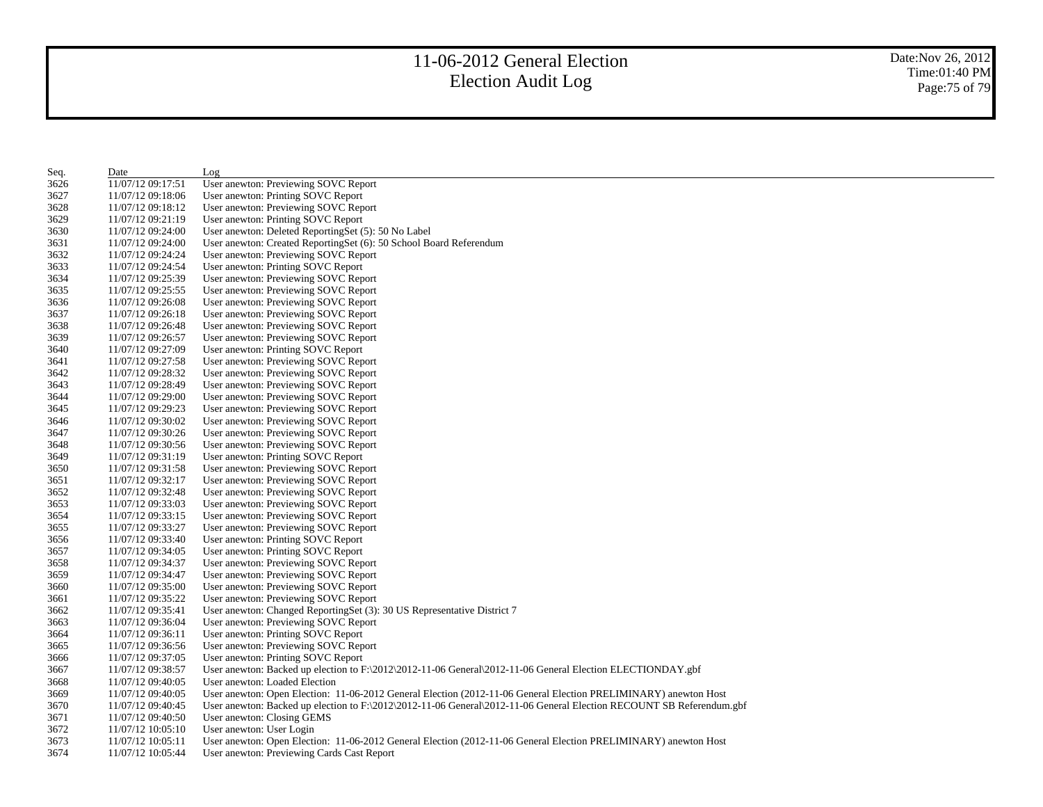# 11-06-2012 General Election
## Election Audit Log

Date:Nov 26, 2012
Time:01:40 PM

| Seq. | Date | Log |
|---|---|---|
| 3626 | 11/07/12 09:17:51 | User anewton: Previewing SOVC Report |
| 3627 | 11/07/12 09:18:06 | User anewton: Printing SOVC Report |
| 3628 | 11/07/12 09:18:12 | User anewton: Previewing SOVC Report |
| 3629 | 11/07/12 09:21:19 | User anewton: Printing SOVC Report |
| 3630 | 11/07/12 09:24:00 | User anewton: Deleted ReportingSet (5): 50 No Label |
| 3631 | 11/07/12 09:24:00 | User anewton: Created ReportingSet (6): 50 School Board Referendum |
| 3632 | 11/07/12 09:24:24 | User anewton: Previewing SOVC Report |
| 3633 | 11/07/12 09:24:54 | User anewton: Printing SOVC Report |
| 3634 | 11/07/12 09:25:39 | User anewton: Previewing SOVC Report |
| 3635 | 11/07/12 09:25:55 | User anewton: Previewing SOVC Report |
| 3636 | 11/07/12 09:26:08 | User anewton: Previewing SOVC Report |
| 3637 | 11/07/12 09:26:18 | User anewton: Previewing SOVC Report |
| 3638 | 11/07/12 09:26:48 | User anewton: Previewing SOVC Report |
| 3639 | 11/07/12 09:26:57 | User anewton: Previewing SOVC Report |
| 3640 | 11/07/12 09:27:09 | User anewton: Printing SOVC Report |
| 3641 | 11/07/12 09:27:58 | User anewton: Previewing SOVC Report |
| 3642 | 11/07/12 09:28:32 | User anewton: Previewing SOVC Report |
| 3643 | 11/07/12 09:28:49 | User anewton: Previewing SOVC Report |
| 3644 | 11/07/12 09:29:00 | User anewton: Previewing SOVC Report |
| 3645 | 11/07/12 09:29:23 | User anewton: Previewing SOVC Report |
| 3646 | 11/07/12 09:30:02 | User anewton: Previewing SOVC Report |
| 3647 | 11/07/12 09:30:26 | User anewton: Previewing SOVC Report |
| 3648 | 11/07/12 09:30:56 | User anewton: Previewing SOVC Report |
| 3649 | 11/07/12 09:31:19 | User anewton: Printing SOVC Report |
| 3650 | 11/07/12 09:31:58 | User anewton: Previewing SOVC Report |
| 3651 | 11/07/12 09:32:17 | User anewton: Previewing SOVC Report |
| 3652 | 11/07/12 09:32:48 | User anewton: Previewing SOVC Report |
| 3653 | 11/07/12 09:33:03 | User anewton: Previewing SOVC Report |
| 3654 | 11/07/12 09:33:15 | User anewton: Previewing SOVC Report |
| 3655 | 11/07/12 09:33:27 | User anewton: Previewing SOVC Report |
| 3656 | 11/07/12 09:33:40 | User anewton: Printing SOVC Report |
| 3657 | 11/07/12 09:34:05 | User anewton: Printing SOVC Report |
| 3658 | 11/07/12 09:34:37 | User anewton: Previewing SOVC Report |
| 3659 | 11/07/12 09:34:47 | User anewton: Previewing SOVC Report |
| 3660 | 11/07/12 09:35:00 | User anewton: Previewing SOVC Report |
| 3661 | 11/07/12 09:35:22 | User anewton: Previewing SOVC Report |
| 3662 | 11/07/12 09:35:41 | User anewton: Changed ReportingSet (3): 30 US Representative District 7 |
| 3663 | 11/07/12 09:36:04 | User anewton: Previewing SOVC Report |
| 3664 | 11/07/12 09:36:11 | User anewton: Printing SOVC Report |
| 3665 | 11/07/12 09:36:56 | User anewton: Previewing SOVC Report |
| 3666 | 11/07/12 09:37:05 | User anewton: Printing SOVC Report |
| 3667 | 11/07/12 09:38:57 | User anewton: Backed up election to F:\2012\2012-11-06 General\2012-11-06 General Election ELECTIONDAY.gbf |
| 3668 | 11/07/12 09:40:05 | User anewton: Loaded Election |
| 3669 | 11/07/12 09:40:05 | User anewton: Open Election: 11-06-2012 General Election (2012-11-06 General Election PRELIMINARY) anewton Host |
| 3670 | 11/07/12 09:40:45 | User anewton: Backed up election to F:\2012\2012-11-06 General\2012-11-06 General Election RECOUNT SB Referendum.gbf |
| 3671 | 11/07/12 09:40:50 | User anewton: Closing GEMS |
| 3672 | 11/07/12 10:05:10 | User anewton: User Login |
| 3673 | 11/07/12 10:05:11 | User anewton: Open Election: 11-06-2012 General Election (2012-11-06 General Election PRELIMINARY) anewton Host |
| 3674 | 11/07/12 10:05:44 | User anewton: Previewing Cards Cast Report |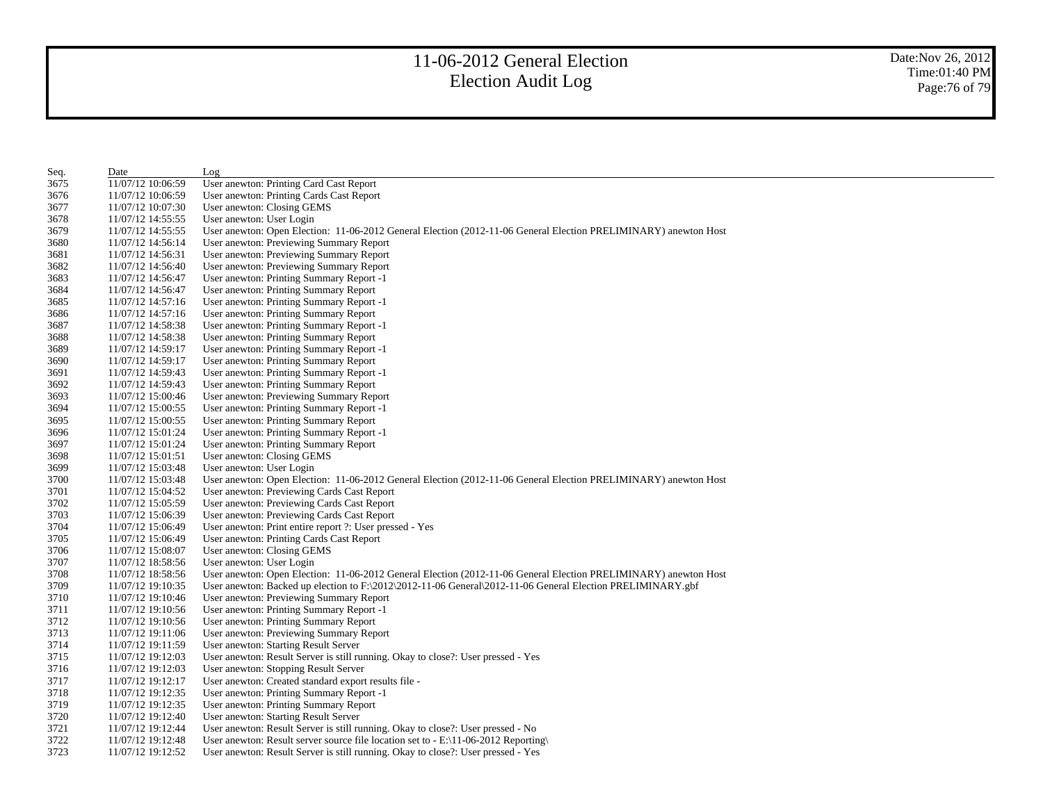| Seq. | Date | Log |
| --- | --- | --- |
| 3675 | 11/07/12 10:06:59 | User anewton: Printing Card Cast Report |
| 3676 | 11/07/12 10:06:59 | User anewton: Printing Cards Cast Report |
| 3677 | 11/07/12 10:07:30 | User anewton: Closing GEMS |
| 3678 | 11/07/12 14:55:55 | User anewton: User Login |
| 3679 | 11/07/12 14:55:55 | User anewton: Open Election: 11-06-2012 General Election (2012-11-06 General Election PRELIMINARY) anewton Host |
| 3680 | 11/07/12 14:56:14 | User anewton: Previewing Summary Report |
| 3681 | 11/07/12 14:56:31 | User anewton: Previewing Summary Report |
| 3682 | 11/07/12 14:56:40 | User anewton: Previewing Summary Report |
| 3683 | 11/07/12 14:56:47 | User anewton: Printing Summary Report -1 |
| 3684 | 11/07/12 14:56:47 | User anewton: Printing Summary Report |
| 3685 | 11/07/12 14:57:16 | User anewton: Printing Summary Report -1 |
| 3686 | 11/07/12 14:57:16 | User anewton: Printing Summary Report |
| 3687 | 11/07/12 14:58:38 | User anewton: Printing Summary Report -1 |
| 3688 | 11/07/12 14:58:38 | User anewton: Printing Summary Report |
| 3689 | 11/07/12 14:59:17 | User anewton: Printing Summary Report -1 |
| 3690 | 11/07/12 14:59:17 | User anewton: Printing Summary Report |
| 3691 | 11/07/12 14:59:43 | User anewton: Printing Summary Report -1 |
| 3692 | 11/07/12 14:59:43 | User anewton: Printing Summary Report |
| 3693 | 11/07/12 15:00:46 | User anewton: Previewing Summary Report |
| 3694 | 11/07/12 15:00:55 | User anewton: Printing Summary Report -1 |
| 3695 | 11/07/12 15:00:55 | User anewton: Printing Summary Report |
| 3696 | 11/07/12 15:01:24 | User anewton: Printing Summary Report -1 |
| 3697 | 11/07/12 15:01:24 | User anewton: Printing Summary Report |
| 3698 | 11/07/12 15:01:51 | User anewton: Closing GEMS |
| 3699 | 11/07/12 15:03:48 | User anewton: User Login |
| 3700 | 11/07/12 15:03:48 | User anewton: Open Election: 11-06-2012 General Election (2012-11-06 General Election PRELIMINARY) anewton Host |
| 3701 | 11/07/12 15:04:52 | User anewton: Previewing Cards Cast Report |
| 3702 | 11/07/12 15:05:59 | User anewton: Previewing Cards Cast Report |
| 3703 | 11/07/12 15:06:39 | User anewton: Previewing Cards Cast Report |
| 3704 | 11/07/12 15:06:49 | User anewton: Print entire report ?: User pressed - Yes |
| 3705 | 11/07/12 15:06:49 | User anewton: Printing Cards Cast Report |
| 3706 | 11/07/12 15:08:07 | User anewton: Closing GEMS |
| 3707 | 11/07/12 18:58:56 | User anewton: User Login |
| 3708 | 11/07/12 18:58:56 | User anewton: Open Election: 11-06-2012 General Election (2012-11-06 General Election PRELIMINARY) anewton Host |
| 3709 | 11/07/12 19:10:35 | User anewton: Backed up election to F:\2012\2012-11-06 General\2012-11-06 General Election PRELIMINARY.gbf |
| 3710 | 11/07/12 19:10:46 | User anewton: Previewing Summary Report |
| 3711 | 11/07/12 19:10:56 | User anewton: Printing Summary Report -1 |
| 3712 | 11/07/12 19:10:56 | User anewton: Printing Summary Report |
| 3713 | 11/07/12 19:11:06 | User anewton: Previewing Summary Report |
| 3714 | 11/07/12 19:11:59 | User anewton: Starting Result Server |
| 3715 | 11/07/12 19:12:03 | User anewton: Result Server is still running. Okay to close?: User pressed - Yes |
| 3716 | 11/07/12 19:12:03 | User anewton: Stopping Result Server |
| 3717 | 11/07/12 19:12:17 | User anewton: Created standard export results file - |
| 3718 | 11/07/12 19:12:35 | User anewton: Printing Summary Report -1 |
| 3719 | 11/07/12 19:12:35 | User anewton: Printing Summary Report |
| 3720 | 11/07/12 19:12:40 | User anewton: Starting Result Server |
| 3721 | 11/07/12 19:12:44 | User anewton: Result Server is still running. Okay to close?: User pressed - No |
| 3722 | 11/07/12 19:12:48 | User anewton: Result server source file location set to - E:\11-06-2012 Reporting\ |
| 3723 | 11/07/12 19:12:52 | User anewton: Result Server is still running. Okay to close?: User pressed - Yes |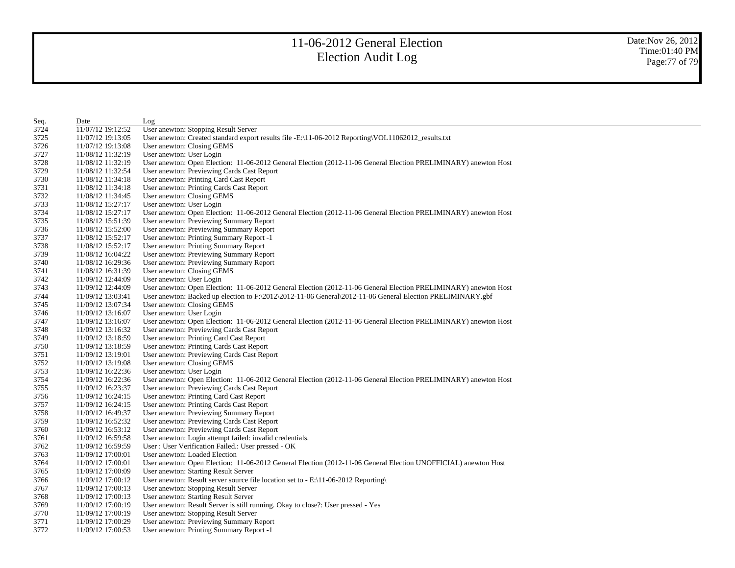# 11-06-2012 General Election
## Election Audit Log

Date:Nov 26, 2012
Time:01:40 PM

| Seq. | Date | Log |
|---|---|---|
| 3724 | 11/07/12 19:12:52 | User anewton: Stopping Result Server |
| 3725 | 11/07/12 19:13:05 | User anewton: Created standard export results file -E:\11-06-2012 Reporting\VOL11062012_results.txt |
| 3726 | 11/07/12 19:13:08 | User anewton: Closing GEMS |
| 3727 | 11/08/12 11:32:19 | User anewton: User Login |
| 3728 | 11/08/12 11:32:19 | User anewton: Open Election: 11-06-2012 General Election (2012-11-06 General Election PRELIMINARY) anewton Host |
| 3729 | 11/08/12 11:32:54 | User anewton: Previewing Cards Cast Report |
| 3730 | 11/08/12 11:34:18 | User anewton: Printing Card Cast Report |
| 3731 | 11/08/12 11:34:18 | User anewton: Printing Cards Cast Report |
| 3732 | 11/08/12 11:34:45 | User anewton: Closing GEMS |
| 3733 | 11/08/12 15:27:17 | User anewton: User Login |
| 3734 | 11/08/12 15:27:17 | User anewton: Open Election: 11-06-2012 General Election (2012-11-06 General Election PRELIMINARY) anewton Host |
| 3735 | 11/08/12 15:51:39 | User anewton: Previewing Summary Report |
| 3736 | 11/08/12 15:52:00 | User anewton: Previewing Summary Report |
| 3737 | 11/08/12 15:52:17 | User anewton: Printing Summary Report -1 |
| 3738 | 11/08/12 15:52:17 | User anewton: Printing Summary Report |
| 3739 | 11/08/12 16:04:22 | User anewton: Previewing Summary Report |
| 3740 | 11/08/12 16:29:36 | User anewton: Previewing Summary Report |
| 3741 | 11/08/12 16:31:39 | User anewton: Closing GEMS |
| 3742 | 11/09/12 12:44:09 | User anewton: User Login |
| 3743 | 11/09/12 12:44:09 | User anewton: Open Election: 11-06-2012 General Election (2012-11-06 General Election PRELIMINARY) anewton Host |
| 3744 | 11/09/12 13:03:41 | User anewton: Backed up election to F:\2012\2012-11-06 General\2012-11-06 General Election PRELIMINARY.gbf |
| 3745 | 11/09/12 13:07:34 | User anewton: Closing GEMS |
| 3746 | 11/09/12 13:16:07 | User anewton: User Login |
| 3747 | 11/09/12 13:16:07 | User anewton: Open Election: 11-06-2012 General Election (2012-11-06 General Election PRELIMINARY) anewton Host |
| 3748 | 11/09/12 13:16:32 | User anewton: Previewing Cards Cast Report |
| 3749 | 11/09/12 13:18:59 | User anewton: Printing Card Cast Report |
| 3750 | 11/09/12 13:18:59 | User anewton: Printing Cards Cast Report |
| 3751 | 11/09/12 13:19:01 | User anewton: Previewing Cards Cast Report |
| 3752 | 11/09/12 13:19:08 | User anewton: Closing GEMS |
| 3753 | 11/09/12 16:22:36 | User anewton: User Login |
| 3754 | 11/09/12 16:22:36 | User anewton: Open Election: 11-06-2012 General Election (2012-11-06 General Election PRELIMINARY) anewton Host |
| 3755 | 11/09/12 16:23:37 | User anewton: Previewing Cards Cast Report |
| 3756 | 11/09/12 16:24:15 | User anewton: Printing Card Cast Report |
| 3757 | 11/09/12 16:24:15 | User anewton: Printing Cards Cast Report |
| 3758 | 11/09/12 16:49:37 | User anewton: Previewing Summary Report |
| 3759 | 11/09/12 16:52:32 | User anewton: Previewing Cards Cast Report |
| 3760 | 11/09/12 16:53:12 | User anewton: Previewing Cards Cast Report |
| 3761 | 11/09/12 16:59:58 | User anewton: Login attempt failed: invalid credentials. |
| 3762 | 11/09/12 16:59:59 | User : User Verification Failed.: User pressed - OK |
| 3763 | 11/09/12 17:00:01 | User anewton: Loaded Election |
| 3764 | 11/09/12 17:00:01 | User anewton: Open Election: 11-06-2012 General Election (2012-11-06 General Election UNOFFICIAL) anewton Host |
| 3765 | 11/09/12 17:00:09 | User anewton: Starting Result Server |
| 3766 | 11/09/12 17:00:12 | User anewton: Result server source file location set to - E:\11-06-2012 Reporting\ |
| 3767 | 11/09/12 17:00:13 | User anewton: Stopping Result Server |
| 3768 | 11/09/12 17:00:13 | User anewton: Starting Result Server |
| 3769 | 11/09/12 17:00:19 | User anewton: Result Server is still running. Okay to close?: User pressed - Yes |
| 3770 | 11/09/12 17:00:19 | User anewton: Stopping Result Server |
| 3771 | 11/09/12 17:00:29 | User anewton: Previewing Summary Report |
| 3772 | 11/09/12 17:00:53 | User anewton: Printing Summary Report -1 |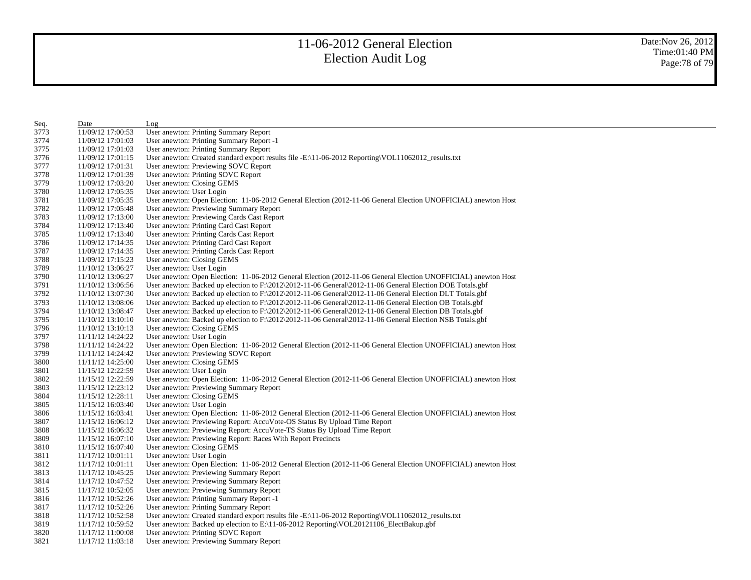# 11-06-2012 General Election
## Election Audit Log

Date:Nov 26, 2012
Time:01:40 PM

| Seq. | Date | Log |
|---|---|---|
| 3773 | 11/09/12 17:00:53 | User anewton: Printing Summary Report |
| 3774 | 11/09/12 17:01:03 | User anewton: Printing Summary Report -1 |
| 3775 | 11/09/12 17:01:03 | User anewton: Printing Summary Report |
| 3776 | 11/09/12 17:01:15 | User anewton: Created standard export results file -E:\11-06-2012 Reporting\VOL11062012_results.txt |
| 3777 | 11/09/12 17:01:31 | User anewton: Previewing SOVC Report |
| 3778 | 11/09/12 17:01:39 | User anewton: Printing SOVC Report |
| 3779 | 11/09/12 17:03:20 | User anewton: Closing GEMS |
| 3780 | 11/09/12 17:05:35 | User anewton: User Login |
| 3781 | 11/09/12 17:05:35 | User anewton: Open Election: 11-06-2012 General Election (2012-11-06 General Election UNOFFICIAL) anewton Host |
| 3782 | 11/09/12 17:05:48 | User anewton: Previewing Summary Report |
| 3783 | 11/09/12 17:13:00 | User anewton: Previewing Cards Cast Report |
| 3784 | 11/09/12 17:13:40 | User anewton: Printing Card Cast Report |
| 3785 | 11/09/12 17:13:40 | User anewton: Printing Cards Cast Report |
| 3786 | 11/09/12 17:14:35 | User anewton: Printing Card Cast Report |
| 3787 | 11/09/12 17:14:35 | User anewton: Printing Cards Cast Report |
| 3788 | 11/09/12 17:15:23 | User anewton: Closing GEMS |
| 3789 | 11/10/12 13:06:27 | User anewton: User Login |
| 3790 | 11/10/12 13:06:27 | User anewton: Open Election: 11-06-2012 General Election (2012-11-06 General Election UNOFFICIAL) anewton Host |
| 3791 | 11/10/12 13:06:56 | User anewton: Backed up election to F:\2012\2012-11-06 General\2012-11-06 General Election DOE Totals.gbf |
| 3792 | 11/10/12 13:07:30 | User anewton: Backed up election to F:\2012\2012-11-06 General\2012-11-06 General Election DLT Totals.gbf |
| 3793 | 11/10/12 13:08:06 | User anewton: Backed up election to F:\2012\2012-11-06 General\2012-11-06 General Election OB Totals.gbf |
| 3794 | 11/10/12 13:08:47 | User anewton: Backed up election to F:\2012\2012-11-06 General\2012-11-06 General Election DB Totals.gbf |
| 3795 | 11/10/12 13:10:10 | User anewton: Backed up election to F:\2012\2012-11-06 General\2012-11-06 General Election NSB Totals.gbf |
| 3796 | 11/10/12 13:10:13 | User anewton: Closing GEMS |
| 3797 | 11/11/12 14:24:22 | User anewton: User Login |
| 3798 | 11/11/12 14:24:22 | User anewton: Open Election: 11-06-2012 General Election (2012-11-06 General Election UNOFFICIAL) anewton Host |
| 3799 | 11/11/12 14:24:42 | User anewton: Previewing SOVC Report |
| 3800 | 11/11/12 14:25:00 | User anewton: Closing GEMS |
| 3801 | 11/15/12 12:22:59 | User anewton: User Login |
| 3802 | 11/15/12 12:22:59 | User anewton: Open Election: 11-06-2012 General Election (2012-11-06 General Election UNOFFICIAL) anewton Host |
| 3803 | 11/15/12 12:23:12 | User anewton: Previewing Summary Report |
| 3804 | 11/15/12 12:28:11 | User anewton: Closing GEMS |
| 3805 | 11/15/12 16:03:40 | User anewton: User Login |
| 3806 | 11/15/12 16:03:41 | User anewton: Open Election: 11-06-2012 General Election (2012-11-06 General Election UNOFFICIAL) anewton Host |
| 3807 | 11/15/12 16:06:12 | User anewton: Previewing Report: AccuVote-OS Status By Upload Time Report |
| 3808 | 11/15/12 16:06:32 | User anewton: Previewing Report: AccuVote-TS Status By Upload Time Report |
| 3809 | 11/15/12 16:07:10 | User anewton: Previewing Report: Races With Report Precincts |
| 3810 | 11/15/12 16:07:40 | User anewton: Closing GEMS |
| 3811 | 11/17/12 10:01:11 | User anewton: User Login |
| 3812 | 11/17/12 10:01:11 | User anewton: Open Election: 11-06-2012 General Election (2012-11-06 General Election UNOFFICIAL) anewton Host |
| 3813 | 11/17/12 10:45:25 | User anewton: Previewing Summary Report |
| 3814 | 11/17/12 10:47:52 | User anewton: Previewing Summary Report |
| 3815 | 11/17/12 10:52:05 | User anewton: Previewing Summary Report |
| 3816 | 11/17/12 10:52:26 | User anewton: Printing Summary Report -1 |
| 3817 | 11/17/12 10:52:26 | User anewton: Printing Summary Report |
| 3818 | 11/17/12 10:52:58 | User anewton: Created standard export results file -E:\11-06-2012 Reporting\VOL11062012_results.txt |
| 3819 | 11/17/12 10:59:52 | User anewton: Backed up election to E:\11-06-2012 Reporting\VOL20121106_ElectBakup.gbf |
| 3820 | 11/17/12 11:00:08 | User anewton: Printing SOVC Report |
| 3821 | 11/17/12 11:03:18 | User anewton: Previewing Summary Report |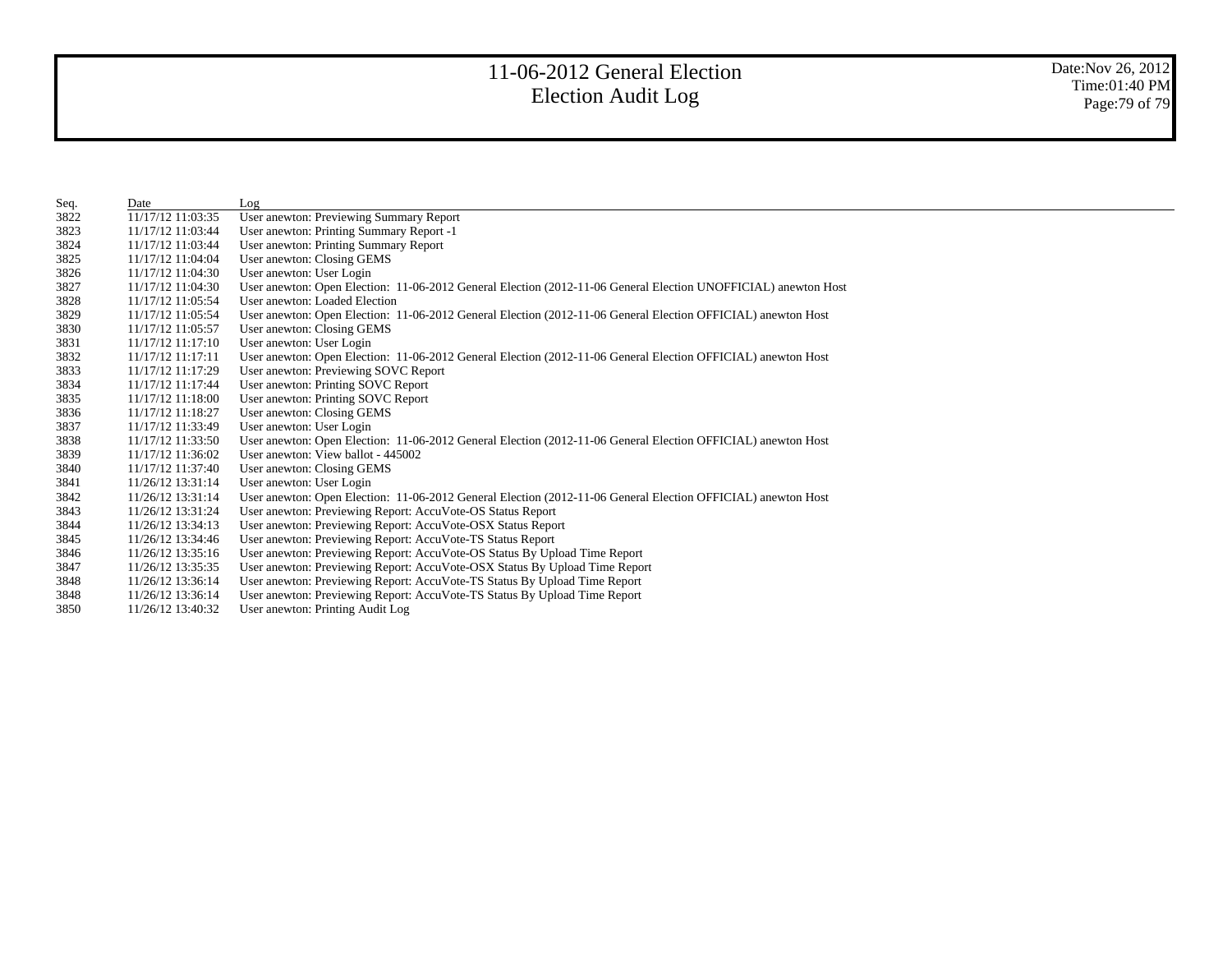# 11-06-2012 General Election
# Election Audit Log

Date:Nov 26, 2012
Time:01:40 PM

| Seq. | Date | Log |
|---|---|---|
| 3822 | 11/17/12 11:03:35 | User anewton: Previewing Summary Report |
| 3823 | 11/17/12 11:03:44 | User anewton: Printing Summary Report -1 |
| 3824 | 11/17/12 11:03:44 | User anewton: Printing Summary Report |
| 3825 | 11/17/12 11:04:04 | User anewton: Closing GEMS |
| 3826 | 11/17/12 11:04:30 | User anewton: User Login |
| 3827 | 11/17/12 11:04:30 | User anewton: Open Election: 11-06-2012 General Election (2012-11-06 General Election UNOFFICIAL) anewton Host |
| 3828 | 11/17/12 11:05:54 | User anewton: Loaded Election |
| 3829 | 11/17/12 11:05:54 | User anewton: Open Election: 11-06-2012 General Election (2012-11-06 General Election OFFICIAL) anewton Host |
| 3830 | 11/17/12 11:05:57 | User anewton: Closing GEMS |
| 3831 | 11/17/12 11:17:10 | User anewton: User Login |
| 3832 | 11/17/12 11:17:11 | User anewton: Open Election: 11-06-2012 General Election (2012-11-06 General Election OFFICIAL) anewton Host |
| 3833 | 11/17/12 11:17:29 | User anewton: Previewing SOVC Report |
| 3834 | 11/17/12 11:17:44 | User anewton: Printing SOVC Report |
| 3835 | 11/17/12 11:18:00 | User anewton: Printing SOVC Report |
| 3836 | 11/17/12 11:18:27 | User anewton: Closing GEMS |
| 3837 | 11/17/12 11:33:49 | User anewton: User Login |
| 3838 | 11/17/12 11:33:50 | User anewton: Open Election: 11-06-2012 General Election (2012-11-06 General Election OFFICIAL) anewton Host |
| 3839 | 11/17/12 11:36:02 | User anewton: View ballot - 445002 |
| 3840 | 11/17/12 11:37:40 | User anewton: Closing GEMS |
| 3841 | 11/26/12 13:31:14 | User anewton: User Login |
| 3842 | 11/26/12 13:31:14 | User anewton: Open Election: 11-06-2012 General Election (2012-11-06 General Election OFFICIAL) anewton Host |
| 3843 | 11/26/12 13:31:24 | User anewton: Previewing Report: AccuVote-OS Status Report |
| 3844 | 11/26/12 13:34:13 | User anewton: Previewing Report: AccuVote-OSX Status Report |
| 3845 | 11/26/12 13:34:46 | User anewton: Previewing Report: AccuVote-TS Status Report |
| 3846 | 11/26/12 13:35:16 | User anewton: Previewing Report: AccuVote-OS Status By Upload Time Report |
| 3847 | 11/26/12 13:35:35 | User anewton: Previewing Report: AccuVote-OSX Status By Upload Time Report |
| 3848 | 11/26/12 13:36:14 | User anewton: Previewing Report: AccuVote-TS Status By Upload Time Report |
| 3848 | 11/26/12 13:36:14 | User anewton: Previewing Report: AccuVote-TS Status By Upload Time Report |
| 3850 | 11/26/12 13:40:32 | User anewton: Printing Audit Log |